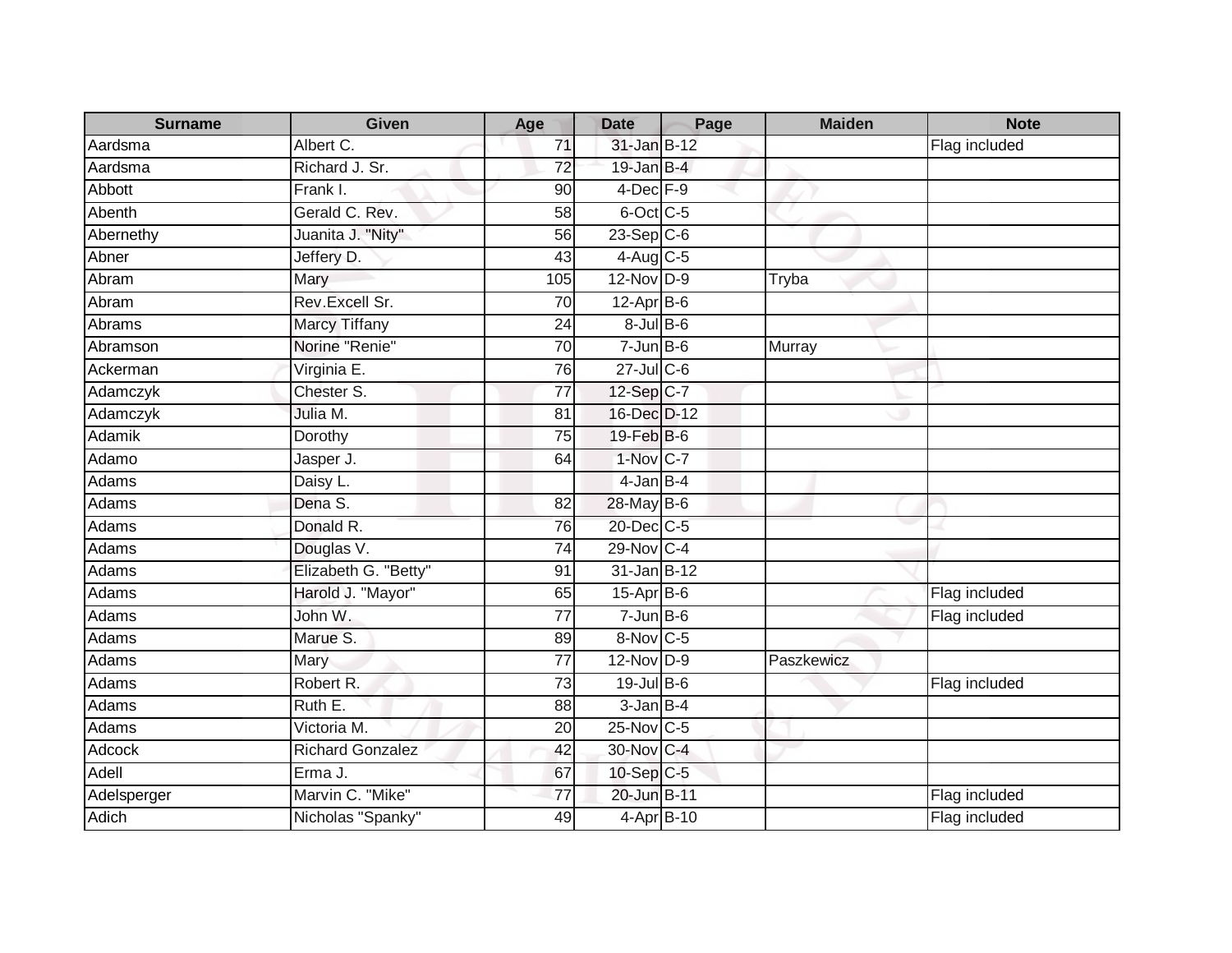| Surname | Given | Age | Date | Page | Maiden | Note |
|---|---|---|---|---|---|---|
| Aardsma | Albert C. | 71 | 31-Jan | B-12 | | Flag included |
| Aardsma | Richard J. Sr. | 72 | 19-Jan | B-4 | | |
| Abbott | Frank I. | 90 | 4-Dec | F-9 | | |
| Abenth | Gerald C. Rev. | 58 | 6-Oct | C-5 | | |
| Abernethy | Juanita J. "Nity" | 56 | 23-Sep | C-6 | | |
| Abner | Jeffery D. | 43 | 4-Aug | C-5 | | |
| Abram | Mary | 105 | 12-Nov | D-9 | Tryba | |
| Abram | Rev.Excell Sr. | 70 | 12-Apr | B-6 | | |
| Abrams | Marcy Tiffany | 24 | 8-Jul | B-6 | | |
| Abramson | Norine "Renie" | 70 | 7-Jun | B-6 | Murray | |
| Ackerman | Virginia E. | 76 | 27-Jul | C-6 | | |
| Adamczyk | Chester S. | 77 | 12-Sep | C-7 | | |
| Adamczyk | Julia M. | 81 | 16-Dec | D-12 | | |
| Adamik | Dorothy | 75 | 19-Feb | B-6 | | |
| Adamo | Jasper J. | 64 | 1-Nov | C-7 | | |
| Adams | Daisy L. | | 4-Jan | B-4 | | |
| Adams | Dena S. | 82 | 28-May | B-6 | | |
| Adams | Donald R. | 76 | 20-Dec | C-5 | | |
| Adams | Douglas V. | 74 | 29-Nov | C-4 | | |
| Adams | Elizabeth G. "Betty" | 91 | 31-Jan | B-12 | | |
| Adams | Harold J. "Mayor" | 65 | 15-Apr | B-6 | | Flag included |
| Adams | John W. | 77 | 7-Jun | B-6 | | Flag included |
| Adams | Marue S. | 89 | 8-Nov | C-5 | | |
| Adams | Mary | 77 | 12-Nov | D-9 | Paszkewicz | |
| Adams | Robert R. | 73 | 19-Jul | B-6 | | Flag included |
| Adams | Ruth E. | 88 | 3-Jan | B-4 | | |
| Adams | Victoria M. | 20 | 25-Nov | C-5 | | |
| Adcock | Richard Gonzalez | 42 | 30-Nov | C-4 | | |
| Adell | Erma J. | 67 | 10-Sep | C-5 | | |
| Adelsperger | Marvin C. "Mike" | 77 | 20-Jun | B-11 | | Flag included |
| Adich | Nicholas "Spanky" | 49 | 4-Apr | B-10 | | Flag included |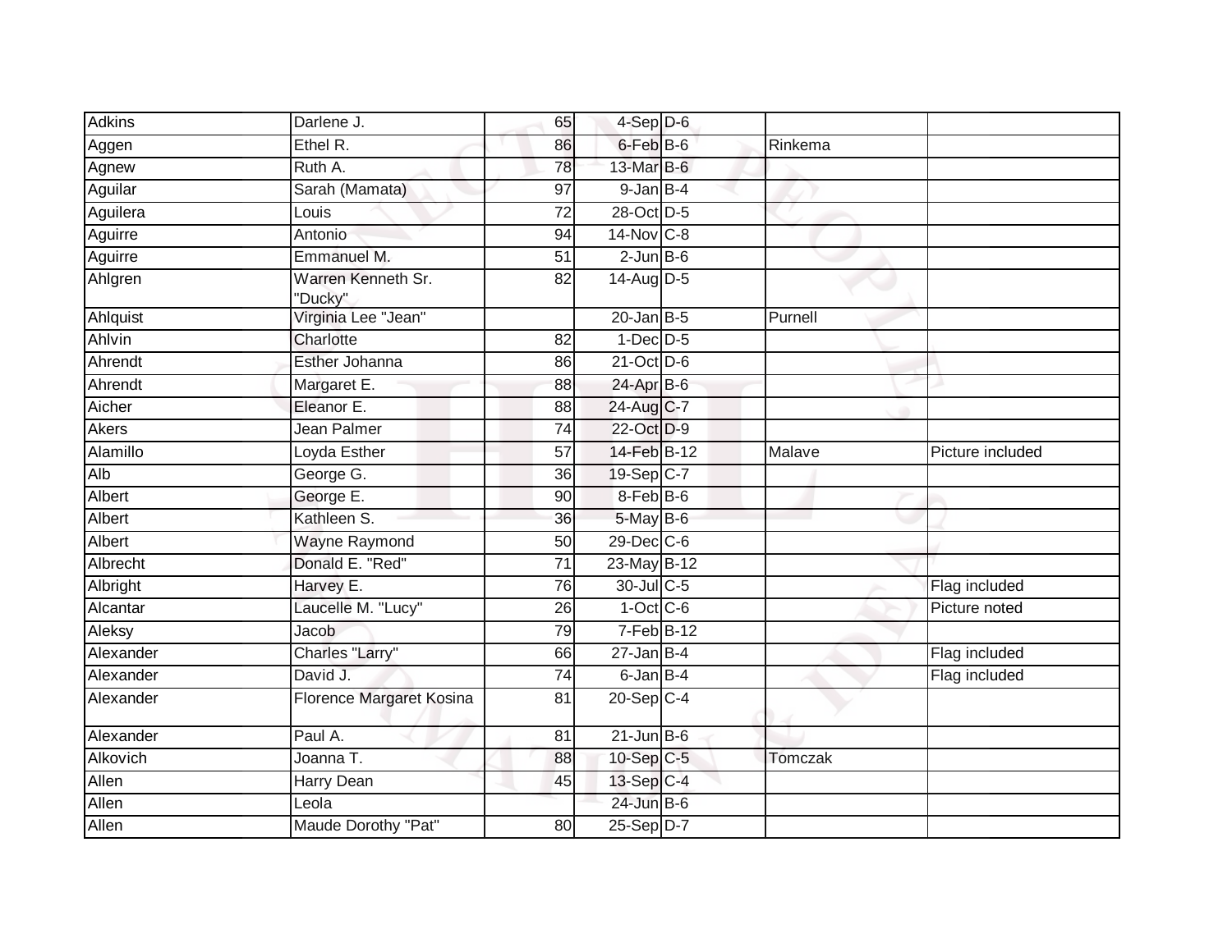| | | | | | | |
|---|---|---|---|---|---|---|
| Adkins | Darlene J. | 65 | 4-Sep | D-6 | | |
| Aggen | Ethel R. | 86 | 6-Feb | B-6 | Rinkema | |
| Agnew | Ruth A. | 78 | 13-Mar | B-6 | | |
| Aguilar | Sarah (Mamata) | 97 | 9-Jan | B-4 | | |
| Aguilera | Louis | 72 | 28-Oct | D-5 | | |
| Aguirre | Antonio | 94 | 14-Nov | C-8 | | |
| Aguirre | Emmanuel M. | 51 | 2-Jun | B-6 | | |
| Ahlgren | Warren Kenneth Sr. "Ducky" | 82 | 14-Aug | D-5 | | |
| Ahlquist | Virginia Lee "Jean" | | 20-Jan | B-5 | Purnell | |
| Ahlvin | Charlotte | 82 | 1-Dec | D-5 | | |
| Ahrendt | Esther Johanna | 86 | 21-Oct | D-6 | | |
| Ahrendt | Margaret E. | 88 | 24-Apr | B-6 | | |
| Aicher | Eleanor E. | 88 | 24-Aug | C-7 | | |
| Akers | Jean Palmer | 74 | 22-Oct | D-9 | | |
| Alamillo | Loyda Esther | 57 | 14-Feb | B-12 | Malave | Picture included |
| Alb | George G. | 36 | 19-Sep | C-7 | | |
| Albert | George E. | 90 | 8-Feb | B-6 | | |
| Albert | Kathleen S. | 36 | 5-May | B-6 | | |
| Albert | Wayne Raymond | 50 | 29-Dec | C-6 | | |
| Albrecht | Donald E. "Red" | 71 | 23-May | B-12 | | |
| Albright | Harvey E. | 76 | 30-Jul | C-5 | | Flag included |
| Alcantar | Laucelle M. "Lucy" | 26 | 1-Oct | C-6 | | Picture noted |
| Aleksy | Jacob | 79 | 7-Feb | B-12 | | |
| Alexander | Charles "Larry" | 66 | 27-Jan | B-4 | | Flag included |
| Alexander | David J. | 74 | 6-Jan | B-4 | | Flag included |
| Alexander | Florence Margaret Kosina | 81 | 20-Sep | C-4 | | |
| Alexander | Paul A. | 81 | 21-Jun | B-6 | | |
| Alkovich | Joanna T. | 88 | 10-Sep | C-5 | Tomczak | |
| Allen | Harry Dean | 45 | 13-Sep | C-4 | | |
| Allen | Leola | | 24-Jun | B-6 | | |
| Allen | Maude Dorothy "Pat" | 80 | 25-Sep | D-7 | | |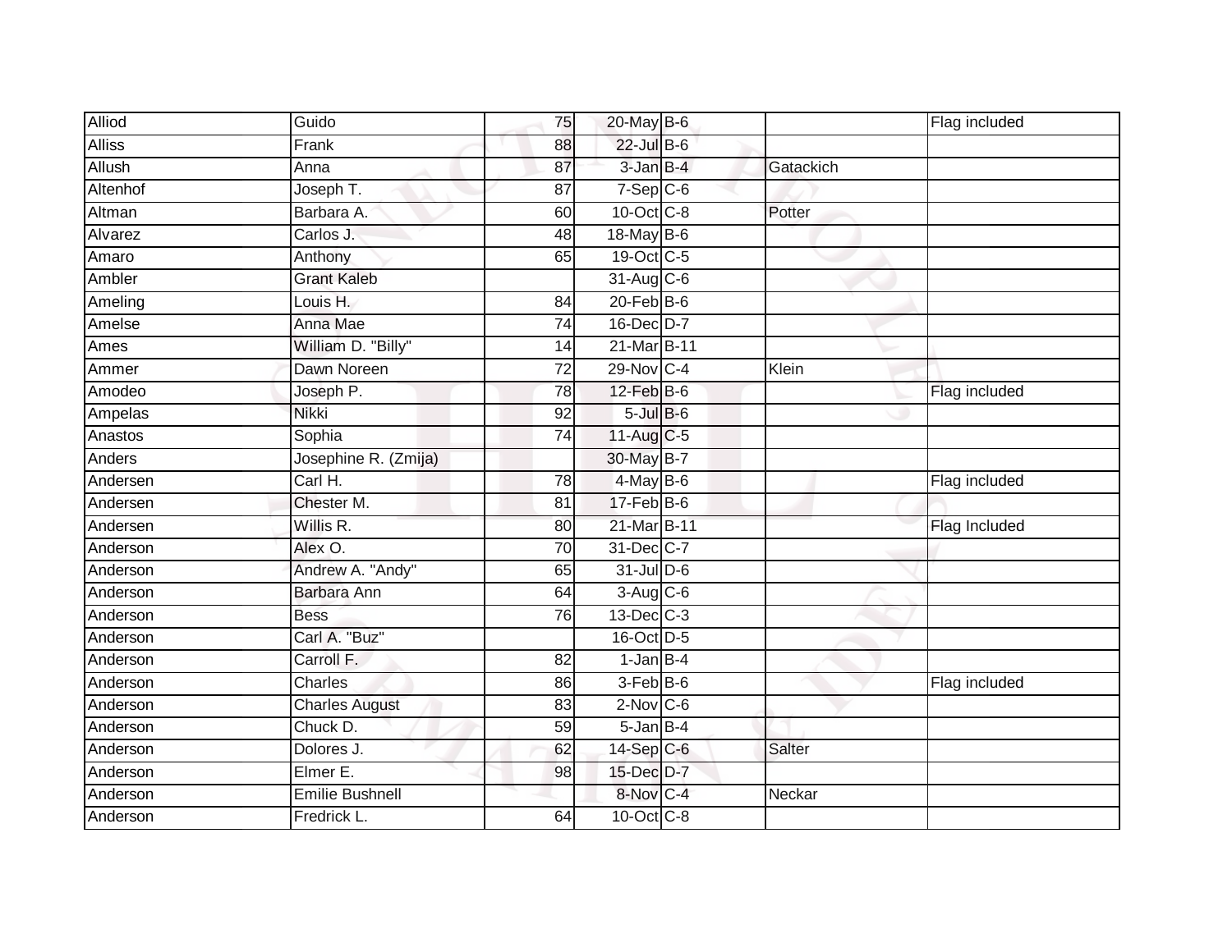| | | | | | | |
|---|---|---|---|---|---|---|
| Alliod | Guido | 75 | 20-May | B-6 | | Flag included |
| Alliss | Frank | 88 | 22-Jul | B-6 | | |
| Allush | Anna | 87 | 3-Jan | B-4 | Gatackich | |
| Altenhof | Joseph T. | 87 | 7-Sep | C-6 | | |
| Altman | Barbara A. | 60 | 10-Oct | C-8 | Potter | |
| Alvarez | Carlos J. | 48 | 18-May | B-6 | | |
| Amaro | Anthony | 65 | 19-Oct | C-5 | | |
| Ambler | Grant Kaleb | | 31-Aug | C-6 | | |
| Ameling | Louis H. | 84 | 20-Feb | B-6 | | |
| Amelse | Anna Mae | 74 | 16-Dec | D-7 | | |
| Ames | William D. "Billy" | 14 | 21-Mar | B-11 | | |
| Ammer | Dawn Noreen | 72 | 29-Nov | C-4 | Klein | |
| Amodeo | Joseph P. | 78 | 12-Feb | B-6 | | Flag included |
| Ampelas | Nikki | 92 | 5-Jul | B-6 | | |
| Anastos | Sophia | 74 | 11-Aug | C-5 | | |
| Anders | Josephine R. (Zmija) | | 30-May | B-7 | | |
| Andersen | Carl H. | 78 | 4-May | B-6 | | Flag included |
| Andersen | Chester M. | 81 | 17-Feb | B-6 | | |
| Andersen | Willis R. | 80 | 21-Mar | B-11 | | Flag Included |
| Anderson | Alex O. | 70 | 31-Dec | C-7 | | |
| Anderson | Andrew A. "Andy" | 65 | 31-Jul | D-6 | | |
| Anderson | Barbara Ann | 64 | 3-Aug | C-6 | | |
| Anderson | Bess | 76 | 13-Dec | C-3 | | |
| Anderson | Carl A. "Buz" | | 16-Oct | D-5 | | |
| Anderson | Carroll F. | 82 | 1-Jan | B-4 | | |
| Anderson | Charles | 86 | 3-Feb | B-6 | | Flag included |
| Anderson | Charles August | 83 | 2-Nov | C-6 | | |
| Anderson | Chuck D. | 59 | 5-Jan | B-4 | | |
| Anderson | Dolores J. | 62 | 14-Sep | C-6 | Salter | |
| Anderson | Elmer E. | 98 | 15-Dec | D-7 | | |
| Anderson | Emilie Bushnell | | 8-Nov | C-4 | Neckar | |
| Anderson | Fredrick L. | 64 | 10-Oct | C-8 | | |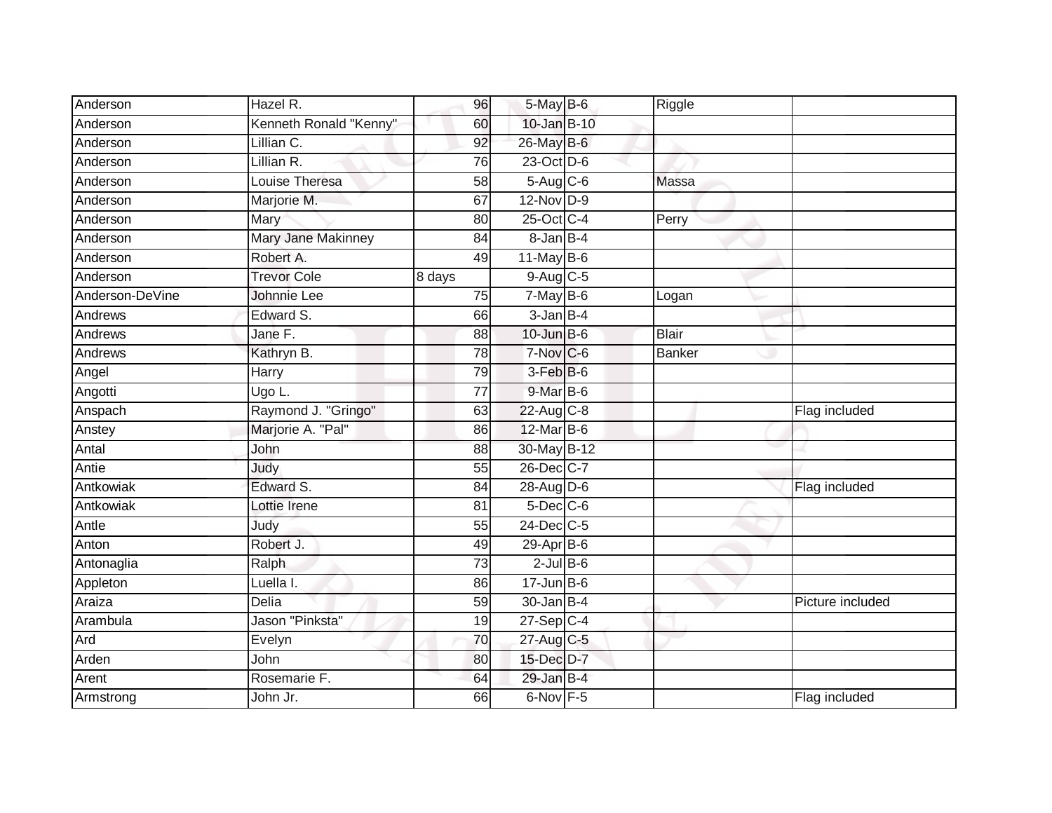| | | | | | | |
|---|---|---|---|---|---|---|
| Anderson | Hazel R. | 96 | 5-May | B-6 | Riggle | |
| Anderson | Kenneth Ronald "Kenny" | 60 | 10-Jan | B-10 | | |
| Anderson | Lillian C. | 92 | 26-May | B-6 | | |
| Anderson | Lillian R. | 76 | 23-Oct | D-6 | | |
| Anderson | Louise Theresa | 58 | 5-Aug | C-6 | Massa | |
| Anderson | Marjorie M. | 67 | 12-Nov | D-9 | | |
| Anderson | Mary | 80 | 25-Oct | C-4 | Perry | |
| Anderson | Mary Jane Makinney | 84 | 8-Jan | B-4 | | |
| Anderson | Robert A. | 49 | 11-May | B-6 | | |
| Anderson | Trevor Cole | 8 days | 9-Aug | C-5 | | |
| Anderson-DeVine | Johnnie Lee | 75 | 7-May | B-6 | Logan | |
| Andrews | Edward S. | 66 | 3-Jan | B-4 | | |
| Andrews | Jane F. | 88 | 10-Jun | B-6 | Blair | |
| Andrews | Kathryn B. | 78 | 7-Nov | C-6 | Banker | |
| Angel | Harry | 79 | 3-Feb | B-6 | | |
| Angotti | Ugo L. | 77 | 9-Mar | B-6 | | |
| Anspach | Raymond J. "Gringo" | 63 | 22-Aug | C-8 | | Flag included |
| Anstey | Marjorie A. "Pal" | 86 | 12-Mar | B-6 | | |
| Antal | John | 88 | 30-May | B-12 | | |
| Antie | Judy | 55 | 26-Dec | C-7 | | |
| Antkowiak | Edward S. | 84 | 28-Aug | D-6 | | Flag included |
| Antkowiak | Lottie Irene | 81 | 5-Dec | C-6 | | |
| Antle | Judy | 55 | 24-Dec | C-5 | | |
| Anton | Robert J. | 49 | 29-Apr | B-6 | | |
| Antonaglia | Ralph | 73 | 2-Jul | B-6 | | |
| Appleton | Luella I. | 86 | 17-Jun | B-6 | | |
| Araiza | Delia | 59 | 30-Jan | B-4 | | Picture included |
| Arambula | Jason "Pinksta" | 19 | 27-Sep | C-4 | | |
| Ard | Evelyn | 70 | 27-Aug | C-5 | | |
| Arden | John | 80 | 15-Dec | D-7 | | |
| Arent | Rosemarie F. | 64 | 29-Jan | B-4 | | |
| Armstrong | John Jr. | 66 | 6-Nov | F-5 | | Flag included |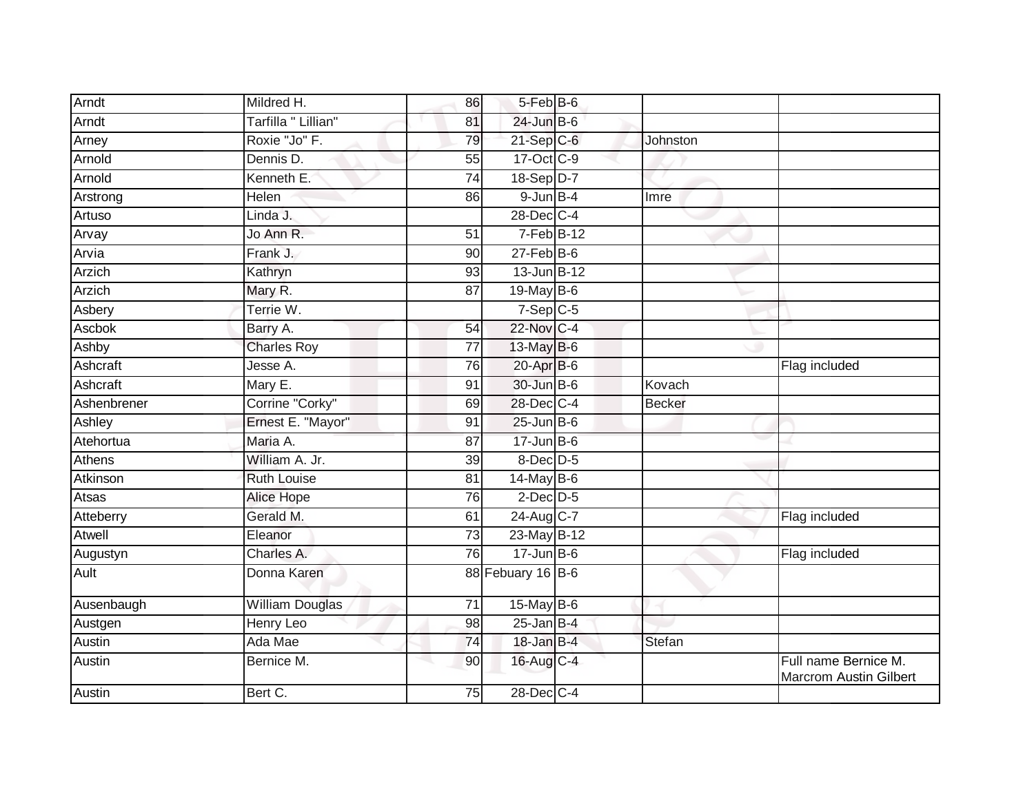| Arndt | Mildred H. | 86 | 5-Feb | B-6 | | |
|---|---|---|---|---|---|---|
| Arndt | Tarfilla " Lillian" | 81 | 24-Jun | B-6 | | |
| Arney | Roxie "Jo" F. | 79 | 21-Sep | C-6 | Johnston | |
| Arnold | Dennis D. | 55 | 17-Oct | C-9 | | |
| Arnold | Kenneth E. | 74 | 18-Sep | D-7 | | |
| Arstrong | Helen | 86 | 9-Jun | B-4 | Imre | |
| Artuso | Linda J. | | 28-Dec | C-4 | | |
| Arvay | Jo Ann R. | 51 | 7-Feb | B-12 | | |
| Arvia | Frank J. | 90 | 27-Feb | B-6 | | |
| Arzich | Kathryn | 93 | 13-Jun | B-12 | | |
| Arzich | Mary R. | 87 | 19-May | B-6 | | |
| Asbery | Terrie W. | | 7-Sep | C-5 | | |
| Ascbok | Barry A. | 54 | 22-Nov | C-4 | | |
| Ashby | Charles Roy | 77 | 13-May | B-6 | | |
| Ashcraft | Jesse A. | 76 | 20-Apr | B-6 | | Flag included |
| Ashcraft | Mary E. | 91 | 30-Jun | B-6 | Kovach | |
| Ashenbrener | Corrine "Corky" | 69 | 28-Dec | C-4 | Becker | |
| Ashley | Ernest E. "Mayor" | 91 | 25-Jun | B-6 | | |
| Atehortua | Maria A. | 87 | 17-Jun | B-6 | | |
| Athens | William A. Jr. | 39 | 8-Dec | D-5 | | |
| Atkinson | Ruth Louise | 81 | 14-May | B-6 | | |
| Atsas | Alice Hope | 76 | 2-Dec | D-5 | | |
| Atteberry | Gerald M. | 61 | 24-Aug | C-7 | | Flag included |
| Atwell | Eleanor | 73 | 23-May | B-12 | | |
| Augustyn | Charles A. | 76 | 17-Jun | B-6 | | Flag included |
| Ault | Donna Karen | 88 | Febuary 16 | B-6 | | |
| Ausenbaugh | William Douglas | 71 | 15-May | B-6 | | |
| Austgen | Henry Leo | 98 | 25-Jan | B-4 | | |
| Austin | Ada Mae | 74 | 18-Jan | B-4 | Stefan | |
| Austin | Bernice M. | 90 | 16-Aug | C-4 | | Full name Bernice M. Marcrom Austin Gilbert |
| Austin | Bert C. | 75 | 28-Dec | C-4 | | |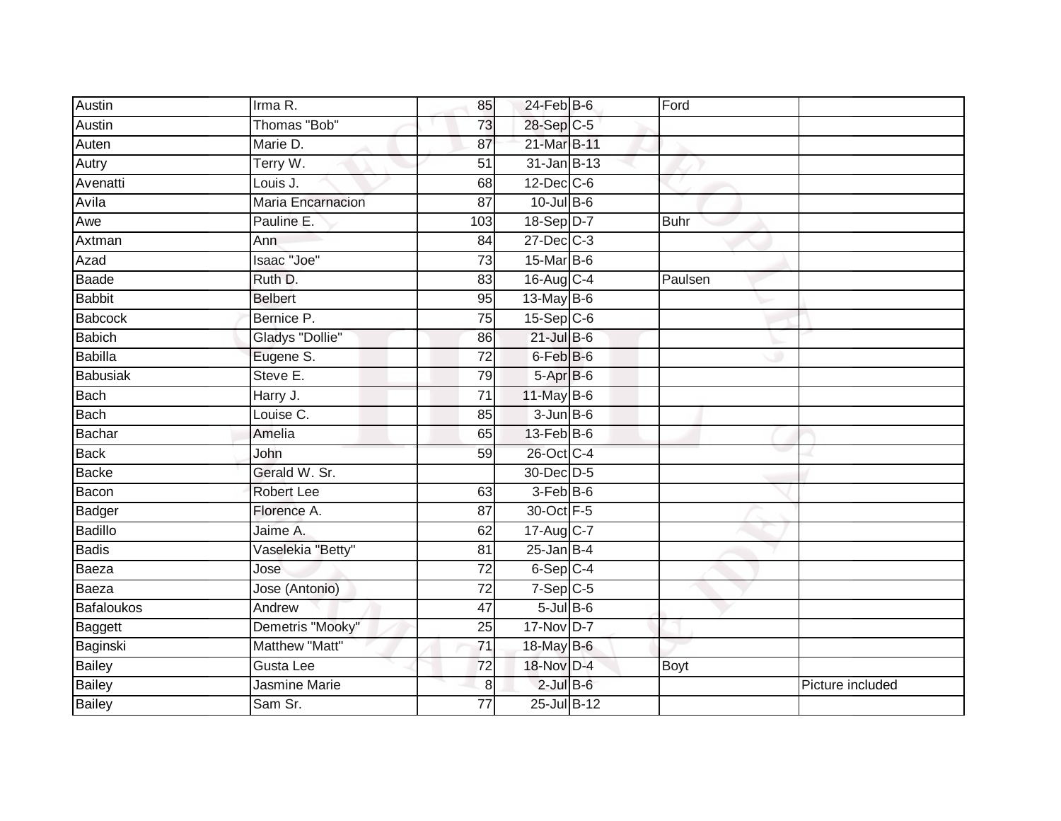| | | | | | | |
|---|---|---|---|---|---|---|
| Austin | Irma R. | 85 | 24-Feb | B-6 | Ford | |
| Austin | Thomas "Bob" | 73 | 28-Sep | C-5 | | |
| Auten | Marie D. | 87 | 21-Mar | B-11 | | |
| Autry | Terry W. | 51 | 31-Jan | B-13 | | |
| Avenatti | Louis J. | 68 | 12-Dec | C-6 | | |
| Avila | Maria Encarnacion | 87 | 10-Jul | B-6 | | |
| Awe | Pauline E. | 103 | 18-Sep | D-7 | Buhr | |
| Axtman | Ann | 84 | 27-Dec | C-3 | | |
| Azad | Isaac "Joe" | 73 | 15-Mar | B-6 | | |
| Baade | Ruth D. | 83 | 16-Aug | C-4 | Paulsen | |
| Babbit | Belbert | 95 | 13-May | B-6 | | |
| Babcock | Bernice P. | 75 | 15-Sep | C-6 | | |
| Babich | Gladys "Dollie" | 86 | 21-Jul | B-6 | | |
| Babilla | Eugene S. | 72 | 6-Feb | B-6 | | |
| Babusiak | Steve E. | 79 | 5-Apr | B-6 | | |
| Bach | Harry J. | 71 | 11-May | B-6 | | |
| Bach | Louise C. | 85 | 3-Jun | B-6 | | |
| Bachar | Amelia | 65 | 13-Feb | B-6 | | |
| Back | John | 59 | 26-Oct | C-4 | | |
| Backe | Gerald W. Sr. | | 30-Dec | D-5 | | |
| Bacon | Robert Lee | 63 | 3-Feb | B-6 | | |
| Badger | Florence A. | 87 | 30-Oct | F-5 | | |
| Badillo | Jaime A. | 62 | 17-Aug | C-7 | | |
| Badis | Vaselekia "Betty" | 81 | 25-Jan | B-4 | | |
| Baeza | Jose | 72 | 6-Sep | C-4 | | |
| Baeza | Jose (Antonio) | 72 | 7-Sep | C-5 | | |
| Bafaloukos | Andrew | 47 | 5-Jul | B-6 | | |
| Baggett | Demetris "Mooky" | 25 | 17-Nov | D-7 | | |
| Baginski | Matthew "Matt" | 71 | 18-May | B-6 | | |
| Bailey | Gusta Lee | 72 | 18-Nov | D-4 | Boyt | |
| Bailey | Jasmine Marie | 8 | 2-Jul | B-6 | | Picture included |
| Bailey | Sam Sr. | 77 | 25-Jul | B-12 | | |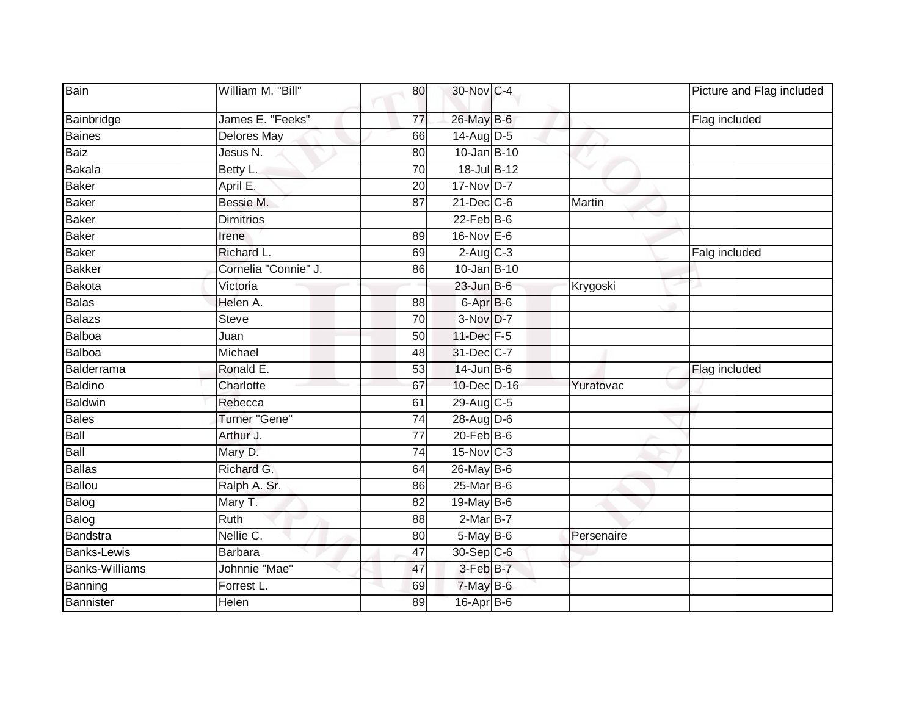| Bain | William M. "Bill" | 80 | 30-Nov | C-4 | | Picture and Flag included |
|---|---|---|---|---|---|---|
| Bainbridge | James E. "Feeks" | 77 | 26-May | B-6 | | Flag included |
| Baines | Delores May | 66 | 14-Aug | D-5 | | |
| Baiz | Jesus N. | 80 | 10-Jan | B-10 | | |
| Bakala | Betty L. | 70 | 18-Jul | B-12 | | |
| Baker | April E. | 20 | 17-Nov | D-7 | | |
| Baker | Bessie M. | 87 | 21-Dec | C-6 | Martin | |
| Baker | Dimitrios | | 22-Feb | B-6 | | |
| Baker | Irene | 89 | 16-Nov | E-6 | | |
| Baker | Richard L. | 69 | 2-Aug | C-3 | | Falg included |
| Bakker | Cornelia "Connie" J. | 86 | 10-Jan | B-10 | | |
| Bakota | Victoria | | 23-Jun | B-6 | Krygoski | |
| Balas | Helen A. | 88 | 6-Apr | B-6 | | |
| Balazs | Steve | 70 | 3-Nov | D-7 | | |
| Balboa | Juan | 50 | 11-Dec | F-5 | | |
| Balboa | Michael | 48 | 31-Dec | C-7 | | |
| Balderrama | Ronald E. | 53 | 14-Jun | B-6 | | Flag included |
| Baldino | Charlotte | 67 | 10-Dec | D-16 | Yuratovac | |
| Baldwin | Rebecca | 61 | 29-Aug | C-5 | | |
| Bales | Turner "Gene" | 74 | 28-Aug | D-6 | | |
| Ball | Arthur J. | 77 | 20-Feb | B-6 | | |
| Ball | Mary D. | 74 | 15-Nov | C-3 | | |
| Ballas | Richard G. | 64 | 26-May | B-6 | | |
| Ballou | Ralph A. Sr. | 86 | 25-Mar | B-6 | | |
| Balog | Mary T. | 82 | 19-May | B-6 | | |
| Balog | Ruth | 88 | 2-Mar | B-7 | | |
| Bandstra | Nellie C. | 80 | 5-May | B-6 | Persenaire | |
| Banks-Lewis | Barbara | 47 | 30-Sep | C-6 | | |
| Banks-Williams | Johnnie "Mae" | 47 | 3-Feb | B-7 | | |
| Banning | Forrest L. | 69 | 7-May | B-6 | | |
| Bannister | Helen | 89 | 16-Apr | B-6 | | |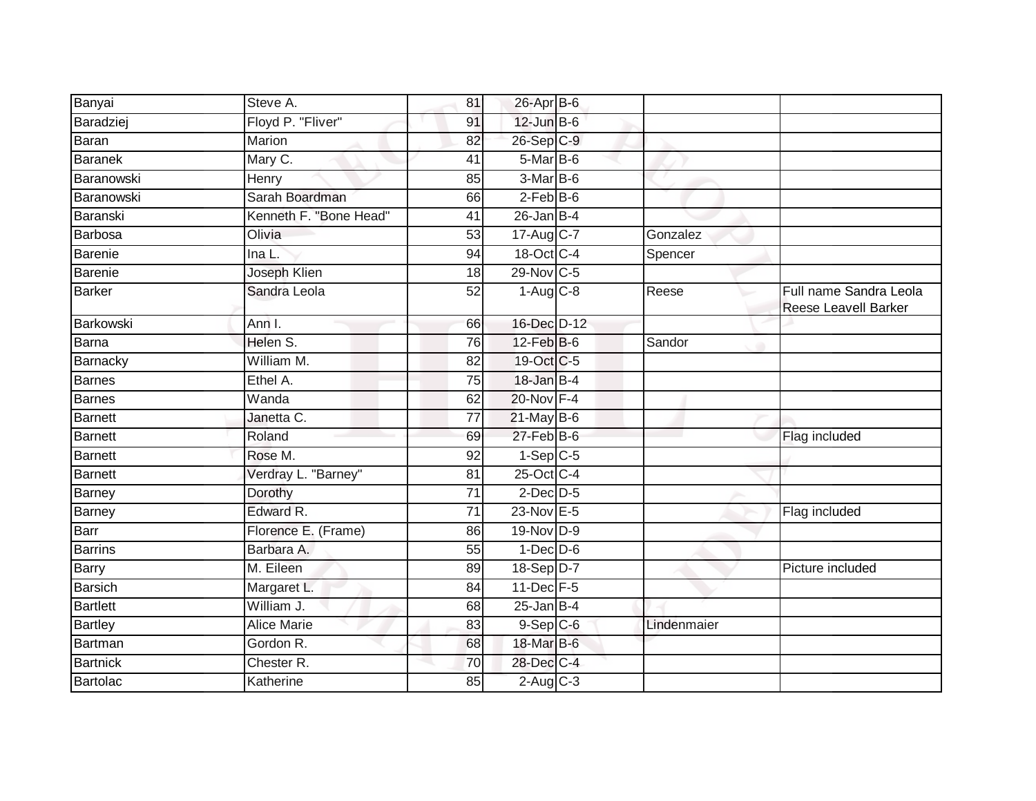| | | | | | | |
|---|---|---|---|---|---|---|
| Banyai | Steve A. | 81 | 26-Apr | B-6 | | |
| Baradziej | Floyd P. "Fliver" | 91 | 12-Jun | B-6 | | |
| Baran | Marion | 82 | 26-Sep | C-9 | | |
| Baranek | Mary C. | 41 | 5-Mar | B-6 | | |
| Baranowski | Henry | 85 | 3-Mar | B-6 | | |
| Baranowski | Sarah Boardman | 66 | 2-Feb | B-6 | | |
| Baranski | Kenneth F. "Bone Head" | 41 | 26-Jan | B-4 | | |
| Barbosa | Olivia | 53 | 17-Aug | C-7 | Gonzalez | |
| Barenie | Ina L. | 94 | 18-Oct | C-4 | Spencer | |
| Barenie | Joseph Klien | 18 | 29-Nov | C-5 | | |
| Barker | Sandra Leola | 52 | 1-Aug | C-8 | Reese | Full name Sandra Leola Reese Leavell Barker |
| Barkowski | Ann I. | 66 | 16-Dec | D-12 | | |
| Barna | Helen S. | 76 | 12-Feb | B-6 | Sandor | |
| Barnacky | William M. | 82 | 19-Oct | C-5 | | |
| Barnes | Ethel A. | 75 | 18-Jan | B-4 | | |
| Barnes | Wanda | 62 | 20-Nov | F-4 | | |
| Barnett | Janetta C. | 77 | 21-May | B-6 | | |
| Barnett | Roland | 69 | 27-Feb | B-6 | | Flag included |
| Barnett | Rose M. | 92 | 1-Sep | C-5 | | |
| Barnett | Verdray L. "Barney" | 81 | 25-Oct | C-4 | | |
| Barney | Dorothy | 71 | 2-Dec | D-5 | | |
| Barney | Edward R. | 71 | 23-Nov | E-5 | | Flag included |
| Barr | Florence E. (Frame) | 86 | 19-Nov | D-9 | | |
| Barrins | Barbara A. | 55 | 1-Dec | D-6 | | |
| Barry | M. Eileen | 89 | 18-Sep | D-7 | | Picture included |
| Barsich | Margaret L. | 84 | 11-Dec | F-5 | | |
| Bartlett | William J. | 68 | 25-Jan | B-4 | | |
| Bartley | Alice Marie | 83 | 9-Sep | C-6 | Lindenmaier | |
| Bartman | Gordon R. | 68 | 18-Mar | B-6 | | |
| Bartnick | Chester R. | 70 | 28-Dec | C-4 | | |
| Bartolac | Katherine | 85 | 2-Aug | C-3 | | |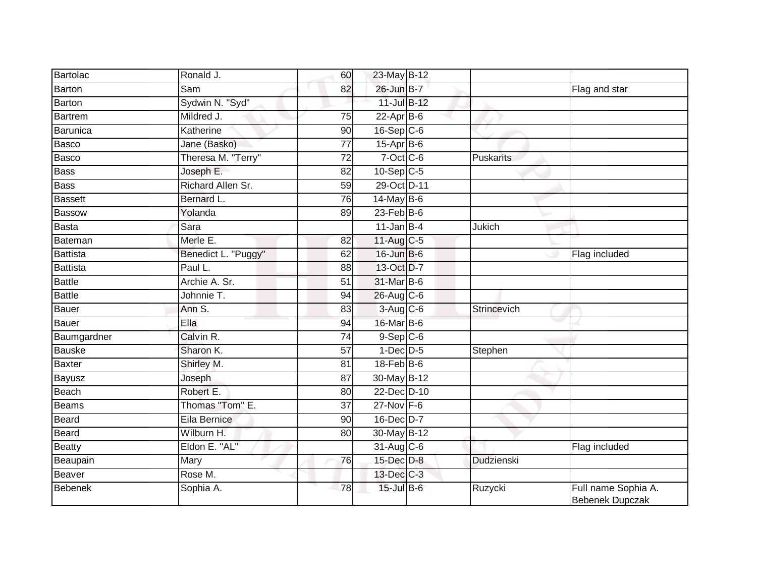| | | | | | | |
|---|---|---|---|---|---|---|
| Bartolac | Ronald J. | 60 | 23-May | B-12 | | |
| Barton | Sam | 82 | 26-Jun | B-7 | | Flag and star |
| Barton | Sydwin N. "Syd" | | 11-Jul | B-12 | | |
| Bartrem | Mildred J. | 75 | 22-Apr | B-6 | | |
| Barunica | Katherine | 90 | 16-Sep | C-6 | | |
| Basco | Jane (Basko) | 77 | 15-Apr | B-6 | | |
| Basco | Theresa M. "Terry" | 72 | 7-Oct | C-6 | Puskarits | |
| Bass | Joseph E. | 82 | 10-Sep | C-5 | | |
| Bass | Richard Allen Sr. | 59 | 29-Oct | D-11 | | |
| Bassett | Bernard L. | 76 | 14-May | B-6 | | |
| Bassow | Yolanda | 89 | 23-Feb | B-6 | | |
| Basta | Sara | | 11-Jan | B-4 | Jukich | |
| Bateman | Merle E. | 82 | 11-Aug | C-5 | | |
| Battista | Benedict L. "Puggy" | 62 | 16-Jun | B-6 | | Flag included |
| Battista | Paul L. | 88 | 13-Oct | D-7 | | |
| Battle | Archie A. Sr. | 51 | 31-Mar | B-6 | | |
| Battle | Johnnie T. | 94 | 26-Aug | C-6 | | |
| Bauer | Ann S. | 83 | 3-Aug | C-6 | Strincevich | |
| Bauer | Ella | 94 | 16-Mar | B-6 | | |
| Baumgardner | Calvin R. | 74 | 9-Sep | C-6 | | |
| Bauske | Sharon K. | 57 | 1-Dec | D-5 | Stephen | |
| Baxter | Shirley M. | 81 | 18-Feb | B-6 | | |
| Bayusz | Joseph | 87 | 30-May | B-12 | | |
| Beach | Robert E. | 80 | 22-Dec | D-10 | | |
| Beams | Thomas "Tom" E. | 37 | 27-Nov | F-6 | | |
| Beard | Eila Bernice | 90 | 16-Dec | D-7 | | |
| Beard | Wilburn H. | 80 | 30-May | B-12 | | |
| Beatty | Eldon E. "AL" | | 31-Aug | C-6 | | Flag included |
| Beaupain | Mary | 76 | 15-Dec | D-8 | Dudzienski | |
| Beaver | Rose M. | | 13-Dec | C-3 | | |
| Bebenek | Sophia A. | 78 | 15-Jul | B-6 | Ruzycki | Full name Sophia A. Bebenek Dupczak |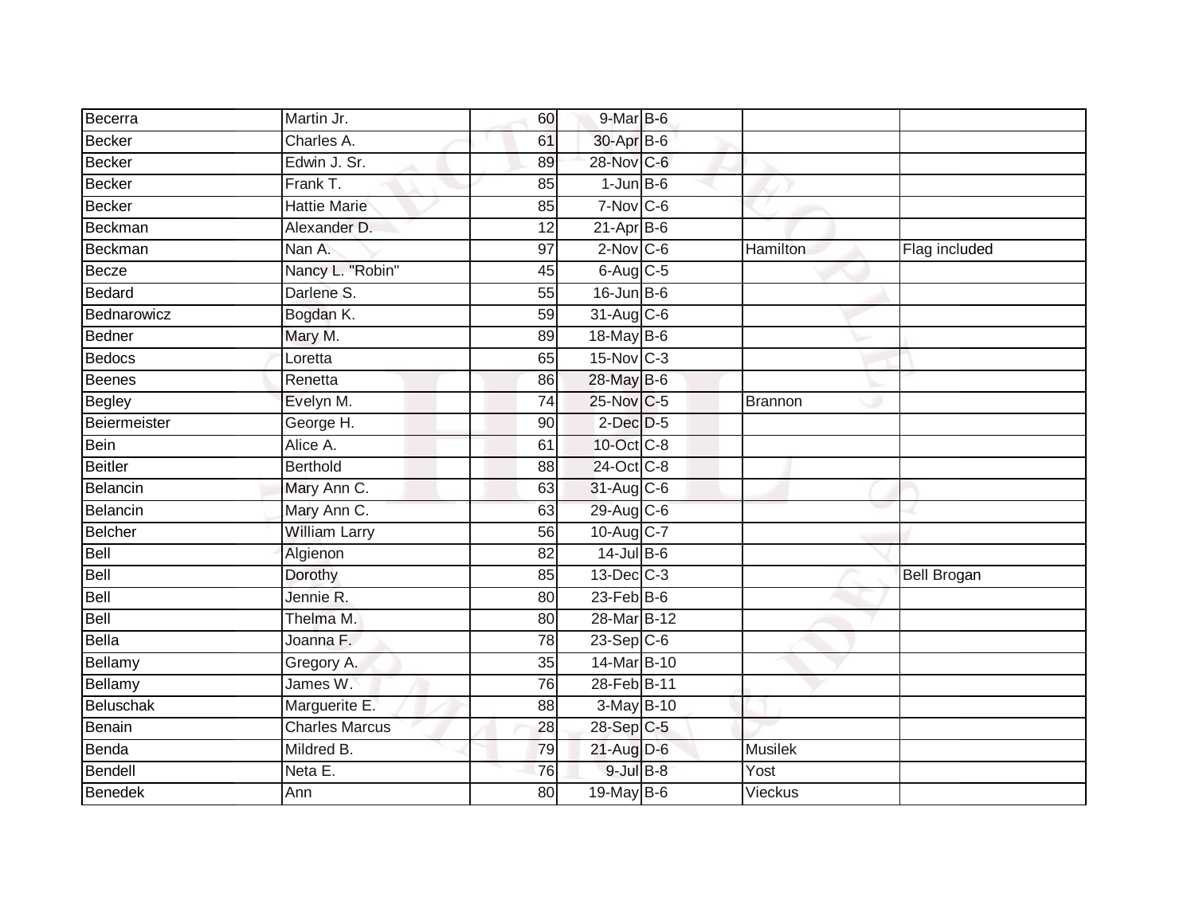| | | | | | | |
|---|---|---|---|---|---|---|
| Becerra | Martin Jr. | 60 | 9-Mar | B-6 | | |
| Becker | Charles A. | 61 | 30-Apr | B-6 | | |
| Becker | Edwin J. Sr. | 89 | 28-Nov | C-6 | | |
| Becker | Frank T. | 85 | 1-Jun | B-6 | | |
| Becker | Hattie Marie | 85 | 7-Nov | C-6 | | |
| Beckman | Alexander D. | 12 | 21-Apr | B-6 | | |
| Beckman | Nan A. | 97 | 2-Nov | C-6 | Hamilton | Flag included |
| Becze | Nancy L. "Robin" | 45 | 6-Aug | C-5 | | |
| Bedard | Darlene S. | 55 | 16-Jun | B-6 | | |
| Bednarowicz | Bogdan K. | 59 | 31-Aug | C-6 | | |
| Bedner | Mary M. | 89 | 18-May | B-6 | | |
| Bedocs | Loretta | 65 | 15-Nov | C-3 | | |
| Beenes | Renetta | 86 | 28-May | B-6 | | |
| Begley | Evelyn M. | 74 | 25-Nov | C-5 | Brannon | |
| Beiermeister | George H. | 90 | 2-Dec | D-5 | | |
| Bein | Alice A. | 61 | 10-Oct | C-8 | | |
| Beitler | Berthold | 88 | 24-Oct | C-8 | | |
| Belancin | Mary Ann C. | 63 | 31-Aug | C-6 | | |
| Belancin | Mary Ann C. | 63 | 29-Aug | C-6 | | |
| Belcher | William Larry | 56 | 10-Aug | C-7 | | |
| Bell | Algienon | 82 | 14-Jul | B-6 | | |
| Bell | Dorothy | 85 | 13-Dec | C-3 | | Bell Brogan |
| Bell | Jennie R. | 80 | 23-Feb | B-6 | | |
| Bell | Thelma M. | 80 | 28-Mar | B-12 | | |
| Bella | Joanna F. | 78 | 23-Sep | C-6 | | |
| Bellamy | Gregory A. | 35 | 14-Mar | B-10 | | |
| Bellamy | James W. | 76 | 28-Feb | B-11 | | |
| Beluschak | Marguerite E. | 88 | 3-May | B-10 | | |
| Benain | Charles Marcus | 28 | 28-Sep | C-5 | | |
| Benda | Mildred B. | 79 | 21-Aug | D-6 | Musilek | |
| Bendell | Neta E. | 76 | 9-Jul | B-8 | Yost | |
| Benedek | Ann | 80 | 19-May | B-6 | Vieckus | |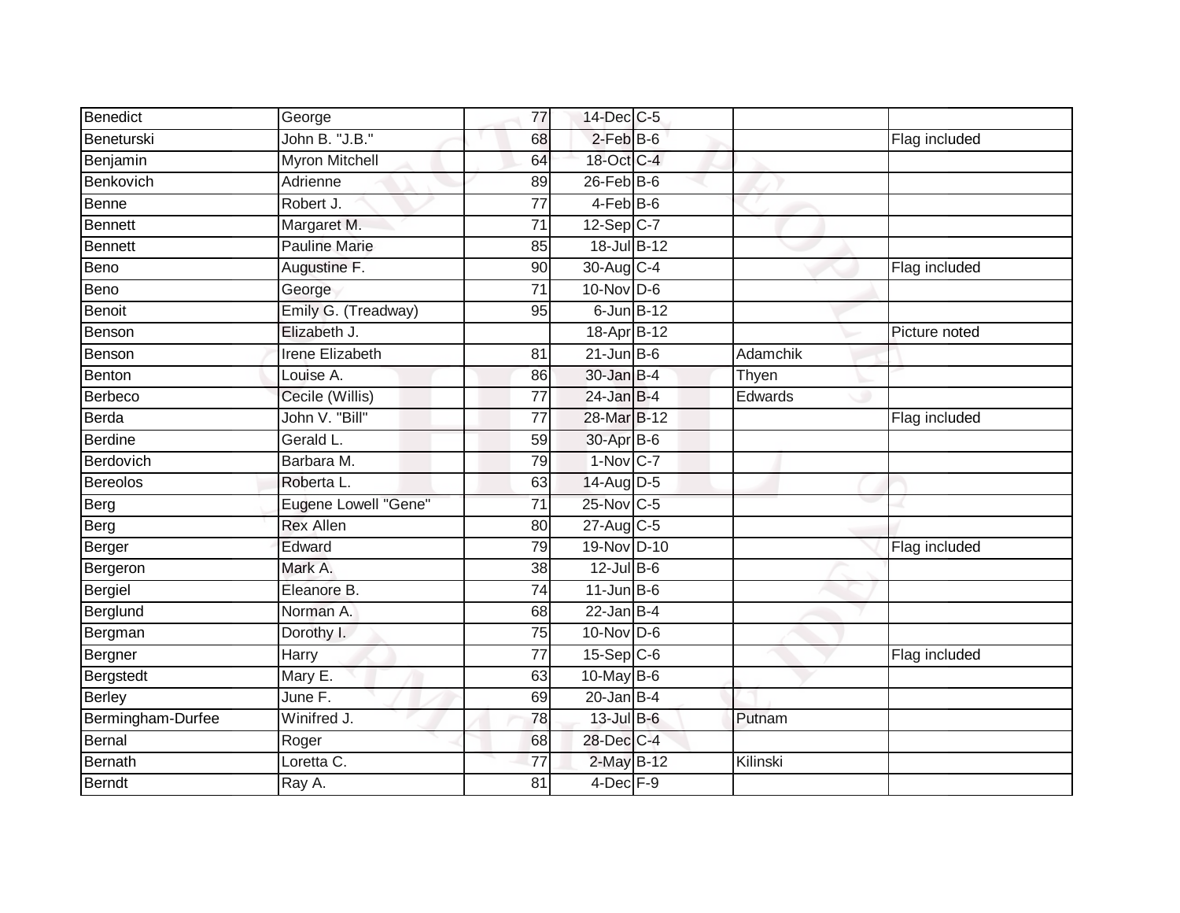| | | | | | | |
|---|---|---|---|---|---|---|
| Benedict | George | 77 | 14-Dec | C-5 | | |
| Beneturski | John B. "J.B." | 68 | 2-Feb | B-6 | | Flag included |
| Benjamin | Myron Mitchell | 64 | 18-Oct | C-4 | | |
| Benkovich | Adrienne | 89 | 26-Feb | B-6 | | |
| Benne | Robert J. | 77 | 4-Feb | B-6 | | |
| Bennett | Margaret M. | 71 | 12-Sep | C-7 | | |
| Bennett | Pauline Marie | 85 | 18-Jul | B-12 | | |
| Beno | Augustine F. | 90 | 30-Aug | C-4 | | Flag included |
| Beno | George | 71 | 10-Nov | D-6 | | |
| Benoit | Emily G. (Treadway) | 95 | 6-Jun | B-12 | | |
| Benson | Elizabeth J. | | 18-Apr | B-12 | | Picture noted |
| Benson | Irene Elizabeth | 81 | 21-Jun | B-6 | Adamchik | |
| Benton | Louise A. | 86 | 30-Jan | B-4 | Thyen | |
| Berbeco | Cecile (Willis) | 77 | 24-Jan | B-4 | Edwards | |
| Berda | John V. "Bill" | 77 | 28-Mar | B-12 | | Flag included |
| Berdine | Gerald L. | 59 | 30-Apr | B-6 | | |
| Berdovich | Barbara M. | 79 | 1-Nov | C-7 | | |
| Bereolos | Roberta L. | 63 | 14-Aug | D-5 | | |
| Berg | Eugene Lowell "Gene" | 71 | 25-Nov | C-5 | | |
| Berg | Rex Allen | 80 | 27-Aug | C-5 | | |
| Berger | Edward | 79 | 19-Nov | D-10 | | Flag included |
| Bergeron | Mark A. | 38 | 12-Jul | B-6 | | |
| Bergiel | Eleanore B. | 74 | 11-Jun | B-6 | | |
| Berglund | Norman A. | 68 | 22-Jan | B-4 | | |
| Bergman | Dorothy I. | 75 | 10-Nov | D-6 | | |
| Bergner | Harry | 77 | 15-Sep | C-6 | | Flag included |
| Bergstedt | Mary E. | 63 | 10-May | B-6 | | |
| Berley | June F. | 69 | 20-Jan | B-4 | | |
| Bermingham-Durfee | Winifred J. | 78 | 13-Jul | B-6 | Putnam | |
| Bernal | Roger | 68 | 28-Dec | C-4 | | |
| Bernath | Loretta C. | 77 | 2-May | B-12 | Kilinski | |
| Berndt | Ray A. | 81 | 4-Dec | F-9 | | |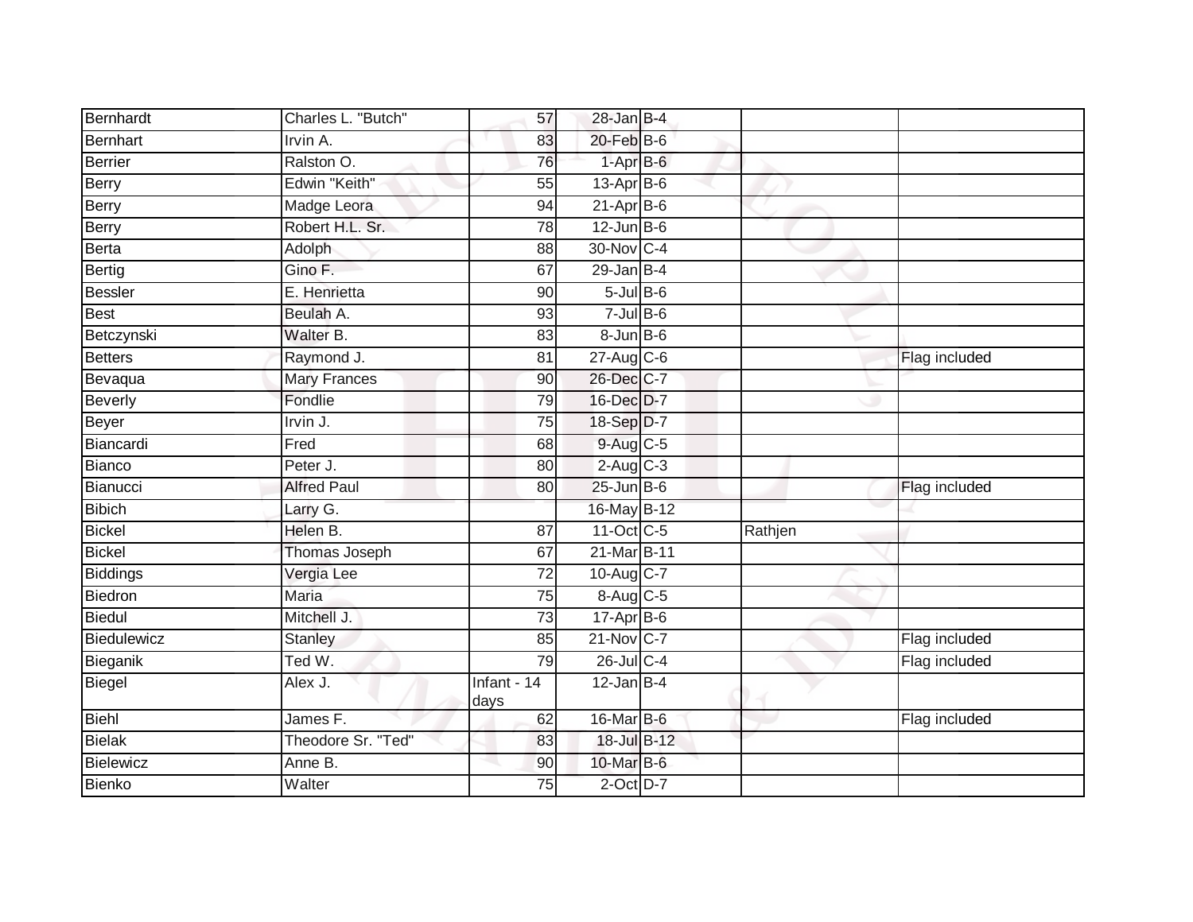| Bernhardt | Charles L. "Butch" | 57 | 28-Jan | B-4 | | |
|---|---|---|---|---|---|---|
| Bernhart | Irvin A. | 83 | 20-Feb | B-6 | | |
| Berrier | Ralston O. | 76 | 1-Apr | B-6 | | |
| Berry | Edwin "Keith" | 55 | 13-Apr | B-6 | | |
| Berry | Madge Leora | 94 | 21-Apr | B-6 | | |
| Berry | Robert H.L. Sr. | 78 | 12-Jun | B-6 | | |
| Berta | Adolph | 88 | 30-Nov | C-4 | | |
| Bertig | Gino F. | 67 | 29-Jan | B-4 | | |
| Bessler | E. Henrietta | 90 | 5-Jul | B-6 | | |
| Best | Beulah A. | 93 | 7-Jul | B-6 | | |
| Betczynski | Walter B. | 83 | 8-Jun | B-6 | | |
| Betters | Raymond J. | 81 | 27-Aug | C-6 | | Flag included |
| Bevaqua | Mary Frances | 90 | 26-Dec | C-7 | | |
| Beverly | Fondlie | 79 | 16-Dec | D-7 | | |
| Beyer | Irvin J. | 75 | 18-Sep | D-7 | | |
| Biancardi | Fred | 68 | 9-Aug | C-5 | | |
| Bianco | Peter J. | 80 | 2-Aug | C-3 | | |
| Bianucci | Alfred Paul | 80 | 25-Jun | B-6 | | Flag included |
| Bibich | Larry G. | | 16-May | B-12 | | |
| Bickel | Helen B. | 87 | 11-Oct | C-5 | Rathjen | |
| Bickel | Thomas Joseph | 67 | 21-Mar | B-11 | | |
| Biddings | Vergia Lee | 72 | 10-Aug | C-7 | | |
| Biedron | Maria | 75 | 8-Aug | C-5 | | |
| Biedul | Mitchell J. | 73 | 17-Apr | B-6 | | |
| Biedulewicz | Stanley | 85 | 21-Nov | C-7 | | Flag included |
| Bieganik | Ted W. | 79 | 26-Jul | C-4 | | Flag included |
| Biegel | Alex J. | Infant - 14 days | 12-Jan | B-4 | | |
| Biehl | James F. | 62 | 16-Mar | B-6 | | Flag included |
| Bielak | Theodore Sr. "Ted" | 83 | 18-Jul | B-12 | | |
| Bielewicz | Anne B. | 90 | 10-Mar | B-6 | | |
| Bienko | Walter | 75 | 2-Oct | D-7 | | |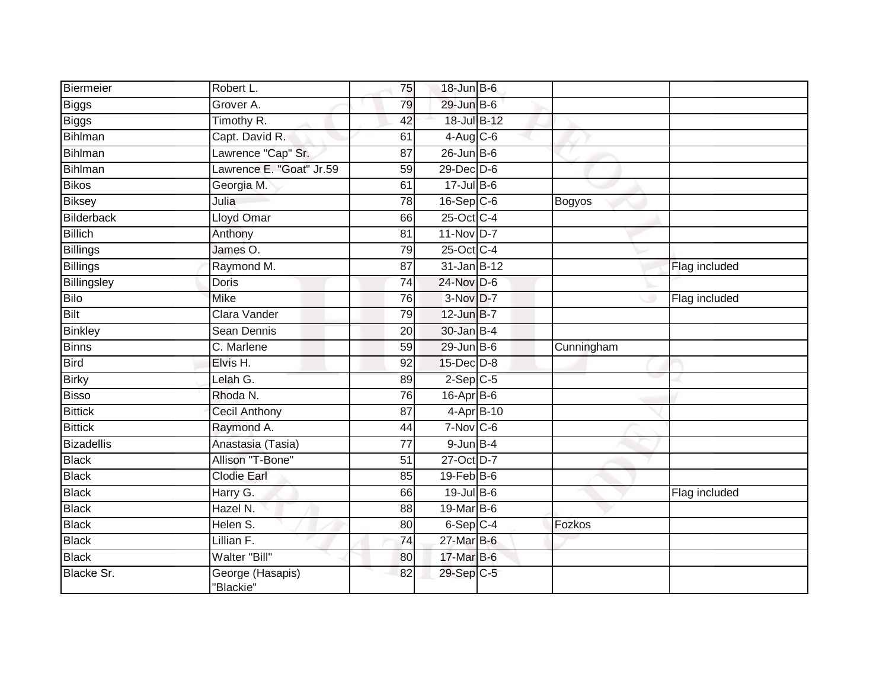| Biermeier | Robert L. | 75 | 18-Jun | B-6 | | |
|---|---|---|---|---|---|---|
| Biggs | Grover A. | 79 | 29-Jun | B-6 | | |
| Biggs | Timothy R. | 42 | 18-Jul | B-12 | | |
| Bihlman | Capt. David R. | 61 | 4-Aug | C-6 | | |
| Bihlman | Lawrence "Cap" Sr. | 87 | 26-Jun | B-6 | | |
| Bihlman | Lawrence E. "Goat" Jr.59 | 59 | 29-Dec | D-6 | | |
| Bikos | Georgia M. | 61 | 17-Jul | B-6 | | |
| Biksey | Julia | 78 | 16-Sep | C-6 | Bogyos | |
| Bilderback | Lloyd Omar | 66 | 25-Oct | C-4 | | |
| Billich | Anthony | 81 | 11-Nov | D-7 | | |
| Billings | James O. | 79 | 25-Oct | C-4 | | |
| Billings | Raymond M. | 87 | 31-Jan | B-12 | | Flag included |
| Billingsley | Doris | 74 | 24-Nov | D-6 | | |
| Bilo | Mike | 76 | 3-Nov | D-7 | | Flag included |
| Bilt | Clara Vander | 79 | 12-Jun | B-7 | | |
| Binkley | Sean Dennis | 20 | 30-Jan | B-4 | | |
| Binns | C. Marlene | 59 | 29-Jun | B-6 | Cunningham | |
| Bird | Elvis H. | 92 | 15-Dec | D-8 | | |
| Birky | Lelah G. | 89 | 2-Sep | C-5 | | |
| Bisso | Rhoda N. | 76 | 16-Apr | B-6 | | |
| Bittick | Cecil Anthony | 87 | 4-Apr | B-10 | | |
| Bittick | Raymond A. | 44 | 7-Nov | C-6 | | |
| Bizadellis | Anastasia (Tasia) | 77 | 9-Jun | B-4 | | |
| Black | Allison "T-Bone" | 51 | 27-Oct | D-7 | | |
| Black | Clodie Earl | 85 | 19-Feb | B-6 | | |
| Black | Harry G. | 66 | 19-Jul | B-6 | | Flag included |
| Black | Hazel N. | 88 | 19-Mar | B-6 | | |
| Black | Helen S. | 80 | 6-Sep | C-4 | Fozkos | |
| Black | Lillian F. | 74 | 27-Mar | B-6 | | |
| Black | Walter "Bill" | 80 | 17-Mar | B-6 | | |
| Blacke Sr. | George (Hasapis) "Blackie" | 82 | 29-Sep | C-5 | | |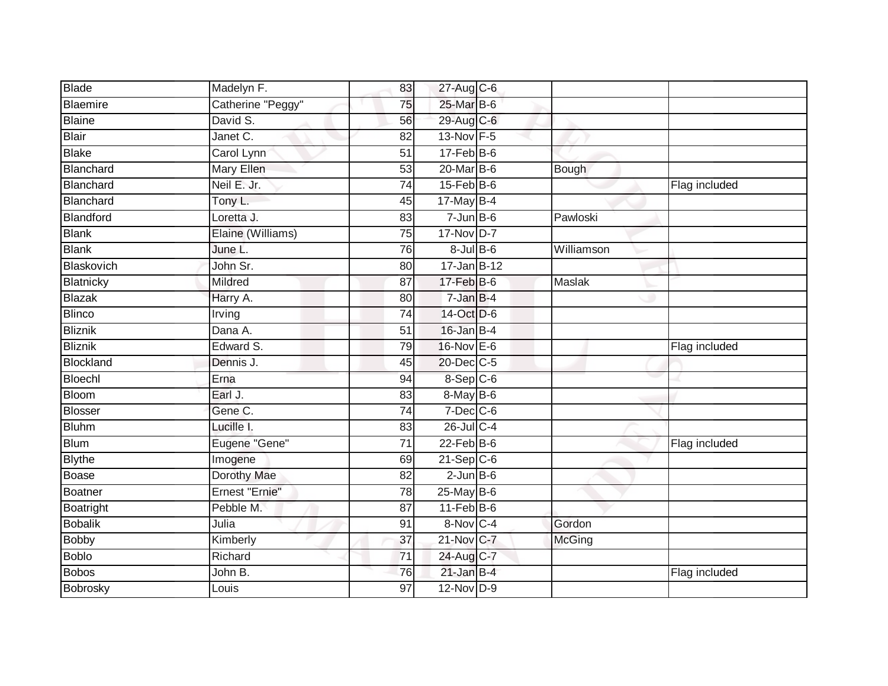| | | | | | | |
|---|---|---|---|---|---|---|
| Blade | Madelyn F. | 83 | 27-Aug | C-6 | | |
| Blaemire | Catherine "Peggy" | 75 | 25-Mar | B-6 | | |
| Blaine | David S. | 56 | 29-Aug | C-6 | | |
| Blair | Janet C. | 82 | 13-Nov | F-5 | | |
| Blake | Carol Lynn | 51 | 17-Feb | B-6 | | |
| Blanchard | Mary Ellen | 53 | 20-Mar | B-6 | Bough | |
| Blanchard | Neil E. Jr. | 74 | 15-Feb | B-6 | | Flag included |
| Blanchard | Tony L. | 45 | 17-May | B-4 | | |
| Blandford | Loretta J. | 83 | 7-Jun | B-6 | Pawloski | |
| Blank | Elaine (Williams) | 75 | 17-Nov | D-7 | | |
| Blank | June L. | 76 | 8-Jul | B-6 | Williamson | |
| Blaskovich | John Sr. | 80 | 17-Jan | B-12 | | |
| Blatnicky | Mildred | 87 | 17-Feb | B-6 | Maslak | |
| Blazak | Harry A. | 80 | 7-Jan | B-4 | | |
| Blinco | Irving | 74 | 14-Oct | D-6 | | |
| Bliznik | Dana A. | 51 | 16-Jan | B-4 | | |
| Bliznik | Edward S. | 79 | 16-Nov | E-6 | | Flag included |
| Blockland | Dennis J. | 45 | 20-Dec | C-5 | | |
| Bloechl | Erna | 94 | 8-Sep | C-6 | | |
| Bloom | Earl J. | 83 | 8-May | B-6 | | |
| Blosser | Gene C. | 74 | 7-Dec | C-6 | | |
| Bluhm | Lucille I. | 83 | 26-Jul | C-4 | | |
| Blum | Eugene "Gene" | 71 | 22-Feb | B-6 | | Flag included |
| Blythe | Imogene | 69 | 21-Sep | C-6 | | |
| Boase | Dorothy Mae | 82 | 2-Jun | B-6 | | |
| Boatner | Ernest "Ernie" | 78 | 25-May | B-6 | | |
| Boatright | Pebble M. | 87 | 11-Feb | B-6 | | |
| Bobalik | Julia | 91 | 8-Nov | C-4 | Gordon | |
| Bobby | Kimberly | 37 | 21-Nov | C-7 | McGing | |
| Boblo | Richard | 71 | 24-Aug | C-7 | | |
| Bobos | John B. | 76 | 21-Jan | B-4 | | Flag included |
| Bobrosky | Louis | 97 | 12-Nov | D-9 | | |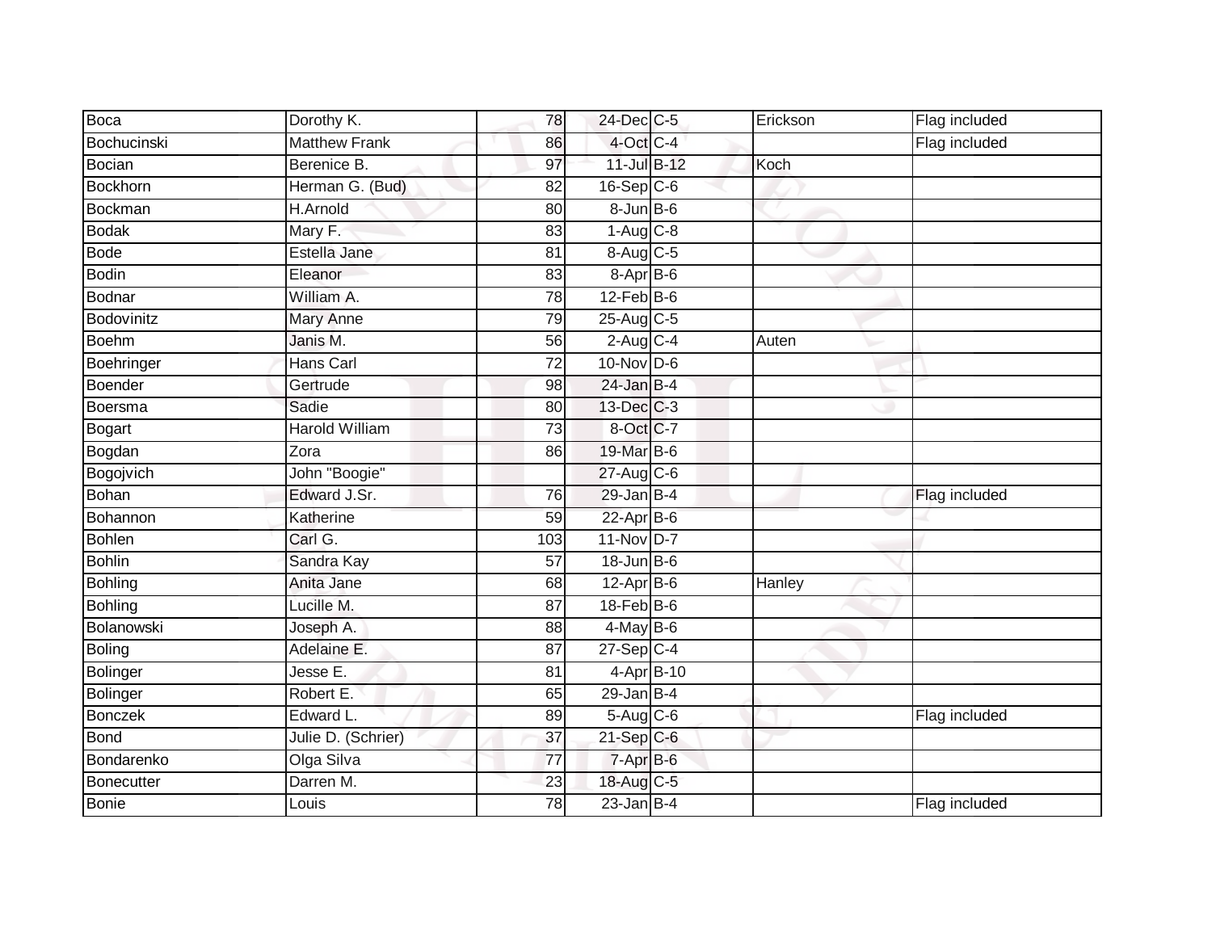| Boca | Dorothy K. | 78 | 24-Dec | C-5 | Erickson | Flag included |
|---|---|---|---|---|---|---|
| Bochucinski | Matthew Frank | 86 | 4-Oct | C-4 | | Flag included |
| Bocian | Berenice B. | 97 | 11-Jul | B-12 | Koch | |
| Bockhorn | Herman G. (Bud) | 82 | 16-Sep | C-6 | | |
| Bockman | H.Arnold | 80 | 8-Jun | B-6 | | |
| Bodak | Mary F. | 83 | 1-Aug | C-8 | | |
| Bode | Estella Jane | 81 | 8-Aug | C-5 | | |
| Bodin | Eleanor | 83 | 8-Apr | B-6 | | |
| Bodnar | William A. | 78 | 12-Feb | B-6 | | |
| Bodovinitz | Mary Anne | 79 | 25-Aug | C-5 | | |
| Boehm | Janis M. | 56 | 2-Aug | C-4 | Auten | |
| Boehringer | Hans Carl | 72 | 10-Nov | D-6 | | |
| Boender | Gertrude | 98 | 24-Jan | B-4 | | |
| Boersma | Sadie | 80 | 13-Dec | C-3 | | |
| Bogart | Harold William | 73 | 8-Oct | C-7 | | |
| Bogdan | Zora | 86 | 19-Mar | B-6 | | |
| Bogojvich | John "Boogie" | | 27-Aug | C-6 | | |
| Bohan | Edward J.Sr. | 76 | 29-Jan | B-4 | | Flag included |
| Bohannon | Katherine | 59 | 22-Apr | B-6 | | |
| Bohlen | Carl G. | 103 | 11-Nov | D-7 | | |
| Bohlin | Sandra Kay | 57 | 18-Jun | B-6 | | |
| Bohling | Anita Jane | 68 | 12-Apr | B-6 | Hanley | |
| Bohling | Lucille M. | 87 | 18-Feb | B-6 | | |
| Bolanowski | Joseph A. | 88 | 4-May | B-6 | | |
| Boling | Adelaine E. | 87 | 27-Sep | C-4 | | |
| Bolinger | Jesse E. | 81 | 4-Apr | B-10 | | |
| Bolinger | Robert E. | 65 | 29-Jan | B-4 | | |
| Bonczek | Edward L. | 89 | 5-Aug | C-6 | | Flag included |
| Bond | Julie D. (Schrier) | 37 | 21-Sep | C-6 | | |
| Bondarenko | Olga Silva | 77 | 7-Apr | B-6 | | |
| Bonecutter | Darren M. | 23 | 18-Aug | C-5 | | |
| Bonie | Louis | 78 | 23-Jan | B-4 | | Flag included |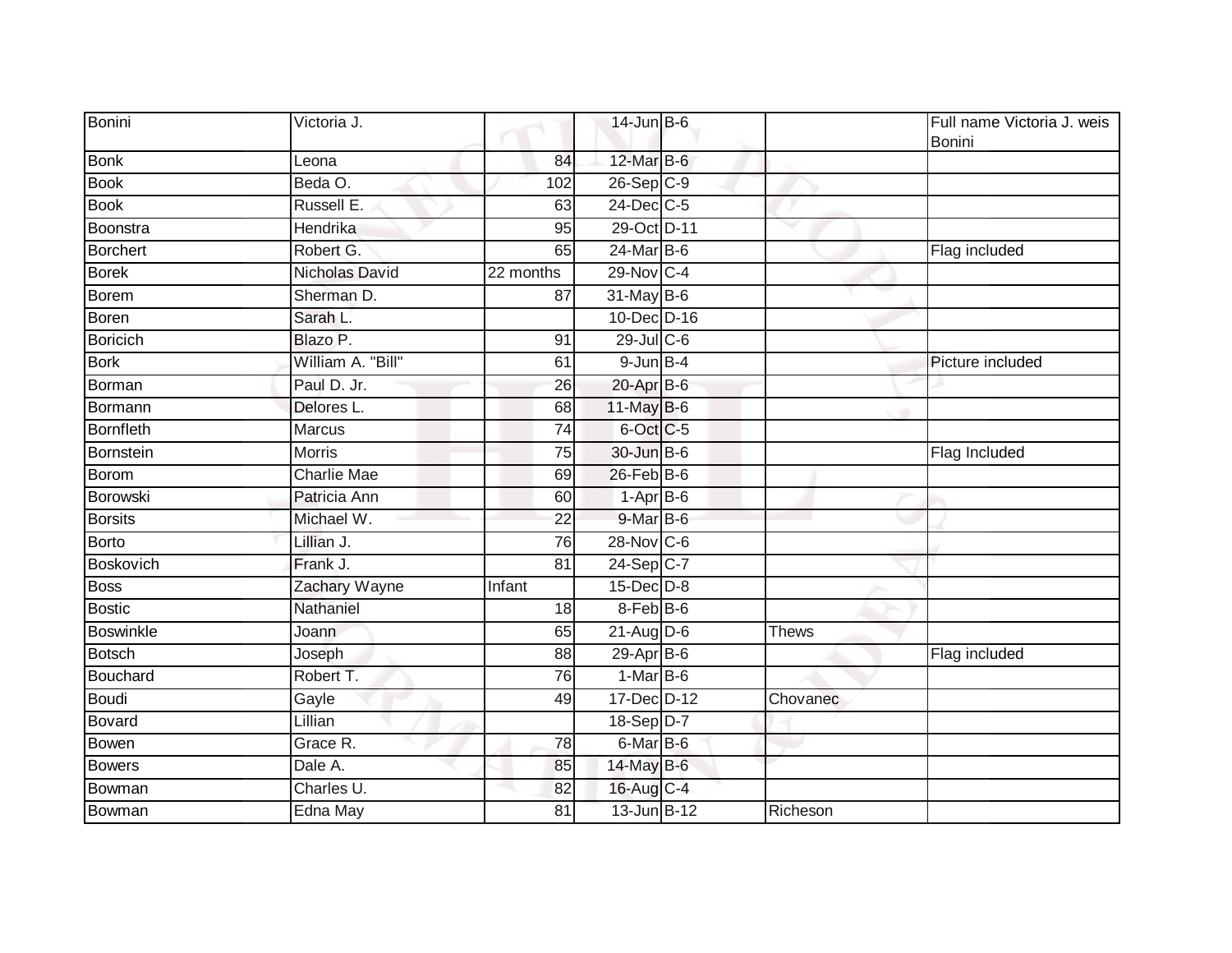| | | | | | | |
|---|---|---|---|---|---|---|
| Bonini | Victoria J. | | 14-Jun | B-6 | | Full name Victoria J. weis Bonini |
| Bonk | Leona | 84 | 12-Mar | B-6 | | |
| Book | Beda O. | 102 | 26-Sep | C-9 | | |
| Book | Russell E. | 63 | 24-Dec | C-5 | | |
| Boonstra | Hendrika | 95 | 29-Oct | D-11 | | |
| Borchert | Robert G. | 65 | 24-Mar | B-6 | | Flag included |
| Borek | Nicholas David | 22 months | 29-Nov | C-4 | | |
| Borem | Sherman D. | 87 | 31-May | B-6 | | |
| Boren | Sarah L. | | 10-Dec | D-16 | | |
| Boricich | Blazo P. | 91 | 29-Jul | C-6 | | |
| Bork | William A. "Bill" | 61 | 9-Jun | B-4 | | Picture included |
| Borman | Paul D. Jr. | 26 | 20-Apr | B-6 | | |
| Bormann | Delores L. | 68 | 11-May | B-6 | | |
| Bornfleth | Marcus | 74 | 6-Oct | C-5 | | |
| Bornstein | Morris | 75 | 30-Jun | B-6 | | Flag Included |
| Borom | Charlie Mae | 69 | 26-Feb | B-6 | | |
| Borowski | Patricia Ann | 60 | 1-Apr | B-6 | | |
| Borsits | Michael W. | 22 | 9-Mar | B-6 | | |
| Borto | Lillian J. | 76 | 28-Nov | C-6 | | |
| Boskovich | Frank J. | 81 | 24-Sep | C-7 | | |
| Boss | Zachary Wayne | Infant | 15-Dec | D-8 | | |
| Bostic | Nathaniel | 18 | 8-Feb | B-6 | | |
| Boswinkle | Joann | 65 | 21-Aug | D-6 | Thews | |
| Botsch | Joseph | 88 | 29-Apr | B-6 | | Flag included |
| Bouchard | Robert T. | 76 | 1-Mar | B-6 | | |
| Boudi | Gayle | 49 | 17-Dec | D-12 | Chovanec | |
| Bovard | Lillian | | 18-Sep | D-7 | | |
| Bowen | Grace R. | 78 | 6-Mar | B-6 | | |
| Bowers | Dale A. | 85 | 14-May | B-6 | | |
| Bowman | Charles U. | 82 | 16-Aug | C-4 | | |
| Bowman | Edna May | 81 | 13-Jun | B-12 | Richeson | |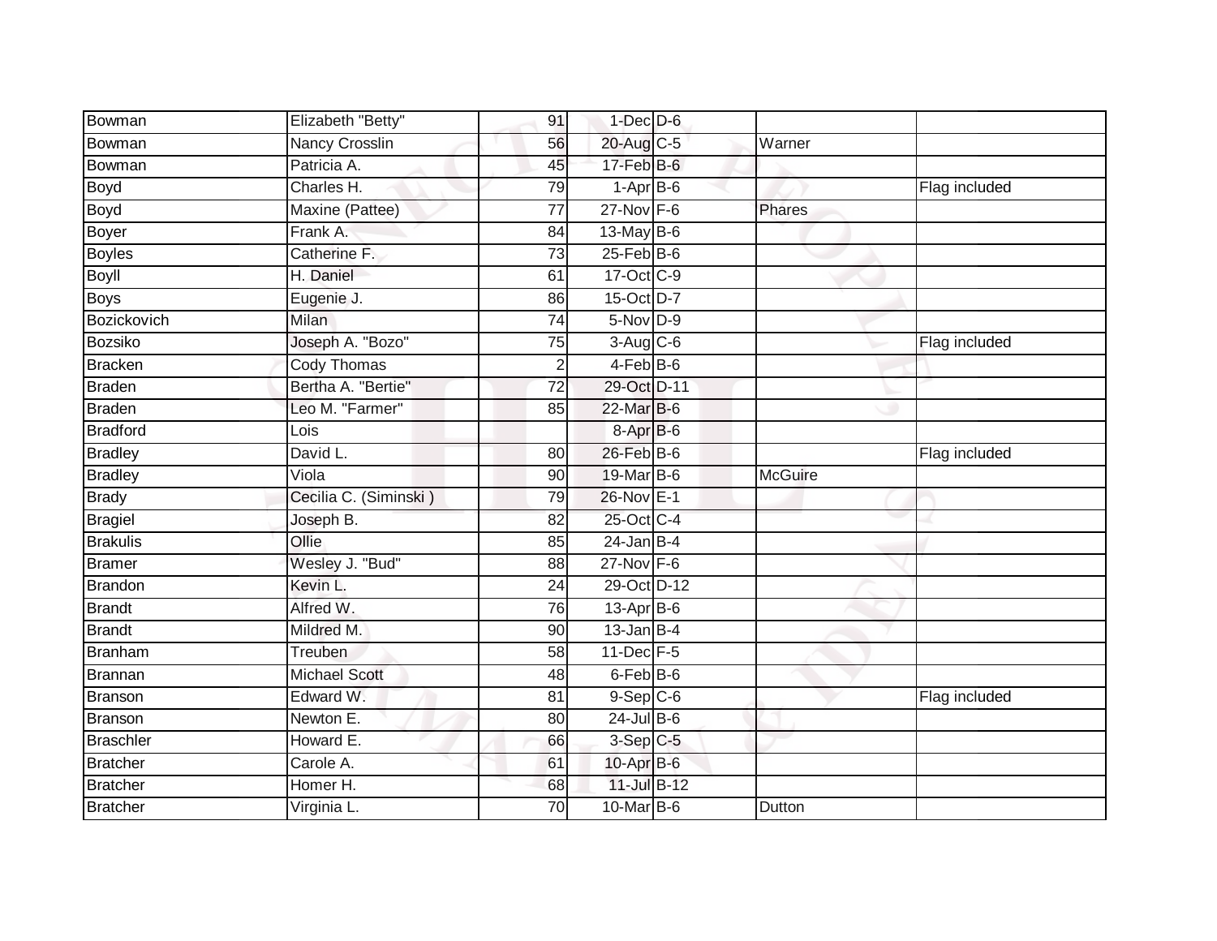| | | | | | | |
|---|---|---|---|---|---|---|
| Bowman | Elizabeth "Betty" | 91 | 1-Dec | D-6 | | |
| Bowman | Nancy Crosslin | 56 | 20-Aug | C-5 | Warner | |
| Bowman | Patricia A. | 45 | 17-Feb | B-6 | | |
| Boyd | Charles H. | 79 | 1-Apr | B-6 | | Flag included |
| Boyd | Maxine (Pattee) | 77 | 27-Nov | F-6 | Phares | |
| Boyer | Frank A. | 84 | 13-May | B-6 | | |
| Boyles | Catherine F. | 73 | 25-Feb | B-6 | | |
| Boyll | H. Daniel | 61 | 17-Oct | C-9 | | |
| Boys | Eugenie J. | 86 | 15-Oct | D-7 | | |
| Bozickovich | Milan | 74 | 5-Nov | D-9 | | |
| Bozsiko | Joseph A. "Bozo" | 75 | 3-Aug | C-6 | | Flag included |
| Bracken | Cody Thomas | 2 | 4-Feb | B-6 | | |
| Braden | Bertha A. "Bertie" | 72 | 29-Oct | D-11 | | |
| Braden | Leo M. "Farmer" | 85 | 22-Mar | B-6 | | |
| Bradford | Lois | | 8-Apr | B-6 | | |
| Bradley | David L. | 80 | 26-Feb | B-6 | | Flag included |
| Bradley | Viola | 90 | 19-Mar | B-6 | McGuire | |
| Brady | Cecilia C. (Siminski ) | 79 | 26-Nov | E-1 | | |
| Bragiel | Joseph B. | 82 | 25-Oct | C-4 | | |
| Brakulis | Ollie | 85 | 24-Jan | B-4 | | |
| Bramer | Wesley J. "Bud" | 88 | 27-Nov | F-6 | | |
| Brandon | Kevin L. | 24 | 29-Oct | D-12 | | |
| Brandt | Alfred W. | 76 | 13-Apr | B-6 | | |
| Brandt | Mildred M. | 90 | 13-Jan | B-4 | | |
| Branham | Treuben | 58 | 11-Dec | F-5 | | |
| Brannan | Michael Scott | 48 | 6-Feb | B-6 | | |
| Branson | Edward W. | 81 | 9-Sep | C-6 | | Flag included |
| Branson | Newton E. | 80 | 24-Jul | B-6 | | |
| Braschler | Howard E. | 66 | 3-Sep | C-5 | | |
| Bratcher | Carole A. | 61 | 10-Apr | B-6 | | |
| Bratcher | Homer H. | 68 | 11-Jul | B-12 | | |
| Bratcher | Virginia L. | 70 | 10-Mar | B-6 | Dutton | |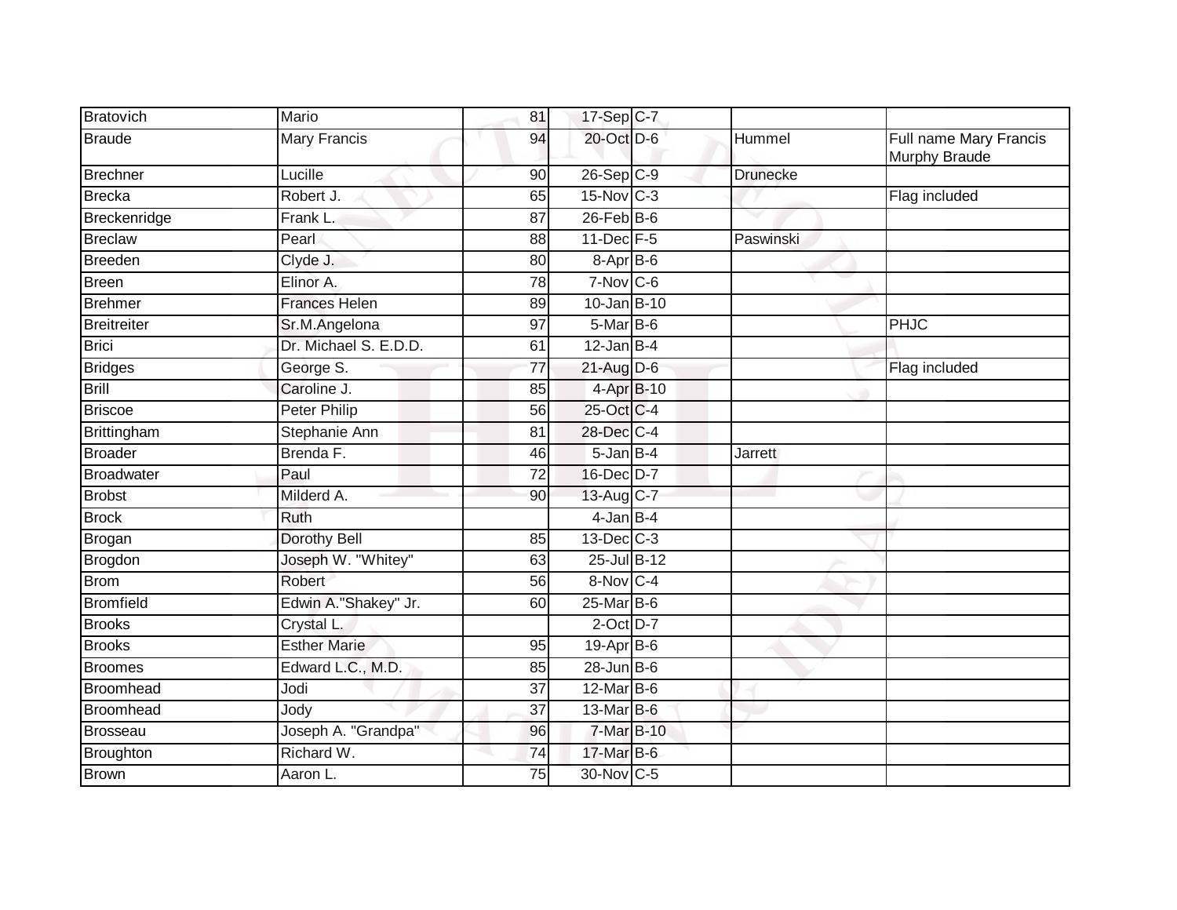| | | | | | | |
|---|---|---|---|---|---|---|
| Bratovich | Mario | 81 | 17-Sep | C-7 | | |
| Braude | Mary Francis | 94 | 20-Oct | D-6 | Hummel | Full name Mary Francis Murphy Braude |
| Brechner | Lucille | 90 | 26-Sep | C-9 | Drunecke | |
| Brecka | Robert J. | 65 | 15-Nov | C-3 | | Flag included |
| Breckenridge | Frank L. | 87 | 26-Feb | B-6 | | |
| Breclaw | Pearl | 88 | 11-Dec | F-5 | Paswinski | |
| Breeden | Clyde J. | 80 | 8-Apr | B-6 | | |
| Breen | Elinor A. | 78 | 7-Nov | C-6 | | |
| Brehmer | Frances Helen | 89 | 10-Jan | B-10 | | |
| Breitreiter | Sr.M.Angelona | 97 | 5-Mar | B-6 | | PHJC |
| Brici | Dr. Michael S. E.D.D. | 61 | 12-Jan | B-4 | | |
| Bridges | George S. | 77 | 21-Aug | D-6 | | Flag included |
| Brill | Caroline J. | 85 | 4-Apr | B-10 | | |
| Briscoe | Peter Philip | 56 | 25-Oct | C-4 | | |
| Brittingham | Stephanie Ann | 81 | 28-Dec | C-4 | | |
| Broader | Brenda F. | 46 | 5-Jan | B-4 | Jarrett | |
| Broadwater | Paul | 72 | 16-Dec | D-7 | | |
| Brobst | Milderd A. | 90 | 13-Aug | C-7 | | |
| Brock | Ruth | | 4-Jan | B-4 | | |
| Brogan | Dorothy Bell | 85 | 13-Dec | C-3 | | |
| Brogdon | Joseph W. "Whitey" | 63 | 25-Jul | B-12 | | |
| Brom | Robert | 56 | 8-Nov | C-4 | | |
| Bromfield | Edwin A."Shakey" Jr. | 60 | 25-Mar | B-6 | | |
| Brooks | Crystal L. | | 2-Oct | D-7 | | |
| Brooks | Esther Marie | 95 | 19-Apr | B-6 | | |
| Broomes | Edward L.C., M.D. | 85 | 28-Jun | B-6 | | |
| Broomhead | Jodi | 37 | 12-Mar | B-6 | | |
| Broomhead | Jody | 37 | 13-Mar | B-6 | | |
| Brosseau | Joseph A. "Grandpa" | 96 | 7-Mar | B-10 | | |
| Broughton | Richard W. | 74 | 17-Mar | B-6 | | |
| Brown | Aaron L. | 75 | 30-Nov | C-5 | | |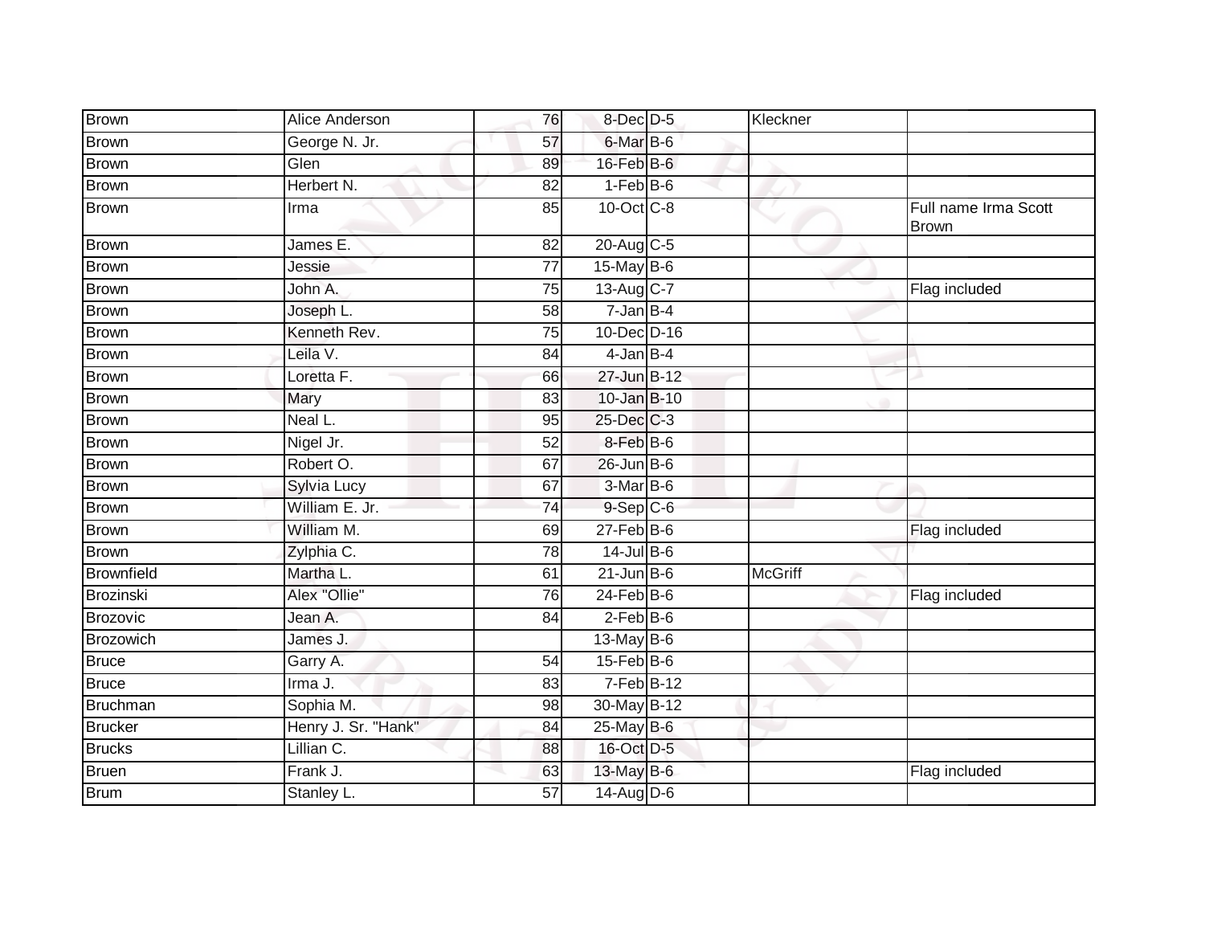| | | | | | | |
|---|---|---|---|---|---|---|
| Brown | Alice Anderson | 76 | 8-Dec | D-5 | Kleckner | |
| Brown | George N. Jr. | 57 | 6-Mar | B-6 | | |
| Brown | Glen | 89 | 16-Feb | B-6 | | |
| Brown | Herbert N. | 82 | 1-Feb | B-6 | | |
| Brown | Irma | 85 | 10-Oct | C-8 | | Full name Irma Scott Brown |
| Brown | James E. | 82 | 20-Aug | C-5 | | |
| Brown | Jessie | 77 | 15-May | B-6 | | |
| Brown | John A. | 75 | 13-Aug | C-7 | | Flag included |
| Brown | Joseph L. | 58 | 7-Jan | B-4 | | |
| Brown | Kenneth Rev. | 75 | 10-Dec | D-16 | | |
| Brown | Leila V. | 84 | 4-Jan | B-4 | | |
| Brown | Loretta F. | 66 | 27-Jun | B-12 | | |
| Brown | Mary | 83 | 10-Jan | B-10 | | |
| Brown | Neal L. | 95 | 25-Dec | C-3 | | |
| Brown | Nigel Jr. | 52 | 8-Feb | B-6 | | |
| Brown | Robert O. | 67 | 26-Jun | B-6 | | |
| Brown | Sylvia Lucy | 67 | 3-Mar | B-6 | | |
| Brown | William E. Jr. | 74 | 9-Sep | C-6 | | |
| Brown | William M. | 69 | 27-Feb | B-6 | | Flag included |
| Brown | Zylphia C. | 78 | 14-Jul | B-6 | | |
| Brownfield | Martha L. | 61 | 21-Jun | B-6 | McGriff | |
| Brozinski | Alex "Ollie" | 76 | 24-Feb | B-6 | | Flag included |
| Brozovic | Jean A. | 84 | 2-Feb | B-6 | | |
| Brozowich | James J. | | 13-May | B-6 | | |
| Bruce | Garry A. | 54 | 15-Feb | B-6 | | |
| Bruce | Irma J. | 83 | 7-Feb | B-12 | | |
| Bruchman | Sophia M. | 98 | 30-May | B-12 | | |
| Brucker | Henry J. Sr. "Hank" | 84 | 25-May | B-6 | | |
| Brucks | Lillian C. | 88 | 16-Oct | D-5 | | |
| Bruen | Frank J. | 63 | 13-May | B-6 | | Flag included |
| Brum | Stanley L. | 57 | 14-Aug | D-6 | | |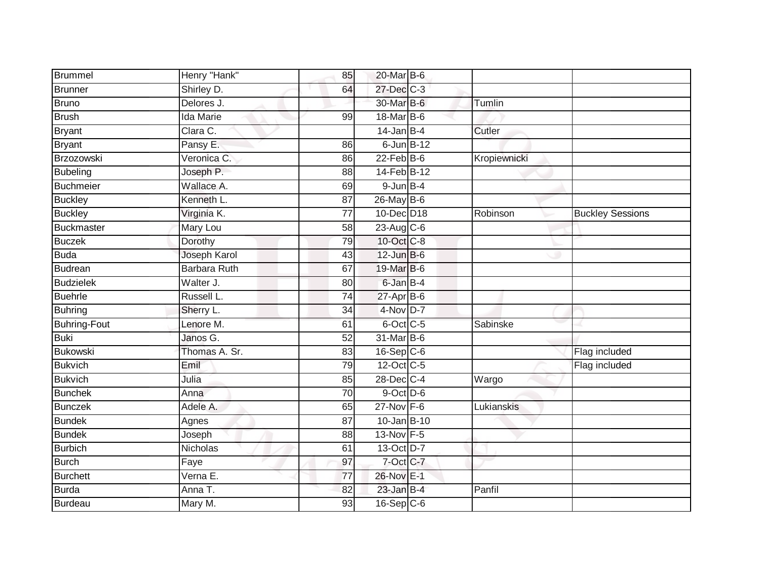| | | | | | | |
|---|---|---|---|---|---|---|
| Brummel | Henry "Hank" | 85 | 20-Mar | B-6 | | |
| Brunner | Shirley D. | 64 | 27-Dec | C-3 | | |
| Bruno | Delores J. | | 30-Mar | B-6 | Tumlin | |
| Brush | Ida Marie | 99 | 18-Mar | B-6 | | |
| Bryant | Clara C. | | 14-Jan | B-4 | Cutler | |
| Bryant | Pansy E. | 86 | 6-Jun | B-12 | | |
| Brzozowski | Veronica C. | 86 | 22-Feb | B-6 | Kropiewnicki | |
| Bubeling | Joseph P. | 88 | 14-Feb | B-12 | | |
| Buchmeier | Wallace A. | 69 | 9-Jun | B-4 | | |
| Buckley | Kenneth L. | 87 | 26-May | B-6 | | |
| Buckley | Virginia K. | 77 | 10-Dec | D18 | Robinson | Buckley Sessions |
| Buckmaster | Mary Lou | 58 | 23-Aug | C-6 | | |
| Buczek | Dorothy | 79 | 10-Oct | C-8 | | |
| Buda | Joseph Karol | 43 | 12-Jun | B-6 | | |
| Budrean | Barbara Ruth | 67 | 19-Mar | B-6 | | |
| Budzielek | Walter J. | 80 | 6-Jan | B-4 | | |
| Buehrle | Russell L. | 74 | 27-Apr | B-6 | | |
| Buhring | Sherry L. | 34 | 4-Nov | D-7 | | |
| Buhring-Fout | Lenore M. | 61 | 6-Oct | C-5 | Sabinske | |
| Buki | Janos G. | 52 | 31-Mar | B-6 | | |
| Bukowski | Thomas A. Sr. | 83 | 16-Sep | C-6 | | Flag included |
| Bukvich | Emil | 79 | 12-Oct | C-5 | | Flag included |
| Bukvich | Julia | 85 | 28-Dec | C-4 | Wargo | |
| Bunchek | Anna | 70 | 9-Oct | D-6 | | |
| Bunczek | Adele A. | 65 | 27-Nov | F-6 | Lukianskis | |
| Bundek | Agnes | 87 | 10-Jan | B-10 | | |
| Bundek | Joseph | 88 | 13-Nov | F-5 | | |
| Burbich | Nicholas | 61 | 13-Oct | D-7 | | |
| Burch | Faye | 97 | 7-Oct | C-7 | | |
| Burchett | Verna E. | 77 | 26-Nov | E-1 | | |
| Burda | Anna T. | 82 | 23-Jan | B-4 | Panfil | |
| Burdeau | Mary M. | 93 | 16-Sep | C-6 | | |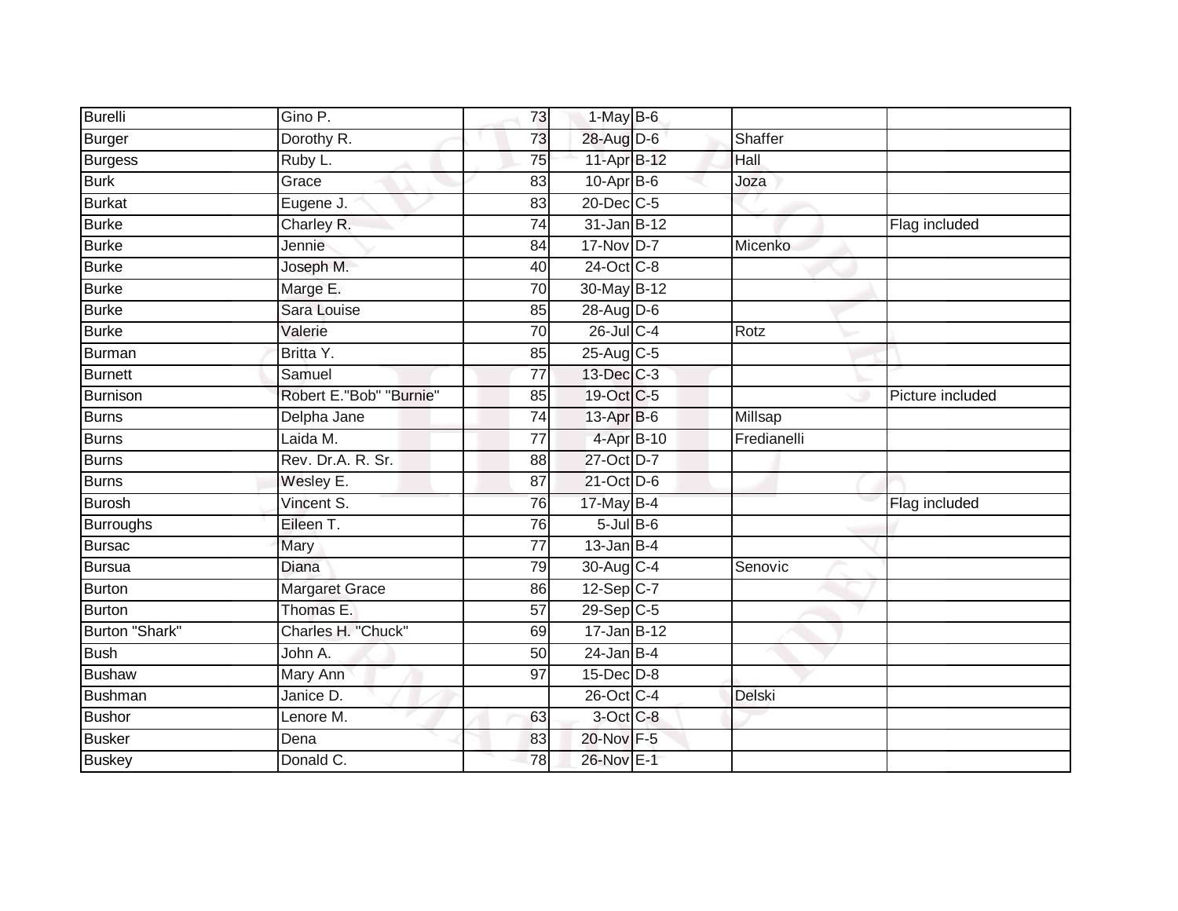| | | | | | | |
|---|---|---|---|---|---|---|
| Burelli | Gino P. | 73 | 1-May | B-6 | | |
| Burger | Dorothy R. | 73 | 28-Aug | D-6 | Shaffer | |
| Burgess | Ruby L. | 75 | 11-Apr | B-12 | Hall | |
| Burk | Grace | 83 | 10-Apr | B-6 | Joza | |
| Burkat | Eugene J. | 83 | 20-Dec | C-5 | | |
| Burke | Charley R. | 74 | 31-Jan | B-12 | | Flag included |
| Burke | Jennie | 84 | 17-Nov | D-7 | Micenko | |
| Burke | Joseph M. | 40 | 24-Oct | C-8 | | |
| Burke | Marge E. | 70 | 30-May | B-12 | | |
| Burke | Sara Louise | 85 | 28-Aug | D-6 | | |
| Burke | Valerie | 70 | 26-Jul | C-4 | Rotz | |
| Burman | Britta Y. | 85 | 25-Aug | C-5 | | |
| Burnett | Samuel | 77 | 13-Dec | C-3 | | |
| Burnison | Robert E."Bob" "Burnie" | 85 | 19-Oct | C-5 | | Picture included |
| Burns | Delpha Jane | 74 | 13-Apr | B-6 | Millsap | |
| Burns | Laida M. | 77 | 4-Apr | B-10 | Fredianelli | |
| Burns | Rev. Dr.A. R. Sr. | 88 | 27-Oct | D-7 | | |
| Burns | Wesley E. | 87 | 21-Oct | D-6 | | |
| Burosh | Vincent S. | 76 | 17-May | B-4 | | Flag included |
| Burroughs | Eileen T. | 76 | 5-Jul | B-6 | | |
| Bursac | Mary | 77 | 13-Jan | B-4 | | |
| Bursua | Diana | 79 | 30-Aug | C-4 | Senovic | |
| Burton | Margaret Grace | 86 | 12-Sep | C-7 | | |
| Burton | Thomas E. | 57 | 29-Sep | C-5 | | |
| Burton "Shark" | Charles H. "Chuck" | 69 | 17-Jan | B-12 | | |
| Bush | John A. | 50 | 24-Jan | B-4 | | |
| Bushaw | Mary Ann | 97 | 15-Dec | D-8 | | |
| Bushman | Janice D. | | 26-Oct | C-4 | Delski | |
| Bushor | Lenore M. | 63 | 3-Oct | C-8 | | |
| Busker | Dena | 83 | 20-Nov | F-5 | | |
| Buskey | Donald C. | 78 | 26-Nov | E-1 | | |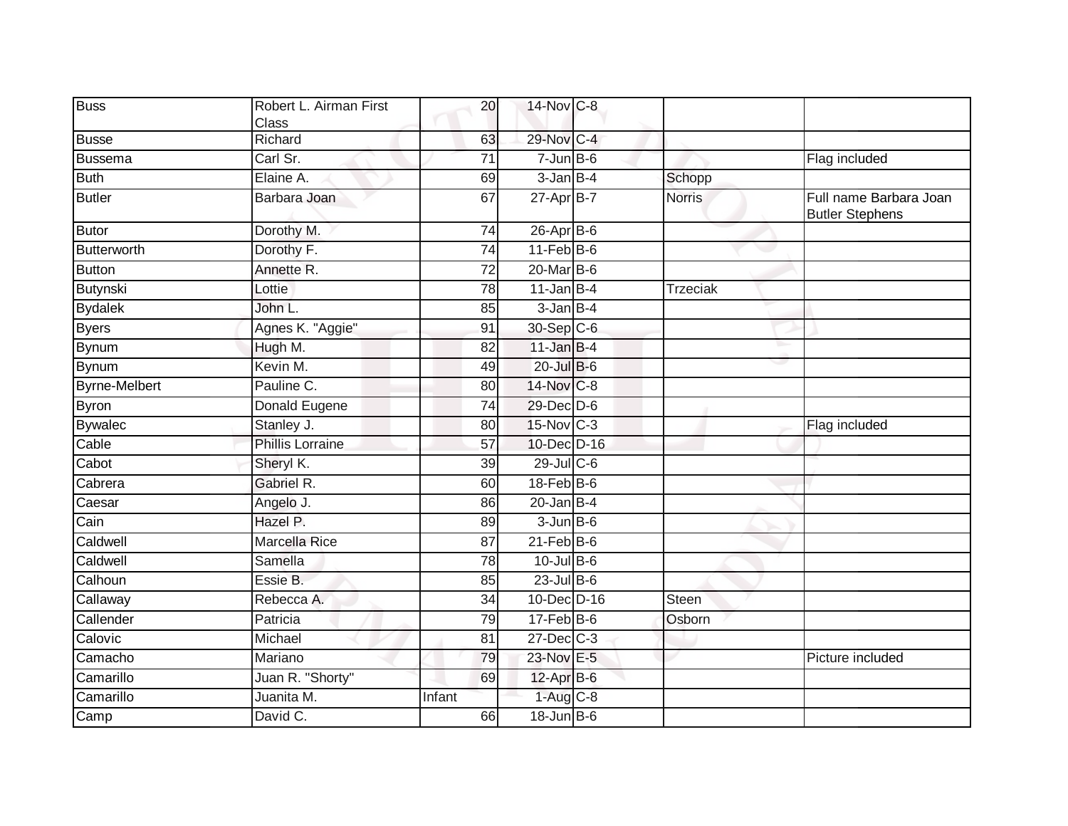| | | | | | | |
|---|---|---|---|---|---|---|
| Buss | Robert L. Airman First Class | 20 | 14-Nov | C-8 | | |
| Busse | Richard | 63 | 29-Nov | C-4 | | |
| Bussema | Carl Sr. | 71 | 7-Jun | B-6 | | Flag included |
| Buth | Elaine A. | 69 | 3-Jan | B-4 | Schopp | |
| Butler | Barbara Joan | 67 | 27-Apr | B-7 | Norris | Full name Barbara Joan Butler Stephens |
| Butor | Dorothy M. | 74 | 26-Apr | B-6 | | |
| Butterworth | Dorothy F. | 74 | 11-Feb | B-6 | | |
| Button | Annette R. | 72 | 20-Mar | B-6 | | |
| Butynski | Lottie | 78 | 11-Jan | B-4 | Trzeciak | |
| Bydalek | John L. | 85 | 3-Jan | B-4 | | |
| Byers | Agnes K. "Aggie" | 91 | 30-Sep | C-6 | | |
| Bynum | Hugh M. | 82 | 11-Jan | B-4 | | |
| Bynum | Kevin M. | 49 | 20-Jul | B-6 | | |
| Byrne-Melbert | Pauline C. | 80 | 14-Nov | C-8 | | |
| Byron | Donald Eugene | 74 | 29-Dec | D-6 | | |
| Bywalec | Stanley J. | 80 | 15-Nov | C-3 | | Flag included |
| Cable | Phillis Lorraine | 57 | 10-Dec | D-16 | | |
| Cabot | Sheryl K. | 39 | 29-Jul | C-6 | | |
| Cabrera | Gabriel R. | 60 | 18-Feb | B-6 | | |
| Caesar | Angelo J. | 86 | 20-Jan | B-4 | | |
| Cain | Hazel P. | 89 | 3-Jun | B-6 | | |
| Caldwell | Marcella Rice | 87 | 21-Feb | B-6 | | |
| Caldwell | Samella | 78 | 10-Jul | B-6 | | |
| Calhoun | Essie B. | 85 | 23-Jul | B-6 | | |
| Callaway | Rebecca A. | 34 | 10-Dec | D-16 | Steen | |
| Callender | Patricia | 79 | 17-Feb | B-6 | Osborn | |
| Calovic | Michael | 81 | 27-Dec | C-3 | | |
| Camacho | Mariano | 79 | 23-Nov | E-5 | | Picture included |
| Camarillo | Juan R. "Shorty" | 69 | 12-Apr | B-6 | | |
| Camarillo | Juanita M. | Infant | 1-Aug | C-8 | | |
| Camp | David C. | 66 | 18-Jun | B-6 | | |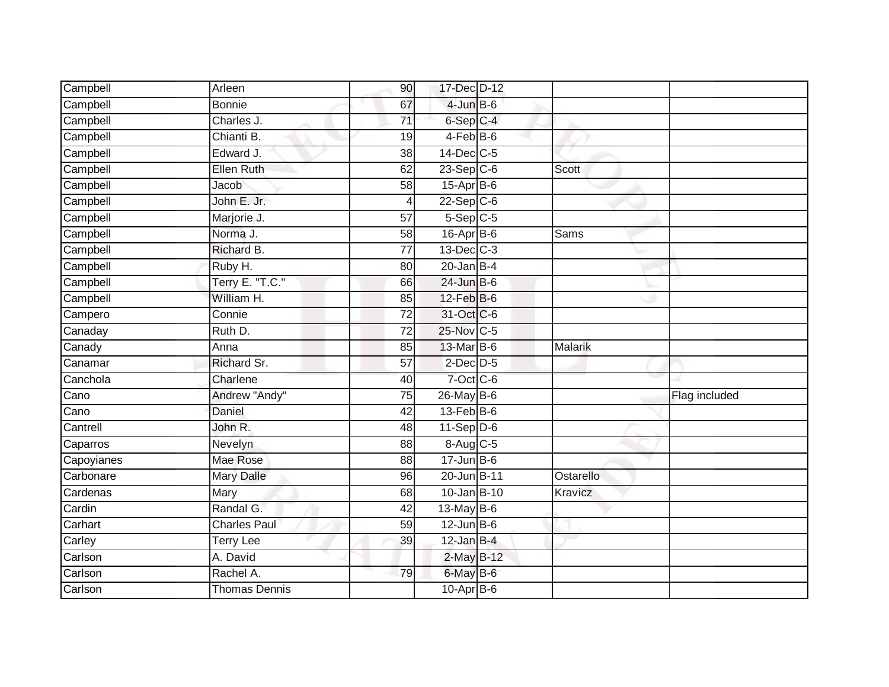| | | | | | | |
|---|---|---|---|---|---|---|
| Campbell | Arleen | 90 | 17-Dec | D-12 | | |
| Campbell | Bonnie | 67 | 4-Jun | B-6 | | |
| Campbell | Charles J. | 71 | 6-Sep | C-4 | | |
| Campbell | Chianti B. | 19 | 4-Feb | B-6 | | |
| Campbell | Edward J. | 38 | 14-Dec | C-5 | | |
| Campbell | Ellen Ruth | 62 | 23-Sep | C-6 | Scott | |
| Campbell | Jacob | 58 | 15-Apr | B-6 | | |
| Campbell | John E. Jr. | 4 | 22-Sep | C-6 | | |
| Campbell | Marjorie J. | 57 | 5-Sep | C-5 | | |
| Campbell | Norma J. | 58 | 16-Apr | B-6 | Sams | |
| Campbell | Richard B. | 77 | 13-Dec | C-3 | | |
| Campbell | Ruby H. | 80 | 20-Jan | B-4 | | |
| Campbell | Terry E. "T.C." | 66 | 24-Jun | B-6 | | |
| Campbell | William H. | 85 | 12-Feb | B-6 | | |
| Campero | Connie | 72 | 31-Oct | C-6 | | |
| Canaday | Ruth D. | 72 | 25-Nov | C-5 | | |
| Canady | Anna | 85 | 13-Mar | B-6 | Malarik | |
| Canamar | Richard Sr. | 57 | 2-Dec | D-5 | | |
| Canchola | Charlene | 40 | 7-Oct | C-6 | | |
| Cano | Andrew "Andy" | 75 | 26-May | B-6 | | Flag included |
| Cano | Daniel | 42 | 13-Feb | B-6 | | |
| Cantrell | John R. | 48 | 11-Sep | D-6 | | |
| Caparros | Nevelyn | 88 | 8-Aug | C-5 | | |
| Capoyianes | Mae Rose | 88 | 17-Jun | B-6 | | |
| Carbonare | Mary Dalle | 96 | 20-Jun | B-11 | Ostarello | |
| Cardenas | Mary | 68 | 10-Jan | B-10 | Kravicz | |
| Cardin | Randal G. | 42 | 13-May | B-6 | | |
| Carhart | Charles Paul | 59 | 12-Jun | B-6 | | |
| Carley | Terry Lee | 39 | 12-Jan | B-4 | | |
| Carlson | A. David | | 2-May | B-12 | | |
| Carlson | Rachel A. | 79 | 6-May | B-6 | | |
| Carlson | Thomas Dennis | | 10-Apr | B-6 | | |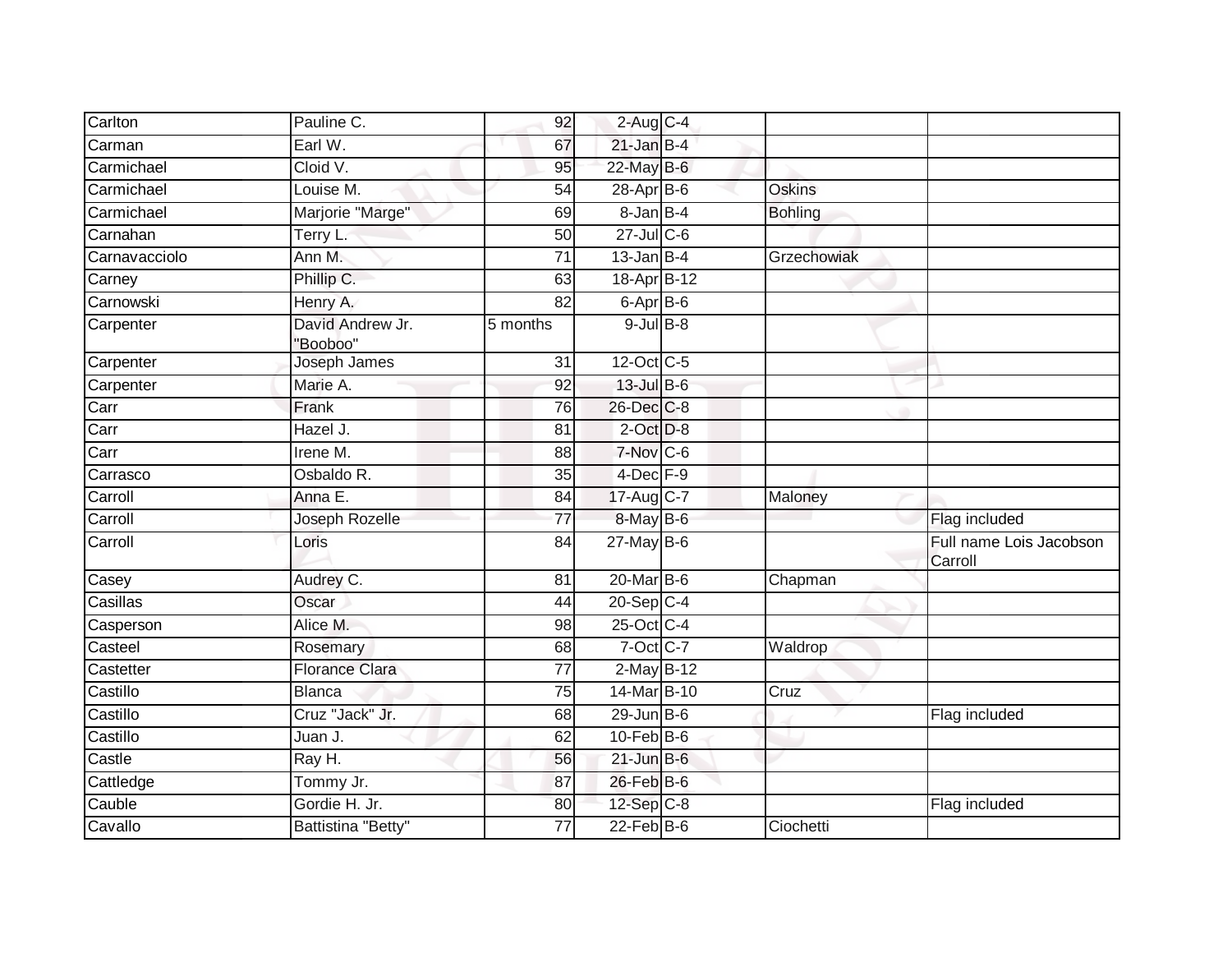| Carlton | Pauline C. | 92 | 2-Aug | C-4 | | |
|---|---|---|---|---|---|---|
| Carman | Earl W. | 67 | 21-Jan | B-4 | | |
| Carmichael | Cloid V. | 95 | 22-May | B-6 | | |
| Carmichael | Louise M. | 54 | 28-Apr | B-6 | Oskins | |
| Carmichael | Marjorie "Marge" | 69 | 8-Jan | B-4 | Bohling | |
| Carnahan | Terry L. | 50 | 27-Jul | C-6 | | |
| Carnavacciolo | Ann M. | 71 | 13-Jan | B-4 | Grzechowiak | |
| Carney | Phillip C. | 63 | 18-Apr | B-12 | | |
| Carnowski | Henry A. | 82 | 6-Apr | B-6 | | |
| Carpenter | David Andrew Jr. "Booboo" | 5 months | 9-Jul | B-8 | | |
| Carpenter | Joseph James | 31 | 12-Oct | C-5 | | |
| Carpenter | Marie A. | 92 | 13-Jul | B-6 | | |
| Carr | Frank | 76 | 26-Dec | C-8 | | |
| Carr | Hazel J. | 81 | 2-Oct | D-8 | | |
| Carr | Irene M. | 88 | 7-Nov | C-6 | | |
| Carrasco | Osbaldo R. | 35 | 4-Dec | F-9 | | |
| Carroll | Anna E. | 84 | 17-Aug | C-7 | Maloney | |
| Carroll | Joseph Rozelle | 77 | 8-May | B-6 | | Flag included |
| Carroll | Loris | 84 | 27-May | B-6 | | Full name Lois Jacobson Carroll |
| Casey | Audrey C. | 81 | 20-Mar | B-6 | Chapman | |
| Casillas | Oscar | 44 | 20-Sep | C-4 | | |
| Casperson | Alice M. | 98 | 25-Oct | C-4 | | |
| Casteel | Rosemary | 68 | 7-Oct | C-7 | Waldrop | |
| Castetter | Florance Clara | 77 | 2-May | B-12 | | |
| Castillo | Blanca | 75 | 14-Mar | B-10 | Cruz | |
| Castillo | Cruz "Jack" Jr. | 68 | 29-Jun | B-6 | | Flag included |
| Castillo | Juan J. | 62 | 10-Feb | B-6 | | |
| Castle | Ray H. | 56 | 21-Jun | B-6 | | |
| Cattledge | Tommy Jr. | 87 | 26-Feb | B-6 | | |
| Cauble | Gordie H. Jr. | 80 | 12-Sep | C-8 | | Flag included |
| Cavallo | Battistina "Betty" | 77 | 22-Feb | B-6 | Ciochetti | |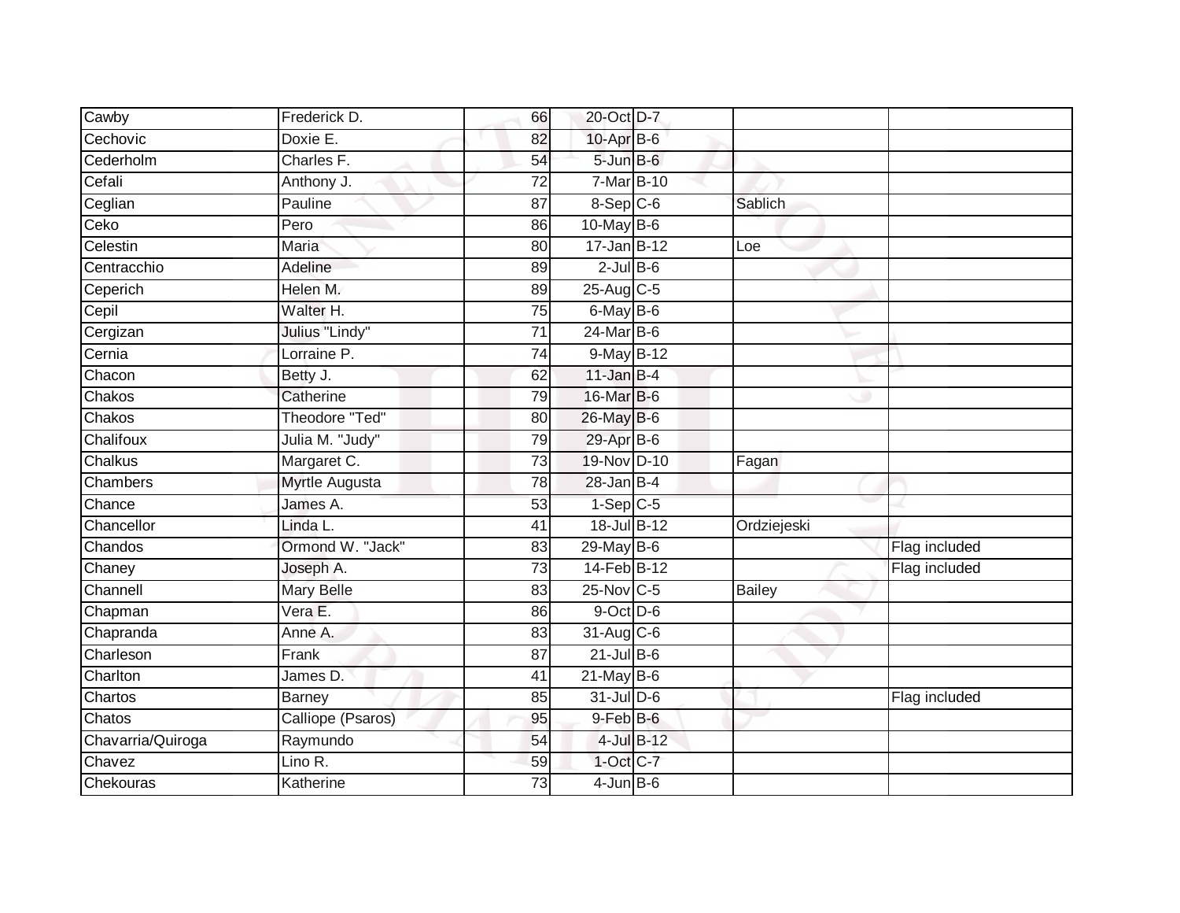| | | | | | | |
|---|---|---|---|---|---|---|
| Cawby | Frederick D. | 66 | 20-Oct | D-7 | | |
| Cechovic | Doxie E. | 82 | 10-Apr | B-6 | | |
| Cederholm | Charles F. | 54 | 5-Jun | B-6 | | |
| Cefali | Anthony J. | 72 | 7-Mar | B-10 | | |
| Ceglian | Pauline | 87 | 8-Sep | C-6 | Sablich | |
| Ceko | Pero | 86 | 10-May | B-6 | | |
| Celestin | Maria | 80 | 17-Jan | B-12 | Loe | |
| Centracchio | Adeline | 89 | 2-Jul | B-6 | | |
| Ceperich | Helen M. | 89 | 25-Aug | C-5 | | |
| Cepil | Walter H. | 75 | 6-May | B-6 | | |
| Cergizan | Julius "Lindy" | 71 | 24-Mar | B-6 | | |
| Cernia | Lorraine P. | 74 | 9-May | B-12 | | |
| Chacon | Betty J. | 62 | 11-Jan | B-4 | | |
| Chakos | Catherine | 79 | 16-Mar | B-6 | | |
| Chakos | Theodore "Ted" | 80 | 26-May | B-6 | | |
| Chalifoux | Julia M. "Judy" | 79 | 29-Apr | B-6 | | |
| Chalkus | Margaret C. | 73 | 19-Nov | D-10 | Fagan | |
| Chambers | Myrtle Augusta | 78 | 28-Jan | B-4 | | |
| Chance | James A. | 53 | 1-Sep | C-5 | | |
| Chancellor | Linda L. | 41 | 18-Jul | B-12 | Ordziejeski | |
| Chandos | Ormond W. "Jack" | 83 | 29-May | B-6 | | Flag included |
| Chaney | Joseph A. | 73 | 14-Feb | B-12 | | Flag included |
| Channell | Mary Belle | 83 | 25-Nov | C-5 | Bailey | |
| Chapman | Vera E. | 86 | 9-Oct | D-6 | | |
| Chapranda | Anne A. | 83 | 31-Aug | C-6 | | |
| Charleson | Frank | 87 | 21-Jul | B-6 | | |
| Charlton | James D. | 41 | 21-May | B-6 | | |
| Chartos | Barney | 85 | 31-Jul | D-6 | | Flag included |
| Chatos | Calliope (Psaros) | 95 | 9-Feb | B-6 | | |
| Chavarria/Quiroga | Raymundo | 54 | 4-Jul | B-12 | | |
| Chavez | Lino R. | 59 | 1-Oct | C-7 | | |
| Chekouras | Katherine | 73 | 4-Jun | B-6 | | |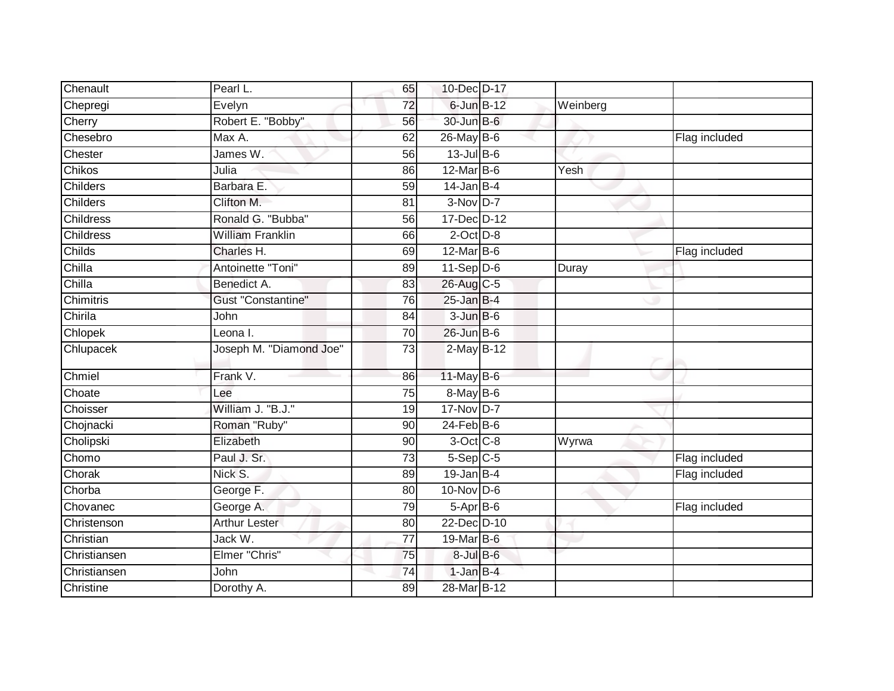| | | | | | | |
|---|---|---|---|---|---|---|
| Chenault | Pearl L. | 65 | 10-Dec | D-17 | | |
| Chepregi | Evelyn | 72 | 6-Jun | B-12 | Weinberg | |
| Cherry | Robert E. "Bobby" | 56 | 30-Jun | B-6 | | |
| Chesebro | Max A. | 62 | 26-May | B-6 | | Flag included |
| Chester | James W. | 56 | 13-Jul | B-6 | | |
| Chikos | Julia | 86 | 12-Mar | B-6 | Yesh | |
| Childers | Barbara E. | 59 | 14-Jan | B-4 | | |
| Childers | Clifton M. | 81 | 3-Nov | D-7 | | |
| Childress | Ronald G. "Bubba" | 56 | 17-Dec | D-12 | | |
| Childress | William Franklin | 66 | 2-Oct | D-8 | | |
| Childs | Charles H. | 69 | 12-Mar | B-6 | | Flag included |
| Chilla | Antoinette "Toni" | 89 | 11-Sep | D-6 | Duray | |
| Chilla | Benedict A. | 83 | 26-Aug | C-5 | | |
| Chimitris | Gust "Constantine" | 76 | 25-Jan | B-4 | | |
| Chirila | John | 84 | 3-Jun | B-6 | | |
| Chlopek | Leona I. | 70 | 26-Jun | B-6 | | |
| Chlupacek | Joseph M. "Diamond Joe" | 73 | 2-May | B-12 | | |
| Chmiel | Frank V. | 86 | 11-May | B-6 | | |
| Choate | Lee | 75 | 8-May | B-6 | | |
| Choisser | William J. "B.J." | 19 | 17-Nov | D-7 | | |
| Chojnacki | Roman "Ruby" | 90 | 24-Feb | B-6 | | |
| Cholipski | Elizabeth | 90 | 3-Oct | C-8 | Wyrwa | |
| Chomo | Paul J. Sr. | 73 | 5-Sep | C-5 | | Flag included |
| Chorak | Nick S. | 89 | 19-Jan | B-4 | | Flag included |
| Chorba | George F. | 80 | 10-Nov | D-6 | | |
| Chovanec | George A. | 79 | 5-Apr | B-6 | | Flag included |
| Christenson | Arthur Lester | 80 | 22-Dec | D-10 | | |
| Christian | Jack W. | 77 | 19-Mar | B-6 | | |
| Christiansen | Elmer "Chris" | 75 | 8-Jul | B-6 | | |
| Christiansen | John | 74 | 1-Jan | B-4 | | |
| Christine | Dorothy A. | 89 | 28-Mar | B-12 | | |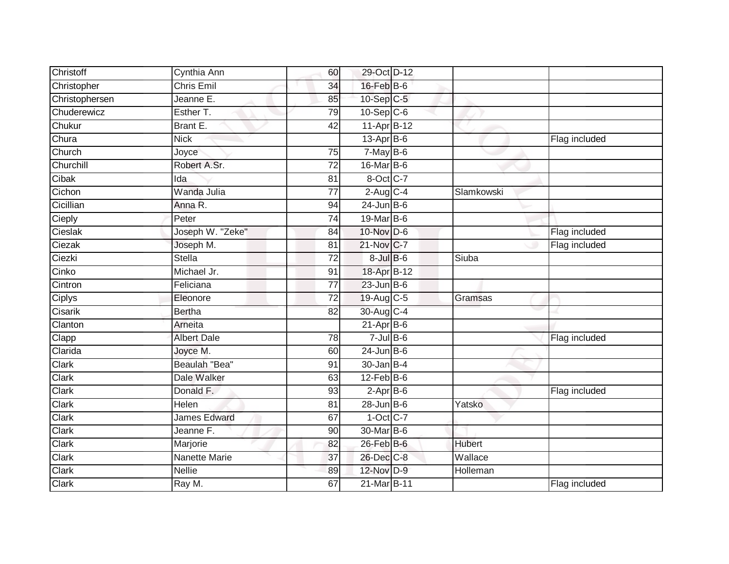| Christoff | Cynthia Ann | 60 | 29-Oct | D-12 | | |
|---|---|---|---|---|---|---|
| Christopher | Chris Emil | 34 | 16-Feb | B-6 | | |
| Christophersen | Jeanne E. | 85 | 10-Sep | C-5 | | |
| Chuderewicz | Esther T. | 79 | 10-Sep | C-6 | | |
| Chukur | Brant E. | 42 | 11-Apr | B-12 | | |
| Chura | Nick | | 13-Apr | B-6 | | Flag included |
| Church | Joyce | 75 | 7-May | B-6 | | |
| Churchill | Robert A.Sr. | 72 | 16-Mar | B-6 | | |
| Cibak | Ida | 81 | 8-Oct | C-7 | | |
| Cichon | Wanda Julia | 77 | 2-Aug | C-4 | Slamkowski | |
| Cicillian | Anna R. | 94 | 24-Jun | B-6 | | |
| Cieply | Peter | 74 | 19-Mar | B-6 | | |
| Cieslak | Joseph W. "Zeke" | 84 | 10-Nov | D-6 | | Flag included |
| Ciezak | Joseph M. | 81 | 21-Nov | C-7 | | Flag included |
| Ciezki | Stella | 72 | 8-Jul | B-6 | Siuba | |
| Cinko | Michael Jr. | 91 | 18-Apr | B-12 | | |
| Cintron | Feliciana | 77 | 23-Jun | B-6 | | |
| Ciplys | Eleonore | 72 | 19-Aug | C-5 | Gramsas | |
| Cisarik | Bertha | 82 | 30-Aug | C-4 | | |
| Clanton | Arneita | | 21-Apr | B-6 | | |
| Clapp | Albert Dale | 78 | 7-Jul | B-6 | | Flag included |
| Clarida | Joyce M. | 60 | 24-Jun | B-6 | | |
| Clark | Beaulah "Bea" | 91 | 30-Jan | B-4 | | |
| Clark | Dale Walker | 63 | 12-Feb | B-6 | | |
| Clark | Donald F. | 93 | 2-Apr | B-6 | | Flag included |
| Clark | Helen | 81 | 28-Jun | B-6 | Yatsko | |
| Clark | James Edward | 67 | 1-Oct | C-7 | | |
| Clark | Jeanne F. | 90 | 30-Mar | B-6 | | |
| Clark | Marjorie | 82 | 26-Feb | B-6 | Hubert | |
| Clark | Nanette Marie | 37 | 26-Dec | C-8 | Wallace | |
| Clark | Nellie | 89 | 12-Nov | D-9 | Holleman | |
| Clark | Ray M. | 67 | 21-Mar | B-11 | | Flag included |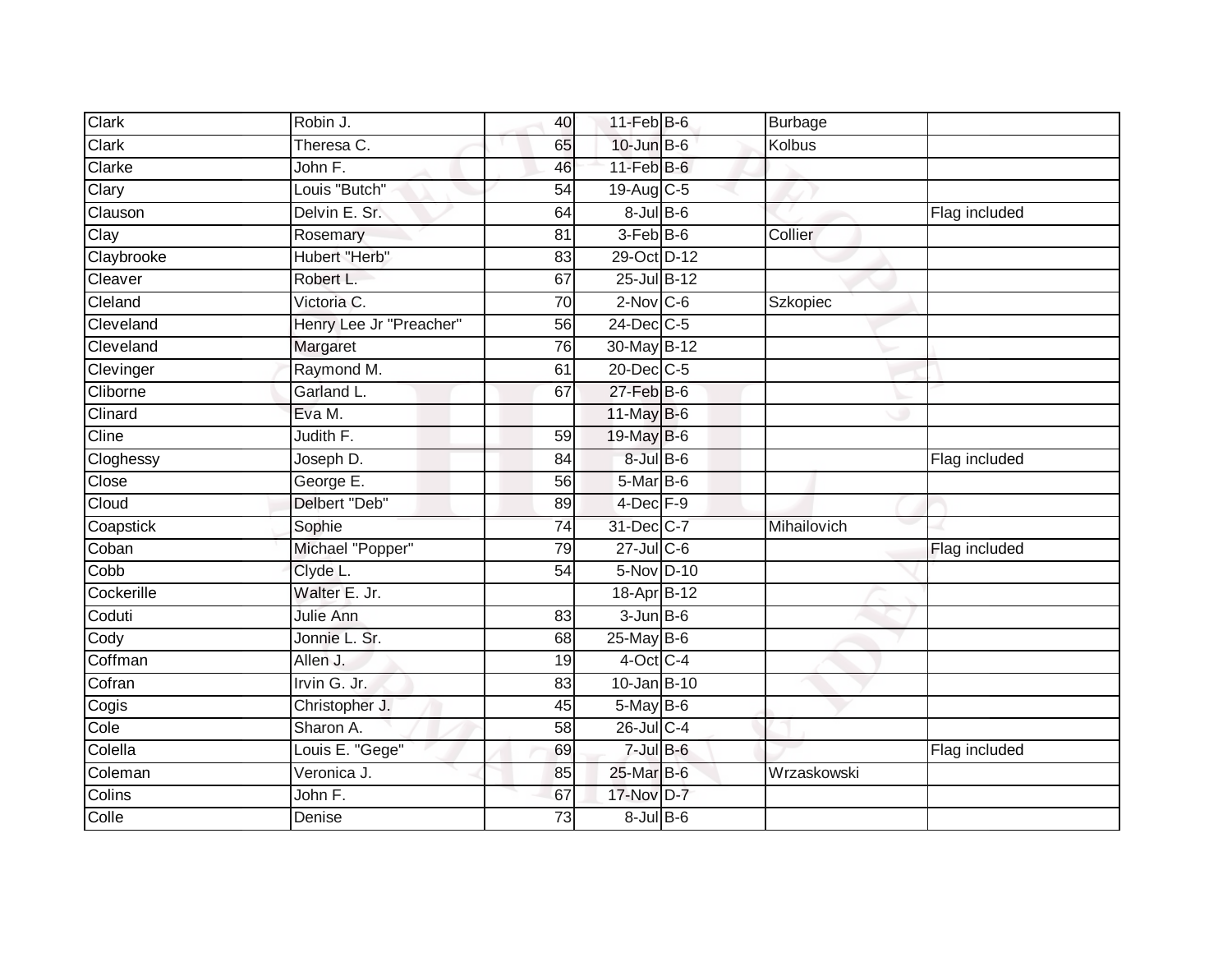| | | | | | | |
|---|---|---|---|---|---|---|
| Clark | Robin J. | 40 | 11-Feb | B-6 | Burbage | |
| Clark | Theresa C. | 65 | 10-Jun | B-6 | Kolbus | |
| Clarke | John F. | 46 | 11-Feb | B-6 | | |
| Clary | Louis "Butch" | 54 | 19-Aug | C-5 | | |
| Clauson | Delvin E. Sr. | 64 | 8-Jul | B-6 | | Flag included |
| Clay | Rosemary | 81 | 3-Feb | B-6 | Collier | |
| Claybrooke | Hubert "Herb" | 83 | 29-Oct | D-12 | | |
| Cleaver | Robert L. | 67 | 25-Jul | B-12 | | |
| Cleland | Victoria C. | 70 | 2-Nov | C-6 | Szkopiec | |
| Cleveland | Henry Lee Jr "Preacher" | 56 | 24-Dec | C-5 | | |
| Cleveland | Margaret | 76 | 30-May | B-12 | | |
| Clevinger | Raymond M. | 61 | 20-Dec | C-5 | | |
| Cliborne | Garland L. | 67 | 27-Feb | B-6 | | |
| Clinard | Eva M. | | 11-May | B-6 | | |
| Cline | Judith F. | 59 | 19-May | B-6 | | |
| Cloghessy | Joseph D. | 84 | 8-Jul | B-6 | | Flag included |
| Close | George E. | 56 | 5-Mar | B-6 | | |
| Cloud | Delbert "Deb" | 89 | 4-Dec | F-9 | | |
| Coapstick | Sophie | 74 | 31-Dec | C-7 | Mihailovich | |
| Coban | Michael "Popper" | 79 | 27-Jul | C-6 | | Flag included |
| Cobb | Clyde L. | 54 | 5-Nov | D-10 | | |
| Cockerille | Walter E. Jr. | | 18-Apr | B-12 | | |
| Coduti | Julie Ann | 83 | 3-Jun | B-6 | | |
| Cody | Jonnie L. Sr. | 68 | 25-May | B-6 | | |
| Coffman | Allen J. | 19 | 4-Oct | C-4 | | |
| Cofran | Irvin G. Jr. | 83 | 10-Jan | B-10 | | |
| Cogis | Christopher J. | 45 | 5-May | B-6 | | |
| Cole | Sharon A. | 58 | 26-Jul | C-4 | | |
| Colella | Louis E. "Gege" | 69 | 7-Jul | B-6 | | Flag included |
| Coleman | Veronica J. | 85 | 25-Mar | B-6 | Wrzaskowski | |
| Colins | John F. | 67 | 17-Nov | D-7 | | |
| Colle | Denise | 73 | 8-Jul | B-6 | | |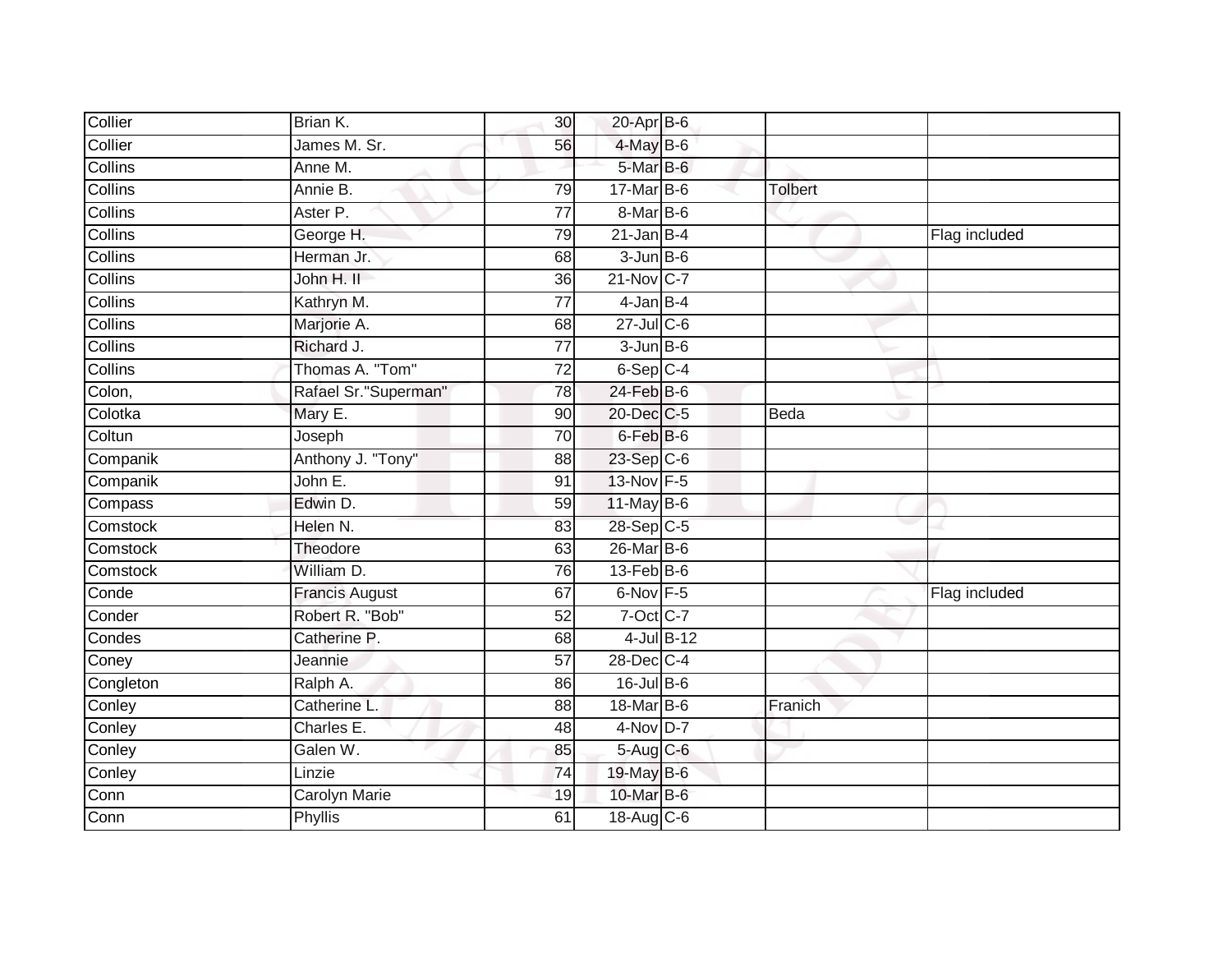| | | | | | | |
|---|---|---|---|---|---|---|
| Collier | Brian K. | 30 | 20-Apr | B-6 | | |
| Collier | James M. Sr. | 56 | 4-May | B-6 | | |
| Collins | Anne M. | | 5-Mar | B-6 | | |
| Collins | Annie B. | 79 | 17-Mar | B-6 | Tolbert | |
| Collins | Aster P. | 77 | 8-Mar | B-6 | | |
| Collins | George H. | 79 | 21-Jan | B-4 | | Flag included |
| Collins | Herman Jr. | 68 | 3-Jun | B-6 | | |
| Collins | John H. II | 36 | 21-Nov | C-7 | | |
| Collins | Kathryn M. | 77 | 4-Jan | B-4 | | |
| Collins | Marjorie A. | 68 | 27-Jul | C-6 | | |
| Collins | Richard J. | 77 | 3-Jun | B-6 | | |
| Collins | Thomas A. "Tom" | 72 | 6-Sep | C-4 | | |
| Colon, | Rafael Sr."Superman" | 78 | 24-Feb | B-6 | | |
| Colotka | Mary E. | 90 | 20-Dec | C-5 | Beda | |
| Coltun | Joseph | 70 | 6-Feb | B-6 | | |
| Companik | Anthony J. "Tony" | 88 | 23-Sep | C-6 | | |
| Companik | John E. | 91 | 13-Nov | F-5 | | |
| Compass | Edwin D. | 59 | 11-May | B-6 | | |
| Comstock | Helen N. | 83 | 28-Sep | C-5 | | |
| Comstock | Theodore | 63 | 26-Mar | B-6 | | |
| Comstock | William D. | 76 | 13-Feb | B-6 | | |
| Conde | Francis August | 67 | 6-Nov | F-5 | | Flag included |
| Conder | Robert R. "Bob" | 52 | 7-Oct | C-7 | | |
| Condes | Catherine P. | 68 | 4-Jul | B-12 | | |
| Coney | Jeannie | 57 | 28-Dec | C-4 | | |
| Congleton | Ralph A. | 86 | 16-Jul | B-6 | | |
| Conley | Catherine L. | 88 | 18-Mar | B-6 | Franich | |
| Conley | Charles E. | 48 | 4-Nov | D-7 | | |
| Conley | Galen W. | 85 | 5-Aug | C-6 | | |
| Conley | Linzie | 74 | 19-May | B-6 | | |
| Conn | Carolyn Marie | 19 | 10-Mar | B-6 | | |
| Conn | Phyllis | 61 | 18-Aug | C-6 | | |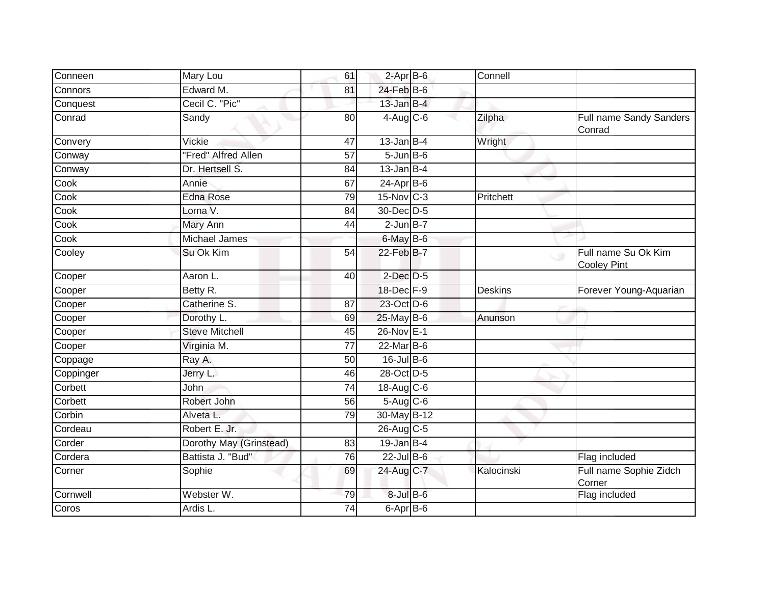| | | | | | | |
|---|---|---|---|---|---|---|
| Conneen | Mary Lou | 61 | 2-Apr | B-6 | Connell | |
| Connors | Edward M. | 81 | 24-Feb | B-6 | | |
| Conquest | Cecil C. "Pic" | | 13-Jan | B-4 | | |
| Conrad | Sandy | 80 | 4-Aug | C-6 | Zilpha | Full name Sandy Sanders Conrad |
| Convery | Vickie | 47 | 13-Jan | B-4 | Wright | |
| Conway | "Fred" Alfred Allen | 57 | 5-Jun | B-6 | | |
| Conway | Dr. Hertsell S. | 84 | 13-Jan | B-4 | | |
| Cook | Annie | 67 | 24-Apr | B-6 | | |
| Cook | Edna Rose | 79 | 15-Nov | C-3 | Pritchett | |
| Cook | Lorna V. | 84 | 30-Dec | D-5 | | |
| Cook | Mary Ann | 44 | 2-Jun | B-7 | | |
| Cook | Michael James | | 6-May | B-6 | | |
| Cooley | Su Ok Kim | 54 | 22-Feb | B-7 | | Full name Su Ok Kim Cooley Pint |
| Cooper | Aaron L. | 40 | 2-Dec | D-5 | | |
| Cooper | Betty R. | | 18-Dec | F-9 | Deskins | Forever Young-Aquarian |
| Cooper | Catherine S. | 87 | 23-Oct | D-6 | | |
| Cooper | Dorothy L. | 69 | 25-May | B-6 | Anunson | |
| Cooper | Steve Mitchell | 45 | 26-Nov | E-1 | | |
| Cooper | Virginia M. | 77 | 22-Mar | B-6 | | |
| Coppage | Ray A. | 50 | 16-Jul | B-6 | | |
| Coppinger | Jerry L. | 46 | 28-Oct | D-5 | | |
| Corbett | John | 74 | 18-Aug | C-6 | | |
| Corbett | Robert John | 56 | 5-Aug | C-6 | | |
| Corbin | Alveta L. | 79 | 30-May | B-12 | | |
| Cordeau | Robert E. Jr. | | 26-Aug | C-5 | | |
| Corder | Dorothy May (Grinstead) | 83 | 19-Jan | B-4 | | |
| Cordera | Battista J. "Bud" | 76 | 22-Jul | B-6 | | Flag included |
| Corner | Sophie | 69 | 24-Aug | C-7 | Kalocinski | Full name Sophie Zidch Corner |
| Cornwell | Webster W. | 79 | 8-Jul | B-6 | | Flag included |
| Coros | Ardis L. | 74 | 6-Apr | B-6 | | |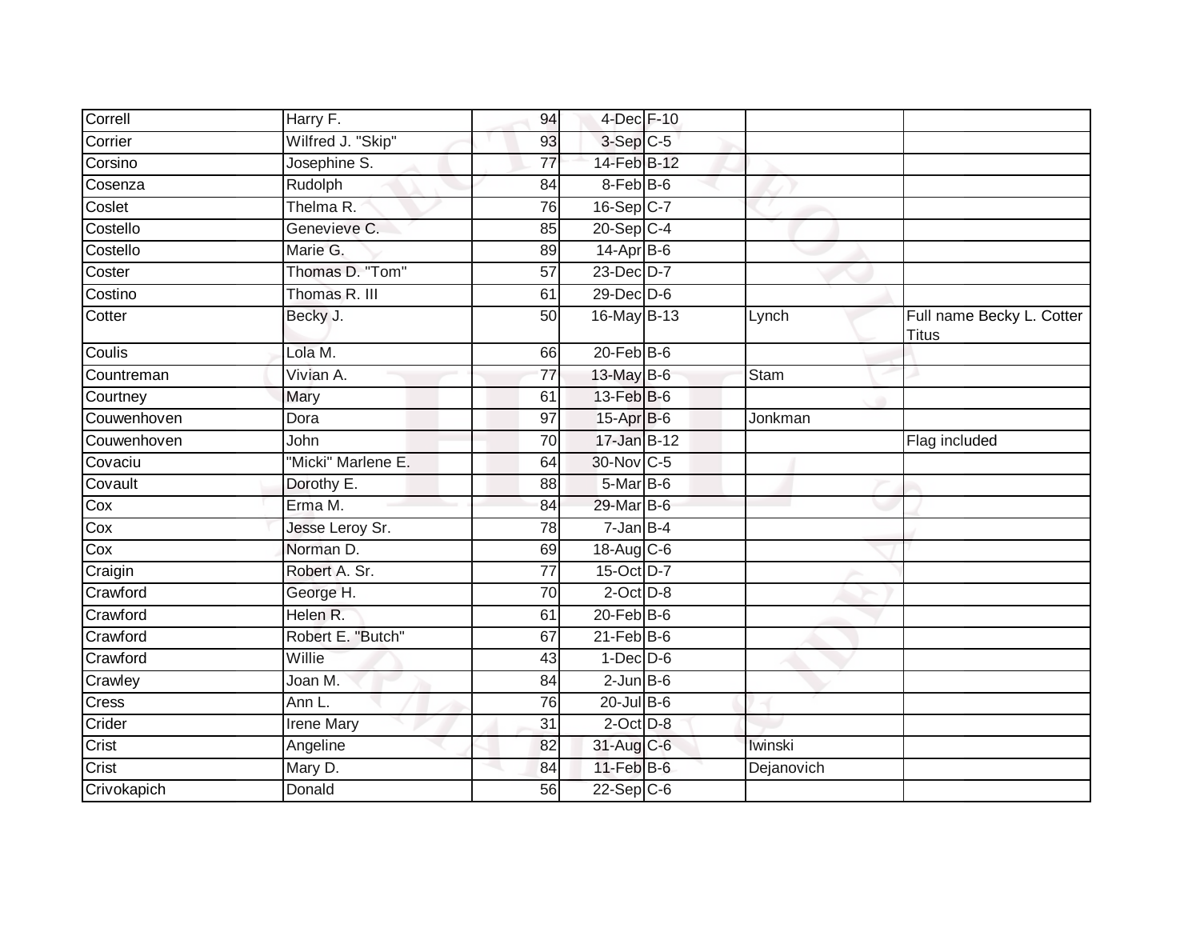| | | | | | | |
|---|---|---|---|---|---|---|
| Correll | Harry F. | 94 | 4-Dec | F-10 | | |
| Corrier | Wilfred J. "Skip" | 93 | 3-Sep | C-5 | | |
| Corsino | Josephine S. | 77 | 14-Feb | B-12 | | |
| Cosenza | Rudolph | 84 | 8-Feb | B-6 | | |
| Coslet | Thelma R. | 76 | 16-Sep | C-7 | | |
| Costello | Genevieve C. | 85 | 20-Sep | C-4 | | |
| Costello | Marie G. | 89 | 14-Apr | B-6 | | |
| Coster | Thomas D. "Tom" | 57 | 23-Dec | D-7 | | |
| Costino | Thomas R. III | 61 | 29-Dec | D-6 | | |
| Cotter | Becky J. | 50 | 16-May | B-13 | Lynch | Full name Becky L. Cotter Titus |
| Coulis | Lola M. | 66 | 20-Feb | B-6 | | |
| Countreman | Vivian A. | 77 | 13-May | B-6 | Stam | |
| Courtney | Mary | 61 | 13-Feb | B-6 | | |
| Couwenhoven | Dora | 97 | 15-Apr | B-6 | Jonkman | |
| Couwenhoven | John | 70 | 17-Jan | B-12 | | Flag included |
| Covaciu | "Micki" Marlene E. | 64 | 30-Nov | C-5 | | |
| Covault | Dorothy E. | 88 | 5-Mar | B-6 | | |
| Cox | Erma M. | 84 | 29-Mar | B-6 | | |
| Cox | Jesse Leroy Sr. | 78 | 7-Jan | B-4 | | |
| Cox | Norman D. | 69 | 18-Aug | C-6 | | |
| Craigin | Robert A. Sr. | 77 | 15-Oct | D-7 | | |
| Crawford | George H. | 70 | 2-Oct | D-8 | | |
| Crawford | Helen R. | 61 | 20-Feb | B-6 | | |
| Crawford | Robert E. "Butch" | 67 | 21-Feb | B-6 | | |
| Crawford | Willie | 43 | 1-Dec | D-6 | | |
| Crawley | Joan M. | 84 | 2-Jun | B-6 | | |
| Cress | Ann L. | 76 | 20-Jul | B-6 | | |
| Crider | Irene Mary | 31 | 2-Oct | D-8 | | |
| Crist | Angeline | 82 | 31-Aug | C-6 | Iwinski | |
| Crist | Mary D. | 84 | 11-Feb | B-6 | Dejanovich | |
| Crivokapich | Donald | 56 | 22-Sep | C-6 | | |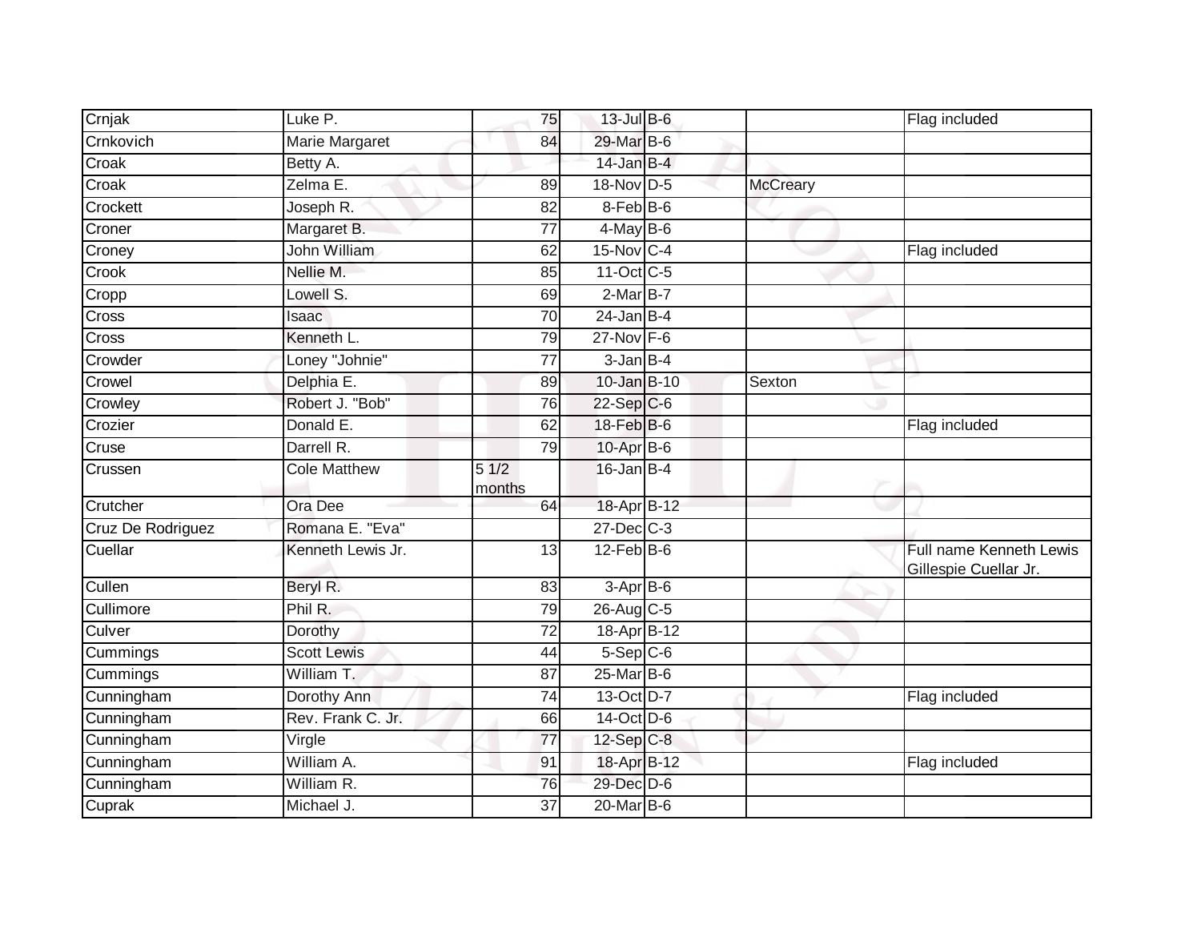| | | | | | | |
|---|---|---|---|---|---|---|
| Crnjak | Luke P. | 75 | 13-Jul | B-6 | | Flag included |
| Crnkovich | Marie Margaret | 84 | 29-Mar | B-6 | | |
| Croak | Betty A. | | 14-Jan | B-4 | | |
| Croak | Zelma E. | 89 | 18-Nov | D-5 | McCreary | |
| Crockett | Joseph R. | 82 | 8-Feb | B-6 | | |
| Croner | Margaret B. | 77 | 4-May | B-6 | | |
| Croney | John William | 62 | 15-Nov | C-4 | | Flag included |
| Crook | Nellie M. | 85 | 11-Oct | C-5 | | |
| Cropp | Lowell S. | 69 | 2-Mar | B-7 | | |
| Cross | Isaac | 70 | 24-Jan | B-4 | | |
| Cross | Kenneth L. | 79 | 27-Nov | F-6 | | |
| Crowder | Loney "Johnie" | 77 | 3-Jan | B-4 | | |
| Crowel | Delphia E. | 89 | 10-Jan | B-10 | Sexton | |
| Crowley | Robert J. "Bob" | 76 | 22-Sep | C-6 | | |
| Crozier | Donald E. | 62 | 18-Feb | B-6 | | Flag included |
| Cruse | Darrell R. | 79 | 10-Apr | B-6 | | |
| Crussen | Cole Matthew | 5 1/2 months | 16-Jan | B-4 | | |
| Crutcher | Ora Dee | 64 | 18-Apr | B-12 | | |
| Cruz De Rodriguez | Romana E. "Eva" | | 27-Dec | C-3 | | |
| Cuellar | Kenneth Lewis Jr. | 13 | 12-Feb | B-6 | | Full name Kenneth Lewis Gillespie Cuellar Jr. |
| Cullen | Beryl R. | 83 | 3-Apr | B-6 | | |
| Cullimore | Phil R. | 79 | 26-Aug | C-5 | | |
| Culver | Dorothy | 72 | 18-Apr | B-12 | | |
| Cummings | Scott Lewis | 44 | 5-Sep | C-6 | | |
| Cummings | William T. | 87 | 25-Mar | B-6 | | |
| Cunningham | Dorothy Ann | 74 | 13-Oct | D-7 | | Flag included |
| Cunningham | Rev. Frank C. Jr. | 66 | 14-Oct | D-6 | | |
| Cunningham | Virgle | 77 | 12-Sep | C-8 | | |
| Cunningham | William A. | 91 | 18-Apr | B-12 | | Flag included |
| Cunningham | William R. | 76 | 29-Dec | D-6 | | |
| Cuprak | Michael J. | 37 | 20-Mar | B-6 | | |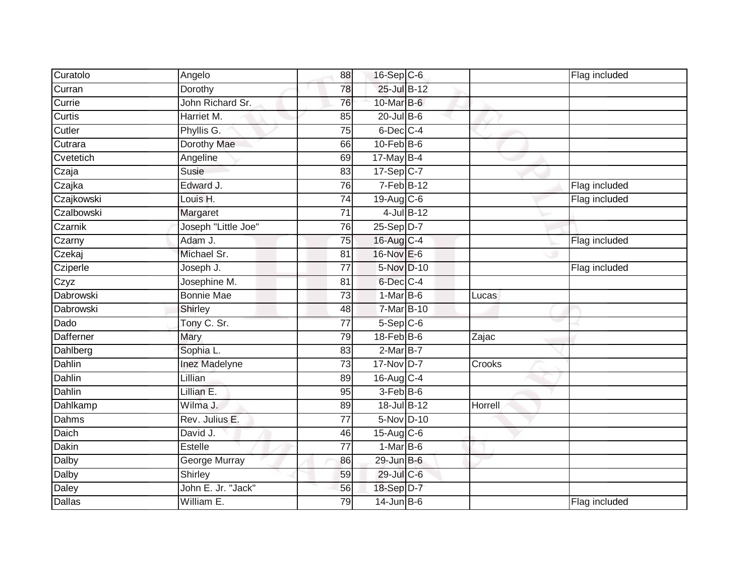| | | | | | | |
|---|---|---|---|---|---|---|
| Curatolo | Angelo | 88 | 16-Sep | C-6 | | Flag included |
| Curran | Dorothy | 78 | 25-Jul | B-12 | | |
| Currie | John Richard Sr. | 76 | 10-Mar | B-6 | | |
| Curtis | Harriet M. | 85 | 20-Jul | B-6 | | |
| Cutler | Phyllis G. | 75 | 6-Dec | C-4 | | |
| Cutrara | Dorothy Mae | 66 | 10-Feb | B-6 | | |
| Cvetetich | Angeline | 69 | 17-May | B-4 | | |
| Czaja | Susie | 83 | 17-Sep | C-7 | | |
| Czajka | Edward J. | 76 | 7-Feb | B-12 | | Flag included |
| Czajkowski | Louis H. | 74 | 19-Aug | C-6 | | Flag included |
| Czalbowski | Margaret | 71 | 4-Jul | B-12 | | |
| Czarnik | Joseph "Little Joe" | 76 | 25-Sep | D-7 | | |
| Czarny | Adam J. | 75 | 16-Aug | C-4 | | Flag included |
| Czekaj | Michael Sr. | 81 | 16-Nov | E-6 | | |
| Cziperle | Joseph J. | 77 | 5-Nov | D-10 | | Flag included |
| Czyz | Josephine M. | 81 | 6-Dec | C-4 | | |
| Dabrowski | Bonnie Mae | 73 | 1-Mar | B-6 | Lucas | |
| Dabrowski | Shirley | 48 | 7-Mar | B-10 | | |
| Dado | Tony C. Sr. | 77 | 5-Sep | C-6 | | |
| Dafferner | Mary | 79 | 18-Feb | B-6 | Zajac | |
| Dahlberg | Sophia L. | 83 | 2-Mar | B-7 | | |
| Dahlin | Inez Madelyne | 73 | 17-Nov | D-7 | Crooks | |
| Dahlin | Lillian | 89 | 16-Aug | C-4 | | |
| Dahlin | Lillian E. | 95 | 3-Feb | B-6 | | |
| Dahlkamp | Wilma J. | 89 | 18-Jul | B-12 | Horrell | |
| Dahms | Rev. Julius E. | 77 | 5-Nov | D-10 | | |
| Daich | David J. | 46 | 15-Aug | C-6 | | |
| Dakin | Estelle | 77 | 1-Mar | B-6 | | |
| Dalby | George Murray | 86 | 29-Jun | B-6 | | |
| Dalby | Shirley | 59 | 29-Jul | C-6 | | |
| Daley | John E. Jr. "Jack" | 56 | 18-Sep | D-7 | | |
| Dallas | William E. | 79 | 14-Jun | B-6 | | Flag included |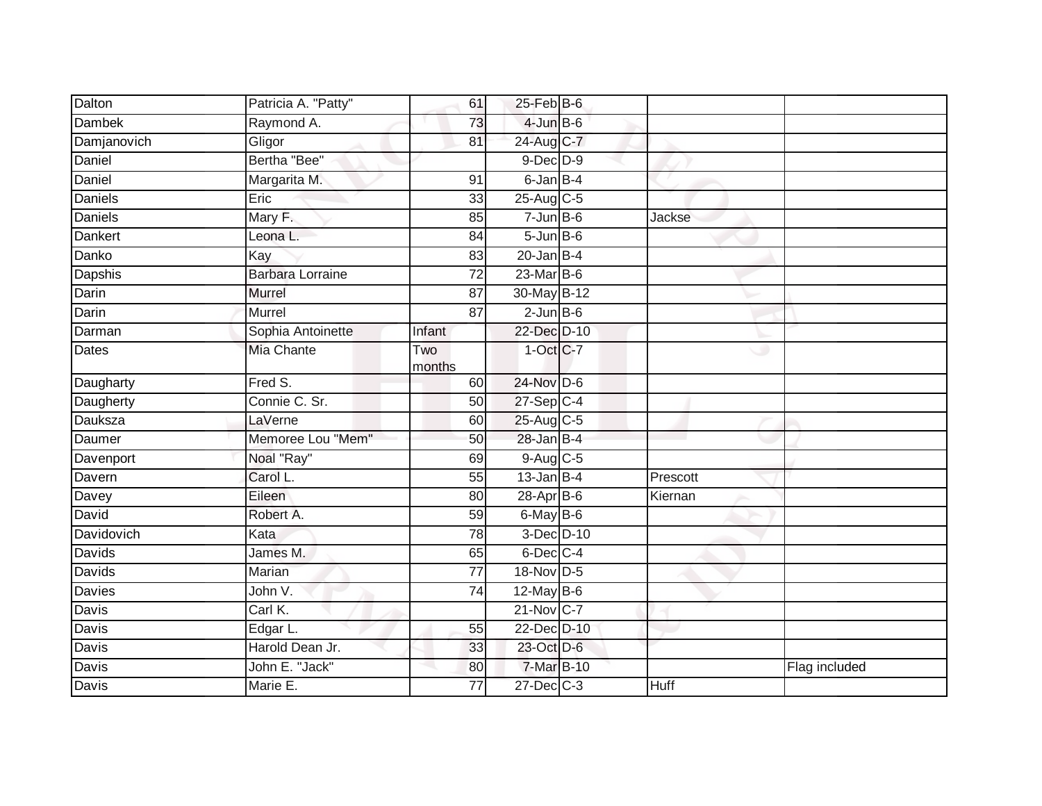| | | | | | | |
|---|---|---|---|---|---|---|
| Dalton | Patricia A. "Patty" | 61 | 25-Feb | B-6 | | |
| Dambek | Raymond A. | 73 | 4-Jun | B-6 | | |
| Damjanovich | Gligor | 81 | 24-Aug | C-7 | | |
| Daniel | Bertha "Bee" | | 9-Dec | D-9 | | |
| Daniel | Margarita M. | 91 | 6-Jan | B-4 | | |
| Daniels | Eric | 33 | 25-Aug | C-5 | | |
| Daniels | Mary F. | 85 | 7-Jun | B-6 | Jackse | |
| Dankert | Leona L. | 84 | 5-Jun | B-6 | | |
| Danko | Kay | 83 | 20-Jan | B-4 | | |
| Dapshis | Barbara Lorraine | 72 | 23-Mar | B-6 | | |
| Darin | Murrel | 87 | 30-May | B-12 | | |
| Darin | Murrel | 87 | 2-Jun | B-6 | | |
| Darman | Sophia Antoinette | Infant | 22-Dec | D-10 | | |
| Dates | Mia Chante | Two months | 1-Oct | C-7 | | |
| Daugharty | Fred S. | 60 | 24-Nov | D-6 | | |
| Daugherty | Connie C. Sr. | 50 | 27-Sep | C-4 | | |
| Dauksza | LaVerne | 60 | 25-Aug | C-5 | | |
| Daumer | Memoree Lou "Mem" | 50 | 28-Jan | B-4 | | |
| Davenport | Noal "Ray" | 69 | 9-Aug | C-5 | | |
| Davern | Carol L. | 55 | 13-Jan | B-4 | Prescott | |
| Davey | Eileen | 80 | 28-Apr | B-6 | Kiernan | |
| David | Robert A. | 59 | 6-May | B-6 | | |
| Davidovich | Kata | 78 | 3-Dec | D-10 | | |
| Davids | James M. | 65 | 6-Dec | C-4 | | |
| Davids | Marian | 77 | 18-Nov | D-5 | | |
| Davies | John V. | 74 | 12-May | B-6 | | |
| Davis | Carl K. | | 21-Nov | C-7 | | |
| Davis | Edgar L. | 55 | 22-Dec | D-10 | | |
| Davis | Harold Dean Jr. | 33 | 23-Oct | D-6 | | |
| Davis | John E. "Jack" | 80 | 7-Mar | B-10 | | Flag included |
| Davis | Marie E. | 77 | 27-Dec | C-3 | Huff | |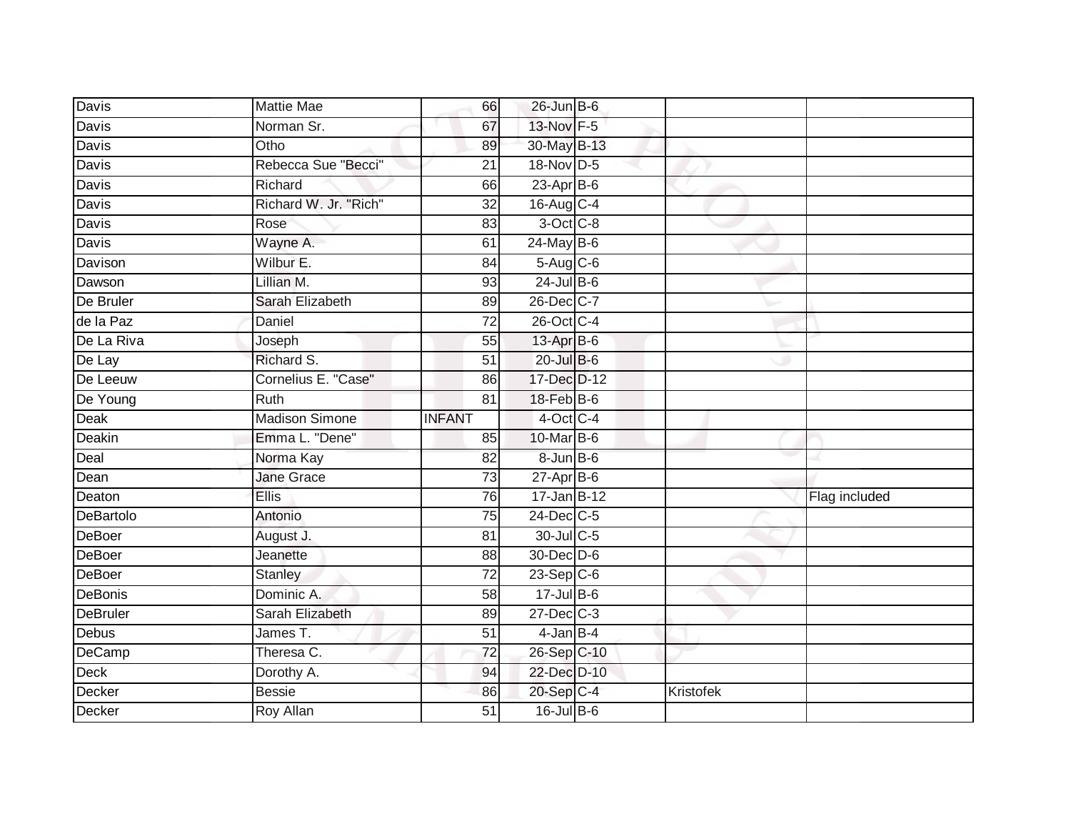| | | | | | | |
|---|---|---|---|---|---|---|
| Davis | Mattie Mae | 66 | 26-Jun | B-6 | | |
| Davis | Norman Sr. | 67 | 13-Nov | F-5 | | |
| Davis | Otho | 89 | 30-May | B-13 | | |
| Davis | Rebecca Sue "Becci" | 21 | 18-Nov | D-5 | | |
| Davis | Richard | 66 | 23-Apr | B-6 | | |
| Davis | Richard W. Jr. "Rich" | 32 | 16-Aug | C-4 | | |
| Davis | Rose | 83 | 3-Oct | C-8 | | |
| Davis | Wayne A. | 61 | 24-May | B-6 | | |
| Davison | Wilbur E. | 84 | 5-Aug | C-6 | | |
| Dawson | Lillian M. | 93 | 24-Jul | B-6 | | |
| De Bruler | Sarah Elizabeth | 89 | 26-Dec | C-7 | | |
| de la Paz | Daniel | 72 | 26-Oct | C-4 | | |
| De La Riva | Joseph | 55 | 13-Apr | B-6 | | |
| De Lay | Richard S. | 51 | 20-Jul | B-6 | | |
| De Leeuw | Cornelius E. "Case" | 86 | 17-Dec | D-12 | | |
| De Young | Ruth | 81 | 18-Feb | B-6 | | |
| Deak | Madison Simone | INFANT | 4-Oct | C-4 | | |
| Deakin | Emma L. "Dene" | 85 | 10-Mar | B-6 | | |
| Deal | Norma Kay | 82 | 8-Jun | B-6 | | |
| Dean | Jane Grace | 73 | 27-Apr | B-6 | | |
| Deaton | Ellis | 76 | 17-Jan | B-12 | | Flag included |
| DeBartolo | Antonio | 75 | 24-Dec | C-5 | | |
| DeBoer | August J. | 81 | 30-Jul | C-5 | | |
| DeBoer | Jeanette | 88 | 30-Dec | D-6 | | |
| DeBoer | Stanley | 72 | 23-Sep | C-6 | | |
| DeBonis | Dominic A. | 58 | 17-Jul | B-6 | | |
| DeBruler | Sarah Elizabeth | 89 | 27-Dec | C-3 | | |
| Debus | James T. | 51 | 4-Jan | B-4 | | |
| DeCamp | Theresa C. | 72 | 26-Sep | C-10 | | |
| Deck | Dorothy A. | 94 | 22-Dec | D-10 | | |
| Decker | Bessie | 86 | 20-Sep | C-4 | Kristofek | |
| Decker | Roy Allan | 51 | 16-Jul | B-6 | | |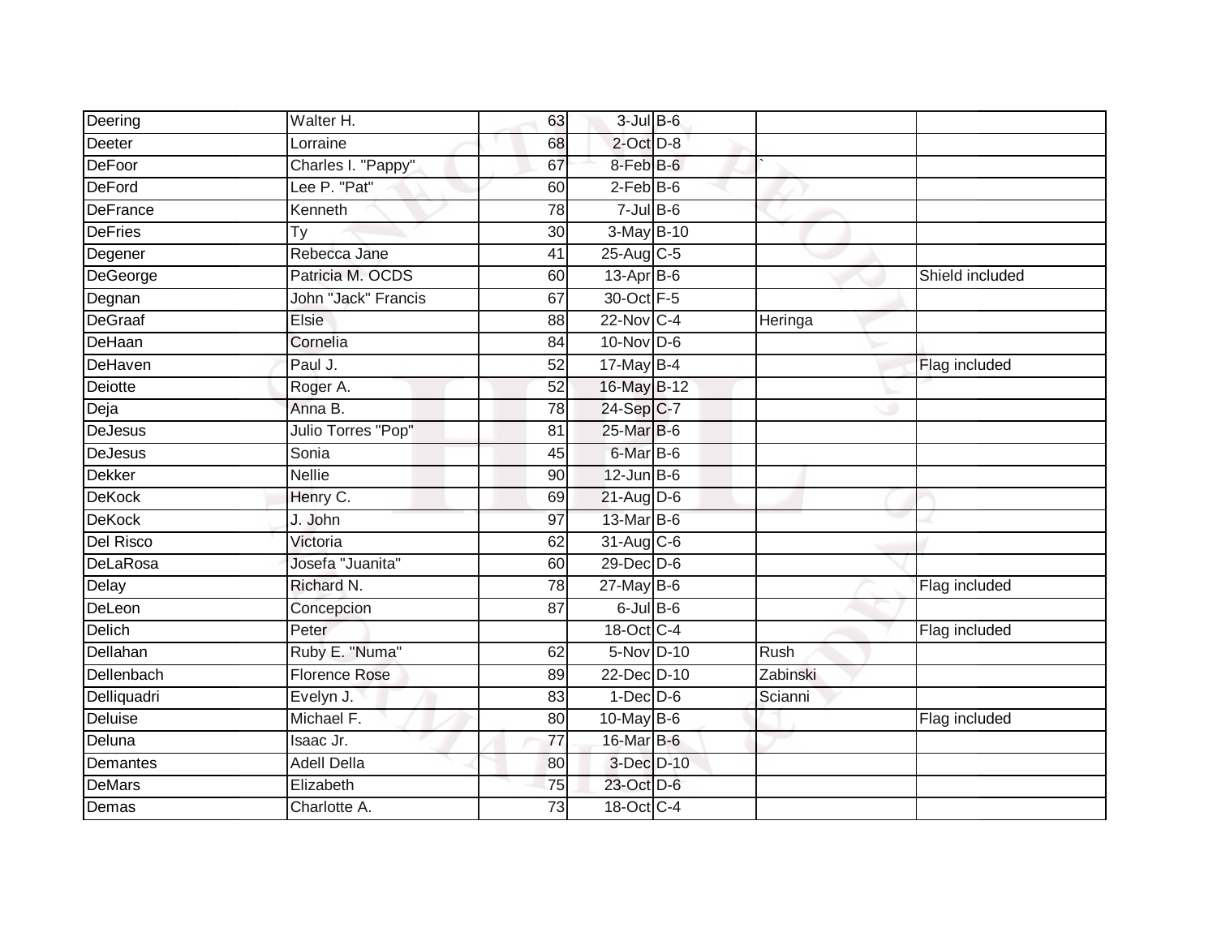| Deering | Walter H. | 63 | 3-Jul | B-6 | | |
|---|---|---|---|---|---|---|
| Deeter | Lorraine | 68 | 2-Oct | D-8 | | |
| DeFoor | Charles I. "Pappy" | 67 | 8-Feb | B-6 | ` | |
| DeFord | Lee P. "Pat" | 60 | 2-Feb | B-6 | | |
| DeFrance | Kenneth | 78 | 7-Jul | B-6 | | |
| DeFries | Ty | 30 | 3-May | B-10 | | |
| Degener | Rebecca Jane | 41 | 25-Aug | C-5 | | |
| DeGeorge | Patricia M. OCDS | 60 | 13-Apr | B-6 | | Shield included |
| Degnan | John "Jack" Francis | 67 | 30-Oct | F-5 | | |
| DeGraaf | Elsie | 88 | 22-Nov | C-4 | Heringa | |
| DeHaan | Cornelia | 84 | 10-Nov | D-6 | | |
| DeHaven | Paul J. | 52 | 17-May | B-4 | | Flag included |
| Deiotte | Roger A. | 52 | 16-May | B-12 | | |
| Deja | Anna B. | 78 | 24-Sep | C-7 | | |
| DeJesus | Julio Torres "Pop" | 81 | 25-Mar | B-6 | | |
| DeJesus | Sonia | 45 | 6-Mar | B-6 | | |
| Dekker | Nellie | 90 | 12-Jun | B-6 | | |
| DeKock | Henry C. | 69 | 21-Aug | D-6 | | |
| DeKock | J. John | 97 | 13-Mar | B-6 | | |
| Del Risco | Victoria | 62 | 31-Aug | C-6 | | |
| DeLaRosa | Josefa "Juanita" | 60 | 29-Dec | D-6 | | |
| Delay | Richard N. | 78 | 27-May | B-6 | | Flag included |
| DeLeon | Concepcion | 87 | 6-Jul | B-6 | | |
| Delich | Peter | | 18-Oct | C-4 | | Flag included |
| Dellahan | Ruby E. "Numa" | 62 | 5-Nov | D-10 | Rush | |
| Dellenbach | Florence Rose | 89 | 22-Dec | D-10 | Zabinski | |
| Delliquadri | Evelyn J. | 83 | 1-Dec | D-6 | Scianni | |
| Deluise | Michael F. | 80 | 10-May | B-6 | | Flag included |
| Deluna | Isaac Jr. | 77 | 16-Mar | B-6 | | |
| Demantes | Adell Della | 80 | 3-Dec | D-10 | | |
| DeMars | Elizabeth | 75 | 23-Oct | D-6 | | |
| Demas | Charlotte A. | 73 | 18-Oct | C-4 | | |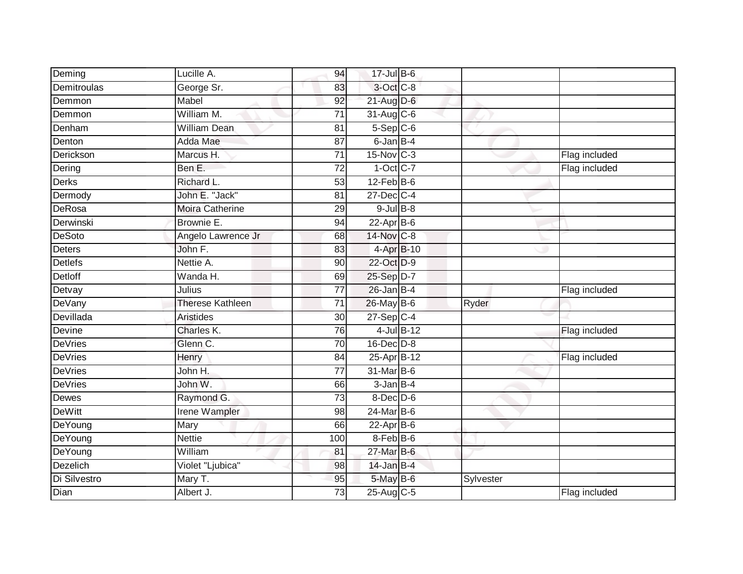| | | | | | | |
|---|---|---|---|---|---|---|
| Deming | Lucille A. | 94 | 17-Jul | B-6 | | |
| Demitroulas | George Sr. | 83 | 3-Oct | C-8 | | |
| Demmon | Mabel | 92 | 21-Aug | D-6 | | |
| Demmon | William M. | 71 | 31-Aug | C-6 | | |
| Denham | William Dean | 81 | 5-Sep | C-6 | | |
| Denton | Adda Mae | 87 | 6-Jan | B-4 | | |
| Derickson | Marcus H. | 71 | 15-Nov | C-3 | | Flag included |
| Dering | Ben E. | 72 | 1-Oct | C-7 | | Flag included |
| Derks | Richard L. | 53 | 12-Feb | B-6 | | |
| Dermody | John E. "Jack" | 81 | 27-Dec | C-4 | | |
| DeRosa | Moira Catherine | 29 | 9-Jul | B-8 | | |
| Derwinski | Brownie E. | 94 | 22-Apr | B-6 | | |
| DeSoto | Angelo Lawrence Jr | 68 | 14-Nov | C-8 | | |
| Deters | John F. | 83 | 4-Apr | B-10 | | |
| Detlefs | Nettie A. | 90 | 22-Oct | D-9 | | |
| Detloff | Wanda H. | 69 | 25-Sep | D-7 | | |
| Detvay | Julius | 77 | 26-Jan | B-4 | | Flag included |
| DeVany | Therese Kathleen | 71 | 26-May | B-6 | Ryder | |
| Devillada | Aristides | 30 | 27-Sep | C-4 | | |
| Devine | Charles K. | 76 | 4-Jul | B-12 | | Flag included |
| DeVries | Glenn C. | 70 | 16-Dec | D-8 | | |
| DeVries | Henry | 84 | 25-Apr | B-12 | | Flag included |
| DeVries | John H. | 77 | 31-Mar | B-6 | | |
| DeVries | John W. | 66 | 3-Jan | B-4 | | |
| Dewes | Raymond G. | 73 | 8-Dec | D-6 | | |
| DeWitt | Irene Wampler | 98 | 24-Mar | B-6 | | |
| DeYoung | Mary | 66 | 22-Apr | B-6 | | |
| DeYoung | Nettie | 100 | 8-Feb | B-6 | | |
| DeYoung | William | 81 | 27-Mar | B-6 | | |
| Dezelich | Violet "Ljubica" | 98 | 14-Jan | B-4 | | |
| Di Silvestro | Mary T. | 95 | 5-May | B-6 | Sylvester | |
| Dian | Albert J. | 73 | 25-Aug | C-5 | | Flag included |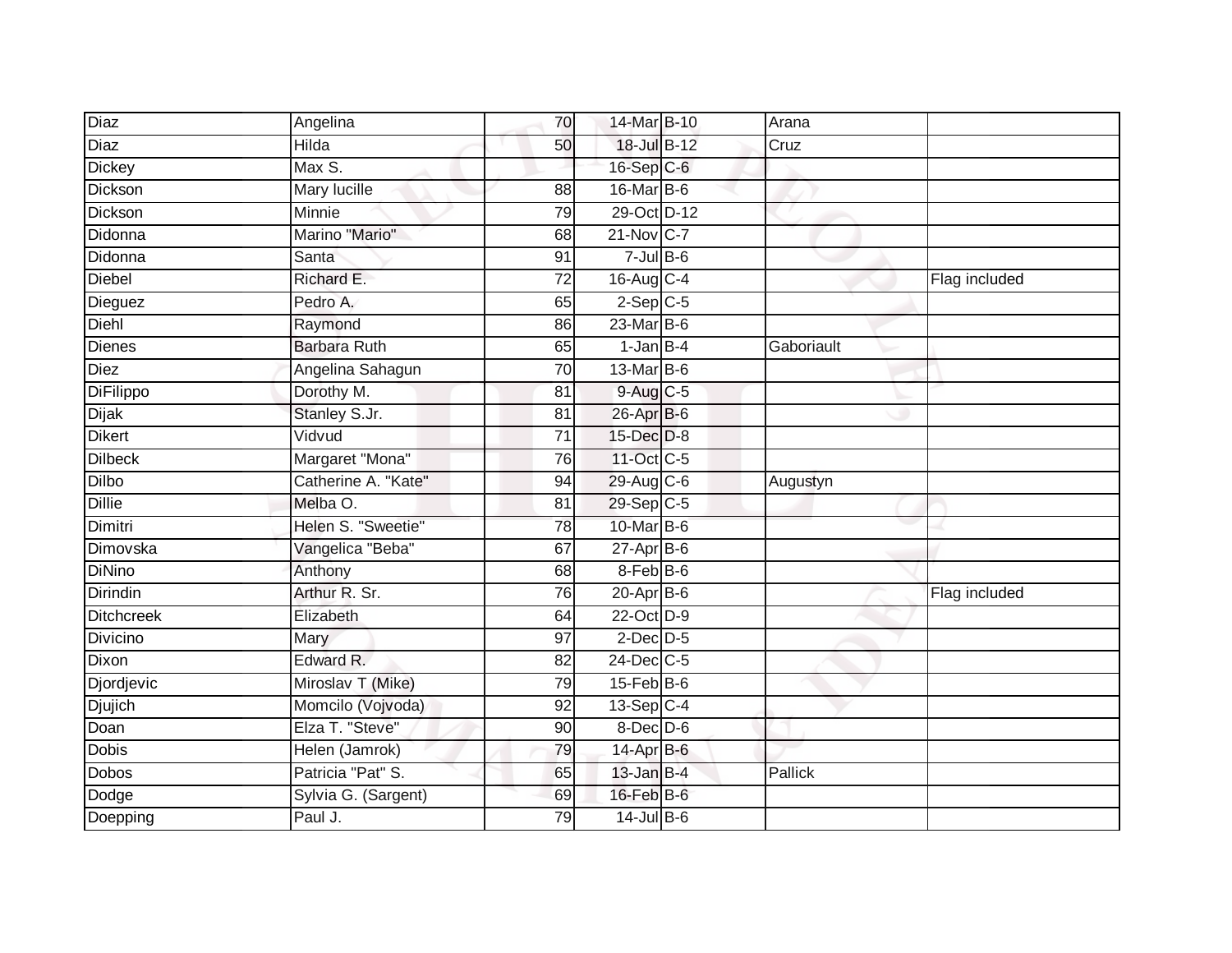| | | | | | | |
|---|---|---|---|---|---|---|
| Diaz | Angelina | 70 | 14-Mar | B-10 | Arana | |
| Diaz | Hilda | 50 | 18-Jul | B-12 | Cruz | |
| Dickey | Max S. | | 16-Sep | C-6 | | |
| Dickson | Mary lucille | 88 | 16-Mar | B-6 | | |
| Dickson | Minnie | 79 | 29-Oct | D-12 | | |
| Didonna | Marino "Mario" | 68 | 21-Nov | C-7 | | |
| Didonna | Santa | 91 | 7-Jul | B-6 | | |
| Diebel | Richard E. | 72 | 16-Aug | C-4 | | Flag included |
| Dieguez | Pedro A. | 65 | 2-Sep | C-5 | | |
| Diehl | Raymond | 86 | 23-Mar | B-6 | | |
| Dienes | Barbara Ruth | 65 | 1-Jan | B-4 | Gaboriault | |
| Diez | Angelina Sahagun | 70 | 13-Mar | B-6 | | |
| DiFilippo | Dorothy M. | 81 | 9-Aug | C-5 | | |
| Dijak | Stanley S.Jr. | 81 | 26-Apr | B-6 | | |
| Dikert | Vidvud | 71 | 15-Dec | D-8 | | |
| Dilbeck | Margaret "Mona" | 76 | 11-Oct | C-5 | | |
| Dilbo | Catherine A. "Kate" | 94 | 29-Aug | C-6 | Augustyn | |
| Dillie | Melba O. | 81 | 29-Sep | C-5 | | |
| Dimitri | Helen S. "Sweetie" | 78 | 10-Mar | B-6 | | |
| Dimovska | Vangelica "Beba" | 67 | 27-Apr | B-6 | | |
| DiNino | Anthony | 68 | 8-Feb | B-6 | | |
| Dirindin | Arthur R. Sr. | 76 | 20-Apr | B-6 | | Flag included |
| Ditchcreek | Elizabeth | 64 | 22-Oct | D-9 | | |
| Divicino | Mary | 97 | 2-Dec | D-5 | | |
| Dixon | Edward R. | 82 | 24-Dec | C-5 | | |
| Djordjevic | Miroslav T (Mike) | 79 | 15-Feb | B-6 | | |
| Djujich | Momcilo (Vojvoda) | 92 | 13-Sep | C-4 | | |
| Doan | Elza T. "Steve" | 90 | 8-Dec | D-6 | | |
| Dobis | Helen (Jamrok) | 79 | 14-Apr | B-6 | | |
| Dobos | Patricia "Pat" S. | 65 | 13-Jan | B-4 | Pallick | |
| Dodge | Sylvia G. (Sargent) | 69 | 16-Feb | B-6 | | |
| Doepping | Paul J. | 79 | 14-Jul | B-6 | | |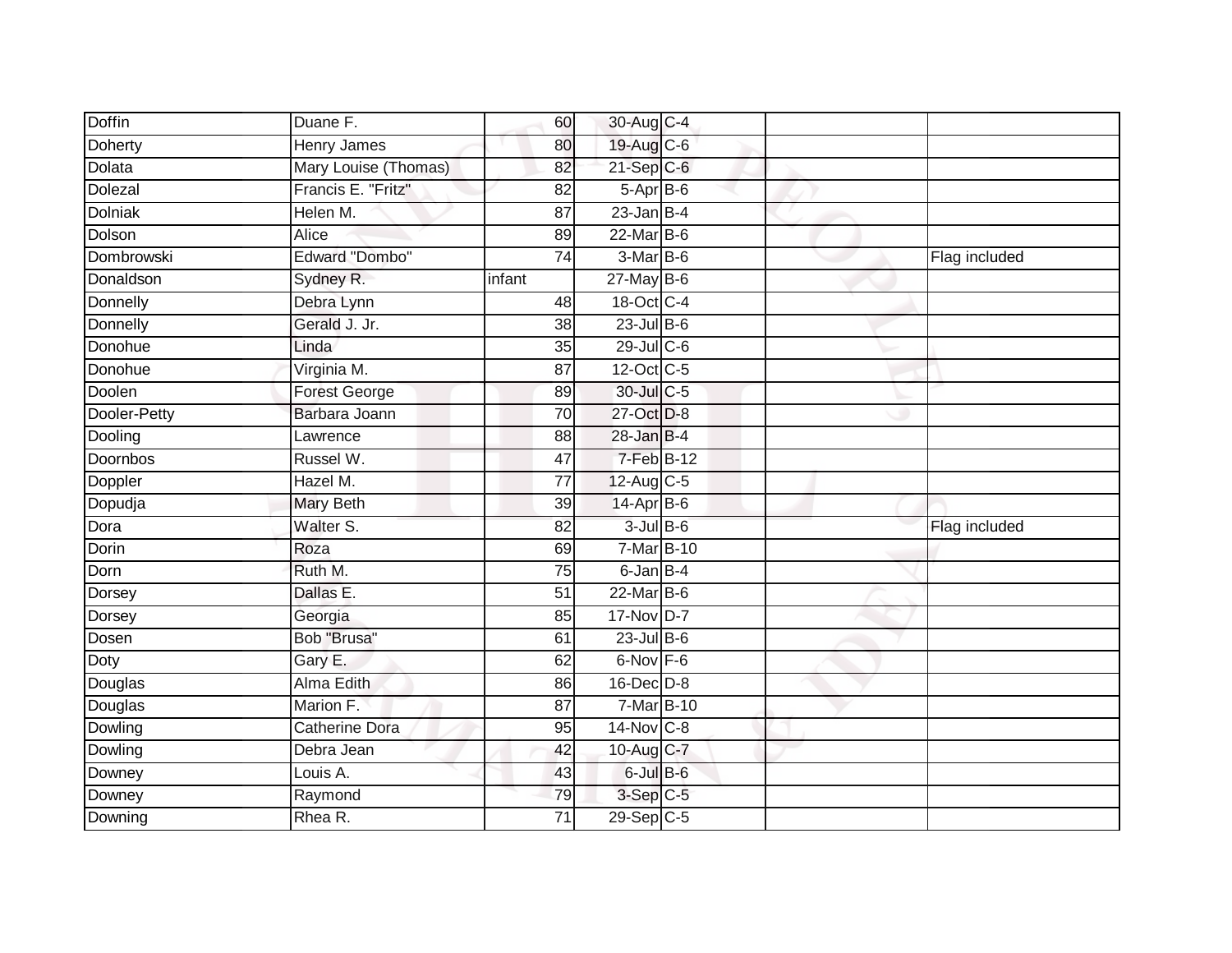| | | | | | | |
|---|---|---|---|---|---|---|
| Doffin | Duane F. | 60 | 30-Aug | C-4 | | |
| Doherty | Henry James | 80 | 19-Aug | C-6 | | |
| Dolata | Mary Louise (Thomas) | 82 | 21-Sep | C-6 | | |
| Dolezal | Francis E. "Fritz" | 82 | 5-Apr | B-6 | | |
| Dolniak | Helen M. | 87 | 23-Jan | B-4 | | |
| Dolson | Alice | 89 | 22-Mar | B-6 | | |
| Dombrowski | Edward "Dombo" | 74 | 3-Mar | B-6 | | Flag included |
| Donaldson | Sydney R. | infant | 27-May | B-6 | | |
| Donnelly | Debra Lynn | 48 | 18-Oct | C-4 | | |
| Donnelly | Gerald J. Jr. | 38 | 23-Jul | B-6 | | |
| Donohue | Linda | 35 | 29-Jul | C-6 | | |
| Donohue | Virginia M. | 87 | 12-Oct | C-5 | | |
| Doolen | Forest George | 89 | 30-Jul | C-5 | | |
| Dooler-Petty | Barbara Joann | 70 | 27-Oct | D-8 | | |
| Dooling | Lawrence | 88 | 28-Jan | B-4 | | |
| Doornbos | Russel W. | 47 | 7-Feb | B-12 | | |
| Doppler | Hazel M. | 77 | 12-Aug | C-5 | | |
| Dopudja | Mary Beth | 39 | 14-Apr | B-6 | | |
| Dora | Walter S. | 82 | 3-Jul | B-6 | | Flag included |
| Dorin | Roza | 69 | 7-Mar | B-10 | | |
| Dorn | Ruth M. | 75 | 6-Jan | B-4 | | |
| Dorsey | Dallas E. | 51 | 22-Mar | B-6 | | |
| Dorsey | Georgia | 85 | 17-Nov | D-7 | | |
| Dosen | Bob "Brusa" | 61 | 23-Jul | B-6 | | |
| Doty | Gary E. | 62 | 6-Nov | F-6 | | |
| Douglas | Alma Edith | 86 | 16-Dec | D-8 | | |
| Douglas | Marion F. | 87 | 7-Mar | B-10 | | |
| Dowling | Catherine Dora | 95 | 14-Nov | C-8 | | |
| Dowling | Debra Jean | 42 | 10-Aug | C-7 | | |
| Downey | Louis A. | 43 | 6-Jul | B-6 | | |
| Downey | Raymond | 79 | 3-Sep | C-5 | | |
| Downing | Rhea R. | 71 | 29-Sep | C-5 | | |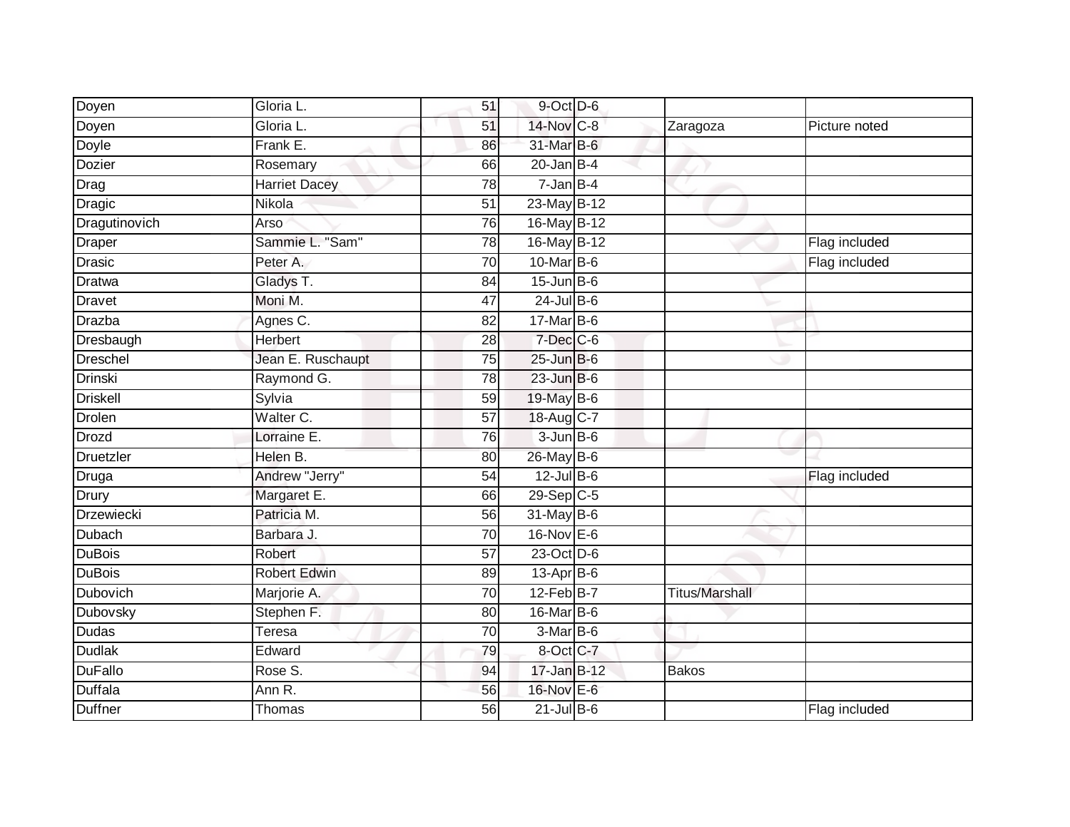| | | | | | | |
|---|---|---|---|---|---|---|
| Doyen | Gloria L. | 51 | 9-Oct | D-6 | | |
| Doyen | Gloria L. | 51 | 14-Nov | C-8 | Zaragoza | Picture noted |
| Doyle | Frank E. | 86 | 31-Mar | B-6 | | |
| Dozier | Rosemary | 66 | 20-Jan | B-4 | | |
| Drag | Harriet Dacey | 78 | 7-Jan | B-4 | | |
| Dragic | Nikola | 51 | 23-May | B-12 | | |
| Dragutinovich | Arso | 76 | 16-May | B-12 | | |
| Draper | Sammie L. "Sam" | 78 | 16-May | B-12 | | Flag included |
| Drasic | Peter A. | 70 | 10-Mar | B-6 | | Flag included |
| Dratwa | Gladys T. | 84 | 15-Jun | B-6 | | |
| Dravet | Moni M. | 47 | 24-Jul | B-6 | | |
| Drazba | Agnes C. | 82 | 17-Mar | B-6 | | |
| Dresbaugh | Herbert | 28 | 7-Dec | C-6 | | |
| Dreschel | Jean E. Ruschaupt | 75 | 25-Jun | B-6 | | |
| Drinski | Raymond G. | 78 | 23-Jun | B-6 | | |
| Driskell | Sylvia | 59 | 19-May | B-6 | | |
| Drolen | Walter C. | 57 | 18-Aug | C-7 | | |
| Drozd | Lorraine E. | 76 | 3-Jun | B-6 | | |
| Druetzler | Helen B. | 80 | 26-May | B-6 | | |
| Druga | Andrew "Jerry" | 54 | 12-Jul | B-6 | | Flag included |
| Drury | Margaret E. | 66 | 29-Sep | C-5 | | |
| Drzewiecki | Patricia M. | 56 | 31-May | B-6 | | |
| Dubach | Barbara J. | 70 | 16-Nov | E-6 | | |
| DuBois | Robert | 57 | 23-Oct | D-6 | | |
| DuBois | Robert Edwin | 89 | 13-Apr | B-6 | | |
| Dubovich | Marjorie A. | 70 | 12-Feb | B-7 | Titus/Marshall | |
| Dubovsky | Stephen F. | 80 | 16-Mar | B-6 | | |
| Dudas | Teresa | 70 | 3-Mar | B-6 | | |
| Dudlak | Edward | 79 | 8-Oct | C-7 | | |
| DuFallo | Rose S. | 94 | 17-Jan | B-12 | Bakos | |
| Duffala | Ann R. | 56 | 16-Nov | E-6 | | |
| Duffner | Thomas | 56 | 21-Jul | B-6 | | Flag included |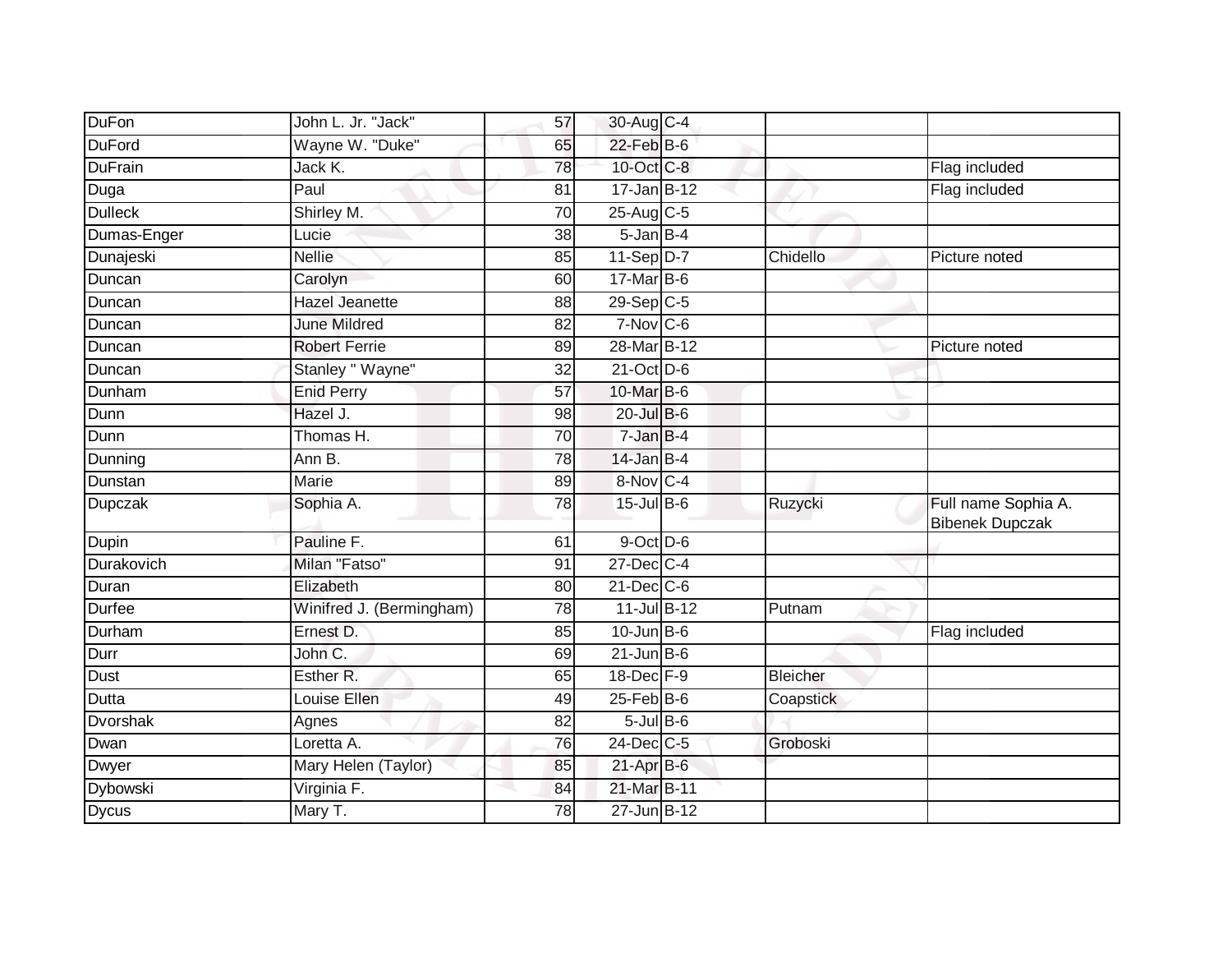| | | | | | | |
|---|---|---|---|---|---|---|
| DuFon | John L. Jr. "Jack" | 57 | 30-Aug | C-4 | | |
| DuFord | Wayne W. "Duke" | 65 | 22-Feb | B-6 | | |
| DuFrain | Jack K. | 78 | 10-Oct | C-8 | | Flag included |
| Duga | Paul | 81 | 17-Jan | B-12 | | Flag included |
| Dulleck | Shirley M. | 70 | 25-Aug | C-5 | | |
| Dumas-Enger | Lucie | 38 | 5-Jan | B-4 | | |
| Dunajeski | Nellie | 85 | 11-Sep | D-7 | Chidello | Picture noted |
| Duncan | Carolyn | 60 | 17-Mar | B-6 | | |
| Duncan | Hazel Jeanette | 88 | 29-Sep | C-5 | | |
| Duncan | June Mildred | 82 | 7-Nov | C-6 | | |
| Duncan | Robert Ferrie | 89 | 28-Mar | B-12 | | Picture noted |
| Duncan | Stanley " Wayne" | 32 | 21-Oct | D-6 | | |
| Dunham | Enid Perry | 57 | 10-Mar | B-6 | | |
| Dunn | Hazel J. | 98 | 20-Jul | B-6 | | |
| Dunn | Thomas H. | 70 | 7-Jan | B-4 | | |
| Dunning | Ann B. | 78 | 14-Jan | B-4 | | |
| Dunstan | Marie | 89 | 8-Nov | C-4 | | |
| Dupczak | Sophia A. | 78 | 15-Jul | B-6 | Ruzycki | Full name Sophia A. Bibenek Dupczak |
| Dupin | Pauline F. | 61 | 9-Oct | D-6 | | |
| Durakovich | Milan "Fatso" | 91 | 27-Dec | C-4 | | |
| Duran | Elizabeth | 80 | 21-Dec | C-6 | | |
| Durfee | Winifred J. (Bermingham) | 78 | 11-Jul | B-12 | Putnam | |
| Durham | Ernest D. | 85 | 10-Jun | B-6 | | Flag included |
| Durr | John C. | 69 | 21-Jun | B-6 | | |
| Dust | Esther R. | 65 | 18-Dec | F-9 | Bleicher | |
| Dutta | Louise Ellen | 49 | 25-Feb | B-6 | Coapstick | |
| Dvorshak | Agnes | 82 | 5-Jul | B-6 | | |
| Dwan | Loretta A. | 76 | 24-Dec | C-5 | Groboski | |
| Dwyer | Mary Helen (Taylor) | 85 | 21-Apr | B-6 | | |
| Dybowski | Virginia F. | 84 | 21-Mar | B-11 | | |
| Dycus | Mary T. | 78 | 27-Jun | B-12 | | |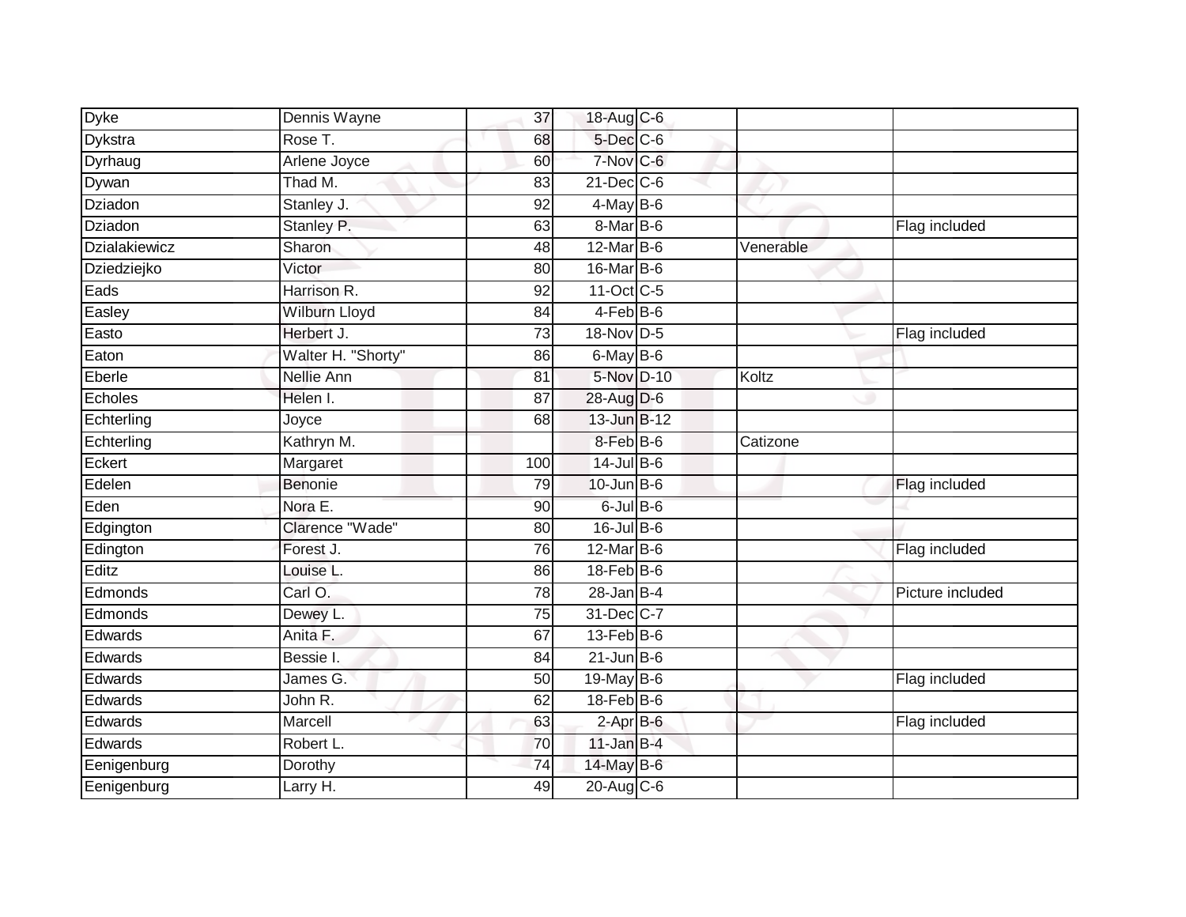| Dyke | Dennis Wayne | 37 | 18-Aug | C-6 | | |
|---|---|---|---|---|---|---|
| Dykstra | Rose T. | 68 | 5-Dec | C-6 | | |
| Dyrhaug | Arlene Joyce | 60 | 7-Nov | C-6 | | |
| Dywan | Thad M. | 83 | 21-Dec | C-6 | | |
| Dziadon | Stanley J. | 92 | 4-May | B-6 | | |
| Dziadon | Stanley P. | 63 | 8-Mar | B-6 | | Flag included |
| Dzialakiewicz | Sharon | 48 | 12-Mar | B-6 | Venerable | |
| Dziedziejko | Victor | 80 | 16-Mar | B-6 | | |
| Eads | Harrison R. | 92 | 11-Oct | C-5 | | |
| Easley | Wilburn Lloyd | 84 | 4-Feb | B-6 | | |
| Easto | Herbert J. | 73 | 18-Nov | D-5 | | Flag included |
| Eaton | Walter H. "Shorty" | 86 | 6-May | B-6 | | |
| Eberle | Nellie Ann | 81 | 5-Nov | D-10 | Koltz | |
| Echoles | Helen I. | 87 | 28-Aug | D-6 | | |
| Echterling | Joyce | 68 | 13-Jun | B-12 | | |
| Echterling | Kathryn M. | | 8-Feb | B-6 | Catizone | |
| Eckert | Margaret | 100 | 14-Jul | B-6 | | |
| Edelen | Benonie | 79 | 10-Jun | B-6 | | Flag included |
| Eden | Nora E. | 90 | 6-Jul | B-6 | | |
| Edgington | Clarence "Wade" | 80 | 16-Jul | B-6 | | |
| Edington | Forest J. | 76 | 12-Mar | B-6 | | Flag included |
| Editz | Louise L. | 86 | 18-Feb | B-6 | | |
| Edmonds | Carl O. | 78 | 28-Jan | B-4 | | Picture included |
| Edmonds | Dewey L. | 75 | 31-Dec | C-7 | | |
| Edwards | Anita F. | 67 | 13-Feb | B-6 | | |
| Edwards | Bessie I. | 84 | 21-Jun | B-6 | | |
| Edwards | James G. | 50 | 19-May | B-6 | | Flag included |
| Edwards | John R. | 62 | 18-Feb | B-6 | | |
| Edwards | Marcell | 63 | 2-Apr | B-6 | | Flag included |
| Edwards | Robert L. | 70 | 11-Jan | B-4 | | |
| Eenigenburg | Dorothy | 74 | 14-May | B-6 | | |
| Eenigenburg | Larry H. | 49 | 20-Aug | C-6 | | |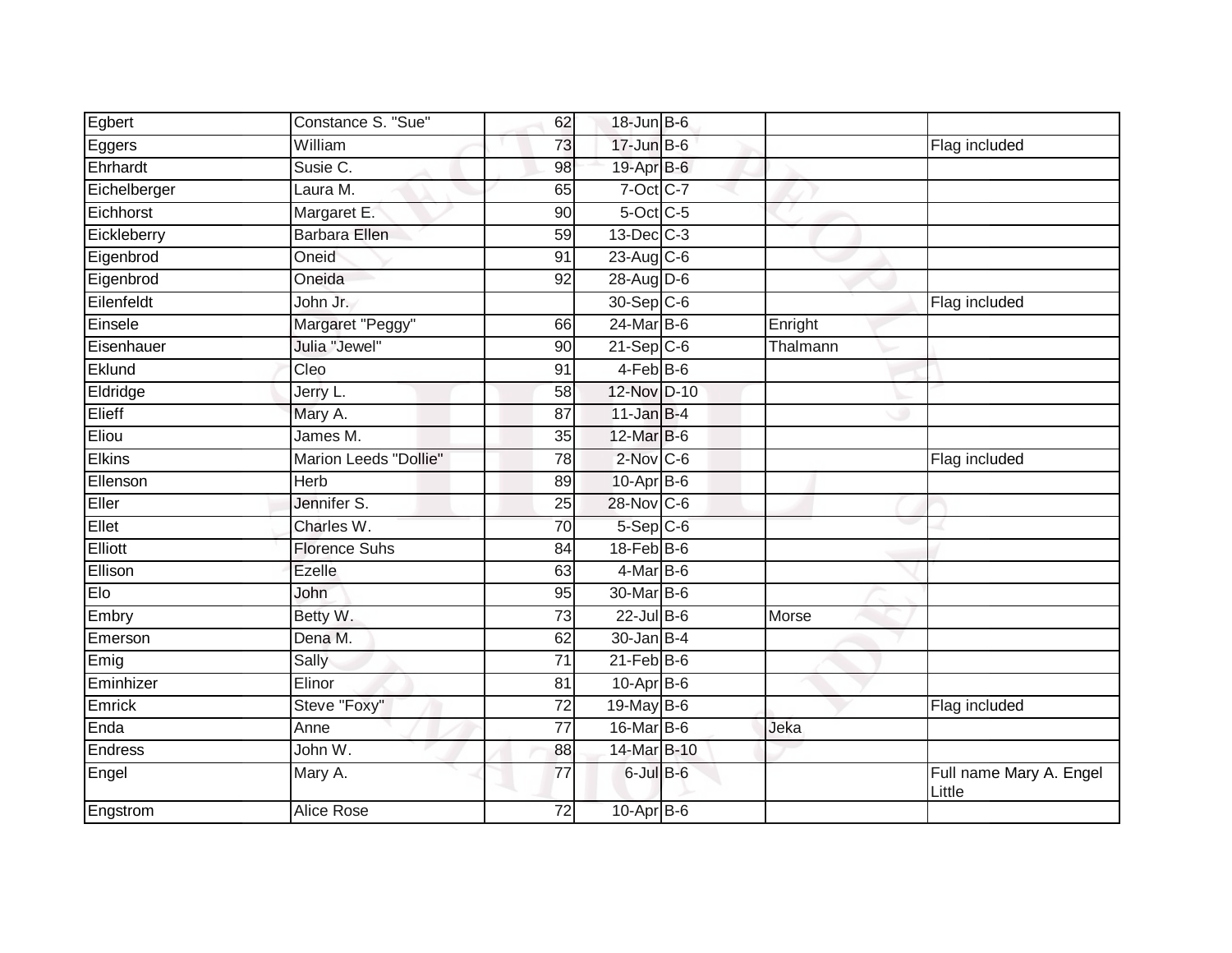| | | | | | | |
|---|---|---|---|---|---|---|
| Egbert | Constance S. "Sue" | 62 | 18-Jun | B-6 | | |
| Eggers | William | 73 | 17-Jun | B-6 | | Flag included |
| Ehrhardt | Susie C. | 98 | 19-Apr | B-6 | | |
| Eichelberger | Laura M. | 65 | 7-Oct | C-7 | | |
| Eichhorst | Margaret E. | 90 | 5-Oct | C-5 | | |
| Eickleberry | Barbara Ellen | 59 | 13-Dec | C-3 | | |
| Eigenbrod | Oneid | 91 | 23-Aug | C-6 | | |
| Eigenbrod | Oneida | 92 | 28-Aug | D-6 | | |
| Eilenfeldt | John Jr. | | 30-Sep | C-6 | | Flag included |
| Einsele | Margaret "Peggy" | 66 | 24-Mar | B-6 | Enright | |
| Eisenhauer | Julia "Jewel" | 90 | 21-Sep | C-6 | Thalmann | |
| Eklund | Cleo | 91 | 4-Feb | B-6 | | |
| Eldridge | Jerry L. | 58 | 12-Nov | D-10 | | |
| Elieff | Mary A. | 87 | 11-Jan | B-4 | | |
| Eliou | James M. | 35 | 12-Mar | B-6 | | |
| Elkins | Marion Leeds "Dollie" | 78 | 2-Nov | C-6 | | Flag included |
| Ellenson | Herb | 89 | 10-Apr | B-6 | | |
| Eller | Jennifer S. | 25 | 28-Nov | C-6 | | |
| Ellet | Charles W. | 70 | 5-Sep | C-6 | | |
| Elliott | Florence Suhs | 84 | 18-Feb | B-6 | | |
| Ellison | Ezelle | 63 | 4-Mar | B-6 | | |
| Elo | John | 95 | 30-Mar | B-6 | | |
| Embry | Betty W. | 73 | 22-Jul | B-6 | Morse | |
| Emerson | Dena M. | 62 | 30-Jan | B-4 | | |
| Emig | Sally | 71 | 21-Feb | B-6 | | |
| Eminhizer | Elinor | 81 | 10-Apr | B-6 | | |
| Emrick | Steve "Foxy" | 72 | 19-May | B-6 | | Flag included |
| Enda | Anne | 77 | 16-Mar | B-6 | Jeka | |
| Endress | John W. | 88 | 14-Mar | B-10 | | |
| Engel | Mary A. | 77 | 6-Jul | B-6 | | Full name Mary A. Engel Little |
| Engstrom | Alice Rose | 72 | 10-Apr | B-6 | | |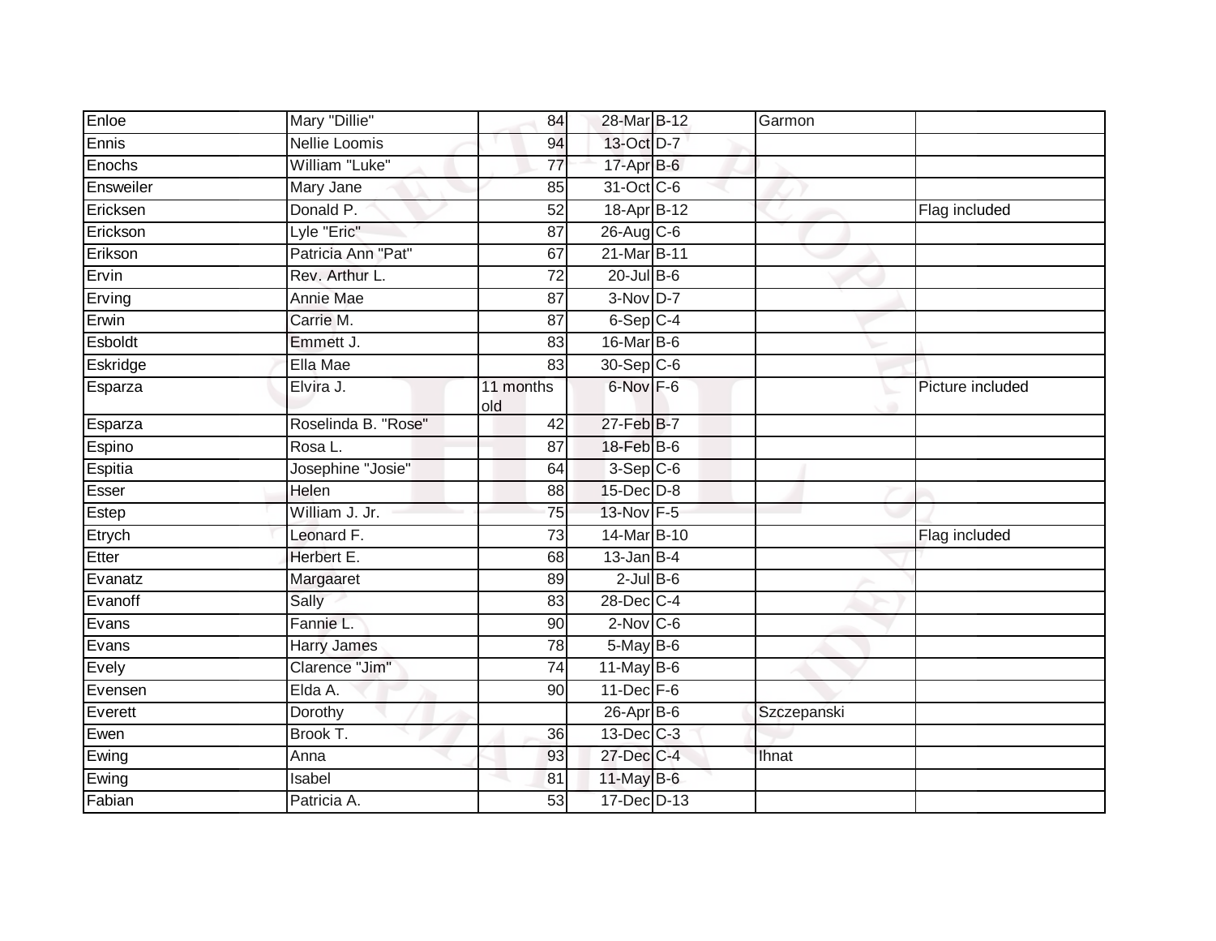| | | | | | | |
|---|---|---|---|---|---|---|
| Enloe | Mary "Dillie" | 84 | 28-Mar | B-12 | Garmon | |
| Ennis | Nellie Loomis | 94 | 13-Oct | D-7 | | |
| Enochs | William "Luke" | 77 | 17-Apr | B-6 | | |
| Ensweiler | Mary Jane | 85 | 31-Oct | C-6 | | |
| Ericksen | Donald P. | 52 | 18-Apr | B-12 | | Flag included |
| Erickson | Lyle "Eric" | 87 | 26-Aug | C-6 | | |
| Erikson | Patricia Ann "Pat" | 67 | 21-Mar | B-11 | | |
| Ervin | Rev. Arthur L. | 72 | 20-Jul | B-6 | | |
| Erving | Annie Mae | 87 | 3-Nov | D-7 | | |
| Erwin | Carrie M. | 87 | 6-Sep | C-4 | | |
| Esboldt | Emmett J. | 83 | 16-Mar | B-6 | | |
| Eskridge | Ella Mae | 83 | 30-Sep | C-6 | | |
| Esparza | Elvira J. | 11 months old | 6-Nov | F-6 | | Picture included |
| Esparza | Roselinda B. "Rose" | 42 | 27-Feb | B-7 | | |
| Espino | Rosa L. | 87 | 18-Feb | B-6 | | |
| Espitia | Josephine "Josie" | 64 | 3-Sep | C-6 | | |
| Esser | Helen | 88 | 15-Dec | D-8 | | |
| Estep | William J. Jr. | 75 | 13-Nov | F-5 | | |
| Etrych | Leonard F. | 73 | 14-Mar | B-10 | | Flag included |
| Etter | Herbert E. | 68 | 13-Jan | B-4 | | |
| Evanatz | Margaaret | 89 | 2-Jul | B-6 | | |
| Evanoff | Sally | 83 | 28-Dec | C-4 | | |
| Evans | Fannie L. | 90 | 2-Nov | C-6 | | |
| Evans | Harry James | 78 | 5-May | B-6 | | |
| Evely | Clarence "Jim" | 74 | 11-May | B-6 | | |
| Evensen | Elda A. | 90 | 11-Dec | F-6 | | |
| Everett | Dorothy | | 26-Apr | B-6 | Szczepanski | |
| Ewen | Brook T. | 36 | 13-Dec | C-3 | | |
| Ewing | Anna | 93 | 27-Dec | C-4 | Ihnat | |
| Ewing | Isabel | 81 | 11-May | B-6 | | |
| Fabian | Patricia A. | 53 | 17-Dec | D-13 | | |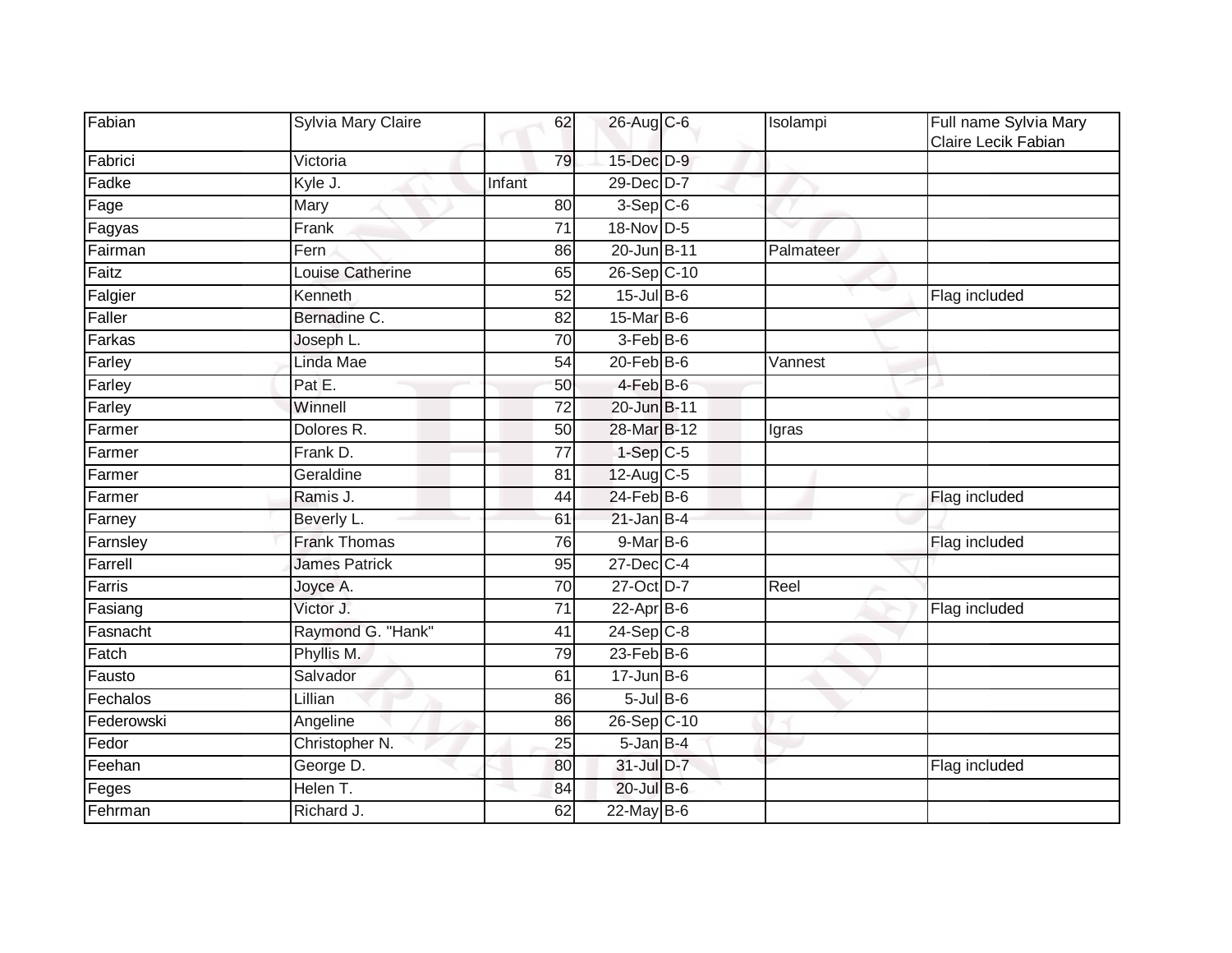| Fabian | Sylvia Mary Claire | 62 | 26-Aug | C-6 | Isolampi | Full name Sylvia Mary Claire Lecik Fabian |
|---|---|---|---|---|---|---|
| Fabrici | Victoria | 79 | 15-Dec | D-9 | | |
| Fadke | Kyle J. | Infant | 29-Dec | D-7 | | |
| Fage | Mary | 80 | 3-Sep | C-6 | | |
| Fagyas | Frank | 71 | 18-Nov | D-5 | | |
| Fairman | Fern | 86 | 20-Jun | B-11 | Palmateer | |
| Faitz | Louise Catherine | 65 | 26-Sep | C-10 | | |
| Falgier | Kenneth | 52 | 15-Jul | B-6 | | Flag included |
| Faller | Bernadine C. | 82 | 15-Mar | B-6 | | |
| Farkas | Joseph L. | 70 | 3-Feb | B-6 | | |
| Farley | Linda Mae | 54 | 20-Feb | B-6 | Vannest | |
| Farley | Pat E. | 50 | 4-Feb | B-6 | | |
| Farley | Winnell | 72 | 20-Jun | B-11 | | |
| Farmer | Dolores R. | 50 | 28-Mar | B-12 | Igras | |
| Farmer | Frank D. | 77 | 1-Sep | C-5 | | |
| Farmer | Geraldine | 81 | 12-Aug | C-5 | | |
| Farmer | Ramis J. | 44 | 24-Feb | B-6 | | Flag included |
| Farney | Beverly L. | 61 | 21-Jan | B-4 | | |
| Farnsley | Frank Thomas | 76 | 9-Mar | B-6 | | Flag included |
| Farrell | James Patrick | 95 | 27-Dec | C-4 | | |
| Farris | Joyce A. | 70 | 27-Oct | D-7 | Reel | |
| Fasiang | Victor J. | 71 | 22-Apr | B-6 | | Flag included |
| Fasnacht | Raymond G. "Hank" | 41 | 24-Sep | C-8 | | |
| Fatch | Phyllis M. | 79 | 23-Feb | B-6 | | |
| Fausto | Salvador | 61 | 17-Jun | B-6 | | |
| Fechalos | Lillian | 86 | 5-Jul | B-6 | | |
| Federowski | Angeline | 86 | 26-Sep | C-10 | | |
| Fedor | Christopher N. | 25 | 5-Jan | B-4 | | |
| Feehan | George D. | 80 | 31-Jul | D-7 | | Flag included |
| Feges | Helen T. | 84 | 20-Jul | B-6 | | |
| Fehrman | Richard J. | 62 | 22-May | B-6 | | |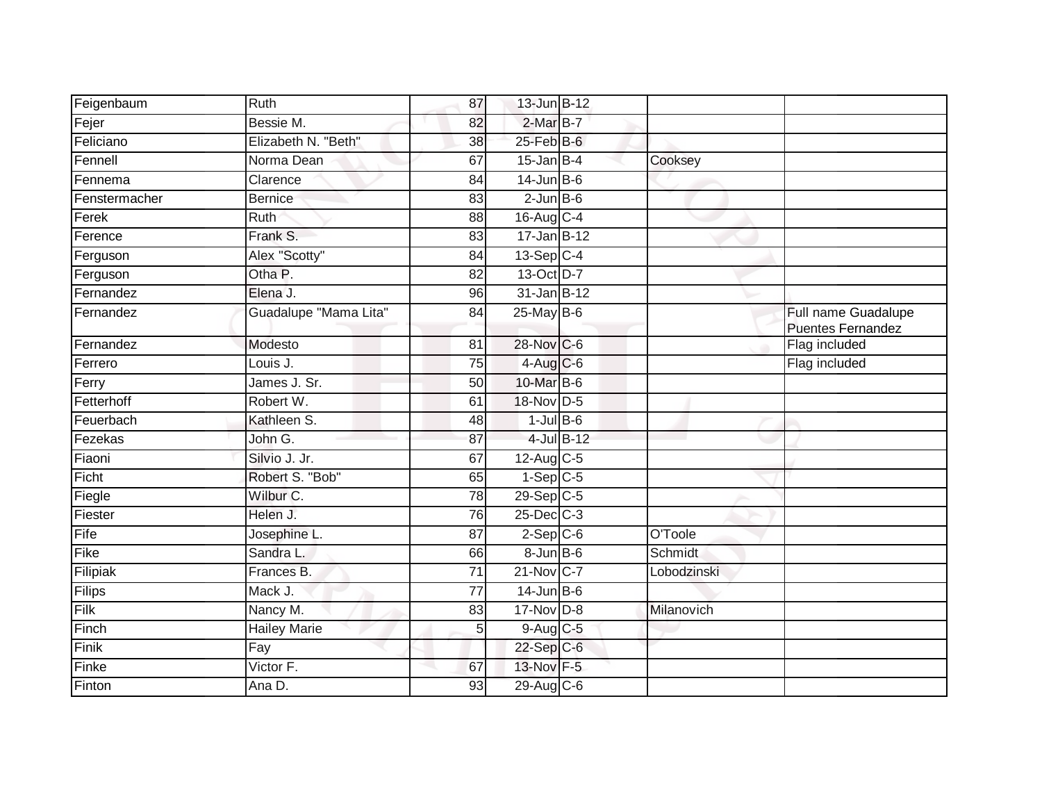| | | | | | | |
|---|---|---|---|---|---|---|
| Feigenbaum | Ruth | 87 | 13-Jun | B-12 | | |
| Fejer | Bessie M. | 82 | 2-Mar | B-7 | | |
| Feliciano | Elizabeth N. "Beth" | 38 | 25-Feb | B-6 | | |
| Fennell | Norma Dean | 67 | 15-Jan | B-4 | Cooksey | |
| Fennema | Clarence | 84 | 14-Jun | B-6 | | |
| Fenstermacher | Bernice | 83 | 2-Jun | B-6 | | |
| Ferek | Ruth | 88 | 16-Aug | C-4 | | |
| Ference | Frank S. | 83 | 17-Jan | B-12 | | |
| Ferguson | Alex "Scotty" | 84 | 13-Sep | C-4 | | |
| Ferguson | Otha P. | 82 | 13-Oct | D-7 | | |
| Fernandez | Elena J. | 96 | 31-Jan | B-12 | | |
| Fernandez | Guadalupe "Mama Lita" | 84 | 25-May | B-6 | | Full name Guadalupe Puentes Fernandez |
| Fernandez | Modesto | 81 | 28-Nov | C-6 | | Flag included |
| Ferrero | Louis J. | 75 | 4-Aug | C-6 | | Flag included |
| Ferry | James J. Sr. | 50 | 10-Mar | B-6 | | |
| Fetterhoff | Robert W. | 61 | 18-Nov | D-5 | | |
| Feuerbach | Kathleen S. | 48 | 1-Jul | B-6 | | |
| Fezekas | John G. | 87 | 4-Jul | B-12 | | |
| Fiaoni | Silvio J. Jr. | 67 | 12-Aug | C-5 | | |
| Ficht | Robert S. "Bob" | 65 | 1-Sep | C-5 | | |
| Fiegle | Wilbur C. | 78 | 29-Sep | C-5 | | |
| Fiester | Helen J. | 76 | 25-Dec | C-3 | | |
| Fife | Josephine L. | 87 | 2-Sep | C-6 | O'Toole | |
| Fike | Sandra L. | 66 | 8-Jun | B-6 | Schmidt | |
| Filipiak | Frances B. | 71 | 21-Nov | C-7 | Lobodzinski | |
| Filips | Mack J. | 77 | 14-Jun | B-6 | | |
| Filk | Nancy M. | 83 | 17-Nov | D-8 | Milanovich | |
| Finch | Hailey Marie | 5 | 9-Aug | C-5 | | |
| Finik | Fay | | 22-Sep | C-6 | | |
| Finke | Victor F. | 67 | 13-Nov | F-5 | | |
| Finton | Ana D. | 93 | 29-Aug | C-6 | | |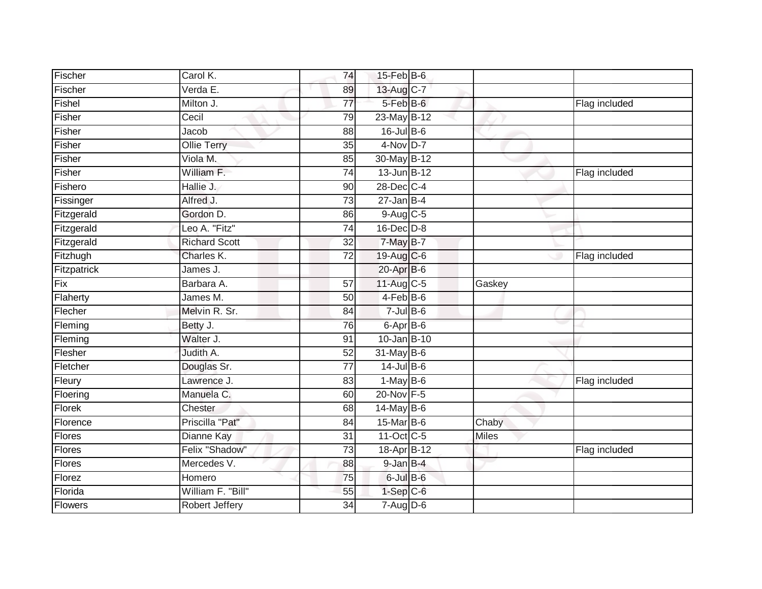| | | | | | | |
|---|---|---|---|---|---|---|
| Fischer | Carol K. | 74 | 15-Feb | B-6 | | |
| Fischer | Verda E. | 89 | 13-Aug | C-7 | | |
| Fishel | Milton J. | 77 | 5-Feb | B-6 | | Flag included |
| Fisher | Cecil | 79 | 23-May | B-12 | | |
| Fisher | Jacob | 88 | 16-Jul | B-6 | | |
| Fisher | Ollie Terry | 35 | 4-Nov | D-7 | | |
| Fisher | Viola M. | 85 | 30-May | B-12 | | |
| Fisher | William F. | 74 | 13-Jun | B-12 | | Flag included |
| Fishero | Hallie J. | 90 | 28-Dec | C-4 | | |
| Fissinger | Alfred J. | 73 | 27-Jan | B-4 | | |
| Fitzgerald | Gordon D. | 86 | 9-Aug | C-5 | | |
| Fitzgerald | Leo A. "Fitz" | 74 | 16-Dec | D-8 | | |
| Fitzgerald | Richard Scott | 32 | 7-May | B-7 | | |
| Fitzhugh | Charles K. | 72 | 19-Aug | C-6 | | Flag included |
| Fitzpatrick | James J. | | 20-Apr | B-6 | | |
| Fix | Barbara A. | 57 | 11-Aug | C-5 | Gaskey | |
| Flaherty | James M. | 50 | 4-Feb | B-6 | | |
| Flecher | Melvin R. Sr. | 84 | 7-Jul | B-6 | | |
| Fleming | Betty J. | 76 | 6-Apr | B-6 | | |
| Fleming | Walter J. | 91 | 10-Jan | B-10 | | |
| Flesher | Judith A. | 52 | 31-May | B-6 | | |
| Fletcher | Douglas Sr. | 77 | 14-Jul | B-6 | | |
| Fleury | Lawrence J. | 83 | 1-May | B-6 | | Flag included |
| Floering | Manuela C. | 60 | 20-Nov | F-5 | | |
| Florek | Chester | 68 | 14-May | B-6 | | |
| Florence | Priscilla "Pat" | 84 | 15-Mar | B-6 | Chaby | |
| Flores | Dianne Kay | 31 | 11-Oct | C-5 | Miles | |
| Flores | Felix "Shadow" | 73 | 18-Apr | B-12 | | Flag included |
| Flores | Mercedes V. | 88 | 9-Jan | B-4 | | |
| Florez | Homero | 75 | 6-Jul | B-6 | | |
| Florida | William F. "Bill" | 55 | 1-Sep | C-6 | | |
| Flowers | Robert Jeffery | 34 | 7-Aug | D-6 | | |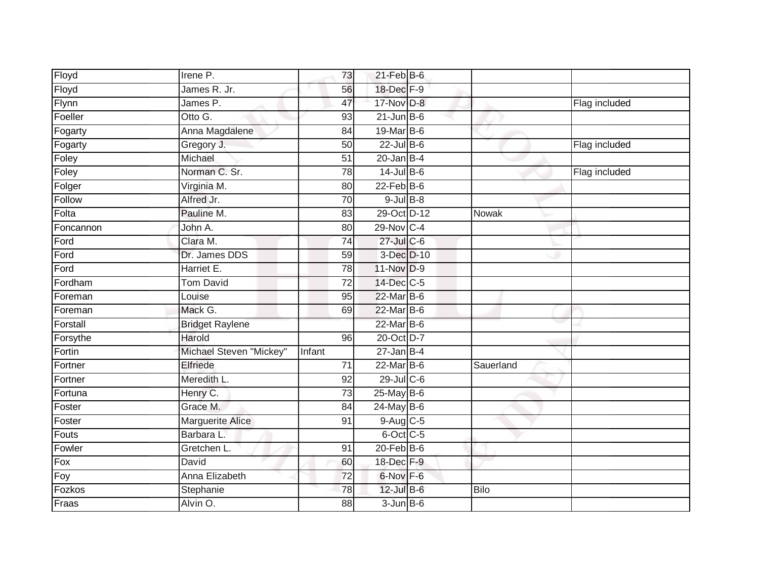| | | | | | | |
|---|---|---|---|---|---|---|
| Floyd | Irene P. | 73 | 21-Feb | B-6 | | |
| Floyd | James R. Jr. | 56 | 18-Dec | F-9 | | |
| Flynn | James P. | 47 | 17-Nov | D-8 | | Flag included |
| Foeller | Otto G. | 93 | 21-Jun | B-6 | | |
| Fogarty | Anna Magdalene | 84 | 19-Mar | B-6 | | |
| Fogarty | Gregory J. | 50 | 22-Jul | B-6 | | Flag included |
| Foley | Michael | 51 | 20-Jan | B-4 | | |
| Foley | Norman C. Sr. | 78 | 14-Jul | B-6 | | Flag included |
| Folger | Virginia M. | 80 | 22-Feb | B-6 | | |
| Follow | Alfred Jr. | 70 | 9-Jul | B-8 | | |
| Folta | Pauline M. | 83 | 29-Oct | D-12 | Nowak | |
| Foncannon | John A. | 80 | 29-Nov | C-4 | | |
| Ford | Clara M. | 74 | 27-Jul | C-6 | | |
| Ford | Dr. James DDS | 59 | 3-Dec | D-10 | | |
| Ford | Harriet E. | 78 | 11-Nov | D-9 | | |
| Fordham | Tom David | 72 | 14-Dec | C-5 | | |
| Foreman | Louise | 95 | 22-Mar | B-6 | | |
| Foreman | Mack G. | 69 | 22-Mar | B-6 | | |
| Forstall | Bridget Raylene | | 22-Mar | B-6 | | |
| Forsythe | Harold | 96 | 20-Oct | D-7 | | |
| Fortin | Michael Steven "Mickey" | Infant | 27-Jan | B-4 | | |
| Fortner | Elfriede | 71 | 22-Mar | B-6 | Sauerland | |
| Fortner | Meredith L. | 92 | 29-Jul | C-6 | | |
| Fortuna | Henry C. | 73 | 25-May | B-6 | | |
| Foster | Grace M. | 84 | 24-May | B-6 | | |
| Foster | Marguerite Alice | 91 | 9-Aug | C-5 | | |
| Fouts | Barbara L. | | 6-Oct | C-5 | | |
| Fowler | Gretchen L. | 91 | 20-Feb | B-6 | | |
| Fox | David | 60 | 18-Dec | F-9 | | |
| Foy | Anna Elizabeth | 72 | 6-Nov | F-6 | | |
| Fozkos | Stephanie | 78 | 12-Jul | B-6 | Bilo | |
| Fraas | Alvin O. | 88 | 3-Jun | B-6 | | |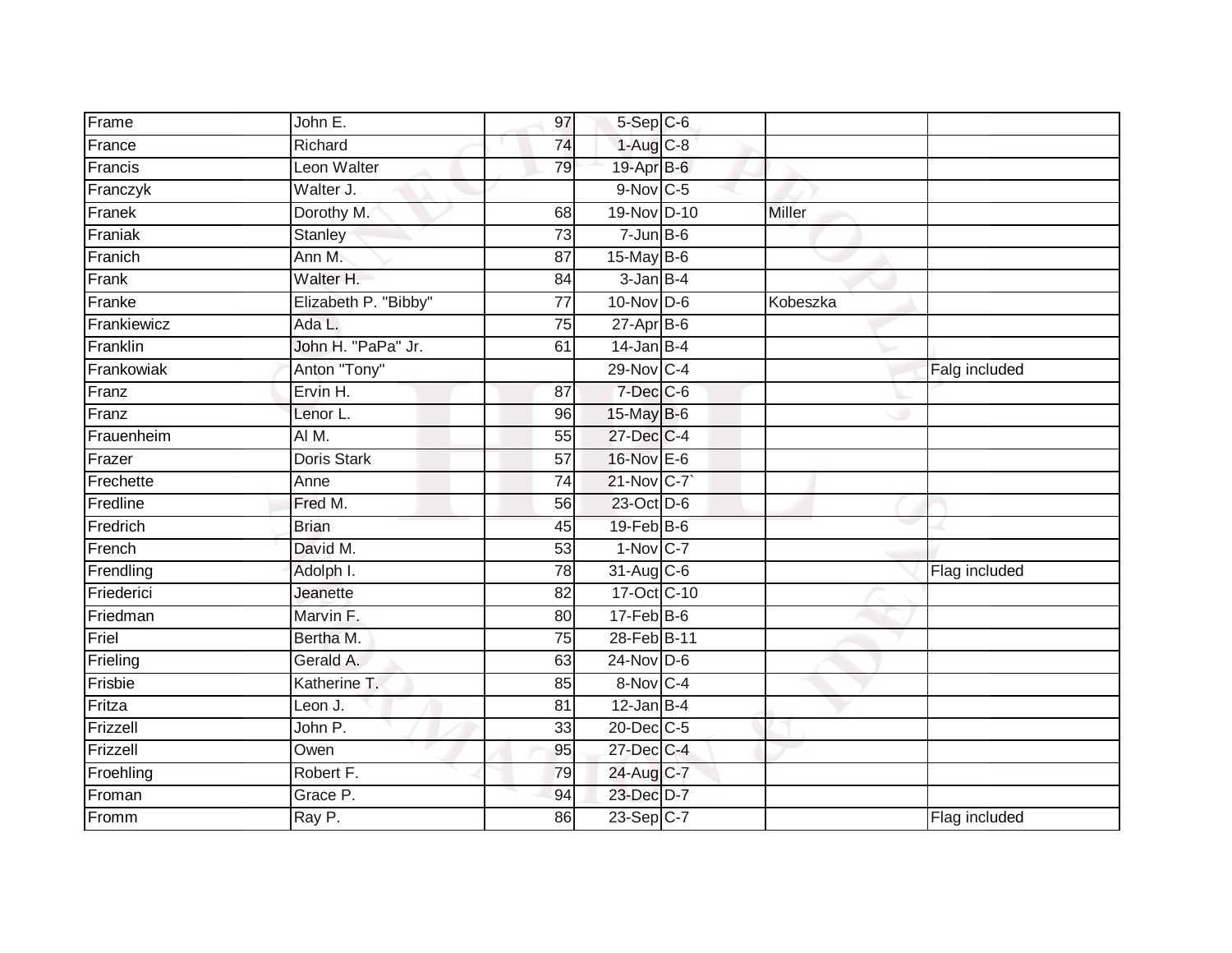| Frame | John E. | 97 | 5-Sep | C-6 | | |
|---|---|---|---|---|---|---|
| France | Richard | 74 | 1-Aug | C-8 | | |
| Francis | Leon Walter | 79 | 19-Apr | B-6 | | |
| Franczyk | Walter J. | | 9-Nov | C-5 | | |
| Franek | Dorothy M. | 68 | 19-Nov | D-10 | Miller | |
| Franiak | Stanley | 73 | 7-Jun | B-6 | | |
| Franich | Ann M. | 87 | 15-May | B-6 | | |
| Frank | Walter H. | 84 | 3-Jan | B-4 | | |
| Franke | Elizabeth P. "Bibby" | 77 | 10-Nov | D-6 | Kobeszka | |
| Frankiewicz | Ada L. | 75 | 27-Apr | B-6 | | |
| Franklin | John H. "PaPa" Jr. | 61 | 14-Jan | B-4 | | |
| Frankowiak | Anton "Tony" | | 29-Nov | C-4 | | Falg included |
| Franz | Ervin H. | 87 | 7-Dec | C-6 | | |
| Franz | Lenor L. | 96 | 15-May | B-6 | | |
| Frauenheim | Al M. | 55 | 27-Dec | C-4 | | |
| Frazer | Doris Stark | 57 | 16-Nov | E-6 | | |
| Frechette | Anne | 74 | 21-Nov | C-7` | | |
| Fredline | Fred M. | 56 | 23-Oct | D-6 | | |
| Fredrich | Brian | 45 | 19-Feb | B-6 | | |
| French | David M. | 53 | 1-Nov | C-7 | | |
| Frendling | Adolph I. | 78 | 31-Aug | C-6 | | Flag included |
| Friederici | Jeanette | 82 | 17-Oct | C-10 | | |
| Friedman | Marvin F. | 80 | 17-Feb | B-6 | | |
| Friel | Bertha M. | 75 | 28-Feb | B-11 | | |
| Frieling | Gerald A. | 63 | 24-Nov | D-6 | | |
| Frisbie | Katherine T. | 85 | 8-Nov | C-4 | | |
| Fritza | Leon J. | 81 | 12-Jan | B-4 | | |
| Frizzell | John P. | 33 | 20-Dec | C-5 | | |
| Frizzell | Owen | 95 | 27-Dec | C-4 | | |
| Froehling | Robert F. | 79 | 24-Aug | C-7 | | |
| Froman | Grace P. | 94 | 23-Dec | D-7 | | |
| Fromm | Ray P. | 86 | 23-Sep | C-7 | | Flag included |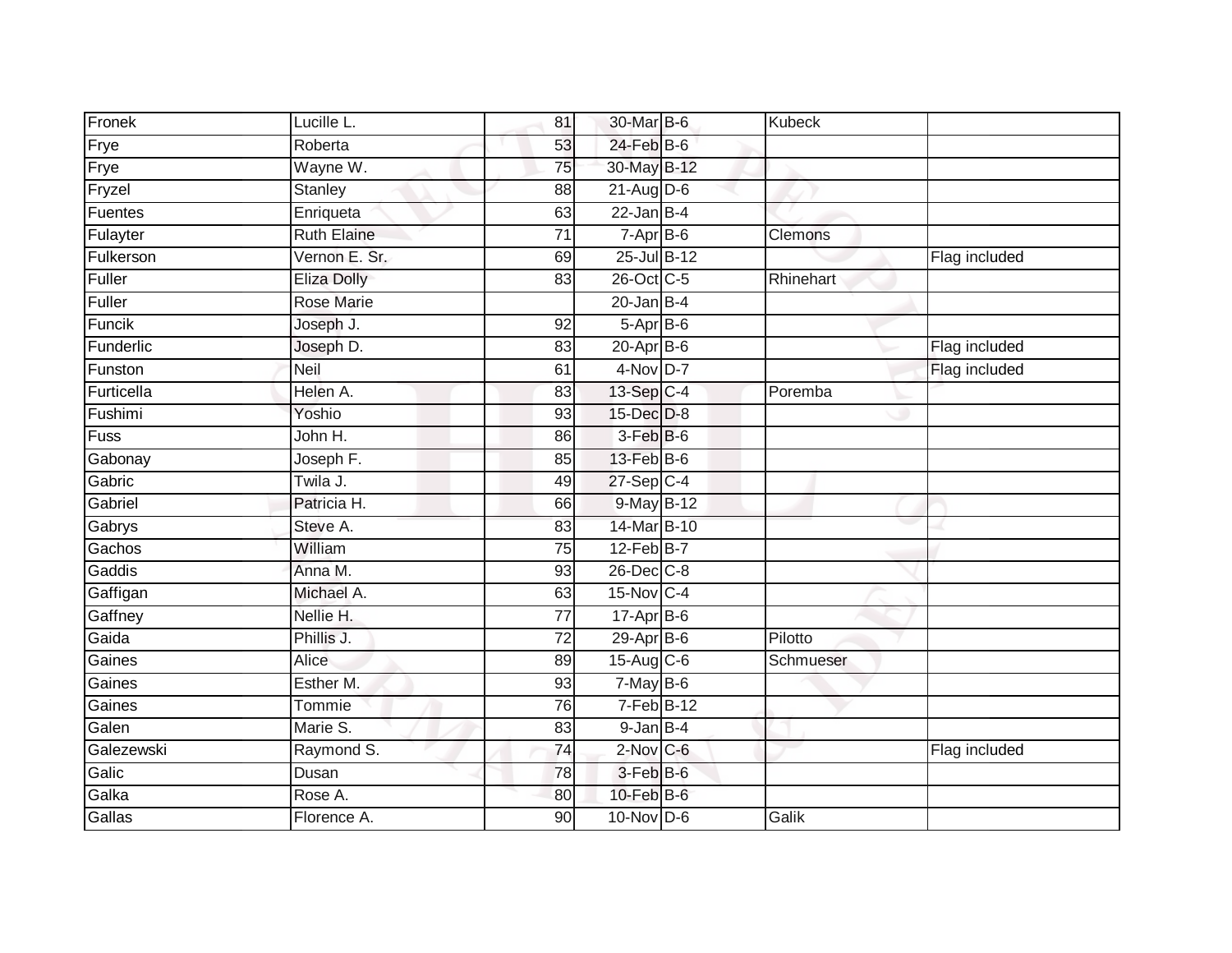| | | | | | | |
|---|---|---|---|---|---|---|
| Fronek | Lucille L. | 81 | 30-Mar | B-6 | Kubeck | |
| Frye | Roberta | 53 | 24-Feb | B-6 | | |
| Frye | Wayne W. | 75 | 30-May | B-12 | | |
| Fryzel | Stanley | 88 | 21-Aug | D-6 | | |
| Fuentes | Enriqueta | 63 | 22-Jan | B-4 | | |
| Fulayter | Ruth Elaine | 71 | 7-Apr | B-6 | Clemons | |
| Fulkerson | Vernon E. Sr. | 69 | 25-Jul | B-12 | | Flag included |
| Fuller | Eliza Dolly | 83 | 26-Oct | C-5 | Rhinehart | |
| Fuller | Rose Marie | | 20-Jan | B-4 | | |
| Funcik | Joseph J. | 92 | 5-Apr | B-6 | | |
| Funderlic | Joseph D. | 83 | 20-Apr | B-6 | | Flag included |
| Funston | Neil | 61 | 4-Nov | D-7 | | Flag included |
| Furticella | Helen A. | 83 | 13-Sep | C-4 | Poremba | |
| Fushimi | Yoshio | 93 | 15-Dec | D-8 | | |
| Fuss | John H. | 86 | 3-Feb | B-6 | | |
| Gabonay | Joseph F. | 85 | 13-Feb | B-6 | | |
| Gabric | Twila J. | 49 | 27-Sep | C-4 | | |
| Gabriel | Patricia H. | 66 | 9-May | B-12 | | |
| Gabrys | Steve A. | 83 | 14-Mar | B-10 | | |
| Gachos | William | 75 | 12-Feb | B-7 | | |
| Gaddis | Anna M. | 93 | 26-Dec | C-8 | | |
| Gaffigan | Michael A. | 63 | 15-Nov | C-4 | | |
| Gaffney | Nellie H. | 77 | 17-Apr | B-6 | | |
| Gaida | Phillis J. | 72 | 29-Apr | B-6 | Pilotto | |
| Gaines | Alice | 89 | 15-Aug | C-6 | Schmueser | |
| Gaines | Esther M. | 93 | 7-May | B-6 | | |
| Gaines | Tommie | 76 | 7-Feb | B-12 | | |
| Galen | Marie S. | 83 | 9-Jan | B-4 | | |
| Galezewski | Raymond S. | 74 | 2-Nov | C-6 | | Flag included |
| Galic | Dusan | 78 | 3-Feb | B-6 | | |
| Galka | Rose A. | 80 | 10-Feb | B-6 | | |
| Gallas | Florence A. | 90 | 10-Nov | D-6 | Galik | |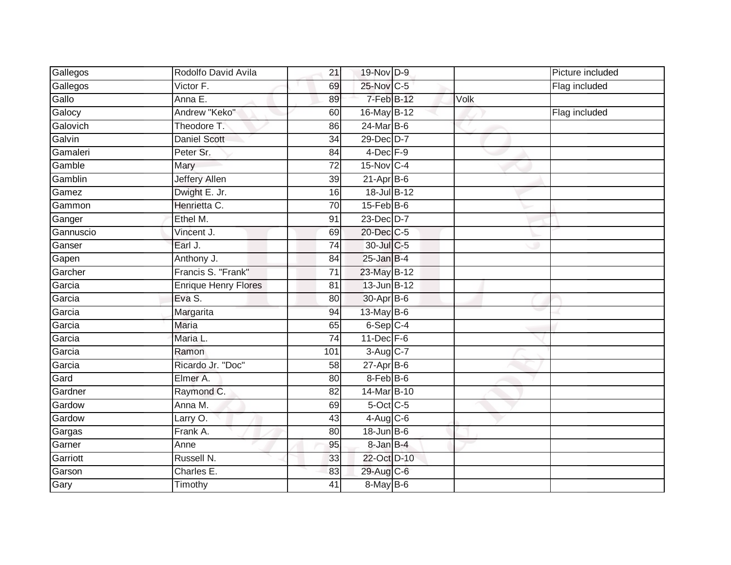| | | | | | | |
|---|---|---|---|---|---|---|
| Gallegos | Rodolfo David Avila | 21 | 19-Nov | D-9 | | Picture included |
| Gallegos | Victor F. | 69 | 25-Nov | C-5 | | Flag included |
| Gallo | Anna E. | 89 | 7-Feb | B-12 | Volk | |
| Galocy | Andrew "Keko" | 60 | 16-May | B-12 | | Flag included |
| Galovich | Theodore T. | 86 | 24-Mar | B-6 | | |
| Galvin | Daniel Scott | 34 | 29-Dec | D-7 | | |
| Gamaleri | Peter Sr. | 84 | 4-Dec | F-9 | | |
| Gamble | Mary | 72 | 15-Nov | C-4 | | |
| Gamblin | Jeffery Allen | 39 | 21-Apr | B-6 | | |
| Gamez | Dwight E. Jr. | 16 | 18-Jul | B-12 | | |
| Gammon | Henrietta C. | 70 | 15-Feb | B-6 | | |
| Ganger | Ethel M. | 91 | 23-Dec | D-7 | | |
| Gannuscio | Vincent J. | 69 | 20-Dec | C-5 | | |
| Ganser | Earl J. | 74 | 30-Jul | C-5 | | |
| Gapen | Anthony J. | 84 | 25-Jan | B-4 | | |
| Garcher | Francis S. "Frank" | 71 | 23-May | B-12 | | |
| Garcia | Enrique Henry Flores | 81 | 13-Jun | B-12 | | |
| Garcia | Eva S. | 80 | 30-Apr | B-6 | | |
| Garcia | Margarita | 94 | 13-May | B-6 | | |
| Garcia | Maria | 65 | 6-Sep | C-4 | | |
| Garcia | Maria L. | 74 | 11-Dec | F-6 | | |
| Garcia | Ramon | 101 | 3-Aug | C-7 | | |
| Garcia | Ricardo Jr. "Doc" | 58 | 27-Apr | B-6 | | |
| Gard | Elmer A. | 80 | 8-Feb | B-6 | | |
| Gardner | Raymond C. | 82 | 14-Mar | B-10 | | |
| Gardow | Anna M. | 69 | 5-Oct | C-5 | | |
| Gardow | Larry O. | 43 | 4-Aug | C-6 | | |
| Gargas | Frank A. | 80 | 18-Jun | B-6 | | |
| Garner | Anne | 95 | 8-Jan | B-4 | | |
| Garriott | Russell N. | 33 | 22-Oct | D-10 | | |
| Garson | Charles E. | 83 | 29-Aug | C-6 | | |
| Gary | Timothy | 41 | 8-May | B-6 | | |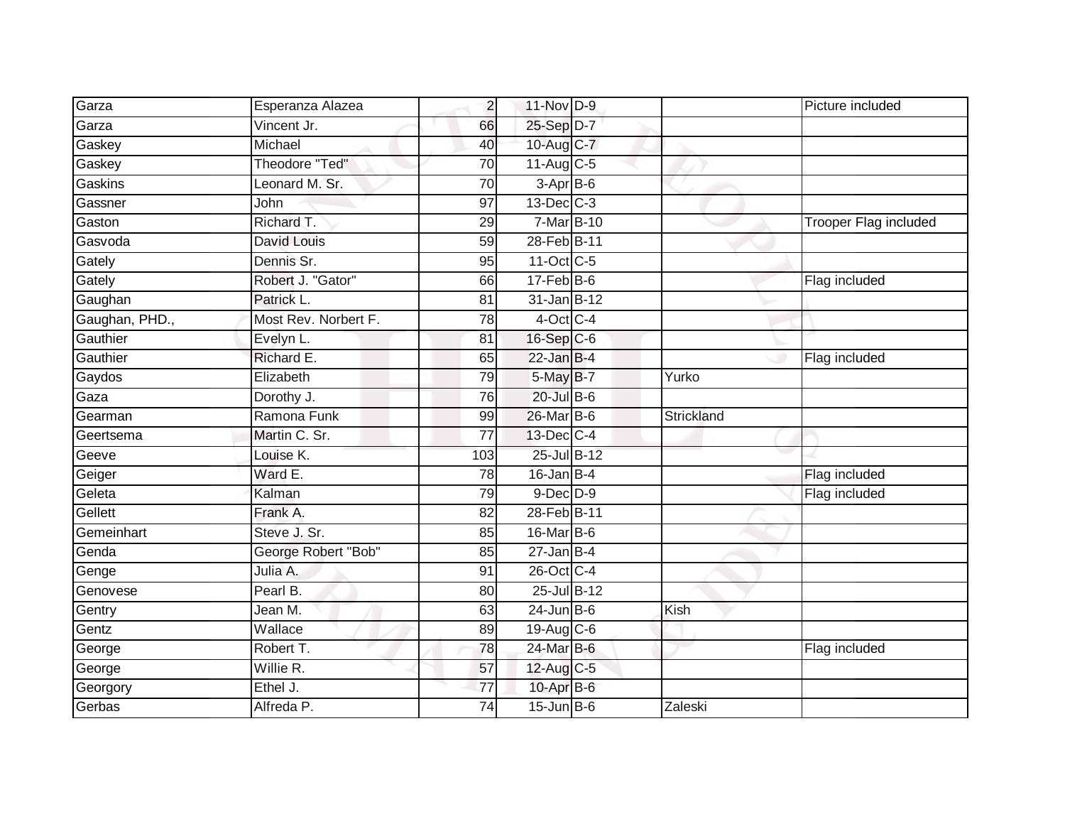| | | | | | | |
|---|---|---|---|---|---|---|
| Garza | Esperanza Alazea | 2 | 11-Nov | D-9 | | Picture included |
| Garza | Vincent Jr. | 66 | 25-Sep | D-7 | | |
| Gaskey | Michael | 40 | 10-Aug | C-7 | | |
| Gaskey | Theodore "Ted" | 70 | 11-Aug | C-5 | | |
| Gaskins | Leonard M. Sr. | 70 | 3-Apr | B-6 | | |
| Gassner | John | 97 | 13-Dec | C-3 | | |
| Gaston | Richard T. | 29 | 7-Mar | B-10 | | Trooper Flag included |
| Gasvoda | David Louis | 59 | 28-Feb | B-11 | | |
| Gately | Dennis Sr. | 95 | 11-Oct | C-5 | | |
| Gately | Robert J. "Gator" | 66 | 17-Feb | B-6 | | Flag included |
| Gaughan | Patrick L. | 81 | 31-Jan | B-12 | | |
| Gaughan, PHD., | Most Rev. Norbert F. | 78 | 4-Oct | C-4 | | |
| Gauthier | Evelyn L. | 81 | 16-Sep | C-6 | | |
| Gauthier | Richard E. | 65 | 22-Jan | B-4 | | Flag included |
| Gaydos | Elizabeth | 79 | 5-May | B-7 | Yurko | |
| Gaza | Dorothy J. | 76 | 20-Jul | B-6 | | |
| Gearman | Ramona Funk | 99 | 26-Mar | B-6 | Strickland | |
| Geertsema | Martin C. Sr. | 77 | 13-Dec | C-4 | | |
| Geeve | Louise K. | 103 | 25-Jul | B-12 | | |
| Geiger | Ward E. | 78 | 16-Jan | B-4 | | Flag included |
| Geleta | Kalman | 79 | 9-Dec | D-9 | | Flag included |
| Gellett | Frank A. | 82 | 28-Feb | B-11 | | |
| Gemeinhart | Steve J. Sr. | 85 | 16-Mar | B-6 | | |
| Genda | George Robert "Bob" | 85 | 27-Jan | B-4 | | |
| Genge | Julia A. | 91 | 26-Oct | C-4 | | |
| Genovese | Pearl B. | 80 | 25-Jul | B-12 | | |
| Gentry | Jean M. | 63 | 24-Jun | B-6 | Kish | |
| Gentz | Wallace | 89 | 19-Aug | C-6 | | |
| George | Robert T. | 78 | 24-Mar | B-6 | | Flag included |
| George | Willie R. | 57 | 12-Aug | C-5 | | |
| Georgory | Ethel J. | 77 | 10-Apr | B-6 | | |
| Gerbas | Alfreda P. | 74 | 15-Jun | B-6 | Zaleski | |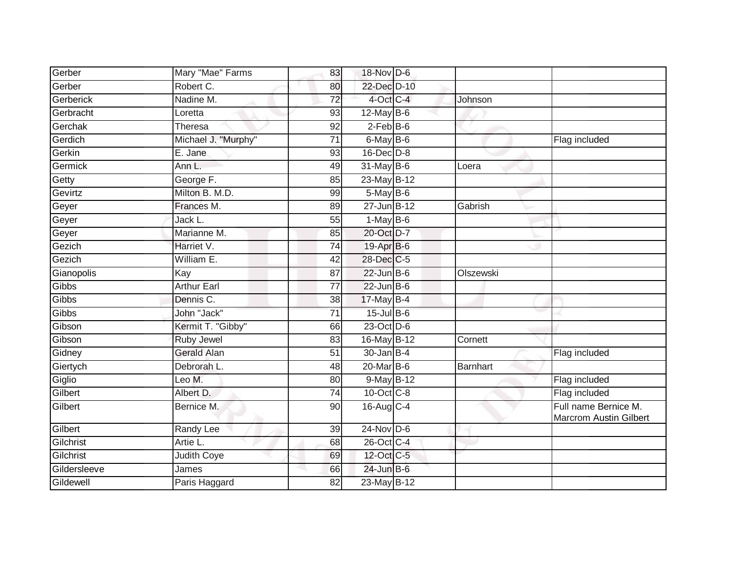| | | | | | | |
|---|---|---|---|---|---|---|
| Gerber | Mary "Mae" Farms | 83 | 18-Nov | D-6 | | |
| Gerber | Robert C. | 80 | 22-Dec | D-10 | | |
| Gerberick | Nadine M. | 72 | 4-Oct | C-4 | Johnson | |
| Gerbracht | Loretta | 93 | 12-May | B-6 | | |
| Gerchak | Theresa | 92 | 2-Feb | B-6 | | |
| Gerdich | Michael J. "Murphy" | 71 | 6-May | B-6 | | Flag included |
| Gerkin | E. Jane | 93 | 16-Dec | D-8 | | |
| Germick | Ann L. | 49 | 31-May | B-6 | Loera | |
| Getty | George F. | 85 | 23-May | B-12 | | |
| Gevirtz | Milton B. M.D. | 99 | 5-May | B-6 | | |
| Geyer | Frances M. | 89 | 27-Jun | B-12 | Gabrish | |
| Geyer | Jack L. | 55 | 1-May | B-6 | | |
| Geyer | Marianne M. | 85 | 20-Oct | D-7 | | |
| Gezich | Harriet V. | 74 | 19-Apr | B-6 | | |
| Gezich | William E. | 42 | 28-Dec | C-5 | | |
| Gianopolis | Kay | 87 | 22-Jun | B-6 | Olszewski | |
| Gibbs | Arthur Earl | 77 | 22-Jun | B-6 | | |
| Gibbs | Dennis C. | 38 | 17-May | B-4 | | |
| Gibbs | John "Jack" | 71 | 15-Jul | B-6 | | |
| Gibson | Kermit T. "Gibby" | 66 | 23-Oct | D-6 | | |
| Gibson | Ruby Jewel | 83 | 16-May | B-12 | Cornett | |
| Gidney | Gerald Alan | 51 | 30-Jan | B-4 | | Flag included |
| Giertych | Debrorah L. | 48 | 20-Mar | B-6 | Barnhart | |
| Giglio | Leo M. | 80 | 9-May | B-12 | | Flag included |
| Gilbert | Albert D. | 74 | 10-Oct | C-8 | | Flag included |
| Gilbert | Bernice M. | 90 | 16-Aug | C-4 | | Full name Bernice M. Marcrom Austin Gilbert |
| Gilbert | Randy Lee | 39 | 24-Nov | D-6 | | |
| Gilchrist | Artie L. | 68 | 26-Oct | C-4 | | |
| Gilchrist | Judith Coye | 69 | 12-Oct | C-5 | | |
| Gildersleeve | James | 66 | 24-Jun | B-6 | | |
| Gildewell | Paris Haggard | 82 | 23-May | B-12 | | |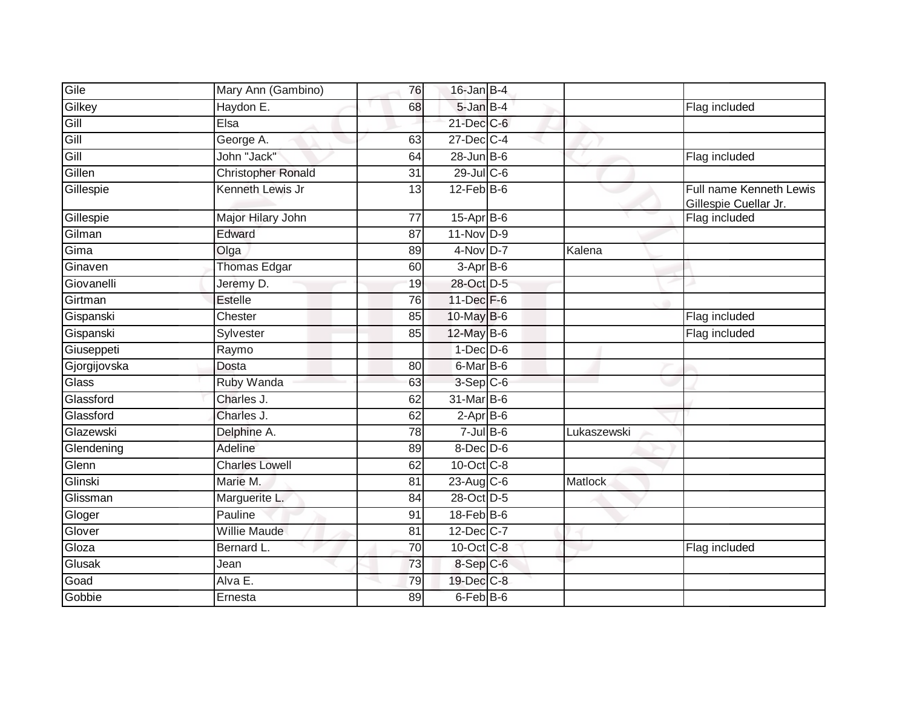| | | | | | | |
|---|---|---|---|---|---|---|
| Gile | Mary Ann (Gambino) | 76 | 16-Jan | B-4 | | |
| Gilkey | Haydon E. | 68 | 5-Jan | B-4 | | Flag included |
| Gill | Elsa | | 21-Dec | C-6 | | |
| Gill | George A. | 63 | 27-Dec | C-4 | | |
| Gill | John "Jack" | 64 | 28-Jun | B-6 | | Flag included |
| Gillen | Christopher Ronald | 31 | 29-Jul | C-6 | | |
| Gillespie | Kenneth Lewis Jr | 13 | 12-Feb | B-6 | | Full name Kenneth Lewis Gillespie Cuellar Jr. |
| Gillespie | Major Hilary John | 77 | 15-Apr | B-6 | | Flag included |
| Gilman | Edward | 87 | 11-Nov | D-9 | | |
| Gima | Olga | 89 | 4-Nov | D-7 | Kalena | |
| Ginaven | Thomas Edgar | 60 | 3-Apr | B-6 | | |
| Giovanelli | Jeremy D. | 19 | 28-Oct | D-5 | | |
| Girtman | Estelle | 76 | 11-Dec | F-6 | | |
| Gispanski | Chester | 85 | 10-May | B-6 | | Flag included |
| Gispanski | Sylvester | 85 | 12-May | B-6 | | Flag included |
| Giuseppeti | Raymo | | 1-Dec | D-6 | | |
| Gjorgijovska | Dosta | 80 | 6-Mar | B-6 | | |
| Glass | Ruby Wanda | 63 | 3-Sep | C-6 | | |
| Glassford | Charles J. | 62 | 31-Mar | B-6 | | |
| Glassford | Charles J. | 62 | 2-Apr | B-6 | | |
| Glazewski | Delphine A. | 78 | 7-Jul | B-6 | Lukaszewski | |
| Glendening | Adeline | 89 | 8-Dec | D-6 | | |
| Glenn | Charles Lowell | 62 | 10-Oct | C-8 | | |
| Glinski | Marie M. | 81 | 23-Aug | C-6 | Matlock | |
| Glissman | Marguerite L. | 84 | 28-Oct | D-5 | | |
| Gloger | Pauline | 91 | 18-Feb | B-6 | | |
| Glover | Willie Maude | 81 | 12-Dec | C-7 | | |
| Gloza | Bernard L. | 70 | 10-Oct | C-8 | | Flag included |
| Glusak | Jean | 73 | 8-Sep | C-6 | | |
| Goad | Alva E. | 79 | 19-Dec | C-8 | | |
| Gobbie | Ernesta | 89 | 6-Feb | B-6 | | |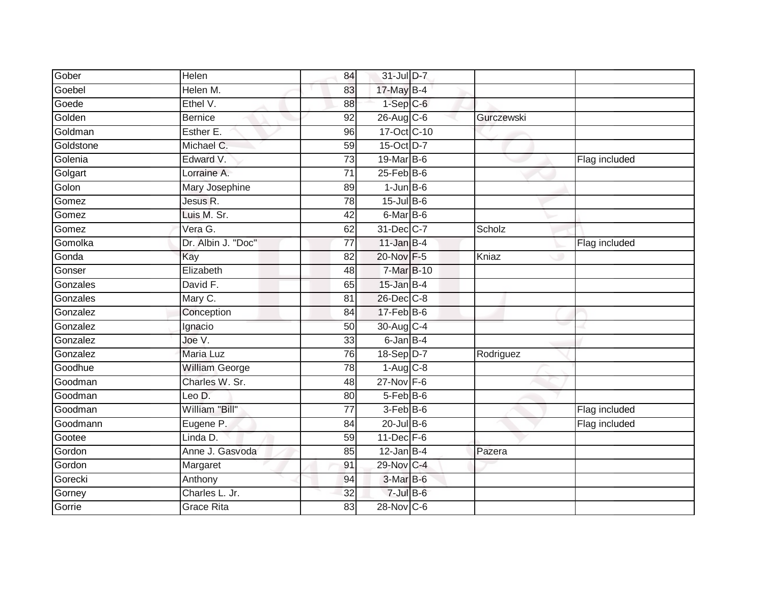| | | | | | | |
|---|---|---|---|---|---|---|
| Gober | Helen | 84 | 31-Jul | D-7 | | |
| Goebel | Helen M. | 83 | 17-May | B-4 | | |
| Goede | Ethel V. | 88 | 1-Sep | C-6 | | |
| Golden | Bernice | 92 | 26-Aug | C-6 | Gurczewski | |
| Goldman | Esther E. | 96 | 17-Oct | C-10 | | |
| Goldstone | Michael C. | 59 | 15-Oct | D-7 | | |
| Golenia | Edward V. | 73 | 19-Mar | B-6 | | Flag included |
| Golgart | Lorraine A. | 71 | 25-Feb | B-6 | | |
| Golon | Mary Josephine | 89 | 1-Jun | B-6 | | |
| Gomez | Jesus R. | 78 | 15-Jul | B-6 | | |
| Gomez | Luis M. Sr. | 42 | 6-Mar | B-6 | | |
| Gomez | Vera G. | 62 | 31-Dec | C-7 | Scholz | |
| Gomolka | Dr. Albin J. "Doc" | 77 | 11-Jan | B-4 | | Flag included |
| Gonda | Kay | 82 | 20-Nov | F-5 | Kniaz | |
| Gonser | Elizabeth | 48 | 7-Mar | B-10 | | |
| Gonzales | David F. | 65 | 15-Jan | B-4 | | |
| Gonzales | Mary C. | 81 | 26-Dec | C-8 | | |
| Gonzalez | Conception | 84 | 17-Feb | B-6 | | |
| Gonzalez | Ignacio | 50 | 30-Aug | C-4 | | |
| Gonzalez | Joe V. | 33 | 6-Jan | B-4 | | |
| Gonzalez | Maria Luz | 76 | 18-Sep | D-7 | Rodriguez | |
| Goodhue | William George | 78 | 1-Aug | C-8 | | |
| Goodman | Charles W. Sr. | 48 | 27-Nov | F-6 | | |
| Goodman | Leo D. | 80 | 5-Feb | B-6 | | |
| Goodman | William "Bill" | 77 | 3-Feb | B-6 | | Flag included |
| Goodmann | Eugene P. | 84 | 20-Jul | B-6 | | Flag included |
| Gootee | Linda D. | 59 | 11-Dec | F-6 | | |
| Gordon | Anne J. Gasvoda | 85 | 12-Jan | B-4 | Pazera | |
| Gordon | Margaret | 91 | 29-Nov | C-4 | | |
| Gorecki | Anthony | 94 | 3-Mar | B-6 | | |
| Gorney | Charles L. Jr. | 32 | 7-Jul | B-6 | | |
| Gorrie | Grace Rita | 83 | 28-Nov | C-6 | | |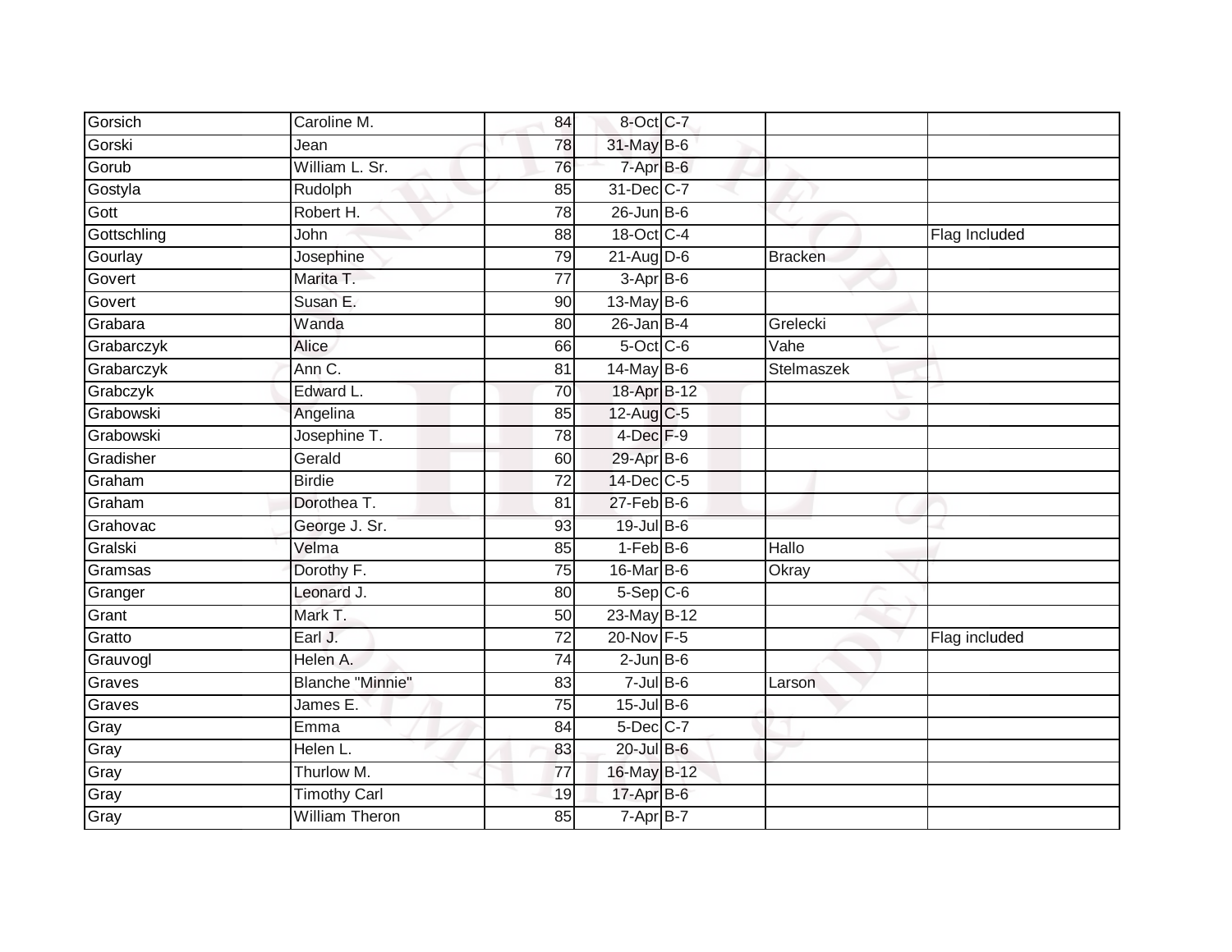| | | | | | | |
|---|---|---|---|---|---|---|
| Gorsich | Caroline M. | 84 | 8-Oct | C-7 | | |
| Gorski | Jean | 78 | 31-May | B-6 | | |
| Gorub | William L. Sr. | 76 | 7-Apr | B-6 | | |
| Gostyla | Rudolph | 85 | 31-Dec | C-7 | | |
| Gott | Robert H. | 78 | 26-Jun | B-6 | | |
| Gottschling | John | 88 | 18-Oct | C-4 | | Flag Included |
| Gourlay | Josephine | 79 | 21-Aug | D-6 | Bracken | |
| Govert | Marita T. | 77 | 3-Apr | B-6 | | |
| Govert | Susan E. | 90 | 13-May | B-6 | | |
| Grabara | Wanda | 80 | 26-Jan | B-4 | Grelecki | |
| Grabarczyk | Alice | 66 | 5-Oct | C-6 | Vahe | |
| Grabarczyk | Ann C. | 81 | 14-May | B-6 | Stelmaszek | |
| Grabczyk | Edward L. | 70 | 18-Apr | B-12 | | |
| Grabowski | Angelina | 85 | 12-Aug | C-5 | | |
| Grabowski | Josephine T. | 78 | 4-Dec | F-9 | | |
| Gradisher | Gerald | 60 | 29-Apr | B-6 | | |
| Graham | Birdie | 72 | 14-Dec | C-5 | | |
| Graham | Dorothea T. | 81 | 27-Feb | B-6 | | |
| Grahovac | George J. Sr. | 93 | 19-Jul | B-6 | | |
| Gralski | Velma | 85 | 1-Feb | B-6 | Hallo | |
| Gramsas | Dorothy F. | 75 | 16-Mar | B-6 | Okray | |
| Granger | Leonard J. | 80 | 5-Sep | C-6 | | |
| Grant | Mark T. | 50 | 23-May | B-12 | | |
| Gratto | Earl J. | 72 | 20-Nov | F-5 | | Flag included |
| Grauvogl | Helen A. | 74 | 2-Jun | B-6 | | |
| Graves | Blanche "Minnie" | 83 | 7-Jul | B-6 | Larson | |
| Graves | James E. | 75 | 15-Jul | B-6 | | |
| Gray | Emma | 84 | 5-Dec | C-7 | | |
| Gray | Helen L. | 83 | 20-Jul | B-6 | | |
| Gray | Thurlow M. | 77 | 16-May | B-12 | | |
| Gray | Timothy Carl | 19 | 17-Apr | B-6 | | |
| Gray | William Theron | 85 | 7-Apr | B-7 | | |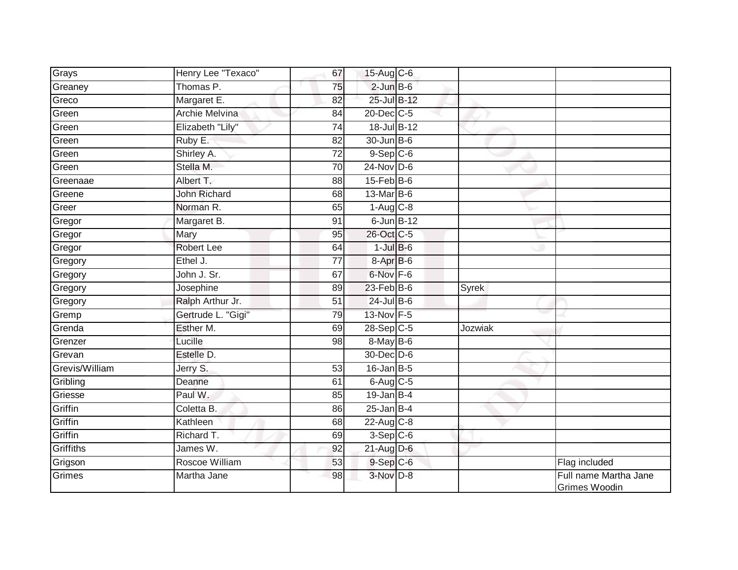| | | | | | | |
|---|---|---|---|---|---|---|
| Grays | Henry Lee "Texaco" | 67 | 15-Aug | C-6 | | |
| Greaney | Thomas P. | 75 | 2-Jun | B-6 | | |
| Greco | Margaret E. | 82 | 25-Jul | B-12 | | |
| Green | Archie Melvina | 84 | 20-Dec | C-5 | | |
| Green | Elizabeth "Lily" | 74 | 18-Jul | B-12 | | |
| Green | Ruby E. | 82 | 30-Jun | B-6 | | |
| Green | Shirley A. | 72 | 9-Sep | C-6 | | |
| Green | Stella M. | 70 | 24-Nov | D-6 | | |
| Greenaae | Albert T. | 88 | 15-Feb | B-6 | | |
| Greene | John Richard | 68 | 13-Mar | B-6 | | |
| Greer | Norman R. | 65 | 1-Aug | C-8 | | |
| Gregor | Margaret B. | 91 | 6-Jun | B-12 | | |
| Gregor | Mary | 95 | 26-Oct | C-5 | | |
| Gregor | Robert Lee | 64 | 1-Jul | B-6 | | |
| Gregory | Ethel J. | 77 | 8-Apr | B-6 | | |
| Gregory | John J. Sr. | 67 | 6-Nov | F-6 | | |
| Gregory | Josephine | 89 | 23-Feb | B-6 | Syrek | |
| Gregory | Ralph Arthur Jr. | 51 | 24-Jul | B-6 | | |
| Gremp | Gertrude L. "Gigi" | 79 | 13-Nov | F-5 | | |
| Grenda | Esther M. | 69 | 28-Sep | C-5 | Jozwiak | |
| Grenzer | Lucille | 98 | 8-May | B-6 | | |
| Grevan | Estelle D. | | 30-Dec | D-6 | | |
| Grevis/William | Jerry S. | 53 | 16-Jan | B-5 | | |
| Gribling | Deanne | 61 | 6-Aug | C-5 | | |
| Griesse | Paul W. | 85 | 19-Jan | B-4 | | |
| Griffin | Coletta B. | 86 | 25-Jan | B-4 | | |
| Griffin | Kathleen | 68 | 22-Aug | C-8 | | |
| Griffin | Richard T. | 69 | 3-Sep | C-6 | | |
| Griffiths | James W. | 92 | 21-Aug | D-6 | | |
| Grigson | Roscoe William | 53 | 9-Sep | C-6 | | Flag included |
| Grimes | Martha Jane | 98 | 3-Nov | D-8 | | Full name Martha Jane Grimes Woodin |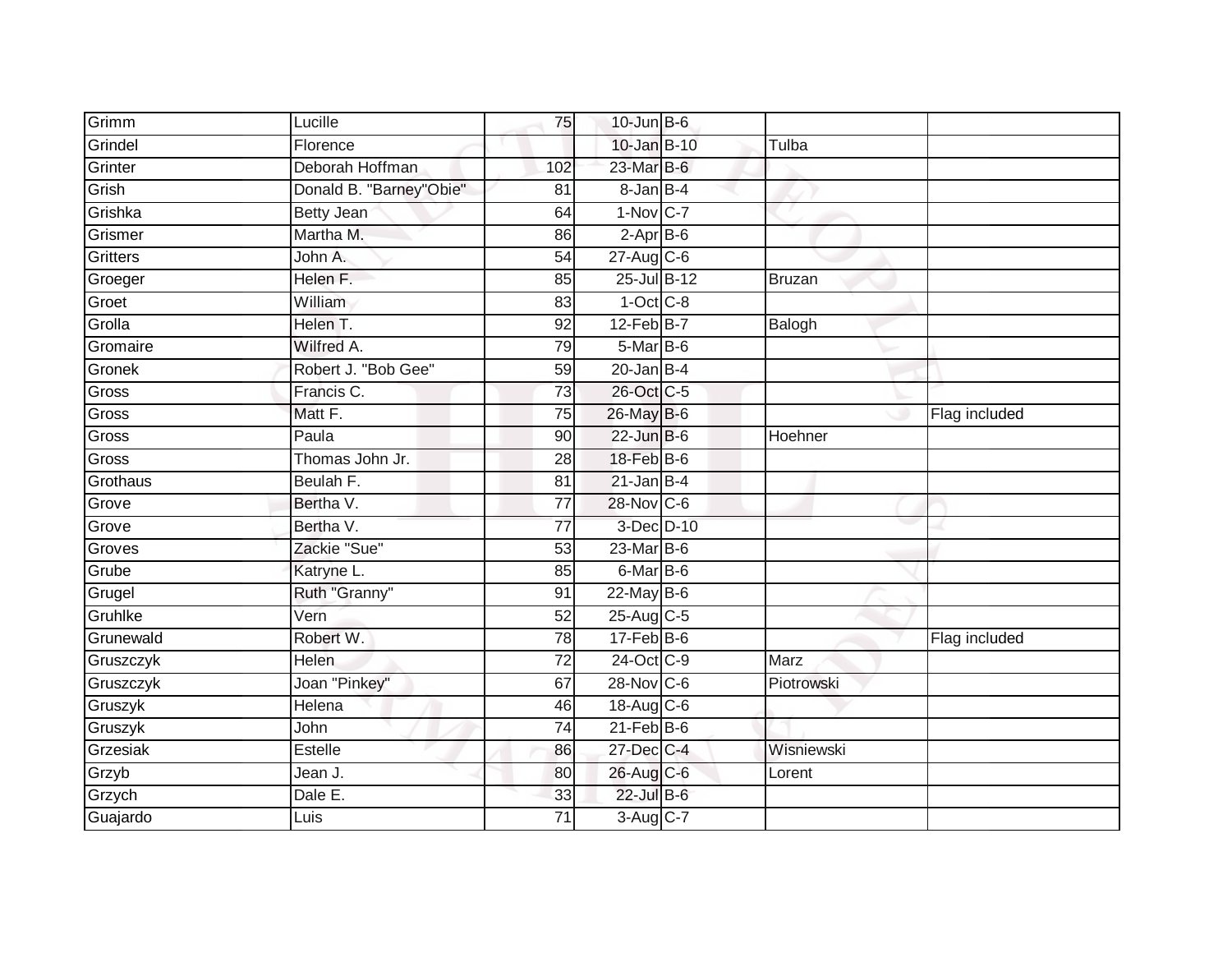| Grimm | Lucille | 75 | 10-Jun | B-6 | | |
|---|---|---|---|---|---|---|
| Grindel | Florence | | 10-Jan | B-10 | Tulba | |
| Grinter | Deborah Hoffman | 102 | 23-Mar | B-6 | | |
| Grish | Donald B. "Barney"Obie" | 81 | 8-Jan | B-4 | | |
| Grishka | Betty Jean | 64 | 1-Nov | C-7 | | |
| Grismer | Martha M. | 86 | 2-Apr | B-6 | | |
| Gritters | John A. | 54 | 27-Aug | C-6 | | |
| Groeger | Helen F. | 85 | 25-Jul | B-12 | Bruzan | |
| Groet | William | 83 | 1-Oct | C-8 | | |
| Grolla | Helen T. | 92 | 12-Feb | B-7 | Balogh | |
| Gromaire | Wilfred A. | 79 | 5-Mar | B-6 | | |
| Gronek | Robert J. "Bob Gee" | 59 | 20-Jan | B-4 | | |
| Gross | Francis C. | 73 | 26-Oct | C-5 | | |
| Gross | Matt F. | 75 | 26-May | B-6 | | Flag included |
| Gross | Paula | 90 | 22-Jun | B-6 | Hoehner | |
| Gross | Thomas John Jr. | 28 | 18-Feb | B-6 | | |
| Grothaus | Beulah F. | 81 | 21-Jan | B-4 | | |
| Grove | Bertha V. | 77 | 28-Nov | C-6 | | |
| Grove | Bertha V. | 77 | 3-Dec | D-10 | | |
| Groves | Zackie "Sue" | 53 | 23-Mar | B-6 | | |
| Grube | Katryne L. | 85 | 6-Mar | B-6 | | |
| Grugel | Ruth "Granny" | 91 | 22-May | B-6 | | |
| Gruhlke | Vern | 52 | 25-Aug | C-5 | | |
| Grunewald | Robert W. | 78 | 17-Feb | B-6 | | Flag included |
| Gruszczyk | Helen | 72 | 24-Oct | C-9 | Marz | |
| Gruszczyk | Joan "Pinkey" | 67 | 28-Nov | C-6 | Piotrowski | |
| Gruszyk | Helena | 46 | 18-Aug | C-6 | | |
| Gruszyk | John | 74 | 21-Feb | B-6 | | |
| Grzesiak | Estelle | 86 | 27-Dec | C-4 | Wisniewski | |
| Grzyb | Jean J. | 80 | 26-Aug | C-6 | Lorent | |
| Grzych | Dale E. | 33 | 22-Jul | B-6 | | |
| Guajardo | Luis | 71 | 3-Aug | C-7 | | |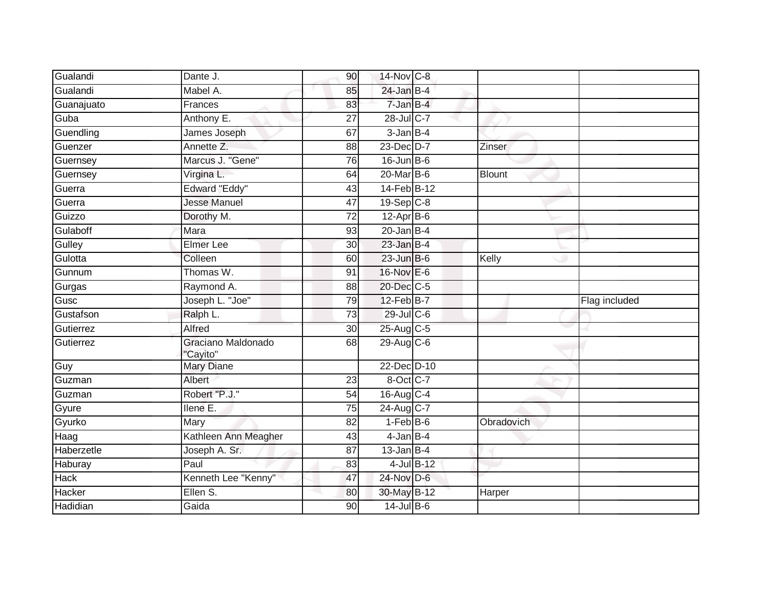| | | | | | | |
|---|---|---|---|---|---|---|
| Gualandi | Dante J. | 90 | 14-Nov | C-8 | | |
| Gualandi | Mabel A. | 85 | 24-Jan | B-4 | | |
| Guanajuato | Frances | 83 | 7-Jan | B-4 | | |
| Guba | Anthony E. | 27 | 28-Jul | C-7 | | |
| Guendling | James Joseph | 67 | 3-Jan | B-4 | | |
| Guenzer | Annette Z. | 88 | 23-Dec | D-7 | Zinser | |
| Guernsey | Marcus J. "Gene" | 76 | 16-Jun | B-6 | | |
| Guernsey | Virgina L. | 64 | 20-Mar | B-6 | Blount | |
| Guerra | Edward "Eddy" | 43 | 14-Feb | B-12 | | |
| Guerra | Jesse Manuel | 47 | 19-Sep | C-8 | | |
| Guizzo | Dorothy M. | 72 | 12-Apr | B-6 | | |
| Gulaboff | Mara | 93 | 20-Jan | B-4 | | |
| Gulley | Elmer Lee | 30 | 23-Jan | B-4 | | |
| Gulotta | Colleen | 60 | 23-Jun | B-6 | Kelly | |
| Gunnum | Thomas W. | 91 | 16-Nov | E-6 | | |
| Gurgas | Raymond A. | 88 | 20-Dec | C-5 | | |
| Gusc | Joseph L. "Joe" | 79 | 12-Feb | B-7 | | Flag included |
| Gustafson | Ralph L. | 73 | 29-Jul | C-6 | | |
| Gutierrez | Alfred | 30 | 25-Aug | C-5 | | |
| Gutierrez | Graciano Maldonado "Cayito" | 68 | 29-Aug | C-6 | | |
| Guy | Mary Diane | | 22-Dec | D-10 | | |
| Guzman | Albert | 23 | 8-Oct | C-7 | | |
| Guzman | Robert "P.J." | 54 | 16-Aug | C-4 | | |
| Gyure | Ilene E. | 75 | 24-Aug | C-7 | | |
| Gyurko | Mary | 82 | 1-Feb | B-6 | Obradovich | |
| Haag | Kathleen Ann Meagher | 43 | 4-Jan | B-4 | | |
| Haberzetle | Joseph A. Sr. | 87 | 13-Jan | B-4 | | |
| Haburay | Paul | 83 | 4-Jul | B-12 | | |
| Hack | Kenneth Lee "Kenny" | 47 | 24-Nov | D-6 | | |
| Hacker | Ellen S. | 80 | 30-May | B-12 | Harper | |
| Hadidian | Gaida | 90 | 14-Jul | B-6 | | |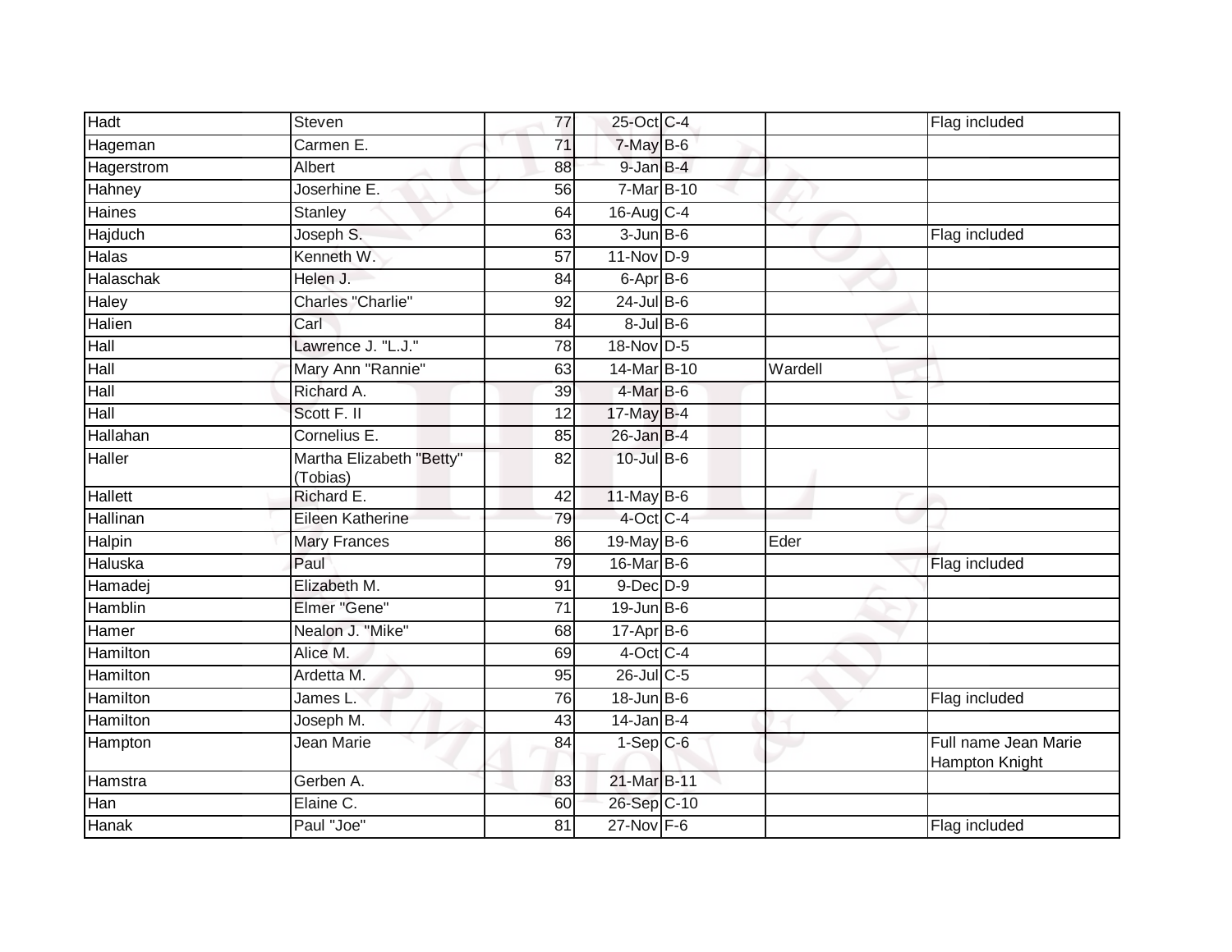| | | | | | | |
|---|---|---|---|---|---|---|
| Hadt | Steven | 77 | 25-Oct | C-4 | | Flag included |
| Hageman | Carmen E. | 71 | 7-May | B-6 | | |
| Hagerstrom | Albert | 88 | 9-Jan | B-4 | | |
| Hahney | Joserhine E. | 56 | 7-Mar | B-10 | | |
| Haines | Stanley | 64 | 16-Aug | C-4 | | |
| Hajduch | Joseph S. | 63 | 3-Jun | B-6 | | Flag included |
| Halas | Kenneth W. | 57 | 11-Nov | D-9 | | |
| Halaschak | Helen J. | 84 | 6-Apr | B-6 | | |
| Haley | Charles "Charlie" | 92 | 24-Jul | B-6 | | |
| Halien | Carl | 84 | 8-Jul | B-6 | | |
| Hall | Lawrence J. "L.J." | 78 | 18-Nov | D-5 | | |
| Hall | Mary Ann "Rannie" | 63 | 14-Mar | B-10 | Wardell | |
| Hall | Richard A. | 39 | 4-Mar | B-6 | | |
| Hall | Scott F. II | 12 | 17-May | B-4 | | |
| Hallahan | Cornelius E. | 85 | 26-Jan | B-4 | | |
| Haller | Martha Elizabeth "Betty" (Tobias) | 82 | 10-Jul | B-6 | | |
| Hallett | Richard E. | 42 | 11-May | B-6 | | |
| Hallinan | Eileen Katherine | 79 | 4-Oct | C-4 | | |
| Halpin | Mary Frances | 86 | 19-May | B-6 | Eder | |
| Haluska | Paul | 79 | 16-Mar | B-6 | | Flag included |
| Hamadej | Elizabeth M. | 91 | 9-Dec | D-9 | | |
| Hamblin | Elmer "Gene" | 71 | 19-Jun | B-6 | | |
| Hamer | Nealon J. "Mike" | 68 | 17-Apr | B-6 | | |
| Hamilton | Alice M. | 69 | 4-Oct | C-4 | | |
| Hamilton | Ardetta M. | 95 | 26-Jul | C-5 | | |
| Hamilton | James L. | 76 | 18-Jun | B-6 | | Flag included |
| Hamilton | Joseph M. | 43 | 14-Jan | B-4 | | |
| Hampton | Jean Marie | 84 | 1-Sep | C-6 | | Full name Jean Marie Hampton Knight |
| Hamstra | Gerben A. | 83 | 21-Mar | B-11 | | |
| Han | Elaine C. | 60 | 26-Sep | C-10 | | |
| Hanak | Paul "Joe" | 81 | 27-Nov | F-6 | | Flag included |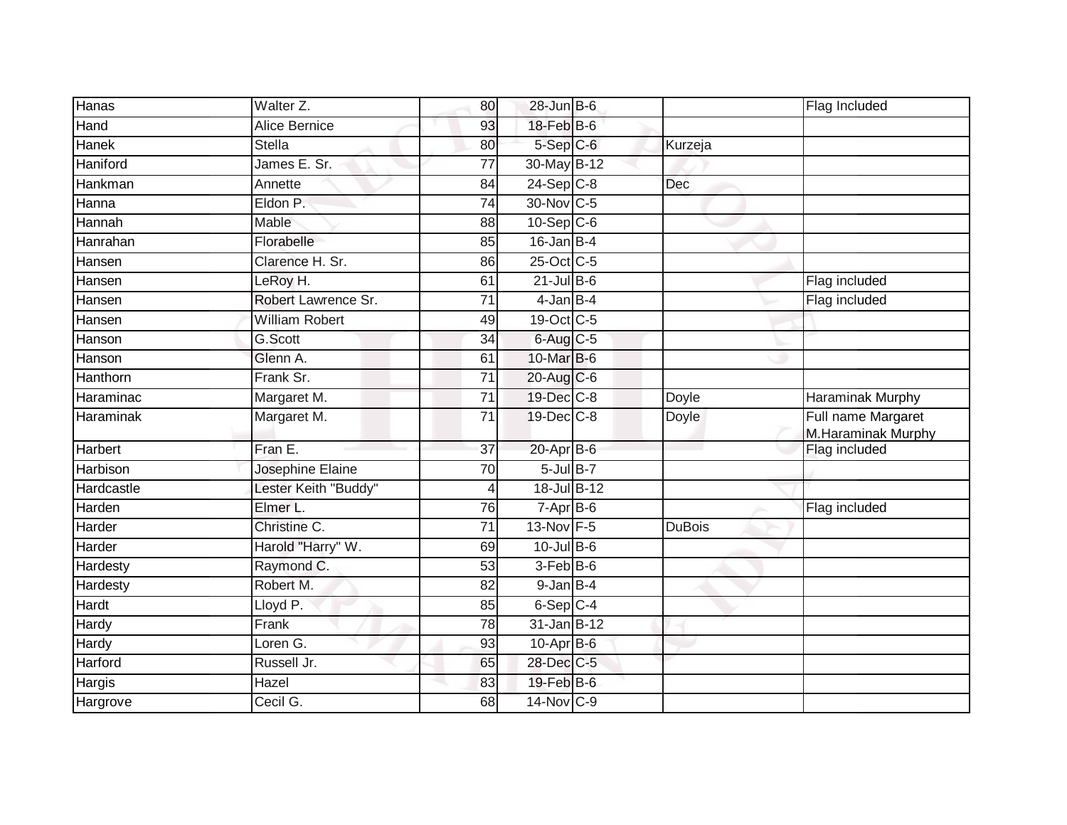| Hanas | Walter Z. | 80 | 28-Jun | B-6 | | Flag Included |
|---|---|---|---|---|---|---|
| Hand | Alice Bernice | 93 | 18-Feb | B-6 | | |
| Hanek | Stella | 80 | 5-Sep | C-6 | Kurzeja | |
| Haniford | James E. Sr. | 77 | 30-May | B-12 | | |
| Hankman | Annette | 84 | 24-Sep | C-8 | Dec | |
| Hanna | Eldon P. | 74 | 30-Nov | C-5 | | |
| Hannah | Mable | 88 | 10-Sep | C-6 | | |
| Hanrahan | Florabelle | 85 | 16-Jan | B-4 | | |
| Hansen | Clarence H. Sr. | 86 | 25-Oct | C-5 | | |
| Hansen | LeRoy H. | 61 | 21-Jul | B-6 | | Flag included |
| Hansen | Robert Lawrence Sr. | 71 | 4-Jan | B-4 | | Flag included |
| Hansen | William Robert | 49 | 19-Oct | C-5 | | |
| Hanson | G.Scott | 34 | 6-Aug | C-5 | | |
| Hanson | Glenn A. | 61 | 10-Mar | B-6 | | |
| Hanthorn | Frank Sr. | 71 | 20-Aug | C-6 | | |
| Haraminac | Margaret M. | 71 | 19-Dec | C-8 | Doyle | Haraminak Murphy |
| Haraminak | Margaret M. | 71 | 19-Dec | C-8 | Doyle | Full name Margaret M.Haraminak Murphy |
| Harbert | Fran E. | 37 | 20-Apr | B-6 | | Flag included |
| Harbison | Josephine Elaine | 70 | 5-Jul | B-7 | | |
| Hardcastle | Lester Keith "Buddy" | 4 | 18-Jul | B-12 | | |
| Harden | Elmer L. | 76 | 7-Apr | B-6 | | Flag included |
| Harder | Christine C. | 71 | 13-Nov | F-5 | DuBois | |
| Harder | Harold "Harry" W. | 69 | 10-Jul | B-6 | | |
| Hardesty | Raymond C. | 53 | 3-Feb | B-6 | | |
| Hardesty | Robert M. | 82 | 9-Jan | B-4 | | |
| Hardt | Lloyd P. | 85 | 6-Sep | C-4 | | |
| Hardy | Frank | 78 | 31-Jan | B-12 | | |
| Hardy | Loren G. | 93 | 10-Apr | B-6 | | |
| Harford | Russell Jr. | 65 | 28-Dec | C-5 | | |
| Hargis | Hazel | 83 | 19-Feb | B-6 | | |
| Hargrove | Cecil G. | 68 | 14-Nov | C-9 | | |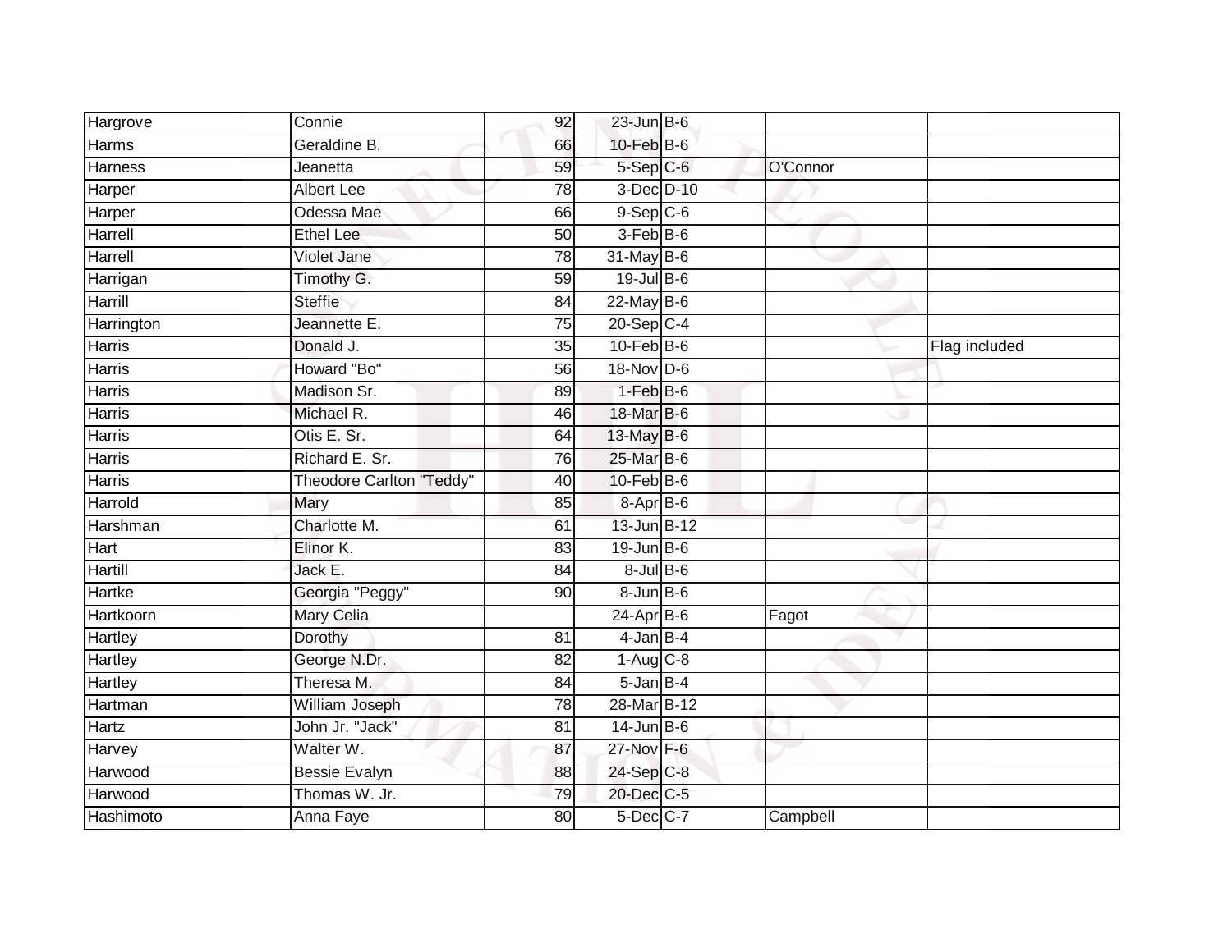| | | | | | | |
|---|---|---|---|---|---|---|
| Hargrove | Connie | 92 | 23-Jun | B-6 | | |
| Harms | Geraldine B. | 66 | 10-Feb | B-6 | | |
| Harness | Jeanetta | 59 | 5-Sep | C-6 | O'Connor | |
| Harper | Albert Lee | 78 | 3-Dec | D-10 | | |
| Harper | Odessa Mae | 66 | 9-Sep | C-6 | | |
| Harrell | Ethel Lee | 50 | 3-Feb | B-6 | | |
| Harrell | Violet Jane | 78 | 31-May | B-6 | | |
| Harrigan | Timothy G. | 59 | 19-Jul | B-6 | | |
| Harrill | Steffie | 84 | 22-May | B-6 | | |
| Harrington | Jeannette E. | 75 | 20-Sep | C-4 | | |
| Harris | Donald J. | 35 | 10-Feb | B-6 | | Flag included |
| Harris | Howard "Bo" | 56 | 18-Nov | D-6 | | |
| Harris | Madison Sr. | 89 | 1-Feb | B-6 | | |
| Harris | Michael R. | 46 | 18-Mar | B-6 | | |
| Harris | Otis E. Sr. | 64 | 13-May | B-6 | | |
| Harris | Richard E. Sr. | 76 | 25-Mar | B-6 | | |
| Harris | Theodore Carlton "Teddy" | 40 | 10-Feb | B-6 | | |
| Harrold | Mary | 85 | 8-Apr | B-6 | | |
| Harshman | Charlotte M. | 61 | 13-Jun | B-12 | | |
| Hart | Elinor K. | 83 | 19-Jun | B-6 | | |
| Hartill | Jack E. | 84 | 8-Jul | B-6 | | |
| Hartke | Georgia "Peggy" | 90 | 8-Jun | B-6 | | |
| Hartkoorn | Mary Celia | | 24-Apr | B-6 | Fagot | |
| Hartley | Dorothy | 81 | 4-Jan | B-4 | | |
| Hartley | George N.Dr. | 82 | 1-Aug | C-8 | | |
| Hartley | Theresa M. | 84 | 5-Jan | B-4 | | |
| Hartman | William Joseph | 78 | 28-Mar | B-12 | | |
| Hartz | John Jr. "Jack" | 81 | 14-Jun | B-6 | | |
| Harvey | Walter W. | 87 | 27-Nov | F-6 | | |
| Harwood | Bessie Evalyn | 88 | 24-Sep | C-8 | | |
| Harwood | Thomas W. Jr. | 79 | 20-Dec | C-5 | | |
| Hashimoto | Anna Faye | 80 | 5-Dec | C-7 | Campbell | |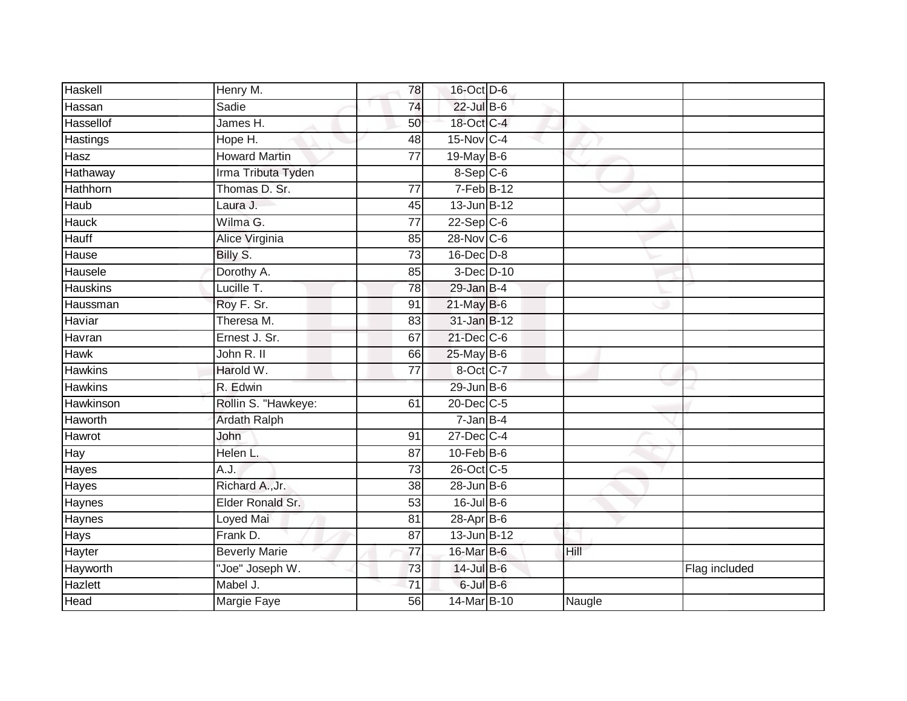| | | | | | | |
|---|---|---|---|---|---|---|
| Haskell | Henry M. | 78 | 16-Oct | D-6 | | |
| Hassan | Sadie | 74 | 22-Jul | B-6 | | |
| Hassellof | James H. | 50 | 18-Oct | C-4 | | |
| Hastings | Hope H. | 48 | 15-Nov | C-4 | | |
| Hasz | Howard Martin | 77 | 19-May | B-6 | | |
| Hathaway | Irma Tributa Tyden | | 8-Sep | C-6 | | |
| Hathhorn | Thomas D. Sr. | 77 | 7-Feb | B-12 | | |
| Haub | Laura J. | 45 | 13-Jun | B-12 | | |
| Hauck | Wilma G. | 77 | 22-Sep | C-6 | | |
| Hauff | Alice Virginia | 85 | 28-Nov | C-6 | | |
| Hause | Billy S. | 73 | 16-Dec | D-8 | | |
| Hausele | Dorothy A. | 85 | 3-Dec | D-10 | | |
| Hauskins | Lucille T. | 78 | 29-Jan | B-4 | | |
| Haussman | Roy F. Sr. | 91 | 21-May | B-6 | | |
| Haviar | Theresa M. | 83 | 31-Jan | B-12 | | |
| Havran | Ernest J. Sr. | 67 | 21-Dec | C-6 | | |
| Hawk | John R. II | 66 | 25-May | B-6 | | |
| Hawkins | Harold W. | 77 | 8-Oct | C-7 | | |
| Hawkins | R. Edwin | | 29-Jun | B-6 | | |
| Hawkinson | Rollin S. "Hawkeye: | 61 | 20-Dec | C-5 | | |
| Haworth | Ardath Ralph | | 7-Jan | B-4 | | |
| Hawrot | John | 91 | 27-Dec | C-4 | | |
| Hay | Helen L. | 87 | 10-Feb | B-6 | | |
| Hayes | A.J. | 73 | 26-Oct | C-5 | | |
| Hayes | Richard A.,Jr. | 38 | 28-Jun | B-6 | | |
| Haynes | Elder Ronald Sr. | 53 | 16-Jul | B-6 | | |
| Haynes | Loyed Mai | 81 | 28-Apr | B-6 | | |
| Hays | Frank D. | 87 | 13-Jun | B-12 | | |
| Hayter | Beverly Marie | 77 | 16-Mar | B-6 | Hill | |
| Hayworth | "Joe" Joseph W. | 73 | 14-Jul | B-6 | | Flag included |
| Hazlett | Mabel J. | 71 | 6-Jul | B-6 | | |
| Head | Margie Faye | 56 | 14-Mar | B-10 | Naugle | |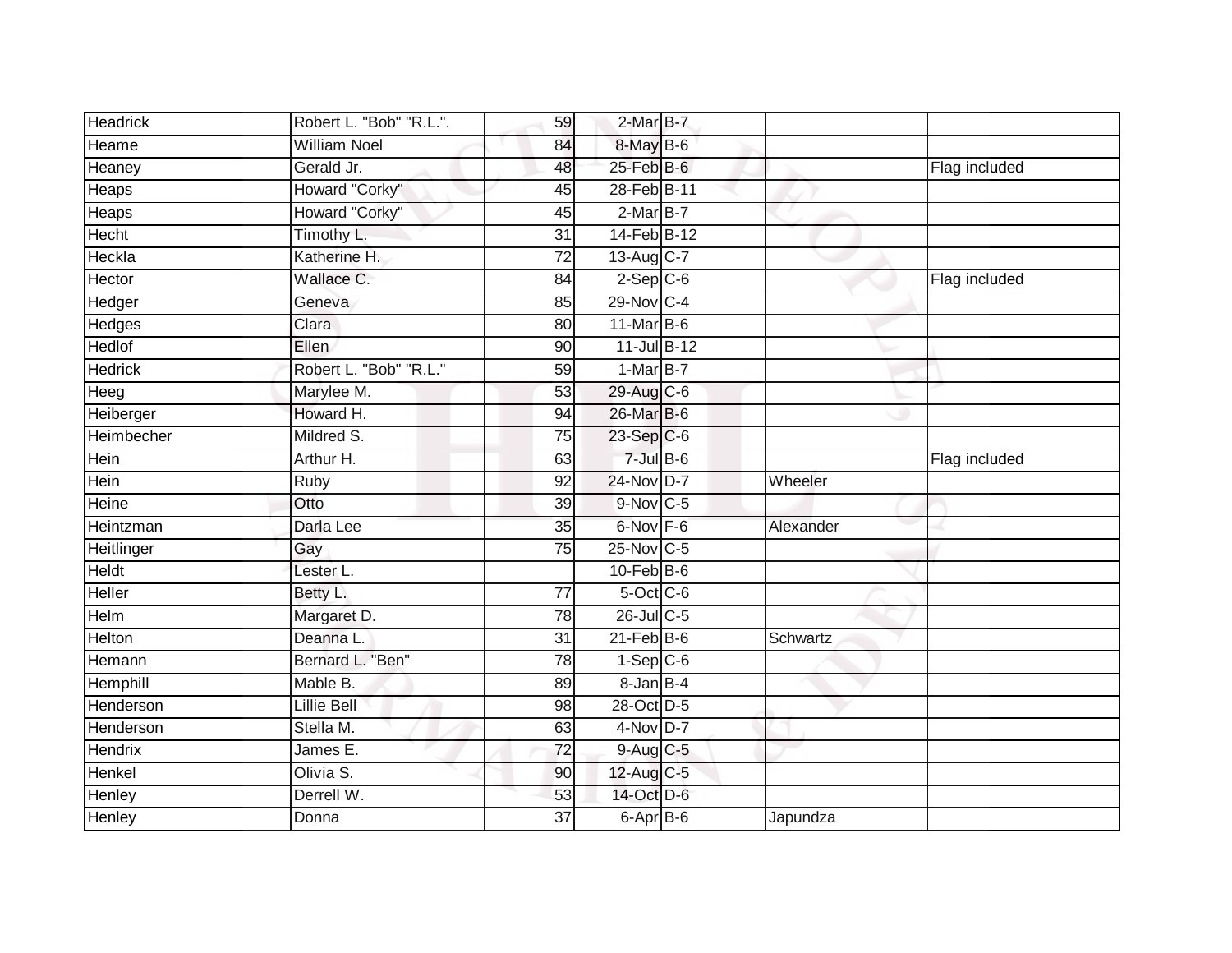| Headrick | Robert L. "Bob" "R.L.". | 59 | 2-Mar | B-7 | | |
|---|---|---|---|---|---|---|
| Heame | William Noel | 84 | 8-May | B-6 | | |
| Heaney | Gerald Jr. | 48 | 25-Feb | B-6 | | Flag included |
| Heaps | Howard "Corky" | 45 | 28-Feb | B-11 | | |
| Heaps | Howard "Corky" | 45 | 2-Mar | B-7 | | |
| Hecht | Timothy L. | 31 | 14-Feb | B-12 | | |
| Heckla | Katherine H. | 72 | 13-Aug | C-7 | | |
| Hector | Wallace C. | 84 | 2-Sep | C-6 | | Flag included |
| Hedger | Geneva | 85 | 29-Nov | C-4 | | |
| Hedges | Clara | 80 | 11-Mar | B-6 | | |
| Hedlof | Ellen | 90 | 11-Jul | B-12 | | |
| Hedrick | Robert L. "Bob" "R.L." | 59 | 1-Mar | B-7 | | |
| Heeg | Marylee M. | 53 | 29-Aug | C-6 | | |
| Heiberger | Howard H. | 94 | 26-Mar | B-6 | | |
| Heimbecher | Mildred S. | 75 | 23-Sep | C-6 | | |
| Hein | Arthur H. | 63 | 7-Jul | B-6 | | Flag included |
| Hein | Ruby | 92 | 24-Nov | D-7 | Wheeler | |
| Heine | Otto | 39 | 9-Nov | C-5 | | |
| Heintzman | Darla Lee | 35 | 6-Nov | F-6 | Alexander | |
| Heitlinger | Gay | 75 | 25-Nov | C-5 | | |
| Heldt | Lester L. | | 10-Feb | B-6 | | |
| Heller | Betty L. | 77 | 5-Oct | C-6 | | |
| Helm | Margaret D. | 78 | 26-Jul | C-5 | | |
| Helton | Deanna L. | 31 | 21-Feb | B-6 | Schwartz | |
| Hemann | Bernard L. "Ben" | 78 | 1-Sep | C-6 | | |
| Hemphill | Mable B. | 89 | 8-Jan | B-4 | | |
| Henderson | Lillie Bell | 98 | 28-Oct | D-5 | | |
| Henderson | Stella M. | 63 | 4-Nov | D-7 | | |
| Hendrix | James E. | 72 | 9-Aug | C-5 | | |
| Henkel | Olivia S. | 90 | 12-Aug | C-5 | | |
| Henley | Derrell W. | 53 | 14-Oct | D-6 | | |
| Henley | Donna | 37 | 6-Apr | B-6 | Japundza | |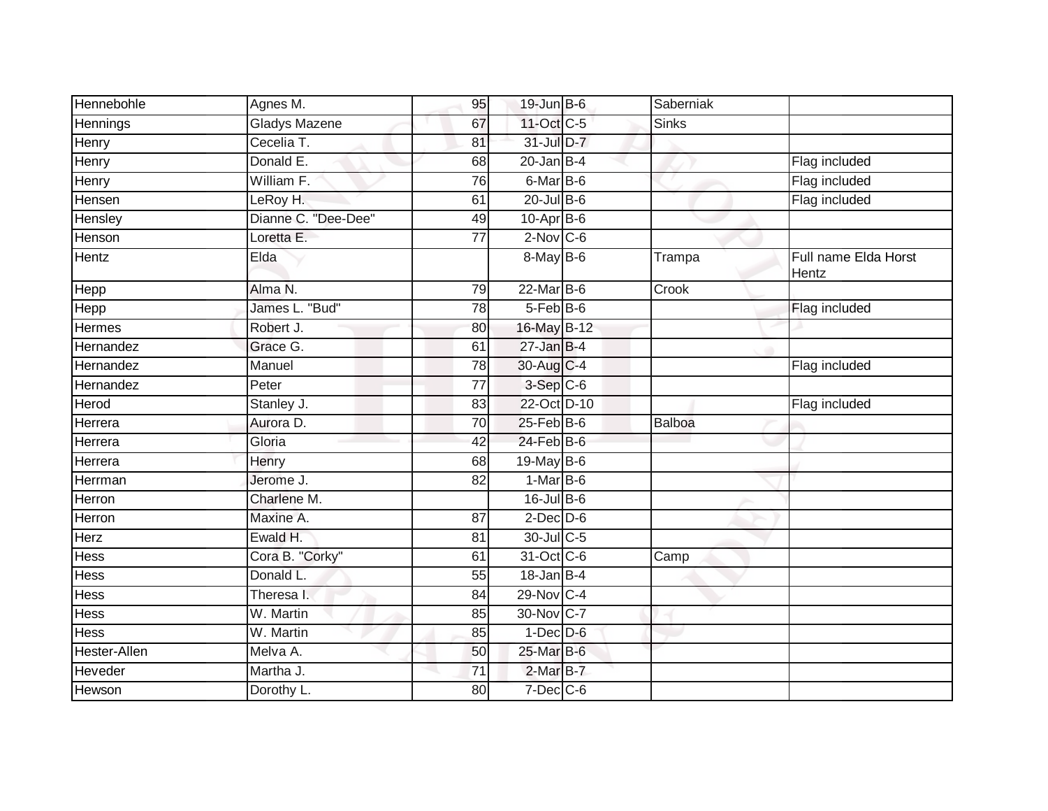| Hennebohle | Agnes M. | 95 | 19-Jun | B-6 | Saberniak | |
|---|---|---|---|---|---|---|
| Hennings | Gladys Mazene | 67 | 11-Oct | C-5 | Sinks | |
| Henry | Cecelia T. | 81 | 31-Jul | D-7 | | |
| Henry | Donald E. | 68 | 20-Jan | B-4 | | Flag included |
| Henry | William F. | 76 | 6-Mar | B-6 | | Flag included |
| Hensen | LeRoy H. | 61 | 20-Jul | B-6 | | Flag included |
| Hensley | Dianne C. "Dee-Dee" | 49 | 10-Apr | B-6 | | |
| Henson | Loretta E. | 77 | 2-Nov | C-6 | | |
| Hentz | Elda | | 8-May | B-6 | Trampa | Full name Elda Horst Hentz |
| Hepp | Alma N. | 79 | 22-Mar | B-6 | Crook | |
| Hepp | James L. "Bud" | 78 | 5-Feb | B-6 | | Flag included |
| Hermes | Robert J. | 80 | 16-May | B-12 | | |
| Hernandez | Grace G. | 61 | 27-Jan | B-4 | | |
| Hernandez | Manuel | 78 | 30-Aug | C-4 | | Flag included |
| Hernandez | Peter | 77 | 3-Sep | C-6 | | |
| Herod | Stanley J. | 83 | 22-Oct | D-10 | | Flag included |
| Herrera | Aurora D. | 70 | 25-Feb | B-6 | Balboa | |
| Herrera | Gloria | 42 | 24-Feb | B-6 | | |
| Herrera | Henry | 68 | 19-May | B-6 | | |
| Herrman | Jerome J. | 82 | 1-Mar | B-6 | | |
| Herron | Charlene M. | | 16-Jul | B-6 | | |
| Herron | Maxine A. | 87 | 2-Dec | D-6 | | |
| Herz | Ewald H. | 81 | 30-Jul | C-5 | | |
| Hess | Cora B. "Corky" | 61 | 31-Oct | C-6 | Camp | |
| Hess | Donald L. | 55 | 18-Jan | B-4 | | |
| Hess | Theresa I. | 84 | 29-Nov | C-4 | | |
| Hess | W. Martin | 85 | 30-Nov | C-7 | | |
| Hess | W. Martin | 85 | 1-Dec | D-6 | | |
| Hester-Allen | Melva A. | 50 | 25-Mar | B-6 | | |
| Heveder | Martha J. | 71 | 2-Mar | B-7 | | |
| Hewson | Dorothy L. | 80 | 7-Dec | C-6 | | |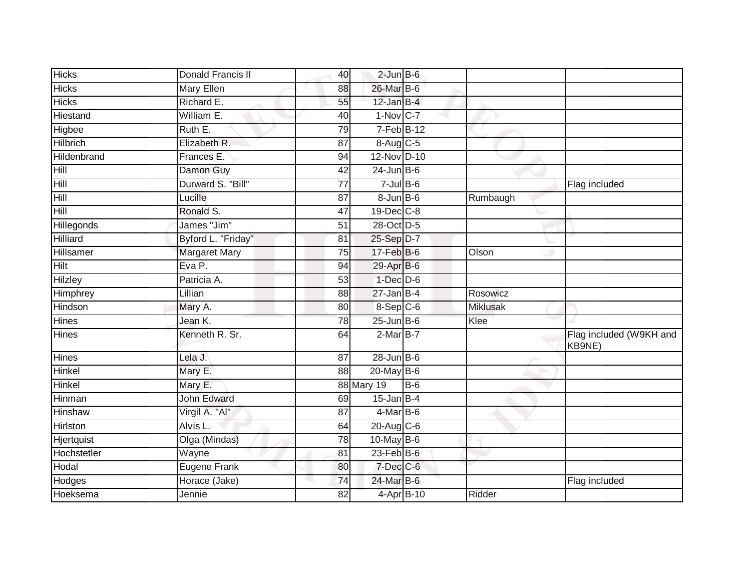| | | | | | | |
|---|---|---|---|---|---|---|
| Hicks | Donald Francis II | 40 | 2-Jun | B-6 | | |
| Hicks | Mary Ellen | 88 | 26-Mar | B-6 | | |
| Hicks | Richard E. | 55 | 12-Jan | B-4 | | |
| Hiestand | William E. | 40 | 1-Nov | C-7 | | |
| Higbee | Ruth E. | 79 | 7-Feb | B-12 | | |
| Hilbrich | Elizabeth R. | 87 | 8-Aug | C-5 | | |
| Hildenbrand | Frances E. | 94 | 12-Nov | D-10 | | |
| Hill | Damon Guy | 42 | 24-Jun | B-6 | | |
| Hill | Durward S. "Bill" | 77 | 7-Jul | B-6 | | Flag included |
| Hill | Lucille | 87 | 8-Jun | B-6 | Rumbaugh | |
| Hill | Ronald S. | 47 | 19-Dec | C-8 | | |
| Hillegonds | James "Jim" | 51 | 28-Oct | D-5 | | |
| Hilliard | Byford L. "Friday" | 81 | 25-Sep | D-7 | | |
| Hillsamer | Margaret Mary | 75 | 17-Feb | B-6 | Olson | |
| Hilt | Eva P. | 94 | 29-Apr | B-6 | | |
| Hilzley | Patricia A. | 53 | 1-Dec | D-6 | | |
| Himphrey | Lillian | 88 | 27-Jan | B-4 | Rosowicz | |
| Hindson | Mary A. | 80 | 8-Sep | C-6 | Miklusak | |
| Hines | Jean K. | 78 | 25-Jun | B-6 | Klee | |
| Hines | Kenneth R. Sr. | 64 | 2-Mar | B-7 | | Flag included (W9KH and KB9NE) |
| Hines | Lela J. | 87 | 28-Jun | B-6 | | |
| Hinkel | Mary E. | 88 | 20-May | B-6 | | |
| Hinkel | Mary E. | 88 | Mary 19 | B-6 | | |
| Hinman | John Edward | 69 | 15-Jan | B-4 | | |
| Hinshaw | Virgil A. "Al" | 87 | 4-Mar | B-6 | | |
| Hirlston | Alvis L. | 64 | 20-Aug | C-6 | | |
| Hjertquist | Olga (Mindas) | 78 | 10-May | B-6 | | |
| Hochstetler | Wayne | 81 | 23-Feb | B-6 | | |
| Hodal | Eugene Frank | 80 | 7-Dec | C-6 | | |
| Hodges | Horace (Jake) | 74 | 24-Mar | B-6 | | Flag included |
| Hoeksema | Jennie | 82 | 4-Apr | B-10 | Ridder | |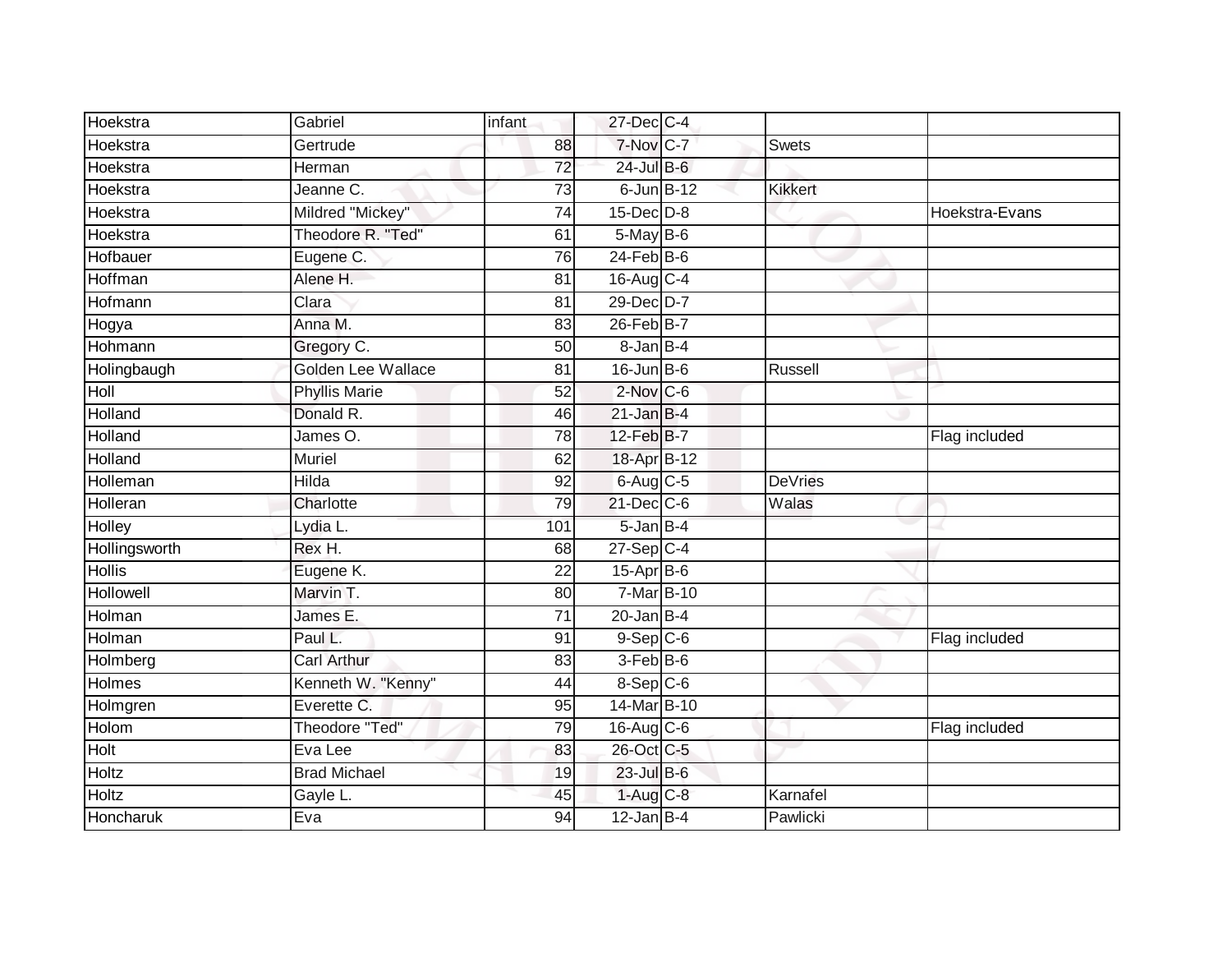| Hoekstra | Gabriel | infant | 27-Dec | C-4 | | |
|---|---|---|---|---|---|---|
| Hoekstra | Gertrude | 88 | 7-Nov | C-7 | Swets | |
| Hoekstra | Herman | 72 | 24-Jul | B-6 | | |
| Hoekstra | Jeanne C. | 73 | 6-Jun | B-12 | Kikkert | |
| Hoekstra | Mildred "Mickey" | 74 | 15-Dec | D-8 | | Hoekstra-Evans |
| Hoekstra | Theodore R. "Ted" | 61 | 5-May | B-6 | | |
| Hofbauer | Eugene C. | 76 | 24-Feb | B-6 | | |
| Hoffman | Alene H. | 81 | 16-Aug | C-4 | | |
| Hofmann | Clara | 81 | 29-Dec | D-7 | | |
| Hogya | Anna M. | 83 | 26-Feb | B-7 | | |
| Hohmann | Gregory C. | 50 | 8-Jan | B-4 | | |
| Holingbaugh | Golden Lee Wallace | 81 | 16-Jun | B-6 | Russell | |
| Holl | Phyllis Marie | 52 | 2-Nov | C-6 | | |
| Holland | Donald R. | 46 | 21-Jan | B-4 | | |
| Holland | James O. | 78 | 12-Feb | B-7 | | Flag included |
| Holland | Muriel | 62 | 18-Apr | B-12 | | |
| Holleman | Hilda | 92 | 6-Aug | C-5 | DeVries | |
| Holleran | Charlotte | 79 | 21-Dec | C-6 | Walas | |
| Holley | Lydia L. | 101 | 5-Jan | B-4 | | |
| Hollingsworth | Rex H. | 68 | 27-Sep | C-4 | | |
| Hollis | Eugene K. | 22 | 15-Apr | B-6 | | |
| Hollowell | Marvin T. | 80 | 7-Mar | B-10 | | |
| Holman | James E. | 71 | 20-Jan | B-4 | | |
| Holman | Paul L. | 91 | 9-Sep | C-6 | | Flag included |
| Holmberg | Carl Arthur | 83 | 3-Feb | B-6 | | |
| Holmes | Kenneth W. "Kenny" | 44 | 8-Sep | C-6 | | |
| Holmgren | Everette C. | 95 | 14-Mar | B-10 | | |
| Holom | Theodore "Ted" | 79 | 16-Aug | C-6 | | Flag included |
| Holt | Eva Lee | 83 | 26-Oct | C-5 | | |
| Holtz | Brad Michael | 19 | 23-Jul | B-6 | | |
| Holtz | Gayle L. | 45 | 1-Aug | C-8 | Karnafel | |
| Honcharuk | Eva | 94 | 12-Jan | B-4 | Pawlicki | |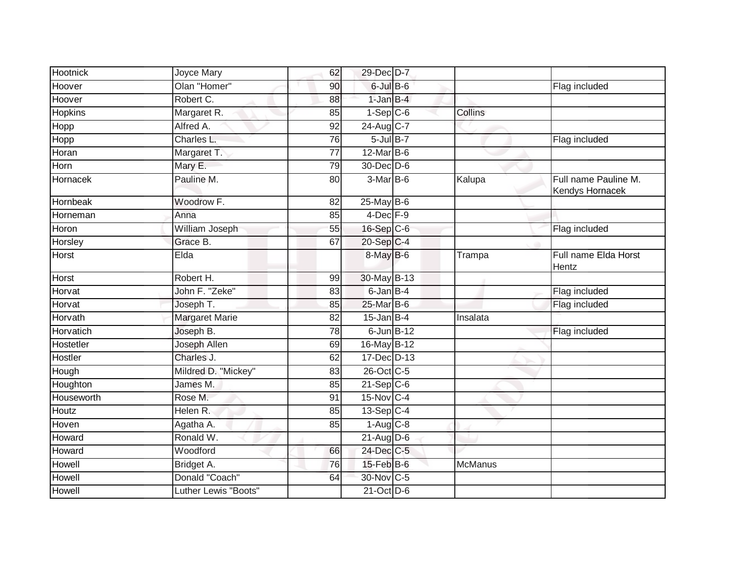| Hootnick | Joyce Mary | 62 | 29-Dec | D-7 | | |
|---|---|---|---|---|---|---|
| Hoover | Olan "Homer" | 90 | 6-Jul | B-6 | | Flag included |
| Hoover | Robert C. | 88 | 1-Jan | B-4 | | |
| Hopkins | Margaret R. | 85 | 1-Sep | C-6 | Collins | |
| Hopp | Alfred A. | 92 | 24-Aug | C-7 | | |
| Hopp | Charles L. | 76 | 5-Jul | B-7 | | Flag included |
| Horan | Margaret T. | 77 | 12-Mar | B-6 | | |
| Horn | Mary E. | 79 | 30-Dec | D-6 | | |
| Hornacek | Pauline M. | 80 | 3-Mar | B-6 | Kalupa | Full name Pauline M. Kendys Hornacek |
| Hornbeak | Woodrow F. | 82 | 25-May | B-6 | | |
| Horneman | Anna | 85 | 4-Dec | F-9 | | |
| Horon | William Joseph | 55 | 16-Sep | C-6 | | Flag included |
| Horsley | Grace B. | 67 | 20-Sep | C-4 | | |
| Horst | Elda | | 8-May | B-6 | Trampa | Full name Elda Horst Hentz |
| Horst | Robert H. | 99 | 30-May | B-13 | | |
| Horvat | John F. "Zeke" | 83 | 6-Jan | B-4 | | Flag included |
| Horvat | Joseph T. | 85 | 25-Mar | B-6 | | Flag included |
| Horvath | Margaret Marie | 82 | 15-Jan | B-4 | Insalata | |
| Horvatich | Joseph B. | 78 | 6-Jun | B-12 | | Flag included |
| Hostetler | Joseph Allen | 69 | 16-May | B-12 | | |
| Hostler | Charles J. | 62 | 17-Dec | D-13 | | |
| Hough | Mildred D. "Mickey" | 83 | 26-Oct | C-5 | | |
| Houghton | James M. | 85 | 21-Sep | C-6 | | |
| Houseworth | Rose M. | 91 | 15-Nov | C-4 | | |
| Houtz | Helen R. | 85 | 13-Sep | C-4 | | |
| Hoven | Agatha A. | 85 | 1-Aug | C-8 | | |
| Howard | Ronald W. | | 21-Aug | D-6 | | |
| Howard | Woodford | 66 | 24-Dec | C-5 | | |
| Howell | Bridget A. | 76 | 15-Feb | B-6 | McManus | |
| Howell | Donald "Coach" | 64 | 30-Nov | C-5 | | |
| Howell | Luther Lewis "Boots" | | 21-Oct | D-6 | | |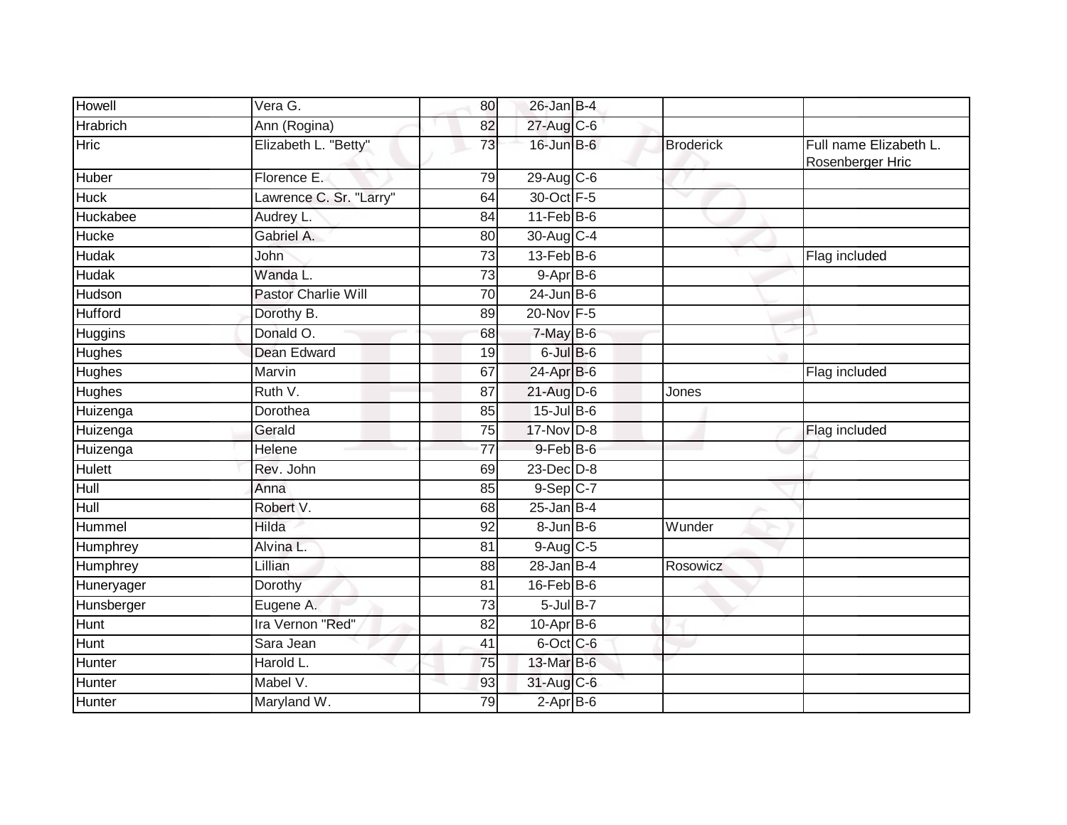| | | | | | | |
|---|---|---|---|---|---|---|
| Howell | Vera G. | 80 | 26-Jan | B-4 | | |
| Hrabrich | Ann (Rogina) | 82 | 27-Aug | C-6 | | |
| Hric | Elizabeth L. "Betty" | 73 | 16-Jun | B-6 | Broderick | Full name Elizabeth L. Rosenberger Hric |
| Huber | Florence E. | 79 | 29-Aug | C-6 | | |
| Huck | Lawrence C. Sr. "Larry" | 64 | 30-Oct | F-5 | | |
| Huckabee | Audrey L. | 84 | 11-Feb | B-6 | | |
| Hucke | Gabriel A. | 80 | 30-Aug | C-4 | | |
| Hudak | John | 73 | 13-Feb | B-6 | | Flag included |
| Hudak | Wanda L. | 73 | 9-Apr | B-6 | | |
| Hudson | Pastor Charlie Will | 70 | 24-Jun | B-6 | | |
| Hufford | Dorothy B. | 89 | 20-Nov | F-5 | | |
| Huggins | Donald O. | 68 | 7-May | B-6 | | |
| Hughes | Dean Edward | 19 | 6-Jul | B-6 | | |
| Hughes | Marvin | 67 | 24-Apr | B-6 | | Flag included |
| Hughes | Ruth V. | 87 | 21-Aug | D-6 | Jones | |
| Huizenga | Dorothea | 85 | 15-Jul | B-6 | | |
| Huizenga | Gerald | 75 | 17-Nov | D-8 | | Flag included |
| Huizenga | Helene | 77 | 9-Feb | B-6 | | |
| Hulett | Rev. John | 69 | 23-Dec | D-8 | | |
| Hull | Anna | 85 | 9-Sep | C-7 | | |
| Hull | Robert V. | 68 | 25-Jan | B-4 | | |
| Hummel | Hilda | 92 | 8-Jun | B-6 | Wunder | |
| Humphrey | Alvina L. | 81 | 9-Aug | C-5 | | |
| Humphrey | Lillian | 88 | 28-Jan | B-4 | Rosowicz | |
| Huneryager | Dorothy | 81 | 16-Feb | B-6 | | |
| Hunsberger | Eugene A. | 73 | 5-Jul | B-7 | | |
| Hunt | Ira Vernon "Red" | 82 | 10-Apr | B-6 | | |
| Hunt | Sara Jean | 41 | 6-Oct | C-6 | | |
| Hunter | Harold L. | 75 | 13-Mar | B-6 | | |
| Hunter | Mabel V. | 93 | 31-Aug | C-6 | | |
| Hunter | Maryland W. | 79 | 2-Apr | B-6 | | |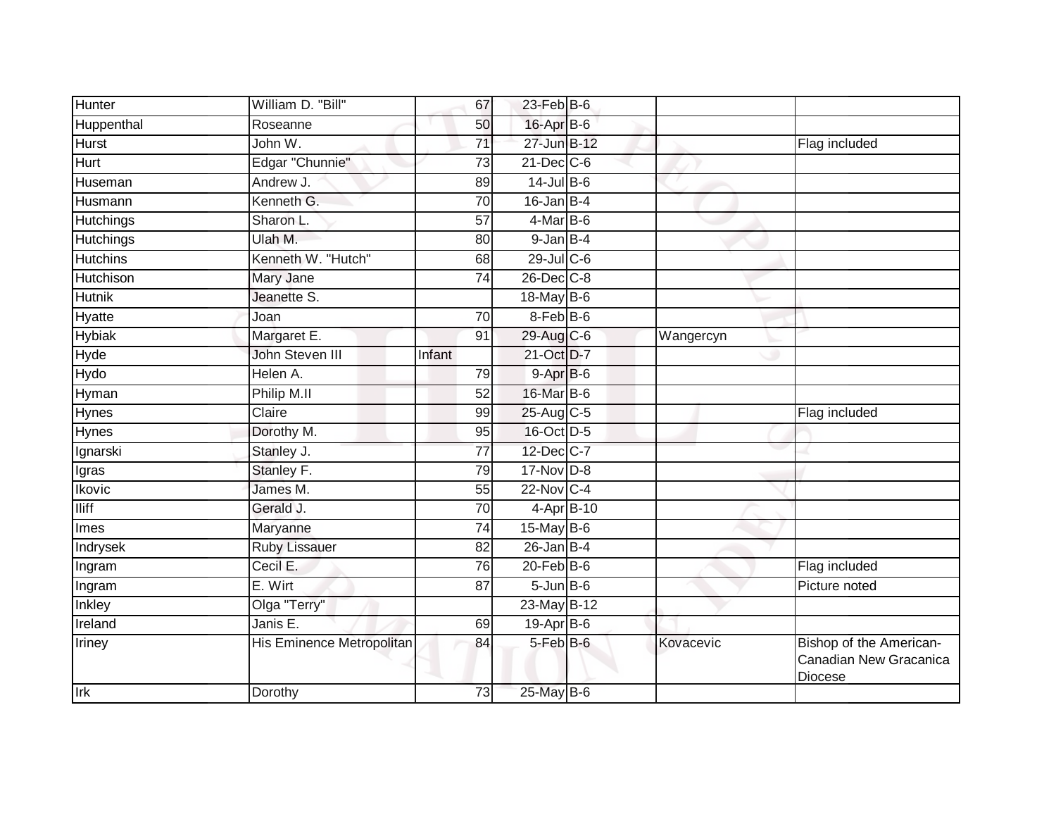| Hunter | William D. "Bill" | 67 | 23-Feb | B-6 | | |
|---|---|---|---|---|---|---|
| Huppenthal | Roseanne | 50 | 16-Apr | B-6 | | |
| Hurst | John W. | 71 | 27-Jun | B-12 | | Flag included |
| Hurt | Edgar "Chunnie" | 73 | 21-Dec | C-6 | | |
| Huseman | Andrew J. | 89 | 14-Jul | B-6 | | |
| Husmann | Kenneth G. | 70 | 16-Jan | B-4 | | |
| Hutchings | Sharon L. | 57 | 4-Mar | B-6 | | |
| Hutchings | Ulah M. | 80 | 9-Jan | B-4 | | |
| Hutchins | Kenneth W. "Hutch" | 68 | 29-Jul | C-6 | | |
| Hutchison | Mary Jane | 74 | 26-Dec | C-8 | | |
| Hutnik | Jeanette S. | | 18-May | B-6 | | |
| Hyatte | Joan | 70 | 8-Feb | B-6 | | |
| Hybiak | Margaret E. | 91 | 29-Aug | C-6 | Wangercyn | |
| Hyde | John Steven III | Infant | 21-Oct | D-7 | | |
| Hydo | Helen A. | 79 | 9-Apr | B-6 | | |
| Hyman | Philip M.II | 52 | 16-Mar | B-6 | | |
| Hynes | Claire | 99 | 25-Aug | C-5 | | Flag included |
| Hynes | Dorothy M. | 95 | 16-Oct | D-5 | | |
| Ignarski | Stanley J. | 77 | 12-Dec | C-7 | | |
| Igras | Stanley F. | 79 | 17-Nov | D-8 | | |
| Ikovic | James M. | 55 | 22-Nov | C-4 | | |
| Iliff | Gerald J. | 70 | 4-Apr | B-10 | | |
| Imes | Maryanne | 74 | 15-May | B-6 | | |
| Indrysek | Ruby Lissauer | 82 | 26-Jan | B-4 | | |
| Ingram | Cecil E. | 76 | 20-Feb | B-6 | | Flag included |
| Ingram | E. Wirt | 87 | 5-Jun | B-6 | | Picture noted |
| Inkley | Olga "Terry" | | 23-May | B-12 | | |
| Ireland | Janis E. | 69 | 19-Apr | B-6 | | |
| Iriney | His Eminence Metropolitan | 84 | 5-Feb | B-6 | Kovacevic | Bishop of the American-Canadian New Gracanica Diocese |
| Irk | Dorothy | 73 | 25-May | B-6 | | |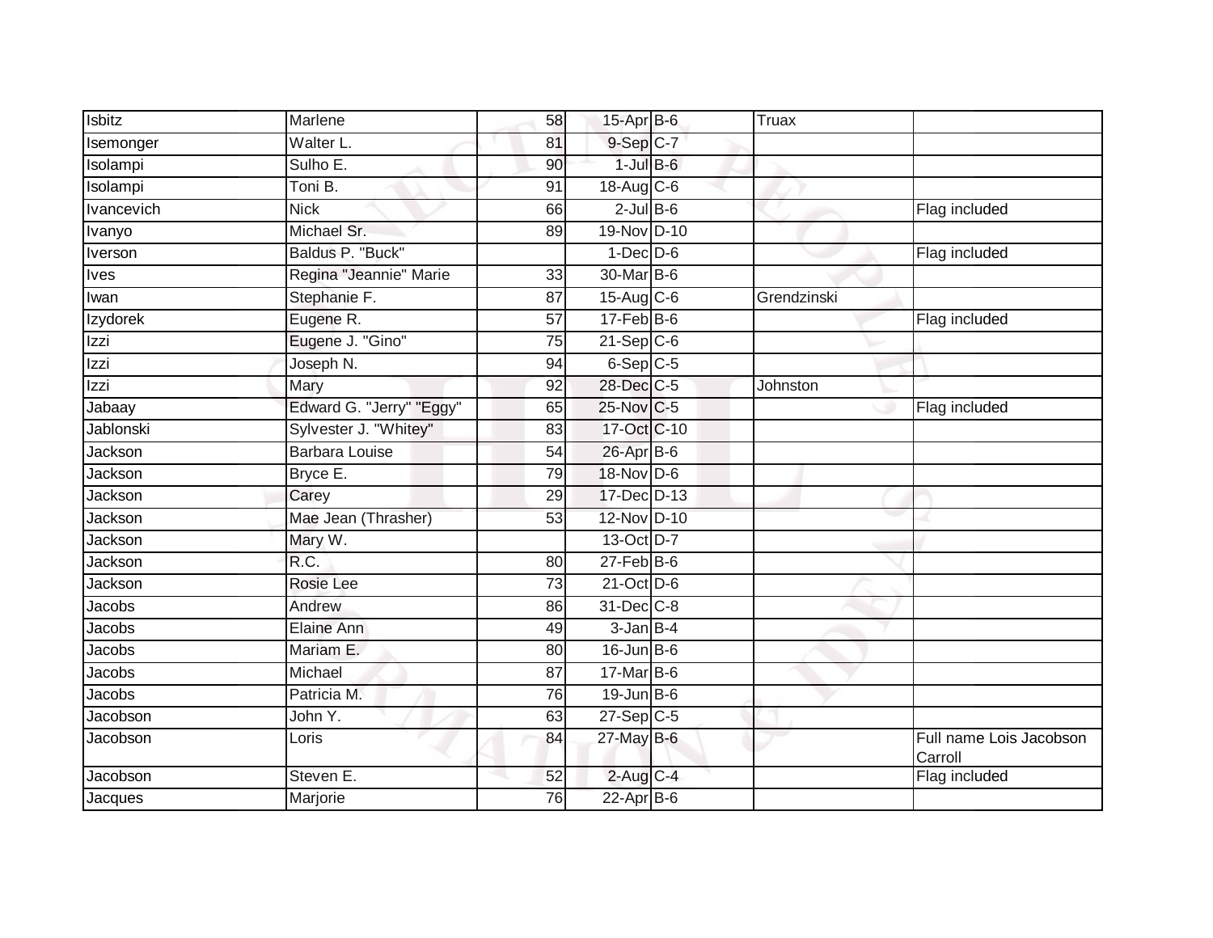| Isbitz | Marlene | 58 | 15-Apr | B-6 | Truax | |
|---|---|---|---|---|---|---|
| Isemonger | Walter L. | 81 | 9-Sep | C-7 | | |
| Isolampi | Sulho E. | 90 | 1-Jul | B-6 | | |
| Isolampi | Toni B. | 91 | 18-Aug | C-6 | | |
| Ivancevich | Nick | 66 | 2-Jul | B-6 | | Flag included |
| Ivanyo | Michael Sr. | 89 | 19-Nov | D-10 | | |
| Iverson | Baldus P. "Buck" | | 1-Dec | D-6 | | Flag included |
| Ives | Regina "Jeannie" Marie | 33 | 30-Mar | B-6 | | |
| Iwan | Stephanie F. | 87 | 15-Aug | C-6 | Grendzinski | |
| Izydorek | Eugene R. | 57 | 17-Feb | B-6 | | Flag included |
| Izzi | Eugene J. "Gino" | 75 | 21-Sep | C-6 | | |
| Izzi | Joseph N. | 94 | 6-Sep | C-5 | | |
| Izzi | Mary | 92 | 28-Dec | C-5 | Johnston | |
| Jabaay | Edward G. "Jerry" "Eggy" | 65 | 25-Nov | C-5 | | Flag included |
| Jablonski | Sylvester J. "Whitey" | 83 | 17-Oct | C-10 | | |
| Jackson | Barbara Louise | 54 | 26-Apr | B-6 | | |
| Jackson | Bryce E. | 79 | 18-Nov | D-6 | | |
| Jackson | Carey | 29 | 17-Dec | D-13 | | |
| Jackson | Mae Jean (Thrasher) | 53 | 12-Nov | D-10 | | |
| Jackson | Mary W. | | 13-Oct | D-7 | | |
| Jackson | R.C. | 80 | 27-Feb | B-6 | | |
| Jackson | Rosie Lee | 73 | 21-Oct | D-6 | | |
| Jacobs | Andrew | 86 | 31-Dec | C-8 | | |
| Jacobs | Elaine Ann | 49 | 3-Jan | B-4 | | |
| Jacobs | Mariam E. | 80 | 16-Jun | B-6 | | |
| Jacobs | Michael | 87 | 17-Mar | B-6 | | |
| Jacobs | Patricia M. | 76 | 19-Jun | B-6 | | |
| Jacobson | John Y. | 63 | 27-Sep | C-5 | | |
| Jacobson | Loris | 84 | 27-May | B-6 | | Full name Lois Jacobson Carroll |
| Jacobson | Steven E. | 52 | 2-Aug | C-4 | | Flag included |
| Jacques | Marjorie | 76 | 22-Apr | B-6 | | |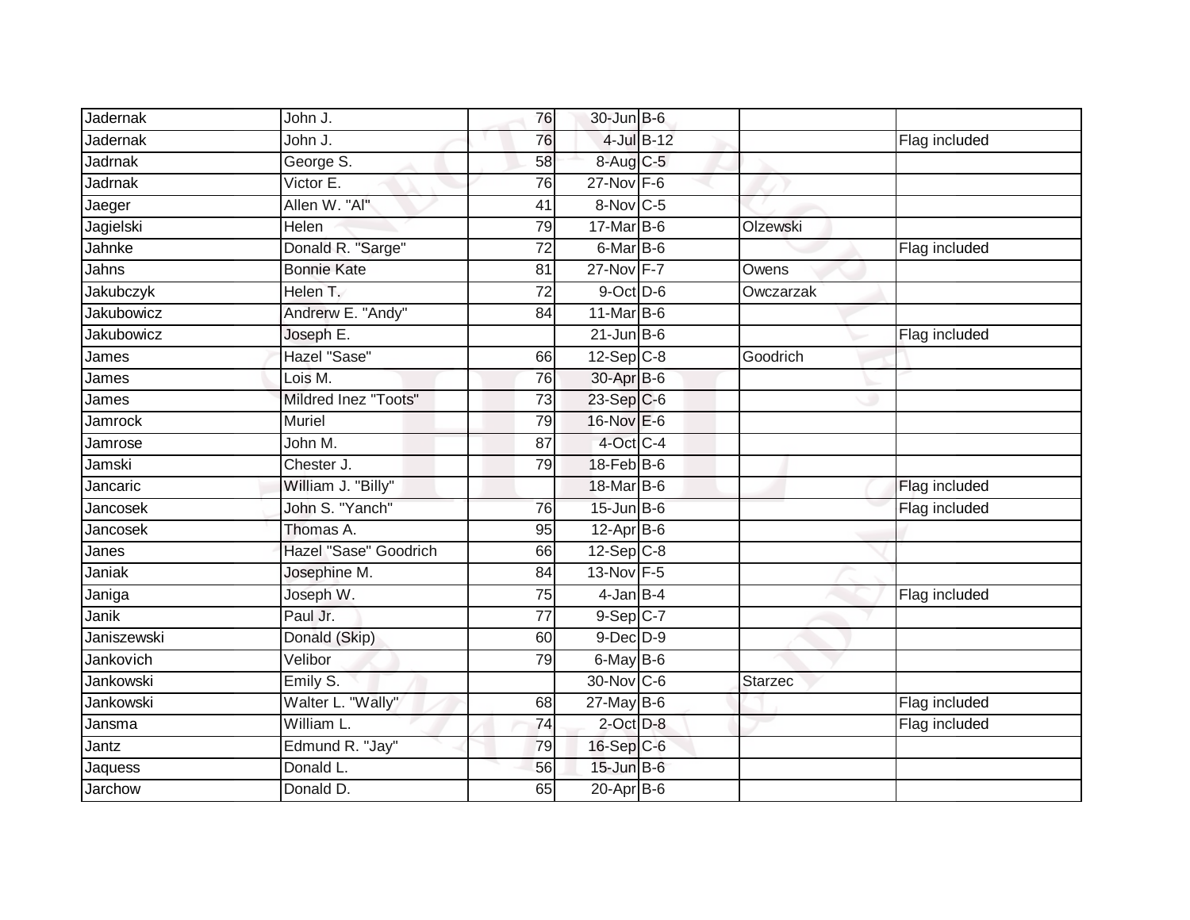| | | | | | | |
|---|---|---|---|---|---|---|
| Jadernak | John J. | 76 | 30-Jun | B-6 | | |
| Jadernak | John J. | 76 | 4-Jul | B-12 | | Flag included |
| Jadrnak | George S. | 58 | 8-Aug | C-5 | | |
| Jadrnak | Victor E. | 76 | 27-Nov | F-6 | | |
| Jaeger | Allen W. "Al" | 41 | 8-Nov | C-5 | | |
| Jagielski | Helen | 79 | 17-Mar | B-6 | Olzewski | |
| Jahnke | Donald R. "Sarge" | 72 | 6-Mar | B-6 | | Flag included |
| Jahns | Bonnie Kate | 81 | 27-Nov | F-7 | Owens | |
| Jakubczyk | Helen T. | 72 | 9-Oct | D-6 | Owczarzak | |
| Jakubowicz | Andrerw E. "Andy" | 84 | 11-Mar | B-6 | | |
| Jakubowicz | Joseph E. | | 21-Jun | B-6 | | Flag included |
| James | Hazel "Sase" | 66 | 12-Sep | C-8 | Goodrich | |
| James | Lois M. | 76 | 30-Apr | B-6 | | |
| James | Mildred Inez "Toots" | 73 | 23-Sep | C-6 | | |
| Jamrock | Muriel | 79 | 16-Nov | E-6 | | |
| Jamrose | John M. | 87 | 4-Oct | C-4 | | |
| Jamski | Chester J. | 79 | 18-Feb | B-6 | | |
| Jancaric | William J. "Billy" | | 18-Mar | B-6 | | Flag included |
| Jancosek | John S. "Yanch" | 76 | 15-Jun | B-6 | | Flag included |
| Jancosek | Thomas A. | 95 | 12-Apr | B-6 | | |
| Janes | Hazel "Sase" Goodrich | 66 | 12-Sep | C-8 | | |
| Janiak | Josephine M. | 84 | 13-Nov | F-5 | | |
| Janiga | Joseph W. | 75 | 4-Jan | B-4 | | Flag included |
| Janik | Paul Jr. | 77 | 9-Sep | C-7 | | |
| Janiszewski | Donald (Skip) | 60 | 9-Dec | D-9 | | |
| Jankovich | Velibor | 79 | 6-May | B-6 | | |
| Jankowski | Emily S. | | 30-Nov | C-6 | Starzec | |
| Jankowski | Walter L. "Wally" | 68 | 27-May | B-6 | | Flag included |
| Jansma | William L. | 74 | 2-Oct | D-8 | | Flag included |
| Jantz | Edmund R. "Jay" | 79 | 16-Sep | C-6 | | |
| Jaquess | Donald L. | 56 | 15-Jun | B-6 | | |
| Jarchow | Donald D. | 65 | 20-Apr | B-6 | | |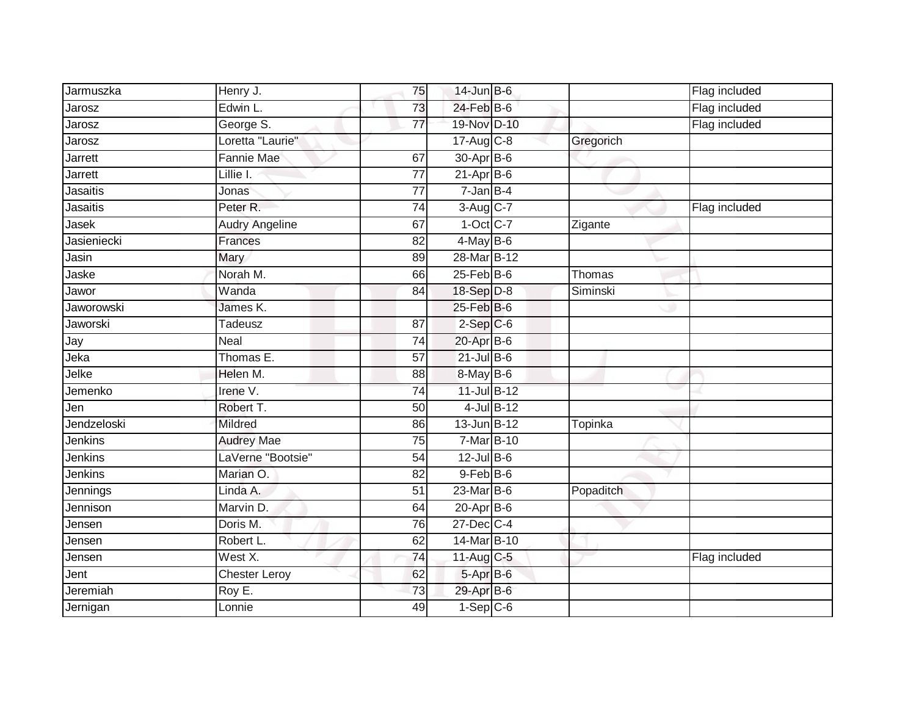| | | | | | | |
|---|---|---|---|---|---|---|
| Jarmuszka | Henry J. | 75 | 14-Jun | B-6 | | Flag included |
| Jarosz | Edwin L. | 73 | 24-Feb | B-6 | | Flag included |
| Jarosz | George S. | 77 | 19-Nov | D-10 | | Flag included |
| Jarosz | Loretta "Laurie" | | 17-Aug | C-8 | Gregorich | |
| Jarrett | Fannie Mae | 67 | 30-Apr | B-6 | | |
| Jarrett | Lillie I. | 77 | 21-Apr | B-6 | | |
| Jasaitis | Jonas | 77 | 7-Jan | B-4 | | |
| Jasaitis | Peter R. | 74 | 3-Aug | C-7 | | Flag included |
| Jasek | Audry Angeline | 67 | 1-Oct | C-7 | Zigante | |
| Jasieniecki | Frances | 82 | 4-May | B-6 | | |
| Jasin | Mary | 89 | 28-Mar | B-12 | | |
| Jaske | Norah M. | 66 | 25-Feb | B-6 | Thomas | |
| Jawor | Wanda | 84 | 18-Sep | D-8 | Siminski | |
| Jaworowski | James K. | | 25-Feb | B-6 | | |
| Jaworski | Tadeusz | 87 | 2-Sep | C-6 | | |
| Jay | Neal | 74 | 20-Apr | B-6 | | |
| Jeka | Thomas E. | 57 | 21-Jul | B-6 | | |
| Jelke | Helen M. | 88 | 8-May | B-6 | | |
| Jemenko | Irene V. | 74 | 11-Jul | B-12 | | |
| Jen | Robert T. | 50 | 4-Jul | B-12 | | |
| Jendzeloski | Mildred | 86 | 13-Jun | B-12 | Topinka | |
| Jenkins | Audrey Mae | 75 | 7-Mar | B-10 | | |
| Jenkins | LaVerne "Bootsie" | 54 | 12-Jul | B-6 | | |
| Jenkins | Marian O. | 82 | 9-Feb | B-6 | | |
| Jennings | Linda A. | 51 | 23-Mar | B-6 | Popaditch | |
| Jennison | Marvin D. | 64 | 20-Apr | B-6 | | |
| Jensen | Doris M. | 76 | 27-Dec | C-4 | | |
| Jensen | Robert L. | 62 | 14-Mar | B-10 | | |
| Jensen | West X. | 74 | 11-Aug | C-5 | | Flag included |
| Jent | Chester Leroy | 62 | 5-Apr | B-6 | | |
| Jeremiah | Roy E. | 73 | 29-Apr | B-6 | | |
| Jernigan | Lonnie | 49 | 1-Sep | C-6 | | |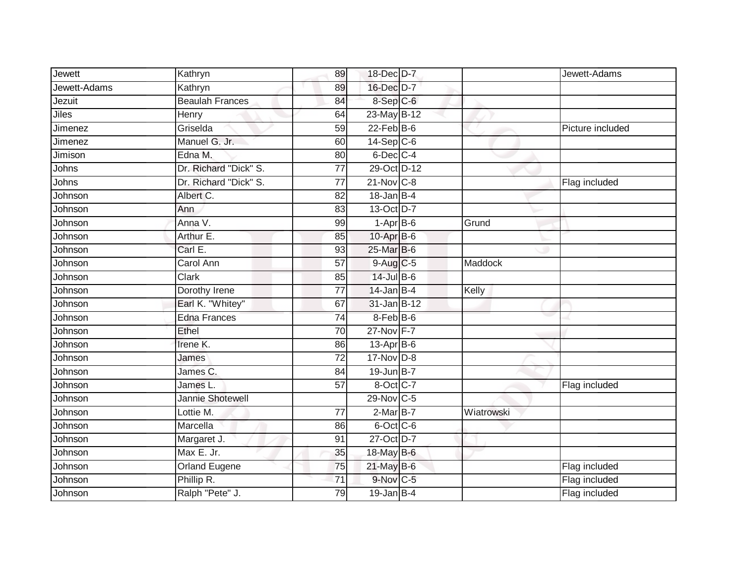| | | | | | | |
|---|---|---|---|---|---|---|
| Jewett | Kathryn | 89 | 18-Dec | D-7 | | Jewett-Adams |
| Jewett-Adams | Kathryn | 89 | 16-Dec | D-7 | | |
| Jezuit | Beaulah Frances | 84 | 8-Sep | C-6 | | |
| Jiles | Henry | 64 | 23-May | B-12 | | |
| Jimenez | Griselda | 59 | 22-Feb | B-6 | | Picture included |
| Jimenez | Manuel G. Jr. | 60 | 14-Sep | C-6 | | |
| Jimison | Edna M. | 80 | 6-Dec | C-4 | | |
| Johns | Dr. Richard "Dick" S. | 77 | 29-Oct | D-12 | | |
| Johns | Dr. Richard "Dick" S. | 77 | 21-Nov | C-8 | | Flag included |
| Johnson | Albert C. | 82 | 18-Jan | B-4 | | |
| Johnson | Ann | 83 | 13-Oct | D-7 | | |
| Johnson | Anna V. | 99 | 1-Apr | B-6 | Grund | |
| Johnson | Arthur E. | 85 | 10-Apr | B-6 | | |
| Johnson | Carl E. | 93 | 25-Mar | B-6 | | |
| Johnson | Carol Ann | 57 | 9-Aug | C-5 | Maddock | |
| Johnson | Clark | 85 | 14-Jul | B-6 | | |
| Johnson | Dorothy Irene | 77 | 14-Jan | B-4 | Kelly | |
| Johnson | Earl K. "Whitey" | 67 | 31-Jan | B-12 | | |
| Johnson | Edna Frances | 74 | 8-Feb | B-6 | | |
| Johnson | Ethel | 70 | 27-Nov | F-7 | | |
| Johnson | Irene K. | 86 | 13-Apr | B-6 | | |
| Johnson | James | 72 | 17-Nov | D-8 | | |
| Johnson | James C. | 84 | 19-Jun | B-7 | | |
| Johnson | James L. | 57 | 8-Oct | C-7 | | Flag included |
| Johnson | Jannie Shotewell | | 29-Nov | C-5 | | |
| Johnson | Lottie M. | 77 | 2-Mar | B-7 | Wiatrowski | |
| Johnson | Marcella | 86 | 6-Oct | C-6 | | |
| Johnson | Margaret J. | 91 | 27-Oct | D-7 | | |
| Johnson | Max E. Jr. | 35 | 18-May | B-6 | | |
| Johnson | Orland Eugene | 75 | 21-May | B-6 | | Flag included |
| Johnson | Phillip R. | 71 | 9-Nov | C-5 | | Flag included |
| Johnson | Ralph "Pete" J. | 79 | 19-Jan | B-4 | | Flag included |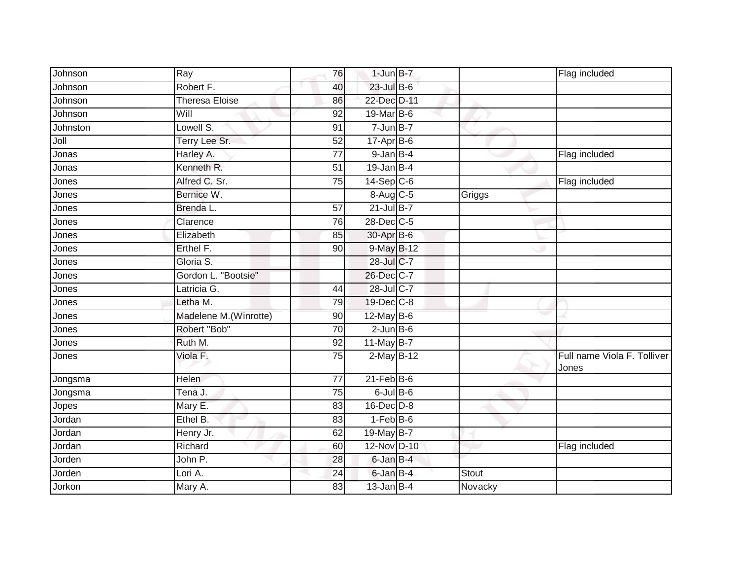| | | | | | | |
|---|---|---|---|---|---|---|
| Johnson | Ray | 76 | 1-Jun | B-7 | | Flag included |
| Johnson | Robert F. | 40 | 23-Jul | B-6 | | |
| Johnson | Theresa Eloise | 86 | 22-Dec | D-11 | | |
| Johnson | Will | 92 | 19-Mar | B-6 | | |
| Johnston | Lowell S. | 91 | 7-Jun | B-7 | | |
| Joll | Terry Lee Sr. | 52 | 17-Apr | B-6 | | |
| Jonas | Harley A. | 77 | 9-Jan | B-4 | | Flag included |
| Jonas | Kenneth R. | 51 | 19-Jan | B-4 | | |
| Jones | Alfred C. Sr. | 75 | 14-Sep | C-6 | | Flag included |
| Jones | Bernice W. | | 8-Aug | C-5 | Griggs | |
| Jones | Brenda L. | 57 | 21-Jul | B-7 | | |
| Jones | Clarence | 76 | 28-Dec | C-5 | | |
| Jones | Elizabeth | 85 | 30-Apr | B-6 | | |
| Jones | Erthel F. | 90 | 9-May | B-12 | | |
| Jones | Gloria S. | | 28-Jul | C-7 | | |
| Jones | Gordon L. "Bootsie" | | 26-Dec | C-7 | | |
| Jones | Latricia G. | 44 | 28-Jul | C-7 | | |
| Jones | Letha M. | 79 | 19-Dec | C-8 | | |
| Jones | Madelene M.(Winrotte) | 90 | 12-May | B-6 | | |
| Jones | Robert "Bob" | 70 | 2-Jun | B-6 | | |
| Jones | Ruth M. | 92 | 11-May | B-7 | | |
| Jones | Viola F. | 75 | 2-May | B-12 | | Full name Viola F. Tolliver Jones |
| Jongsma | Helen | 77 | 21-Feb | B-6 | | |
| Jongsma | Tena J. | 75 | 6-Jul | B-6 | | |
| Jopes | Mary E. | 83 | 16-Dec | D-8 | | |
| Jordan | Ethel B. | 83 | 1-Feb | B-6 | | |
| Jordan | Henry Jr. | 62 | 19-May | B-7 | | |
| Jordan | Richard | 60 | 12-Nov | D-10 | | Flag included |
| Jorden | John P. | 28 | 6-Jan | B-4 | | |
| Jorden | Lori A. | 24 | 6-Jan | B-4 | Stout | |
| Jorkon | Mary A. | 83 | 13-Jan | B-4 | Novacky | |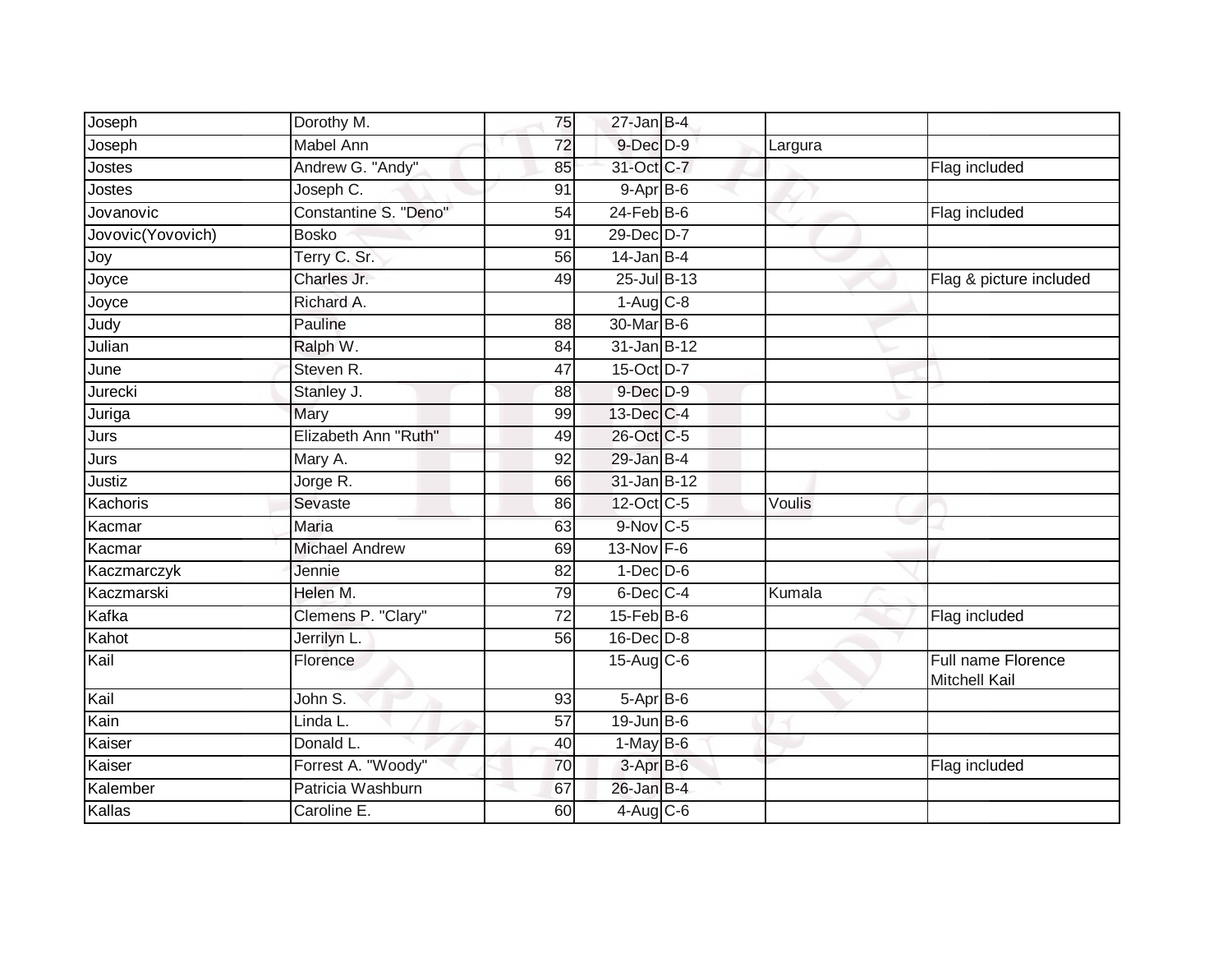| | | | | | | |
|---|---|---|---|---|---|---|
| Joseph | Dorothy M. | 75 | 27-Jan | B-4 | | |
| Joseph | Mabel Ann | 72 | 9-Dec | D-9 | Largura | |
| Jostes | Andrew G. "Andy" | 85 | 31-Oct | C-7 | | Flag included |
| Jostes | Joseph C. | 91 | 9-Apr | B-6 | | |
| Jovanovic | Constantine S. "Deno" | 54 | 24-Feb | B-6 | | Flag included |
| Jovovic(Yovovich) | Bosko | 91 | 29-Dec | D-7 | | |
| Joy | Terry C. Sr. | 56 | 14-Jan | B-4 | | |
| Joyce | Charles Jr. | 49 | 25-Jul | B-13 | | Flag & picture included |
| Joyce | Richard A. | | 1-Aug | C-8 | | |
| Judy | Pauline | 88 | 30-Mar | B-6 | | |
| Julian | Ralph W. | 84 | 31-Jan | B-12 | | |
| June | Steven R. | 47 | 15-Oct | D-7 | | |
| Jurecki | Stanley J. | 88 | 9-Dec | D-9 | | |
| Juriga | Mary | 99 | 13-Dec | C-4 | | |
| Jurs | Elizabeth Ann "Ruth" | 49 | 26-Oct | C-5 | | |
| Jurs | Mary A. | 92 | 29-Jan | B-4 | | |
| Justiz | Jorge R. | 66 | 31-Jan | B-12 | | |
| Kachoris | Sevaste | 86 | 12-Oct | C-5 | Voulis | |
| Kacmar | Maria | 63 | 9-Nov | C-5 | | |
| Kacmar | Michael Andrew | 69 | 13-Nov | F-6 | | |
| Kaczmarczyk | Jennie | 82 | 1-Dec | D-6 | | |
| Kaczmarski | Helen M. | 79 | 6-Dec | C-4 | Kumala | |
| Kafka | Clemens P. "Clary" | 72 | 15-Feb | B-6 | | Flag included |
| Kahot | Jerrilyn L. | 56 | 16-Dec | D-8 | | |
| Kail | Florence | | 15-Aug | C-6 | | Full name Florence Mitchell Kail |
| Kail | John S. | 93 | 5-Apr | B-6 | | |
| Kain | Linda L. | 57 | 19-Jun | B-6 | | |
| Kaiser | Donald L. | 40 | 1-May | B-6 | | |
| Kaiser | Forrest A. "Woody" | 70 | 3-Apr | B-6 | | Flag included |
| Kalember | Patricia Washburn | 67 | 26-Jan | B-4 | | |
| Kallas | Caroline E. | 60 | 4-Aug | C-6 | | |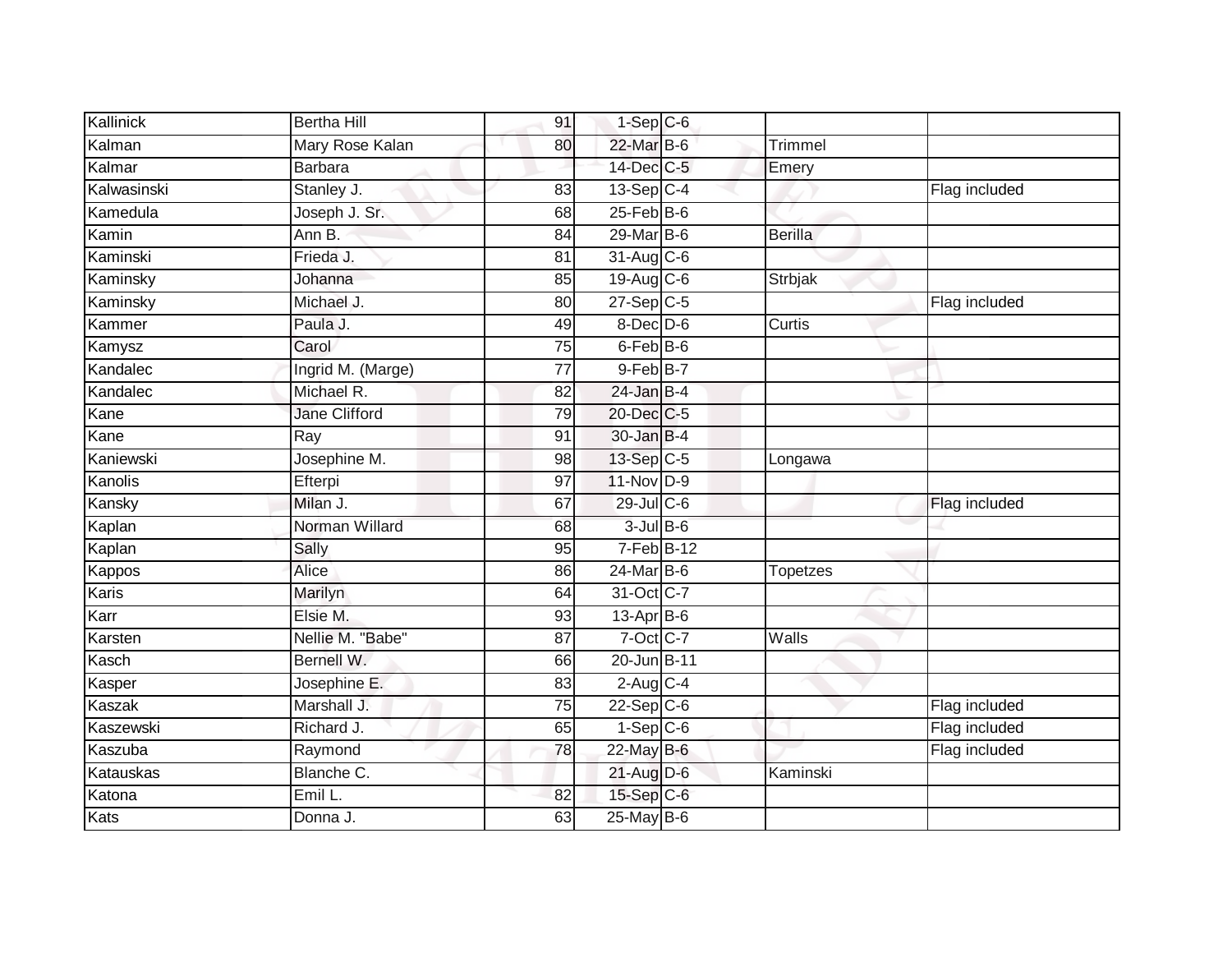| Kallinick | Bertha Hill | 91 | 1-Sep | C-6 | | |
|---|---|---|---|---|---|---|
| Kalman | Mary Rose Kalan | 80 | 22-Mar | B-6 | Trimmel | |
| Kalmar | Barbara | | 14-Dec | C-5 | Emery | |
| Kalwasinski | Stanley J. | 83 | 13-Sep | C-4 | | Flag included |
| Kamedula | Joseph J. Sr. | 68 | 25-Feb | B-6 | | |
| Kamin | Ann B. | 84 | 29-Mar | B-6 | Berilla | |
| Kaminski | Frieda J. | 81 | 31-Aug | C-6 | | |
| Kaminsky | Johanna | 85 | 19-Aug | C-6 | Strbjak | |
| Kaminsky | Michael J. | 80 | 27-Sep | C-5 | | Flag included |
| Kammer | Paula J. | 49 | 8-Dec | D-6 | Curtis | |
| Kamysz | Carol | 75 | 6-Feb | B-6 | | |
| Kandalec | Ingrid M. (Marge) | 77 | 9-Feb | B-7 | | |
| Kandalec | Michael R. | 82 | 24-Jan | B-4 | | |
| Kane | Jane Clifford | 79 | 20-Dec | C-5 | | |
| Kane | Ray | 91 | 30-Jan | B-4 | | |
| Kaniewski | Josephine M. | 98 | 13-Sep | C-5 | Longawa | |
| Kanolis | Efterpi | 97 | 11-Nov | D-9 | | |
| Kansky | Milan J. | 67 | 29-Jul | C-6 | | Flag included |
| Kaplan | Norman Willard | 68 | 3-Jul | B-6 | | |
| Kaplan | Sally | 95 | 7-Feb | B-12 | | |
| Kappos | Alice | 86 | 24-Mar | B-6 | Topetzes | |
| Karis | Marilyn | 64 | 31-Oct | C-7 | | |
| Karr | Elsie M. | 93 | 13-Apr | B-6 | | |
| Karsten | Nellie M. "Babe" | 87 | 7-Oct | C-7 | Walls | |
| Kasch | Bernell W. | 66 | 20-Jun | B-11 | | |
| Kasper | Josephine E. | 83 | 2-Aug | C-4 | | |
| Kaszak | Marshall J. | 75 | 22-Sep | C-6 | | Flag included |
| Kaszewski | Richard J. | 65 | 1-Sep | C-6 | | Flag included |
| Kaszuba | Raymond | 78 | 22-May | B-6 | | Flag included |
| Katauskas | Blanche C. | | 21-Aug | D-6 | Kaminski | |
| Katona | Emil L. | 82 | 15-Sep | C-6 | | |
| Kats | Donna J. | 63 | 25-May | B-6 | | |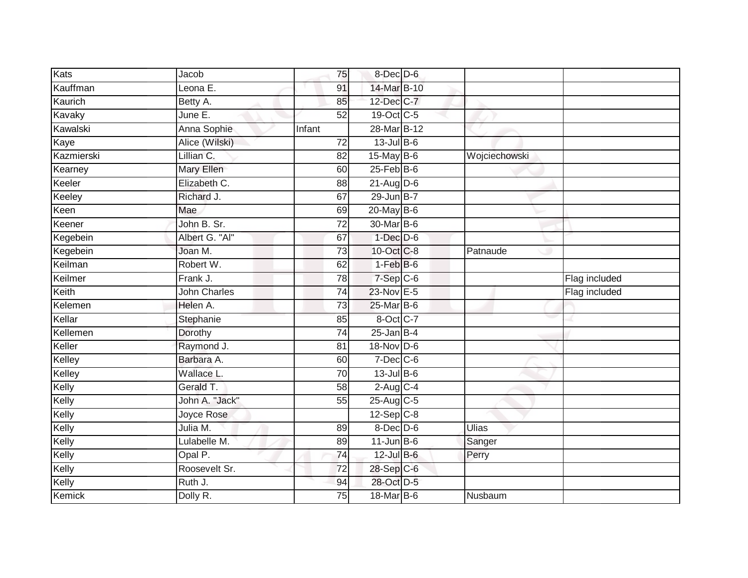| Kats | Jacob | 75 | 8-Dec | D-6 | | |
|---|---|---|---|---|---|---|
| Kauffman | Leona E. | 91 | 14-Mar | B-10 | | |
| Kaurich | Betty A. | 85 | 12-Dec | C-7 | | |
| Kavaky | June E. | 52 | 19-Oct | C-5 | | |
| Kawalski | Anna Sophie | Infant | 28-Mar | B-12 | | |
| Kaye | Alice (Wilski) | 72 | 13-Jul | B-6 | | |
| Kazmierski | Lillian C. | 82 | 15-May | B-6 | Wojciechowski | |
| Kearney | Mary Ellen | 60 | 25-Feb | B-6 | | |
| Keeler | Elizabeth C. | 88 | 21-Aug | D-6 | | |
| Keeley | Richard J. | 67 | 29-Jun | B-7 | | |
| Keen | Mae | 69 | 20-May | B-6 | | |
| Keener | John B. Sr. | 72 | 30-Mar | B-6 | | |
| Kegebein | Albert G. "Al" | 67 | 1-Dec | D-6 | | |
| Kegebein | Joan M. | 73 | 10-Oct | C-8 | Patnaude | |
| Keilman | Robert W. | 62 | 1-Feb | B-6 | | |
| Keilmer | Frank J. | 78 | 7-Sep | C-6 | | Flag included |
| Keith | John Charles | 74 | 23-Nov | E-5 | | Flag included |
| Kelemen | Helen A. | 73 | 25-Mar | B-6 | | |
| Kellar | Stephanie | 85 | 8-Oct | C-7 | | |
| Kellemen | Dorothy | 74 | 25-Jan | B-4 | | |
| Keller | Raymond J. | 81 | 18-Nov | D-6 | | |
| Kelley | Barbara A. | 60 | 7-Dec | C-6 | | |
| Kelley | Wallace L. | 70 | 13-Jul | B-6 | | |
| Kelly | Gerald T. | 58 | 2-Aug | C-4 | | |
| Kelly | John A. "Jack" | 55 | 25-Aug | C-5 | | |
| Kelly | Joyce Rose | | 12-Sep | C-8 | | |
| Kelly | Julia M. | 89 | 8-Dec | D-6 | Ulias | |
| Kelly | Lulabelle M. | 89 | 11-Jun | B-6 | Sanger | |
| Kelly | Opal P. | 74 | 12-Jul | B-6 | Perry | |
| Kelly | Roosevelt Sr. | 72 | 28-Sep | C-6 | | |
| Kelly | Ruth J. | 94 | 28-Oct | D-5 | | |
| Kemick | Dolly R. | 75 | 18-Mar | B-6 | Nusbaum | |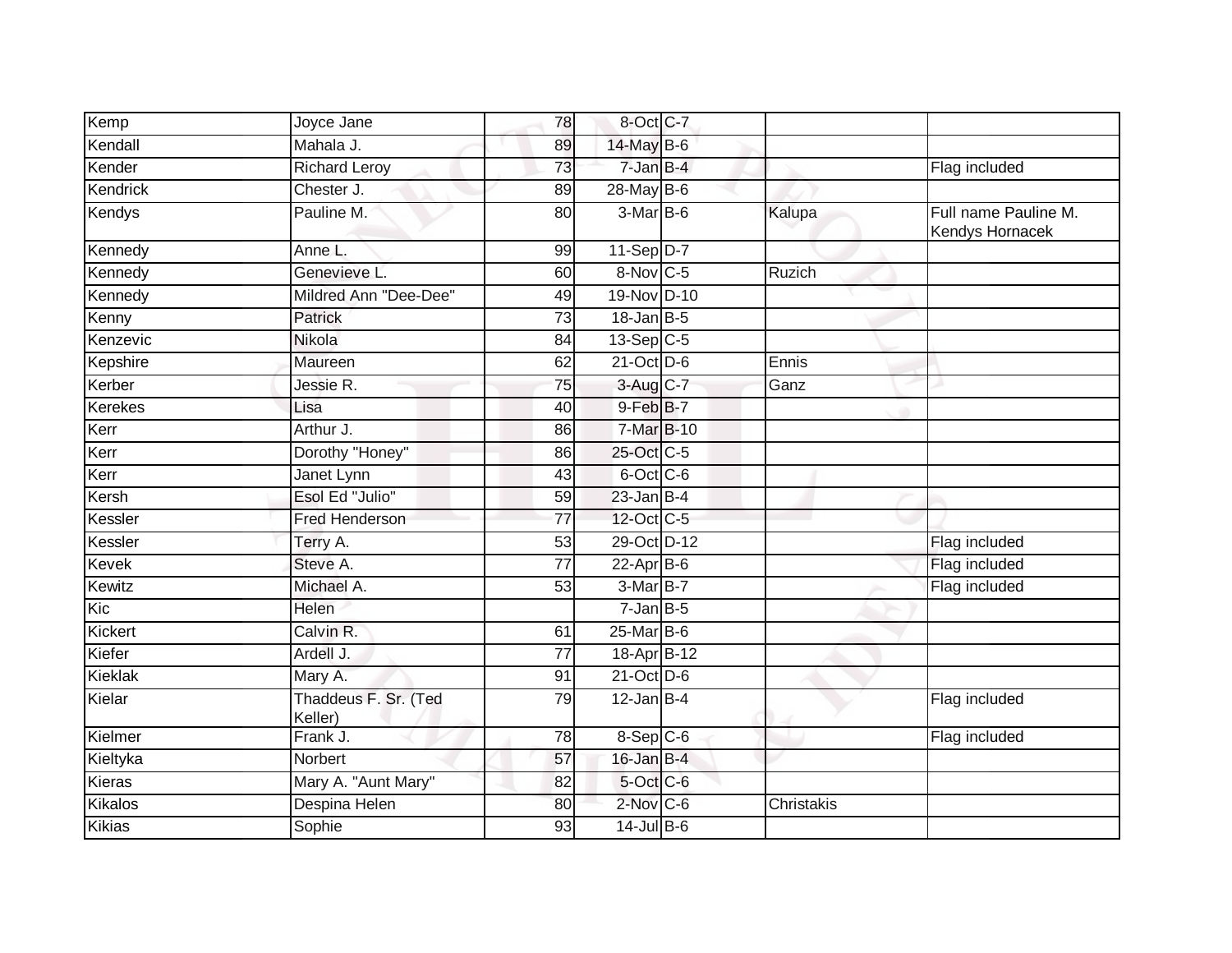| | | | | | | |
|---|---|---|---|---|---|---|
| Kemp | Joyce Jane | 78 | 8-Oct | C-7 | | |
| Kendall | Mahala J. | 89 | 14-May | B-6 | | |
| Kender | Richard Leroy | 73 | 7-Jan | B-4 | | Flag included |
| Kendrick | Chester J. | 89 | 28-May | B-6 | | |
| Kendys | Pauline M. | 80 | 3-Mar | B-6 | Kalupa | Full name Pauline M. Kendys Hornacek |
| Kennedy | Anne L. | 99 | 11-Sep | D-7 | | |
| Kennedy | Genevieve L. | 60 | 8-Nov | C-5 | Ruzich | |
| Kennedy | Mildred Ann "Dee-Dee" | 49 | 19-Nov | D-10 | | |
| Kenny | Patrick | 73 | 18-Jan | B-5 | | |
| Kenzevic | Nikola | 84 | 13-Sep | C-5 | | |
| Kepshire | Maureen | 62 | 21-Oct | D-6 | Ennis | |
| Kerber | Jessie R. | 75 | 3-Aug | C-7 | Ganz | |
| Kerekes | Lisa | 40 | 9-Feb | B-7 | | |
| Kerr | Arthur J. | 86 | 7-Mar | B-10 | | |
| Kerr | Dorothy "Honey" | 86 | 25-Oct | C-5 | | |
| Kerr | Janet Lynn | 43 | 6-Oct | C-6 | | |
| Kersh | Esol Ed "Julio" | 59 | 23-Jan | B-4 | | |
| Kessler | Fred Henderson | 77 | 12-Oct | C-5 | | |
| Kessler | Terry A. | 53 | 29-Oct | D-12 | | Flag included |
| Kevek | Steve A. | 77 | 22-Apr | B-6 | | Flag included |
| Kewitz | Michael A. | 53 | 3-Mar | B-7 | | Flag included |
| Kic | Helen | | 7-Jan | B-5 | | |
| Kickert | Calvin R. | 61 | 25-Mar | B-6 | | |
| Kiefer | Ardell J. | 77 | 18-Apr | B-12 | | |
| Kieklak | Mary A. | 91 | 21-Oct | D-6 | | |
| Kielar | Thaddeus F. Sr. (Ted Keller) | 79 | 12-Jan | B-4 | | Flag included |
| Kielmer | Frank J. | 78 | 8-Sep | C-6 | | Flag included |
| Kieltyka | Norbert | 57 | 16-Jan | B-4 | | |
| Kieras | Mary A. "Aunt Mary" | 82 | 5-Oct | C-6 | | |
| Kikalos | Despina Helen | 80 | 2-Nov | C-6 | Christakis | |
| Kikias | Sophie | 93 | 14-Jul | B-6 | | |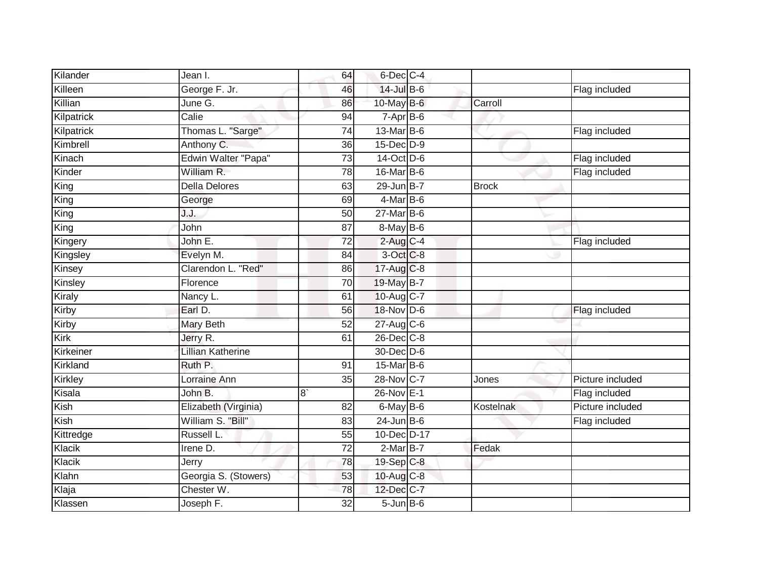| | | | | | | |
|---|---|---|---|---|---|---|
| Kilander | Jean I. | 64 | 6-Dec | C-4 | | |
| Killeen | George F. Jr. | 46 | 14-Jul | B-6 | | Flag included |
| Killian | June G. | 86 | 10-May | B-6 | Carroll | |
| Kilpatrick | Calie | 94 | 7-Apr | B-6 | | |
| Kilpatrick | Thomas L. "Sarge" | 74 | 13-Mar | B-6 | | Flag included |
| Kimbrell | Anthony C. | 36 | 15-Dec | D-9 | | |
| Kinach | Edwin Walter "Papa" | 73 | 14-Oct | D-6 | | Flag included |
| Kinder | William R. | 78 | 16-Mar | B-6 | | Flag included |
| King | Della Delores | 63 | 29-Jun | B-7 | Brock | |
| King | George | 69 | 4-Mar | B-6 | | |
| King | J.J. | 50 | 27-Mar | B-6 | | |
| King | John | 87 | 8-May | B-6 | | |
| Kingery | John E. | 72 | 2-Aug | C-4 | | Flag included |
| Kingsley | Evelyn M. | 84 | 3-Oct | C-8 | | |
| Kinsey | Clarendon L. "Red" | 86 | 17-Aug | C-8 | | |
| Kinsley | Florence | 70 | 19-May | B-7 | | |
| Kiraly | Nancy L. | 61 | 10-Aug | C-7 | | |
| Kirby | Earl D. | 56 | 18-Nov | D-6 | | Flag included |
| Kirby | Mary Beth | 52 | 27-Aug | C-6 | | |
| Kirk | Jerry R. | 61 | 26-Dec | C-8 | | |
| Kirkeiner | Lillian Katherine | | 30-Dec | D-6 | | |
| Kirkland | Ruth P. | 91 | 15-Mar | B-6 | | |
| Kirkley | Lorraine Ann | 35 | 28-Nov | C-7 | Jones | Picture included |
| Kisala | John B. | 8` | 26-Nov | E-1 | | Flag included |
| Kish | Elizabeth (Virginia) | 82 | 6-May | B-6 | Kostelnak | Picture included |
| Kish | William S. "Bill" | 83 | 24-Jun | B-6 | | Flag included |
| Kittredge | Russell L. | 55 | 10-Dec | D-17 | | |
| Klacik | Irene D. | 72 | 2-Mar | B-7 | Fedak | |
| Klacik | Jerry | 78 | 19-Sep | C-8 | | |
| Klahn | Georgia S. (Stowers) | 53 | 10-Aug | C-8 | | |
| Klaja | Chester W. | 78 | 12-Dec | C-7 | | |
| Klassen | Joseph F. | 32 | 5-Jun | B-6 | | |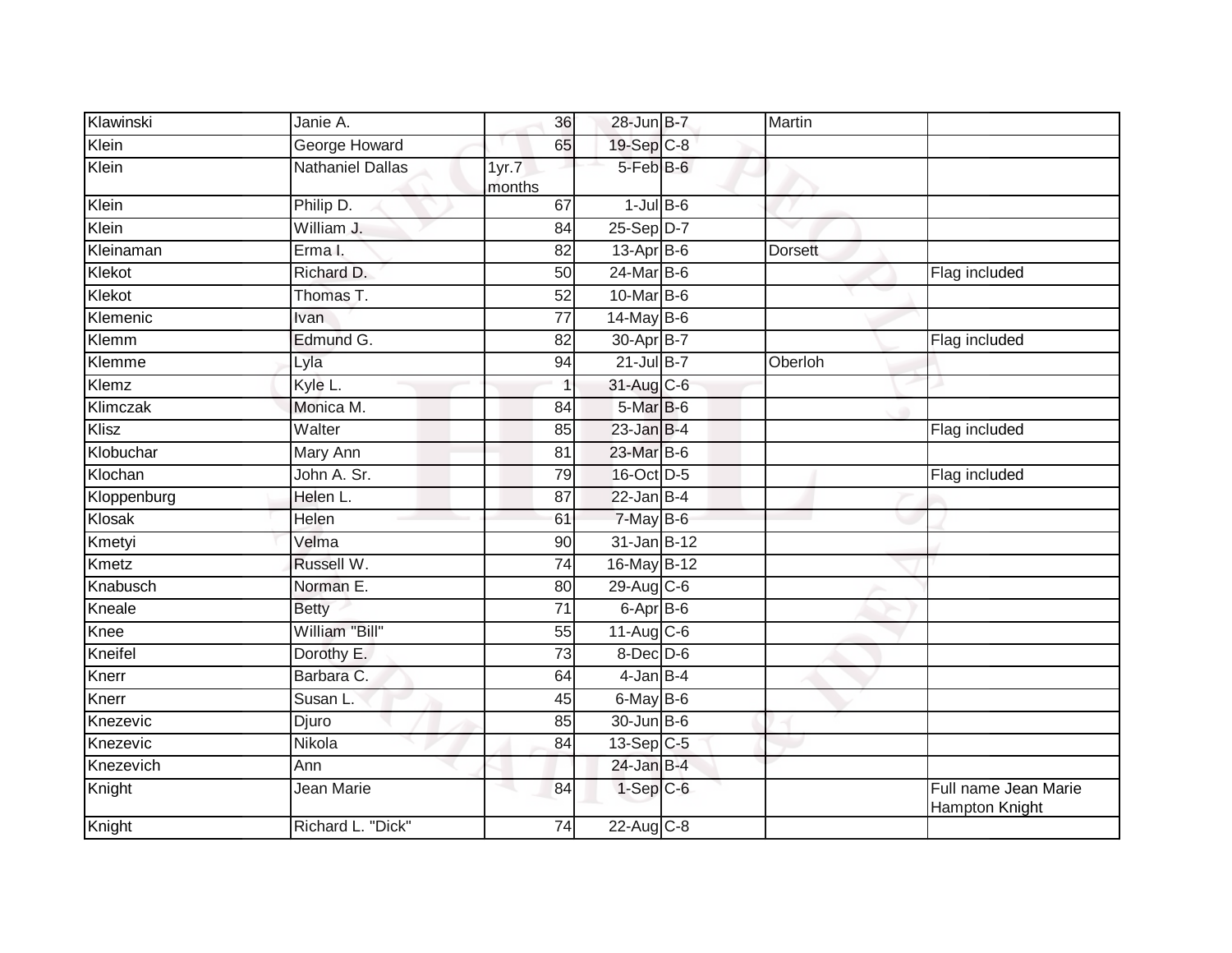| | | | | | | |
|---|---|---|---|---|---|---|
| Klawinski | Janie A. | 36 | 28-Jun | B-7 | Martin | |
| Klein | George Howard | 65 | 19-Sep | C-8 | | |
| Klein | Nathaniel Dallas | 1yr.7 months | 5-Feb | B-6 | | |
| Klein | Philip D. | 67 | 1-Jul | B-6 | | |
| Klein | William J. | 84 | 25-Sep | D-7 | | |
| Kleinaman | Erma I. | 82 | 13-Apr | B-6 | Dorsett | |
| Klekot | Richard D. | 50 | 24-Mar | B-6 | | Flag included |
| Klekot | Thomas T. | 52 | 10-Mar | B-6 | | |
| Klemenic | Ivan | 77 | 14-May | B-6 | | |
| Klemm | Edmund G. | 82 | 30-Apr | B-7 | | Flag included |
| Klemme | Lyla | 94 | 21-Jul | B-7 | Oberloh | |
| Klemz | Kyle L. | 1 | 31-Aug | C-6 | | |
| Klimczak | Monica M. | 84 | 5-Mar | B-6 | | |
| Klisz | Walter | 85 | 23-Jan | B-4 | | Flag included |
| Klobuchar | Mary Ann | 81 | 23-Mar | B-6 | | |
| Klochan | John A. Sr. | 79 | 16-Oct | D-5 | | Flag included |
| Kloppenburg | Helen L. | 87 | 22-Jan | B-4 | | |
| Klosak | Helen | 61 | 7-May | B-6 | | |
| Kmetyi | Velma | 90 | 31-Jan | B-12 | | |
| Kmetz | Russell W. | 74 | 16-May | B-12 | | |
| Knabusch | Norman E. | 80 | 29-Aug | C-6 | | |
| Kneale | Betty | 71 | 6-Apr | B-6 | | |
| Knee | William "Bill" | 55 | 11-Aug | C-6 | | |
| Kneifel | Dorothy E. | 73 | 8-Dec | D-6 | | |
| Knerr | Barbara C. | 64 | 4-Jan | B-4 | | |
| Knerr | Susan L. | 45 | 6-May | B-6 | | |
| Knezevic | Djuro | 85 | 30-Jun | B-6 | | |
| Knezevic | Nikola | 84 | 13-Sep | C-5 | | |
| Knezevich | Ann | | 24-Jan | B-4 | | |
| Knight | Jean Marie | 84 | 1-Sep | C-6 | | Full name Jean Marie Hampton Knight |
| Knight | Richard L. "Dick" | 74 | 22-Aug | C-8 | | |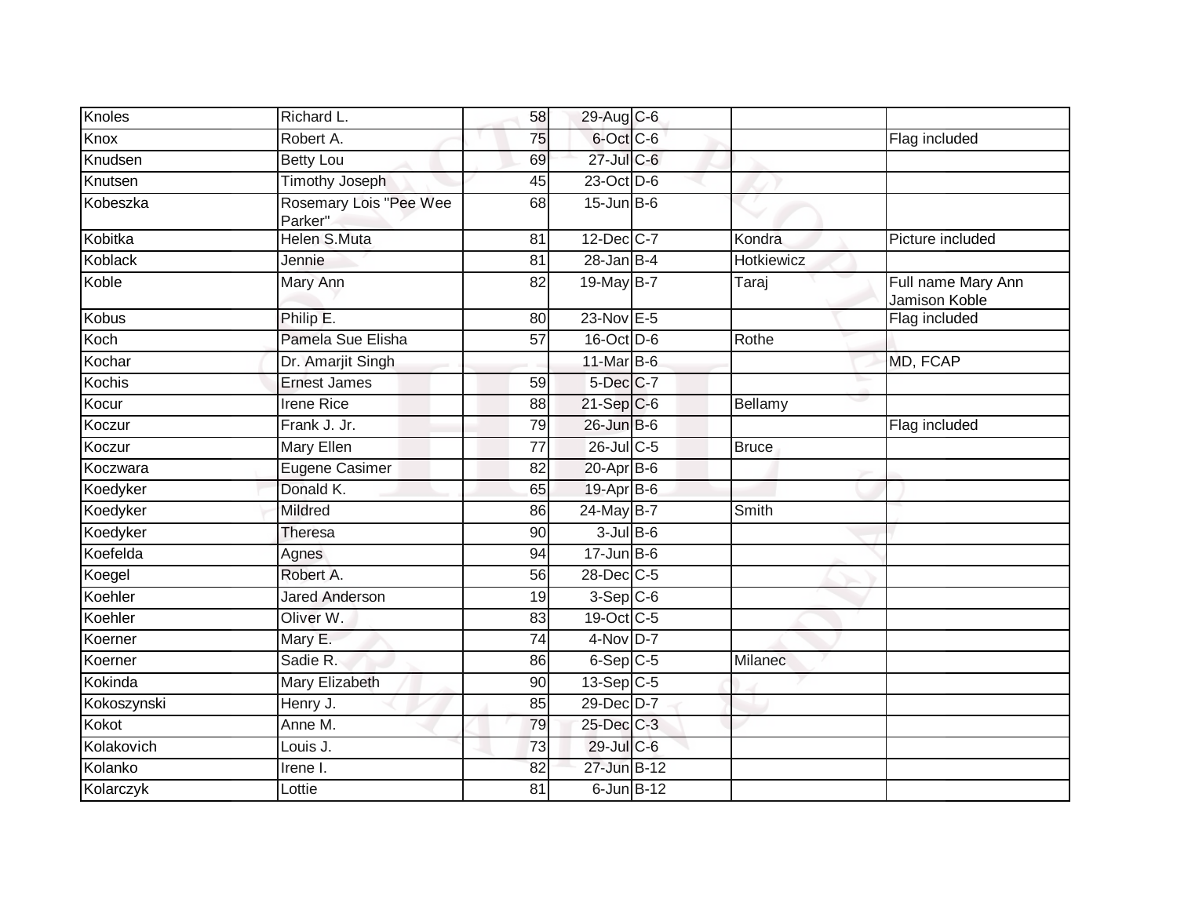| Knoles | Richard L. | 58 | 29-Aug | C-6 | | |
|---|---|---|---|---|---|---|
| Knox | Robert A. | 75 | 6-Oct | C-6 | | Flag included |
| Knudsen | Betty Lou | 69 | 27-Jul | C-6 | | |
| Knutsen | Timothy Joseph | 45 | 23-Oct | D-6 | | |
| Kobeszka | Rosemary Lois "Pee Wee Parker" | 68 | 15-Jun | B-6 | | |
| Kobitka | Helen S.Muta | 81 | 12-Dec | C-7 | Kondra | Picture included |
| Koblack | Jennie | 81 | 28-Jan | B-4 | Hotkiewicz | |
| Koble | Mary Ann | 82 | 19-May | B-7 | Taraj | Full name Mary Ann Jamison Koble |
| Kobus | Philip E. | 80 | 23-Nov | E-5 | | Flag included |
| Koch | Pamela Sue Elisha | 57 | 16-Oct | D-6 | Rothe | |
| Kochar | Dr. Amarjit Singh | | 11-Mar | B-6 | | MD, FCAP |
| Kochis | Ernest James | 59 | 5-Dec | C-7 | | |
| Kocur | Irene Rice | 88 | 21-Sep | C-6 | Bellamy | |
| Koczur | Frank J. Jr. | 79 | 26-Jun | B-6 | | Flag included |
| Koczur | Mary Ellen | 77 | 26-Jul | C-5 | Bruce | |
| Koczwara | Eugene Casimer | 82 | 20-Apr | B-6 | | |
| Koedyker | Donald K. | 65 | 19-Apr | B-6 | | |
| Koedyker | Mildred | 86 | 24-May | B-7 | Smith | |
| Koedyker | Theresa | 90 | 3-Jul | B-6 | | |
| Koefelda | Agnes | 94 | 17-Jun | B-6 | | |
| Koegel | Robert A. | 56 | 28-Dec | C-5 | | |
| Koehler | Jared Anderson | 19 | 3-Sep | C-6 | | |
| Koehler | Oliver W. | 83 | 19-Oct | C-5 | | |
| Koerner | Mary E. | 74 | 4-Nov | D-7 | | |
| Koerner | Sadie R. | 86 | 6-Sep | C-5 | Milanec | |
| Kokinda | Mary Elizabeth | 90 | 13-Sep | C-5 | | |
| Kokoszynski | Henry J. | 85 | 29-Dec | D-7 | | |
| Kokot | Anne M. | 79 | 25-Dec | C-3 | | |
| Kolakovich | Louis J. | 73 | 29-Jul | C-6 | | |
| Kolanko | Irene I. | 82 | 27-Jun | B-12 | | |
| Kolarczyk | Lottie | 81 | 6-Jun | B-12 | | |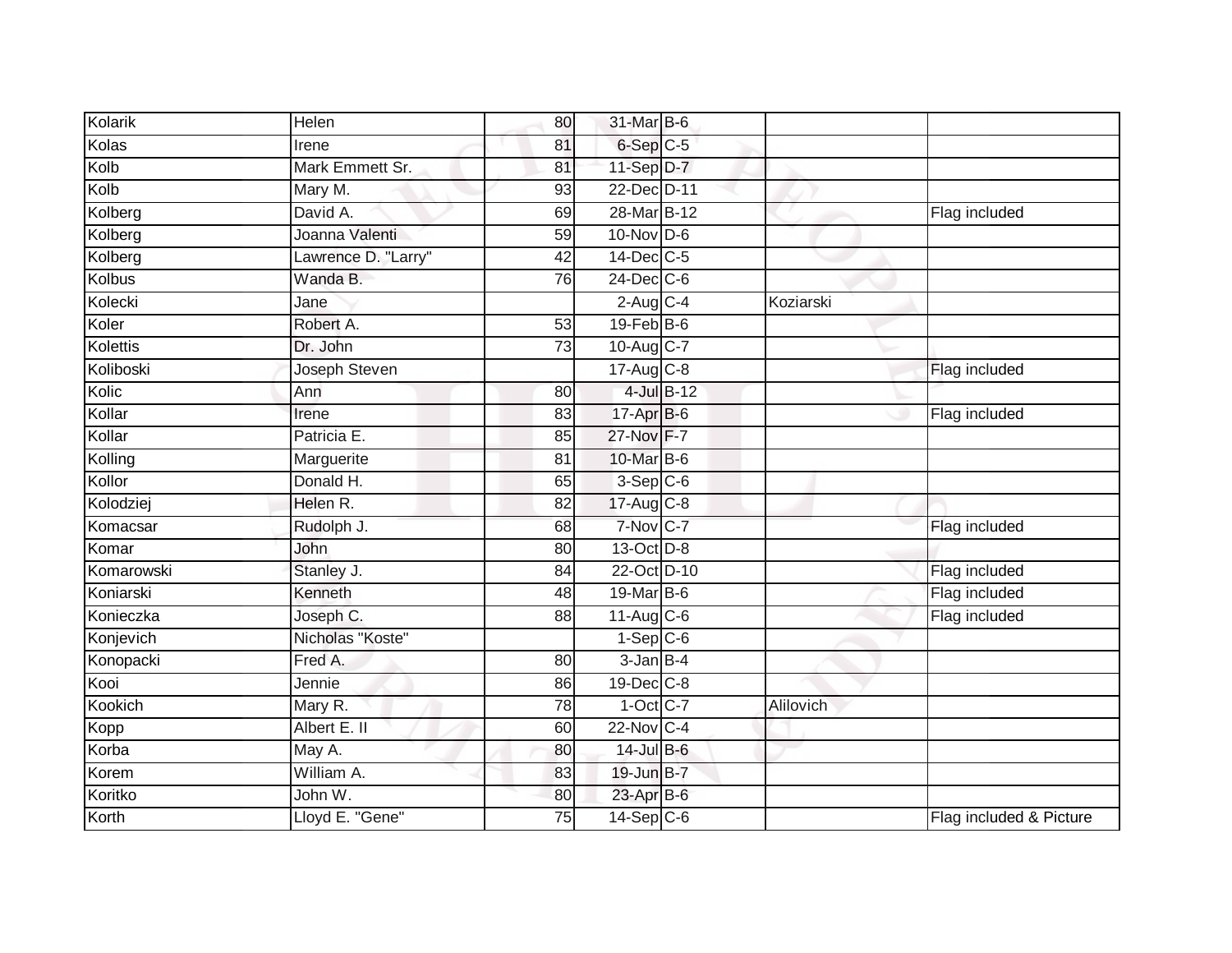| | | | | | | |
|---|---|---|---|---|---|---|
| Kolarik | Helen | 80 | 31-Mar | B-6 | | |
| Kolas | Irene | 81 | 6-Sep | C-5 | | |
| Kolb | Mark Emmett Sr. | 81 | 11-Sep | D-7 | | |
| Kolb | Mary M. | 93 | 22-Dec | D-11 | | |
| Kolberg | David A. | 69 | 28-Mar | B-12 | | Flag included |
| Kolberg | Joanna Valenti | 59 | 10-Nov | D-6 | | |
| Kolberg | Lawrence D. "Larry" | 42 | 14-Dec | C-5 | | |
| Kolbus | Wanda B. | 76 | 24-Dec | C-6 | | |
| Kolecki | Jane | | 2-Aug | C-4 | Koziarski | |
| Koler | Robert A. | 53 | 19-Feb | B-6 | | |
| Kolettis | Dr. John | 73 | 10-Aug | C-7 | | |
| Koliboski | Joseph Steven | | 17-Aug | C-8 | | Flag included |
| Kolic | Ann | 80 | 4-Jul | B-12 | | |
| Kollar | Irene | 83 | 17-Apr | B-6 | | Flag included |
| Kollar | Patricia E. | 85 | 27-Nov | F-7 | | |
| Kolling | Marguerite | 81 | 10-Mar | B-6 | | |
| Kollor | Donald H. | 65 | 3-Sep | C-6 | | |
| Kolodziej | Helen R. | 82 | 17-Aug | C-8 | | |
| Komacsar | Rudolph J. | 68 | 7-Nov | C-7 | | Flag included |
| Komar | John | 80 | 13-Oct | D-8 | | |
| Komarowski | Stanley J. | 84 | 22-Oct | D-10 | | Flag included |
| Koniarski | Kenneth | 48 | 19-Mar | B-6 | | Flag included |
| Konieczka | Joseph C. | 88 | 11-Aug | C-6 | | Flag included |
| Konjevich | Nicholas "Koste" | | 1-Sep | C-6 | | |
| Konopacki | Fred A. | 80 | 3-Jan | B-4 | | |
| Kooi | Jennie | 86 | 19-Dec | C-8 | | |
| Kookich | Mary R. | 78 | 1-Oct | C-7 | Alilovich | |
| Kopp | Albert E. II | 60 | 22-Nov | C-4 | | |
| Korba | May A. | 80 | 14-Jul | B-6 | | |
| Korem | William A. | 83 | 19-Jun | B-7 | | |
| Koritko | John W. | 80 | 23-Apr | B-6 | | |
| Korth | Lloyd E. "Gene" | 75 | 14-Sep | C-6 | | Flag included & Picture |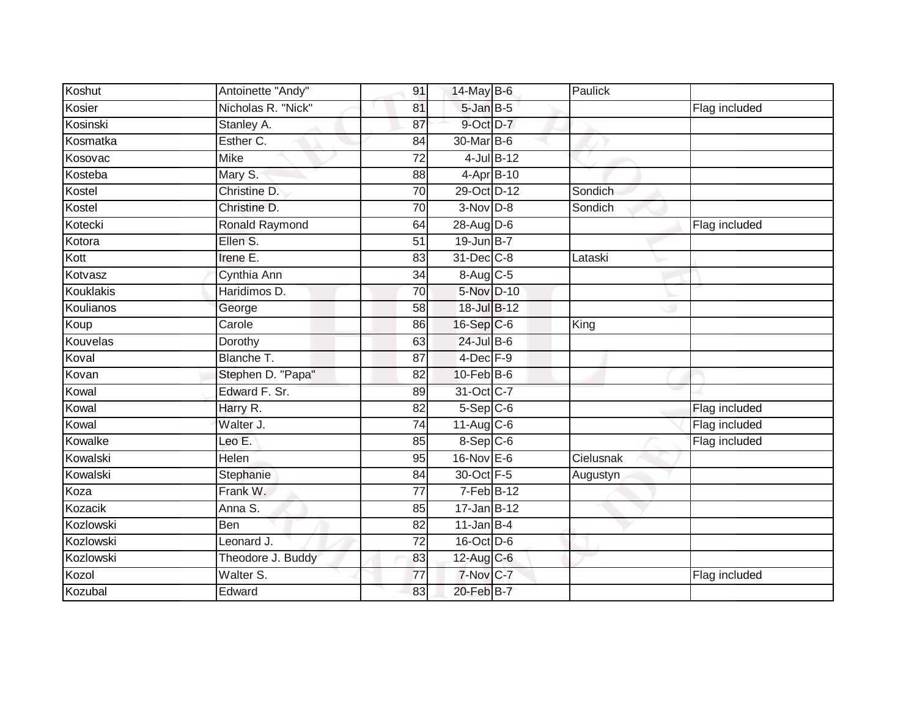| Koshut | Antoinette "Andy" | 91 | 14-May | B-6 | Paulick | |
|---|---|---|---|---|---|---|
| Kosier | Nicholas R. "Nick" | 81 | 5-Jan | B-5 | | Flag included |
| Kosinski | Stanley A. | 87 | 9-Oct | D-7 | | |
| Kosmatka | Esther C. | 84 | 30-Mar | B-6 | | |
| Kosovac | Mike | 72 | 4-Jul | B-12 | | |
| Kosteba | Mary S. | 88 | 4-Apr | B-10 | | |
| Kostel | Christine D. | 70 | 29-Oct | D-12 | Sondich | |
| Kostel | Christine D. | 70 | 3-Nov | D-8 | Sondich | |
| Kotecki | Ronald Raymond | 64 | 28-Aug | D-6 | | Flag included |
| Kotora | Ellen S. | 51 | 19-Jun | B-7 | | |
| Kott | Irene E. | 83 | 31-Dec | C-8 | Lataski | |
| Kotvasz | Cynthia Ann | 34 | 8-Aug | C-5 | | |
| Kouklakis | Haridimos D. | 70 | 5-Nov | D-10 | | |
| Koulianos | George | 58 | 18-Jul | B-12 | | |
| Koup | Carole | 86 | 16-Sep | C-6 | King | |
| Kouvelas | Dorothy | 63 | 24-Jul | B-6 | | |
| Koval | Blanche T. | 87 | 4-Dec | F-9 | | |
| Kovan | Stephen D. "Papa" | 82 | 10-Feb | B-6 | | |
| Kowal | Edward F. Sr. | 89 | 31-Oct | C-7 | | |
| Kowal | Harry R. | 82 | 5-Sep | C-6 | | Flag included |
| Kowal | Walter J. | 74 | 11-Aug | C-6 | | Flag included |
| Kowalke | Leo E. | 85 | 8-Sep | C-6 | | Flag included |
| Kowalski | Helen | 95 | 16-Nov | E-6 | Cielusnak | |
| Kowalski | Stephanie | 84 | 30-Oct | F-5 | Augustyn | |
| Koza | Frank W. | 77 | 7-Feb | B-12 | | |
| Kozacik | Anna S. | 85 | 17-Jan | B-12 | | |
| Kozlowski | Ben | 82 | 11-Jan | B-4 | | |
| Kozlowski | Leonard J. | 72 | 16-Oct | D-6 | | |
| Kozlowski | Theodore J. Buddy | 83 | 12-Aug | C-6 | | |
| Kozol | Walter S. | 77 | 7-Nov | C-7 | | Flag included |
| Kozubal | Edward | 83 | 20-Feb | B-7 | | |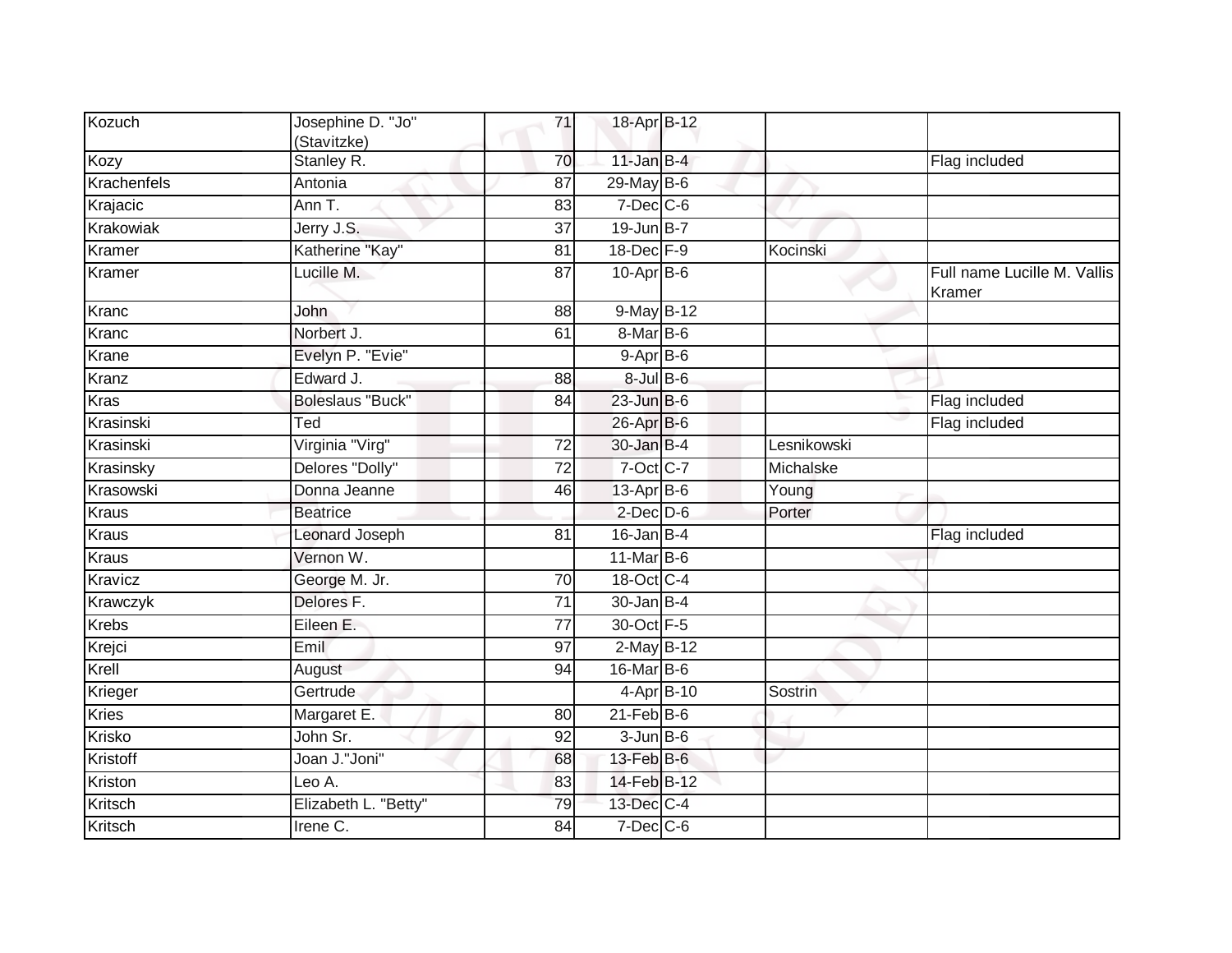| | | | | | | |
|---|---|---|---|---|---|---|
| Kozuch | Josephine D. "Jo" (Stavitzke) | 71 | 18-Apr | B-12 | | |
| Kozy | Stanley R. | 70 | 11-Jan | B-4 | | Flag included |
| Krachenfels | Antonia | 87 | 29-May | B-6 | | |
| Krajacic | Ann T. | 83 | 7-Dec | C-6 | | |
| Krakowiak | Jerry J.S. | 37 | 19-Jun | B-7 | | |
| Kramer | Katherine "Kay" | 81 | 18-Dec | F-9 | Kocinski | |
| Kramer | Lucille M. | 87 | 10-Apr | B-6 | | Full name Lucille M. Vallis Kramer |
| Kranc | John | 88 | 9-May | B-12 | | |
| Kranc | Norbert J. | 61 | 8-Mar | B-6 | | |
| Krane | Evelyn P. "Evie" | | 9-Apr | B-6 | | |
| Kranz | Edward J. | 88 | 8-Jul | B-6 | | |
| Kras | Boleslaus "Buck" | 84 | 23-Jun | B-6 | | Flag included |
| Krasinski | Ted | | 26-Apr | B-6 | | Flag included |
| Krasinski | Virginia "Virg" | 72 | 30-Jan | B-4 | Lesnikowski | |
| Krasinsky | Delores "Dolly" | 72 | 7-Oct | C-7 | Michalske | |
| Krasowski | Donna Jeanne | 46 | 13-Apr | B-6 | Young | |
| Kraus | Beatrice | | 2-Dec | D-6 | Porter | |
| Kraus | Leonard Joseph | 81 | 16-Jan | B-4 | | Flag included |
| Kraus | Vernon W. | | 11-Mar | B-6 | | |
| Kravicz | George M. Jr. | 70 | 18-Oct | C-4 | | |
| Krawczyk | Delores F. | 71 | 30-Jan | B-4 | | |
| Krebs | Eileen E. | 77 | 30-Oct | F-5 | | |
| Krejci | Emil | 97 | 2-May | B-12 | | |
| Krell | August | 94 | 16-Mar | B-6 | | |
| Krieger | Gertrude | | 4-Apr | B-10 | Sostrin | |
| Kries | Margaret E. | 80 | 21-Feb | B-6 | | |
| Krisko | John Sr. | 92 | 3-Jun | B-6 | | |
| Kristoff | Joan J."Joni" | 68 | 13-Feb | B-6 | | |
| Kriston | Leo A. | 83 | 14-Feb | B-12 | | |
| Kritsch | Elizabeth L. "Betty" | 79 | 13-Dec | C-4 | | |
| Kritsch | Irene C. | 84 | 7-Dec | C-6 | | |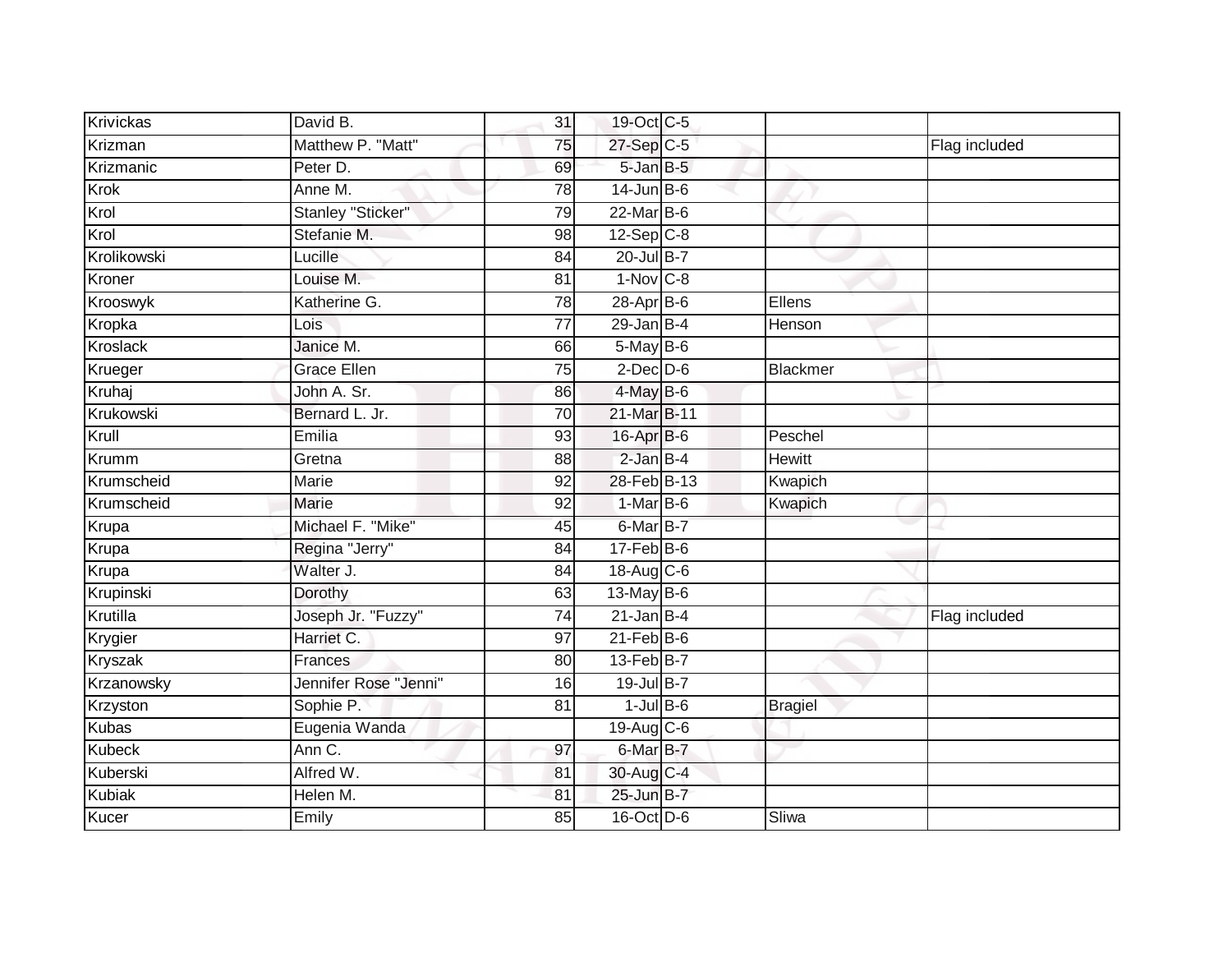| | | | | | | |
|---|---|---|---|---|---|---|
| Krivickas | David B. | 31 | 19-Oct | C-5 | | |
| Krizman | Matthew P. "Matt" | 75 | 27-Sep | C-5 | | Flag included |
| Krizmanic | Peter D. | 69 | 5-Jan | B-5 | | |
| Krok | Anne M. | 78 | 14-Jun | B-6 | | |
| Krol | Stanley "Sticker" | 79 | 22-Mar | B-6 | | |
| Krol | Stefanie M. | 98 | 12-Sep | C-8 | | |
| Krolikowski | Lucille | 84 | 20-Jul | B-7 | | |
| Kroner | Louise M. | 81 | 1-Nov | C-8 | | |
| Krooswyk | Katherine G. | 78 | 28-Apr | B-6 | Ellens | |
| Kropka | Lois | 77 | 29-Jan | B-4 | Henson | |
| Kroslack | Janice M. | 66 | 5-May | B-6 | | |
| Krueger | Grace Ellen | 75 | 2-Dec | D-6 | Blackmer | |
| Kruhaj | John A. Sr. | 86 | 4-May | B-6 | | |
| Krukowski | Bernard L. Jr. | 70 | 21-Mar | B-11 | | |
| Krull | Emilia | 93 | 16-Apr | B-6 | Peschel | |
| Krumm | Gretna | 88 | 2-Jan | B-4 | Hewitt | |
| Krumscheid | Marie | 92 | 28-Feb | B-13 | Kwapich | |
| Krumscheid | Marie | 92 | 1-Mar | B-6 | Kwapich | |
| Krupa | Michael F. "Mike" | 45 | 6-Mar | B-7 | | |
| Krupa | Regina "Jerry" | 84 | 17-Feb | B-6 | | |
| Krupa | Walter J. | 84 | 18-Aug | C-6 | | |
| Krupinski | Dorothy | 63 | 13-May | B-6 | | |
| Krutilla | Joseph Jr. "Fuzzy" | 74 | 21-Jan | B-4 | | Flag included |
| Krygier | Harriet C. | 97 | 21-Feb | B-6 | | |
| Kryszak | Frances | 80 | 13-Feb | B-7 | | |
| Krzanowsky | Jennifer Rose "Jenni" | 16 | 19-Jul | B-7 | | |
| Krzyston | Sophie P. | 81 | 1-Jul | B-6 | Bragiel | |
| Kubas | Eugenia Wanda | | 19-Aug | C-6 | | |
| Kubeck | Ann C. | 97 | 6-Mar | B-7 | | |
| Kuberski | Alfred W. | 81 | 30-Aug | C-4 | | |
| Kubiak | Helen M. | 81 | 25-Jun | B-7 | | |
| Kucer | Emily | 85 | 16-Oct | D-6 | Sliwa | |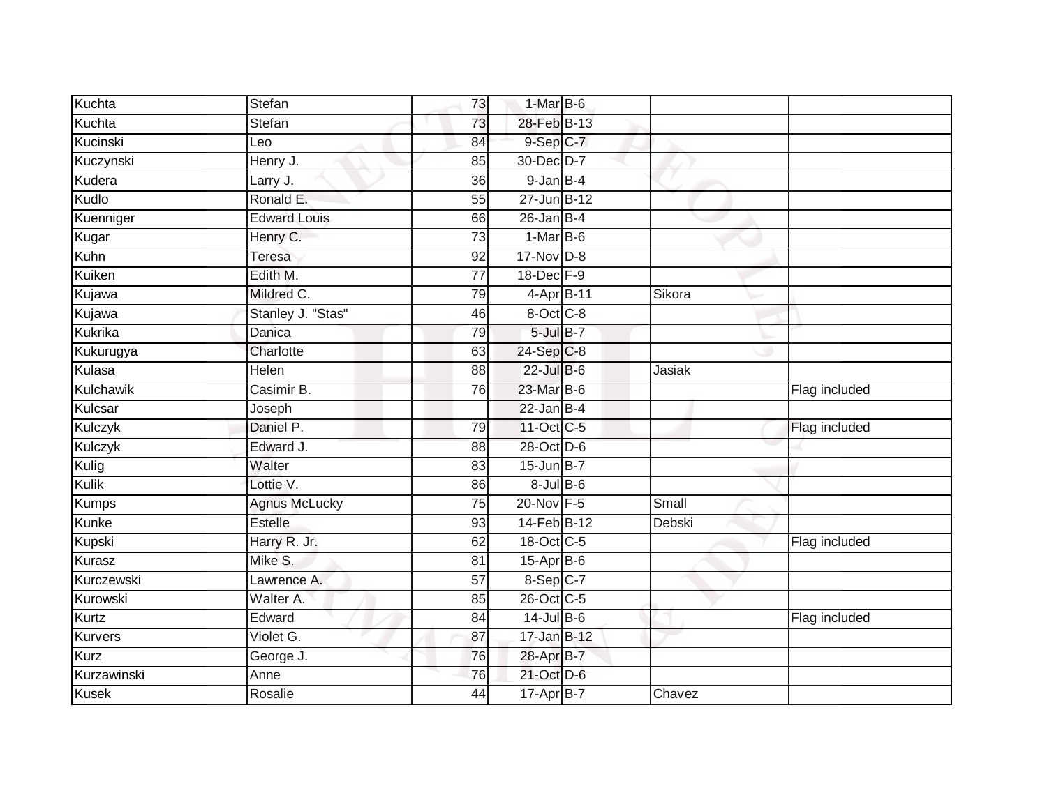| | | | | | | |
|---|---|---|---|---|---|---|
| Kuchta | Stefan | 73 | 1-Mar | B-6 | | |
| Kuchta | Stefan | 73 | 28-Feb | B-13 | | |
| Kucinski | Leo | 84 | 9-Sep | C-7 | | |
| Kuczynski | Henry J. | 85 | 30-Dec | D-7 | | |
| Kudera | Larry J. | 36 | 9-Jan | B-4 | | |
| Kudlo | Ronald E. | 55 | 27-Jun | B-12 | | |
| Kuenniger | Edward Louis | 66 | 26-Jan | B-4 | | |
| Kugar | Henry C. | 73 | 1-Mar | B-6 | | |
| Kuhn | Teresa | 92 | 17-Nov | D-8 | | |
| Kuiken | Edith M. | 77 | 18-Dec | F-9 | | |
| Kujawa | Mildred C. | 79 | 4-Apr | B-11 | Sikora | |
| Kujawa | Stanley J. "Stas" | 46 | 8-Oct | C-8 | | |
| Kukrika | Danica | 79 | 5-Jul | B-7 | | |
| Kukurugya | Charlotte | 63 | 24-Sep | C-8 | | |
| Kulasa | Helen | 88 | 22-Jul | B-6 | Jasiak | |
| Kulchawik | Casimir B. | 76 | 23-Mar | B-6 | | Flag included |
| Kulcsar | Joseph | | 22-Jan | B-4 | | |
| Kulczyk | Daniel P. | 79 | 11-Oct | C-5 | | Flag included |
| Kulczyk | Edward J. | 88 | 28-Oct | D-6 | | |
| Kulig | Walter | 83 | 15-Jun | B-7 | | |
| Kulik | Lottie V. | 86 | 8-Jul | B-6 | | |
| Kumps | Agnus McLucky | 75 | 20-Nov | F-5 | Small | |
| Kunke | Estelle | 93 | 14-Feb | B-12 | Debski | |
| Kupski | Harry R. Jr. | 62 | 18-Oct | C-5 | | Flag included |
| Kurasz | Mike S. | 81 | 15-Apr | B-6 | | |
| Kurczewski | Lawrence A. | 57 | 8-Sep | C-7 | | |
| Kurowski | Walter A. | 85 | 26-Oct | C-5 | | |
| Kurtz | Edward | 84 | 14-Jul | B-6 | | Flag included |
| Kurvers | Violet G. | 87 | 17-Jan | B-12 | | |
| Kurz | George J. | 76 | 28-Apr | B-7 | | |
| Kurzawinski | Anne | 76 | 21-Oct | D-6 | | |
| Kusek | Rosalie | 44 | 17-Apr | B-7 | Chavez | |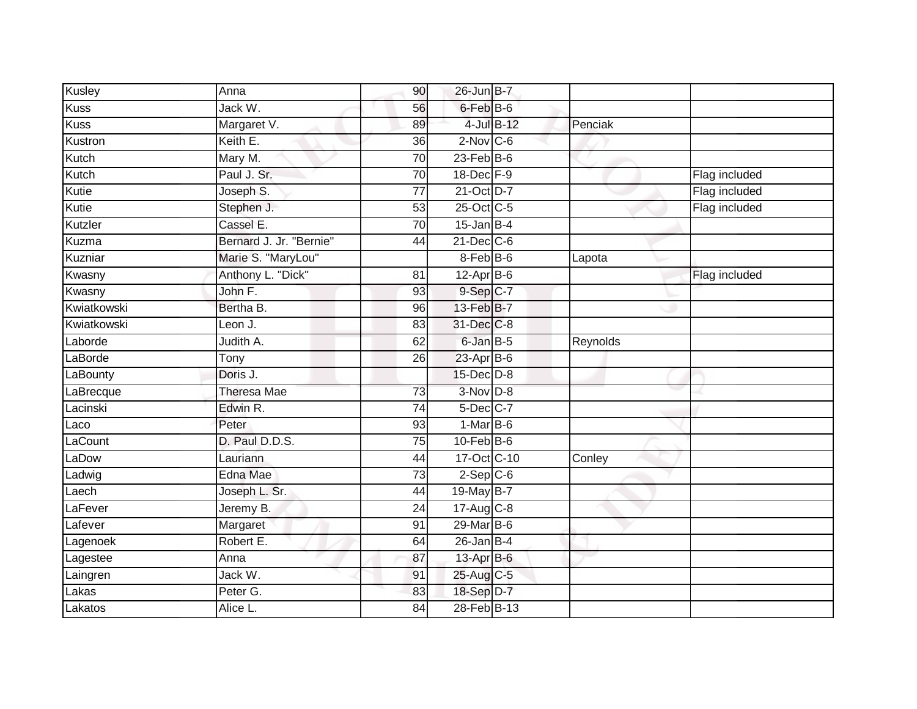| | | | | | | |
|---|---|---|---|---|---|---|
| Kusley | Anna | 90 | 26-Jun | B-7 | | |
| Kuss | Jack W. | 56 | 6-Feb | B-6 | | |
| Kuss | Margaret V. | 89 | 4-Jul | B-12 | Penciak | |
| Kustron | Keith E. | 36 | 2-Nov | C-6 | | |
| Kutch | Mary M. | 70 | 23-Feb | B-6 | | |
| Kutch | Paul J. Sr. | 70 | 18-Dec | F-9 | | Flag included |
| Kutie | Joseph S. | 77 | 21-Oct | D-7 | | Flag included |
| Kutie | Stephen J. | 53 | 25-Oct | C-5 | | Flag included |
| Kutzler | Cassel E. | 70 | 15-Jan | B-4 | | |
| Kuzma | Bernard J. Jr. "Bernie" | 44 | 21-Dec | C-6 | | |
| Kuzniar | Marie S. "MaryLou" | | 8-Feb | B-6 | Lapota | |
| Kwasny | Anthony L. "Dick" | 81 | 12-Apr | B-6 | | Flag included |
| Kwasny | John F. | 93 | 9-Sep | C-7 | | |
| Kwiatkowski | Bertha B. | 96 | 13-Feb | B-7 | | |
| Kwiatkowski | Leon J. | 83 | 31-Dec | C-8 | | |
| Laborde | Judith A. | 62 | 6-Jan | B-5 | Reynolds | |
| LaBorde | Tony | 26 | 23-Apr | B-6 | | |
| LaBounty | Doris J. | | 15-Dec | D-8 | | |
| LaBrecque | Theresa Mae | 73 | 3-Nov | D-8 | | |
| Lacinski | Edwin R. | 74 | 5-Dec | C-7 | | |
| Laco | Peter | 93 | 1-Mar | B-6 | | |
| LaCount | D. Paul D.D.S. | 75 | 10-Feb | B-6 | | |
| LaDow | Lauriann | 44 | 17-Oct | C-10 | Conley | |
| Ladwig | Edna Mae | 73 | 2-Sep | C-6 | | |
| Laech | Joseph L. Sr. | 44 | 19-May | B-7 | | |
| LaFever | Jeremy B. | 24 | 17-Aug | C-8 | | |
| Lafever | Margaret | 91 | 29-Mar | B-6 | | |
| Lagenoek | Robert E. | 64 | 26-Jan | B-4 | | |
| Lagestee | Anna | 87 | 13-Apr | B-6 | | |
| Laingren | Jack W. | 91 | 25-Aug | C-5 | | |
| Lakas | Peter G. | 83 | 18-Sep | D-7 | | |
| Lakatos | Alice L. | 84 | 28-Feb | B-13 | | |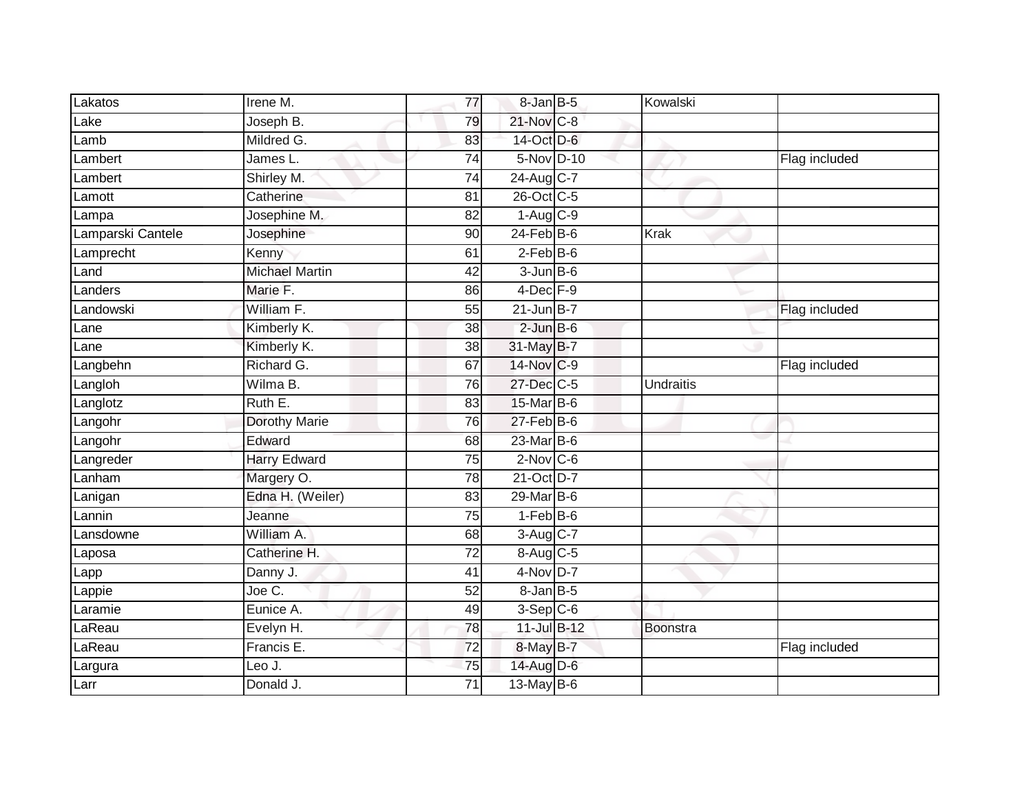| | | | | | | |
|---|---|---|---|---|---|---|
| Lakatos | Irene M. | 77 | 8-Jan | B-5 | Kowalski | |
| Lake | Joseph B. | 79 | 21-Nov | C-8 | | |
| Lamb | Mildred G. | 83 | 14-Oct | D-6 | | |
| Lambert | James L. | 74 | 5-Nov | D-10 | | Flag included |
| Lambert | Shirley M. | 74 | 24-Aug | C-7 | | |
| Lamott | Catherine | 81 | 26-Oct | C-5 | | |
| Lampa | Josephine M. | 82 | 1-Aug | C-9 | | |
| Lamparski Cantele | Josephine | 90 | 24-Feb | B-6 | Krak | |
| Lamprecht | Kenny | 61 | 2-Feb | B-6 | | |
| Land | Michael Martin | 42 | 3-Jun | B-6 | | |
| Landers | Marie F. | 86 | 4-Dec | F-9 | | |
| Landowski | William F. | 55 | 21-Jun | B-7 | | Flag included |
| Lane | Kimberly K. | 38 | 2-Jun | B-6 | | |
| Lane | Kimberly K. | 38 | 31-May | B-7 | | |
| Langbehn | Richard G. | 67 | 14-Nov | C-9 | | Flag included |
| Langloh | Wilma B. | 76 | 27-Dec | C-5 | Undraitis | |
| Langlotz | Ruth E. | 83 | 15-Mar | B-6 | | |
| Langohr | Dorothy Marie | 76 | 27-Feb | B-6 | | |
| Langohr | Edward | 68 | 23-Mar | B-6 | | |
| Langreder | Harry Edward | 75 | 2-Nov | C-6 | | |
| Lanham | Margery O. | 78 | 21-Oct | D-7 | | |
| Lanigan | Edna H. (Weiler) | 83 | 29-Mar | B-6 | | |
| Lannin | Jeanne | 75 | 1-Feb | B-6 | | |
| Lansdowne | William A. | 68 | 3-Aug | C-7 | | |
| Laposa | Catherine H. | 72 | 8-Aug | C-5 | | |
| Lapp | Danny J. | 41 | 4-Nov | D-7 | | |
| Lappie | Joe C. | 52 | 8-Jan | B-5 | | |
| Laramie | Eunice A. | 49 | 3-Sep | C-6 | | |
| LaReau | Evelyn H. | 78 | 11-Jul | B-12 | Boonstra | |
| LaReau | Francis E. | 72 | 8-May | B-7 | | Flag included |
| Largura | Leo J. | 75 | 14-Aug | D-6 | | |
| Larr | Donald J. | 71 | 13-May | B-6 | | |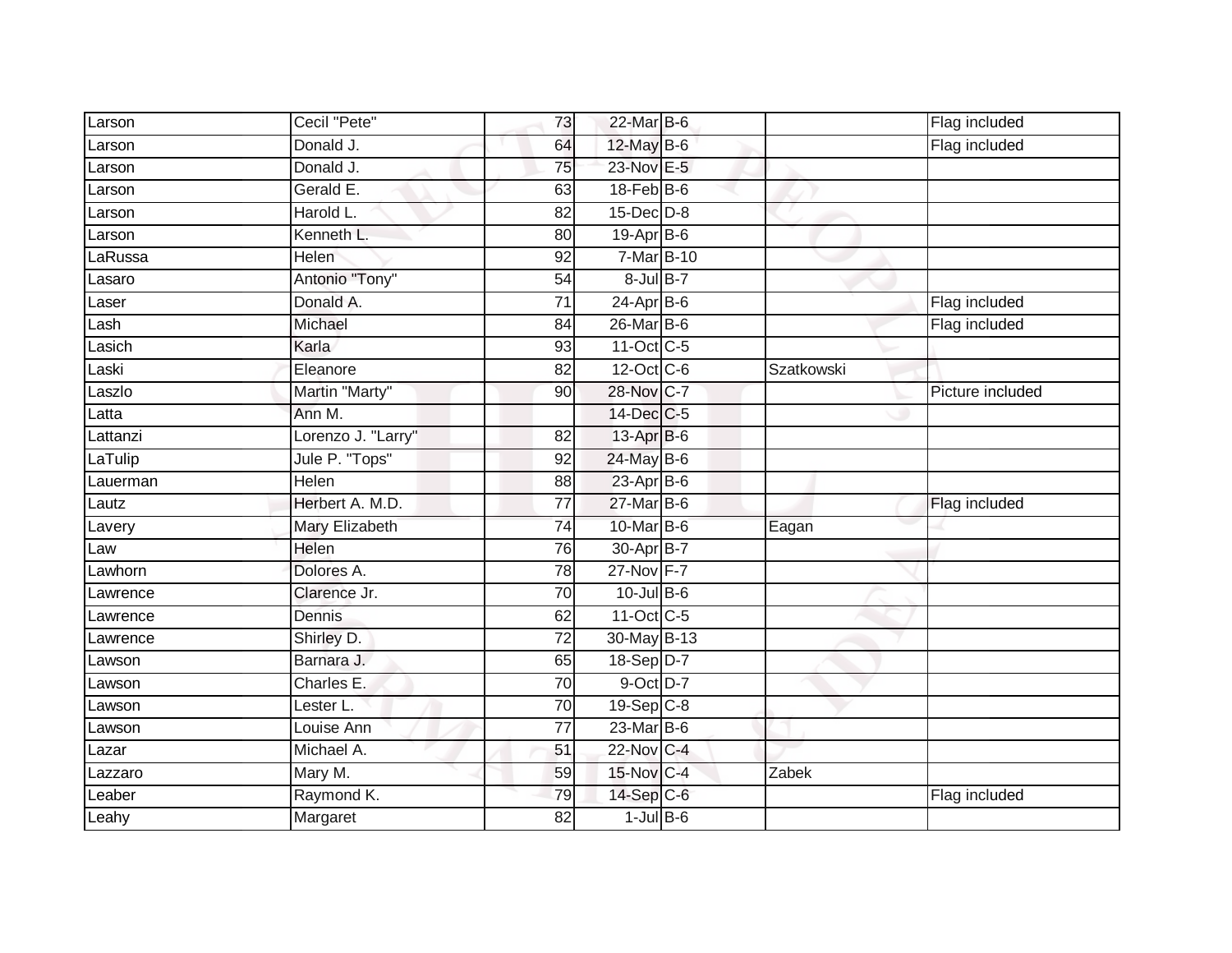| | | | | | | |
|---|---|---|---|---|---|---|
| Larson | Cecil "Pete" | 73 | 22-Mar | B-6 | | Flag included |
| Larson | Donald J. | 64 | 12-May | B-6 | | Flag included |
| Larson | Donald J. | 75 | 23-Nov | E-5 | | |
| Larson | Gerald E. | 63 | 18-Feb | B-6 | | |
| Larson | Harold L. | 82 | 15-Dec | D-8 | | |
| Larson | Kenneth L. | 80 | 19-Apr | B-6 | | |
| LaRussa | Helen | 92 | 7-Mar | B-10 | | |
| Lasaro | Antonio "Tony" | 54 | 8-Jul | B-7 | | |
| Laser | Donald A. | 71 | 24-Apr | B-6 | | Flag included |
| Lash | Michael | 84 | 26-Mar | B-6 | | Flag included |
| Lasich | Karla | 93 | 11-Oct | C-5 | | |
| Laski | Eleanore | 82 | 12-Oct | C-6 | Szatkowski | |
| Laszlo | Martin "Marty" | 90 | 28-Nov | C-7 | | Picture included |
| Latta | Ann M. | | 14-Dec | C-5 | | |
| Lattanzi | Lorenzo J. "Larry" | 82 | 13-Apr | B-6 | | |
| LaTulip | Jule P. "Tops" | 92 | 24-May | B-6 | | |
| Lauerman | Helen | 88 | 23-Apr | B-6 | | |
| Lautz | Herbert A. M.D. | 77 | 27-Mar | B-6 | | Flag included |
| Lavery | Mary Elizabeth | 74 | 10-Mar | B-6 | Eagan | |
| Law | Helen | 76 | 30-Apr | B-7 | | |
| Lawhorn | Dolores A. | 78 | 27-Nov | F-7 | | |
| Lawrence | Clarence Jr. | 70 | 10-Jul | B-6 | | |
| Lawrence | Dennis | 62 | 11-Oct | C-5 | | |
| Lawrence | Shirley D. | 72 | 30-May | B-13 | | |
| Lawson | Barnara J. | 65 | 18-Sep | D-7 | | |
| Lawson | Charles E. | 70 | 9-Oct | D-7 | | |
| Lawson | Lester L. | 70 | 19-Sep | C-8 | | |
| Lawson | Louise Ann | 77 | 23-Mar | B-6 | | |
| Lazar | Michael A. | 51 | 22-Nov | C-4 | | |
| Lazzaro | Mary M. | 59 | 15-Nov | C-4 | Zabek | |
| Leaber | Raymond K. | 79 | 14-Sep | C-6 | | Flag included |
| Leahy | Margaret | 82 | 1-Jul | B-6 | | |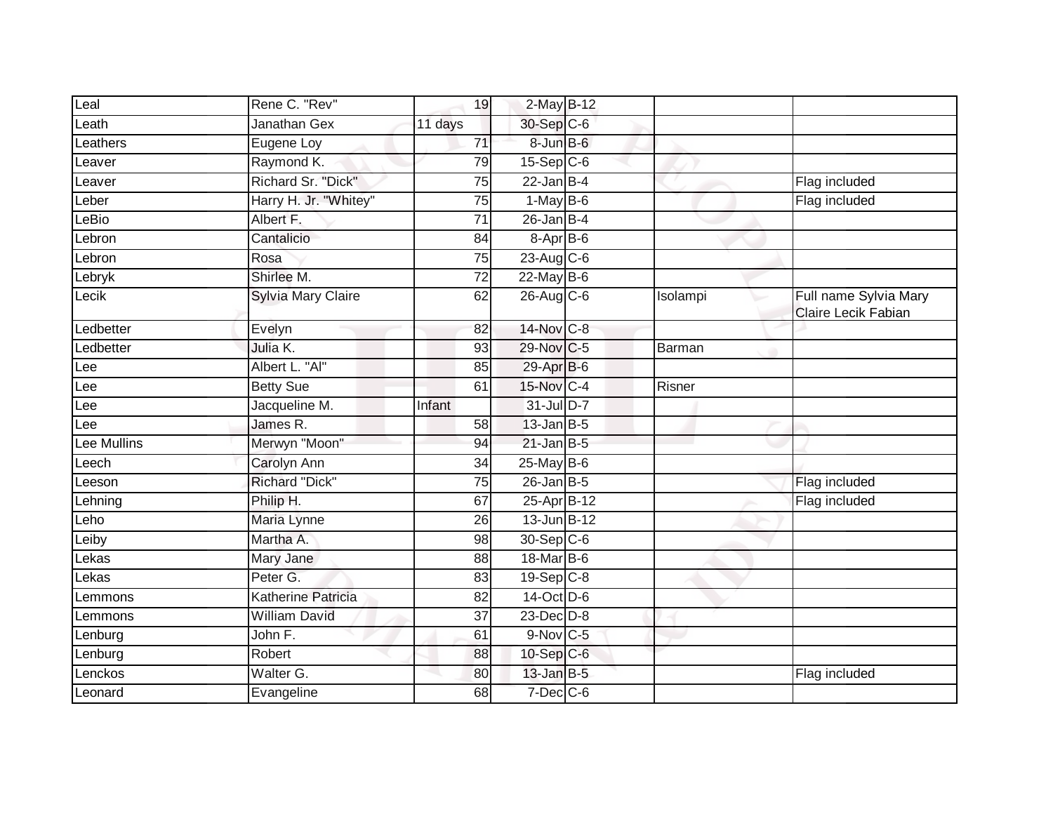| | | | | | | |
|---|---|---|---|---|---|---|
| Leal | Rene C. "Rev" | 19 | 2-May | B-12 | | |
| Leath | Janathan Gex | 11 days | 30-Sep | C-6 | | |
| Leathers | Eugene Loy | 71 | 8-Jun | B-6 | | |
| Leaver | Raymond K. | 79 | 15-Sep | C-6 | | |
| Leaver | Richard Sr. "Dick" | 75 | 22-Jan | B-4 | | Flag included |
| Leber | Harry H. Jr. "Whitey" | 75 | 1-May | B-6 | | Flag included |
| LeBio | Albert F. | 71 | 26-Jan | B-4 | | |
| Lebron | Cantalicio | 84 | 8-Apr | B-6 | | |
| Lebron | Rosa | 75 | 23-Aug | C-6 | | |
| Lebryk | Shirlee M. | 72 | 22-May | B-6 | | |
| Lecik | Sylvia Mary Claire | 62 | 26-Aug | C-6 | Isolampi | Full name Sylvia Mary Claire Lecik Fabian |
| Ledbetter | Evelyn | 82 | 14-Nov | C-8 | | |
| Ledbetter | Julia K. | 93 | 29-Nov | C-5 | Barman | |
| Lee | Albert L. "Al" | 85 | 29-Apr | B-6 | | |
| Lee | Betty Sue | 61 | 15-Nov | C-4 | Risner | |
| Lee | Jacqueline M. | Infant | 31-Jul | D-7 | | |
| Lee | James R. | 58 | 13-Jan | B-5 | | |
| Lee Mullins | Merwyn "Moon" | 94 | 21-Jan | B-5 | | |
| Leech | Carolyn Ann | 34 | 25-May | B-6 | | |
| Leeson | Richard "Dick" | 75 | 26-Jan | B-5 | | Flag included |
| Lehning | Philip H. | 67 | 25-Apr | B-12 | | Flag included |
| Leho | Maria Lynne | 26 | 13-Jun | B-12 | | |
| Leiby | Martha A. | 98 | 30-Sep | C-6 | | |
| Lekas | Mary Jane | 88 | 18-Mar | B-6 | | |
| Lekas | Peter G. | 83 | 19-Sep | C-8 | | |
| Lemmons | Katherine Patricia | 82 | 14-Oct | D-6 | | |
| Lemmons | William David | 37 | 23-Dec | D-8 | | |
| Lenburg | John F. | 61 | 9-Nov | C-5 | | |
| Lenburg | Robert | 88 | 10-Sep | C-6 | | |
| Lenckos | Walter G. | 80 | 13-Jan | B-5 | | Flag included |
| Leonard | Evangeline | 68 | 7-Dec | C-6 | | |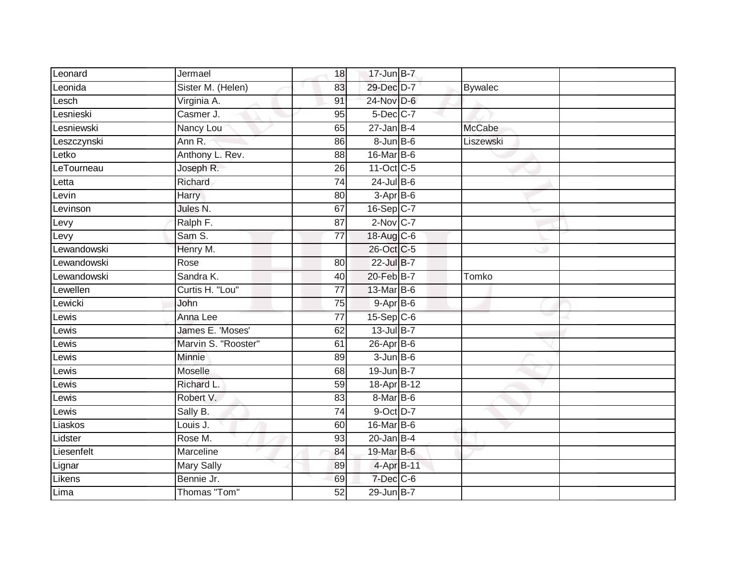| | | | | | | |
|---|---|---|---|---|---|---|
| Leonard | Jermael | 18 | 17-Jun | B-7 | | |
| Leonida | Sister M. (Helen) | 83 | 29-Dec | D-7 | Bywalec | |
| Lesch | Virginia A. | 91 | 24-Nov | D-6 | | |
| Lesnieski | Casmer J. | 95 | 5-Dec | C-7 | | |
| Lesniewski | Nancy Lou | 65 | 27-Jan | B-4 | McCabe | |
| Leszczynski | Ann R. | 86 | 8-Jun | B-6 | Liszewski | |
| Letko | Anthony L. Rev. | 88 | 16-Mar | B-6 | | |
| LeTourneau | Joseph R. | 26 | 11-Oct | C-5 | | |
| Letta | Richard | 74 | 24-Jul | B-6 | | |
| Levin | Harry | 80 | 3-Apr | B-6 | | |
| Levinson | Jules N. | 67 | 16-Sep | C-7 | | |
| Levy | Ralph F. | 87 | 2-Nov | C-7 | | |
| Levy | Sam S. | 77 | 18-Aug | C-6 | | |
| Lewandowski | Henry M. | | 26-Oct | C-5 | | |
| Lewandowski | Rose | 80 | 22-Jul | B-7 | | |
| Lewandowski | Sandra K. | 40 | 20-Feb | B-7 | Tomko | |
| Lewellen | Curtis H. "Lou" | 77 | 13-Mar | B-6 | | |
| Lewicki | John | 75 | 9-Apr | B-6 | | |
| Lewis | Anna Lee | 77 | 15-Sep | C-6 | | |
| Lewis | James E. 'Moses' | 62 | 13-Jul | B-7 | | |
| Lewis | Marvin S. "Rooster" | 61 | 26-Apr | B-6 | | |
| Lewis | Minnie | 89 | 3-Jun | B-6 | | |
| Lewis | Moselle | 68 | 19-Jun | B-7 | | |
| Lewis | Richard L. | 59 | 18-Apr | B-12 | | |
| Lewis | Robert V. | 83 | 8-Mar | B-6 | | |
| Lewis | Sally B. | 74 | 9-Oct | D-7 | | |
| Liaskos | Louis J. | 60 | 16-Mar | B-6 | | |
| Lidster | Rose M. | 93 | 20-Jan | B-4 | | |
| Liesenfelt | Marceline | 84 | 19-Mar | B-6 | | |
| Lignar | Mary Sally | 89 | 4-Apr | B-11 | | |
| Likens | Bennie Jr. | 69 | 7-Dec | C-6 | | |
| Lima | Thomas "Tom" | 52 | 29-Jun | B-7 | | |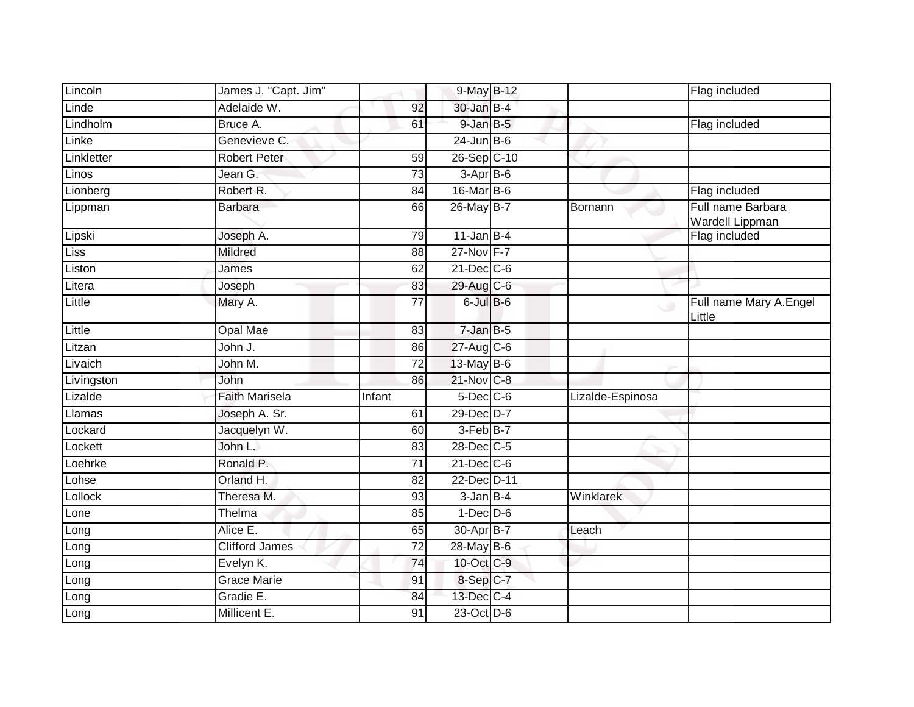| Lincoln | James J. "Capt. Jim" | | 9-May | B-12 | | Flag included |
|---|---|---|---|---|---|---|
| Linde | Adelaide W. | 92 | 30-Jan | B-4 | | |
| Lindholm | Bruce A. | 61 | 9-Jan | B-5 | | Flag included |
| Linke | Genevieve C. | | 24-Jun | B-6 | | |
| Linkletter | Robert Peter | 59 | 26-Sep | C-10 | | |
| Linos | Jean G. | 73 | 3-Apr | B-6 | | |
| Lionberg | Robert R. | 84 | 16-Mar | B-6 | | Flag included |
| Lippman | Barbara | 66 | 26-May | B-7 | Bornann | Full name Barbara Wardell Lippman |
| Lipski | Joseph A. | 79 | 11-Jan | B-4 | | Flag included |
| Liss | Mildred | 88 | 27-Nov | F-7 | | |
| Liston | James | 62 | 21-Dec | C-6 | | |
| Litera | Joseph | 83 | 29-Aug | C-6 | | |
| Little | Mary A. | 77 | 6-Jul | B-6 | | Full name Mary A.Engel Little |
| Little | Opal Mae | 83 | 7-Jan | B-5 | | |
| Litzan | John J. | 86 | 27-Aug | C-6 | | |
| Livaich | John M. | 72 | 13-May | B-6 | | |
| Livingston | John | 86 | 21-Nov | C-8 | | |
| Lizalde | Faith Marisela | Infant | 5-Dec | C-6 | Lizalde-Espinosa | |
| Llamas | Joseph A. Sr. | 61 | 29-Dec | D-7 | | |
| Lockard | Jacquelyn W. | 60 | 3-Feb | B-7 | | |
| Lockett | John L. | 83 | 28-Dec | C-5 | | |
| Loehrke | Ronald P. | 71 | 21-Dec | C-6 | | |
| Lohse | Orland H. | 82 | 22-Dec | D-11 | | |
| Lollock | Theresa M. | 93 | 3-Jan | B-4 | Winklarek | |
| Lone | Thelma | 85 | 1-Dec | D-6 | | |
| Long | Alice E. | 65 | 30-Apr | B-7 | Leach | |
| Long | Clifford James | 72 | 28-May | B-6 | | |
| Long | Evelyn K. | 74 | 10-Oct | C-9 | | |
| Long | Grace Marie | 91 | 8-Sep | C-7 | | |
| Long | Gradie E. | 84 | 13-Dec | C-4 | | |
| Long | Millicent E. | 91 | 23-Oct | D-6 | | |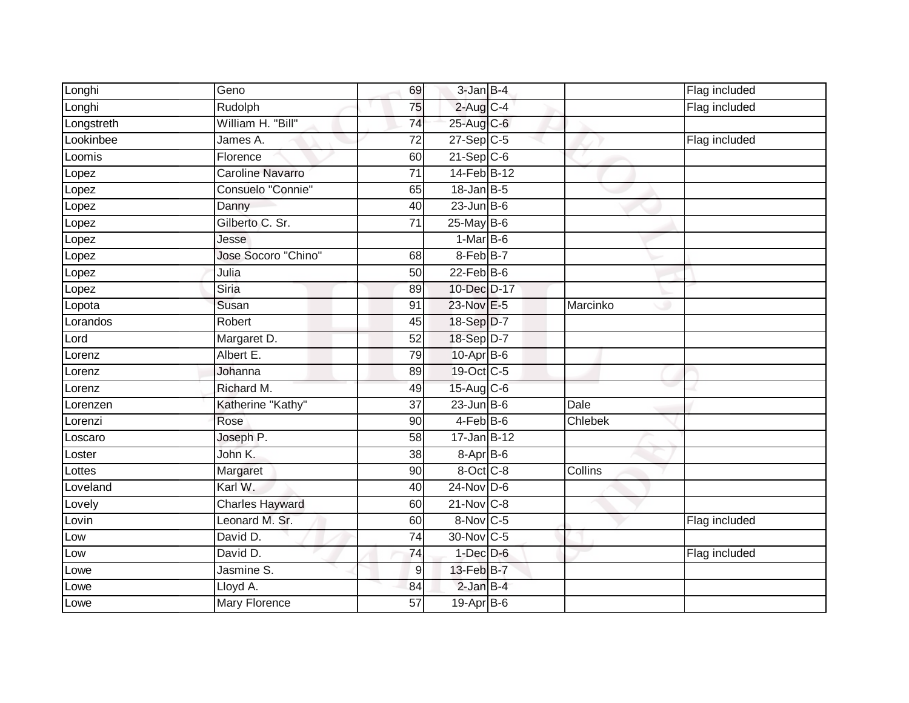| | | | | | | |
|---|---|---|---|---|---|---|
| Longhi | Geno | 69 | 3-Jan | B-4 | | Flag included |
| Longhi | Rudolph | 75 | 2-Aug | C-4 | | Flag included |
| Longstreth | William H. "Bill" | 74 | 25-Aug | C-6 | | |
| Lookinbee | James A. | 72 | 27-Sep | C-5 | | Flag included |
| Loomis | Florence | 60 | 21-Sep | C-6 | | |
| Lopez | Caroline Navarro | 71 | 14-Feb | B-12 | | |
| Lopez | Consuelo "Connie" | 65 | 18-Jan | B-5 | | |
| Lopez | Danny | 40 | 23-Jun | B-6 | | |
| Lopez | Gilberto C. Sr. | 71 | 25-May | B-6 | | |
| Lopez | Jesse | | 1-Mar | B-6 | | |
| Lopez | Jose Socoro "Chino" | 68 | 8-Feb | B-7 | | |
| Lopez | Julia | 50 | 22-Feb | B-6 | | |
| Lopez | Siria | 89 | 10-Dec | D-17 | | |
| Lopota | Susan | 91 | 23-Nov | E-5 | Marcinko | |
| Lorandos | Robert | 45 | 18-Sep | D-7 | | |
| Lord | Margaret D. | 52 | 18-Sep | D-7 | | |
| Lorenz | Albert E. | 79 | 10-Apr | B-6 | | |
| Lorenz | Johanna | 89 | 19-Oct | C-5 | | |
| Lorenz | Richard M. | 49 | 15-Aug | C-6 | | |
| Lorenzen | Katherine "Kathy" | 37 | 23-Jun | B-6 | Dale | |
| Lorenzi | Rose | 90 | 4-Feb | B-6 | Chlebek | |
| Loscaro | Joseph P. | 58 | 17-Jan | B-12 | | |
| Loster | John K. | 38 | 8-Apr | B-6 | | |
| Lottes | Margaret | 90 | 8-Oct | C-8 | Collins | |
| Loveland | Karl W. | 40 | 24-Nov | D-6 | | |
| Lovely | Charles Hayward | 60 | 21-Nov | C-8 | | |
| Lovin | Leonard M. Sr. | 60 | 8-Nov | C-5 | | Flag included |
| Low | David D. | 74 | 30-Nov | C-5 | | |
| Low | David D. | 74 | 1-Dec | D-6 | | Flag included |
| Lowe | Jasmine S. | 9 | 13-Feb | B-7 | | |
| Lowe | Lloyd A. | 84 | 2-Jan | B-4 | | |
| Lowe | Mary Florence | 57 | 19-Apr | B-6 | | |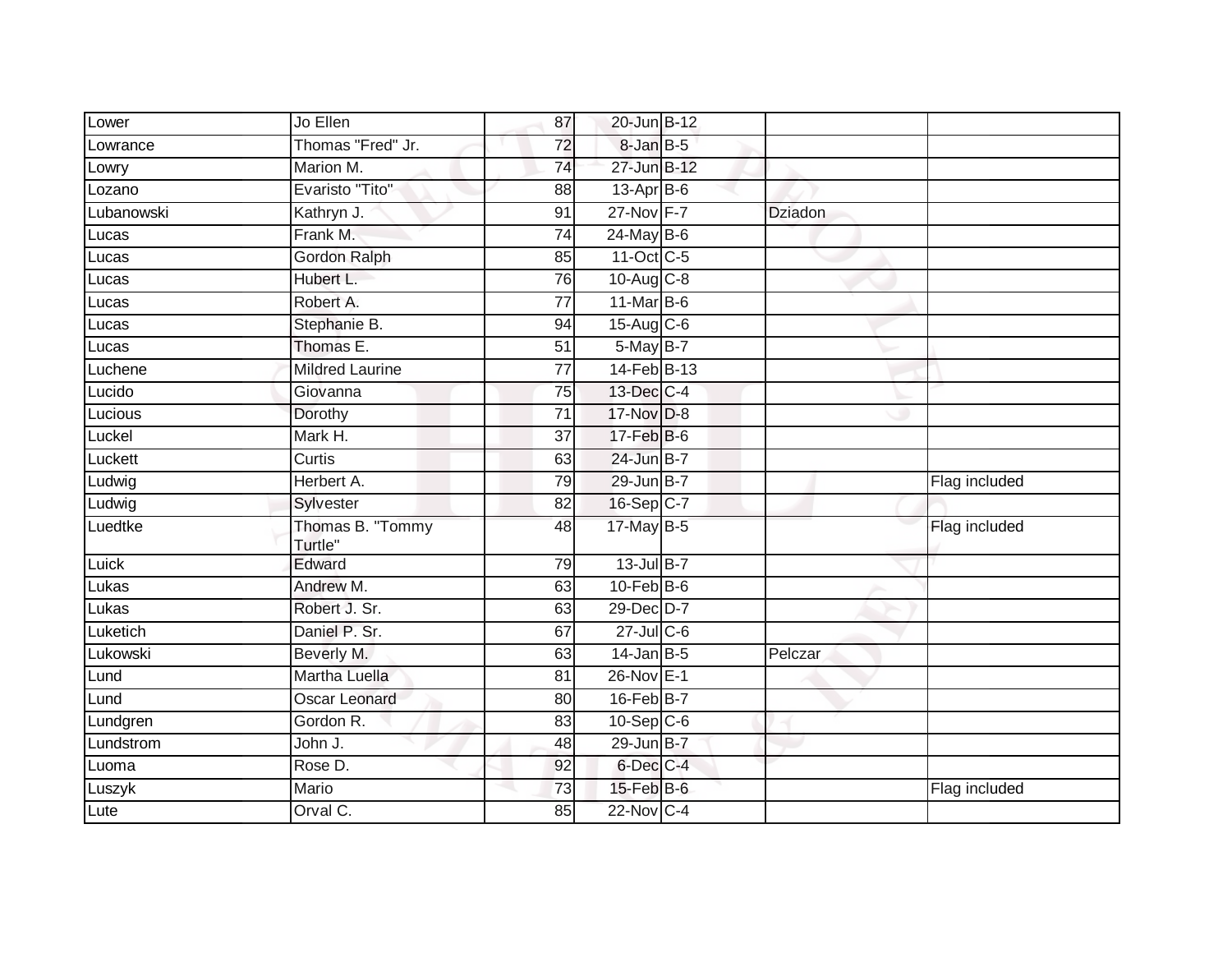| | | | | | | |
|---|---|---|---|---|---|---|
| Lower | Jo Ellen | 87 | 20-Jun | B-12 | | |
| Lowrance | Thomas "Fred" Jr. | 72 | 8-Jan | B-5 | | |
| Lowry | Marion M. | 74 | 27-Jun | B-12 | | |
| Lozano | Evaristo "Tito" | 88 | 13-Apr | B-6 | | |
| Lubanowski | Kathryn J. | 91 | 27-Nov | F-7 | Dziadon | |
| Lucas | Frank M. | 74 | 24-May | B-6 | | |
| Lucas | Gordon Ralph | 85 | 11-Oct | C-5 | | |
| Lucas | Hubert L. | 76 | 10-Aug | C-8 | | |
| Lucas | Robert A. | 77 | 11-Mar | B-6 | | |
| Lucas | Stephanie B. | 94 | 15-Aug | C-6 | | |
| Lucas | Thomas E. | 51 | 5-May | B-7 | | |
| Luchene | Mildred Laurine | 77 | 14-Feb | B-13 | | |
| Lucido | Giovanna | 75 | 13-Dec | C-4 | | |
| Lucious | Dorothy | 71 | 17-Nov | D-8 | | |
| Luckel | Mark H. | 37 | 17-Feb | B-6 | | |
| Luckett | Curtis | 63 | 24-Jun | B-7 | | |
| Ludwig | Herbert A. | 79 | 29-Jun | B-7 | | Flag included |
| Ludwig | Sylvester | 82 | 16-Sep | C-7 | | |
| Luedtke | Thomas B. "Tommy Turtle" | 48 | 17-May | B-5 | | Flag included |
| Luick | Edward | 79 | 13-Jul | B-7 | | |
| Lukas | Andrew M. | 63 | 10-Feb | B-6 | | |
| Lukas | Robert J. Sr. | 63 | 29-Dec | D-7 | | |
| Luketich | Daniel P. Sr. | 67 | 27-Jul | C-6 | | |
| Lukowski | Beverly M. | 63 | 14-Jan | B-5 | Pelczar | |
| Lund | Martha Luella | 81 | 26-Nov | E-1 | | |
| Lund | Oscar Leonard | 80 | 16-Feb | B-7 | | |
| Lundgren | Gordon R. | 83 | 10-Sep | C-6 | | |
| Lundstrom | John J. | 48 | 29-Jun | B-7 | | |
| Luoma | Rose D. | 92 | 6-Dec | C-4 | | |
| Luszyk | Mario | 73 | 15-Feb | B-6 | | Flag included |
| Lute | Orval C. | 85 | 22-Nov | C-4 | | |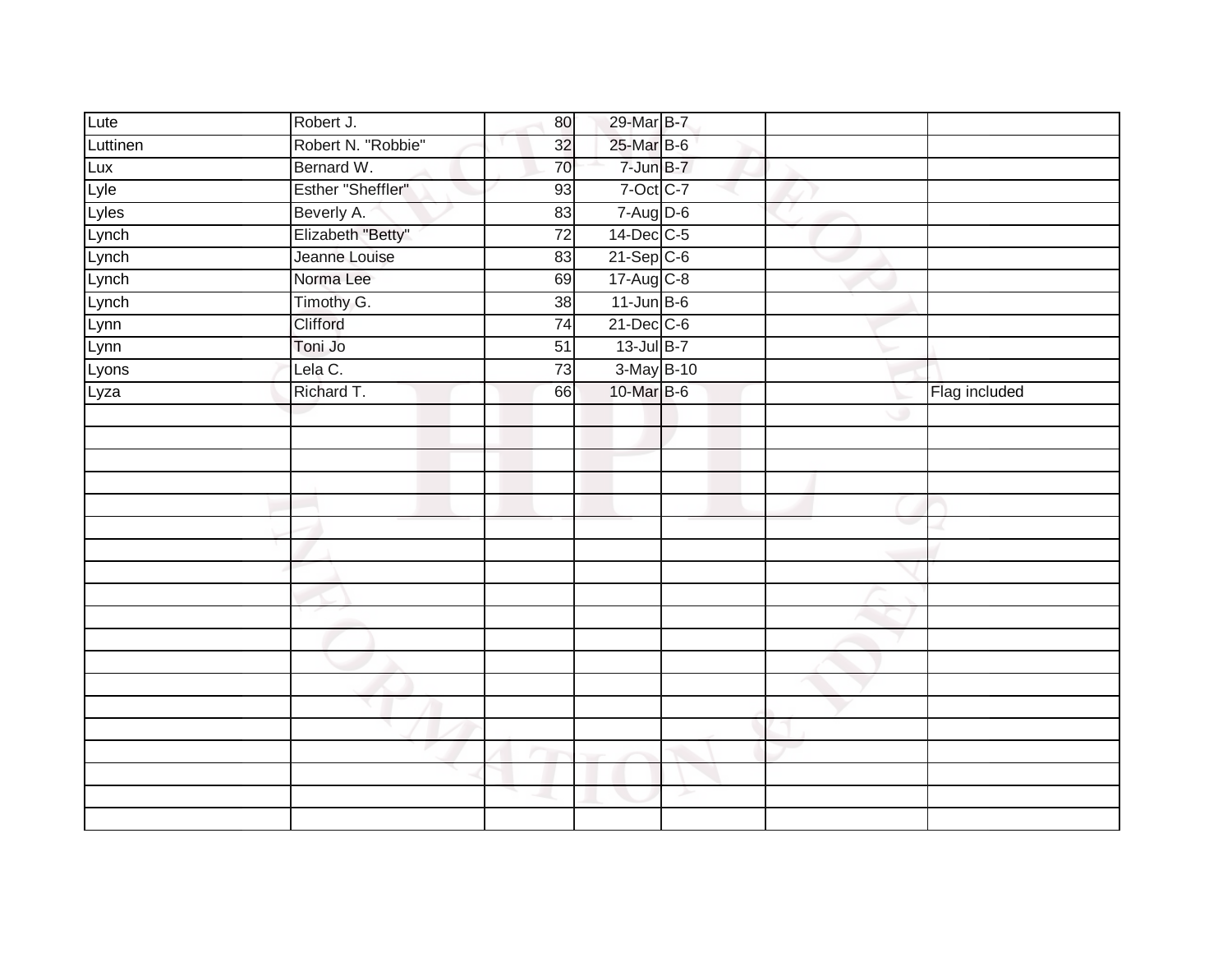| | | | | | | |
|---|---|---|---|---|---|---|
| Lute | Robert J. | 80 | 29-Mar | B-7 | | |
| Luttinen | Robert N. "Robbie" | 32 | 25-Mar | B-6 | | |
| Lux | Bernard W. | 70 | 7-Jun | B-7 | | |
| Lyle | Esther "Sheffler" | 93 | 7-Oct | C-7 | | |
| Lyles | Beverly A. | 83 | 7-Aug | D-6 | | |
| Lynch | Elizabeth "Betty" | 72 | 14-Dec | C-5 | | |
| Lynch | Jeanne Louise | 83 | 21-Sep | C-6 | | |
| Lynch | Norma Lee | 69 | 17-Aug | C-8 | | |
| Lynch | Timothy G. | 38 | 11-Jun | B-6 | | |
| Lynn | Clifford | 74 | 21-Dec | C-6 | | |
| Lynn | Toni Jo | 51 | 13-Jul | B-7 | | |
| Lyons | Lela C. | 73 | 3-May | B-10 | | |
| Lyza | Richard T. | 66 | 10-Mar | B-6 | | Flag included |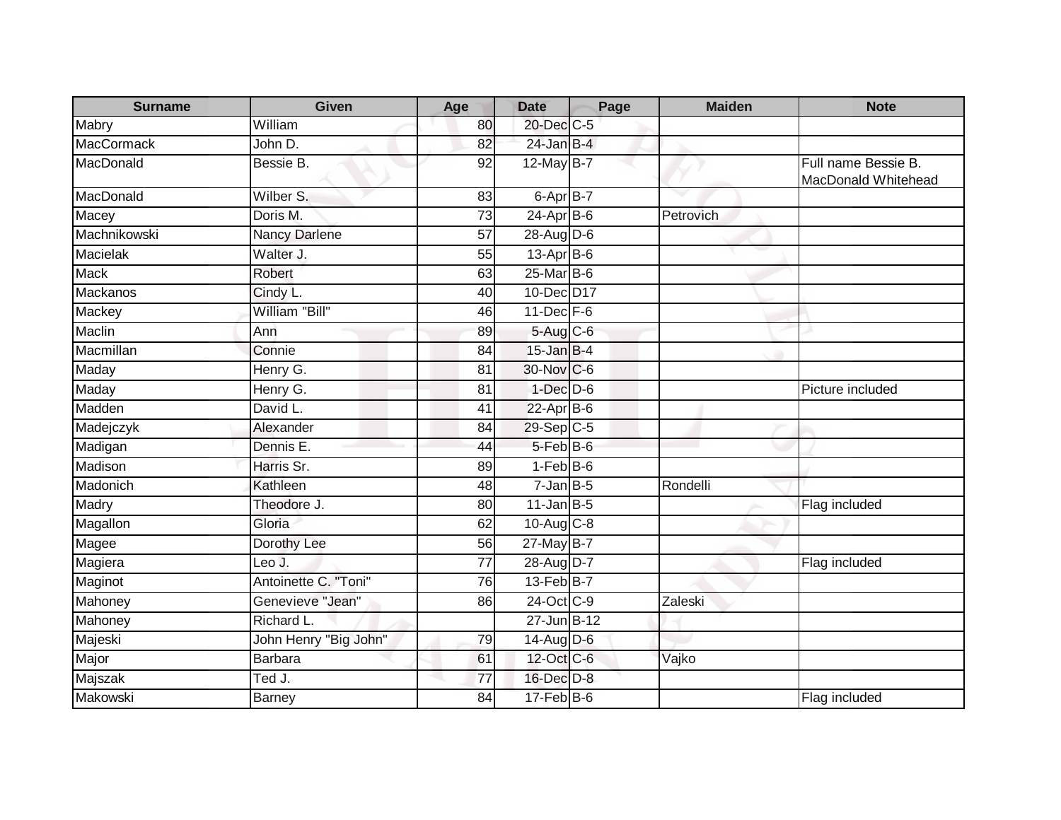| Surname | Given | Age | Date | Page | Maiden | Note |
|---|---|---|---|---|---|---|
| Mabry | William | 80 | 20-Dec | C-5 | | |
| MacCormack | John D. | 82 | 24-Jan | B-4 | | |
| MacDonald | Bessie B. | 92 | 12-May | B-7 | | Full name Bessie B. MacDonald Whitehead |
| MacDonald | Wilber S. | 83 | 6-Apr | B-7 | | |
| Macey | Doris M. | 73 | 24-Apr | B-6 | Petrovich | |
| Machnikowski | Nancy Darlene | 57 | 28-Aug | D-6 | | |
| Macielak | Walter J. | 55 | 13-Apr | B-6 | | |
| Mack | Robert | 63 | 25-Mar | B-6 | | |
| Mackanos | Cindy L. | 40 | 10-Dec | D17 | | |
| Mackey | William "Bill" | 46 | 11-Dec | F-6 | | |
| Maclin | Ann | 89 | 5-Aug | C-6 | | |
| Macmillan | Connie | 84 | 15-Jan | B-4 | | |
| Maday | Henry G. | 81 | 30-Nov | C-6 | | |
| Maday | Henry G. | 81 | 1-Dec | D-6 | | Picture included |
| Madden | David L. | 41 | 22-Apr | B-6 | | |
| Madejczyk | Alexander | 84 | 29-Sep | C-5 | | |
| Madigan | Dennis E. | 44 | 5-Feb | B-6 | | |
| Madison | Harris Sr. | 89 | 1-Feb | B-6 | | |
| Madonich | Kathleen | 48 | 7-Jan | B-5 | Rondelli | |
| Madry | Theodore J. | 80 | 11-Jan | B-5 | | Flag included |
| Magallon | Gloria | 62 | 10-Aug | C-8 | | |
| Magee | Dorothy Lee | 56 | 27-May | B-7 | | |
| Magiera | Leo J. | 77 | 28-Aug | D-7 | | Flag included |
| Maginot | Antoinette C. "Toni" | 76 | 13-Feb | B-7 | | |
| Mahoney | Genevieve "Jean" | 86 | 24-Oct | C-9 | Zaleski | |
| Mahoney | Richard L. | | 27-Jun | B-12 | | |
| Majeski | John Henry "Big John" | 79 | 14-Aug | D-6 | | |
| Major | Barbara | 61 | 12-Oct | C-6 | Vajko | |
| Majszak | Ted J. | 77 | 16-Dec | D-8 | | |
| Makowski | Barney | 84 | 17-Feb | B-6 | | Flag included |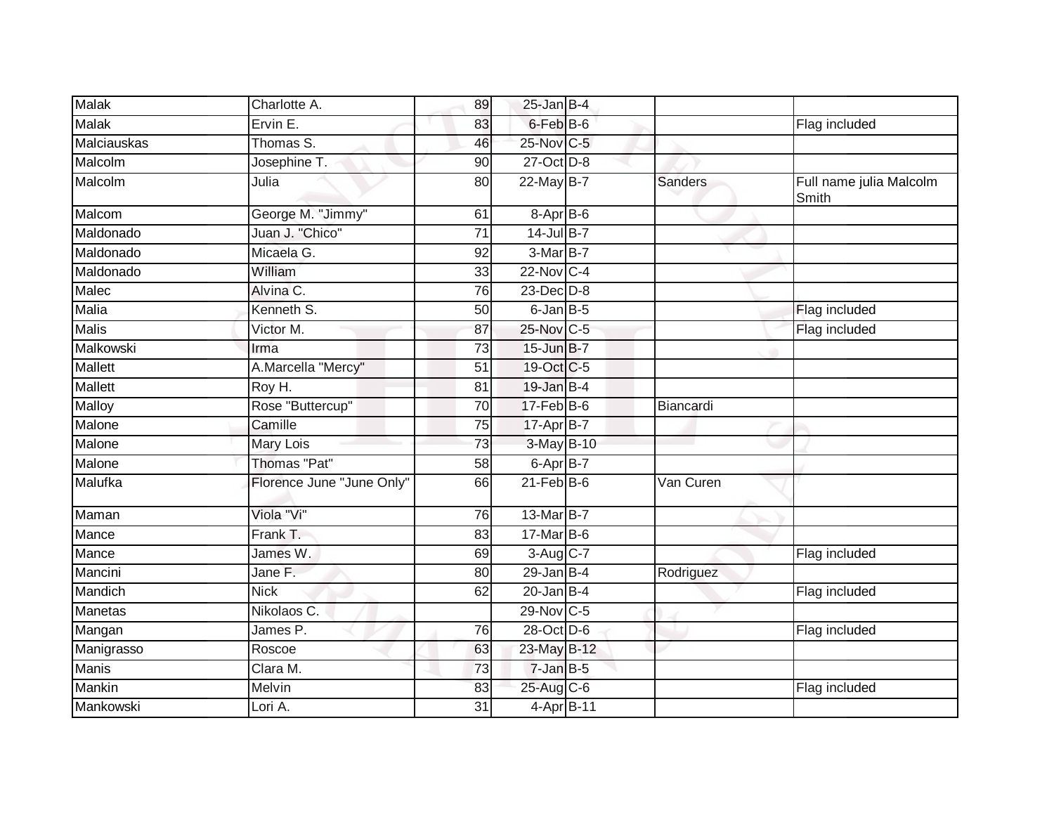| | | | | | | |
|---|---|---|---|---|---|---|
| Malak | Charlotte A. | 89 | 25-Jan | B-4 | | |
| Malak | Ervin E. | 83 | 6-Feb | B-6 | | Flag included |
| Malciauskas | Thomas S. | 46 | 25-Nov | C-5 | | |
| Malcolm | Josephine T. | 90 | 27-Oct | D-8 | | |
| Malcolm | Julia | 80 | 22-May | B-7 | Sanders | Full name julia Malcolm Smith |
| Malcom | George M. "Jimmy" | 61 | 8-Apr | B-6 | | |
| Maldonado | Juan J. "Chico" | 71 | 14-Jul | B-7 | | |
| Maldonado | Micaela G. | 92 | 3-Mar | B-7 | | |
| Maldonado | William | 33 | 22-Nov | C-4 | | |
| Malec | Alvina C. | 76 | 23-Dec | D-8 | | |
| Malia | Kenneth S. | 50 | 6-Jan | B-5 | | Flag included |
| Malis | Victor M. | 87 | 25-Nov | C-5 | | Flag included |
| Malkowski | Irma | 73 | 15-Jun | B-7 | | |
| Mallett | A.Marcella "Mercy" | 51 | 19-Oct | C-5 | | |
| Mallett | Roy H. | 81 | 19-Jan | B-4 | | |
| Malloy | Rose "Buttercup" | 70 | 17-Feb | B-6 | Biancardi | |
| Malone | Camille | 75 | 17-Apr | B-7 | | |
| Malone | Mary Lois | 73 | 3-May | B-10 | | |
| Malone | Thomas "Pat" | 58 | 6-Apr | B-7 | | |
| Malufka | Florence June "June Only" | 66 | 21-Feb | B-6 | Van Curen | |
| Maman | Viola "Vi" | 76 | 13-Mar | B-7 | | |
| Mance | Frank T. | 83 | 17-Mar | B-6 | | |
| Mance | James W. | 69 | 3-Aug | C-7 | | Flag included |
| Mancini | Jane F. | 80 | 29-Jan | B-4 | Rodriguez | |
| Mandich | Nick | 62 | 20-Jan | B-4 | | Flag included |
| Manetas | Nikolaos C. | | 29-Nov | C-5 | | |
| Mangan | James P. | 76 | 28-Oct | D-6 | | Flag included |
| Manigrasso | Roscoe | 63 | 23-May | B-12 | | |
| Manis | Clara M. | 73 | 7-Jan | B-5 | | |
| Mankin | Melvin | 83 | 25-Aug | C-6 | | Flag included |
| Mankowski | Lori A. | 31 | 4-Apr | B-11 | | |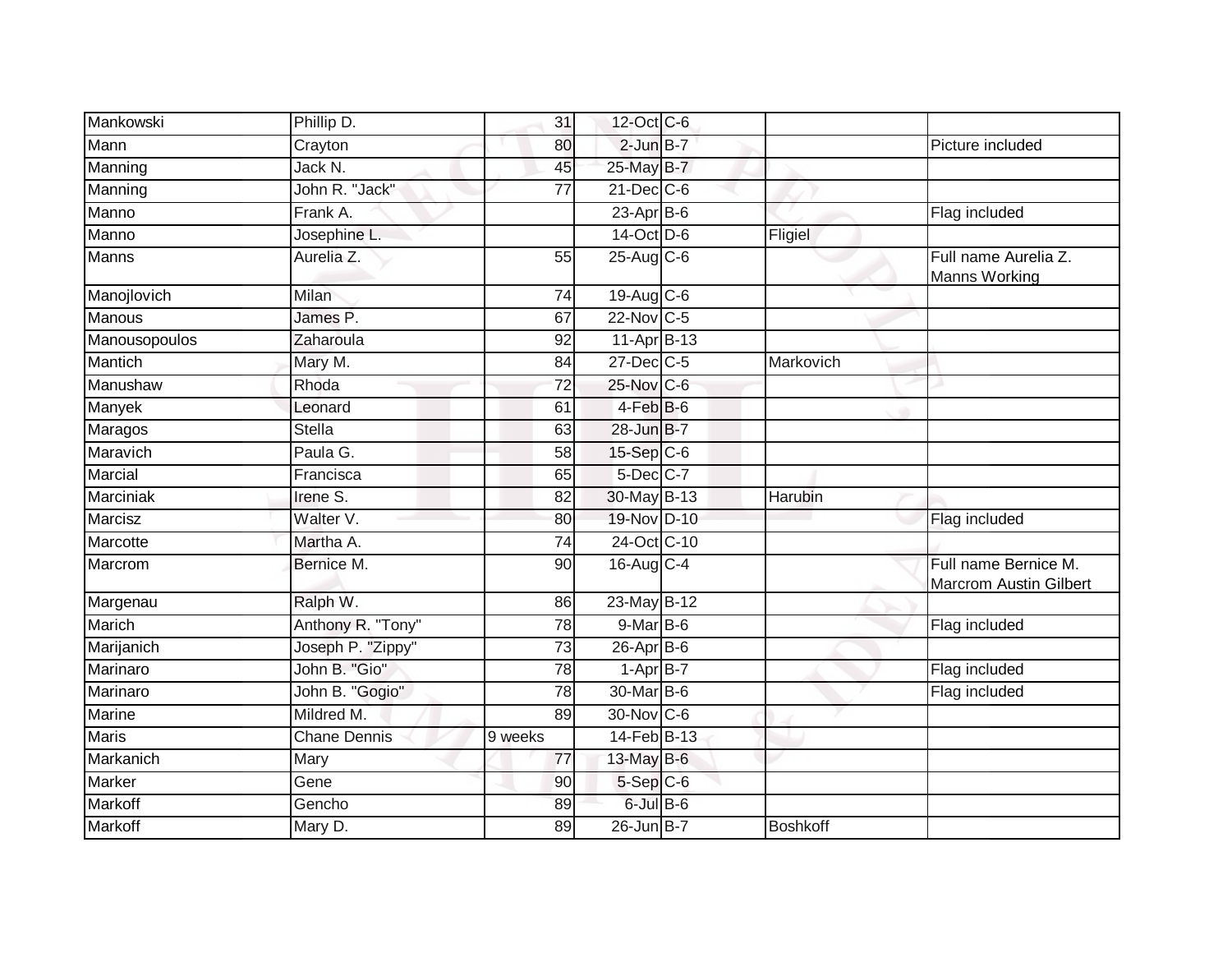| | | | | | | |
|---|---|---|---|---|---|---|
| Mankowski | Phillip D. | 31 | 12-Oct | C-6 | | |
| Mann | Crayton | 80 | 2-Jun | B-7 | | Picture included |
| Manning | Jack N. | 45 | 25-May | B-7 | | |
| Manning | John R. "Jack" | 77 | 21-Dec | C-6 | | |
| Manno | Frank A. | | 23-Apr | B-6 | | Flag included |
| Manno | Josephine L. | | 14-Oct | D-6 | Fligiel | |
| Manns | Aurelia Z. | 55 | 25-Aug | C-6 | | Full name Aurelia Z. Manns Working |
| Manojlovich | Milan | 74 | 19-Aug | C-6 | | |
| Manous | James P. | 67 | 22-Nov | C-5 | | |
| Manousopoulos | Zaharoula | 92 | 11-Apr | B-13 | | |
| Mantich | Mary M. | 84 | 27-Dec | C-5 | Markovich | |
| Manushaw | Rhoda | 72 | 25-Nov | C-6 | | |
| Manyek | Leonard | 61 | 4-Feb | B-6 | | |
| Maragos | Stella | 63 | 28-Jun | B-7 | | |
| Maravich | Paula G. | 58 | 15-Sep | C-6 | | |
| Marcial | Francisca | 65 | 5-Dec | C-7 | | |
| Marciniak | Irene S. | 82 | 30-May | B-13 | Harubin | |
| Marcisz | Walter V. | 80 | 19-Nov | D-10 | | Flag included |
| Marcotte | Martha A. | 74 | 24-Oct | C-10 | | |
| Marcrom | Bernice M. | 90 | 16-Aug | C-4 | | Full name Bernice M. Marcrom Austin Gilbert |
| Margenau | Ralph W. | 86 | 23-May | B-12 | | |
| Marich | Anthony R. "Tony" | 78 | 9-Mar | B-6 | | Flag included |
| Marijanich | Joseph P. "Zippy" | 73 | 26-Apr | B-6 | | |
| Marinaro | John B. "Gio" | 78 | 1-Apr | B-7 | | Flag included |
| Marinaro | John B. "Gogio" | 78 | 30-Mar | B-6 | | Flag included |
| Marine | Mildred M. | 89 | 30-Nov | C-6 | | |
| Maris | Chane Dennis | 9 weeks | 14-Feb | B-13 | | |
| Markanich | Mary | 77 | 13-May | B-6 | | |
| Marker | Gene | 90 | 5-Sep | C-6 | | |
| Markoff | Gencho | 89 | 6-Jul | B-6 | | |
| Markoff | Mary D. | 89 | 26-Jun | B-7 | Boshkoff | |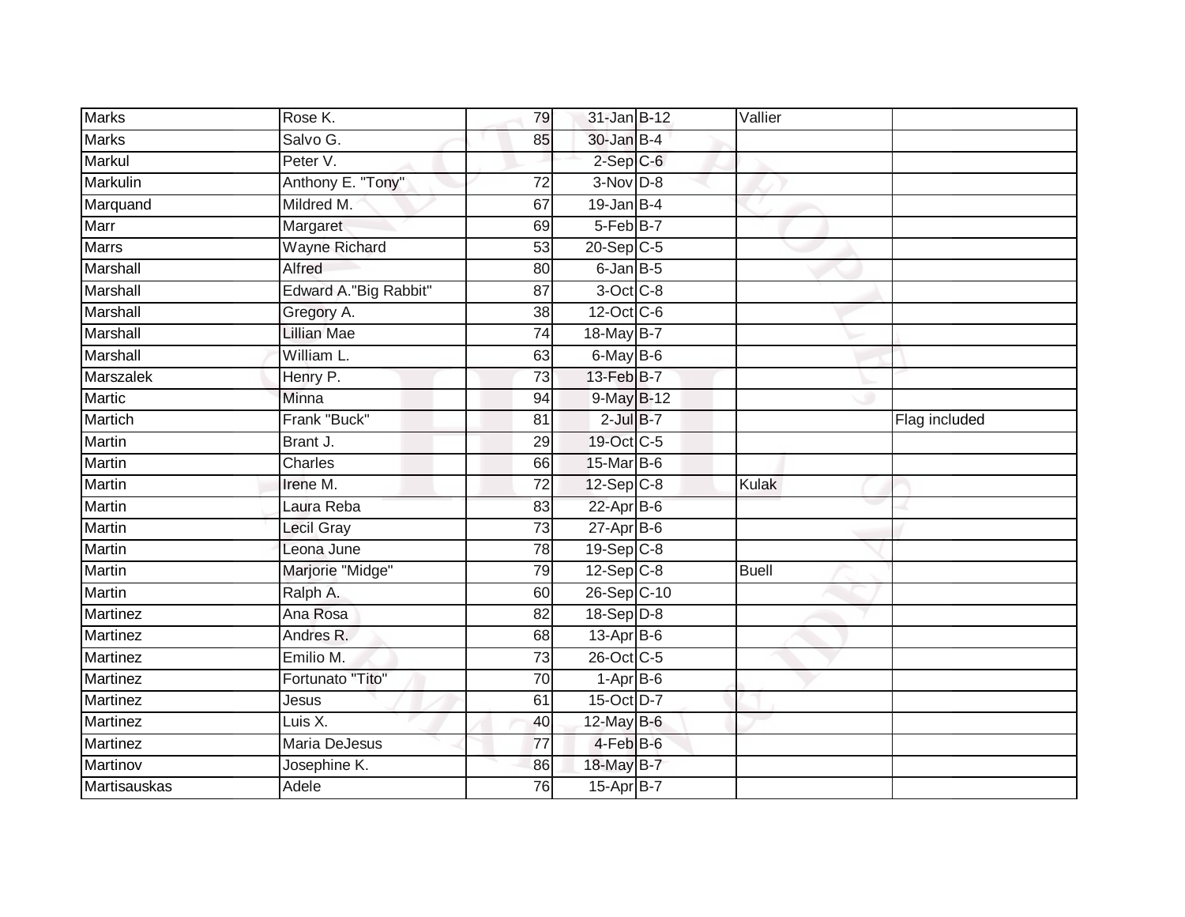| Marks | Rose K. | 79 | 31-Jan | B-12 | Vallier | |
|---|---|---|---|---|---|---|
| Marks | Salvo G. | 85 | 30-Jan | B-4 | | |
| Markul | Peter V. | | 2-Sep | C-6 | | |
| Markulin | Anthony E. "Tony" | 72 | 3-Nov | D-8 | | |
| Marquand | Mildred M. | 67 | 19-Jan | B-4 | | |
| Marr | Margaret | 69 | 5-Feb | B-7 | | |
| Marrs | Wayne Richard | 53 | 20-Sep | C-5 | | |
| Marshall | Alfred | 80 | 6-Jan | B-5 | | |
| Marshall | Edward A."Big Rabbit" | 87 | 3-Oct | C-8 | | |
| Marshall | Gregory A. | 38 | 12-Oct | C-6 | | |
| Marshall | Lillian Mae | 74 | 18-May | B-7 | | |
| Marshall | William L. | 63 | 6-May | B-6 | | |
| Marszalek | Henry P. | 73 | 13-Feb | B-7 | | |
| Martic | Minna | 94 | 9-May | B-12 | | |
| Martich | Frank "Buck" | 81 | 2-Jul | B-7 | | Flag included |
| Martin | Brant J. | 29 | 19-Oct | C-5 | | |
| Martin | Charles | 66 | 15-Mar | B-6 | | |
| Martin | Irene M. | 72 | 12-Sep | C-8 | Kulak | |
| Martin | Laura Reba | 83 | 22-Apr | B-6 | | |
| Martin | Lecil Gray | 73 | 27-Apr | B-6 | | |
| Martin | Leona June | 78 | 19-Sep | C-8 | | |
| Martin | Marjorie "Midge" | 79 | 12-Sep | C-8 | Buell | |
| Martin | Ralph A. | 60 | 26-Sep | C-10 | | |
| Martinez | Ana Rosa | 82 | 18-Sep | D-8 | | |
| Martinez | Andres R. | 68 | 13-Apr | B-6 | | |
| Martinez | Emilio M. | 73 | 26-Oct | C-5 | | |
| Martinez | Fortunato "Tito" | 70 | 1-Apr | B-6 | | |
| Martinez | Jesus | 61 | 15-Oct | D-7 | | |
| Martinez | Luis X. | 40 | 12-May | B-6 | | |
| Martinez | Maria DeJesus | 77 | 4-Feb | B-6 | | |
| Martinov | Josephine K. | 86 | 18-May | B-7 | | |
| Martisauskas | Adele | 76 | 15-Apr | B-7 | | |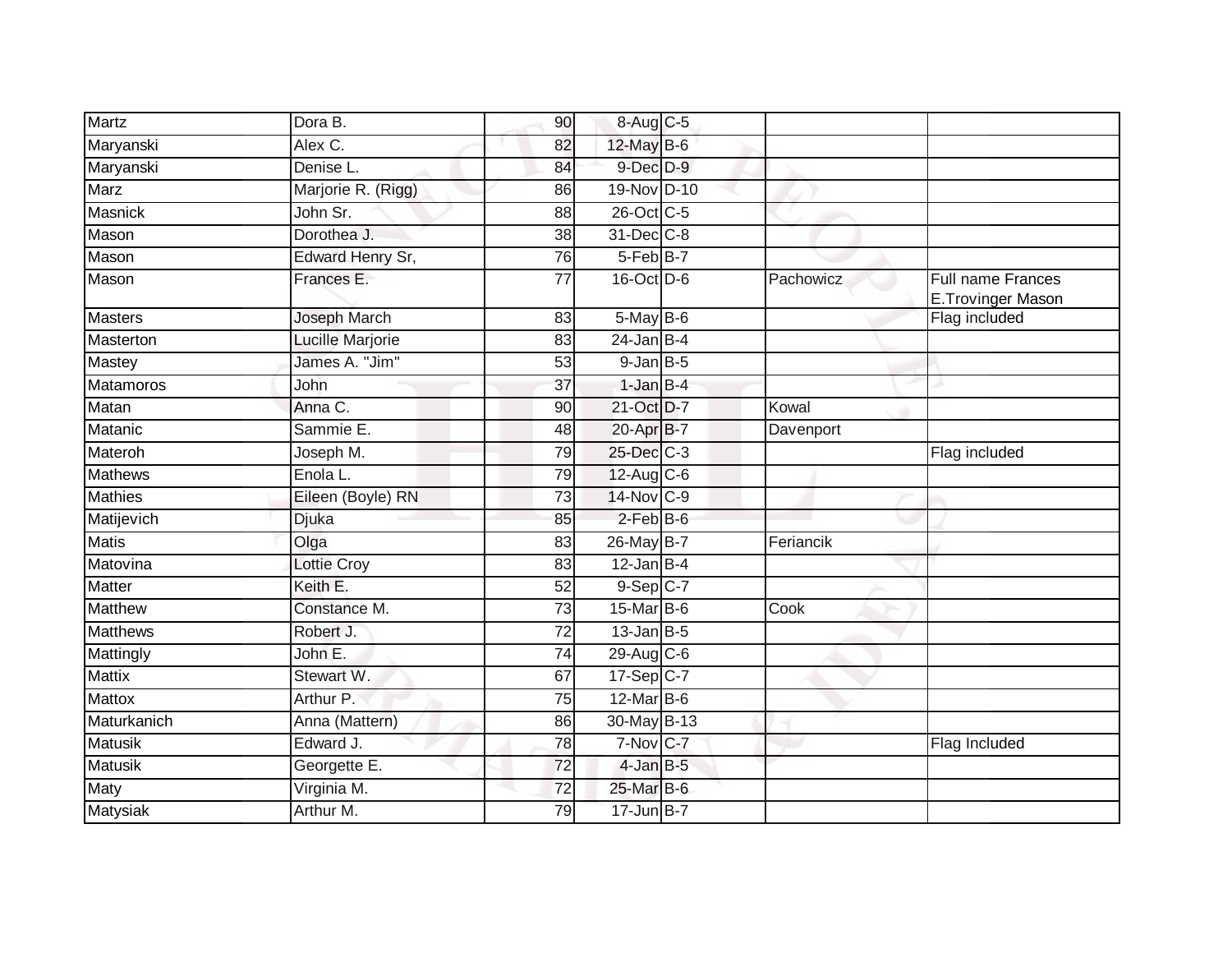| | | | | | | |
|---|---|---|---|---|---|---|
| Martz | Dora B. | 90 | 8-Aug | C-5 | | |
| Maryanski | Alex C. | 82 | 12-May | B-6 | | |
| Maryanski | Denise L. | 84 | 9-Dec | D-9 | | |
| Marz | Marjorie R. (Rigg) | 86 | 19-Nov | D-10 | | |
| Masnick | John Sr. | 88 | 26-Oct | C-5 | | |
| Mason | Dorothea J. | 38 | 31-Dec | C-8 | | |
| Mason | Edward Henry Sr, | 76 | 5-Feb | B-7 | | |
| Mason | Frances E. | 77 | 16-Oct | D-6 | Pachowicz | Full name Frances E.Trovinger Mason |
| Masters | Joseph March | 83 | 5-May | B-6 | | Flag included |
| Masterton | Lucille Marjorie | 83 | 24-Jan | B-4 | | |
| Mastey | James A. "Jim" | 53 | 9-Jan | B-5 | | |
| Matamoros | John | 37 | 1-Jan | B-4 | | |
| Matan | Anna C. | 90 | 21-Oct | D-7 | Kowal | |
| Matanic | Sammie E. | 48 | 20-Apr | B-7 | Davenport | |
| Materoh | Joseph M. | 79 | 25-Dec | C-3 | | Flag included |
| Mathews | Enola L. | 79 | 12-Aug | C-6 | | |
| Mathies | Eileen (Boyle) RN | 73 | 14-Nov | C-9 | | |
| Matijevich | Djuka | 85 | 2-Feb | B-6 | | |
| Matis | Olga | 83 | 26-May | B-7 | Feriancik | |
| Matovina | Lottie Croy | 83 | 12-Jan | B-4 | | |
| Matter | Keith E. | 52 | 9-Sep | C-7 | | |
| Matthew | Constance M. | 73 | 15-Mar | B-6 | Cook | |
| Matthews | Robert J. | 72 | 13-Jan | B-5 | | |
| Mattingly | John E. | 74 | 29-Aug | C-6 | | |
| Mattix | Stewart W. | 67 | 17-Sep | C-7 | | |
| Mattox | Arthur P. | 75 | 12-Mar | B-6 | | |
| Maturkanich | Anna (Mattern) | 86 | 30-May | B-13 | | |
| Matusik | Edward J. | 78 | 7-Nov | C-7 | | Flag Included |
| Matusik | Georgette E. | 72 | 4-Jan | B-5 | | |
| Maty | Virginia M. | 72 | 25-Mar | B-6 | | |
| Matysiak | Arthur M. | 79 | 17-Jun | B-7 | | |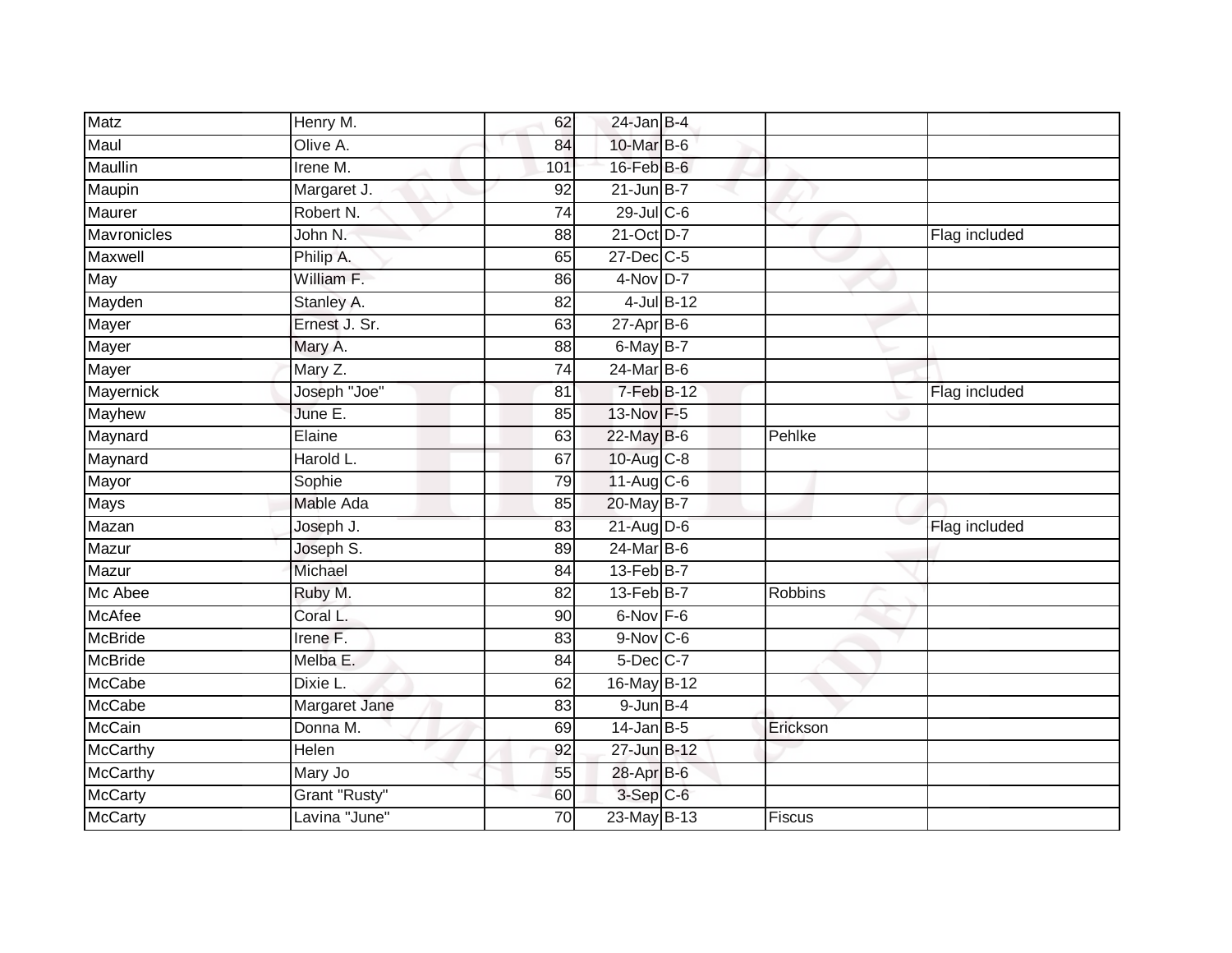| | | | | | | |
|---|---|---|---|---|---|---|
| Matz | Henry M. | 62 | 24-Jan | B-4 | | |
| Maul | Olive A. | 84 | 10-Mar | B-6 | | |
| Maullin | Irene M. | 101 | 16-Feb | B-6 | | |
| Maupin | Margaret J. | 92 | 21-Jun | B-7 | | |
| Maurer | Robert N. | 74 | 29-Jul | C-6 | | |
| Mavronicles | John N. | 88 | 21-Oct | D-7 | | Flag included |
| Maxwell | Philip A. | 65 | 27-Dec | C-5 | | |
| May | William F. | 86 | 4-Nov | D-7 | | |
| Mayden | Stanley A. | 82 | 4-Jul | B-12 | | |
| Mayer | Ernest J. Sr. | 63 | 27-Apr | B-6 | | |
| Mayer | Mary A. | 88 | 6-May | B-7 | | |
| Mayer | Mary Z. | 74 | 24-Mar | B-6 | | |
| Mayernick | Joseph "Joe" | 81 | 7-Feb | B-12 | | Flag included |
| Mayhew | June E. | 85 | 13-Nov | F-5 | | |
| Maynard | Elaine | 63 | 22-May | B-6 | Pehlke | |
| Maynard | Harold L. | 67 | 10-Aug | C-8 | | |
| Mayor | Sophie | 79 | 11-Aug | C-6 | | |
| Mays | Mable Ada | 85 | 20-May | B-7 | | |
| Mazan | Joseph J. | 83 | 21-Aug | D-6 | | Flag included |
| Mazur | Joseph S. | 89 | 24-Mar | B-6 | | |
| Mazur | Michael | 84 | 13-Feb | B-7 | | |
| Mc Abee | Ruby M. | 82 | 13-Feb | B-7 | Robbins | |
| McAfee | Coral L. | 90 | 6-Nov | F-6 | | |
| McBride | Irene F. | 83 | 9-Nov | C-6 | | |
| McBride | Melba E. | 84 | 5-Dec | C-7 | | |
| McCabe | Dixie L. | 62 | 16-May | B-12 | | |
| McCabe | Margaret Jane | 83 | 9-Jun | B-4 | | |
| McCain | Donna M. | 69 | 14-Jan | B-5 | Erickson | |
| McCarthy | Helen | 92 | 27-Jun | B-12 | | |
| McCarthy | Mary Jo | 55 | 28-Apr | B-6 | | |
| McCarty | Grant "Rusty" | 60 | 3-Sep | C-6 | | |
| McCarty | Lavina "June" | 70 | 23-May | B-13 | Fiscus | |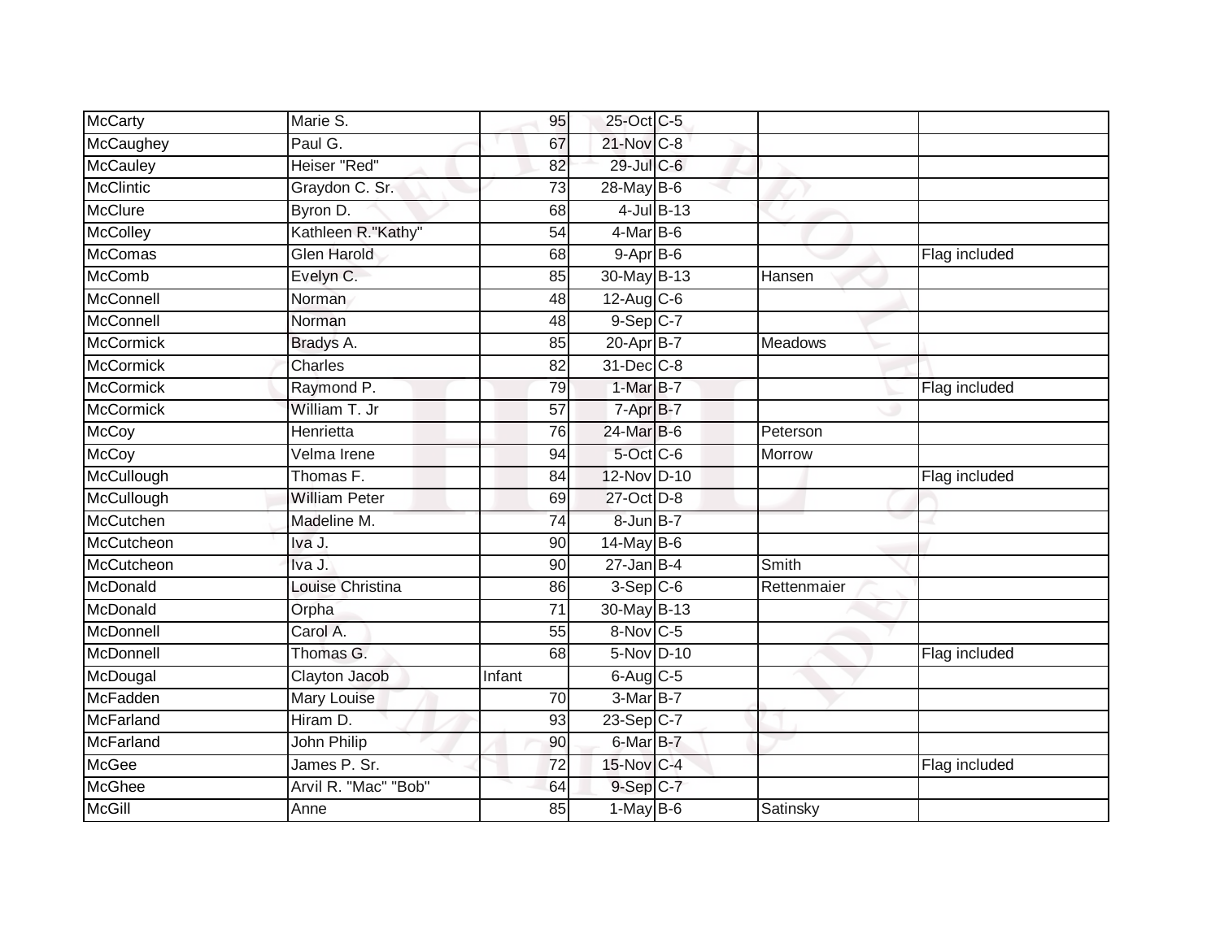| McCarty | Marie S. | 95 | 25-Oct | C-5 | | |
|---|---|---|---|---|---|---|
| McCaughey | Paul G. | 67 | 21-Nov | C-8 | | |
| McCauley | Heiser "Red" | 82 | 29-Jul | C-6 | | |
| McClintic | Graydon C. Sr. | 73 | 28-May | B-6 | | |
| McClure | Byron D. | 68 | 4-Jul | B-13 | | |
| McColley | Kathleen R."Kathy" | 54 | 4-Mar | B-6 | | |
| McComas | Glen Harold | 68 | 9-Apr | B-6 | | Flag included |
| McComb | Evelyn C. | 85 | 30-May | B-13 | Hansen | |
| McConnell | Norman | 48 | 12-Aug | C-6 | | |
| McConnell | Norman | 48 | 9-Sep | C-7 | | |
| McCormick | Bradys A. | 85 | 20-Apr | B-7 | Meadows | |
| McCormick | Charles | 82 | 31-Dec | C-8 | | |
| McCormick | Raymond P. | 79 | 1-Mar | B-7 | | Flag included |
| McCormick | William T. Jr | 57 | 7-Apr | B-7 | | |
| McCoy | Henrietta | 76 | 24-Mar | B-6 | Peterson | |
| McCoy | Velma Irene | 94 | 5-Oct | C-6 | Morrow | |
| McCullough | Thomas F. | 84 | 12-Nov | D-10 | | Flag included |
| McCullough | William Peter | 69 | 27-Oct | D-8 | | |
| McCutchen | Madeline M. | 74 | 8-Jun | B-7 | | |
| McCutcheon | Iva J. | 90 | 14-May | B-6 | | |
| McCutcheon | Iva J. | 90 | 27-Jan | B-4 | Smith | |
| McDonald | Louise Christina | 86 | 3-Sep | C-6 | Rettenmaier | |
| McDonald | Orpha | 71 | 30-May | B-13 | | |
| McDonnell | Carol A. | 55 | 8-Nov | C-5 | | |
| McDonnell | Thomas G. | 68 | 5-Nov | D-10 | | Flag included |
| McDougal | Clayton Jacob | Infant | 6-Aug | C-5 | | |
| McFadden | Mary Louise | 70 | 3-Mar | B-7 | | |
| McFarland | Hiram D. | 93 | 23-Sep | C-7 | | |
| McFarland | John Philip | 90 | 6-Mar | B-7 | | |
| McGee | James P. Sr. | 72 | 15-Nov | C-4 | | Flag included |
| McGhee | Arvil R. "Mac" "Bob" | 64 | 9-Sep | C-7 | | |
| McGill | Anne | 85 | 1-May | B-6 | Satinsky | |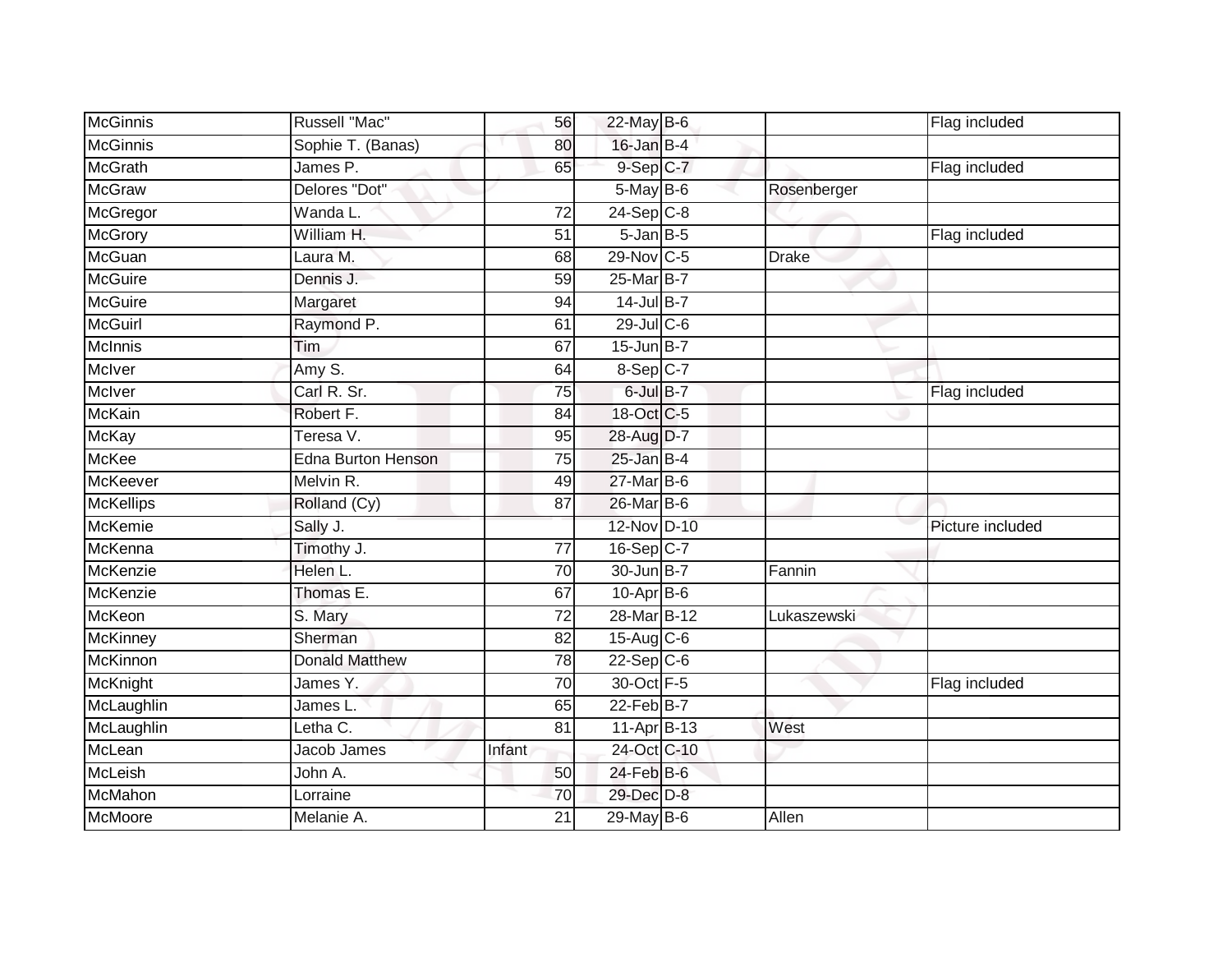| McGinnis | Russell "Mac" | 56 | 22-May | B-6 | | Flag included |
|---|---|---|---|---|---|---|
| McGinnis | Sophie T. (Banas) | 80 | 16-Jan | B-4 | | |
| McGrath | James P. | 65 | 9-Sep | C-7 | | Flag included |
| McGraw | Delores "Dot" | | 5-May | B-6 | Rosenberger | |
| McGregor | Wanda L. | 72 | 24-Sep | C-8 | | |
| McGrory | William H. | 51 | 5-Jan | B-5 | | Flag included |
| McGuan | Laura M. | 68 | 29-Nov | C-5 | Drake | |
| McGuire | Dennis J. | 59 | 25-Mar | B-7 | | |
| McGuire | Margaret | 94 | 14-Jul | B-7 | | |
| McGuirl | Raymond P. | 61 | 29-Jul | C-6 | | |
| McInnis | Tim | 67 | 15-Jun | B-7 | | |
| McIver | Amy S. | 64 | 8-Sep | C-7 | | |
| McIver | Carl R. Sr. | 75 | 6-Jul | B-7 | | Flag included |
| McKain | Robert F. | 84 | 18-Oct | C-5 | | |
| McKay | Teresa V. | 95 | 28-Aug | D-7 | | |
| McKee | Edna Burton Henson | 75 | 25-Jan | B-4 | | |
| McKeever | Melvin R. | 49 | 27-Mar | B-6 | | |
| McKellips | Rolland (Cy) | 87 | 26-Mar | B-6 | | |
| McKemie | Sally J. | | 12-Nov | D-10 | | Picture included |
| McKenna | Timothy J. | 77 | 16-Sep | C-7 | | |
| McKenzie | Helen L. | 70 | 30-Jun | B-7 | Fannin | |
| McKenzie | Thomas E. | 67 | 10-Apr | B-6 | | |
| McKeon | S. Mary | 72 | 28-Mar | B-12 | Lukaszewski | |
| McKinney | Sherman | 82 | 15-Aug | C-6 | | |
| McKinnon | Donald Matthew | 78 | 22-Sep | C-6 | | |
| McKnight | James Y. | 70 | 30-Oct | F-5 | | Flag included |
| McLaughlin | James L. | 65 | 22-Feb | B-7 | | |
| McLaughlin | Letha C. | 81 | 11-Apr | B-13 | West | |
| McLean | Jacob James | Infant | 24-Oct | C-10 | | |
| McLeish | John A. | 50 | 24-Feb | B-6 | | |
| McMahon | Lorraine | 70 | 29-Dec | D-8 | | |
| McMoore | Melanie A. | 21 | 29-May | B-6 | Allen | |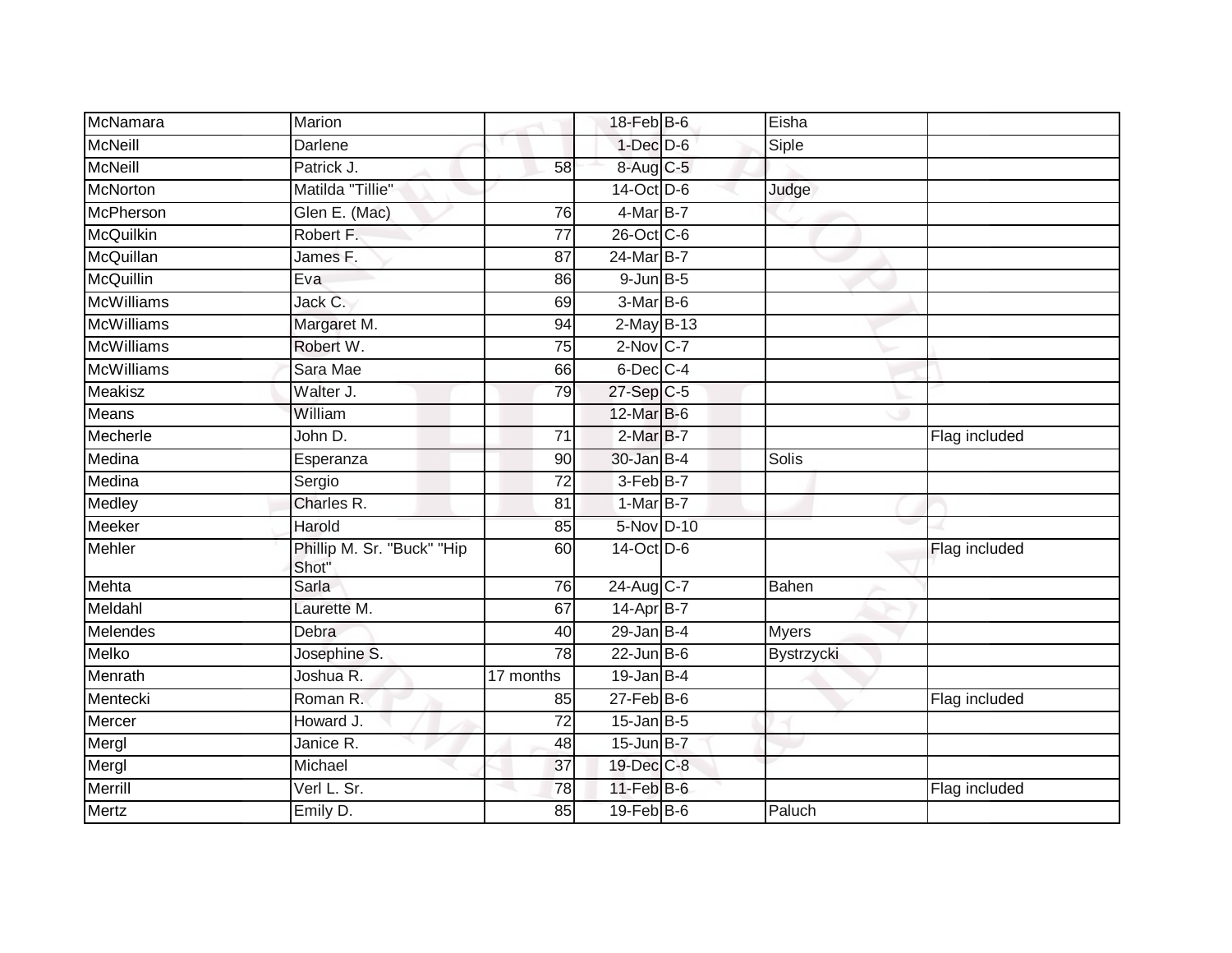| | | | | | | |
|---|---|---|---|---|---|---|
| McNamara | Marion | | 18-Feb | B-6 | Eisha | |
| McNeill | Darlene | | 1-Dec | D-6 | Siple | |
| McNeill | Patrick J. | 58 | 8-Aug | C-5 | | |
| McNorton | Matilda "Tillie" | | 14-Oct | D-6 | Judge | |
| McPherson | Glen E. (Mac) | 76 | 4-Mar | B-7 | | |
| McQuilkin | Robert F. | 77 | 26-Oct | C-6 | | |
| McQuillan | James F. | 87 | 24-Mar | B-7 | | |
| McQuillin | Eva | 86 | 9-Jun | B-5 | | |
| McWilliams | Jack C. | 69 | 3-Mar | B-6 | | |
| McWilliams | Margaret M. | 94 | 2-May | B-13 | | |
| McWilliams | Robert W. | 75 | 2-Nov | C-7 | | |
| McWilliams | Sara Mae | 66 | 6-Dec | C-4 | | |
| Meakisz | Walter J. | 79 | 27-Sep | C-5 | | |
| Means | William | | 12-Mar | B-6 | | |
| Mecherle | John D. | 71 | 2-Mar | B-7 | | Flag included |
| Medina | Esperanza | 90 | 30-Jan | B-4 | Solis | |
| Medina | Sergio | 72 | 3-Feb | B-7 | | |
| Medley | Charles R. | 81 | 1-Mar | B-7 | | |
| Meeker | Harold | 85 | 5-Nov | D-10 | | |
| Mehler | Phillip M. Sr. "Buck" "Hip Shot" | 60 | 14-Oct | D-6 | | Flag included |
| Mehta | Sarla | 76 | 24-Aug | C-7 | Bahen | |
| Meldahl | Laurette M. | 67 | 14-Apr | B-7 | | |
| Melendes | Debra | 40 | 29-Jan | B-4 | Myers | |
| Melko | Josephine S. | 78 | 22-Jun | B-6 | Bystrzycki | |
| Menrath | Joshua R. | 17 months | 19-Jan | B-4 | | |
| Mentecki | Roman R. | 85 | 27-Feb | B-6 | | Flag included |
| Mercer | Howard J. | 72 | 15-Jan | B-5 | | |
| Mergl | Janice R. | 48 | 15-Jun | B-7 | | |
| Mergl | Michael | 37 | 19-Dec | C-8 | | |
| Merrill | Verl L. Sr. | 78 | 11-Feb | B-6 | | Flag included |
| Mertz | Emily D. | 85 | 19-Feb | B-6 | Paluch | |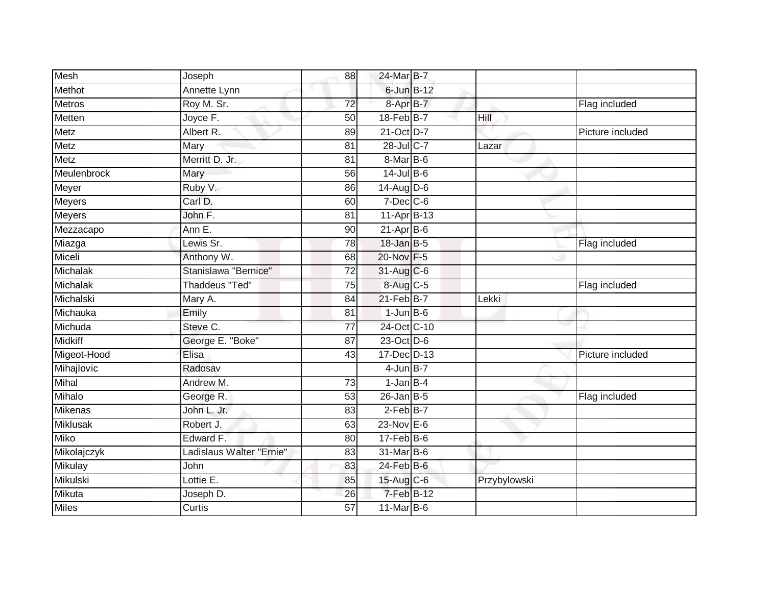| | | | | | | |
|---|---|---|---|---|---|---|
| Mesh | Joseph | 88 | 24-Mar | B-7 | | |
| Methot | Annette Lynn | | 6-Jun | B-12 | | |
| Metros | Roy M. Sr. | 72 | 8-Apr | B-7 | | Flag included |
| Metten | Joyce F. | 50 | 18-Feb | B-7 | Hill | |
| Metz | Albert R. | 89 | 21-Oct | D-7 | | Picture included |
| Metz | Mary | 81 | 28-Jul | C-7 | Lazar | |
| Metz | Merritt D. Jr. | 81 | 8-Mar | B-6 | | |
| Meulenbrock | Mary | 56 | 14-Jul | B-6 | | |
| Meyer | Ruby V. | 86 | 14-Aug | D-6 | | |
| Meyers | Carl D. | 60 | 7-Dec | C-6 | | |
| Meyers | John F. | 81 | 11-Apr | B-13 | | |
| Mezzacapo | Ann E. | 90 | 21-Apr | B-6 | | |
| Miazga | Lewis Sr. | 78 | 18-Jan | B-5 | | Flag included |
| Miceli | Anthony W. | 68 | 20-Nov | F-5 | | |
| Michalak | Stanislawa "Bernice" | 72 | 31-Aug | C-6 | | |
| Michalak | Thaddeus "Ted" | 75 | 8-Aug | C-5 | | Flag included |
| Michalski | Mary A. | 84 | 21-Feb | B-7 | Lekki | |
| Michauka | Emily | 81 | 1-Jun | B-6 | | |
| Michuda | Steve C. | 77 | 24-Oct | C-10 | | |
| Midkiff | George E. "Boke" | 87 | 23-Oct | D-6 | | |
| Migeot-Hood | Elisa | 43 | 17-Dec | D-13 | | Picture included |
| Mihajlovic | Radosav | | 4-Jun | B-7 | | |
| Mihal | Andrew M. | 73 | 1-Jan | B-4 | | |
| Mihalo | George R. | 53 | 26-Jan | B-5 | | Flag included |
| Mikenas | John L. Jr. | 83 | 2-Feb | B-7 | | |
| Miklusak | Robert J. | 63 | 23-Nov | E-6 | | |
| Miko | Edward F. | 80 | 17-Feb | B-6 | | |
| Mikolajczyk | Ladislaus Walter "Ernie" | 83 | 31-Mar | B-6 | | |
| Mikulay | John | 83 | 24-Feb | B-6 | | |
| Mikulski | Lottie E. | 85 | 15-Aug | C-6 | Przybylowski | |
| Mikuta | Joseph D. | 26 | 7-Feb | B-12 | | |
| Miles | Curtis | 57 | 11-Mar | B-6 | | |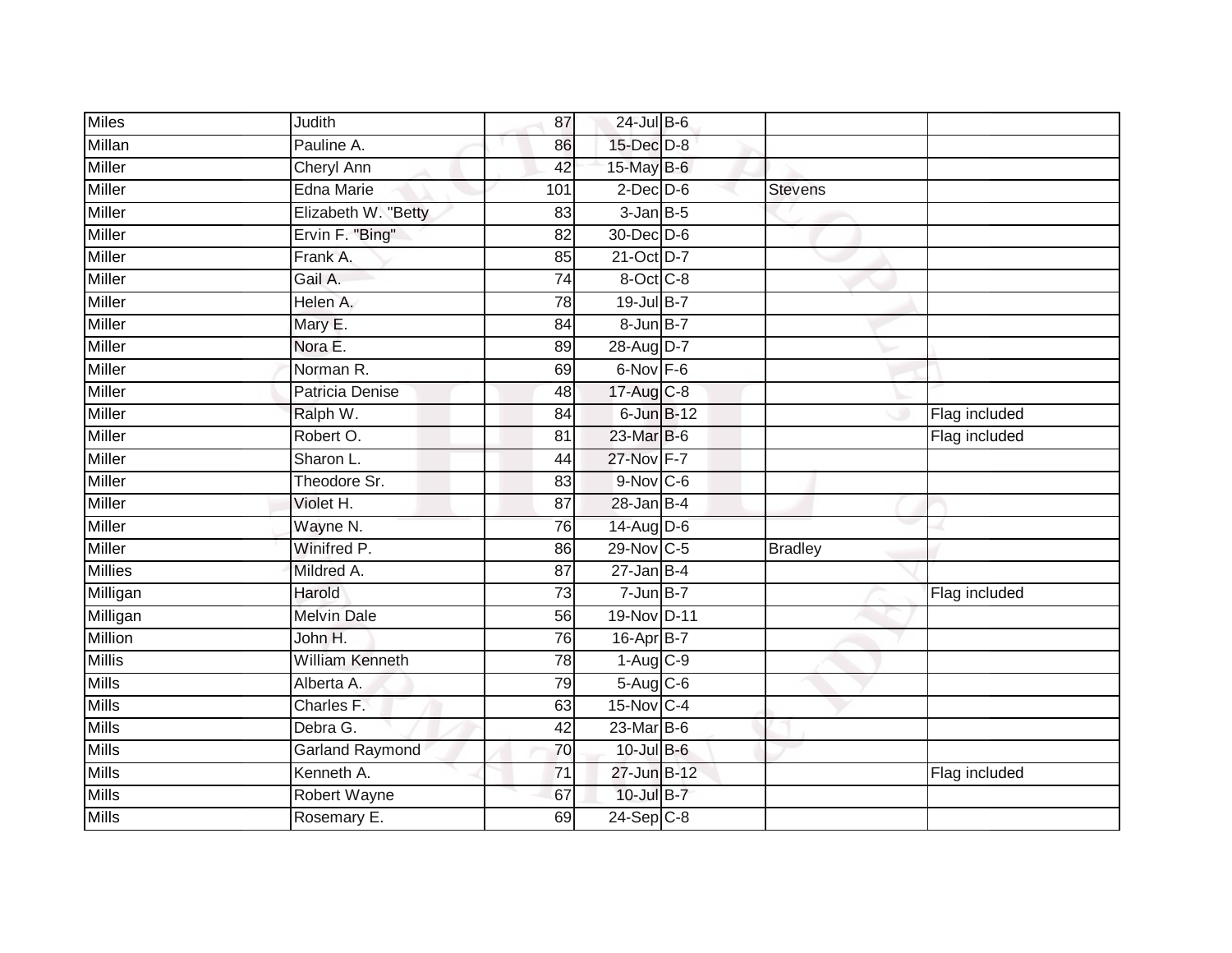| | | | | | | |
|---|---|---|---|---|---|---|
| Miles | Judith | 87 | 24-Jul | B-6 | | |
| Millan | Pauline A. | 86 | 15-Dec | D-8 | | |
| Miller | Cheryl Ann | 42 | 15-May | B-6 | | |
| Miller | Edna Marie | 101 | 2-Dec | D-6 | Stevens | |
| Miller | Elizabeth W. "Betty | 83 | 3-Jan | B-5 | | |
| Miller | Ervin F. "Bing" | 82 | 30-Dec | D-6 | | |
| Miller | Frank A. | 85 | 21-Oct | D-7 | | |
| Miller | Gail A. | 74 | 8-Oct | C-8 | | |
| Miller | Helen A. | 78 | 19-Jul | B-7 | | |
| Miller | Mary E. | 84 | 8-Jun | B-7 | | |
| Miller | Nora E. | 89 | 28-Aug | D-7 | | |
| Miller | Norman R. | 69 | 6-Nov | F-6 | | |
| Miller | Patricia Denise | 48 | 17-Aug | C-8 | | |
| Miller | Ralph W. | 84 | 6-Jun | B-12 | | Flag included |
| Miller | Robert O. | 81 | 23-Mar | B-6 | | Flag included |
| Miller | Sharon L. | 44 | 27-Nov | F-7 | | |
| Miller | Theodore Sr. | 83 | 9-Nov | C-6 | | |
| Miller | Violet H. | 87 | 28-Jan | B-4 | | |
| Miller | Wayne N. | 76 | 14-Aug | D-6 | | |
| Miller | Winifred P. | 86 | 29-Nov | C-5 | Bradley | |
| Millies | Mildred A. | 87 | 27-Jan | B-4 | | |
| Milligan | Harold | 73 | 7-Jun | B-7 | | Flag included |
| Milligan | Melvin Dale | 56 | 19-Nov | D-11 | | |
| Million | John H. | 76 | 16-Apr | B-7 | | |
| Millis | William Kenneth | 78 | 1-Aug | C-9 | | |
| Mills | Alberta A. | 79 | 5-Aug | C-6 | | |
| Mills | Charles F. | 63 | 15-Nov | C-4 | | |
| Mills | Debra G. | 42 | 23-Mar | B-6 | | |
| Mills | Garland Raymond | 70 | 10-Jul | B-6 | | |
| Mills | Kenneth A. | 71 | 27-Jun | B-12 | | Flag included |
| Mills | Robert Wayne | 67 | 10-Jul | B-7 | | |
| Mills | Rosemary E. | 69 | 24-Sep | C-8 | | |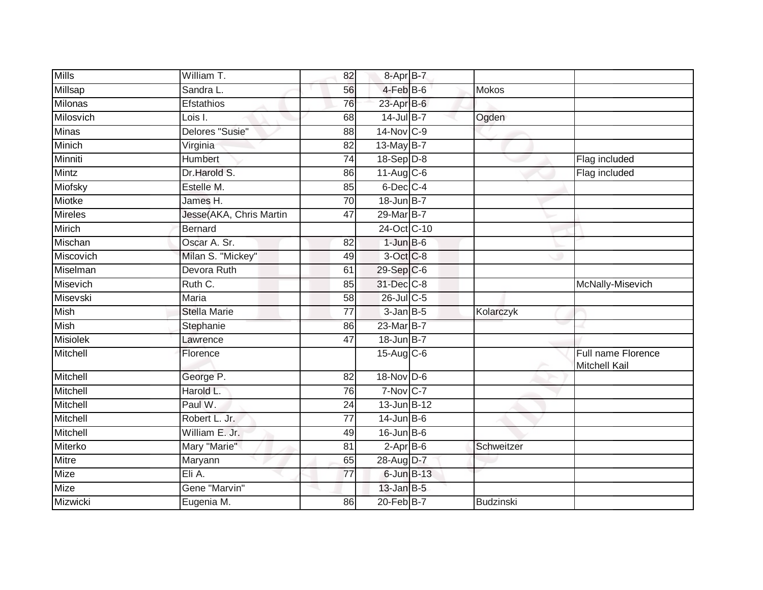| Mills | William T. | 82 | 8-Apr | B-7 | | |
|---|---|---|---|---|---|---|
| Millsap | Sandra L. | 56 | 4-Feb | B-6 | Mokos | |
| Milonas | Efstathios | 76 | 23-Apr | B-6 | | |
| Milosvich | Lois I. | 68 | 14-Jul | B-7 | Ogden | |
| Minas | Delores "Susie" | 88 | 14-Nov | C-9 | | |
| Minich | Virginia | 82 | 13-May | B-7 | | |
| Minniti | Humbert | 74 | 18-Sep | D-8 | | Flag included |
| Mintz | Dr.Harold S. | 86 | 11-Aug | C-6 | | Flag included |
| Miofsky | Estelle M. | 85 | 6-Dec | C-4 | | |
| Miotke | James H. | 70 | 18-Jun | B-7 | | |
| Mireles | Jesse(AKA, Chris Martin | 47 | 29-Mar | B-7 | | |
| Mirich | Bernard | | 24-Oct | C-10 | | |
| Mischan | Oscar A. Sr. | 82 | 1-Jun | B-6 | | |
| Miscovich | Milan S. "Mickey" | 49 | 3-Oct | C-8 | | |
| Miselman | Devora Ruth | 61 | 29-Sep | C-6 | | |
| Misevich | Ruth C. | 85 | 31-Dec | C-8 | | McNally-Misevich |
| Misevski | Maria | 58 | 26-Jul | C-5 | | |
| Mish | Stella Marie | 77 | 3-Jan | B-5 | Kolarczyk | |
| Mish | Stephanie | 86 | 23-Mar | B-7 | | |
| Misiolek | Lawrence | 47 | 18-Jun | B-7 | | |
| Mitchell | Florence | | 15-Aug | C-6 | | Full name Florence Mitchell Kail |
| Mitchell | George P. | 82 | 18-Nov | D-6 | | |
| Mitchell | Harold L. | 76 | 7-Nov | C-7 | | |
| Mitchell | Paul W. | 24 | 13-Jun | B-12 | | |
| Mitchell | Robert L. Jr. | 77 | 14-Jun | B-6 | | |
| Mitchell | William E. Jr. | 49 | 16-Jun | B-6 | | |
| Miterko | Mary "Marie" | 81 | 2-Apr | B-6 | Schweitzer | |
| Mitre | Maryann | 65 | 28-Aug | D-7 | | |
| Mize | Eli A. | 77 | 6-Jun | B-13 | | |
| Mize | Gene "Marvin" | | 13-Jan | B-5 | | |
| Mizwicki | Eugenia M. | 86 | 20-Feb | B-7 | Budzinski | |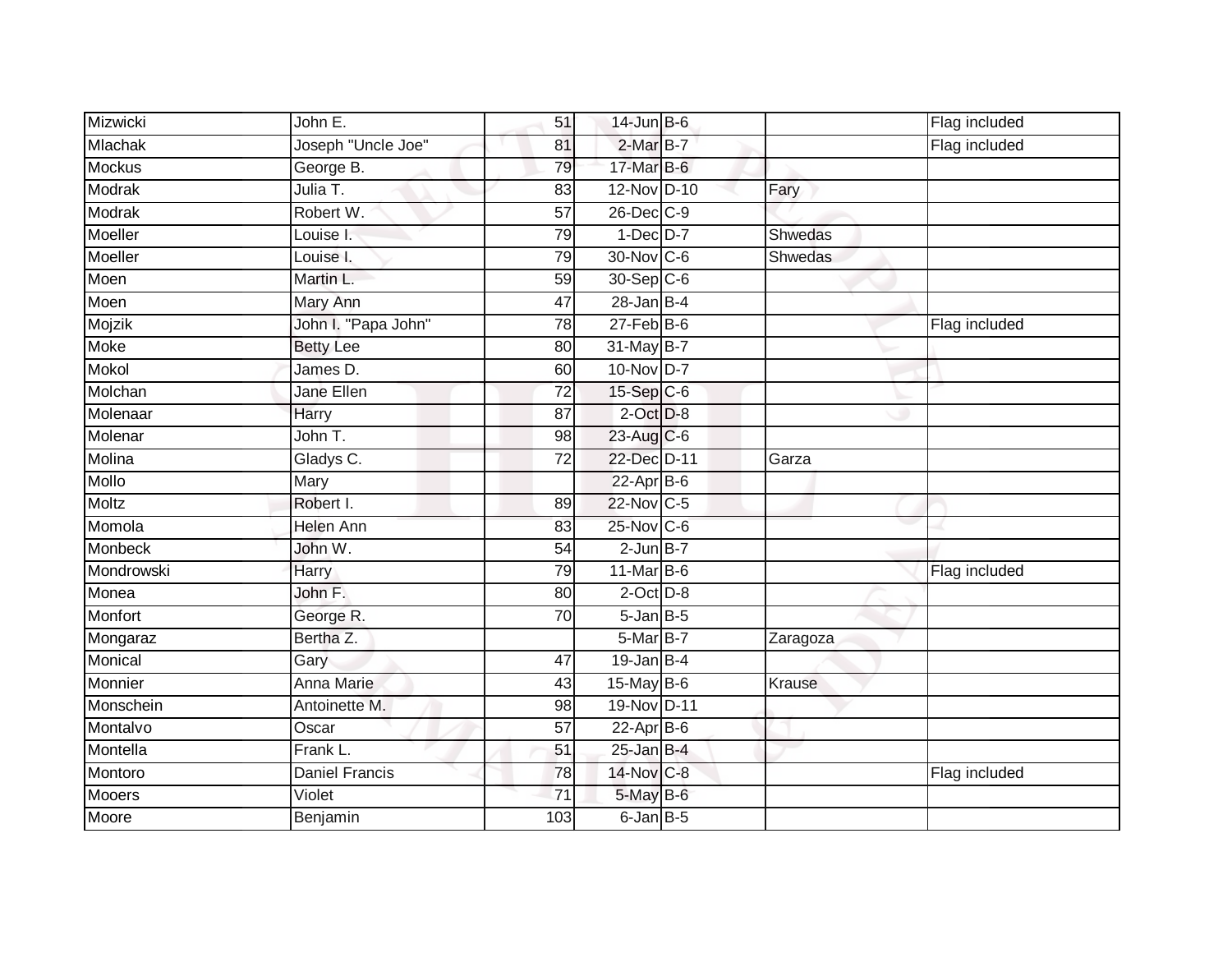| | | | | | | |
|---|---|---|---|---|---|---|
| Mizwicki | John E. | 51 | 14-Jun | B-6 | | Flag included |
| Mlachak | Joseph "Uncle Joe" | 81 | 2-Mar | B-7 | | Flag included |
| Mockus | George B. | 79 | 17-Mar | B-6 | | |
| Modrak | Julia T. | 83 | 12-Nov | D-10 | Fary | |
| Modrak | Robert W. | 57 | 26-Dec | C-9 | | |
| Moeller | Louise I. | 79 | 1-Dec | D-7 | Shwedas | |
| Moeller | Louise I. | 79 | 30-Nov | C-6 | Shwedas | |
| Moen | Martin L. | 59 | 30-Sep | C-6 | | |
| Moen | Mary Ann | 47 | 28-Jan | B-4 | | |
| Mojzik | John I. "Papa John" | 78 | 27-Feb | B-6 | | Flag included |
| Moke | Betty Lee | 80 | 31-May | B-7 | | |
| Mokol | James D. | 60 | 10-Nov | D-7 | | |
| Molchan | Jane Ellen | 72 | 15-Sep | C-6 | | |
| Molenaar | Harry | 87 | 2-Oct | D-8 | | |
| Molenar | John T. | 98 | 23-Aug | C-6 | | |
| Molina | Gladys C. | 72 | 22-Dec | D-11 | Garza | |
| Mollo | Mary | | 22-Apr | B-6 | | |
| Moltz | Robert I. | 89 | 22-Nov | C-5 | | |
| Momola | Helen Ann | 83 | 25-Nov | C-6 | | |
| Monbeck | John W. | 54 | 2-Jun | B-7 | | |
| Mondrowski | Harry | 79 | 11-Mar | B-6 | | Flag included |
| Monea | John F. | 80 | 2-Oct | D-8 | | |
| Monfort | George R. | 70 | 5-Jan | B-5 | | |
| Mongaraz | Bertha Z. | | 5-Mar | B-7 | Zaragoza | |
| Monical | Gary | 47 | 19-Jan | B-4 | | |
| Monnier | Anna Marie | 43 | 15-May | B-6 | Krause | |
| Monschein | Antoinette M. | 98 | 19-Nov | D-11 | | |
| Montalvo | Oscar | 57 | 22-Apr | B-6 | | |
| Montella | Frank L. | 51 | 25-Jan | B-4 | | |
| Montoro | Daniel Francis | 78 | 14-Nov | C-8 | | Flag included |
| Mooers | Violet | 71 | 5-May | B-6 | | |
| Moore | Benjamin | 103 | 6-Jan | B-5 | | |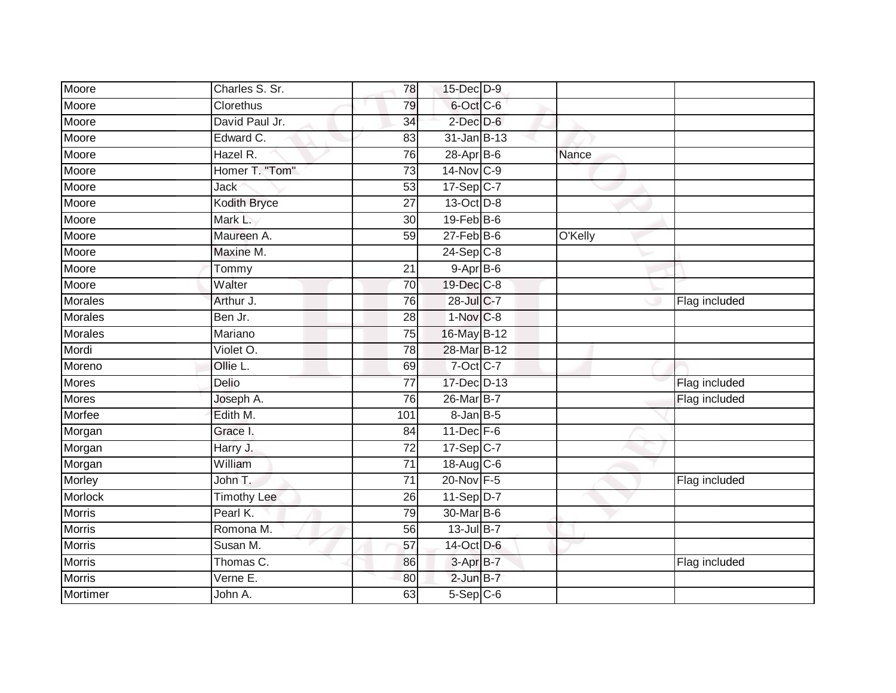| | | | | | | |
|---|---|---|---|---|---|---|
| Moore | Charles S. Sr. | 78 | 15-Dec | D-9 | | |
| Moore | Clorethus | 79 | 6-Oct | C-6 | | |
| Moore | David Paul Jr. | 34 | 2-Dec | D-6 | | |
| Moore | Edward C. | 83 | 31-Jan | B-13 | | |
| Moore | Hazel R. | 76 | 28-Apr | B-6 | Nance | |
| Moore | Homer T. "Tom" | 73 | 14-Nov | C-9 | | |
| Moore | Jack | 53 | 17-Sep | C-7 | | |
| Moore | Kodith Bryce | 27 | 13-Oct | D-8 | | |
| Moore | Mark L. | 30 | 19-Feb | B-6 | | |
| Moore | Maureen A. | 59 | 27-Feb | B-6 | O'Kelly | |
| Moore | Maxine M. | | 24-Sep | C-8 | | |
| Moore | Tommy | 21 | 9-Apr | B-6 | | |
| Moore | Walter | 70 | 19-Dec | C-8 | | |
| Morales | Arthur J. | 76 | 28-Jul | C-7 | | Flag included |
| Morales | Ben Jr. | 28 | 1-Nov | C-8 | | |
| Morales | Mariano | 75 | 16-May | B-12 | | |
| Mordi | Violet O. | 78 | 28-Mar | B-12 | | |
| Moreno | Ollie L. | 69 | 7-Oct | C-7 | | |
| Mores | Delio | 77 | 17-Dec | D-13 | | Flag included |
| Mores | Joseph A. | 76 | 26-Mar | B-7 | | Flag included |
| Morfee | Edith M. | 101 | 8-Jan | B-5 | | |
| Morgan | Grace I. | 84 | 11-Dec | F-6 | | |
| Morgan | Harry J. | 72 | 17-Sep | C-7 | | |
| Morgan | William | 71 | 18-Aug | C-6 | | |
| Morley | John T. | 71 | 20-Nov | F-5 | | Flag included |
| Morlock | Timothy Lee | 26 | 11-Sep | D-7 | | |
| Morris | Pearl K. | 79 | 30-Mar | B-6 | | |
| Morris | Romona M. | 56 | 13-Jul | B-7 | | |
| Morris | Susan M. | 57 | 14-Oct | D-6 | | |
| Morris | Thomas C. | 86 | 3-Apr | B-7 | | Flag included |
| Morris | Verne E. | 80 | 2-Jun | B-7 | | |
| Mortimer | John A. | 63 | 5-Sep | C-6 | | |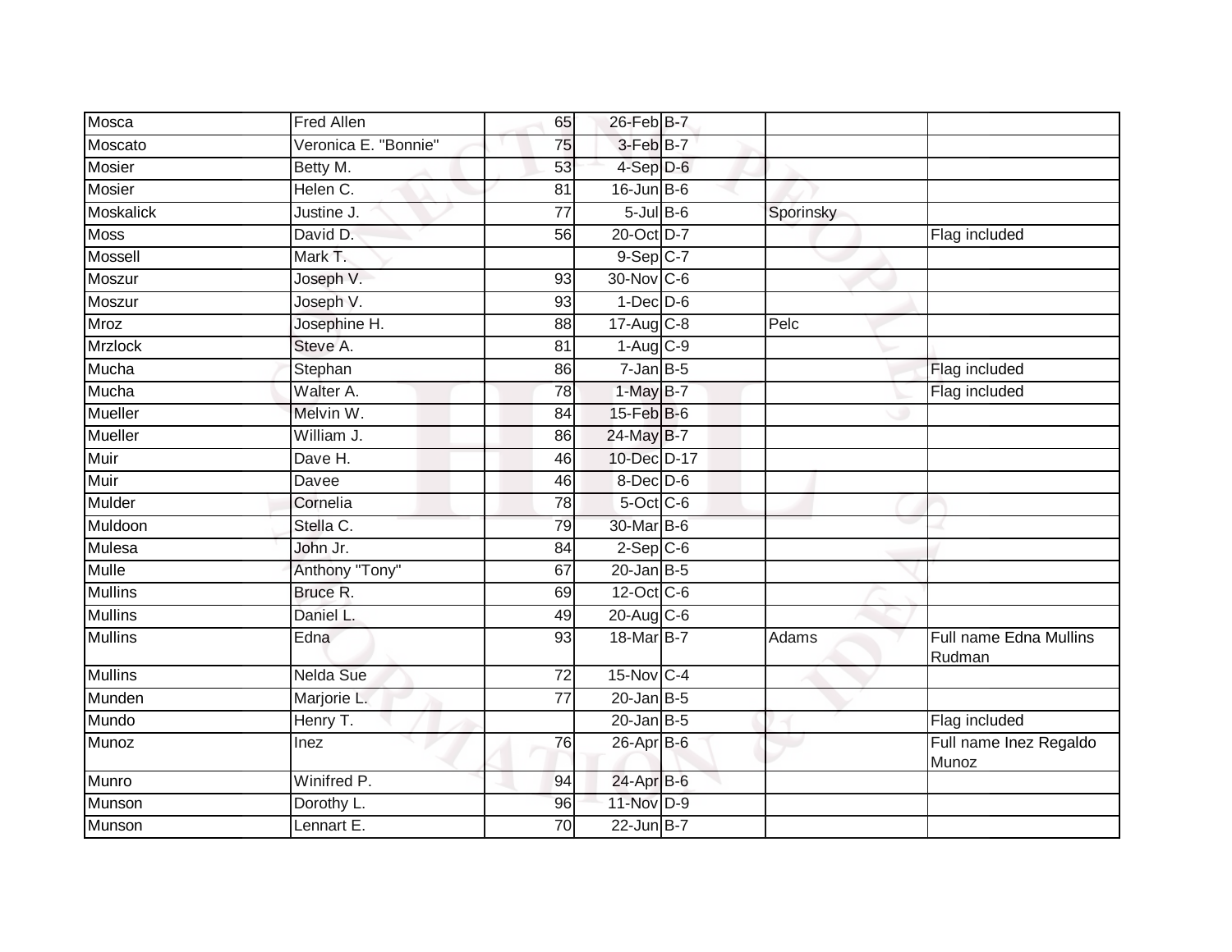| Mosca | Fred Allen | 65 | 26-Feb | B-7 | | |
|---|---|---|---|---|---|---|
| Moscato | Veronica E. "Bonnie" | 75 | 3-Feb | B-7 | | |
| Mosier | Betty M. | 53 | 4-Sep | D-6 | | |
| Mosier | Helen C. | 81 | 16-Jun | B-6 | | |
| Moskalick | Justine J. | 77 | 5-Jul | B-6 | Sporinsky | |
| Moss | David D. | 56 | 20-Oct | D-7 | | Flag included |
| Mossell | Mark T. | | 9-Sep | C-7 | | |
| Moszur | Joseph V. | 93 | 30-Nov | C-6 | | |
| Moszur | Joseph V. | 93 | 1-Dec | D-6 | | |
| Mroz | Josephine H. | 88 | 17-Aug | C-8 | Pelc | |
| Mrzlock | Steve A. | 81 | 1-Aug | C-9 | | |
| Mucha | Stephan | 86 | 7-Jan | B-5 | | Flag included |
| Mucha | Walter A. | 78 | 1-May | B-7 | | Flag included |
| Mueller | Melvin W. | 84 | 15-Feb | B-6 | | |
| Mueller | William J. | 86 | 24-May | B-7 | | |
| Muir | Dave H. | 46 | 10-Dec | D-17 | | |
| Muir | Davee | 46 | 8-Dec | D-6 | | |
| Mulder | Cornelia | 78 | 5-Oct | C-6 | | |
| Muldoon | Stella C. | 79 | 30-Mar | B-6 | | |
| Mulesa | John Jr. | 84 | 2-Sep | C-6 | | |
| Mulle | Anthony "Tony" | 67 | 20-Jan | B-5 | | |
| Mullins | Bruce R. | 69 | 12-Oct | C-6 | | |
| Mullins | Daniel L. | 49 | 20-Aug | C-6 | | |
| Mullins | Edna | 93 | 18-Mar | B-7 | Adams | Full name Edna Mullins Rudman |
| Mullins | Nelda Sue | 72 | 15-Nov | C-4 | | |
| Munden | Marjorie L. | 77 | 20-Jan | B-5 | | |
| Mundo | Henry T. | | 20-Jan | B-5 | | Flag included |
| Munoz | Inez | 76 | 26-Apr | B-6 | | Full name Inez Regaldo Munoz |
| Munro | Winifred P. | 94 | 24-Apr | B-6 | | |
| Munson | Dorothy L. | 96 | 11-Nov | D-9 | | |
| Munson | Lennart E. | 70 | 22-Jun | B-7 | | |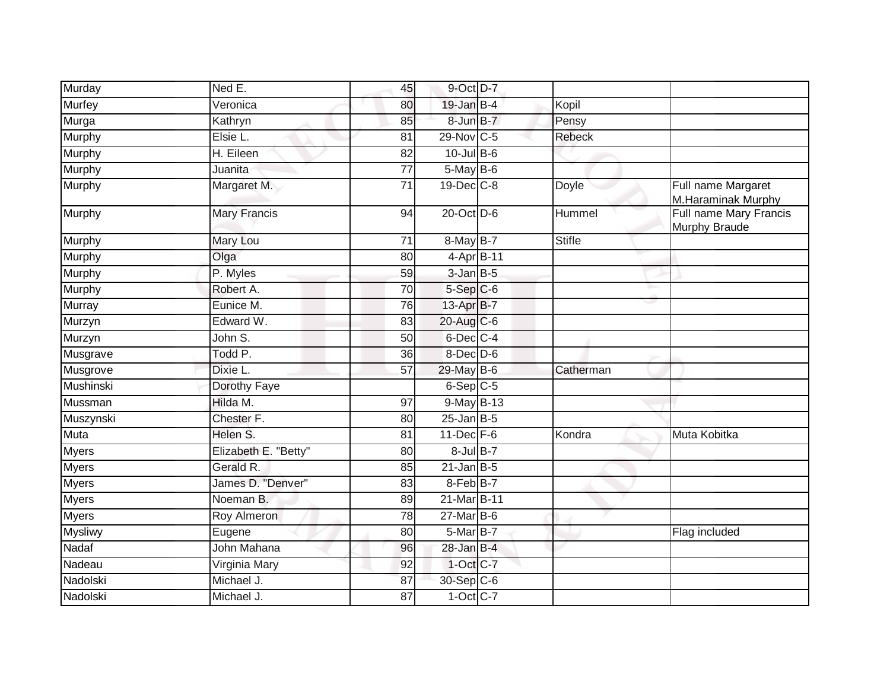| | | | | | | |
|---|---|---|---|---|---|---|
| Murday | Ned E. | 45 | 9-Oct | D-7 | | |
| Murfey | Veronica | 80 | 19-Jan | B-4 | Kopil | |
| Murga | Kathryn | 85 | 8-Jun | B-7 | Pensy | |
| Murphy | Elsie L. | 81 | 29-Nov | C-5 | Rebeck | |
| Murphy | H. Eileen | 82 | 10-Jul | B-6 | | |
| Murphy | Juanita | 77 | 5-May | B-6 | | |
| Murphy | Margaret M. | 71 | 19-Dec | C-8 | Doyle | Full name Margaret M.Haraminak Murphy |
| Murphy | Mary Francis | 94 | 20-Oct | D-6 | Hummel | Full name Mary Francis Murphy Braude |
| Murphy | Mary Lou | 71 | 8-May | B-7 | Stifle | |
| Murphy | Olga | 80 | 4-Apr | B-11 | | |
| Murphy | P. Myles | 59 | 3-Jan | B-5 | | |
| Murphy | Robert A. | 70 | 5-Sep | C-6 | | |
| Murray | Eunice M. | 76 | 13-Apr | B-7 | | |
| Murzyn | Edward W. | 83 | 20-Aug | C-6 | | |
| Murzyn | John S. | 50 | 6-Dec | C-4 | | |
| Musgrave | Todd P. | 36 | 8-Dec | D-6 | | |
| Musgrove | Dixie L. | 57 | 29-May | B-6 | Catherman | |
| Mushinski | Dorothy Faye | | 6-Sep | C-5 | | |
| Mussman | Hilda M. | 97 | 9-May | B-13 | | |
| Muszynski | Chester F. | 80 | 25-Jan | B-5 | | |
| Muta | Helen S. | 81 | 11-Dec | F-6 | Kondra | Muta Kobitka |
| Myers | Elizabeth E. "Betty" | 80 | 8-Jul | B-7 | | |
| Myers | Gerald R. | 85 | 21-Jan | B-5 | | |
| Myers | James D. "Denver" | 83 | 8-Feb | B-7 | | |
| Myers | Noeman B. | 89 | 21-Mar | B-11 | | |
| Myers | Roy Almeron | 78 | 27-Mar | B-6 | | |
| Mysliwy | Eugene | 80 | 5-Mar | B-7 | | Flag included |
| Nadaf | John Mahana | 96 | 28-Jan | B-4 | | |
| Nadeau | Virginia Mary | 92 | 1-Oct | C-7 | | |
| Nadolski | Michael J. | 87 | 30-Sep | C-6 | | |
| Nadolski | Michael J. | 87 | 1-Oct | C-7 | | |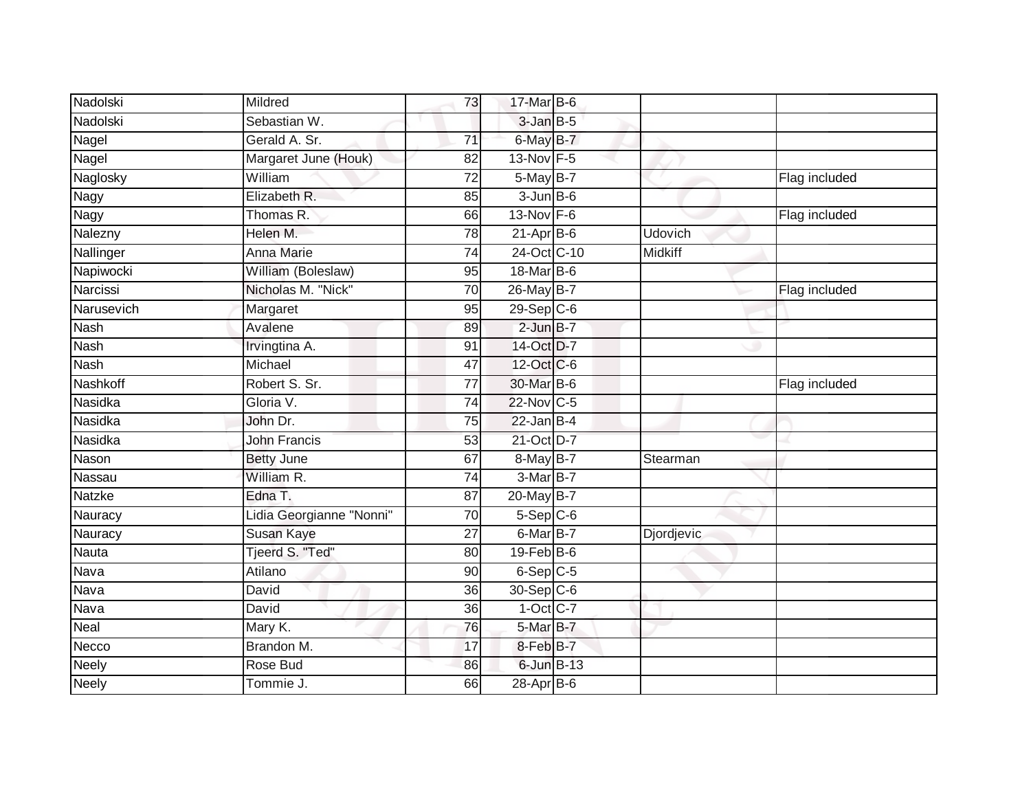| | | | | | | |
|---|---|---|---|---|---|---|
| Nadolski | Mildred | 73 | 17-Mar | B-6 | | |
| Nadolski | Sebastian W. | | 3-Jan | B-5 | | |
| Nagel | Gerald A. Sr. | 71 | 6-May | B-7 | | |
| Nagel | Margaret June (Houk) | 82 | 13-Nov | F-5 | | |
| Naglosky | William | 72 | 5-May | B-7 | | Flag included |
| Nagy | Elizabeth R. | 85 | 3-Jun | B-6 | | |
| Nagy | Thomas R. | 66 | 13-Nov | F-6 | | Flag included |
| Nalezny | Helen M. | 78 | 21-Apr | B-6 | Udovich | |
| Nallinger | Anna Marie | 74 | 24-Oct | C-10 | Midkiff | |
| Napiwocki | William (Boleslaw) | 95 | 18-Mar | B-6 | | |
| Narcissi | Nicholas M. "Nick" | 70 | 26-May | B-7 | | Flag included |
| Narusevich | Margaret | 95 | 29-Sep | C-6 | | |
| Nash | Avalene | 89 | 2-Jun | B-7 | | |
| Nash | Irvingtina A. | 91 | 14-Oct | D-7 | | |
| Nash | Michael | 47 | 12-Oct | C-6 | | |
| Nashkoff | Robert S. Sr. | 77 | 30-Mar | B-6 | | Flag included |
| Nasidka | Gloria V. | 74 | 22-Nov | C-5 | | |
| Nasidka | John Dr. | 75 | 22-Jan | B-4 | | |
| Nasidka | John Francis | 53 | 21-Oct | D-7 | | |
| Nason | Betty June | 67 | 8-May | B-7 | Stearman | |
| Nassau | William R. | 74 | 3-Mar | B-7 | | |
| Natzke | Edna T. | 87 | 20-May | B-7 | | |
| Nauracy | Lidia Georgianne "Nonni" | 70 | 5-Sep | C-6 | | |
| Nauracy | Susan Kaye | 27 | 6-Mar | B-7 | Djordjevic | |
| Nauta | Tjeerd S. "Ted" | 80 | 19-Feb | B-6 | | |
| Nava | Atilano | 90 | 6-Sep | C-5 | | |
| Nava | David | 36 | 30-Sep | C-6 | | |
| Nava | David | 36 | 1-Oct | C-7 | | |
| Neal | Mary K. | 76 | 5-Mar | B-7 | | |
| Necco | Brandon M. | 17 | 8-Feb | B-7 | | |
| Neely | Rose Bud | 86 | 6-Jun | B-13 | | |
| Neely | Tommie J. | 66 | 28-Apr | B-6 | | |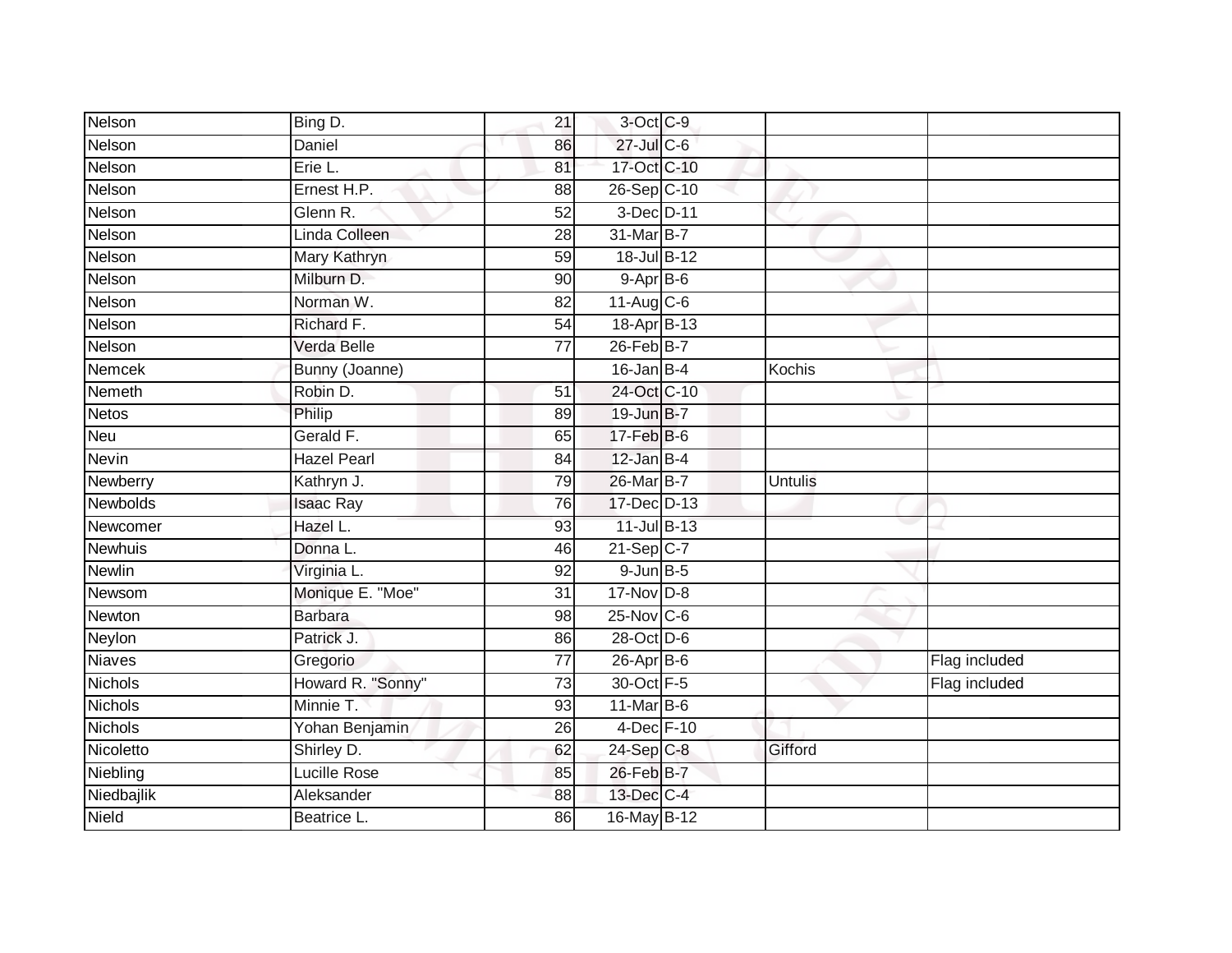| | | | | | | |
|---|---|---|---|---|---|---|
| Nelson | Bing D. | 21 | 3-Oct | C-9 | | |
| Nelson | Daniel | 86 | 27-Jul | C-6 | | |
| Nelson | Erie L. | 81 | 17-Oct | C-10 | | |
| Nelson | Ernest H.P. | 88 | 26-Sep | C-10 | | |
| Nelson | Glenn R. | 52 | 3-Dec | D-11 | | |
| Nelson | Linda Colleen | 28 | 31-Mar | B-7 | | |
| Nelson | Mary Kathryn | 59 | 18-Jul | B-12 | | |
| Nelson | Milburn D. | 90 | 9-Apr | B-6 | | |
| Nelson | Norman W. | 82 | 11-Aug | C-6 | | |
| Nelson | Richard F. | 54 | 18-Apr | B-13 | | |
| Nelson | Verda Belle | 77 | 26-Feb | B-7 | | |
| Nemcek | Bunny (Joanne) | | 16-Jan | B-4 | Kochis | |
| Nemeth | Robin D. | 51 | 24-Oct | C-10 | | |
| Netos | Philip | 89 | 19-Jun | B-7 | | |
| Neu | Gerald F. | 65 | 17-Feb | B-6 | | |
| Nevin | Hazel Pearl | 84 | 12-Jan | B-4 | | |
| Newberry | Kathryn J. | 79 | 26-Mar | B-7 | Untulis | |
| Newbolds | Isaac Ray | 76 | 17-Dec | D-13 | | |
| Newcomer | Hazel L. | 93 | 11-Jul | B-13 | | |
| Newhuis | Donna L. | 46 | 21-Sep | C-7 | | |
| Newlin | Virginia L. | 92 | 9-Jun | B-5 | | |
| Newsom | Monique E. "Moe" | 31 | 17-Nov | D-8 | | |
| Newton | Barbara | 98 | 25-Nov | C-6 | | |
| Neylon | Patrick J. | 86 | 28-Oct | D-6 | | |
| Niaves | Gregorio | 77 | 26-Apr | B-6 | | Flag included |
| Nichols | Howard R. "Sonny" | 73 | 30-Oct | F-5 | | Flag included |
| Nichols | Minnie T. | 93 | 11-Mar | B-6 | | |
| Nichols | Yohan Benjamin | 26 | 4-Dec | F-10 | | |
| Nicoletto | Shirley D. | 62 | 24-Sep | C-8 | Gifford | |
| Niebling | Lucille Rose | 85 | 26-Feb | B-7 | | |
| Niedbajlik | Aleksander | 88 | 13-Dec | C-4 | | |
| Nield | Beatrice L. | 86 | 16-May | B-12 | | |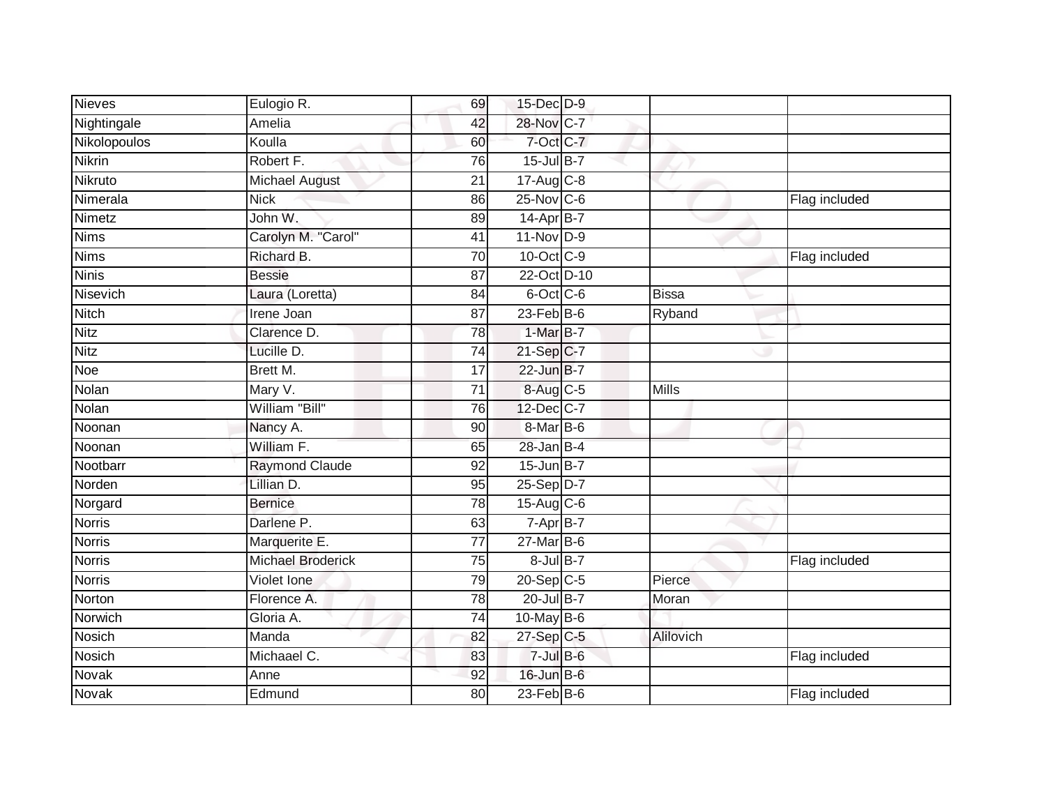| | | | | | | |
|---|---|---|---|---|---|---|
| Nieves | Eulogio R. | 69 | 15-Dec | D-9 | | |
| Nightingale | Amelia | 42 | 28-Nov | C-7 | | |
| Nikolopoulos | Koulla | 60 | 7-Oct | C-7 | | |
| Nikrin | Robert F. | 76 | 15-Jul | B-7 | | |
| Nikruto | Michael August | 21 | 17-Aug | C-8 | | |
| Nimerala | Nick | 86 | 25-Nov | C-6 | | Flag included |
| Nimetz | John W. | 89 | 14-Apr | B-7 | | |
| Nims | Carolyn M. "Carol" | 41 | 11-Nov | D-9 | | |
| Nims | Richard B. | 70 | 10-Oct | C-9 | | Flag included |
| Ninis | Bessie | 87 | 22-Oct | D-10 | | |
| Nisevich | Laura (Loretta) | 84 | 6-Oct | C-6 | Bissa | |
| Nitch | Irene Joan | 87 | 23-Feb | B-6 | Ryband | |
| Nitz | Clarence D. | 78 | 1-Mar | B-7 | | |
| Nitz | Lucille D. | 74 | 21-Sep | C-7 | | |
| Noe | Brett M. | 17 | 22-Jun | B-7 | | |
| Nolan | Mary V. | 71 | 8-Aug | C-5 | Mills | |
| Nolan | William "Bill" | 76 | 12-Dec | C-7 | | |
| Noonan | Nancy A. | 90 | 8-Mar | B-6 | | |
| Noonan | William F. | 65 | 28-Jan | B-4 | | |
| Nootbarr | Raymond Claude | 92 | 15-Jun | B-7 | | |
| Norden | Lillian D. | 95 | 25-Sep | D-7 | | |
| Norgard | Bernice | 78 | 15-Aug | C-6 | | |
| Norris | Darlene P. | 63 | 7-Apr | B-7 | | |
| Norris | Marquerite E. | 77 | 27-Mar | B-6 | | |
| Norris | Michael Broderick | 75 | 8-Jul | B-7 | | Flag included |
| Norris | Violet Ione | 79 | 20-Sep | C-5 | Pierce | |
| Norton | Florence A. | 78 | 20-Jul | B-7 | Moran | |
| Norwich | Gloria A. | 74 | 10-May | B-6 | | |
| Nosich | Manda | 82 | 27-Sep | C-5 | Alilovich | |
| Nosich | Michaael C. | 83 | 7-Jul | B-6 | | Flag included |
| Novak | Anne | 92 | 16-Jun | B-6 | | |
| Novak | Edmund | 80 | 23-Feb | B-6 | | Flag included |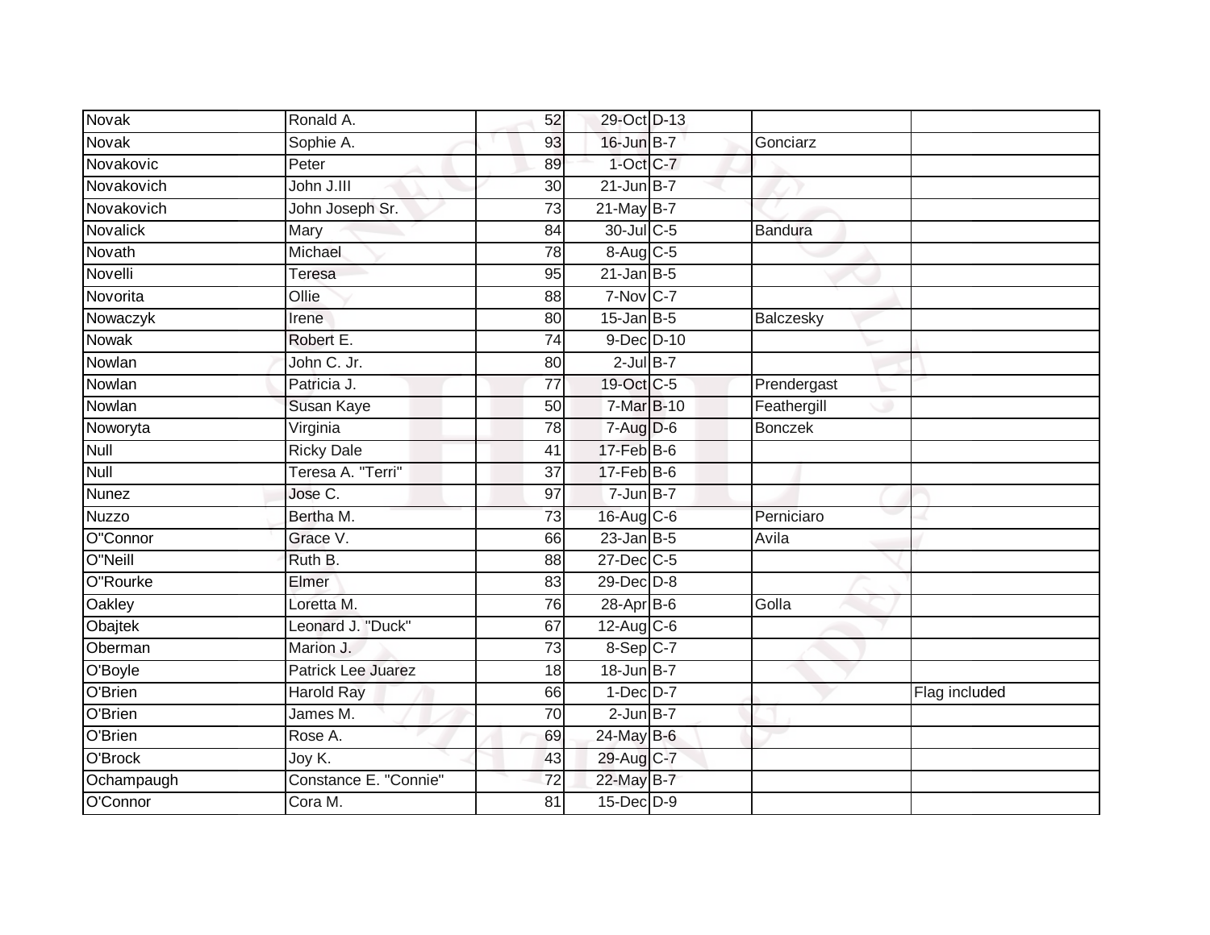| Novak | Ronald A. | 52 | 29-Oct | D-13 | | |
|---|---|---|---|---|---|---|
| Novak | Sophie A. | 93 | 16-Jun | B-7 | Gonciarz | |
| Novakovic | Peter | 89 | 1-Oct | C-7 | | |
| Novakovich | John J.III | 30 | 21-Jun | B-7 | | |
| Novakovich | John Joseph Sr. | 73 | 21-May | B-7 | | |
| Novalick | Mary | 84 | 30-Jul | C-5 | Bandura | |
| Novath | Michael | 78 | 8-Aug | C-5 | | |
| Novelli | Teresa | 95 | 21-Jan | B-5 | | |
| Novorita | Ollie | 88 | 7-Nov | C-7 | | |
| Nowaczyk | Irene | 80 | 15-Jan | B-5 | Balczesky | |
| Nowak | Robert E. | 74 | 9-Dec | D-10 | | |
| Nowlan | John C. Jr. | 80 | 2-Jul | B-7 | | |
| Nowlan | Patricia J. | 77 | 19-Oct | C-5 | Prendergast | |
| Nowlan | Susan Kaye | 50 | 7-Mar | B-10 | Feathergill | |
| Noworyta | Virginia | 78 | 7-Aug | D-6 | Bonczek | |
| Null | Ricky Dale | 41 | 17-Feb | B-6 | | |
| Null | Teresa A. "Terri" | 37 | 17-Feb | B-6 | | |
| Nunez | Jose C. | 97 | 7-Jun | B-7 | | |
| Nuzzo | Bertha M. | 73 | 16-Aug | C-6 | Perniciaro | |
| O"Connor | Grace V. | 66 | 23-Jan | B-5 | Avila | |
| O"Neill | Ruth B. | 88 | 27-Dec | C-5 | | |
| O"Rourke | Elmer | 83 | 29-Dec | D-8 | | |
| Oakley | Loretta M. | 76 | 28-Apr | B-6 | Golla | |
| Obajtek | Leonard J. "Duck" | 67 | 12-Aug | C-6 | | |
| Oberman | Marion J. | 73 | 8-Sep | C-7 | | |
| O'Boyle | Patrick Lee Juarez | 18 | 18-Jun | B-7 | | |
| O'Brien | Harold Ray | 66 | 1-Dec | D-7 | | Flag included |
| O'Brien | James M. | 70 | 2-Jun | B-7 | | |
| O'Brien | Rose A. | 69 | 24-May | B-6 | | |
| O'Brock | Joy K. | 43 | 29-Aug | C-7 | | |
| Ochampaugh | Constance E. "Connie" | 72 | 22-May | B-7 | | |
| O'Connor | Cora M. | 81 | 15-Dec | D-9 | | |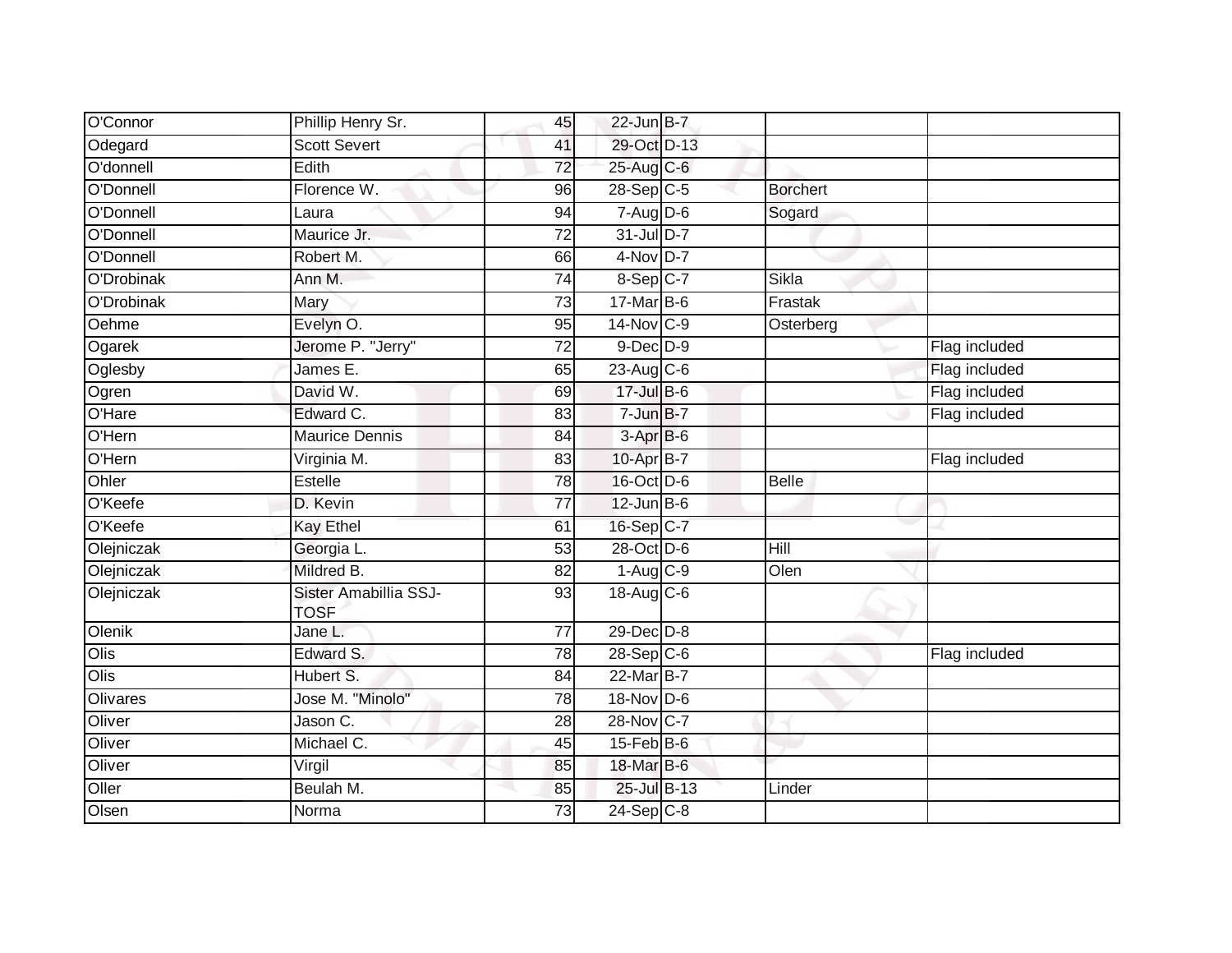| | | | | | | |
|---|---|---|---|---|---|---|
| O'Connor | Phillip Henry Sr. | 45 | 22-Jun | B-7 | | |
| Odegard | Scott Severt | 41 | 29-Oct | D-13 | | |
| O'donnell | Edith | 72 | 25-Aug | C-6 | | |
| O'Donnell | Florence W. | 96 | 28-Sep | C-5 | Borchert | |
| O'Donnell | Laura | 94 | 7-Aug | D-6 | Sogard | |
| O'Donnell | Maurice Jr. | 72 | 31-Jul | D-7 | | |
| O'Donnell | Robert M. | 66 | 4-Nov | D-7 | | |
| O'Drobinak | Ann M. | 74 | 8-Sep | C-7 | Sikla | |
| O'Drobinak | Mary | 73 | 17-Mar | B-6 | Frastak | |
| Oehme | Evelyn O. | 95 | 14-Nov | C-9 | Osterberg | |
| Ogarek | Jerome P. "Jerry" | 72 | 9-Dec | D-9 | | Flag included |
| Oglesby | James E. | 65 | 23-Aug | C-6 | | Flag included |
| Ogren | David W. | 69 | 17-Jul | B-6 | | Flag included |
| O'Hare | Edward C. | 83 | 7-Jun | B-7 | | Flag included |
| O'Hern | Maurice Dennis | 84 | 3-Apr | B-6 | | |
| O'Hern | Virginia M. | 83 | 10-Apr | B-7 | | Flag included |
| Ohler | Estelle | 78 | 16-Oct | D-6 | Belle | |
| O'Keefe | D. Kevin | 77 | 12-Jun | B-6 | | |
| O'Keefe | Kay Ethel | 61 | 16-Sep | C-7 | | |
| Olejniczak | Georgia L. | 53 | 28-Oct | D-6 | Hill | |
| Olejniczak | Mildred B. | 82 | 1-Aug | C-9 | Olen | |
| Olejniczak | Sister Amabillia SSJ-TOSF | 93 | 18-Aug | C-6 | | |
| Olenik | Jane L. | 77 | 29-Dec | D-8 | | |
| Olis | Edward S. | 78 | 28-Sep | C-6 | | Flag included |
| Olis | Hubert S. | 84 | 22-Mar | B-7 | | |
| Olivares | Jose M. "Minolo" | 78 | 18-Nov | D-6 | | |
| Oliver | Jason C. | 28 | 28-Nov | C-7 | | |
| Oliver | Michael C. | 45 | 15-Feb | B-6 | | |
| Oliver | Virgil | 85 | 18-Mar | B-6 | | |
| Oller | Beulah M. | 85 | 25-Jul | B-13 | Linder | |
| Olsen | Norma | 73 | 24-Sep | C-8 | | |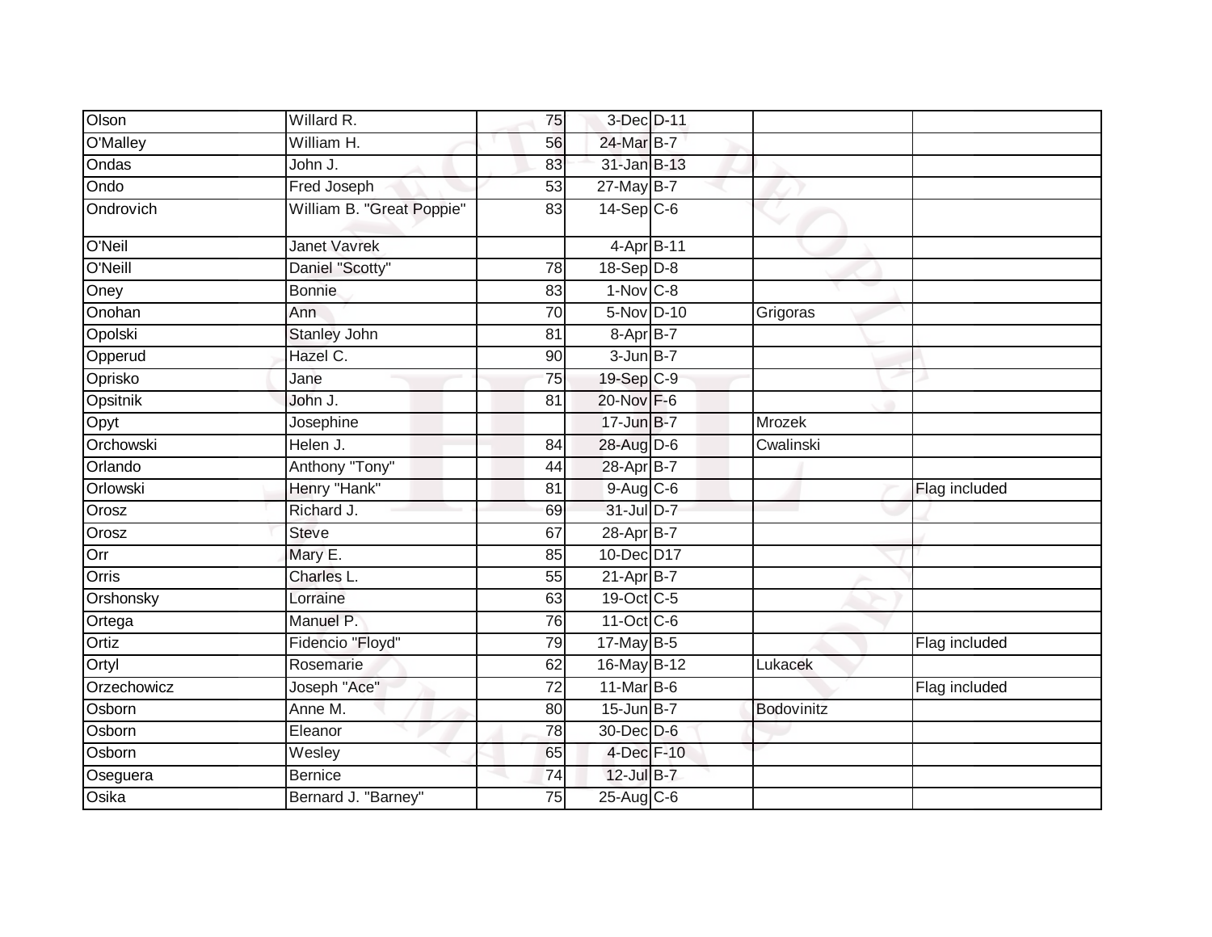| | | | | | | |
|---|---|---|---|---|---|---|
| Olson | Willard R. | 75 | 3-Dec | D-11 | | |
| O'Malley | William H. | 56 | 24-Mar | B-7 | | |
| Ondas | John J. | 83 | 31-Jan | B-13 | | |
| Ondo | Fred Joseph | 53 | 27-May | B-7 | | |
| Ondrovich | William B. "Great Poppie" | 83 | 14-Sep | C-6 | | |
| O'Neil | Janet Vavrek | | 4-Apr | B-11 | | |
| O'Neill | Daniel "Scotty" | 78 | 18-Sep | D-8 | | |
| Oney | Bonnie | 83 | 1-Nov | C-8 | | |
| Onohan | Ann | 70 | 5-Nov | D-10 | Grigoras | |
| Opolski | Stanley John | 81 | 8-Apr | B-7 | | |
| Opperud | Hazel C. | 90 | 3-Jun | B-7 | | |
| Oprisko | Jane | 75 | 19-Sep | C-9 | | |
| Opsitnik | John J. | 81 | 20-Nov | F-6 | | |
| Opyt | Josephine | | 17-Jun | B-7 | Mrozek | |
| Orchowski | Helen J. | 84 | 28-Aug | D-6 | Cwalinski | |
| Orlando | Anthony "Tony" | 44 | 28-Apr | B-7 | | |
| Orlowski | Henry "Hank" | 81 | 9-Aug | C-6 | | Flag included |
| Orosz | Richard J. | 69 | 31-Jul | D-7 | | |
| Orosz | Steve | 67 | 28-Apr | B-7 | | |
| Orr | Mary E. | 85 | 10-Dec | D17 | | |
| Orris | Charles L. | 55 | 21-Apr | B-7 | | |
| Orshonsky | Lorraine | 63 | 19-Oct | C-5 | | |
| Ortega | Manuel P. | 76 | 11-Oct | C-6 | | |
| Ortiz | Fidencio "Floyd" | 79 | 17-May | B-5 | | Flag included |
| Ortyl | Rosemarie | 62 | 16-May | B-12 | Lukacek | |
| Orzechowicz | Joseph "Ace" | 72 | 11-Mar | B-6 | | Flag included |
| Osborn | Anne M. | 80 | 15-Jun | B-7 | Bodovinitz | |
| Osborn | Eleanor | 78 | 30-Dec | D-6 | | |
| Osborn | Wesley | 65 | 4-Dec | F-10 | | |
| Oseguera | Bernice | 74 | 12-Jul | B-7 | | |
| Osika | Bernard J. "Barney" | 75 | 25-Aug | C-6 | | |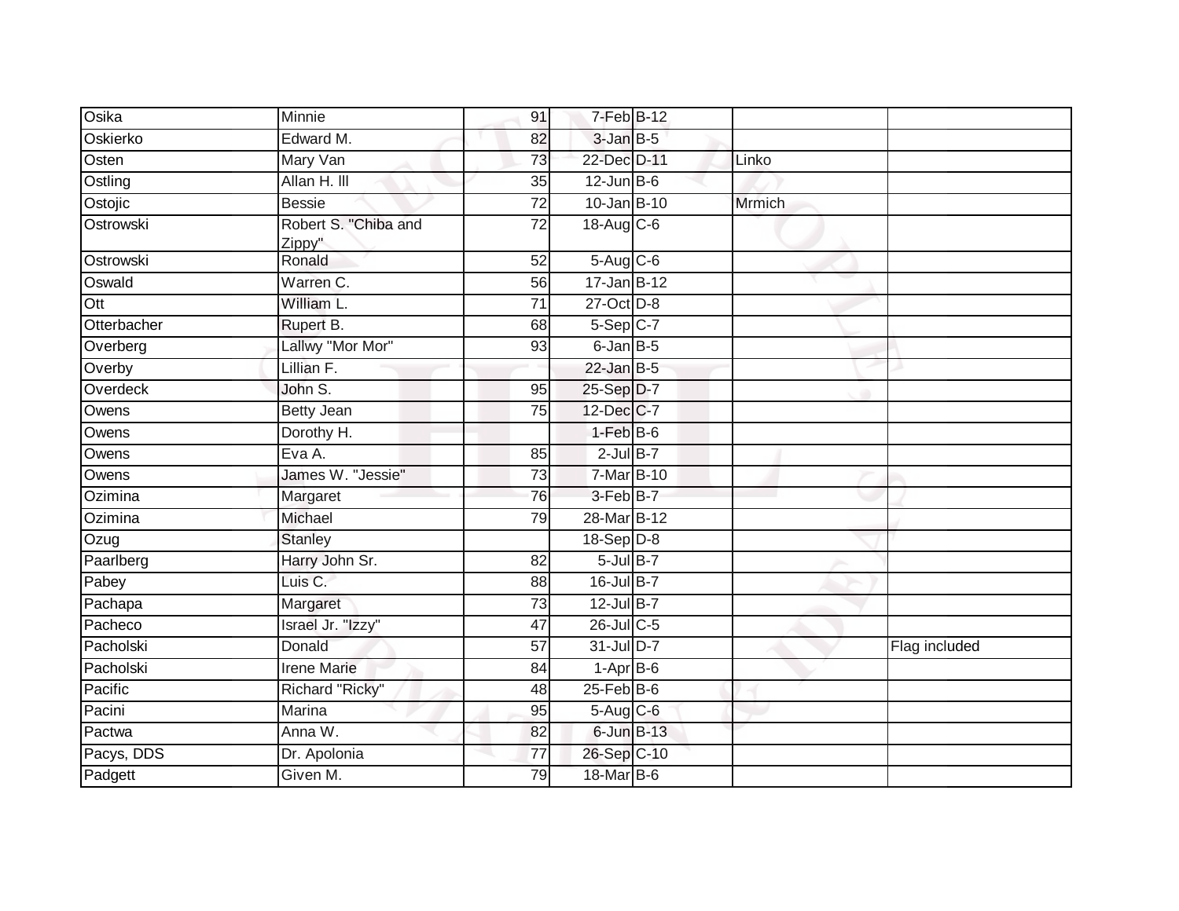| | | | | | | |
|---|---|---|---|---|---|---|
| Osika | Minnie | 91 | 7-Feb | B-12 | | |
| Oskierko | Edward M. | 82 | 3-Jan | B-5 | | |
| Osten | Mary Van | 73 | 22-Dec | D-11 | Linko | |
| Ostling | Allan H. III | 35 | 12-Jun | B-6 | | |
| Ostojic | Bessie | 72 | 10-Jan | B-10 | Mrmich | |
| Ostrowski | Robert S. "Chiba and Zippy" | 72 | 18-Aug | C-6 | | |
| Ostrowski | Ronald | 52 | 5-Aug | C-6 | | |
| Oswald | Warren C. | 56 | 17-Jan | B-12 | | |
| Ott | William L. | 71 | 27-Oct | D-8 | | |
| Otterbacher | Rupert B. | 68 | 5-Sep | C-7 | | |
| Overberg | Lallwy "Mor Mor" | 93 | 6-Jan | B-5 | | |
| Overby | Lillian F. | | 22-Jan | B-5 | | |
| Overdeck | John S. | 95 | 25-Sep | D-7 | | |
| Owens | Betty Jean | 75 | 12-Dec | C-7 | | |
| Owens | Dorothy H. | | 1-Feb | B-6 | | |
| Owens | Eva A. | 85 | 2-Jul | B-7 | | |
| Owens | James W. "Jessie" | 73 | 7-Mar | B-10 | | |
| Ozimina | Margaret | 76 | 3-Feb | B-7 | | |
| Ozimina | Michael | 79 | 28-Mar | B-12 | | |
| Ozug | Stanley | | 18-Sep | D-8 | | |
| Paarlberg | Harry John Sr. | 82 | 5-Jul | B-7 | | |
| Pabey | Luis C. | 88 | 16-Jul | B-7 | | |
| Pachapa | Margaret | 73 | 12-Jul | B-7 | | |
| Pacheco | Israel Jr. "Izzy" | 47 | 26-Jul | C-5 | | |
| Pacholski | Donald | 57 | 31-Jul | D-7 | | Flag included |
| Pacholski | Irene Marie | 84 | 1-Apr | B-6 | | |
| Pacific | Richard "Ricky" | 48 | 25-Feb | B-6 | | |
| Pacini | Marina | 95 | 5-Aug | C-6 | | |
| Pactwa | Anna W. | 82 | 6-Jun | B-13 | | |
| Pacys, DDS | Dr. Apolonia | 77 | 26-Sep | C-10 | | |
| Padgett | Given M. | 79 | 18-Mar | B-6 | | |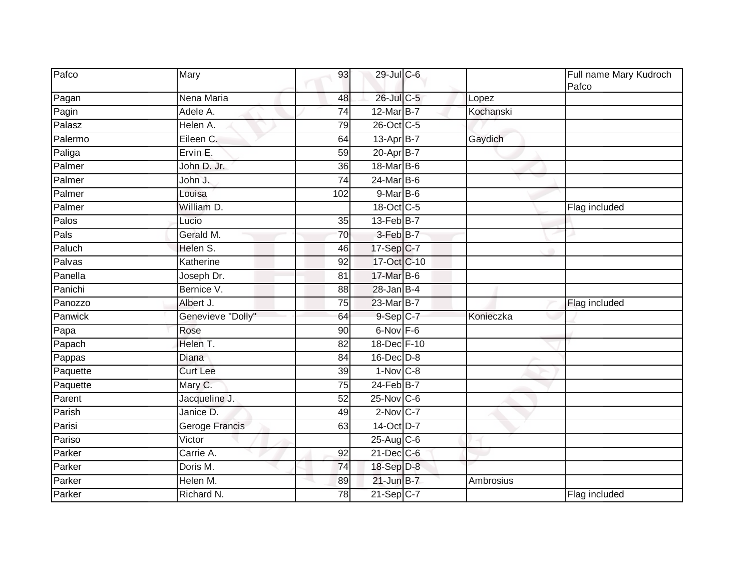| | | | | | | |
|---|---|---|---|---|---|---|
| Pafco | Mary | 93 | 29-Jul | C-6 | | Full name Mary Kudroch Pafco |
| Pagan | Nena Maria | 48 | 26-Jul | C-5 | Lopez | |
| Pagin | Adele A. | 74 | 12-Mar | B-7 | Kochanski | |
| Palasz | Helen A. | 79 | 26-Oct | C-5 | | |
| Palermo | Eileen C. | 64 | 13-Apr | B-7 | Gaydich | |
| Paliga | Ervin E. | 59 | 20-Apr | B-7 | | |
| Palmer | John D. Jr. | 36 | 18-Mar | B-6 | | |
| Palmer | John J. | 74 | 24-Mar | B-6 | | |
| Palmer | Louisa | 102 | 9-Mar | B-6 | | |
| Palmer | William D. | | 18-Oct | C-5 | | Flag included |
| Palos | Lucio | 35 | 13-Feb | B-7 | | |
| Pals | Gerald M. | 70 | 3-Feb | B-7 | | |
| Paluch | Helen S. | 46 | 17-Sep | C-7 | | |
| Palvas | Katherine | 92 | 17-Oct | C-10 | | |
| Panella | Joseph Dr. | 81 | 17-Mar | B-6 | | |
| Panichi | Bernice V. | 88 | 28-Jan | B-4 | | |
| Panozzo | Albert J. | 75 | 23-Mar | B-7 | | Flag included |
| Panwick | Genevieve "Dolly" | 64 | 9-Sep | C-7 | Konieczka | |
| Papa | Rose | 90 | 6-Nov | F-6 | | |
| Papach | Helen T. | 82 | 18-Dec | F-10 | | |
| Pappas | Diana | 84 | 16-Dec | D-8 | | |
| Paquette | Curt Lee | 39 | 1-Nov | C-8 | | |
| Paquette | Mary C. | 75 | 24-Feb | B-7 | | |
| Parent | Jacqueline J. | 52 | 25-Nov | C-6 | | |
| Parish | Janice D. | 49 | 2-Nov | C-7 | | |
| Parisi | Geroge Francis | 63 | 14-Oct | D-7 | | |
| Pariso | Victor | | 25-Aug | C-6 | | |
| Parker | Carrie A. | 92 | 21-Dec | C-6 | | |
| Parker | Doris M. | 74 | 18-Sep | D-8 | | |
| Parker | Helen M. | 89 | 21-Jun | B-7 | Ambrosius | |
| Parker | Richard N. | 78 | 21-Sep | C-7 | | Flag included |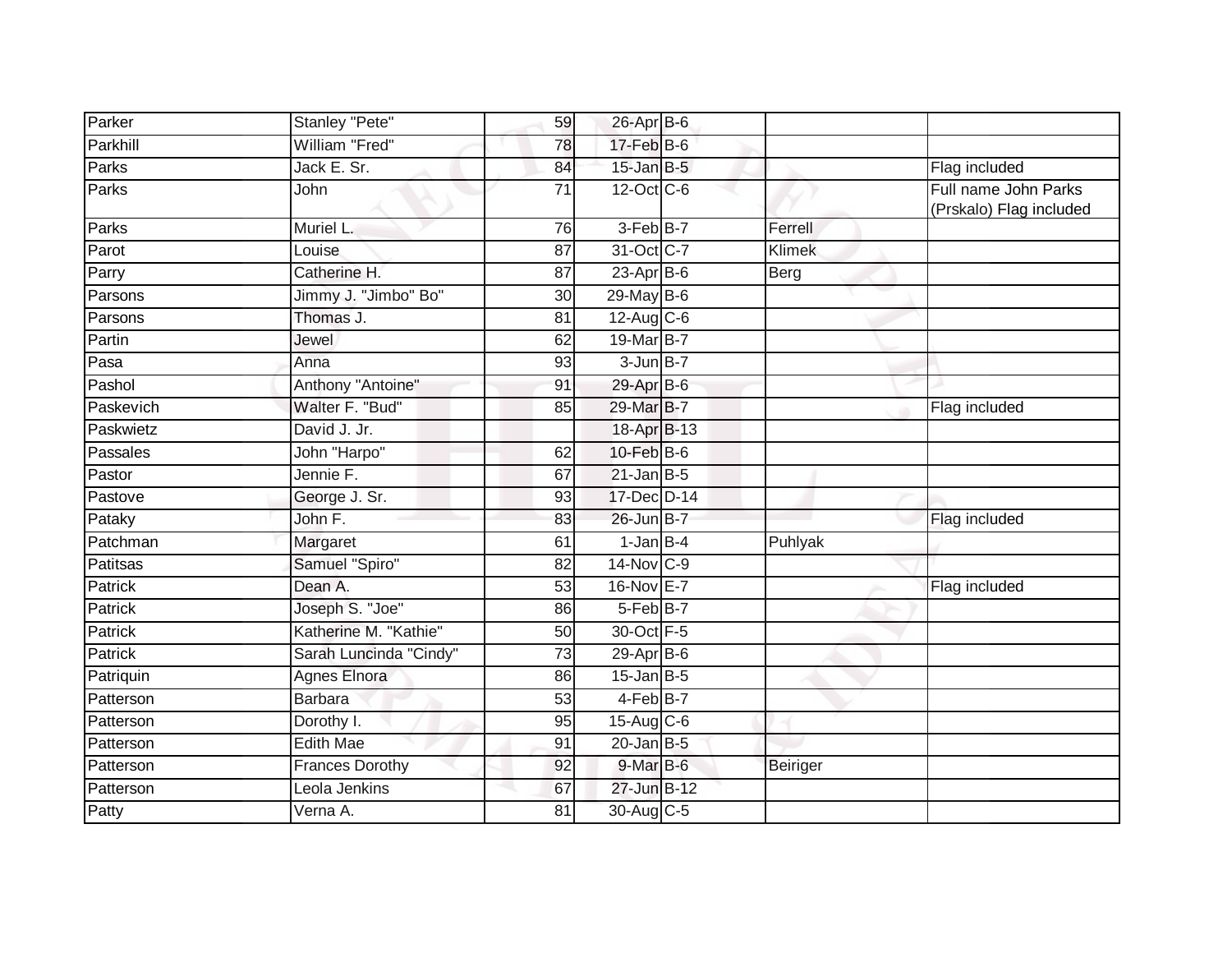| | | | | | | |
|---|---|---|---|---|---|---|
| Parker | Stanley "Pete" | 59 | 26-Apr | B-6 | | |
| Parkhill | William "Fred" | 78 | 17-Feb | B-6 | | |
| Parks | Jack E. Sr. | 84 | 15-Jan | B-5 | | Flag included |
| Parks | John | 71 | 12-Oct | C-6 | | Full name John Parks (Prskalo) Flag included |
| Parks | Muriel L. | 76 | 3-Feb | B-7 | Ferrell | |
| Parot | Louise | 87 | 31-Oct | C-7 | Klimek | |
| Parry | Catherine H. | 87 | 23-Apr | B-6 | Berg | |
| Parsons | Jimmy J. "Jimbo" Bo" | 30 | 29-May | B-6 | | |
| Parsons | Thomas J. | 81 | 12-Aug | C-6 | | |
| Partin | Jewel | 62 | 19-Mar | B-7 | | |
| Pasa | Anna | 93 | 3-Jun | B-7 | | |
| Pashol | Anthony "Antoine" | 91 | 29-Apr | B-6 | | |
| Paskevich | Walter F. "Bud" | 85 | 29-Mar | B-7 | | Flag included |
| Paskwietz | David J. Jr. | | 18-Apr | B-13 | | |
| Passales | John "Harpo" | 62 | 10-Feb | B-6 | | |
| Pastor | Jennie F. | 67 | 21-Jan | B-5 | | |
| Pastove | George J. Sr. | 93 | 17-Dec | D-14 | | |
| Pataky | John F. | 83 | 26-Jun | B-7 | | Flag included |
| Patchman | Margaret | 61 | 1-Jan | B-4 | Puhlyak | |
| Patitsas | Samuel "Spiro" | 82 | 14-Nov | C-9 | | |
| Patrick | Dean A. | 53 | 16-Nov | E-7 | | Flag included |
| Patrick | Joseph S. "Joe" | 86 | 5-Feb | B-7 | | |
| Patrick | Katherine M. "Kathie" | 50 | 30-Oct | F-5 | | |
| Patrick | Sarah Luncinda "Cindy" | 73 | 29-Apr | B-6 | | |
| Patriquin | Agnes Elnora | 86 | 15-Jan | B-5 | | |
| Patterson | Barbara | 53 | 4-Feb | B-7 | | |
| Patterson | Dorothy I. | 95 | 15-Aug | C-6 | | |
| Patterson | Edith Mae | 91 | 20-Jan | B-5 | | |
| Patterson | Frances Dorothy | 92 | 9-Mar | B-6 | Beiriger | |
| Patterson | Leola Jenkins | 67 | 27-Jun | B-12 | | |
| Patty | Verna A. | 81 | 30-Aug | C-5 | | |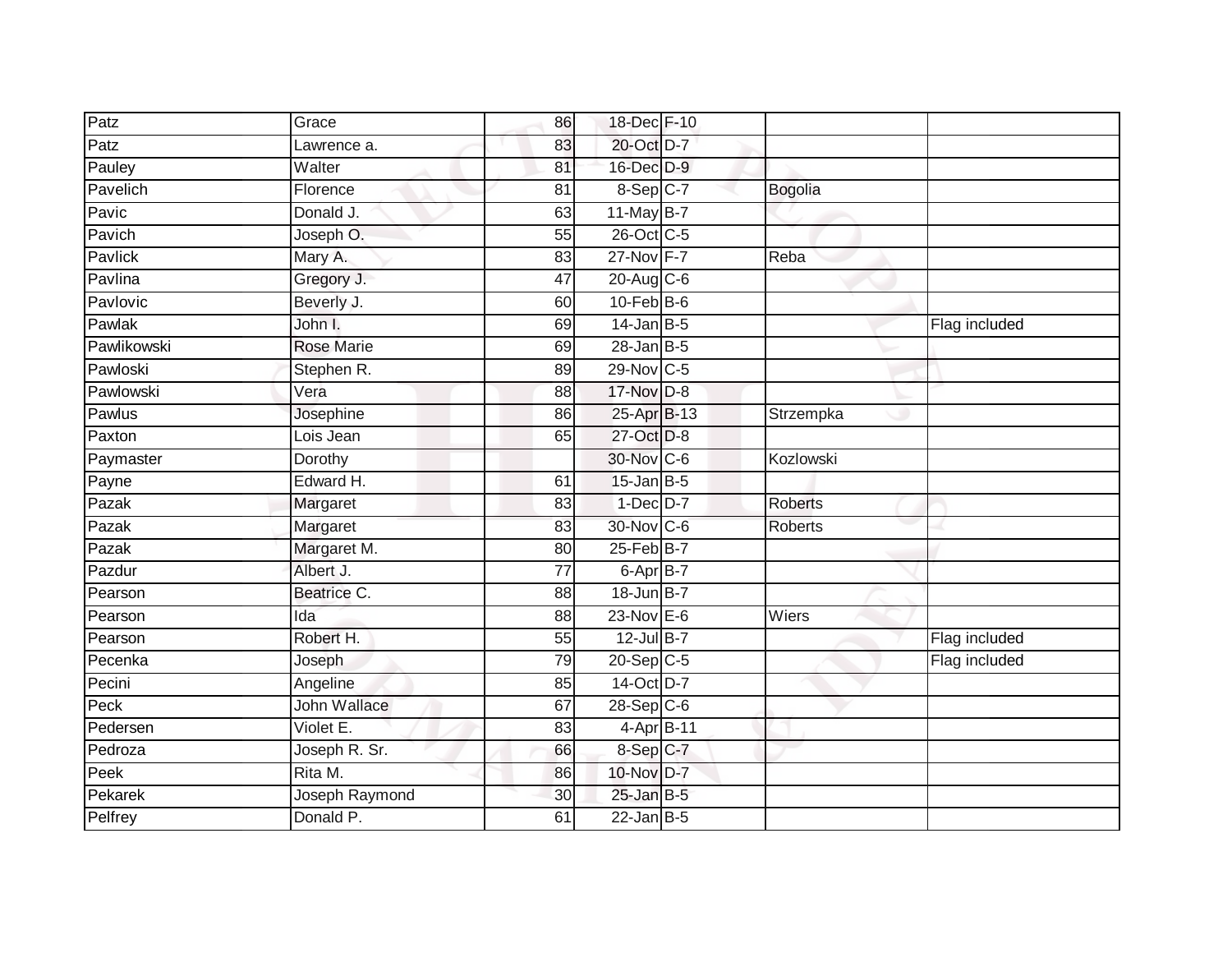| Patz | Grace | 86 | 18-Dec | F-10 | | |
|---|---|---|---|---|---|---|
| Patz | Lawrence a. | 83 | 20-Oct | D-7 | | |
| Pauley | Walter | 81 | 16-Dec | D-9 | | |
| Pavelich | Florence | 81 | 8-Sep | C-7 | Bogolia | |
| Pavic | Donald J. | 63 | 11-May | B-7 | | |
| Pavich | Joseph O. | 55 | 26-Oct | C-5 | | |
| Pavlick | Mary A. | 83 | 27-Nov | F-7 | Reba | |
| Pavlina | Gregory J. | 47 | 20-Aug | C-6 | | |
| Pavlovic | Beverly J. | 60 | 10-Feb | B-6 | | |
| Pawlak | John I. | 69 | 14-Jan | B-5 | | Flag included |
| Pawlikowski | Rose Marie | 69 | 28-Jan | B-5 | | |
| Pawloski | Stephen R. | 89 | 29-Nov | C-5 | | |
| Pawlowski | Vera | 88 | 17-Nov | D-8 | | |
| Pawlus | Josephine | 86 | 25-Apr | B-13 | Strzempka | |
| Paxton | Lois Jean | 65 | 27-Oct | D-8 | | |
| Paymaster | Dorothy | | 30-Nov | C-6 | Kozlowski | |
| Payne | Edward H. | 61 | 15-Jan | B-5 | | |
| Pazak | Margaret | 83 | 1-Dec | D-7 | Roberts | |
| Pazak | Margaret | 83 | 30-Nov | C-6 | Roberts | |
| Pazak | Margaret M. | 80 | 25-Feb | B-7 | | |
| Pazdur | Albert J. | 77 | 6-Apr | B-7 | | |
| Pearson | Beatrice C. | 88 | 18-Jun | B-7 | | |
| Pearson | Ida | 88 | 23-Nov | E-6 | Wiers | |
| Pearson | Robert H. | 55 | 12-Jul | B-7 | | Flag included |
| Pecenka | Joseph | 79 | 20-Sep | C-5 | | Flag included |
| Pecini | Angeline | 85 | 14-Oct | D-7 | | |
| Peck | John Wallace | 67 | 28-Sep | C-6 | | |
| Pedersen | Violet E. | 83 | 4-Apr | B-11 | | |
| Pedroza | Joseph R. Sr. | 66 | 8-Sep | C-7 | | |
| Peek | Rita M. | 86 | 10-Nov | D-7 | | |
| Pekarek | Joseph Raymond | 30 | 25-Jan | B-5 | | |
| Pelfrey | Donald P. | 61 | 22-Jan | B-5 | | |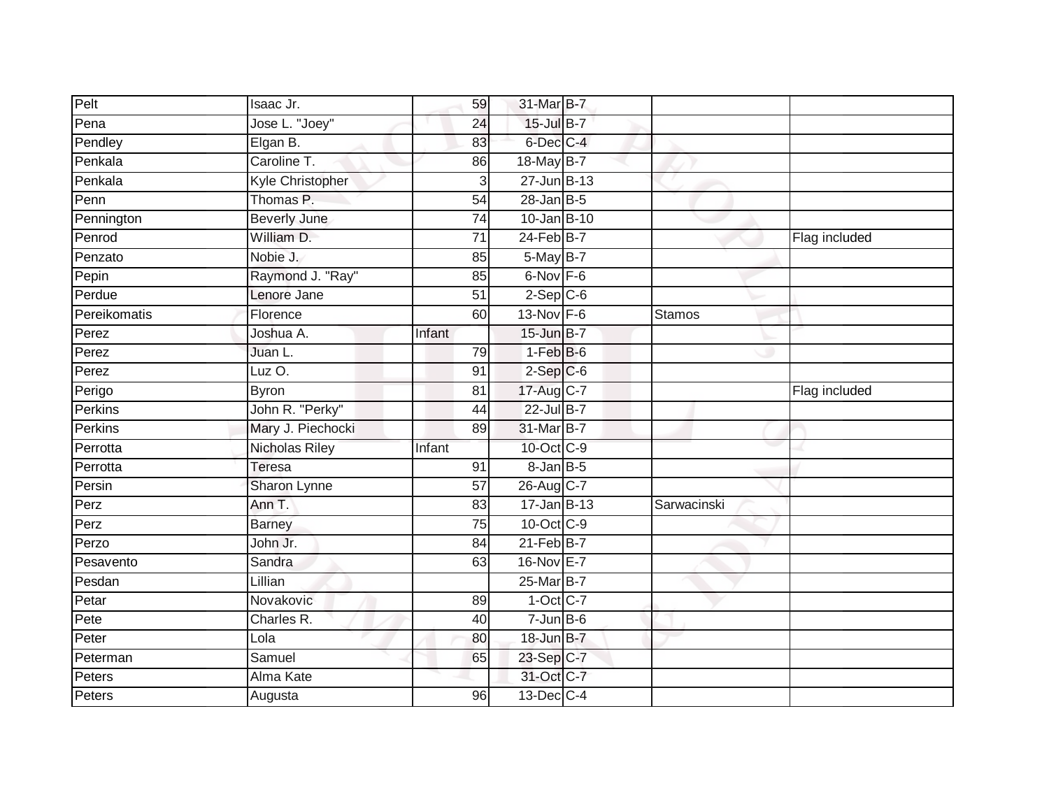| | | | | | | |
|---|---|---|---|---|---|---|
| Pelt | Isaac Jr. | 59 | 31-Mar | B-7 | | |
| Pena | Jose L. "Joey" | 24 | 15-Jul | B-7 | | |
| Pendley | Elgan B. | 83 | 6-Dec | C-4 | | |
| Penkala | Caroline T. | 86 | 18-May | B-7 | | |
| Penkala | Kyle Christopher | 3 | 27-Jun | B-13 | | |
| Penn | Thomas P. | 54 | 28-Jan | B-5 | | |
| Pennington | Beverly June | 74 | 10-Jan | B-10 | | |
| Penrod | William D. | 71 | 24-Feb | B-7 | | Flag included |
| Penzato | Nobie J. | 85 | 5-May | B-7 | | |
| Pepin | Raymond J. "Ray" | 85 | 6-Nov | F-6 | | |
| Perdue | Lenore Jane | 51 | 2-Sep | C-6 | | |
| Pereikomatis | Florence | 60 | 13-Nov | F-6 | Stamos | |
| Perez | Joshua A. | Infant | 15-Jun | B-7 | | |
| Perez | Juan L. | 79 | 1-Feb | B-6 | | |
| Perez | Luz O. | 91 | 2-Sep | C-6 | | |
| Perigo | Byron | 81 | 17-Aug | C-7 | | Flag included |
| Perkins | John R. "Perky" | 44 | 22-Jul | B-7 | | |
| Perkins | Mary J. Piechocki | 89 | 31-Mar | B-7 | | |
| Perrotta | Nicholas Riley | Infant | 10-Oct | C-9 | | |
| Perrotta | Teresa | 91 | 8-Jan | B-5 | | |
| Persin | Sharon Lynne | 57 | 26-Aug | C-7 | | |
| Perz | Ann T. | 83 | 17-Jan | B-13 | Sarwacinski | |
| Perz | Barney | 75 | 10-Oct | C-9 | | |
| Perzo | John Jr. | 84 | 21-Feb | B-7 | | |
| Pesavento | Sandra | 63 | 16-Nov | E-7 | | |
| Pesdan | Lillian | | 25-Mar | B-7 | | |
| Petar | Novakovic | 89 | 1-Oct | C-7 | | |
| Pete | Charles R. | 40 | 7-Jun | B-6 | | |
| Peter | Lola | 80 | 18-Jun | B-7 | | |
| Peterman | Samuel | 65 | 23-Sep | C-7 | | |
| Peters | Alma Kate | | 31-Oct | C-7 | | |
| Peters | Augusta | 96 | 13-Dec | C-4 | | |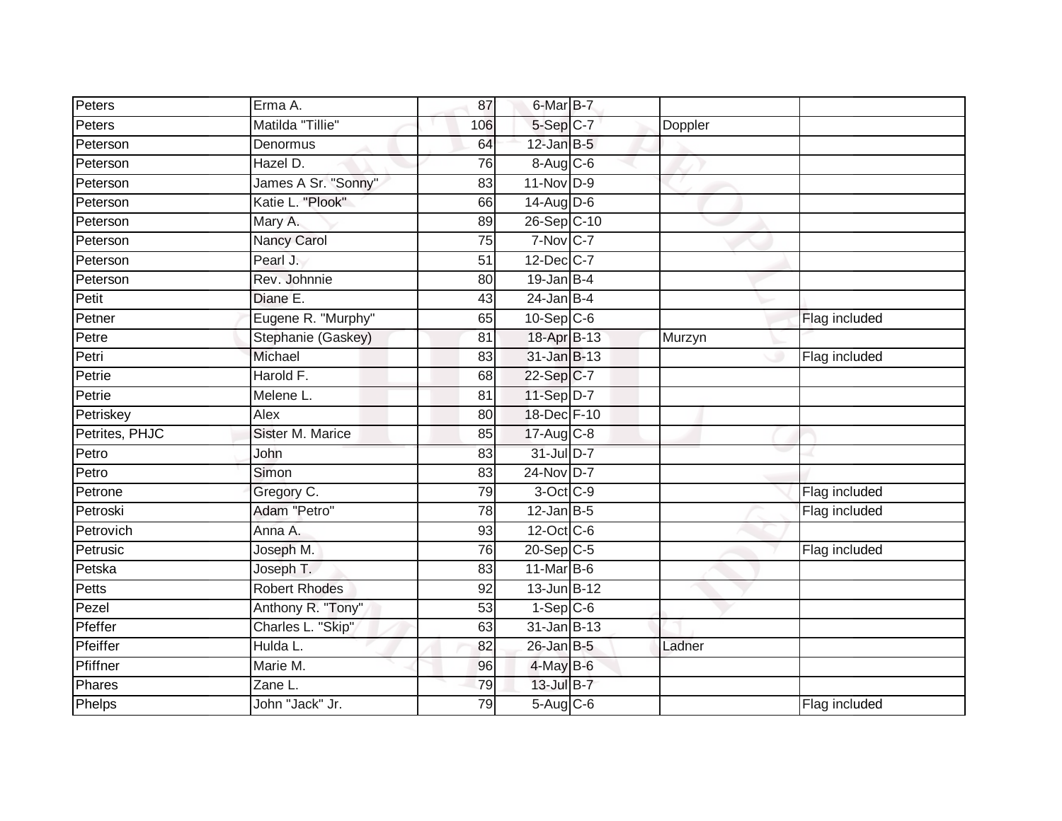| | | | | | | |
|---|---|---|---|---|---|---|
| Peters | Erma A. | 87 | 6-Mar | B-7 | | |
| Peters | Matilda "Tillie" | 106 | 5-Sep | C-7 | Doppler | |
| Peterson | Denormus | 64 | 12-Jan | B-5 | | |
| Peterson | Hazel D. | 76 | 8-Aug | C-6 | | |
| Peterson | James A Sr. "Sonny" | 83 | 11-Nov | D-9 | | |
| Peterson | Katie L. "Plook" | 66 | 14-Aug | D-6 | | |
| Peterson | Mary A. | 89 | 26-Sep | C-10 | | |
| Peterson | Nancy Carol | 75 | 7-Nov | C-7 | | |
| Peterson | Pearl J. | 51 | 12-Dec | C-7 | | |
| Peterson | Rev. Johnnie | 80 | 19-Jan | B-4 | | |
| Petit | Diane E. | 43 | 24-Jan | B-4 | | |
| Petner | Eugene R. "Murphy" | 65 | 10-Sep | C-6 | | Flag included |
| Petre | Stephanie (Gaskey) | 81 | 18-Apr | B-13 | Murzyn | |
| Petri | Michael | 83 | 31-Jan | B-13 | | Flag included |
| Petrie | Harold F. | 68 | 22-Sep | C-7 | | |
| Petrie | Melene L. | 81 | 11-Sep | D-7 | | |
| Petriskey | Alex | 80 | 18-Dec | F-10 | | |
| Petrites, PHJC | Sister M. Marice | 85 | 17-Aug | C-8 | | |
| Petro | John | 83 | 31-Jul | D-7 | | |
| Petro | Simon | 83 | 24-Nov | D-7 | | |
| Petrone | Gregory C. | 79 | 3-Oct | C-9 | | Flag included |
| Petroski | Adam "Petro" | 78 | 12-Jan | B-5 | | Flag included |
| Petrovich | Anna A. | 93 | 12-Oct | C-6 | | |
| Petrusic | Joseph M. | 76 | 20-Sep | C-5 | | Flag included |
| Petska | Joseph T. | 83 | 11-Mar | B-6 | | |
| Petts | Robert Rhodes | 92 | 13-Jun | B-12 | | |
| Pezel | Anthony R. "Tony" | 53 | 1-Sep | C-6 | | |
| Pfeffer | Charles L. "Skip" | 63 | 31-Jan | B-13 | | |
| Pfeiffer | Hulda L. | 82 | 26-Jan | B-5 | Ladner | |
| Pfiffner | Marie M. | 96 | 4-May | B-6 | | |
| Phares | Zane L. | 79 | 13-Jul | B-7 | | |
| Phelps | John "Jack" Jr. | 79 | 5-Aug | C-6 | | Flag included |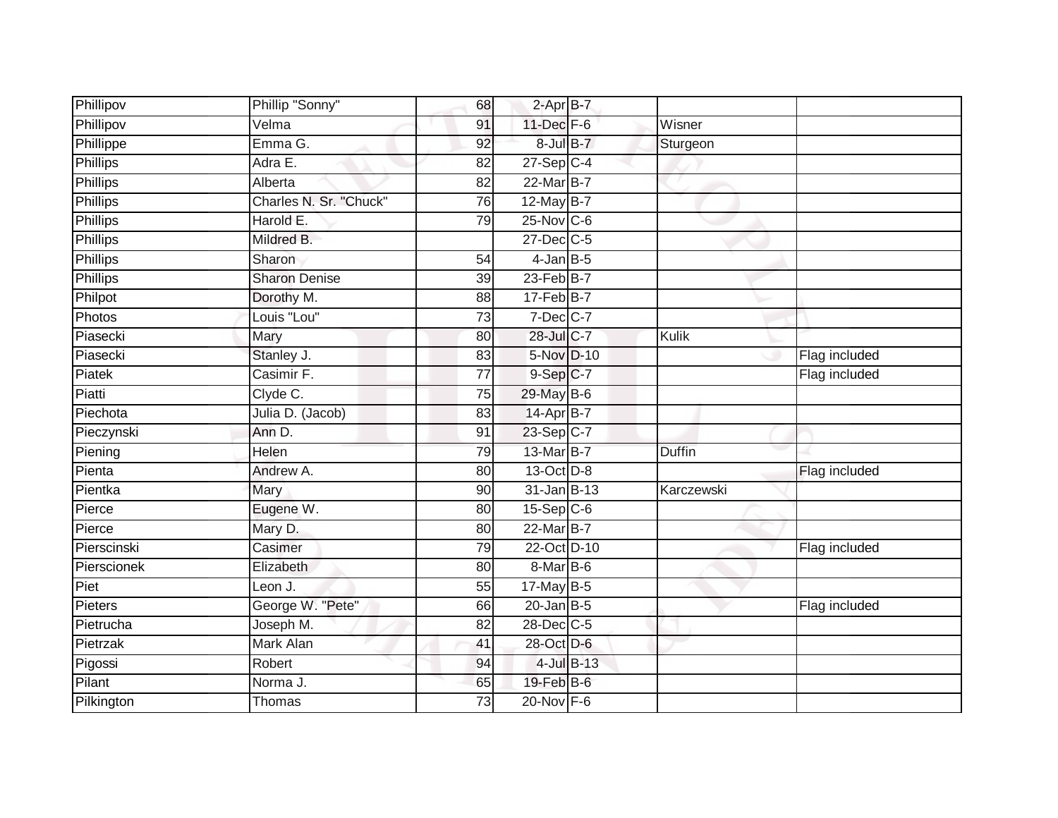| | | | | | | |
|---|---|---|---|---|---|---|
| Phillipov | Phillip "Sonny" | 68 | 2-Apr | B-7 | | |
| Phillipov | Velma | 91 | 11-Dec | F-6 | Wisner | |
| Phillippe | Emma G. | 92 | 8-Jul | B-7 | Sturgeon | |
| Phillips | Adra E. | 82 | 27-Sep | C-4 | | |
| Phillips | Alberta | 82 | 22-Mar | B-7 | | |
| Phillips | Charles N. Sr. "Chuck" | 76 | 12-May | B-7 | | |
| Phillips | Harold E. | 79 | 25-Nov | C-6 | | |
| Phillips | Mildred B. | | 27-Dec | C-5 | | |
| Phillips | Sharon | 54 | 4-Jan | B-5 | | |
| Phillips | Sharon Denise | 39 | 23-Feb | B-7 | | |
| Philpot | Dorothy M. | 88 | 17-Feb | B-7 | | |
| Photos | Louis "Lou" | 73 | 7-Dec | C-7 | | |
| Piasecki | Mary | 80 | 28-Jul | C-7 | Kulik | |
| Piasecki | Stanley J. | 83 | 5-Nov | D-10 | | Flag included |
| Piatek | Casimir F. | 77 | 9-Sep | C-7 | | Flag included |
| Piatti | Clyde C. | 75 | 29-May | B-6 | | |
| Piechota | Julia D. (Jacob) | 83 | 14-Apr | B-7 | | |
| Pieczynski | Ann D. | 91 | 23-Sep | C-7 | | |
| Piening | Helen | 79 | 13-Mar | B-7 | Duffin | |
| Pienta | Andrew A. | 80 | 13-Oct | D-8 | | Flag included |
| Pientka | Mary | 90 | 31-Jan | B-13 | Karczewski | |
| Pierce | Eugene W. | 80 | 15-Sep | C-6 | | |
| Pierce | Mary D. | 80 | 22-Mar | B-7 | | |
| Pierscinski | Casimer | 79 | 22-Oct | D-10 | | Flag included |
| Pierscionek | Elizabeth | 80 | 8-Mar | B-6 | | |
| Piet | Leon J. | 55 | 17-May | B-5 | | |
| Pieters | George W. "Pete" | 66 | 20-Jan | B-5 | | Flag included |
| Pietrucha | Joseph M. | 82 | 28-Dec | C-5 | | |
| Pietrzak | Mark Alan | 41 | 28-Oct | D-6 | | |
| Pigossi | Robert | 94 | 4-Jul | B-13 | | |
| Pilant | Norma J. | 65 | 19-Feb | B-6 | | |
| Pilkington | Thomas | 73 | 20-Nov | F-6 | | |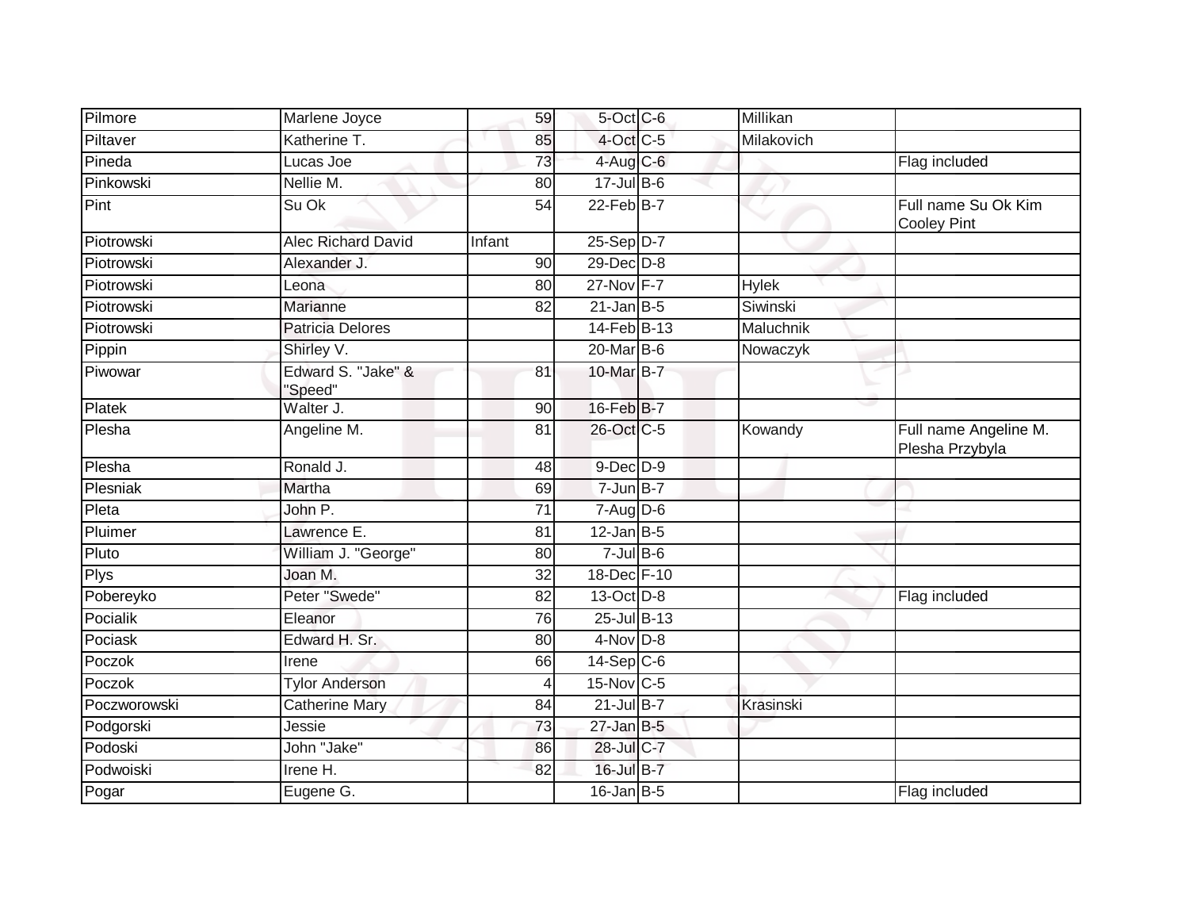| | | | | | | |
|---|---|---|---|---|---|---|
| Pilmore | Marlene Joyce | 59 | 5-Oct | C-6 | Millikan | |
| Piltaver | Katherine T. | 85 | 4-Oct | C-5 | Milakovich | |
| Pineda | Lucas Joe | 73 | 4-Aug | C-6 | | Flag included |
| Pinkowski | Nellie M. | 80 | 17-Jul | B-6 | | |
| Pint | Su Ok | 54 | 22-Feb | B-7 | | Full name Su Ok Kim Cooley Pint |
| Piotrowski | Alec Richard David | Infant | 25-Sep | D-7 | | |
| Piotrowski | Alexander J. | 90 | 29-Dec | D-8 | | |
| Piotrowski | Leona | 80 | 27-Nov | F-7 | Hylek | |
| Piotrowski | Marianne | 82 | 21-Jan | B-5 | Siwinski | |
| Piotrowski | Patricia Delores | | 14-Feb | B-13 | Maluchnik | |
| Pippin | Shirley V. | | 20-Mar | B-6 | Nowaczyk | |
| Piwowar | Edward S. "Jake" & "Speed" | 81 | 10-Mar | B-7 | | |
| Platek | Walter J. | 90 | 16-Feb | B-7 | | |
| Plesha | Angeline M. | 81 | 26-Oct | C-5 | Kowandy | Full name Angeline M. Plesha Przybyla |
| Plesha | Ronald J. | 48 | 9-Dec | D-9 | | |
| Plesniak | Martha | 69 | 7-Jun | B-7 | | |
| Pleta | John P. | 71 | 7-Aug | D-6 | | |
| Pluimer | Lawrence E. | 81 | 12-Jan | B-5 | | |
| Pluto | William J. "George" | 80 | 7-Jul | B-6 | | |
| Plys | Joan M. | 32 | 18-Dec | F-10 | | |
| Pobereyko | Peter "Swede" | 82 | 13-Oct | D-8 | | Flag included |
| Pocialik | Eleanor | 76 | 25-Jul | B-13 | | |
| Pociask | Edward H. Sr. | 80 | 4-Nov | D-8 | | |
| Poczok | Irene | 66 | 14-Sep | C-6 | | |
| Poczok | Tylor Anderson | 4 | 15-Nov | C-5 | | |
| Poczworowski | Catherine Mary | 84 | 21-Jul | B-7 | Krasinski | |
| Podgorski | Jessie | 73 | 27-Jan | B-5 | | |
| Podoski | John "Jake" | 86 | 28-Jul | C-7 | | |
| Podwoiski | Irene H. | 82 | 16-Jul | B-7 | | |
| Pogar | Eugene G. | | 16-Jan | B-5 | | Flag included |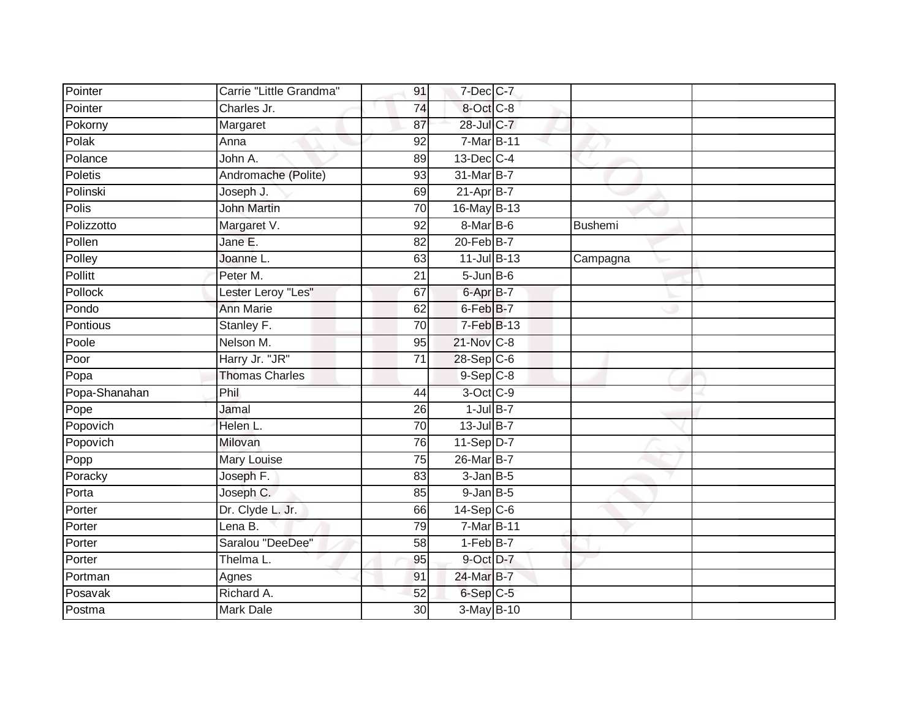| Pointer | Carrie "Little Grandma" | 91 | 7-Dec | C-7 | | |
|---|---|---|---|---|---|---|
| Pointer | Charles Jr. | 74 | 8-Oct | C-8 | | |
| Pokorny | Margaret | 87 | 28-Jul | C-7 | | |
| Polak | Anna | 92 | 7-Mar | B-11 | | |
| Polance | John A. | 89 | 13-Dec | C-4 | | |
| Poletis | Andromache (Polite) | 93 | 31-Mar | B-7 | | |
| Polinski | Joseph J. | 69 | 21-Apr | B-7 | | |
| Polis | John Martin | 70 | 16-May | B-13 | | |
| Polizzotto | Margaret V. | 92 | 8-Mar | B-6 | Bushemi | |
| Pollen | Jane E. | 82 | 20-Feb | B-7 | | |
| Polley | Joanne L. | 63 | 11-Jul | B-13 | Campagna | |
| Pollitt | Peter M. | 21 | 5-Jun | B-6 | | |
| Pollock | Lester Leroy "Les" | 67 | 6-Apr | B-7 | | |
| Pondo | Ann Marie | 62 | 6-Feb | B-7 | | |
| Pontious | Stanley F. | 70 | 7-Feb | B-13 | | |
| Poole | Nelson M. | 95 | 21-Nov | C-8 | | |
| Poor | Harry Jr. "JR" | 71 | 28-Sep | C-6 | | |
| Popa | Thomas Charles | | 9-Sep | C-8 | | |
| Popa-Shanahan | Phil | 44 | 3-Oct | C-9 | | |
| Pope | Jamal | 26 | 1-Jul | B-7 | | |
| Popovich | Helen L. | 70 | 13-Jul | B-7 | | |
| Popovich | Milovan | 76 | 11-Sep | D-7 | | |
| Popp | Mary Louise | 75 | 26-Mar | B-7 | | |
| Poracky | Joseph F. | 83 | 3-Jan | B-5 | | |
| Porta | Joseph C. | 85 | 9-Jan | B-5 | | |
| Porter | Dr. Clyde L. Jr. | 66 | 14-Sep | C-6 | | |
| Porter | Lena B. | 79 | 7-Mar | B-11 | | |
| Porter | Saralou "DeeDee" | 58 | 1-Feb | B-7 | | |
| Porter | Thelma L. | 95 | 9-Oct | D-7 | | |
| Portman | Agnes | 91 | 24-Mar | B-7 | | |
| Posavak | Richard A. | 52 | 6-Sep | C-5 | | |
| Postma | Mark Dale | 30 | 3-May | B-10 | | |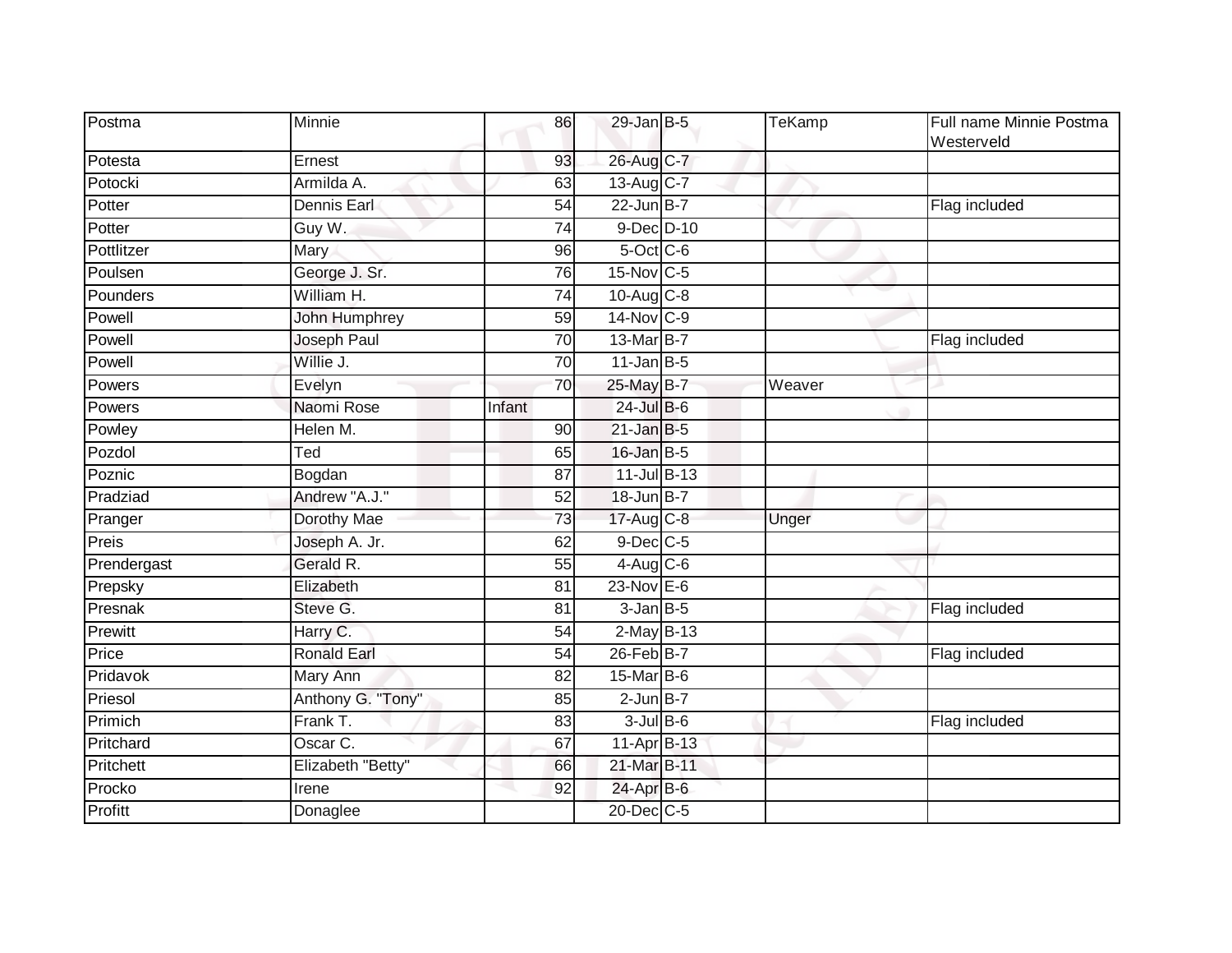| Postma | Minnie | 86 | 29-Jan | B-5 | TeKamp | Full name Minnie Postma Westerveld |
|---|---|---|---|---|---|---|
| Potesta | Ernest | 93 | 26-Aug | C-7 | | |
| Potocki | Armilda A. | 63 | 13-Aug | C-7 | | |
| Potter | Dennis Earl | 54 | 22-Jun | B-7 | | Flag included |
| Potter | Guy W. | 74 | 9-Dec | D-10 | | |
| Pottlitzer | Mary | 96 | 5-Oct | C-6 | | |
| Poulsen | George J. Sr. | 76 | 15-Nov | C-5 | | |
| Pounders | William H. | 74 | 10-Aug | C-8 | | |
| Powell | John Humphrey | 59 | 14-Nov | C-9 | | |
| Powell | Joseph Paul | 70 | 13-Mar | B-7 | | Flag included |
| Powell | Willie J. | 70 | 11-Jan | B-5 | | |
| Powers | Evelyn | 70 | 25-May | B-7 | Weaver | |
| Powers | Naomi Rose | Infant | 24-Jul | B-6 | | |
| Powley | Helen M. | 90 | 21-Jan | B-5 | | |
| Pozdol | Ted | 65 | 16-Jan | B-5 | | |
| Poznic | Bogdan | 87 | 11-Jul | B-13 | | |
| Pradziad | Andrew "A.J." | 52 | 18-Jun | B-7 | | |
| Pranger | Dorothy Mae | 73 | 17-Aug | C-8 | Unger | |
| Preis | Joseph A. Jr. | 62 | 9-Dec | C-5 | | |
| Prendergast | Gerald R. | 55 | 4-Aug | C-6 | | |
| Prepsky | Elizabeth | 81 | 23-Nov | E-6 | | |
| Presnak | Steve G. | 81 | 3-Jan | B-5 | | Flag included |
| Prewitt | Harry C. | 54 | 2-May | B-13 | | |
| Price | Ronald Earl | 54 | 26-Feb | B-7 | | Flag included |
| Pridavok | Mary Ann | 82 | 15-Mar | B-6 | | |
| Priesol | Anthony G. "Tony" | 85 | 2-Jun | B-7 | | |
| Primich | Frank T. | 83 | 3-Jul | B-6 | | Flag included |
| Pritchard | Oscar C. | 67 | 11-Apr | B-13 | | |
| Pritchett | Elizabeth "Betty" | 66 | 21-Mar | B-11 | | |
| Procko | Irene | 92 | 24-Apr | B-6 | | |
| Profitt | Donaglee | | 20-Dec | C-5 | | |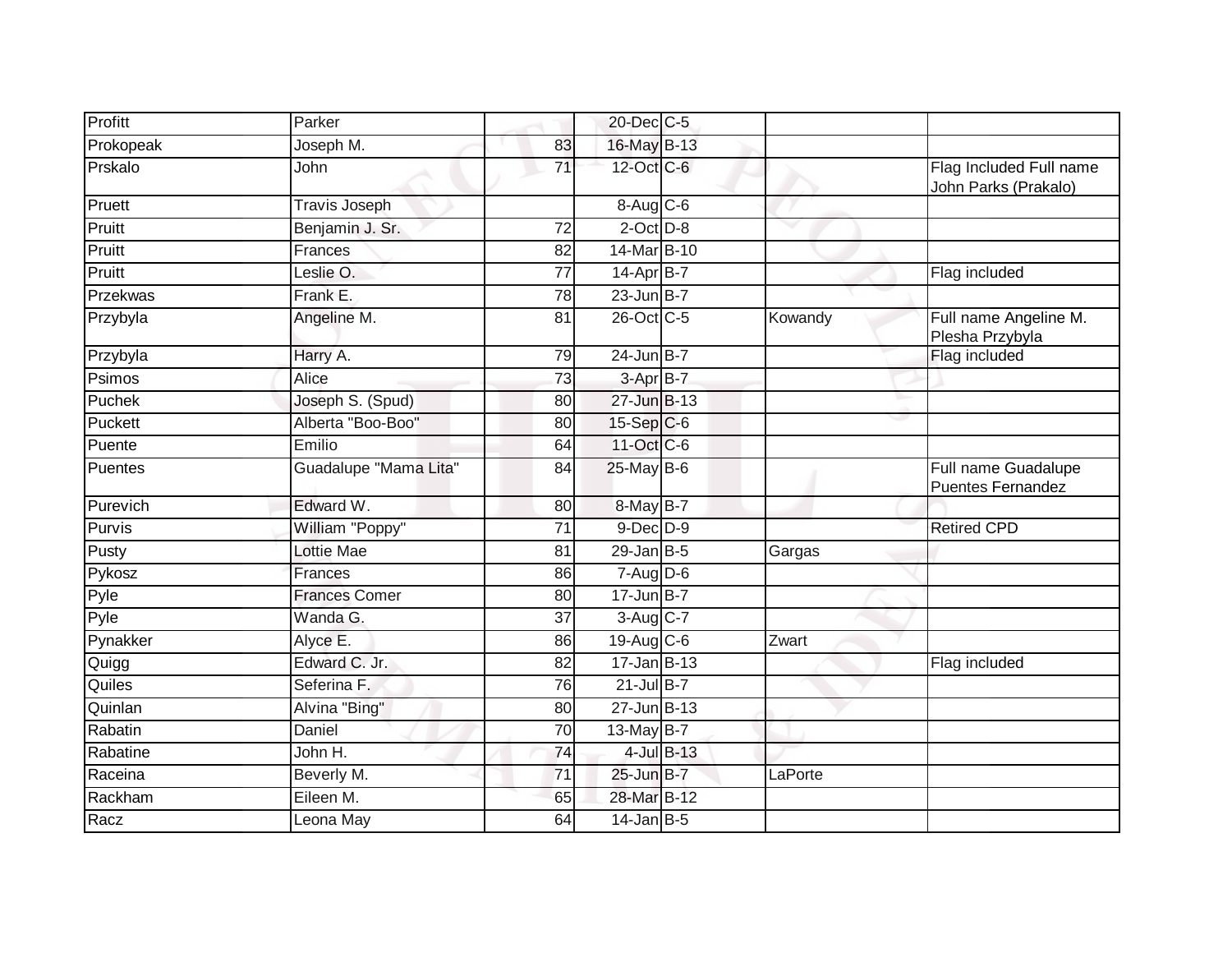| | | | | | | |
|---|---|---|---|---|---|---|
| Profitt | Parker | | 20-Dec | C-5 | | |
| Prokopeak | Joseph M. | 83 | 16-May | B-13 | | |
| Prskalo | John | 71 | 12-Oct | C-6 | | Flag Included Full name John Parks (Prakalo) |
| Pruett | Travis Joseph | | 8-Aug | C-6 | | |
| Pruitt | Benjamin J. Sr. | 72 | 2-Oct | D-8 | | |
| Pruitt | Frances | 82 | 14-Mar | B-10 | | |
| Pruitt | Leslie O. | 77 | 14-Apr | B-7 | | Flag included |
| Przekwas | Frank E. | 78 | 23-Jun | B-7 | | |
| Przybyla | Angeline M. | 81 | 26-Oct | C-5 | Kowandy | Full name Angeline M. Plesha Przybyla |
| Przybyla | Harry A. | 79 | 24-Jun | B-7 | | Flag included |
| Psimos | Alice | 73 | 3-Apr | B-7 | | |
| Puchek | Joseph S. (Spud) | 80 | 27-Jun | B-13 | | |
| Puckett | Alberta "Boo-Boo" | 80 | 15-Sep | C-6 | | |
| Puente | Emilio | 64 | 11-Oct | C-6 | | |
| Puentes | Guadalupe "Mama Lita" | 84 | 25-May | B-6 | | Full name Guadalupe Puentes Fernandez |
| Purevich | Edward W. | 80 | 8-May | B-7 | | |
| Purvis | William "Poppy" | 71 | 9-Dec | D-9 | | Retired CPD |
| Pusty | Lottie Mae | 81 | 29-Jan | B-5 | Gargas | |
| Pykosz | Frances | 86 | 7-Aug | D-6 | | |
| Pyle | Frances Comer | 80 | 17-Jun | B-7 | | |
| Pyle | Wanda G. | 37 | 3-Aug | C-7 | | |
| Pynakker | Alyce E. | 86 | 19-Aug | C-6 | Zwart | |
| Quigg | Edward C. Jr. | 82 | 17-Jan | B-13 | | Flag included |
| Quiles | Seferina F. | 76 | 21-Jul | B-7 | | |
| Quinlan | Alvina "Bing" | 80 | 27-Jun | B-13 | | |
| Rabatin | Daniel | 70 | 13-May | B-7 | | |
| Rabatine | John H. | 74 | 4-Jul | B-13 | | |
| Raceina | Beverly M. | 71 | 25-Jun | B-7 | LaPorte | |
| Rackham | Eileen M. | 65 | 28-Mar | B-12 | | |
| Racz | Leona May | 64 | 14-Jan | B-5 | | |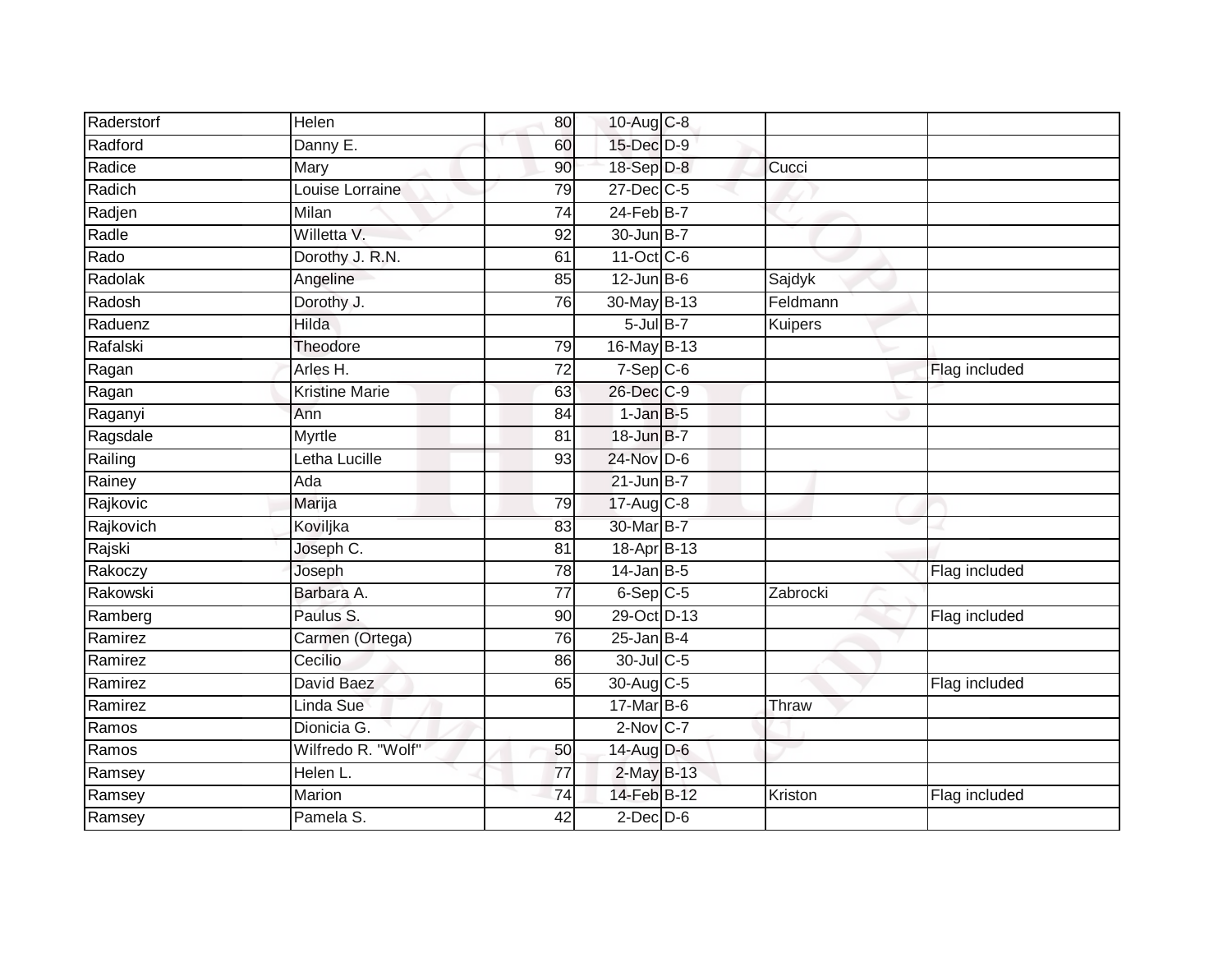| Raderstorf | Helen | 80 | 10-Aug | C-8 | | |
|---|---|---|---|---|---|---|
| Radford | Danny E. | 60 | 15-Dec | D-9 | | |
| Radice | Mary | 90 | 18-Sep | D-8 | Cucci | |
| Radich | Louise Lorraine | 79 | 27-Dec | C-5 | | |
| Radjen | Milan | 74 | 24-Feb | B-7 | | |
| Radle | Willetta V. | 92 | 30-Jun | B-7 | | |
| Rado | Dorothy J. R.N. | 61 | 11-Oct | C-6 | | |
| Radolak | Angeline | 85 | 12-Jun | B-6 | Sajdyk | |
| Radosh | Dorothy J. | 76 | 30-May | B-13 | Feldmann | |
| Raduenz | Hilda | | 5-Jul | B-7 | Kuipers | |
| Rafalski | Theodore | 79 | 16-May | B-13 | | |
| Ragan | Arles H. | 72 | 7-Sep | C-6 | | Flag included |
| Ragan | Kristine Marie | 63 | 26-Dec | C-9 | | |
| Raganyi | Ann | 84 | 1-Jan | B-5 | | |
| Ragsdale | Myrtle | 81 | 18-Jun | B-7 | | |
| Railing | Letha Lucille | 93 | 24-Nov | D-6 | | |
| Rainey | Ada | | 21-Jun | B-7 | | |
| Rajkovic | Marija | 79 | 17-Aug | C-8 | | |
| Rajkovich | Koviljka | 83 | 30-Mar | B-7 | | |
| Rajski | Joseph C. | 81 | 18-Apr | B-13 | | |
| Rakoczy | Joseph | 78 | 14-Jan | B-5 | | Flag included |
| Rakowski | Barbara A. | 77 | 6-Sep | C-5 | Zabrocki | |
| Ramberg | Paulus S. | 90 | 29-Oct | D-13 | | Flag included |
| Ramirez | Carmen (Ortega) | 76 | 25-Jan | B-4 | | |
| Ramirez | Cecilio | 86 | 30-Jul | C-5 | | |
| Ramirez | David Baez | 65 | 30-Aug | C-5 | | Flag included |
| Ramirez | Linda Sue | | 17-Mar | B-6 | Thraw | |
| Ramos | Dionicia G. | | 2-Nov | C-7 | | |
| Ramos | Wilfredo R. "Wolf" | 50 | 14-Aug | D-6 | | |
| Ramsey | Helen L. | 77 | 2-May | B-13 | | |
| Ramsey | Marion | 74 | 14-Feb | B-12 | Kriston | Flag included |
| Ramsey | Pamela S. | 42 | 2-Dec | D-6 | | |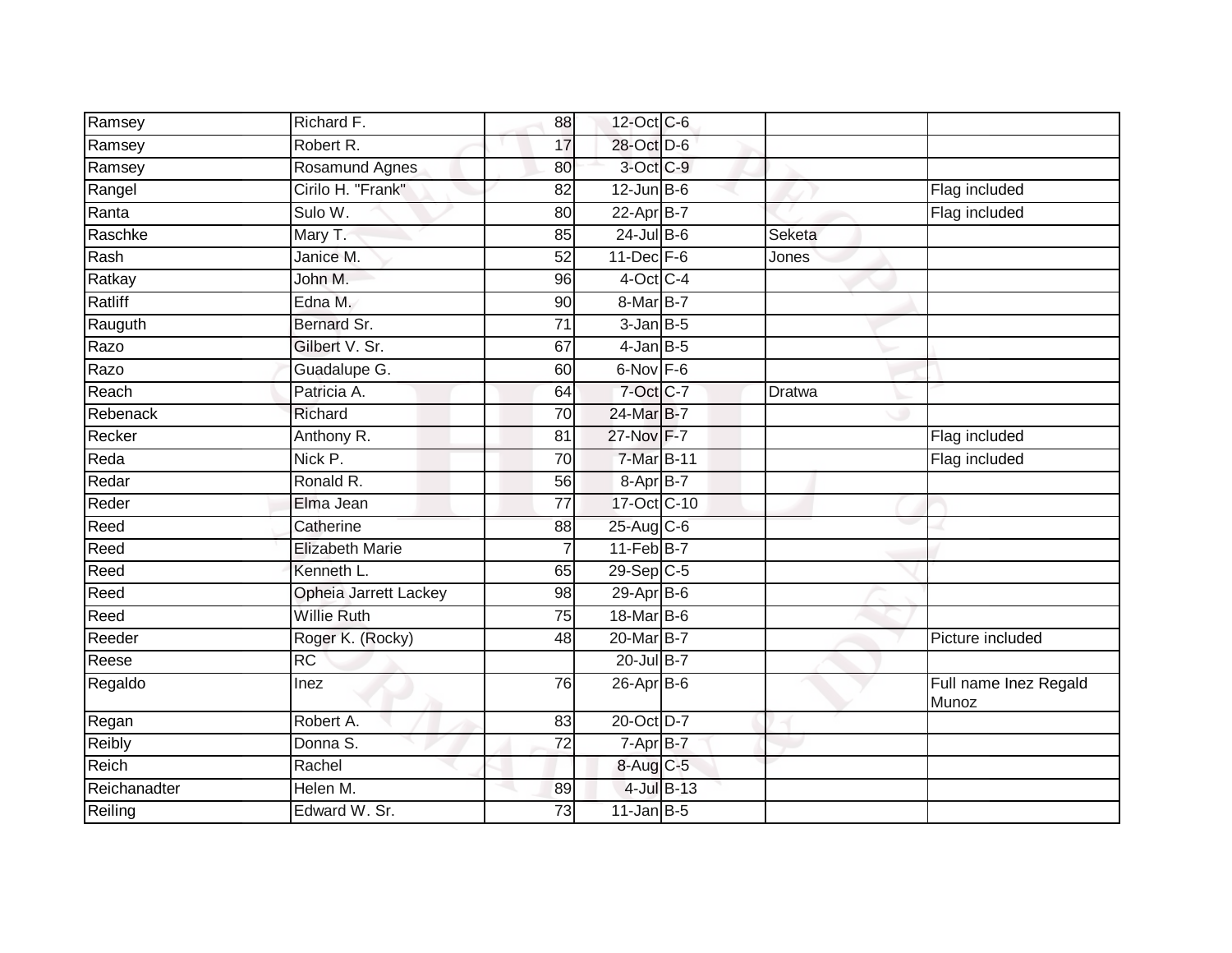| | | | | | | |
|---|---|---|---|---|---|---|
| Ramsey | Richard F. | 88 | 12-Oct | C-6 | | |
| Ramsey | Robert R. | 17 | 28-Oct | D-6 | | |
| Ramsey | Rosamund Agnes | 80 | 3-Oct | C-9 | | |
| Rangel | Cirilo H. "Frank" | 82 | 12-Jun | B-6 | | Flag included |
| Ranta | Sulo W. | 80 | 22-Apr | B-7 | | Flag included |
| Raschke | Mary T. | 85 | 24-Jul | B-6 | Seketa | |
| Rash | Janice M. | 52 | 11-Dec | F-6 | Jones | |
| Ratkay | John M. | 96 | 4-Oct | C-4 | | |
| Ratliff | Edna M. | 90 | 8-Mar | B-7 | | |
| Rauguth | Bernard Sr. | 71 | 3-Jan | B-5 | | |
| Razo | Gilbert V. Sr. | 67 | 4-Jan | B-5 | | |
| Razo | Guadalupe G. | 60 | 6-Nov | F-6 | | |
| Reach | Patricia A. | 64 | 7-Oct | C-7 | Dratwa | |
| Rebenack | Richard | 70 | 24-Mar | B-7 | | |
| Recker | Anthony R. | 81 | 27-Nov | F-7 | | Flag included |
| Reda | Nick P. | 70 | 7-Mar | B-11 | | Flag included |
| Redar | Ronald R. | 56 | 8-Apr | B-7 | | |
| Reder | Elma Jean | 77 | 17-Oct | C-10 | | |
| Reed | Catherine | 88 | 25-Aug | C-6 | | |
| Reed | Elizabeth Marie | 7 | 11-Feb | B-7 | | |
| Reed | Kenneth L. | 65 | 29-Sep | C-5 | | |
| Reed | Opheia Jarrett Lackey | 98 | 29-Apr | B-6 | | |
| Reed | Willie Ruth | 75 | 18-Mar | B-6 | | |
| Reeder | Roger K. (Rocky) | 48 | 20-Mar | B-7 | | Picture included |
| Reese | RC | | 20-Jul | B-7 | | |
| Regaldo | Inez | 76 | 26-Apr | B-6 | | Full name Inez Regald Munoz |
| Regan | Robert A. | 83 | 20-Oct | D-7 | | |
| Reibly | Donna S. | 72 | 7-Apr | B-7 | | |
| Reich | Rachel | | 8-Aug | C-5 | | |
| Reichanadter | Helen M. | 89 | 4-Jul | B-13 | | |
| Reiling | Edward W. Sr. | 73 | 11-Jan | B-5 | | |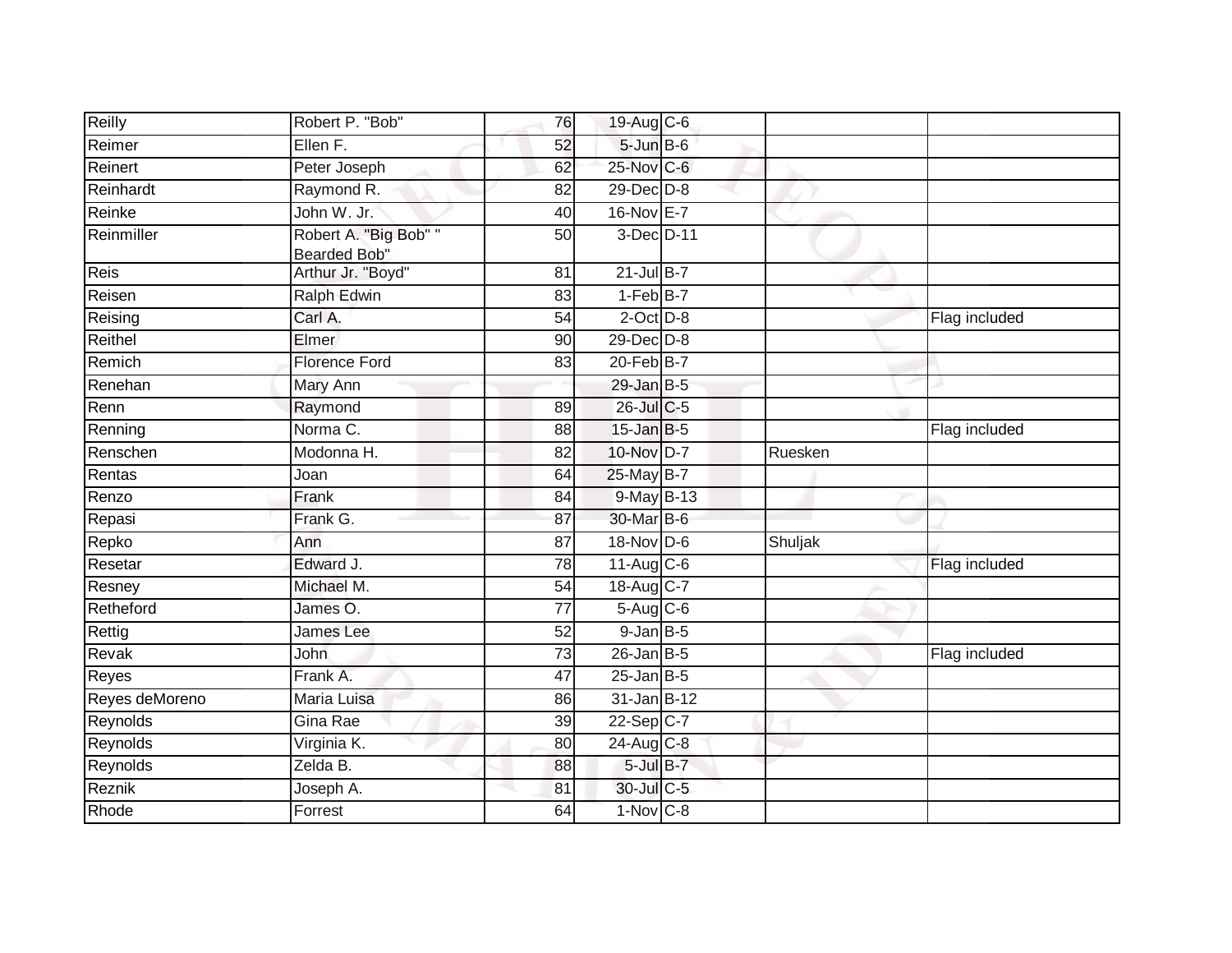| | | | | | | |
|---|---|---|---|---|---|---|
| Reilly | Robert P. "Bob" | 76 | 19-Aug | C-6 | | |
| Reimer | Ellen F. | 52 | 5-Jun | B-6 | | |
| Reinert | Peter Joseph | 62 | 25-Nov | C-6 | | |
| Reinhardt | Raymond R. | 82 | 29-Dec | D-8 | | |
| Reinke | John W. Jr. | 40 | 16-Nov | E-7 | | |
| Reinmiller | Robert A. "Big Bob" " Bearded Bob" | 50 | 3-Dec | D-11 | | |
| Reis | Arthur Jr. "Boyd" | 81 | 21-Jul | B-7 | | |
| Reisen | Ralph Edwin | 83 | 1-Feb | B-7 | | |
| Reising | Carl A. | 54 | 2-Oct | D-8 | | Flag included |
| Reithel | Elmer | 90 | 29-Dec | D-8 | | |
| Remich | Florence Ford | 83 | 20-Feb | B-7 | | |
| Renehan | Mary Ann | | 29-Jan | B-5 | | |
| Renn | Raymond | 89 | 26-Jul | C-5 | | |
| Renning | Norma C. | 88 | 15-Jan | B-5 | | Flag included |
| Renschen | Modonna H. | 82 | 10-Nov | D-7 | Ruesken | |
| Rentas | Joan | 64 | 25-May | B-7 | | |
| Renzo | Frank | 84 | 9-May | B-13 | | |
| Repasi | Frank G. | 87 | 30-Mar | B-6 | | |
| Repko | Ann | 87 | 18-Nov | D-6 | Shuljak | |
| Resetar | Edward J. | 78 | 11-Aug | C-6 | | Flag included |
| Resney | Michael M. | 54 | 18-Aug | C-7 | | |
| Retheford | James O. | 77 | 5-Aug | C-6 | | |
| Rettig | James Lee | 52 | 9-Jan | B-5 | | |
| Revak | John | 73 | 26-Jan | B-5 | | Flag included |
| Reyes | Frank A. | 47 | 25-Jan | B-5 | | |
| Reyes deMoreno | Maria Luisa | 86 | 31-Jan | B-12 | | |
| Reynolds | Gina Rae | 39 | 22-Sep | C-7 | | |
| Reynolds | Virginia K. | 80 | 24-Aug | C-8 | | |
| Reynolds | Zelda B. | 88 | 5-Jul | B-7 | | |
| Reznik | Joseph A. | 81 | 30-Jul | C-5 | | |
| Rhode | Forrest | 64 | 1-Nov | C-8 | | |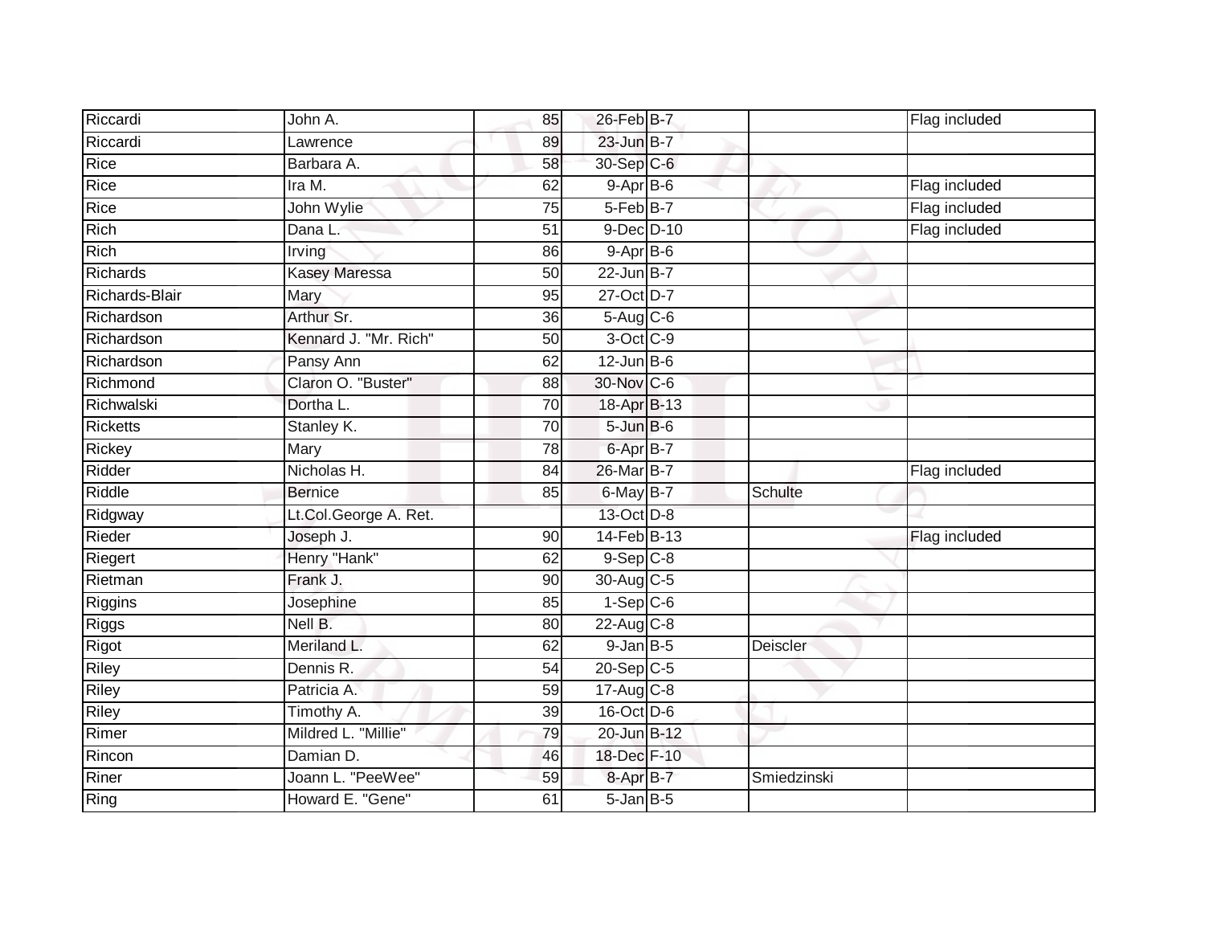| Riccardi | John A. | 85 | 26-Feb | B-7 | | Flag included |
|---|---|---|---|---|---|---|
| Riccardi | Lawrence | 89 | 23-Jun | B-7 | | |
| Rice | Barbara A. | 58 | 30-Sep | C-6 | | |
| Rice | Ira M. | 62 | 9-Apr | B-6 | | Flag included |
| Rice | John Wylie | 75 | 5-Feb | B-7 | | Flag included |
| Rich | Dana L. | 51 | 9-Dec | D-10 | | Flag included |
| Rich | Irving | 86 | 9-Apr | B-6 | | |
| Richards | Kasey Maressa | 50 | 22-Jun | B-7 | | |
| Richards-Blair | Mary | 95 | 27-Oct | D-7 | | |
| Richardson | Arthur Sr. | 36 | 5-Aug | C-6 | | |
| Richardson | Kennard J. "Mr. Rich" | 50 | 3-Oct | C-9 | | |
| Richardson | Pansy Ann | 62 | 12-Jun | B-6 | | |
| Richmond | Claron O. "Buster" | 88 | 30-Nov | C-6 | | |
| Richwalski | Dortha L. | 70 | 18-Apr | B-13 | | |
| Ricketts | Stanley K. | 70 | 5-Jun | B-6 | | |
| Rickey | Mary | 78 | 6-Apr | B-7 | | |
| Ridder | Nicholas H. | 84 | 26-Mar | B-7 | | Flag included |
| Riddle | Bernice | 85 | 6-May | B-7 | Schulte | |
| Ridgway | Lt.Col.George A. Ret. | | 13-Oct | D-8 | | |
| Rieder | Joseph J. | 90 | 14-Feb | B-13 | | Flag included |
| Riegert | Henry "Hank" | 62 | 9-Sep | C-8 | | |
| Rietman | Frank J. | 90 | 30-Aug | C-5 | | |
| Riggins | Josephine | 85 | 1-Sep | C-6 | | |
| Riggs | Nell B. | 80 | 22-Aug | C-8 | | |
| Rigot | Meriland L. | 62 | 9-Jan | B-5 | Deiscler | |
| Riley | Dennis R. | 54 | 20-Sep | C-5 | | |
| Riley | Patricia A. | 59 | 17-Aug | C-8 | | |
| Riley | Timothy A. | 39 | 16-Oct | D-6 | | |
| Rimer | Mildred L. "Millie" | 79 | 20-Jun | B-12 | | |
| Rincon | Damian D. | 46 | 18-Dec | F-10 | | |
| Riner | Joann L. "PeeWee" | 59 | 8-Apr | B-7 | Smiedzinski | |
| Ring | Howard E. "Gene" | 61 | 5-Jan | B-5 | | |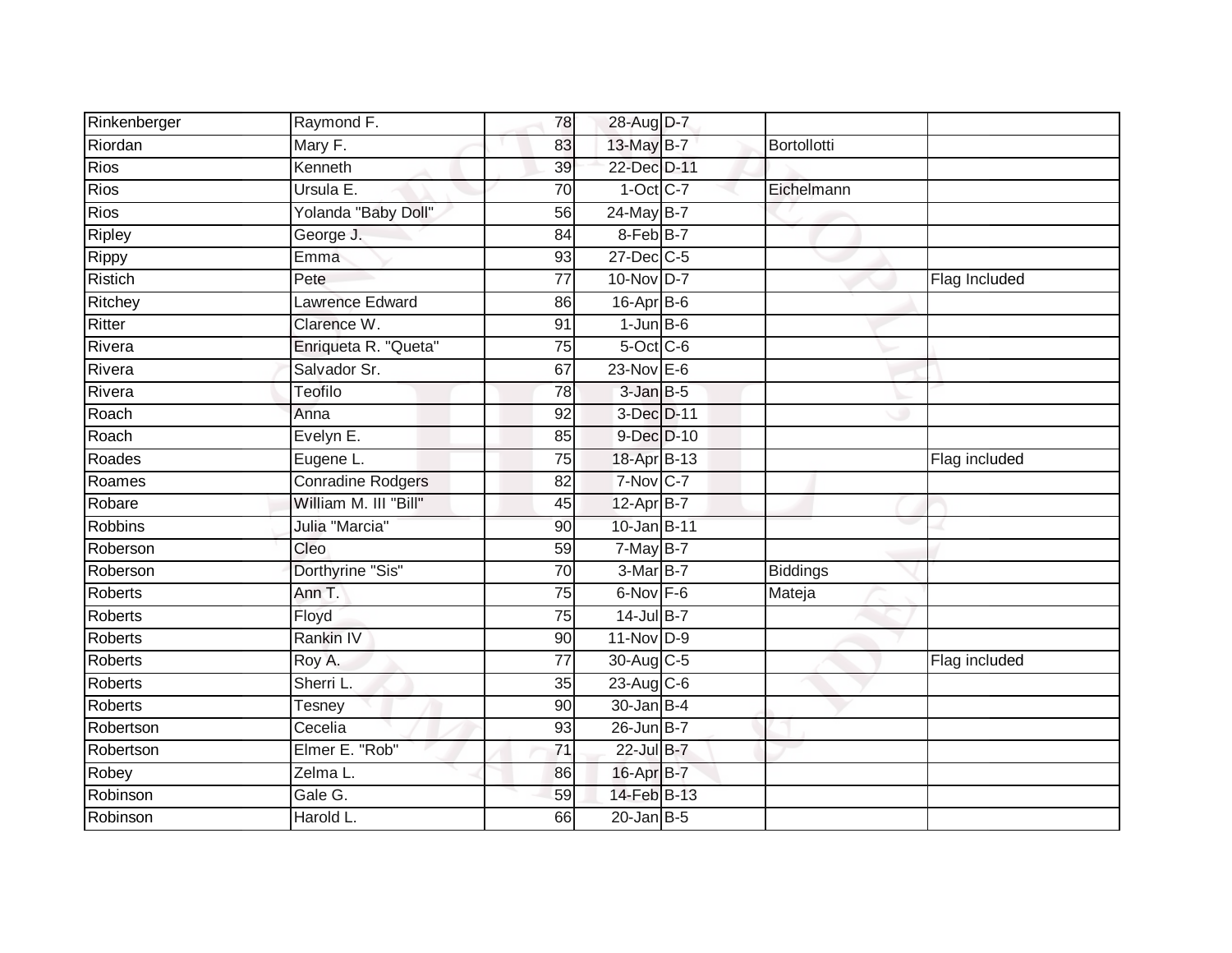| | | | | | | |
|---|---|---|---|---|---|---|
| Rinkenberger | Raymond F. | 78 | 28-Aug | D-7 | | |
| Riordan | Mary F. | 83 | 13-May | B-7 | Bortollotti | |
| Rios | Kenneth | 39 | 22-Dec | D-11 | | |
| Rios | Ursula E. | 70 | 1-Oct | C-7 | Eichelmann | |
| Rios | Yolanda "Baby Doll" | 56 | 24-May | B-7 | | |
| Ripley | George J. | 84 | 8-Feb | B-7 | | |
| Rippy | Emma | 93 | 27-Dec | C-5 | | |
| Ristich | Pete | 77 | 10-Nov | D-7 | | Flag Included |
| Ritchey | Lawrence Edward | 86 | 16-Apr | B-6 | | |
| Ritter | Clarence W. | 91 | 1-Jun | B-6 | | |
| Rivera | Enriqueta R. "Queta" | 75 | 5-Oct | C-6 | | |
| Rivera | Salvador Sr. | 67 | 23-Nov | E-6 | | |
| Rivera | Teofilo | 78 | 3-Jan | B-5 | | |
| Roach | Anna | 92 | 3-Dec | D-11 | | |
| Roach | Evelyn E. | 85 | 9-Dec | D-10 | | |
| Roades | Eugene L. | 75 | 18-Apr | B-13 | | Flag included |
| Roames | Conradine Rodgers | 82 | 7-Nov | C-7 | | |
| Robare | William M. III "Bill" | 45 | 12-Apr | B-7 | | |
| Robbins | Julia "Marcia" | 90 | 10-Jan | B-11 | | |
| Roberson | Cleo | 59 | 7-May | B-7 | | |
| Roberson | Dorthyrine "Sis" | 70 | 3-Mar | B-7 | Biddings | |
| Roberts | Ann T. | 75 | 6-Nov | F-6 | Mateja | |
| Roberts | Floyd | 75 | 14-Jul | B-7 | | |
| Roberts | Rankin IV | 90 | 11-Nov | D-9 | | |
| Roberts | Roy A. | 77 | 30-Aug | C-5 | | Flag included |
| Roberts | Sherri L. | 35 | 23-Aug | C-6 | | |
| Roberts | Tesney | 90 | 30-Jan | B-4 | | |
| Robertson | Cecelia | 93 | 26-Jun | B-7 | | |
| Robertson | Elmer E. "Rob" | 71 | 22-Jul | B-7 | | |
| Robey | Zelma L. | 86 | 16-Apr | B-7 | | |
| Robinson | Gale G. | 59 | 14-Feb | B-13 | | |
| Robinson | Harold L. | 66 | 20-Jan | B-5 | | |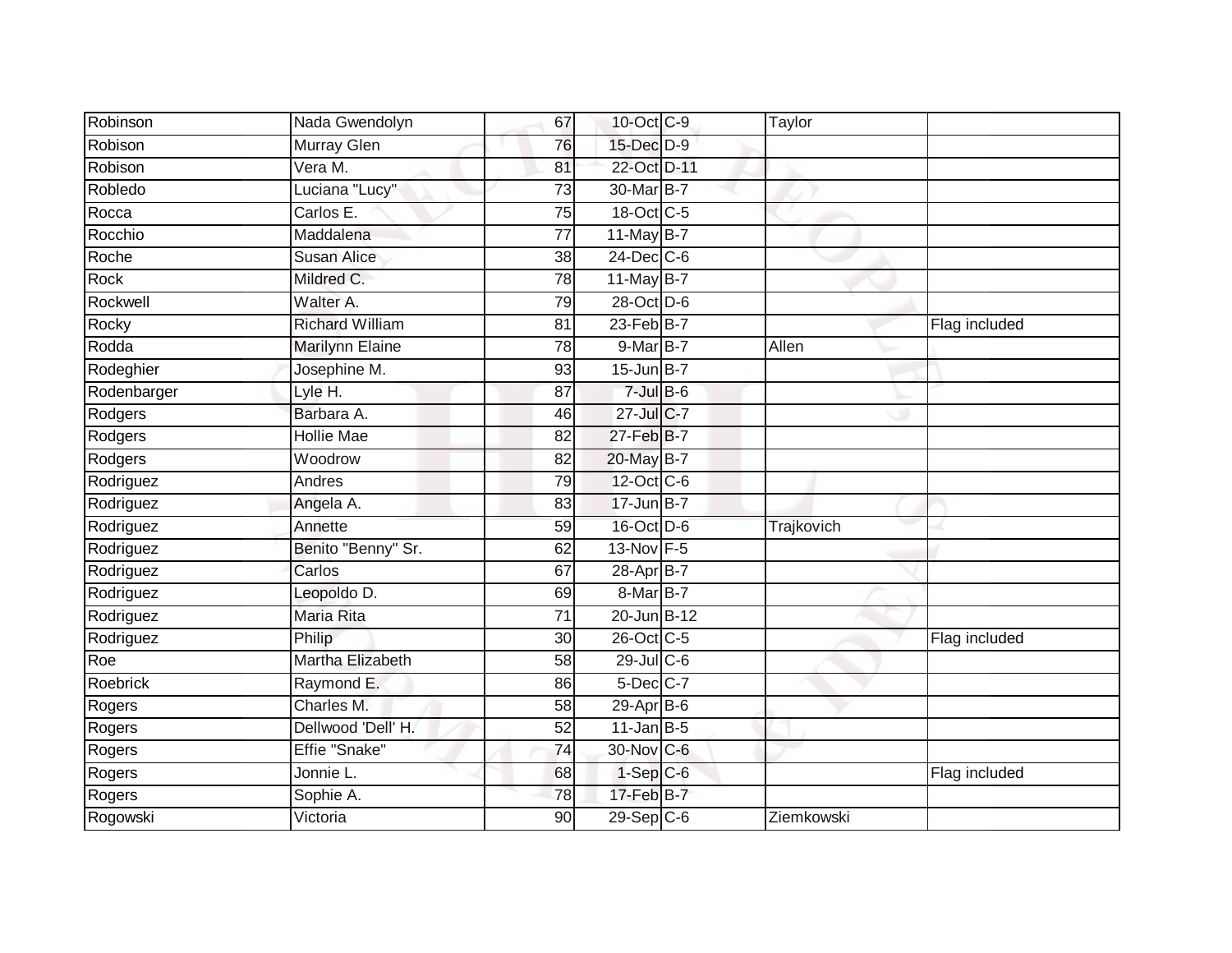| | | | | | | |
|---|---|---|---|---|---|---|
| Robinson | Nada Gwendolyn | 67 | 10-Oct | C-9 | Taylor | |
| Robison | Murray Glen | 76 | 15-Dec | D-9 | | |
| Robison | Vera M. | 81 | 22-Oct | D-11 | | |
| Robledo | Luciana "Lucy" | 73 | 30-Mar | B-7 | | |
| Rocca | Carlos E. | 75 | 18-Oct | C-5 | | |
| Rocchio | Maddalena | 77 | 11-May | B-7 | | |
| Roche | Susan Alice | 38 | 24-Dec | C-6 | | |
| Rock | Mildred C. | 78 | 11-May | B-7 | | |
| Rockwell | Walter A. | 79 | 28-Oct | D-6 | | |
| Rocky | Richard William | 81 | 23-Feb | B-7 | | Flag included |
| Rodda | Marilynn Elaine | 78 | 9-Mar | B-7 | Allen | |
| Rodeghier | Josephine M. | 93 | 15-Jun | B-7 | | |
| Rodenbarger | Lyle H. | 87 | 7-Jul | B-6 | | |
| Rodgers | Barbara A. | 46 | 27-Jul | C-7 | | |
| Rodgers | Hollie Mae | 82 | 27-Feb | B-7 | | |
| Rodgers | Woodrow | 82 | 20-May | B-7 | | |
| Rodriguez | Andres | 79 | 12-Oct | C-6 | | |
| Rodriguez | Angela A. | 83 | 17-Jun | B-7 | | |
| Rodriguez | Annette | 59 | 16-Oct | D-6 | Trajkovich | |
| Rodriguez | Benito "Benny" Sr. | 62 | 13-Nov | F-5 | | |
| Rodriguez | Carlos | 67 | 28-Apr | B-7 | | |
| Rodriguez | Leopoldo D. | 69 | 8-Mar | B-7 | | |
| Rodriguez | Maria Rita | 71 | 20-Jun | B-12 | | |
| Rodriguez | Philip | 30 | 26-Oct | C-5 | | Flag included |
| Roe | Martha Elizabeth | 58 | 29-Jul | C-6 | | |
| Roebrick | Raymond E. | 86 | 5-Dec | C-7 | | |
| Rogers | Charles M. | 58 | 29-Apr | B-6 | | |
| Rogers | Dellwood 'Dell' H. | 52 | 11-Jan | B-5 | | |
| Rogers | Effie "Snake" | 74 | 30-Nov | C-6 | | |
| Rogers | Jonnie L. | 68 | 1-Sep | C-6 | | Flag included |
| Rogers | Sophie A. | 78 | 17-Feb | B-7 | | |
| Rogowski | Victoria | 90 | 29-Sep | C-6 | Ziemkowski | |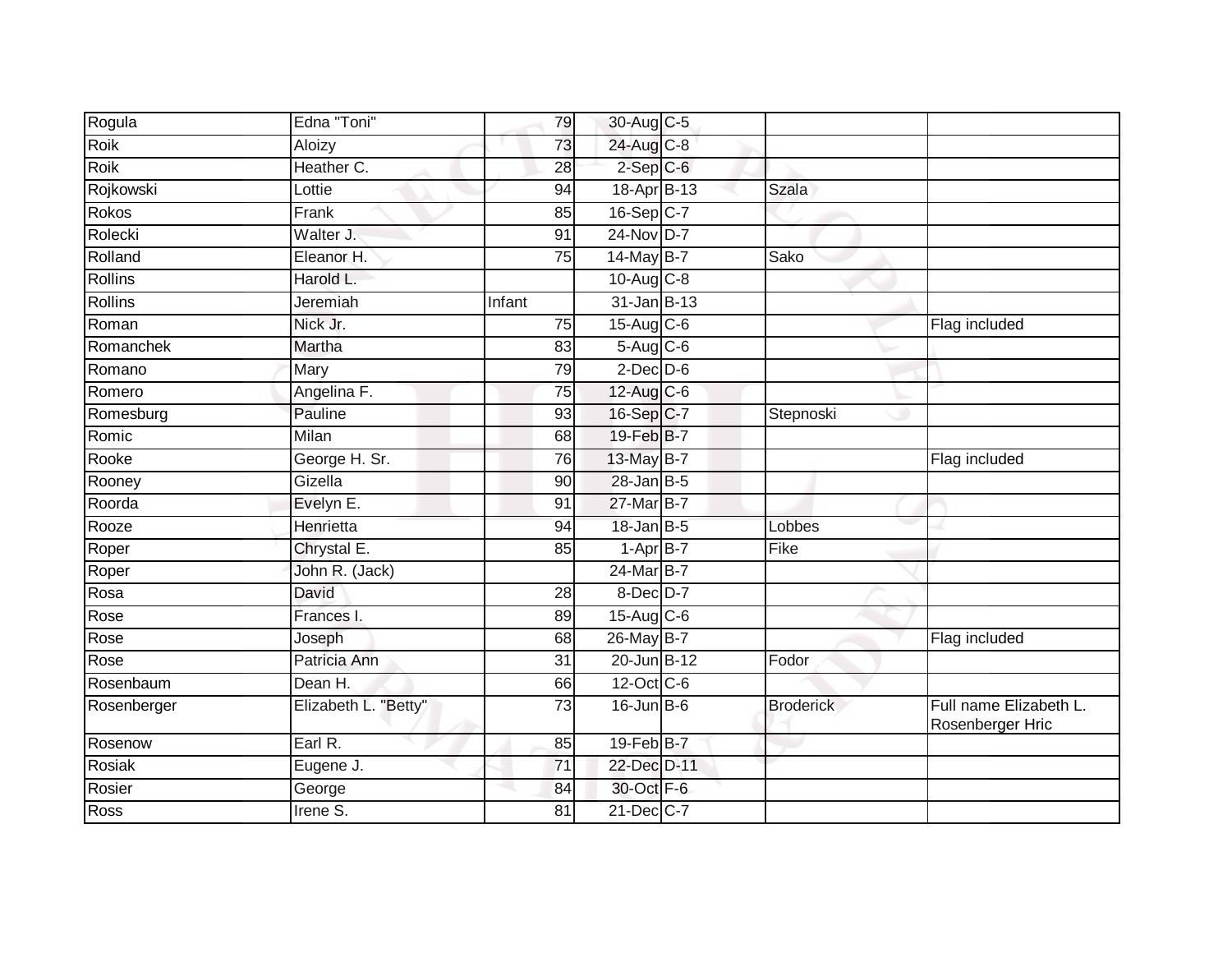| | | | | | | |
|---|---|---|---|---|---|---|
| Rogula | Edna "Toni" | 79 | 30-Aug | C-5 | | |
| Roik | Aloizy | 73 | 24-Aug | C-8 | | |
| Roik | Heather C. | 28 | 2-Sep | C-6 | | |
| Rojkowski | Lottie | 94 | 18-Apr | B-13 | Szala | |
| Rokos | Frank | 85 | 16-Sep | C-7 | | |
| Rolecki | Walter J. | 91 | 24-Nov | D-7 | | |
| Rolland | Eleanor H. | 75 | 14-May | B-7 | Sako | |
| Rollins | Harold L. | | 10-Aug | C-8 | | |
| Rollins | Jeremiah | Infant | 31-Jan | B-13 | | |
| Roman | Nick Jr. | 75 | 15-Aug | C-6 | | Flag included |
| Romanchek | Martha | 83 | 5-Aug | C-6 | | |
| Romano | Mary | 79 | 2-Dec | D-6 | | |
| Romero | Angelina F. | 75 | 12-Aug | C-6 | | |
| Romesburg | Pauline | 93 | 16-Sep | C-7 | Stepnoski | |
| Romic | Milan | 68 | 19-Feb | B-7 | | |
| Rooke | George H. Sr. | 76 | 13-May | B-7 | | Flag included |
| Rooney | Gizella | 90 | 28-Jan | B-5 | | |
| Roorda | Evelyn E. | 91 | 27-Mar | B-7 | | |
| Rooze | Henrietta | 94 | 18-Jan | B-5 | Lobbes | |
| Roper | Chrystal E. | 85 | 1-Apr | B-7 | Fike | |
| Roper | John R. (Jack) | | 24-Mar | B-7 | | |
| Rosa | David | 28 | 8-Dec | D-7 | | |
| Rose | Frances I. | 89 | 15-Aug | C-6 | | |
| Rose | Joseph | 68 | 26-May | B-7 | | Flag included |
| Rose | Patricia Ann | 31 | 20-Jun | B-12 | Fodor | |
| Rosenbaum | Dean H. | 66 | 12-Oct | C-6 | | |
| Rosenberger | Elizabeth L. "Betty" | 73 | 16-Jun | B-6 | Broderick | Full name Elizabeth L. Rosenberger Hric |
| Rosenow | Earl R. | 85 | 19-Feb | B-7 | | |
| Rosiak | Eugene J. | 71 | 22-Dec | D-11 | | |
| Rosier | George | 84 | 30-Oct | F-6 | | |
| Ross | Irene S. | 81 | 21-Dec | C-7 | | |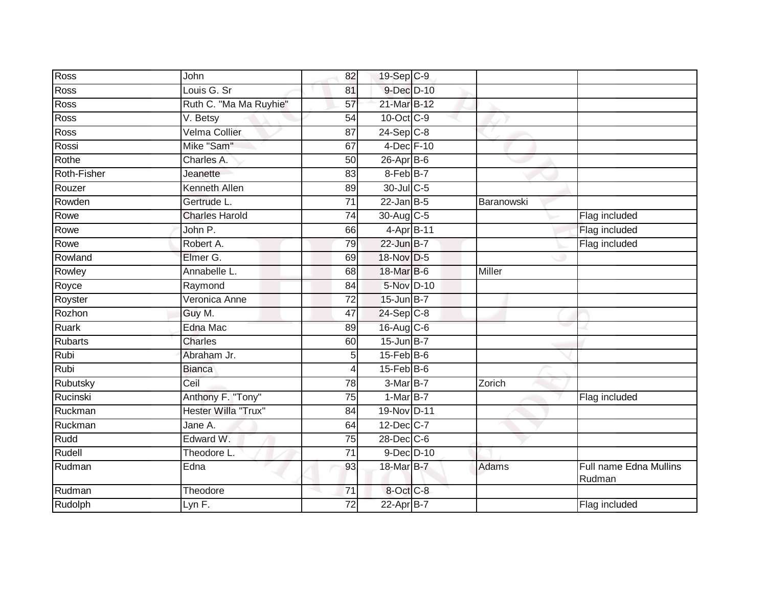| | | | | | | |
|---|---|---|---|---|---|---|
| Ross | John | 82 | 19-Sep | C-9 | | |
| Ross | Louis G. Sr | 81 | 9-Dec | D-10 | | |
| Ross | Ruth C. "Ma Ma Ruyhie" | 57 | 21-Mar | B-12 | | |
| Ross | V. Betsy | 54 | 10-Oct | C-9 | | |
| Ross | Velma Collier | 87 | 24-Sep | C-8 | | |
| Rossi | Mike "Sam" | 67 | 4-Dec | F-10 | | |
| Rothe | Charles A. | 50 | 26-Apr | B-6 | | |
| Roth-Fisher | Jeanette | 83 | 8-Feb | B-7 | | |
| Rouzer | Kenneth Allen | 89 | 30-Jul | C-5 | | |
| Rowden | Gertrude L. | 71 | 22-Jan | B-5 | Baranowski | |
| Rowe | Charles Harold | 74 | 30-Aug | C-5 | | Flag included |
| Rowe | John P. | 66 | 4-Apr | B-11 | | Flag included |
| Rowe | Robert A. | 79 | 22-Jun | B-7 | | Flag included |
| Rowland | Elmer G. | 69 | 18-Nov | D-5 | | |
| Rowley | Annabelle L. | 68 | 18-Mar | B-6 | Miller | |
| Royce | Raymond | 84 | 5-Nov | D-10 | | |
| Royster | Veronica Anne | 72 | 15-Jun | B-7 | | |
| Rozhon | Guy M. | 47 | 24-Sep | C-8 | | |
| Ruark | Edna Mac | 89 | 16-Aug | C-6 | | |
| Rubarts | Charles | 60 | 15-Jun | B-7 | | |
| Rubi | Abraham Jr. | 5 | 15-Feb | B-6 | | |
| Rubi | Bianca | 4 | 15-Feb | B-6 | | |
| Rubutsky | Ceil | 78 | 3-Mar | B-7 | Zorich | |
| Rucinski | Anthony F. "Tony" | 75 | 1-Mar | B-7 | | Flag included |
| Ruckman | Hester Willa "Trux" | 84 | 19-Nov | D-11 | | |
| Ruckman | Jane A. | 64 | 12-Dec | C-7 | | |
| Rudd | Edward W. | 75 | 28-Dec | C-6 | | |
| Rudell | Theodore L. | 71 | 9-Dec | D-10 | | |
| Rudman | Edna | 93 | 18-Mar | B-7 | Adams | Full name Edna Mullins Rudman |
| Rudman | Theodore | 71 | 8-Oct | C-8 | | |
| Rudolph | Lyn F. | 72 | 22-Apr | B-7 | | Flag included |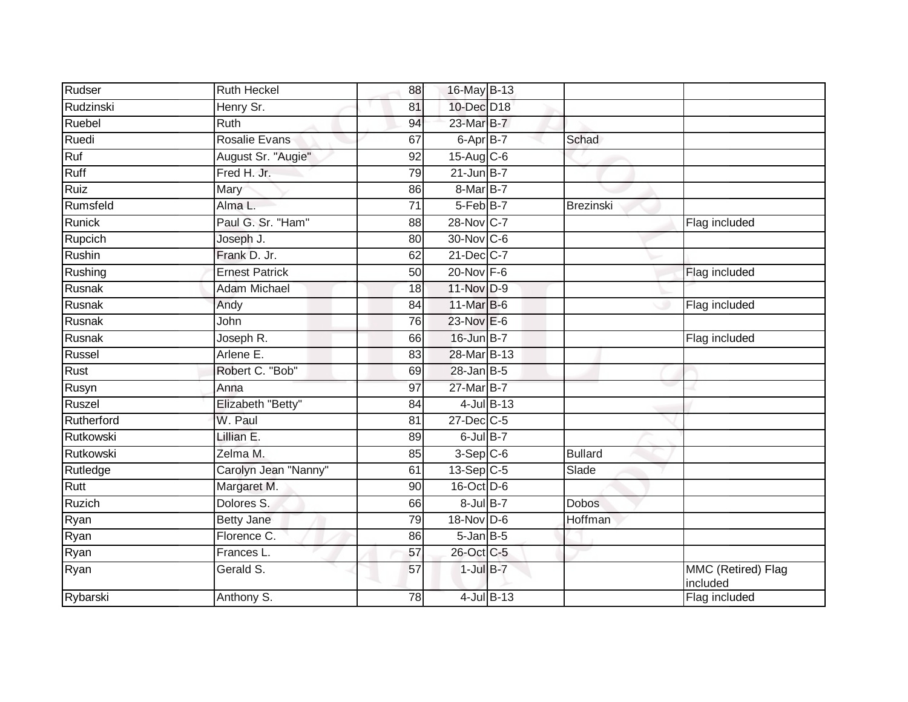| | | | | | | |
|---|---|---|---|---|---|---|
| Rudser | Ruth Heckel | 88 | 16-May | B-13 | | |
| Rudzinski | Henry Sr. | 81 | 10-Dec | D18 | | |
| Ruebel | Ruth | 94 | 23-Mar | B-7 | | |
| Ruedi | Rosalie Evans | 67 | 6-Apr | B-7 | Schad | |
| Ruf | August Sr. "Augie" | 92 | 15-Aug | C-6 | | |
| Ruff | Fred H. Jr. | 79 | 21-Jun | B-7 | | |
| Ruiz | Mary | 86 | 8-Mar | B-7 | | |
| Rumsfeld | Alma L. | 71 | 5-Feb | B-7 | Brezinski | |
| Runick | Paul G. Sr. "Ham" | 88 | 28-Nov | C-7 | | Flag included |
| Rupcich | Joseph J. | 80 | 30-Nov | C-6 | | |
| Rushin | Frank D. Jr. | 62 | 21-Dec | C-7 | | |
| Rushing | Ernest Patrick | 50 | 20-Nov | F-6 | | Flag included |
| Rusnak | Adam Michael | 18 | 11-Nov | D-9 | | |
| Rusnak | Andy | 84 | 11-Mar | B-6 | | Flag included |
| Rusnak | John | 76 | 23-Nov | E-6 | | |
| Rusnak | Joseph R. | 66 | 16-Jun | B-7 | | Flag included |
| Russel | Arlene E. | 83 | 28-Mar | B-13 | | |
| Rust | Robert C. "Bob" | 69 | 28-Jan | B-5 | | |
| Rusyn | Anna | 97 | 27-Mar | B-7 | | |
| Ruszel | Elizabeth "Betty" | 84 | 4-Jul | B-13 | | |
| Rutherford | W. Paul | 81 | 27-Dec | C-5 | | |
| Rutkowski | Lillian E. | 89 | 6-Jul | B-7 | | |
| Rutkowski | Zelma M. | 85 | 3-Sep | C-6 | Bullard | |
| Rutledge | Carolyn Jean "Nanny" | 61 | 13-Sep | C-5 | Slade | |
| Rutt | Margaret M. | 90 | 16-Oct | D-6 | | |
| Ruzich | Dolores S. | 66 | 8-Jul | B-7 | Dobos | |
| Ryan | Betty Jane | 79 | 18-Nov | D-6 | Hoffman | |
| Ryan | Florence C. | 86 | 5-Jan | B-5 | | |
| Ryan | Frances L. | 57 | 26-Oct | C-5 | | |
| Ryan | Gerald S. | 57 | 1-Jul | B-7 | | MMC (Retired) Flag included |
| Rybarski | Anthony S. | 78 | 4-Jul | B-13 | | Flag included |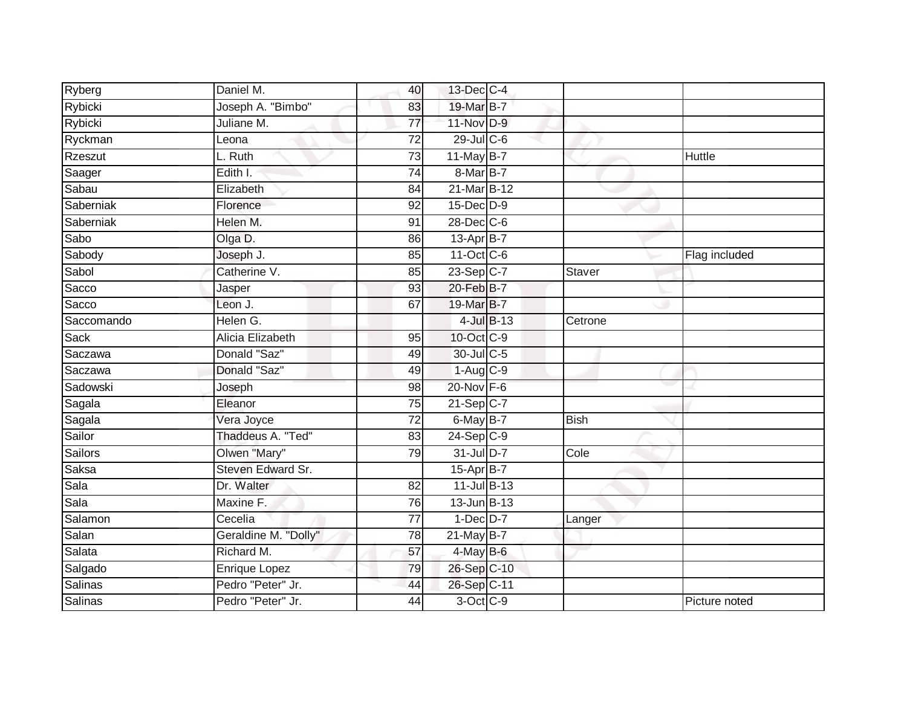| | | | | | | |
|---|---|---|---|---|---|---|
| Ryberg | Daniel M. | 40 | 13-Dec | C-4 | | |
| Rybicki | Joseph A. "Bimbo" | 83 | 19-Mar | B-7 | | |
| Rybicki | Juliane M. | 77 | 11-Nov | D-9 | | |
| Ryckman | Leona | 72 | 29-Jul | C-6 | | |
| Rzeszut | L. Ruth | 73 | 11-May | B-7 | | Huttle |
| Saager | Edith I. | 74 | 8-Mar | B-7 | | |
| Sabau | Elizabeth | 84 | 21-Mar | B-12 | | |
| Saberniak | Florence | 92 | 15-Dec | D-9 | | |
| Saberniak | Helen M. | 91 | 28-Dec | C-6 | | |
| Sabo | Olga D. | 86 | 13-Apr | B-7 | | |
| Sabody | Joseph J. | 85 | 11-Oct | C-6 | | Flag included |
| Sabol | Catherine V. | 85 | 23-Sep | C-7 | Staver | |
| Sacco | Jasper | 93 | 20-Feb | B-7 | | |
| Sacco | Leon J. | 67 | 19-Mar | B-7 | | |
| Saccomando | Helen G. | | 4-Jul | B-13 | Cetrone | |
| Sack | Alicia Elizabeth | 95 | 10-Oct | C-9 | | |
| Saczawa | Donald "Saz" | 49 | 30-Jul | C-5 | | |
| Saczawa | Donald "Saz" | 49 | 1-Aug | C-9 | | |
| Sadowski | Joseph | 98 | 20-Nov | F-6 | | |
| Sagala | Eleanor | 75 | 21-Sep | C-7 | | |
| Sagala | Vera Joyce | 72 | 6-May | B-7 | Bish | |
| Sailor | Thaddeus A. "Ted" | 83 | 24-Sep | C-9 | | |
| Sailors | Olwen "Mary" | 79 | 31-Jul | D-7 | Cole | |
| Saksa | Steven Edward Sr. | | 15-Apr | B-7 | | |
| Sala | Dr. Walter | 82 | 11-Jul | B-13 | | |
| Sala | Maxine F. | 76 | 13-Jun | B-13 | | |
| Salamon | Cecelia | 77 | 1-Dec | D-7 | Langer | |
| Salan | Geraldine M. "Dolly" | 78 | 21-May | B-7 | | |
| Salata | Richard M. | 57 | 4-May | B-6 | | |
| Salgado | Enrique Lopez | 79 | 26-Sep | C-10 | | |
| Salinas | Pedro "Peter" Jr. | 44 | 26-Sep | C-11 | | |
| Salinas | Pedro "Peter" Jr. | 44 | 3-Oct | C-9 | | Picture noted |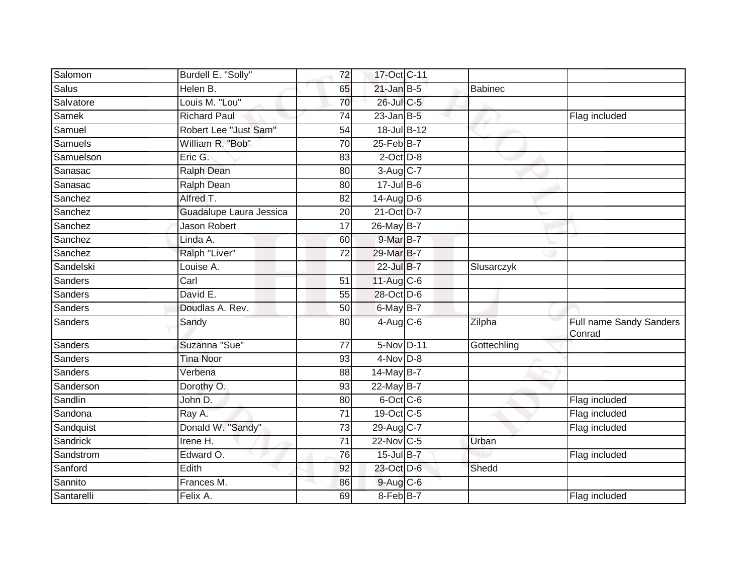| | | | | | | |
|---|---|---|---|---|---|---|
| Salomon | Burdell E. "Solly" | 72 | 17-Oct | C-11 | | |
| Salus | Helen B. | 65 | 21-Jan | B-5 | Babinec | |
| Salvatore | Louis M. "Lou" | 70 | 26-Jul | C-5 | | |
| Samek | Richard Paul | 74 | 23-Jan | B-5 | | Flag included |
| Samuel | Robert Lee "Just Sam" | 54 | 18-Jul | B-12 | | |
| Samuels | William R. "Bob" | 70 | 25-Feb | B-7 | | |
| Samuelson | Eric G. | 83 | 2-Oct | D-8 | | |
| Sanasac | Ralph Dean | 80 | 3-Aug | C-7 | | |
| Sanasac | Ralph Dean | 80 | 17-Jul | B-6 | | |
| Sanchez | Alfred T. | 82 | 14-Aug | D-6 | | |
| Sanchez | Guadalupe Laura Jessica | 20 | 21-Oct | D-7 | | |
| Sanchez | Jason Robert | 17 | 26-May | B-7 | | |
| Sanchez | Linda A. | 60 | 9-Mar | B-7 | | |
| Sanchez | Ralph "Liver" | 72 | 29-Mar | B-7 | | |
| Sandelski | Louise A. | | 22-Jul | B-7 | Slusarczyk | |
| Sanders | Carl | 51 | 11-Aug | C-6 | | |
| Sanders | David E. | 55 | 28-Oct | D-6 | | |
| Sanders | Doudlas A. Rev. | 50 | 6-May | B-7 | | |
| Sanders | Sandy | 80 | 4-Aug | C-6 | Zilpha | Full name Sandy Sanders Conrad |
| Sanders | Suzanna "Sue" | 77 | 5-Nov | D-11 | Gottechling | |
| Sanders | Tina Noor | 93 | 4-Nov | D-8 | | |
| Sanders | Verbena | 88 | 14-May | B-7 | | |
| Sanderson | Dorothy O. | 93 | 22-May | B-7 | | |
| Sandlin | John D. | 80 | 6-Oct | C-6 | | Flag included |
| Sandona | Ray A. | 71 | 19-Oct | C-5 | | Flag included |
| Sandquist | Donald W. "Sandy" | 73 | 29-Aug | C-7 | | Flag included |
| Sandrick | Irene H. | 71 | 22-Nov | C-5 | Urban | |
| Sandstrom | Edward O. | 76 | 15-Jul | B-7 | | Flag included |
| Sanford | Edith | 92 | 23-Oct | D-6 | Shedd | |
| Sannito | Frances M. | 86 | 9-Aug | C-6 | | |
| Santarelli | Felix A. | 69 | 8-Feb | B-7 | | Flag included |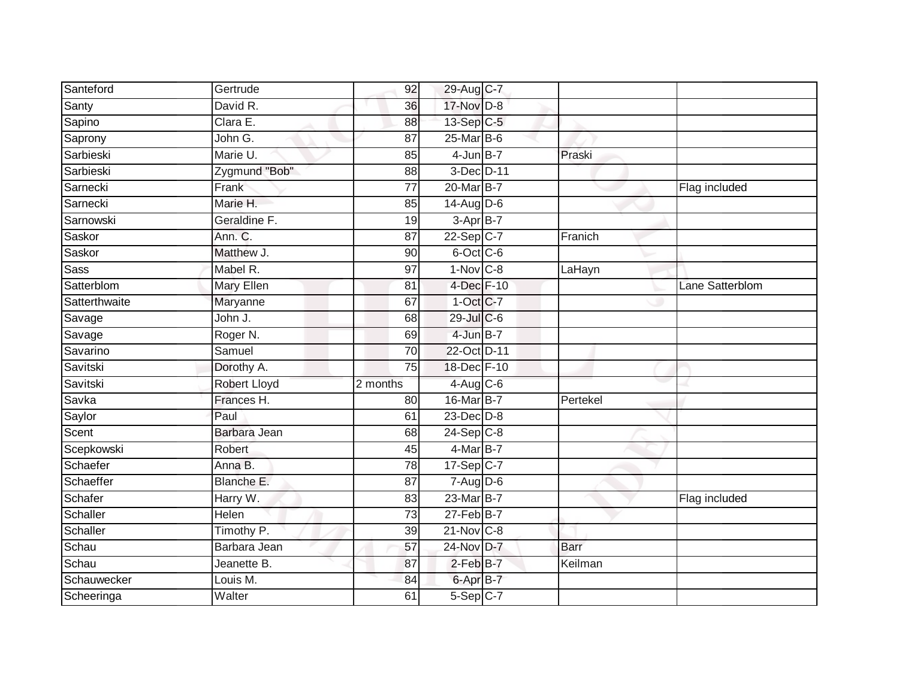| | | | | | | |
|---|---|---|---|---|---|---|
| Santeford | Gertrude | 92 | 29-Aug | C-7 | | |
| Santy | David R. | 36 | 17-Nov | D-8 | | |
| Sapino | Clara E. | 88 | 13-Sep | C-5 | | |
| Saprony | John G. | 87 | 25-Mar | B-6 | | |
| Sarbieski | Marie U. | 85 | 4-Jun | B-7 | Praski | |
| Sarbieski | Zygmund "Bob" | 88 | 3-Dec | D-11 | | |
| Sarnecki | Frank | 77 | 20-Mar | B-7 | | Flag included |
| Sarnecki | Marie H. | 85 | 14-Aug | D-6 | | |
| Sarnowski | Geraldine F. | 19 | 3-Apr | B-7 | | |
| Saskor | Ann. C. | 87 | 22-Sep | C-7 | Franich | |
| Saskor | Matthew J. | 90 | 6-Oct | C-6 | | |
| Sass | Mabel R. | 97 | 1-Nov | C-8 | LaHayn | |
| Satterblom | Mary Ellen | 81 | 4-Dec | F-10 | | Lane Satterblom |
| Satterthwaite | Maryanne | 67 | 1-Oct | C-7 | | |
| Savage | John J. | 68 | 29-Jul | C-6 | | |
| Savage | Roger N. | 69 | 4-Jun | B-7 | | |
| Savarino | Samuel | 70 | 22-Oct | D-11 | | |
| Savitski | Dorothy A. | 75 | 18-Dec | F-10 | | |
| Savitski | Robert Lloyd | 2 months | 4-Aug | C-6 | | |
| Savka | Frances H. | 80 | 16-Mar | B-7 | Pertekel | |
| Saylor | Paul | 61 | 23-Dec | D-8 | | |
| Scent | Barbara Jean | 68 | 24-Sep | C-8 | | |
| Scepkowski | Robert | 45 | 4-Mar | B-7 | | |
| Schaefer | Anna B. | 78 | 17-Sep | C-7 | | |
| Schaeffer | Blanche E. | 87 | 7-Aug | D-6 | | |
| Schafer | Harry W. | 83 | 23-Mar | B-7 | | Flag included |
| Schaller | Helen | 73 | 27-Feb | B-7 | | |
| Schaller | Timothy P. | 39 | 21-Nov | C-8 | | |
| Schau | Barbara Jean | 57 | 24-Nov | D-7 | Barr | |
| Schau | Jeanette B. | 87 | 2-Feb | B-7 | Keilman | |
| Schauwecker | Louis M. | 84 | 6-Apr | B-7 | | |
| Scheeringa | Walter | 61 | 5-Sep | C-7 | | |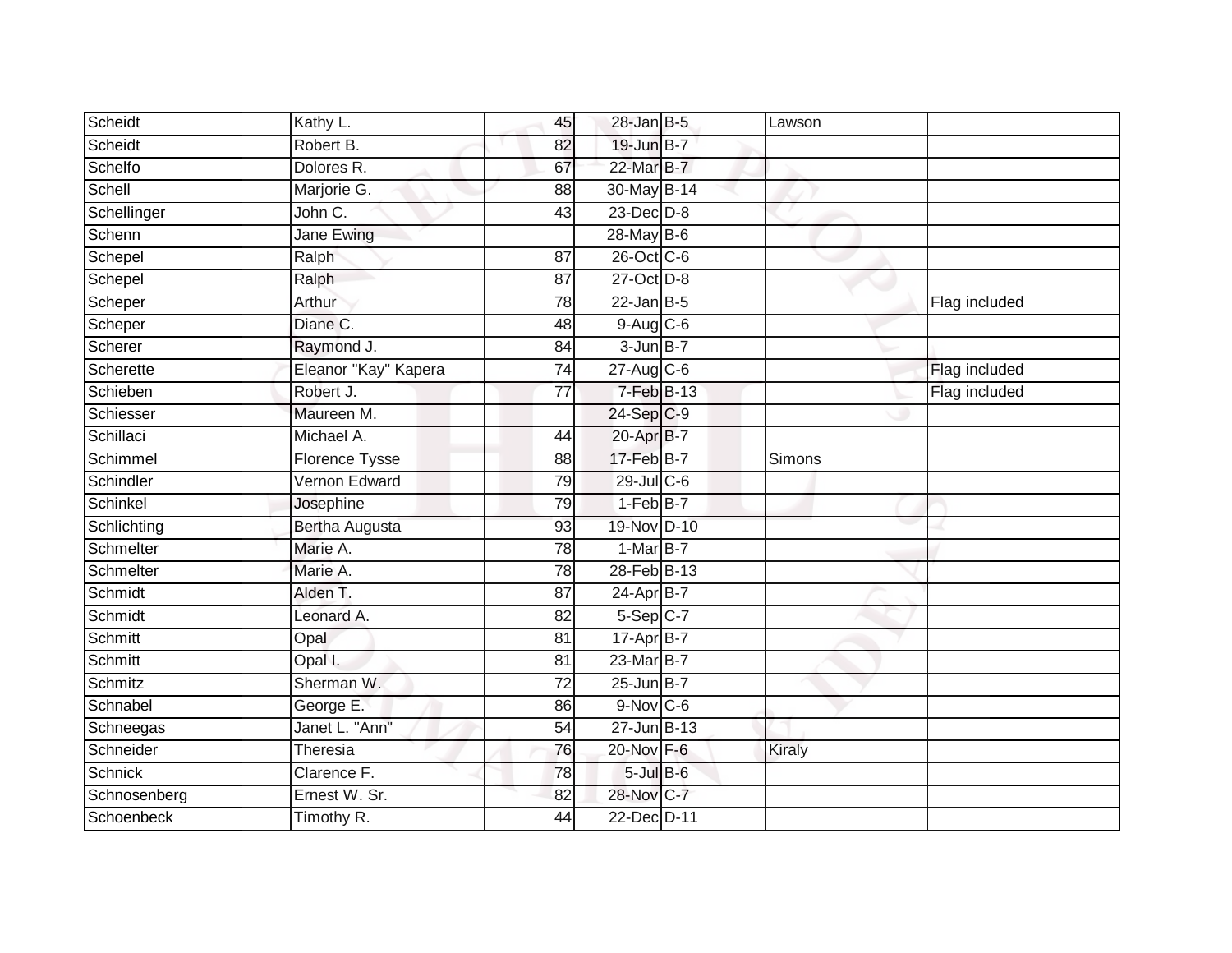| | | | | | | |
|---|---|---|---|---|---|---|
| Scheidt | Kathy L. | 45 | 28-Jan | B-5 | Lawson | |
| Scheidt | Robert B. | 82 | 19-Jun | B-7 | | |
| Schelfo | Dolores R. | 67 | 22-Mar | B-7 | | |
| Schell | Marjorie G. | 88 | 30-May | B-14 | | |
| Schellinger | John C. | 43 | 23-Dec | D-8 | | |
| Schenn | Jane Ewing | | 28-May | B-6 | | |
| Schepel | Ralph | 87 | 26-Oct | C-6 | | |
| Schepel | Ralph | 87 | 27-Oct | D-8 | | |
| Scheper | Arthur | 78 | 22-Jan | B-5 | | Flag included |
| Scheper | Diane C. | 48 | 9-Aug | C-6 | | |
| Scherer | Raymond J. | 84 | 3-Jun | B-7 | | |
| Scherette | Eleanor "Kay" Kapera | 74 | 27-Aug | C-6 | | Flag included |
| Schieben | Robert J. | 77 | 7-Feb | B-13 | | Flag included |
| Schiesser | Maureen M. | | 24-Sep | C-9 | | |
| Schillaci | Michael A. | 44 | 20-Apr | B-7 | | |
| Schimmel | Florence Tysse | 88 | 17-Feb | B-7 | Simons | |
| Schindler | Vernon Edward | 79 | 29-Jul | C-6 | | |
| Schinkel | Josephine | 79 | 1-Feb | B-7 | | |
| Schlichting | Bertha Augusta | 93 | 19-Nov | D-10 | | |
| Schmelter | Marie A. | 78 | 1-Mar | B-7 | | |
| Schmelter | Marie A. | 78 | 28-Feb | B-13 | | |
| Schmidt | Alden T. | 87 | 24-Apr | B-7 | | |
| Schmidt | Leonard A. | 82 | 5-Sep | C-7 | | |
| Schmitt | Opal | 81 | 17-Apr | B-7 | | |
| Schmitt | Opal I. | 81 | 23-Mar | B-7 | | |
| Schmitz | Sherman W. | 72 | 25-Jun | B-7 | | |
| Schnabel | George E. | 86 | 9-Nov | C-6 | | |
| Schneegas | Janet L. "Ann" | 54 | 27-Jun | B-13 | | |
| Schneider | Theresia | 76 | 20-Nov | F-6 | Kiraly | |
| Schnick | Clarence F. | 78 | 5-Jul | B-6 | | |
| Schnosenberg | Ernest W. Sr. | 82 | 28-Nov | C-7 | | |
| Schoenbeck | Timothy R. | 44 | 22-Dec | D-11 | | |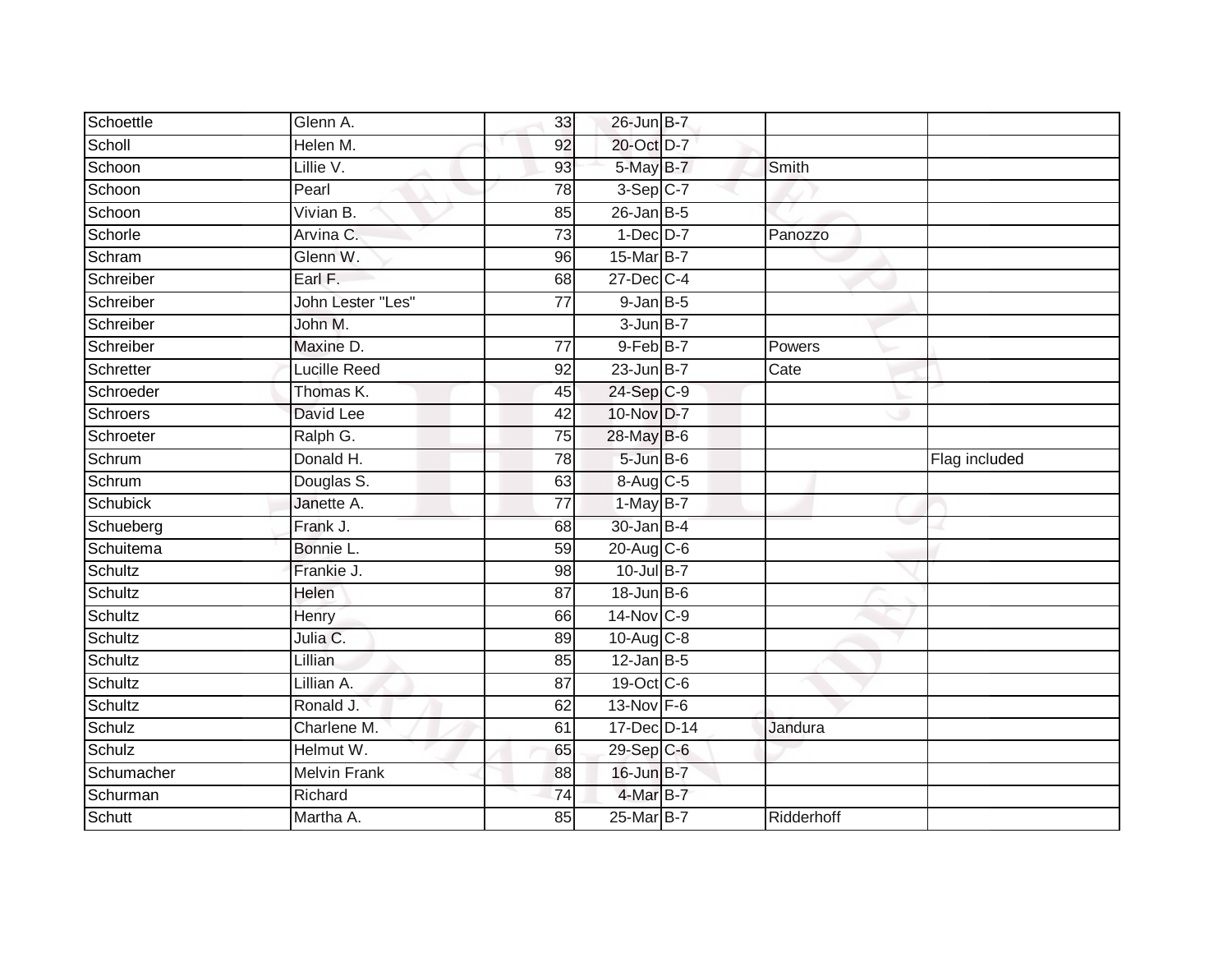| Schoettle | Glenn A. | 33 | 26-Jun | B-7 | | |
|---|---|---|---|---|---|---|
| Scholl | Helen M. | 92 | 20-Oct | D-7 | | |
| Schoon | Lillie V. | 93 | 5-May | B-7 | Smith | |
| Schoon | Pearl | 78 | 3-Sep | C-7 | | |
| Schoon | Vivian B. | 85 | 26-Jan | B-5 | | |
| Schorle | Arvina C. | 73 | 1-Dec | D-7 | Panozzo | |
| Schram | Glenn W. | 96 | 15-Mar | B-7 | | |
| Schreiber | Earl F. | 68 | 27-Dec | C-4 | | |
| Schreiber | John Lester "Les" | 77 | 9-Jan | B-5 | | |
| Schreiber | John M. | | 3-Jun | B-7 | | |
| Schreiber | Maxine D. | 77 | 9-Feb | B-7 | Powers | |
| Schretter | Lucille Reed | 92 | 23-Jun | B-7 | Cate | |
| Schroeder | Thomas K. | 45 | 24-Sep | C-9 | | |
| Schroers | David Lee | 42 | 10-Nov | D-7 | | |
| Schroeter | Ralph G. | 75 | 28-May | B-6 | | |
| Schrum | Donald H. | 78 | 5-Jun | B-6 | | Flag included |
| Schrum | Douglas S. | 63 | 8-Aug | C-5 | | |
| Schubick | Janette A. | 77 | 1-May | B-7 | | |
| Schueberg | Frank J. | 68 | 30-Jan | B-4 | | |
| Schuitema | Bonnie L. | 59 | 20-Aug | C-6 | | |
| Schultz | Frankie J. | 98 | 10-Jul | B-7 | | |
| Schultz | Helen | 87 | 18-Jun | B-6 | | |
| Schultz | Henry | 66 | 14-Nov | C-9 | | |
| Schultz | Julia C. | 89 | 10-Aug | C-8 | | |
| Schultz | Lillian | 85 | 12-Jan | B-5 | | |
| Schultz | Lillian A. | 87 | 19-Oct | C-6 | | |
| Schultz | Ronald J. | 62 | 13-Nov | F-6 | | |
| Schulz | Charlene M. | 61 | 17-Dec | D-14 | Jandura | |
| Schulz | Helmut W. | 65 | 29-Sep | C-6 | | |
| Schumacher | Melvin Frank | 88 | 16-Jun | B-7 | | |
| Schurman | Richard | 74 | 4-Mar | B-7 | | |
| Schutt | Martha A. | 85 | 25-Mar | B-7 | Ridderhoff | |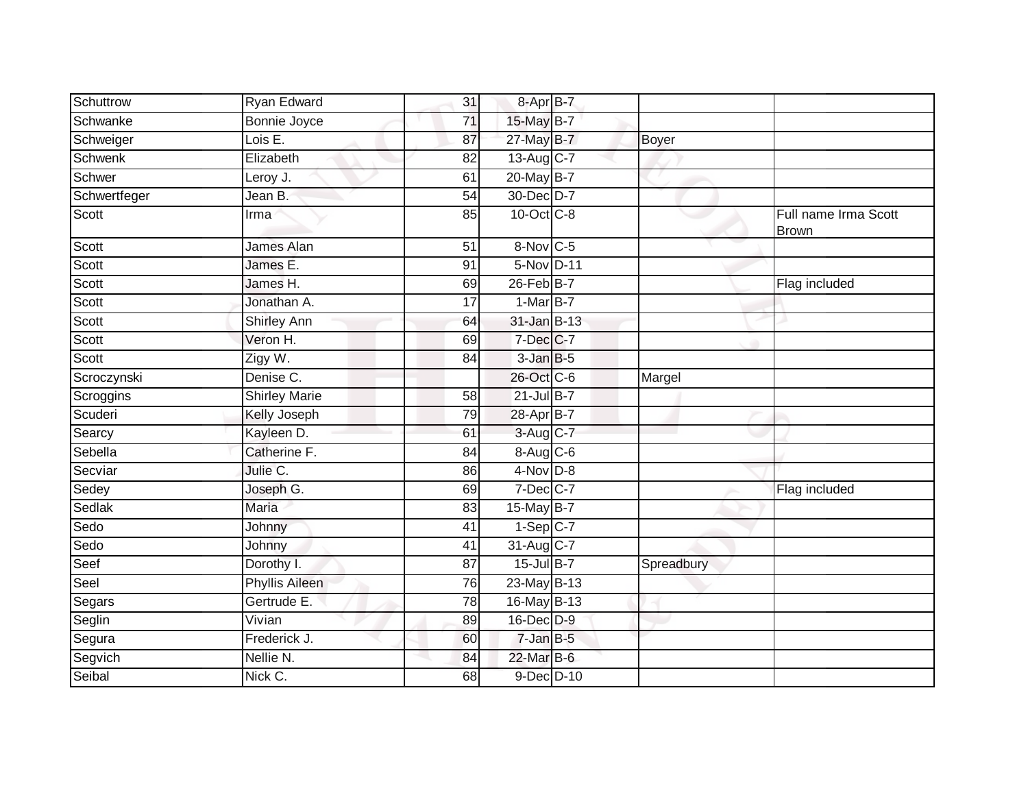| | | | | | | |
|---|---|---|---|---|---|---|
| Schuttrow | Ryan Edward | 31 | 8-Apr | B-7 | | |
| Schwanke | Bonnie Joyce | 71 | 15-May | B-7 | | |
| Schweiger | Lois E. | 87 | 27-May | B-7 | Boyer | |
| Schwenk | Elizabeth | 82 | 13-Aug | C-7 | | |
| Schwer | Leroy J. | 61 | 20-May | B-7 | | |
| Schwertfeger | Jean B. | 54 | 30-Dec | D-7 | | |
| Scott | Irma | 85 | 10-Oct | C-8 | | Full name Irma Scott Brown |
| Scott | James Alan | 51 | 8-Nov | C-5 | | |
| Scott | James E. | 91 | 5-Nov | D-11 | | |
| Scott | James H. | 69 | 26-Feb | B-7 | | Flag included |
| Scott | Jonathan A. | 17 | 1-Mar | B-7 | | |
| Scott | Shirley Ann | 64 | 31-Jan | B-13 | | |
| Scott | Veron H. | 69 | 7-Dec | C-7 | | |
| Scott | Zigy W. | 84 | 3-Jan | B-5 | | |
| Scroczynski | Denise C. | | 26-Oct | C-6 | Margel | |
| Scroggins | Shirley Marie | 58 | 21-Jul | B-7 | | |
| Scuderi | Kelly Joseph | 79 | 28-Apr | B-7 | | |
| Searcy | Kayleen D. | 61 | 3-Aug | C-7 | | |
| Sebella | Catherine F. | 84 | 8-Aug | C-6 | | |
| Secviar | Julie C. | 86 | 4-Nov | D-8 | | |
| Sedey | Joseph G. | 69 | 7-Dec | C-7 | | Flag included |
| Sedlak | Maria | 83 | 15-May | B-7 | | |
| Sedo | Johnny | 41 | 1-Sep | C-7 | | |
| Sedo | Johnny | 41 | 31-Aug | C-7 | | |
| Seef | Dorothy I. | 87 | 15-Jul | B-7 | Spreadbury | |
| Seel | Phyllis Aileen | 76 | 23-May | B-13 | | |
| Segars | Gertrude E. | 78 | 16-May | B-13 | | |
| Seglin | Vivian | 89 | 16-Dec | D-9 | | |
| Segura | Frederick J. | 60 | 7-Jan | B-5 | | |
| Segvich | Nellie N. | 84 | 22-Mar | B-6 | | |
| Seibal | Nick C. | 68 | 9-Dec | D-10 | | |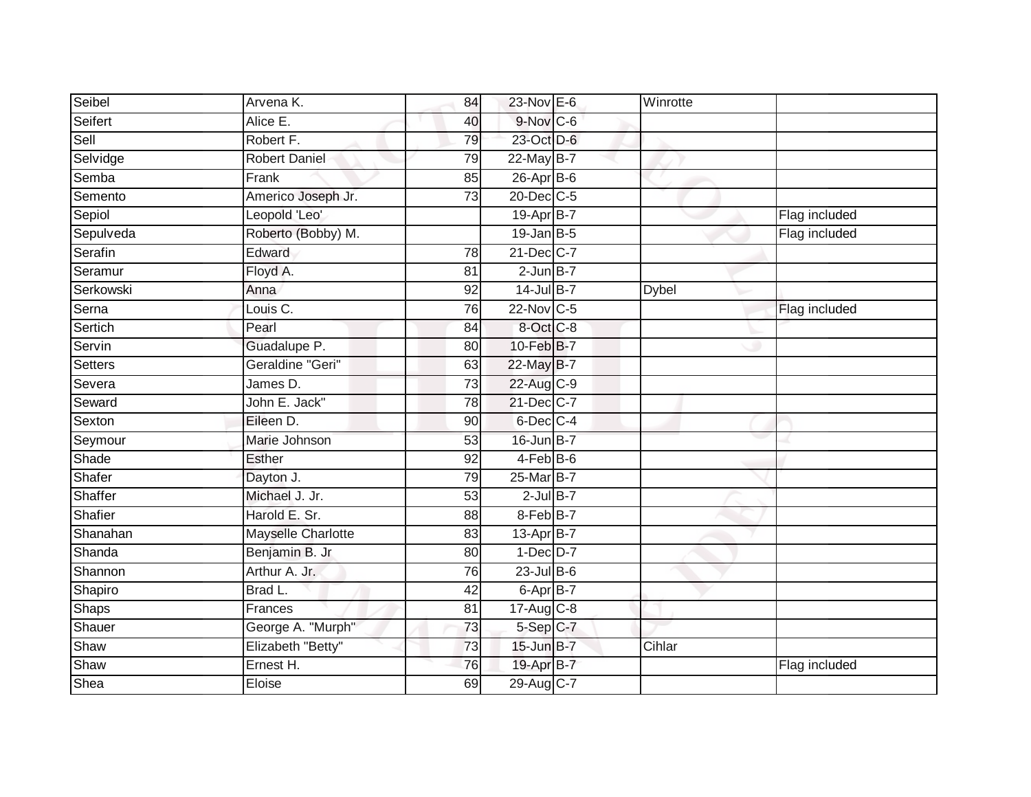| | | | | | | |
|---|---|---|---|---|---|---|
| Seibel | Arvena K. | 84 | 23-Nov | E-6 | Winrotte | |
| Seifert | Alice E. | 40 | 9-Nov | C-6 | | |
| Sell | Robert F. | 79 | 23-Oct | D-6 | | |
| Selvidge | Robert Daniel | 79 | 22-May | B-7 | | |
| Semba | Frank | 85 | 26-Apr | B-6 | | |
| Semento | Americo Joseph Jr. | 73 | 20-Dec | C-5 | | |
| Sepiol | Leopold 'Leo' | | 19-Apr | B-7 | | Flag included |
| Sepulveda | Roberto (Bobby) M. | | 19-Jan | B-5 | | Flag included |
| Serafin | Edward | 78 | 21-Dec | C-7 | | |
| Seramur | Floyd A. | 81 | 2-Jun | B-7 | | |
| Serkowski | Anna | 92 | 14-Jul | B-7 | Dybel | |
| Serna | Louis C. | 76 | 22-Nov | C-5 | | Flag included |
| Sertich | Pearl | 84 | 8-Oct | C-8 | | |
| Servin | Guadalupe P. | 80 | 10-Feb | B-7 | | |
| Setters | Geraldine "Geri" | 63 | 22-May | B-7 | | |
| Severa | James D. | 73 | 22-Aug | C-9 | | |
| Seward | John E. Jack" | 78 | 21-Dec | C-7 | | |
| Sexton | Eileen D. | 90 | 6-Dec | C-4 | | |
| Seymour | Marie Johnson | 53 | 16-Jun | B-7 | | |
| Shade | Esther | 92 | 4-Feb | B-6 | | |
| Shafer | Dayton J. | 79 | 25-Mar | B-7 | | |
| Shaffer | Michael J. Jr. | 53 | 2-Jul | B-7 | | |
| Shafier | Harold E. Sr. | 88 | 8-Feb | B-7 | | |
| Shanahan | Mayselle Charlotte | 83 | 13-Apr | B-7 | | |
| Shanda | Benjamin B. Jr | 80 | 1-Dec | D-7 | | |
| Shannon | Arthur A. Jr. | 76 | 23-Jul | B-6 | | |
| Shapiro | Brad L. | 42 | 6-Apr | B-7 | | |
| Shaps | Frances | 81 | 17-Aug | C-8 | | |
| Shauer | George A. "Murph" | 73 | 5-Sep | C-7 | | |
| Shaw | Elizabeth "Betty" | 73 | 15-Jun | B-7 | Cihlar | |
| Shaw | Ernest H. | 76 | 19-Apr | B-7 | | Flag included |
| Shea | Eloise | 69 | 29-Aug | C-7 | | |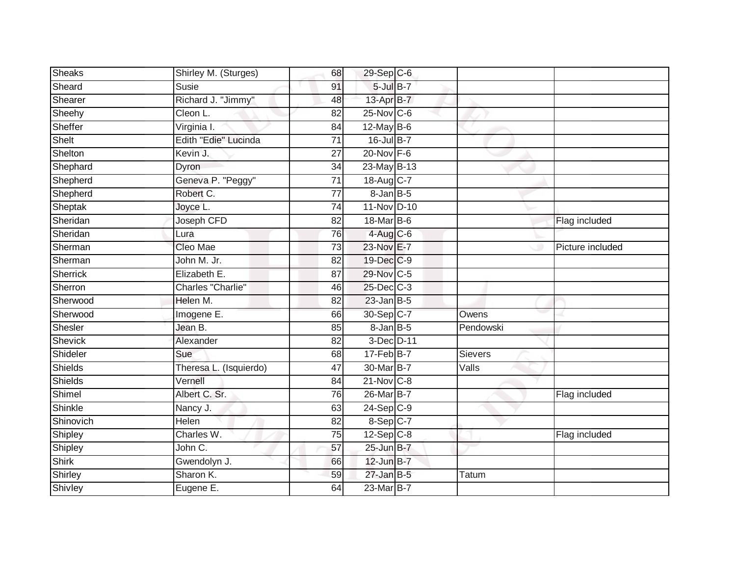| | | | | | | |
|---|---|---|---|---|---|---|
| Sheaks | Shirley M. (Sturges) | 68 | 29-Sep | C-6 | | |
| Sheard | Susie | 91 | 5-Jul | B-7 | | |
| Shearer | Richard J. "Jimmy" | 48 | 13-Apr | B-7 | | |
| Sheehy | Cleon L. | 82 | 25-Nov | C-6 | | |
| Sheffer | Virginia I. | 84 | 12-May | B-6 | | |
| Shelt | Edith "Edie" Lucinda | 71 | 16-Jul | B-7 | | |
| Shelton | Kevin J. | 27 | 20-Nov | F-6 | | |
| Shephard | Dyron | 34 | 23-May | B-13 | | |
| Shepherd | Geneva P. "Peggy" | 71 | 18-Aug | C-7 | | |
| Shepherd | Robert C. | 77 | 8-Jan | B-5 | | |
| Sheptak | Joyce L. | 74 | 11-Nov | D-10 | | |
| Sheridan | Joseph CFD | 82 | 18-Mar | B-6 | | Flag included |
| Sheridan | Lura | 76 | 4-Aug | C-6 | | |
| Sherman | Cleo Mae | 73 | 23-Nov | E-7 | | Picture included |
| Sherman | John M. Jr. | 82 | 19-Dec | C-9 | | |
| Sherrick | Elizabeth E. | 87 | 29-Nov | C-5 | | |
| Sherron | Charles "Charlie" | 46 | 25-Dec | C-3 | | |
| Sherwood | Helen M. | 82 | 23-Jan | B-5 | | |
| Sherwood | Imogene E. | 66 | 30-Sep | C-7 | Owens | |
| Shesler | Jean B. | 85 | 8-Jan | B-5 | Pendowski | |
| Shevick | Alexander | 82 | 3-Dec | D-11 | | |
| Shideler | Sue | 68 | 17-Feb | B-7 | Sievers | |
| Shields | Theresa L. (Isquierdo) | 47 | 30-Mar | B-7 | Valls | |
| Shields | Vernell | 84 | 21-Nov | C-8 | | |
| Shimel | Albert C. Sr. | 76 | 26-Mar | B-7 | | Flag included |
| Shinkle | Nancy J. | 63 | 24-Sep | C-9 | | |
| Shinovich | Helen | 82 | 8-Sep | C-7 | | |
| Shipley | Charles W. | 75 | 12-Sep | C-8 | | Flag included |
| Shipley | John C. | 57 | 25-Jun | B-7 | | |
| Shirk | Gwendolyn J. | 66 | 12-Jun | B-7 | | |
| Shirley | Sharon K. | 59 | 27-Jan | B-5 | Tatum | |
| Shivley | Eugene E. | 64 | 23-Mar | B-7 | | |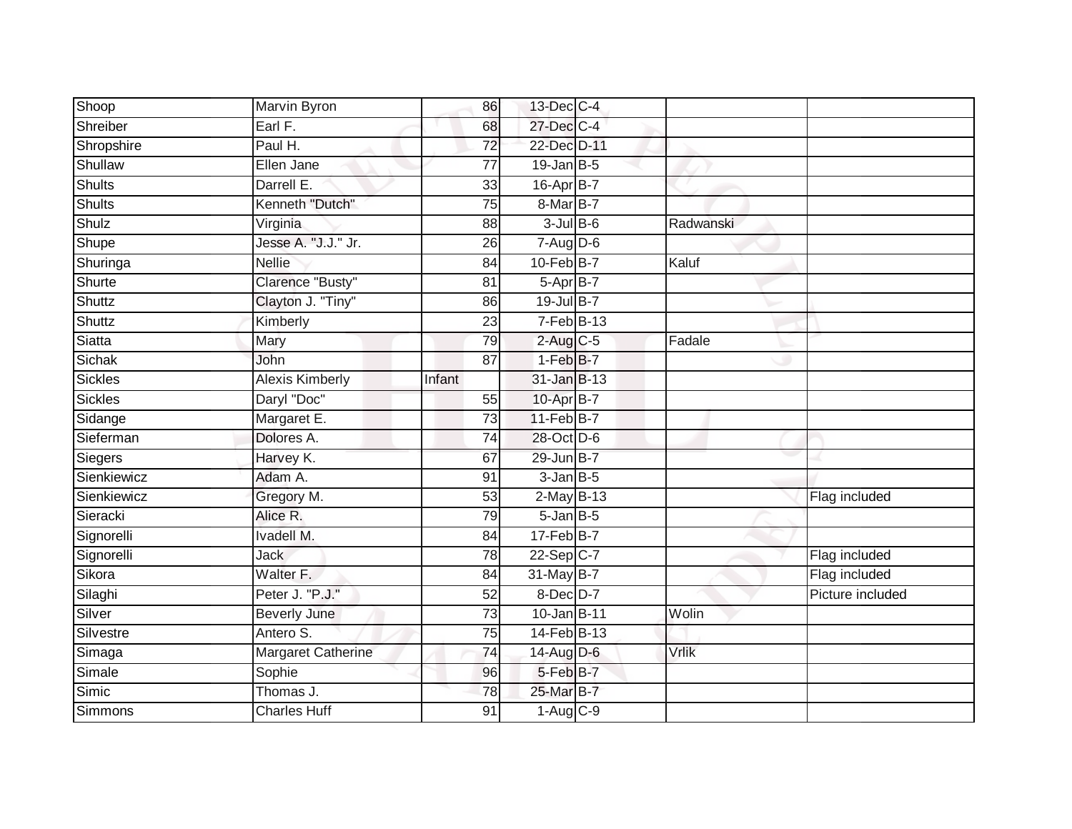| | | | | | | |
|---|---|---|---|---|---|---|
| Shoop | Marvin Byron | 86 | 13-Dec | C-4 | | |
| Shreiber | Earl F. | 68 | 27-Dec | C-4 | | |
| Shropshire | Paul H. | 72 | 22-Dec | D-11 | | |
| Shullaw | Ellen Jane | 77 | 19-Jan | B-5 | | |
| Shults | Darrell E. | 33 | 16-Apr | B-7 | | |
| Shults | Kenneth "Dutch" | 75 | 8-Mar | B-7 | | |
| Shulz | Virginia | 88 | 3-Jul | B-6 | Radwanski | |
| Shupe | Jesse A. "J.J." Jr. | 26 | 7-Aug | D-6 | | |
| Shuringa | Nellie | 84 | 10-Feb | B-7 | Kaluf | |
| Shurte | Clarence "Busty" | 81 | 5-Apr | B-7 | | |
| Shuttz | Clayton J. "Tiny" | 86 | 19-Jul | B-7 | | |
| Shuttz | Kimberly | 23 | 7-Feb | B-13 | | |
| Siatta | Mary | 79 | 2-Aug | C-5 | Fadale | |
| Sichak | John | 87 | 1-Feb | B-7 | | |
| Sickles | Alexis Kimberly | Infant | 31-Jan | B-13 | | |
| Sickles | Daryl "Doc" | 55 | 10-Apr | B-7 | | |
| Sidange | Margaret E. | 73 | 11-Feb | B-7 | | |
| Sieferman | Dolores A. | 74 | 28-Oct | D-6 | | |
| Siegers | Harvey K. | 67 | 29-Jun | B-7 | | |
| Sienkiewicz | Adam A. | 91 | 3-Jan | B-5 | | |
| Sienkiewicz | Gregory M. | 53 | 2-May | B-13 | | Flag included |
| Sieracki | Alice R. | 79 | 5-Jan | B-5 | | |
| Signorelli | Ivadell M. | 84 | 17-Feb | B-7 | | |
| Signorelli | Jack | 78 | 22-Sep | C-7 | | Flag included |
| Sikora | Walter F. | 84 | 31-May | B-7 | | Flag included |
| Silaghi | Peter J. "P.J." | 52 | 8-Dec | D-7 | | Picture included |
| Silver | Beverly June | 73 | 10-Jan | B-11 | Wolin | |
| Silvestre | Antero S. | 75 | 14-Feb | B-13 | | |
| Simaga | Margaret Catherine | 74 | 14-Aug | D-6 | Vrlik | |
| Simale | Sophie | 96 | 5-Feb | B-7 | | |
| Simic | Thomas J. | 78 | 25-Mar | B-7 | | |
| Simmons | Charles Huff | 91 | 1-Aug | C-9 | | |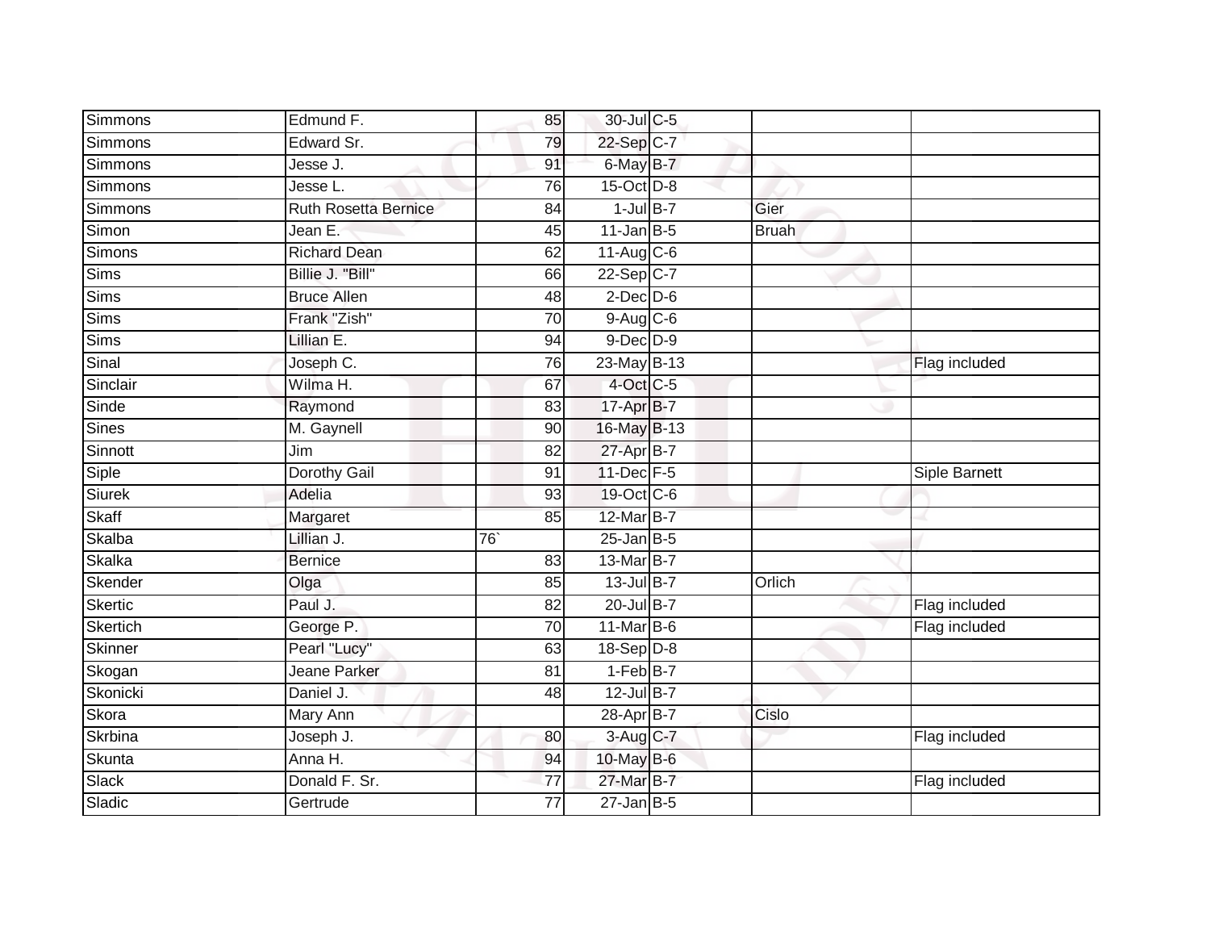| | | | | | | |
|---|---|---|---|---|---|---|
| Simmons | Edmund F. | 85 | 30-Jul | C-5 | | |
| Simmons | Edward Sr. | 79 | 22-Sep | C-7 | | |
| Simmons | Jesse J. | 91 | 6-May | B-7 | | |
| Simmons | Jesse L. | 76 | 15-Oct | D-8 | | |
| Simmons | Ruth Rosetta Bernice | 84 | 1-Jul | B-7 | Gier | |
| Simon | Jean E. | 45 | 11-Jan | B-5 | Bruah | |
| Simons | Richard Dean | 62 | 11-Aug | C-6 | | |
| Sims | Billie J. "Bill" | 66 | 22-Sep | C-7 | | |
| Sims | Bruce Allen | 48 | 2-Dec | D-6 | | |
| Sims | Frank "Zish" | 70 | 9-Aug | C-6 | | |
| Sims | Lillian E. | 94 | 9-Dec | D-9 | | |
| Sinal | Joseph C. | 76 | 23-May | B-13 | | Flag included |
| Sinclair | Wilma H. | 67 | 4-Oct | C-5 | | |
| Sinde | Raymond | 83 | 17-Apr | B-7 | | |
| Sines | M. Gaynell | 90 | 16-May | B-13 | | |
| Sinnott | Jim | 82 | 27-Apr | B-7 | | |
| Siple | Dorothy Gail | 91 | 11-Dec | F-5 | | Siple Barnett |
| Siurek | Adelia | 93 | 19-Oct | C-6 | | |
| Skaff | Margaret | 85 | 12-Mar | B-7 | | |
| Skalba | Lillian J. | 76` | 25-Jan | B-5 | | |
| Skalka | Bernice | 83 | 13-Mar | B-7 | | |
| Skender | Olga | 85 | 13-Jul | B-7 | Orlich | |
| Skertic | Paul J. | 82 | 20-Jul | B-7 | | Flag included |
| Skertich | George P. | 70 | 11-Mar | B-6 | | Flag included |
| Skinner | Pearl "Lucy" | 63 | 18-Sep | D-8 | | |
| Skogan | Jeane Parker | 81 | 1-Feb | B-7 | | |
| Skonicki | Daniel J. | 48 | 12-Jul | B-7 | | |
| Skora | Mary Ann | | 28-Apr | B-7 | Cislo | |
| Skrbina | Joseph J. | 80 | 3-Aug | C-7 | | Flag included |
| Skunta | Anna H. | 94 | 10-May | B-6 | | |
| Slack | Donald F. Sr. | 77 | 27-Mar | B-7 | | Flag included |
| Sladic | Gertrude | 77 | 27-Jan | B-5 | | |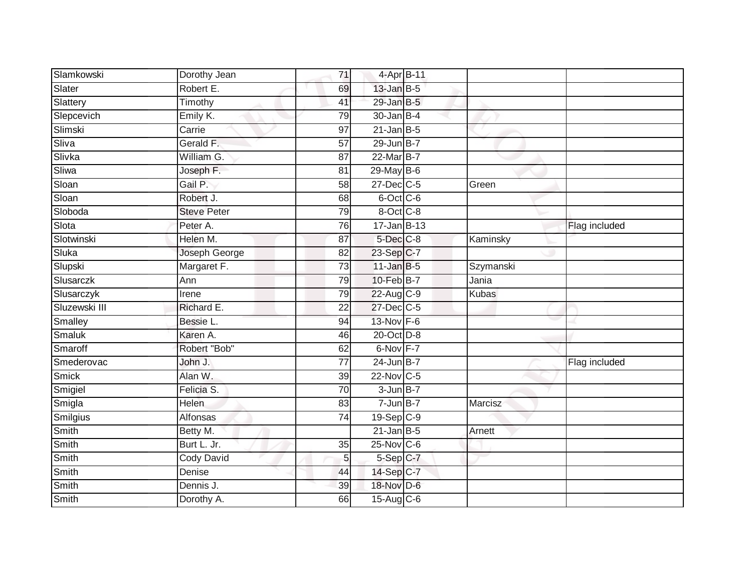| Slamkowski | Dorothy Jean | 71 | 4-Apr | B-11 | | |
|---|---|---|---|---|---|---|
| Slater | Robert E. | 69 | 13-Jan | B-5 | | |
| Slattery | Timothy | 41 | 29-Jan | B-5 | | |
| Slepcevich | Emily K. | 79 | 30-Jan | B-4 | | |
| Slimski | Carrie | 97 | 21-Jan | B-5 | | |
| Sliva | Gerald F. | 57 | 29-Jun | B-7 | | |
| Slivka | William G. | 87 | 22-Mar | B-7 | | |
| Sliwa | Joseph F. | 81 | 29-May | B-6 | | |
| Sloan | Gail P. | 58 | 27-Dec | C-5 | Green | |
| Sloan | Robert J. | 68 | 6-Oct | C-6 | | |
| Sloboda | Steve Peter | 79 | 8-Oct | C-8 | | |
| Slota | Peter A. | 76 | 17-Jan | B-13 | | Flag included |
| Slotwinski | Helen M. | 87 | 5-Dec | C-8 | Kaminsky | |
| Sluka | Joseph George | 82 | 23-Sep | C-7 | | |
| Slupski | Margaret F. | 73 | 11-Jan | B-5 | Szymanski | |
| Slusarczk | Ann | 79 | 10-Feb | B-7 | Jania | |
| Slusarczyk | Irene | 79 | 22-Aug | C-9 | Kubas | |
| Sluzewski III | Richard E. | 22 | 27-Dec | C-5 | | |
| Smalley | Bessie L. | 94 | 13-Nov | F-6 | | |
| Smaluk | Karen A. | 46 | 20-Oct | D-8 | | |
| Smaroff | Robert "Bob" | 62 | 6-Nov | F-7 | | |
| Smederovac | John J. | 77 | 24-Jun | B-7 | | Flag included |
| Smick | Alan W. | 39 | 22-Nov | C-5 | | |
| Smigiel | Felicia S. | 70 | 3-Jun | B-7 | | |
| Smigla | Helen | 83 | 7-Jun | B-7 | Marcisz | |
| Smilgius | Alfonsas | 74 | 19-Sep | C-9 | | |
| Smith | Betty M. | | 21-Jan | B-5 | Arnett | |
| Smith | Burt L. Jr. | 35 | 25-Nov | C-6 | | |
| Smith | Cody David | 5 | 5-Sep | C-7 | | |
| Smith | Denise | 44 | 14-Sep | C-7 | | |
| Smith | Dennis J. | 39 | 18-Nov | D-6 | | |
| Smith | Dorothy A. | 66 | 15-Aug | C-6 | | |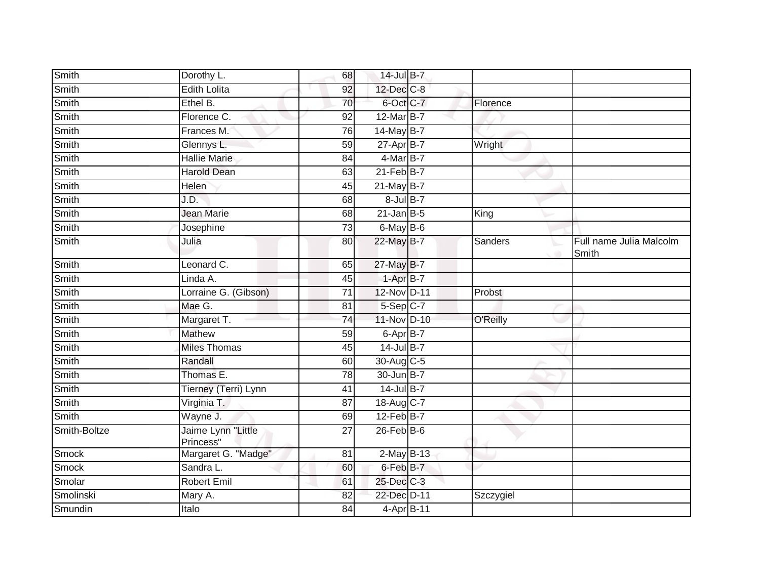| | | | | | | |
|---|---|---|---|---|---|---|
| Smith | Dorothy L. | 68 | 14-Jul | B-7 | | |
| Smith | Edith Lolita | 92 | 12-Dec | C-8 | | |
| Smith | Ethel B. | 70 | 6-Oct | C-7 | Florence | |
| Smith | Florence C. | 92 | 12-Mar | B-7 | | |
| Smith | Frances M. | 76 | 14-May | B-7 | | |
| Smith | Glennys L. | 59 | 27-Apr | B-7 | Wright | |
| Smith | Hallie Marie | 84 | 4-Mar | B-7 | | |
| Smith | Harold Dean | 63 | 21-Feb | B-7 | | |
| Smith | Helen | 45 | 21-May | B-7 | | |
| Smith | J.D. | 68 | 8-Jul | B-7 | | |
| Smith | Jean Marie | 68 | 21-Jan | B-5 | King | |
| Smith | Josephine | 73 | 6-May | B-6 | | |
| Smith | Julia | 80 | 22-May | B-7 | Sanders | Full name Julia Malcolm Smith |
| Smith | Leonard C. | 65 | 27-May | B-7 | | |
| Smith | Linda A. | 45 | 1-Apr | B-7 | | |
| Smith | Lorraine G. (Gibson) | 71 | 12-Nov | D-11 | Probst | |
| Smith | Mae G. | 81 | 5-Sep | C-7 | | |
| Smith | Margaret T. | 74 | 11-Nov | D-10 | O'Reilly | |
| Smith | Mathew | 59 | 6-Apr | B-7 | | |
| Smith | Miles Thomas | 45 | 14-Jul | B-7 | | |
| Smith | Randall | 60 | 30-Aug | C-5 | | |
| Smith | Thomas E. | 78 | 30-Jun | B-7 | | |
| Smith | Tierney (Terri) Lynn | 41 | 14-Jul | B-7 | | |
| Smith | Virginia T. | 87 | 18-Aug | C-7 | | |
| Smith | Wayne J. | 69 | 12-Feb | B-7 | | |
| Smith-Boltze | Jaime Lynn "Little Princess" | 27 | 26-Feb | B-6 | | |
| Smock | Margaret G. "Madge" | 81 | 2-May | B-13 | | |
| Smock | Sandra L. | 60 | 6-Feb | B-7 | | |
| Smolar | Robert Emil | 61 | 25-Dec | C-3 | | |
| Smolinski | Mary A. | 82 | 22-Dec | D-11 | Szczygiel | |
| Smundin | Italo | 84 | 4-Apr | B-11 | | |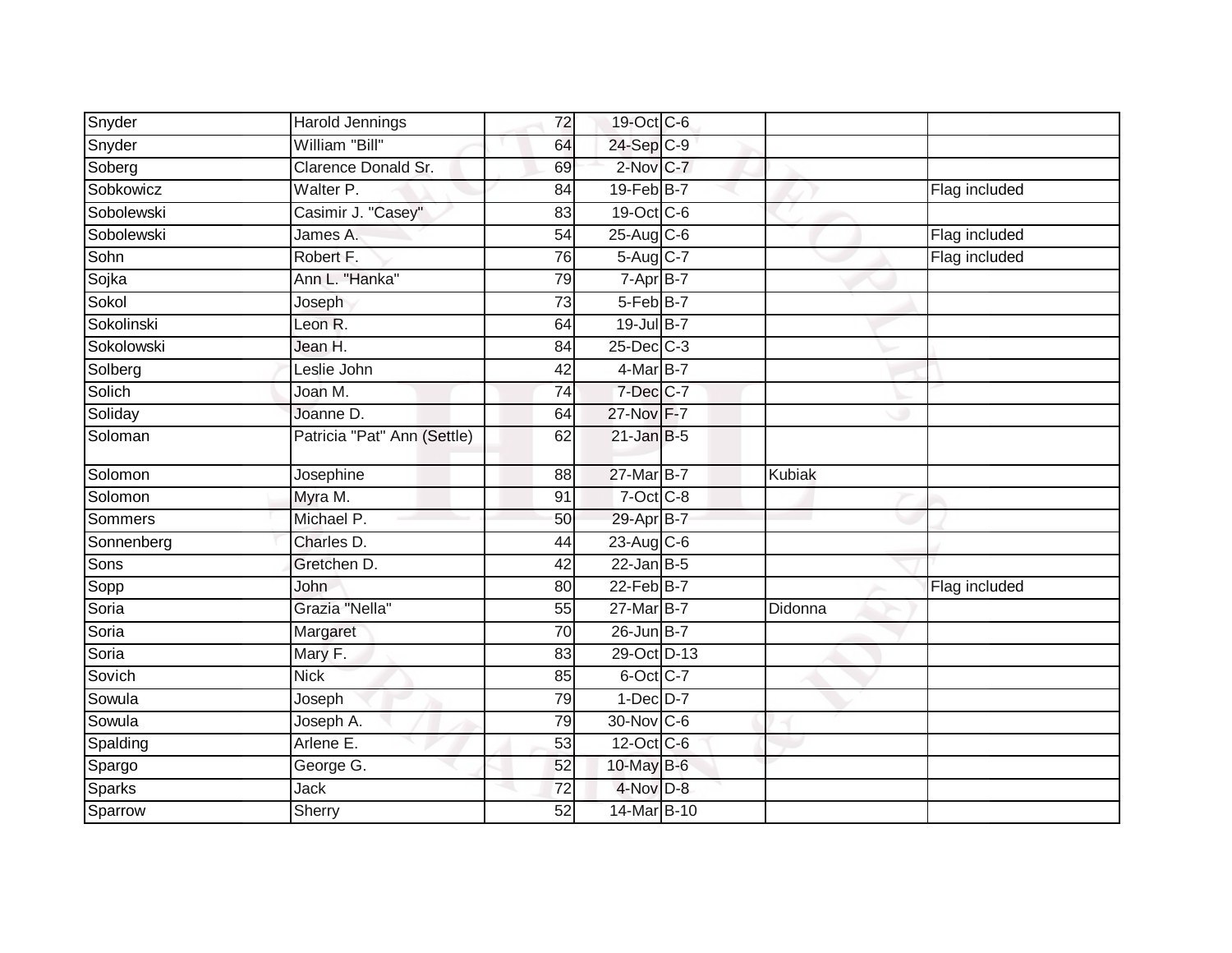| Snyder | Harold Jennings | 72 | 19-Oct | C-6 | | |
|---|---|---|---|---|---|---|
| Snyder | William "Bill" | 64 | 24-Sep | C-9 | | |
| Soberg | Clarence Donald Sr. | 69 | 2-Nov | C-7 | | |
| Sobkowicz | Walter P. | 84 | 19-Feb | B-7 | | Flag included |
| Sobolewski | Casimir J. "Casey" | 83 | 19-Oct | C-6 | | |
| Sobolewski | James A. | 54 | 25-Aug | C-6 | | Flag included |
| Sohn | Robert F. | 76 | 5-Aug | C-7 | | Flag included |
| Sojka | Ann L. "Hanka" | 79 | 7-Apr | B-7 | | |
| Sokol | Joseph | 73 | 5-Feb | B-7 | | |
| Sokolinski | Leon R. | 64 | 19-Jul | B-7 | | |
| Sokolowski | Jean H. | 84 | 25-Dec | C-3 | | |
| Solberg | Leslie John | 42 | 4-Mar | B-7 | | |
| Solich | Joan M. | 74 | 7-Dec | C-7 | | |
| Soliday | Joanne D. | 64 | 27-Nov | F-7 | | |
| Soloman | Patricia "Pat" Ann (Settle) | 62 | 21-Jan | B-5 | | |
| Solomon | Josephine | 88 | 27-Mar | B-7 | Kubiak | |
| Solomon | Myra M. | 91 | 7-Oct | C-8 | | |
| Sommers | Michael P. | 50 | 29-Apr | B-7 | | |
| Sonnenberg | Charles D. | 44 | 23-Aug | C-6 | | |
| Sons | Gretchen D. | 42 | 22-Jan | B-5 | | |
| Sopp | John | 80 | 22-Feb | B-7 | | Flag included |
| Soria | Grazia "Nella" | 55 | 27-Mar | B-7 | Didonna | |
| Soria | Margaret | 70 | 26-Jun | B-7 | | |
| Soria | Mary F. | 83 | 29-Oct | D-13 | | |
| Sovich | Nick | 85 | 6-Oct | C-7 | | |
| Sowula | Joseph | 79 | 1-Dec | D-7 | | |
| Sowula | Joseph A. | 79 | 30-Nov | C-6 | | |
| Spalding | Arlene E. | 53 | 12-Oct | C-6 | | |
| Spargo | George G. | 52 | 10-May | B-6 | | |
| Sparks | Jack | 72 | 4-Nov | D-8 | | |
| Sparrow | Sherry | 52 | 14-Mar | B-10 | | |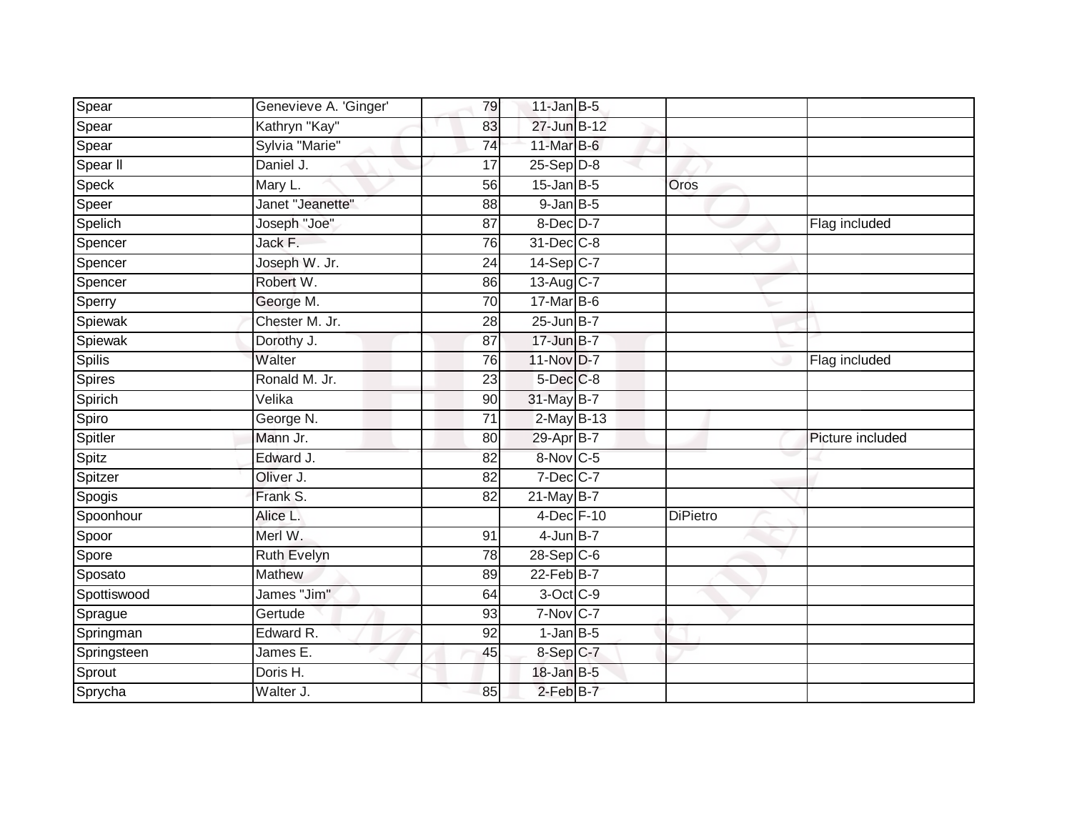| | | | | | | |
|---|---|---|---|---|---|---|
| Spear | Genevieve A. 'Ginger' | 79 | 11-Jan | B-5 | | |
| Spear | Kathryn "Kay" | 83 | 27-Jun | B-12 | | |
| Spear | Sylvia "Marie" | 74 | 11-Mar | B-6 | | |
| Spear ll | Daniel J. | 17 | 25-Sep | D-8 | | |
| Speck | Mary L. | 56 | 15-Jan | B-5 | Oros | |
| Speer | Janet "Jeanette" | 88 | 9-Jan | B-5 | | |
| Spelich | Joseph "Joe" | 87 | 8-Dec | D-7 | | Flag included |
| Spencer | Jack F. | 76 | 31-Dec | C-8 | | |
| Spencer | Joseph W. Jr. | 24 | 14-Sep | C-7 | | |
| Spencer | Robert W. | 86 | 13-Aug | C-7 | | |
| Sperry | George M. | 70 | 17-Mar | B-6 | | |
| Spiewak | Chester M. Jr. | 28 | 25-Jun | B-7 | | |
| Spiewak | Dorothy J. | 87 | 17-Jun | B-7 | | |
| Spilis | Walter | 76 | 11-Nov | D-7 | | Flag included |
| Spires | Ronald M. Jr. | 23 | 5-Dec | C-8 | | |
| Spirich | Velika | 90 | 31-May | B-7 | | |
| Spiro | George N. | 71 | 2-May | B-13 | | |
| Spitler | Mann Jr. | 80 | 29-Apr | B-7 | | Picture included |
| Spitz | Edward J. | 82 | 8-Nov | C-5 | | |
| Spitzer | Oliver J. | 82 | 7-Dec | C-7 | | |
| Spogis | Frank S. | 82 | 21-May | B-7 | | |
| Spoonhour | Alice L. | | 4-Dec | F-10 | DiPietro | |
| Spoor | Merl W. | 91 | 4-Jun | B-7 | | |
| Spore | Ruth Evelyn | 78 | 28-Sep | C-6 | | |
| Sposato | Mathew | 89 | 22-Feb | B-7 | | |
| Spottiswood | James "Jim" | 64 | 3-Oct | C-9 | | |
| Sprague | Gertude | 93 | 7-Nov | C-7 | | |
| Springman | Edward R. | 92 | 1-Jan | B-5 | | |
| Springsteen | James E. | 45 | 8-Sep | C-7 | | |
| Sprout | Doris H. | | 18-Jan | B-5 | | |
| Sprycha | Walter J. | 85 | 2-Feb | B-7 | | |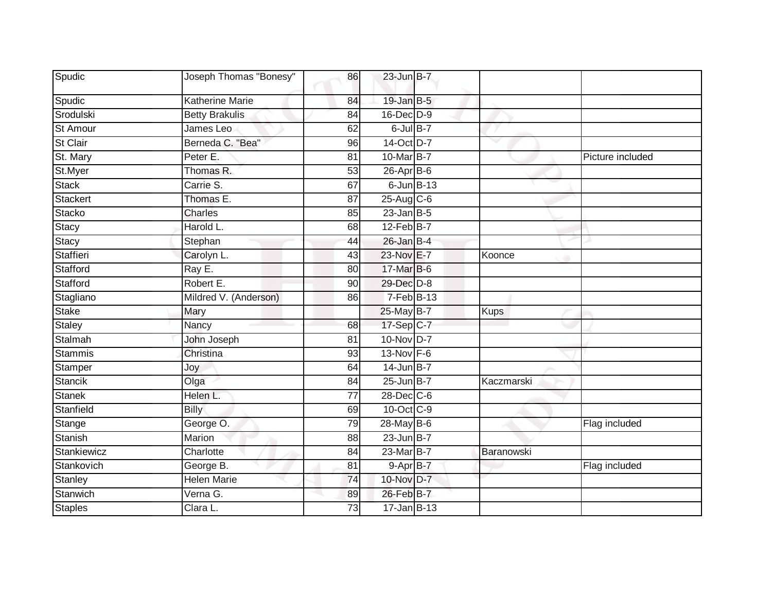| Spudic | Joseph Thomas "Bonesy" | 86 | 23-Jun | B-7 | | |
|---|---|---|---|---|---|---|
| Spudic | Katherine Marie | 84 | 19-Jan | B-5 | | |
| Srodulski | Betty Brakulis | 84 | 16-Dec | D-9 | | |
| St Amour | James Leo | 62 | 6-Jul | B-7 | | |
| St Clair | Berneda C. "Bea" | 96 | 14-Oct | D-7 | | |
| St. Mary | Peter E. | 81 | 10-Mar | B-7 | | Picture included |
| St.Myer | Thomas R. | 53 | 26-Apr | B-6 | | |
| Stack | Carrie S. | 67 | 6-Jun | B-13 | | |
| Stackert | Thomas E. | 87 | 25-Aug | C-6 | | |
| Stacko | Charles | 85 | 23-Jan | B-5 | | |
| Stacy | Harold L. | 68 | 12-Feb | B-7 | | |
| Stacy | Stephan | 44 | 26-Jan | B-4 | | |
| Staffieri | Carolyn L. | 43 | 23-Nov | E-7 | Koonce | |
| Stafford | Ray E. | 80 | 17-Mar | B-6 | | |
| Stafford | Robert E. | 90 | 29-Dec | D-8 | | |
| Stagliano | Mildred V. (Anderson) | 86 | 7-Feb | B-13 | | |
| Stake | Mary | | 25-May | B-7 | Kups | |
| Staley | Nancy | 68 | 17-Sep | C-7 | | |
| Stalmah | John Joseph | 81 | 10-Nov | D-7 | | |
| Stammis | Christina | 93 | 13-Nov | F-6 | | |
| Stamper | Joy | 64 | 14-Jun | B-7 | | |
| Stancik | Olga | 84 | 25-Jun | B-7 | Kaczmarski | |
| Stanek | Helen L. | 77 | 28-Dec | C-6 | | |
| Stanfield | Billy | 69 | 10-Oct | C-9 | | |
| Stange | George O. | 79 | 28-May | B-6 | | Flag included |
| Stanish | Marion | 88 | 23-Jun | B-7 | | |
| Stankiewicz | Charlotte | 84 | 23-Mar | B-7 | Baranowski | |
| Stankovich | George B. | 81 | 9-Apr | B-7 | | Flag included |
| Stanley | Helen Marie | 74 | 10-Nov | D-7 | | |
| Stanwich | Verna G. | 89 | 26-Feb | B-7 | | |
| Staples | Clara L. | 73 | 17-Jan | B-13 | | |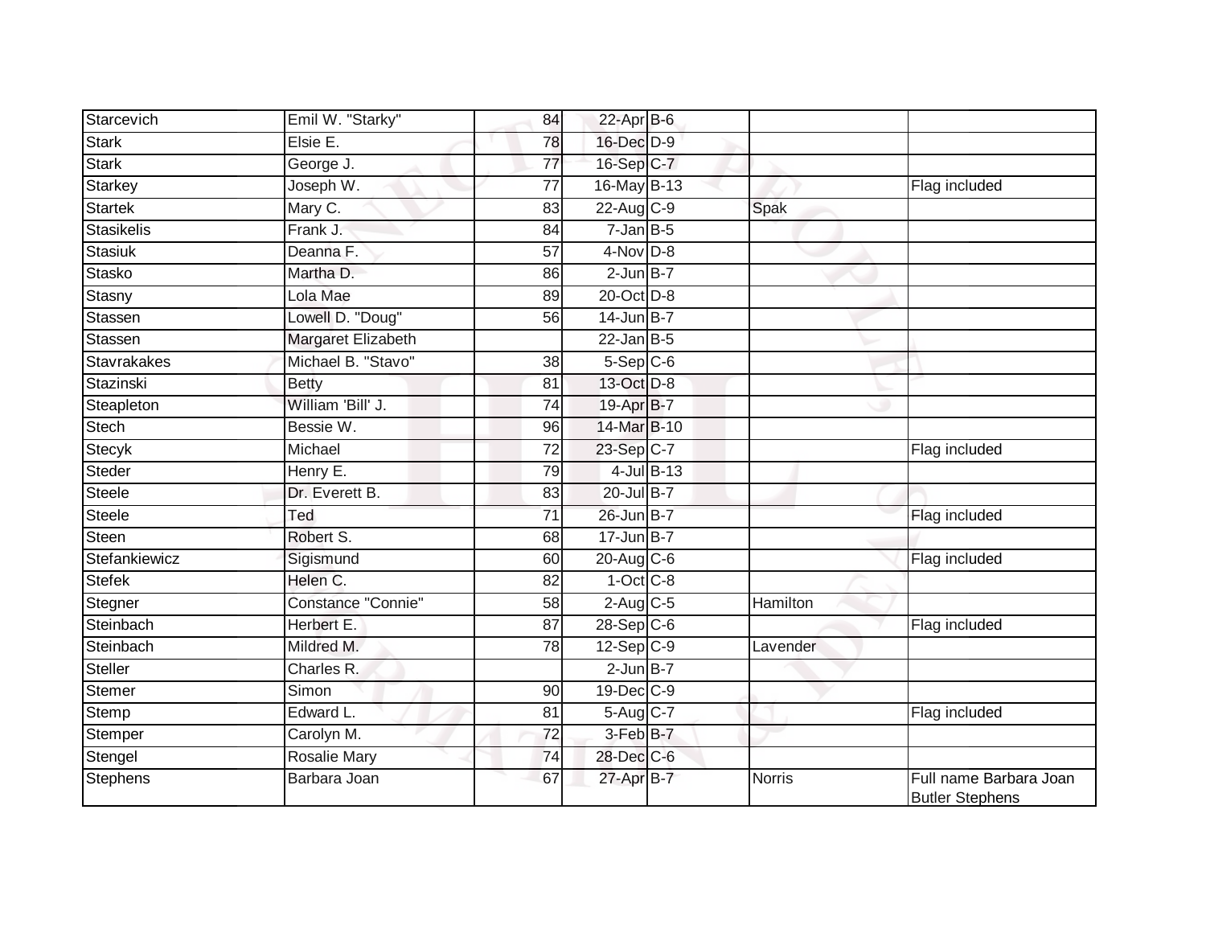| | | | | | | |
|---|---|---|---|---|---|---|
| Starcevich | Emil W. "Starky" | 84 | 22-Apr | B-6 | | |
| Stark | Elsie E. | 78 | 16-Dec | D-9 | | |
| Stark | George J. | 77 | 16-Sep | C-7 | | |
| Starkey | Joseph W. | 77 | 16-May | B-13 | | Flag included |
| Startek | Mary C. | 83 | 22-Aug | C-9 | Spak | |
| Stasikelis | Frank J. | 84 | 7-Jan | B-5 | | |
| Stasiuk | Deanna F. | 57 | 4-Nov | D-8 | | |
| Stasko | Martha D. | 86 | 2-Jun | B-7 | | |
| Stasny | Lola Mae | 89 | 20-Oct | D-8 | | |
| Stassen | Lowell D. "Doug" | 56 | 14-Jun | B-7 | | |
| Stassen | Margaret Elizabeth | | 22-Jan | B-5 | | |
| Stavrakakes | Michael B. "Stavo" | 38 | 5-Sep | C-6 | | |
| Stazinski | Betty | 81 | 13-Oct | D-8 | | |
| Steapleton | William 'Bill' J. | 74 | 19-Apr | B-7 | | |
| Stech | Bessie W. | 96 | 14-Mar | B-10 | | |
| Stecyk | Michael | 72 | 23-Sep | C-7 | | Flag included |
| Steder | Henry E. | 79 | 4-Jul | B-13 | | |
| Steele | Dr. Everett B. | 83 | 20-Jul | B-7 | | |
| Steele | Ted | 71 | 26-Jun | B-7 | | Flag included |
| Steen | Robert S. | 68 | 17-Jun | B-7 | | |
| Stefankiewicz | Sigismund | 60 | 20-Aug | C-6 | | Flag included |
| Stefek | Helen C. | 82 | 1-Oct | C-8 | | |
| Stegner | Constance "Connie" | 58 | 2-Aug | C-5 | Hamilton | |
| Steinbach | Herbert E. | 87 | 28-Sep | C-6 | | Flag included |
| Steinbach | Mildred M. | 78 | 12-Sep | C-9 | Lavender | |
| Steller | Charles R. | | 2-Jun | B-7 | | |
| Stemer | Simon | 90 | 19-Dec | C-9 | | |
| Stemp | Edward L. | 81 | 5-Aug | C-7 | | Flag included |
| Stemper | Carolyn M. | 72 | 3-Feb | B-7 | | |
| Stengel | Rosalie Mary | 74 | 28-Dec | C-6 | | |
| Stephens | Barbara Joan | 67 | 27-Apr | B-7 | Norris | Full name Barbara Joan Butler Stephens |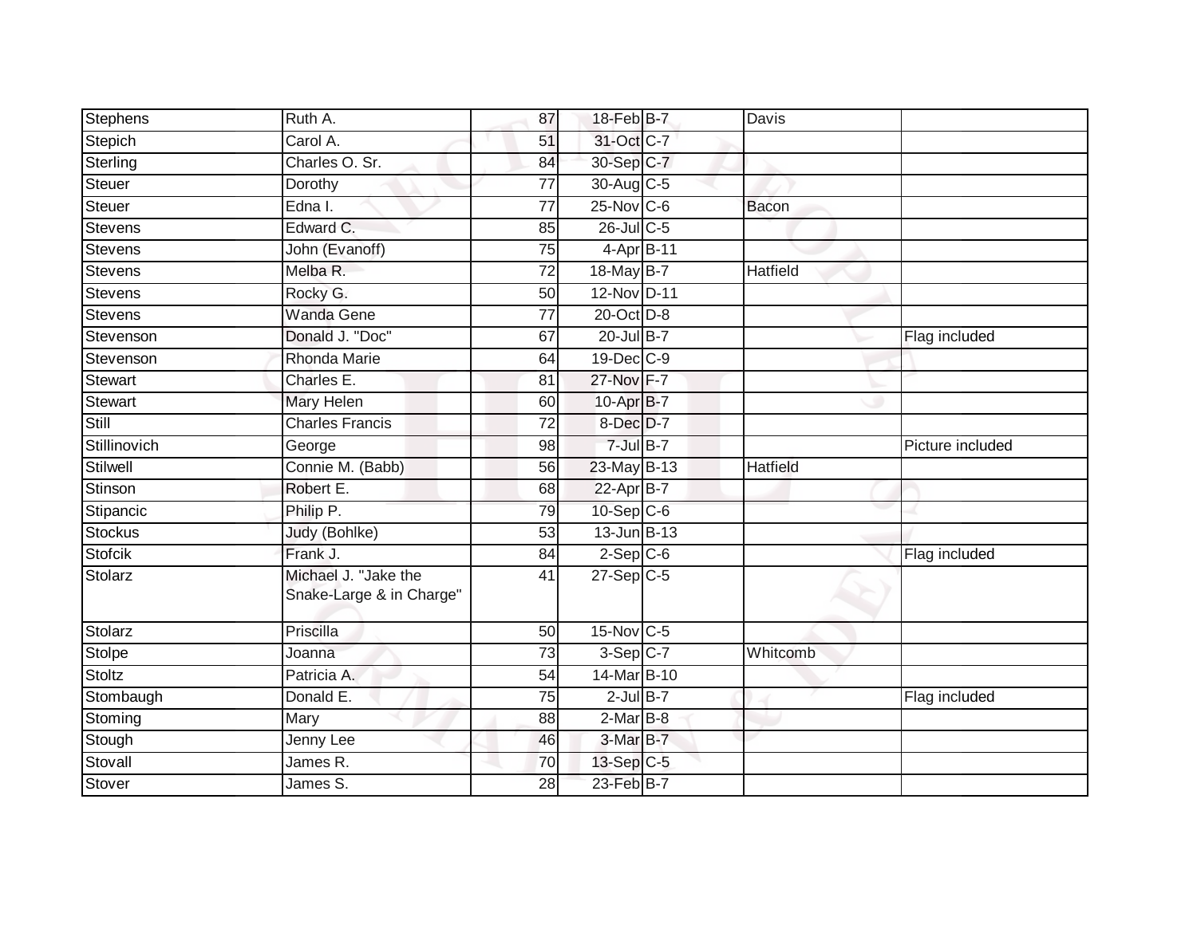| Stephens | Ruth A. | 87 | 18-Feb | B-7 | Davis | |
|---|---|---|---|---|---|---|
| Stepich | Carol A. | 51 | 31-Oct | C-7 | | |
| Sterling | Charles O. Sr. | 84 | 30-Sep | C-7 | | |
| Steuer | Dorothy | 77 | 30-Aug | C-5 | | |
| Steuer | Edna I. | 77 | 25-Nov | C-6 | Bacon | |
| Stevens | Edward C. | 85 | 26-Jul | C-5 | | |
| Stevens | John (Evanoff) | 75 | 4-Apr | B-11 | | |
| Stevens | Melba R. | 72 | 18-May | B-7 | Hatfield | |
| Stevens | Rocky G. | 50 | 12-Nov | D-11 | | |
| Stevens | Wanda Gene | 77 | 20-Oct | D-8 | | |
| Stevenson | Donald J. "Doc" | 67 | 20-Jul | B-7 | | Flag included |
| Stevenson | Rhonda Marie | 64 | 19-Dec | C-9 | | |
| Stewart | Charles E. | 81 | 27-Nov | F-7 | | |
| Stewart | Mary Helen | 60 | 10-Apr | B-7 | | |
| Still | Charles Francis | 72 | 8-Dec | D-7 | | |
| Stillinovich | George | 98 | 7-Jul | B-7 | | Picture included |
| Stilwell | Connie M. (Babb) | 56 | 23-May | B-13 | Hatfield | |
| Stinson | Robert E. | 68 | 22-Apr | B-7 | | |
| Stipancic | Philip P. | 79 | 10-Sep | C-6 | | |
| Stockus | Judy (Bohlke) | 53 | 13-Jun | B-13 | | |
| Stofcik | Frank J. | 84 | 2-Sep | C-6 | | Flag included |
| Stolarz | Michael J. "Jake the Snake-Large & in Charge" | 41 | 27-Sep | C-5 | | |
| Stolarz | Priscilla | 50 | 15-Nov | C-5 | | |
| Stolpe | Joanna | 73 | 3-Sep | C-7 | Whitcomb | |
| Stoltz | Patricia A. | 54 | 14-Mar | B-10 | | |
| Stombaugh | Donald E. | 75 | 2-Jul | B-7 | | Flag included |
| Stoming | Mary | 88 | 2-Mar | B-8 | | |
| Stough | Jenny Lee | 46 | 3-Mar | B-7 | | |
| Stovall | James R. | 70 | 13-Sep | C-5 | | |
| Stover | James S. | 28 | 23-Feb | B-7 | | |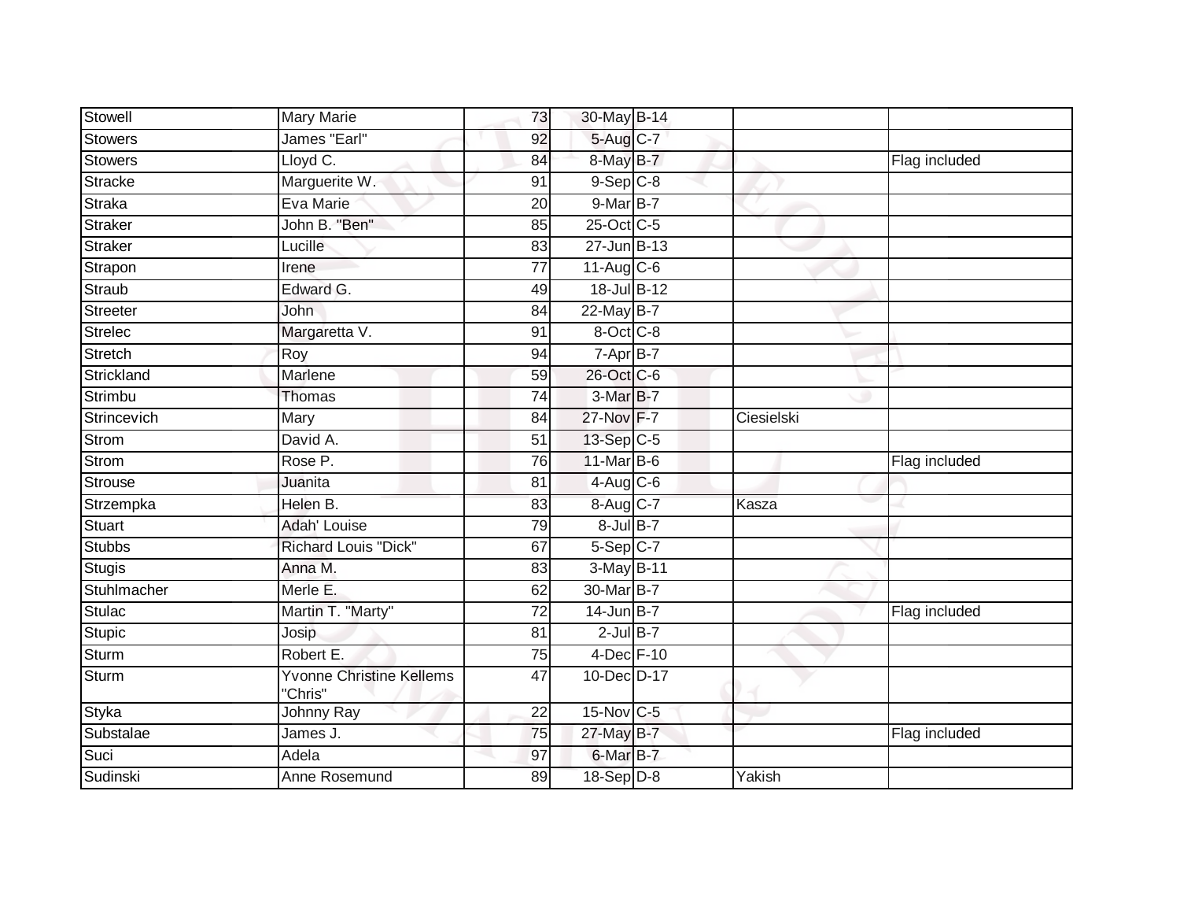| | | | | | | |
|---|---|---|---|---|---|---|
| Stowell | Mary Marie | 73 | 30-May | B-14 | | |
| Stowers | James "Earl" | 92 | 5-Aug | C-7 | | |
| Stowers | Lloyd C. | 84 | 8-May | B-7 | | Flag included |
| Stracke | Marguerite W. | 91 | 9-Sep | C-8 | | |
| Straka | Eva Marie | 20 | 9-Mar | B-7 | | |
| Straker | John B. "Ben" | 85 | 25-Oct | C-5 | | |
| Straker | Lucille | 83 | 27-Jun | B-13 | | |
| Strapon | Irene | 77 | 11-Aug | C-6 | | |
| Straub | Edward G. | 49 | 18-Jul | B-12 | | |
| Streeter | John | 84 | 22-May | B-7 | | |
| Strelec | Margaretta V. | 91 | 8-Oct | C-8 | | |
| Stretch | Roy | 94 | 7-Apr | B-7 | | |
| Strickland | Marlene | 59 | 26-Oct | C-6 | | |
| Strimbu | Thomas | 74 | 3-Mar | B-7 | | |
| Strincevich | Mary | 84 | 27-Nov | F-7 | Ciesielski | |
| Strom | David A. | 51 | 13-Sep | C-5 | | |
| Strom | Rose P. | 76 | 11-Mar | B-6 | | Flag included |
| Strouse | Juanita | 81 | 4-Aug | C-6 | | |
| Strzempka | Helen B. | 83 | 8-Aug | C-7 | Kasza | |
| Stuart | Adah' Louise | 79 | 8-Jul | B-7 | | |
| Stubbs | Richard Louis "Dick" | 67 | 5-Sep | C-7 | | |
| Stugis | Anna M. | 83 | 3-May | B-11 | | |
| Stuhlmacher | Merle E. | 62 | 30-Mar | B-7 | | |
| Stulac | Martin T. "Marty" | 72 | 14-Jun | B-7 | | Flag included |
| Stupic | Josip | 81 | 2-Jul | B-7 | | |
| Sturm | Robert E. | 75 | 4-Dec | F-10 | | |
| Sturm | Yvonne Christine Kellems "Chris" | 47 | 10-Dec | D-17 | | |
| Styka | Johnny Ray | 22 | 15-Nov | C-5 | | |
| Substalae | James J. | 75 | 27-May | B-7 | | Flag included |
| Suci | Adela | 97 | 6-Mar | B-7 | | |
| Sudinski | Anne Rosemund | 89 | 18-Sep | D-8 | Yakish | |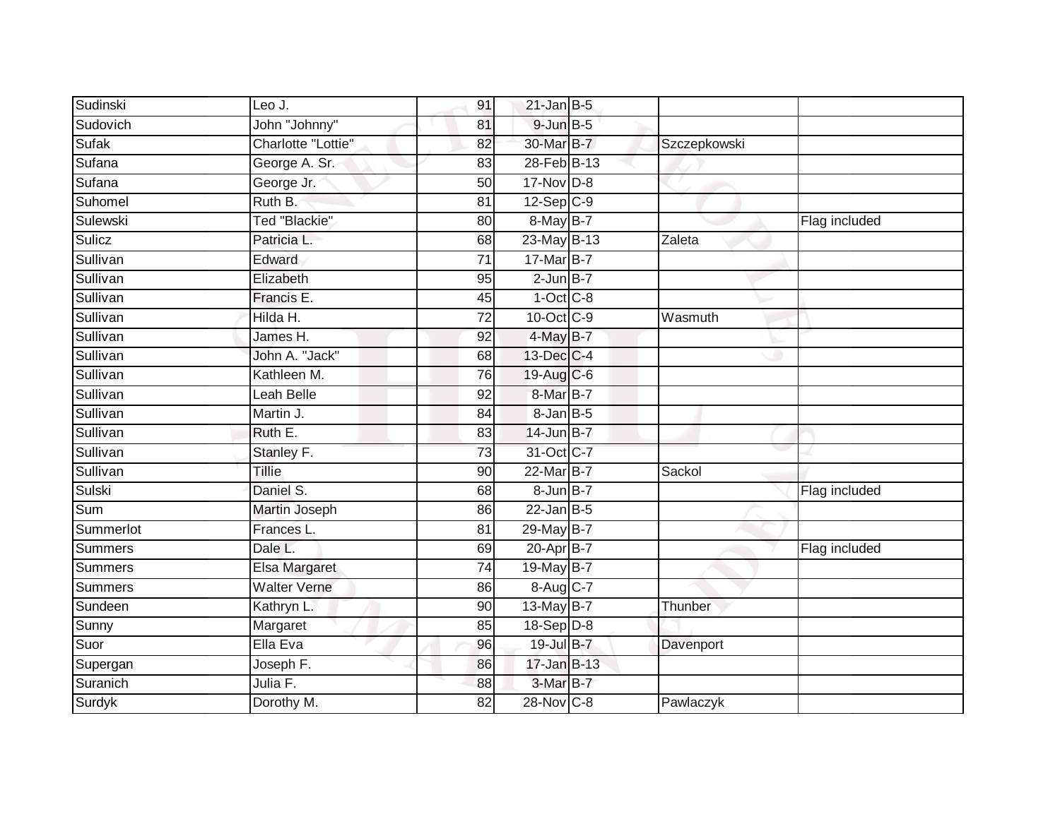| Sudinski | Leo J. | 91 | 21-Jan | B-5 | | |
|---|---|---|---|---|---|---|
| Sudovich | John "Johnny" | 81 | 9-Jun | B-5 | | |
| Sufak | Charlotte "Lottie" | 82 | 30-Mar | B-7 | Szczepkowski | |
| Sufana | George A. Sr. | 83 | 28-Feb | B-13 | | |
| Sufana | George Jr. | 50 | 17-Nov | D-8 | | |
| Suhomel | Ruth B. | 81 | 12-Sep | C-9 | | |
| Sulewski | Ted "Blackie" | 80 | 8-May | B-7 | | Flag included |
| Sulicz | Patricia L. | 68 | 23-May | B-13 | Zaleta | |
| Sullivan | Edward | 71 | 17-Mar | B-7 | | |
| Sullivan | Elizabeth | 95 | 2-Jun | B-7 | | |
| Sullivan | Francis E. | 45 | 1-Oct | C-8 | | |
| Sullivan | Hilda H. | 72 | 10-Oct | C-9 | Wasmuth | |
| Sullivan | James H. | 92 | 4-May | B-7 | | |
| Sullivan | John A. "Jack" | 68 | 13-Dec | C-4 | | |
| Sullivan | Kathleen M. | 76 | 19-Aug | C-6 | | |
| Sullivan | Leah Belle | 92 | 8-Mar | B-7 | | |
| Sullivan | Martin J. | 84 | 8-Jan | B-5 | | |
| Sullivan | Ruth E. | 83 | 14-Jun | B-7 | | |
| Sullivan | Stanley F. | 73 | 31-Oct | C-7 | | |
| Sullivan | Tillie | 90 | 22-Mar | B-7 | Sackol | |
| Sulski | Daniel S. | 68 | 8-Jun | B-7 | | Flag included |
| Sum | Martin Joseph | 86 | 22-Jan | B-5 | | |
| Summerlot | Frances L. | 81 | 29-May | B-7 | | |
| Summers | Dale L. | 69 | 20-Apr | B-7 | | Flag included |
| Summers | Elsa Margaret | 74 | 19-May | B-7 | | |
| Summers | Walter Verne | 86 | 8-Aug | C-7 | | |
| Sundeen | Kathryn L. | 90 | 13-May | B-7 | Thunber | |
| Sunny | Margaret | 85 | 18-Sep | D-8 | | |
| Suor | Ella Eva | 96 | 19-Jul | B-7 | Davenport | |
| Supergan | Joseph F. | 86 | 17-Jan | B-13 | | |
| Suranich | Julia F. | 88 | 3-Mar | B-7 | | |
| Surdyk | Dorothy M. | 82 | 28-Nov | C-8 | Pawlaczyk | |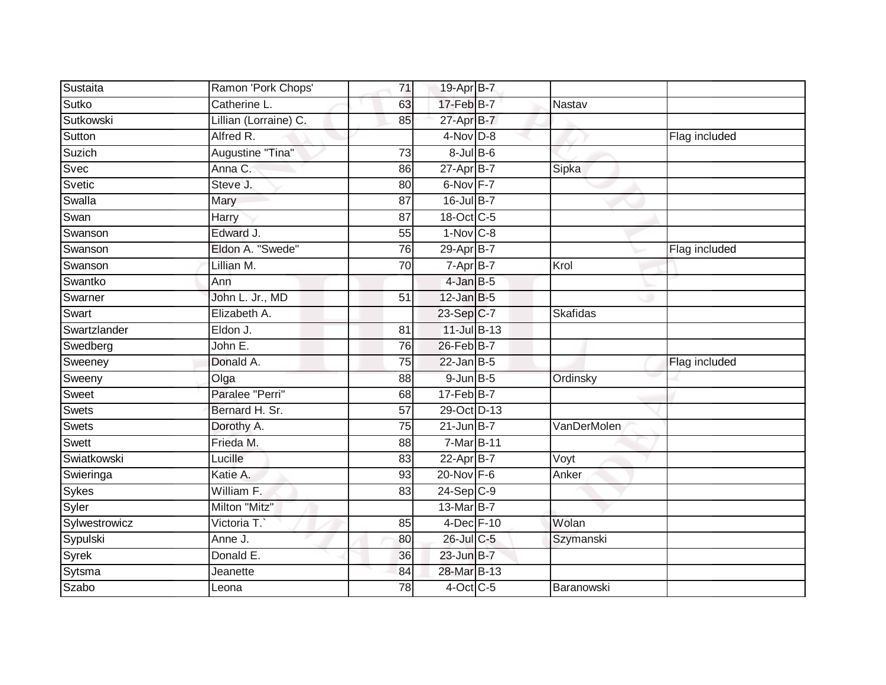| | | | | | | |
|---|---|---|---|---|---|---|
| Sustaita | Ramon 'Pork Chops' | 71 | 19-Apr | B-7 | | |
| Sutko | Catherine L. | 63 | 17-Feb | B-7 | Nastav | |
| Sutkowski | Lillian (Lorraine) C. | 85 | 27-Apr | B-7 | | |
| Sutton | Alfred R. | | 4-Nov | D-8 | | Flag included |
| Suzich | Augustine "Tina" | 73 | 8-Jul | B-6 | | |
| Svec | Anna C. | 86 | 27-Apr | B-7 | Sipka | |
| Svetic | Steve J. | 80 | 6-Nov | F-7 | | |
| Swalla | Mary | 87 | 16-Jul | B-7 | | |
| Swan | Harry | 87 | 18-Oct | C-5 | | |
| Swanson | Edward J. | 55 | 1-Nov | C-8 | | |
| Swanson | Eldon A. "Swede" | 76 | 29-Apr | B-7 | | Flag included |
| Swanson | Lillian M. | 70 | 7-Apr | B-7 | Krol | |
| Swantko | Ann | | 4-Jan | B-5 | | |
| Swarner | John L. Jr., MD | 51 | 12-Jan | B-5 | | |
| Swart | Elizabeth A. | | 23-Sep | C-7 | Skafidas | |
| Swartzlander | Eldon J. | 81 | 11-Jul | B-13 | | |
| Swedberg | John E. | 76 | 26-Feb | B-7 | | |
| Sweeney | Donald A. | 75 | 22-Jan | B-5 | | Flag included |
| Sweeny | Olga | 88 | 9-Jun | B-5 | Ordinsky | |
| Sweet | Paralee "Perri" | 68 | 17-Feb | B-7 | | |
| Swets | Bernard H. Sr. | 57 | 29-Oct | D-13 | | |
| Swets | Dorothy A. | 75 | 21-Jun | B-7 | VanDerMolen | |
| Swett | Frieda M. | 88 | 7-Mar | B-11 | | |
| Swiatkowski | Lucille | 83 | 22-Apr | B-7 | Voyt | |
| Swieringa | Katie A. | 93 | 20-Nov | F-6 | Anker | |
| Sykes | William F. | 83 | 24-Sep | C-9 | | |
| Syler | Milton "Mitz" | | 13-Mar | B-7 | | |
| Sylwestrowicz | Victoria T.` | 85 | 4-Dec | F-10 | Wolan | |
| Sypulski | Anne J. | 80 | 26-Jul | C-5 | Szymanski | |
| Syrek | Donald E. | 36 | 23-Jun | B-7 | | |
| Sytsma | Jeanette | 84 | 28-Mar | B-13 | | |
| Szabo | Leona | 78 | 4-Oct | C-5 | Baranowski | |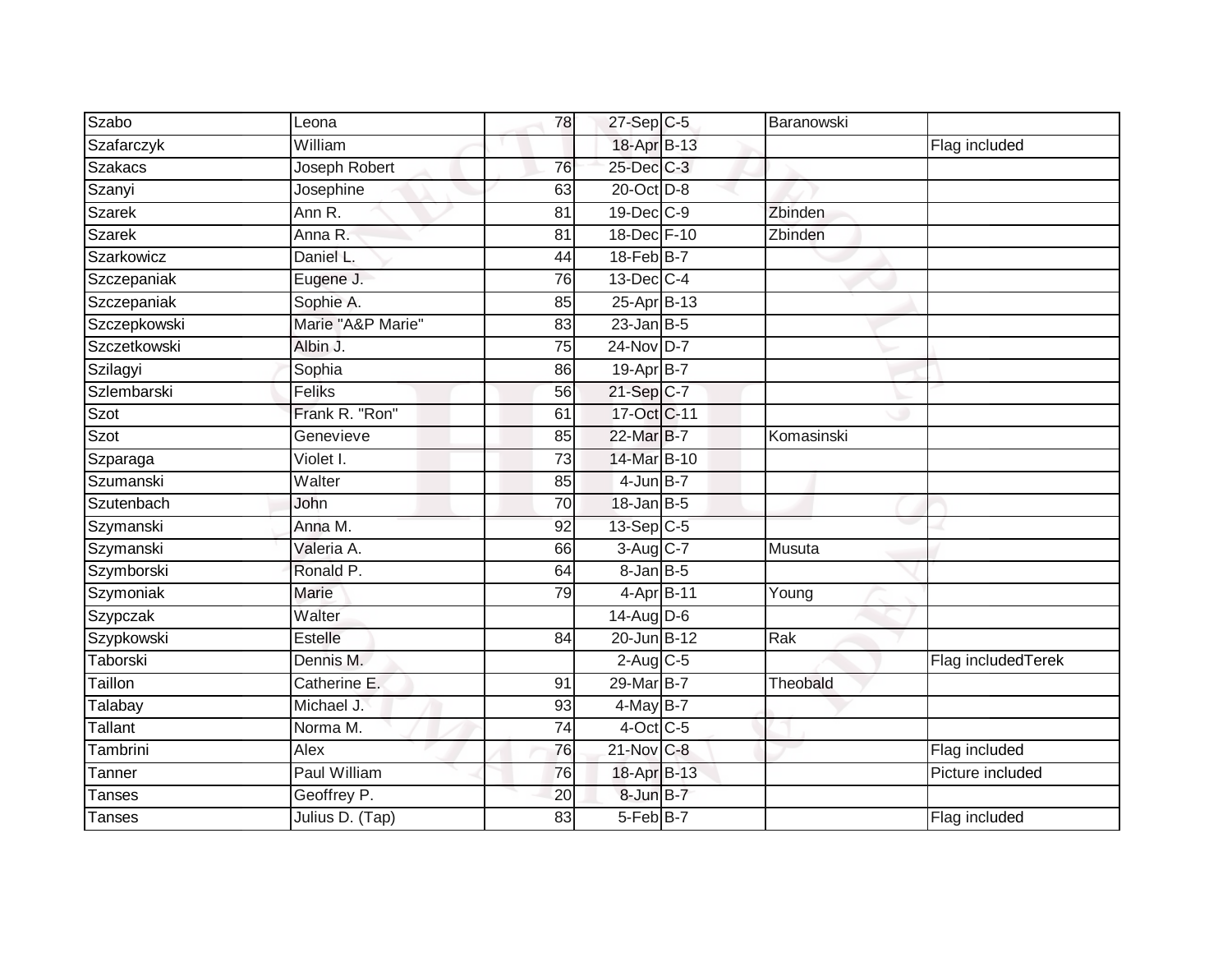| Szabo | Leona | 78 | 27-Sep | C-5 | Baranowski | |
|---|---|---|---|---|---|---|
| Szafarczyk | William | | 18-Apr | B-13 | | Flag included |
| Szakacs | Joseph Robert | 76 | 25-Dec | C-3 | | |
| Szanyi | Josephine | 63 | 20-Oct | D-8 | | |
| Szarek | Ann R. | 81 | 19-Dec | C-9 | Zbinden | |
| Szarek | Anna R. | 81 | 18-Dec | F-10 | Zbinden | |
| Szarkowicz | Daniel L. | 44 | 18-Feb | B-7 | | |
| Szczepaniak | Eugene J. | 76 | 13-Dec | C-4 | | |
| Szczepaniak | Sophie A. | 85 | 25-Apr | B-13 | | |
| Szczepkowski | Marie "A&P Marie" | 83 | 23-Jan | B-5 | | |
| Szczetkowski | Albin J. | 75 | 24-Nov | D-7 | | |
| Szilagyi | Sophia | 86 | 19-Apr | B-7 | | |
| Szlembarski | Feliks | 56 | 21-Sep | C-7 | | |
| Szot | Frank R. "Ron" | 61 | 17-Oct | C-11 | | |
| Szot | Genevieve | 85 | 22-Mar | B-7 | Komasinski | |
| Szparaga | Violet I. | 73 | 14-Mar | B-10 | | |
| Szumanski | Walter | 85 | 4-Jun | B-7 | | |
| Szutenbach | John | 70 | 18-Jan | B-5 | | |
| Szymanski | Anna M. | 92 | 13-Sep | C-5 | | |
| Szymanski | Valeria A. | 66 | 3-Aug | C-7 | Musuta | |
| Szymborski | Ronald P. | 64 | 8-Jan | B-5 | | |
| Szymoniak | Marie | 79 | 4-Apr | B-11 | Young | |
| Szypczak | Walter | | 14-Aug | D-6 | | |
| Szypkowski | Estelle | 84 | 20-Jun | B-12 | Rak | |
| Taborski | Dennis M. | | 2-Aug | C-5 | | Flag includedTerek |
| Taillon | Catherine E. | 91 | 29-Mar | B-7 | Theobald | |
| Talabay | Michael J. | 93 | 4-May | B-7 | | |
| Tallant | Norma M. | 74 | 4-Oct | C-5 | | |
| Tambrini | Alex | 76 | 21-Nov | C-8 | | Flag included |
| Tanner | Paul William | 76 | 18-Apr | B-13 | | Picture included |
| Tanses | Geoffrey P. | 20 | 8-Jun | B-7 | | |
| Tanses | Julius D. (Tap) | 83 | 5-Feb | B-7 | | Flag included |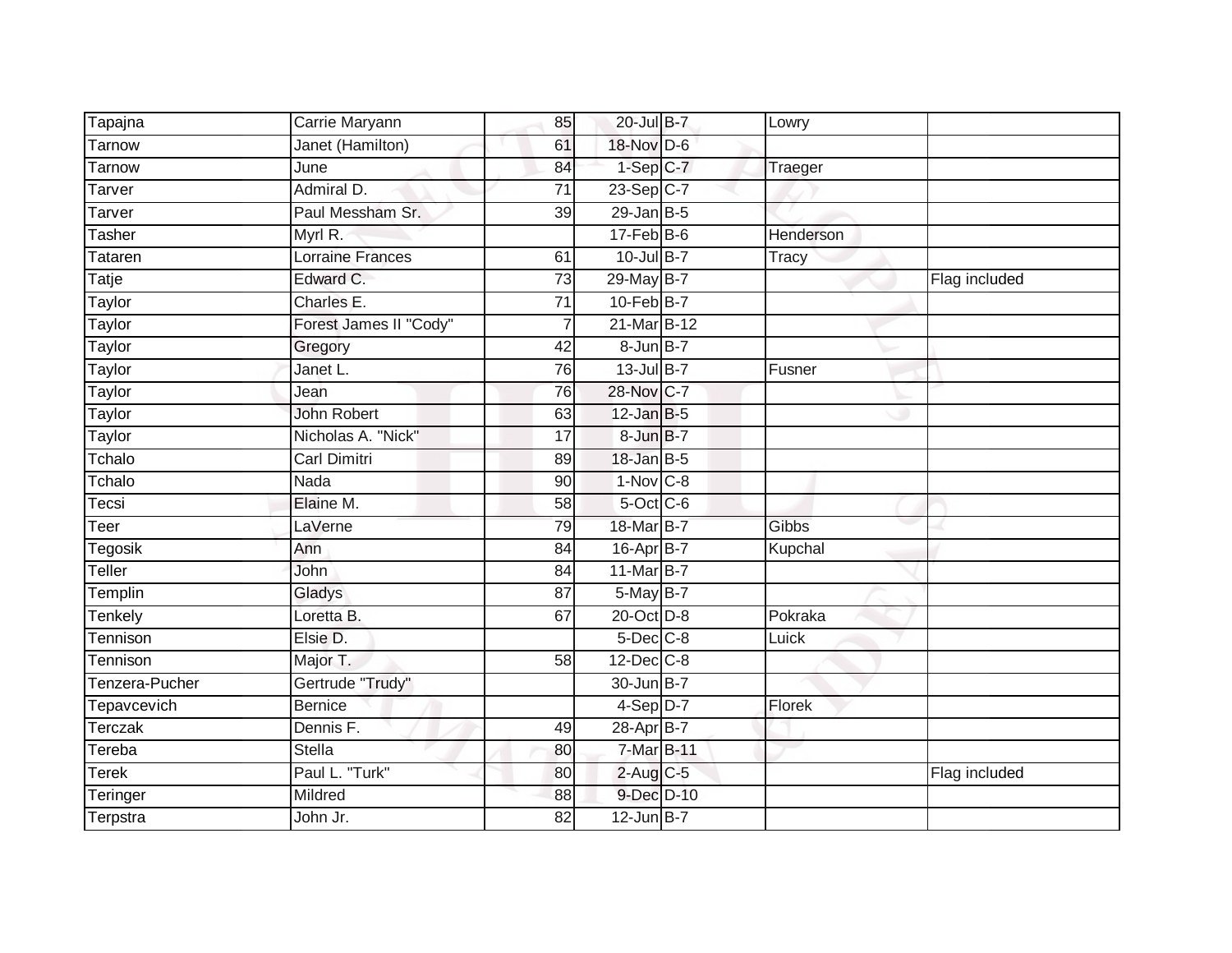| | | | | | | |
|---|---|---|---|---|---|---|
| Tapajna | Carrie Maryann | 85 | 20-Jul | B-7 | Lowry | |
| Tarnow | Janet (Hamilton) | 61 | 18-Nov | D-6 | | |
| Tarnow | June | 84 | 1-Sep | C-7 | Traeger | |
| Tarver | Admiral D. | 71 | 23-Sep | C-7 | | |
| Tarver | Paul Messham Sr. | 39 | 29-Jan | B-5 | | |
| Tasher | Myrl R. | | 17-Feb | B-6 | Henderson | |
| Tataren | Lorraine Frances | 61 | 10-Jul | B-7 | Tracy | |
| Tatje | Edward C. | 73 | 29-May | B-7 | | Flag included |
| Taylor | Charles E. | 71 | 10-Feb | B-7 | | |
| Taylor | Forest James II "Cody" | 7 | 21-Mar | B-12 | | |
| Taylor | Gregory | 42 | 8-Jun | B-7 | | |
| Taylor | Janet L. | 76 | 13-Jul | B-7 | Fusner | |
| Taylor | Jean | 76 | 28-Nov | C-7 | | |
| Taylor | John Robert | 63 | 12-Jan | B-5 | | |
| Taylor | Nicholas A. "Nick" | 17 | 8-Jun | B-7 | | |
| Tchalo | Carl Dimitri | 89 | 18-Jan | B-5 | | |
| Tchalo | Nada | 90 | 1-Nov | C-8 | | |
| Tecsi | Elaine M. | 58 | 5-Oct | C-6 | | |
| Teer | LaVerne | 79 | 18-Mar | B-7 | Gibbs | |
| Tegosik | Ann | 84 | 16-Apr | B-7 | Kupchal | |
| Teller | John | 84 | 11-Mar | B-7 | | |
| Templin | Gladys | 87 | 5-May | B-7 | | |
| Tenkely | Loretta B. | 67 | 20-Oct | D-8 | Pokraka | |
| Tennison | Elsie D. | | 5-Dec | C-8 | Luick | |
| Tennison | Major T. | 58 | 12-Dec | C-8 | | |
| Tenzera-Pucher | Gertrude "Trudy" | | 30-Jun | B-7 | | |
| Tepavcevich | Bernice | | 4-Sep | D-7 | Florek | |
| Terczak | Dennis F. | 49 | 28-Apr | B-7 | | |
| Tereba | Stella | 80 | 7-Mar | B-11 | | |
| Terek | Paul L. "Turk" | 80 | 2-Aug | C-5 | | Flag included |
| Teringer | Mildred | 88 | 9-Dec | D-10 | | |
| Terpstra | John Jr. | 82 | 12-Jun | B-7 | | |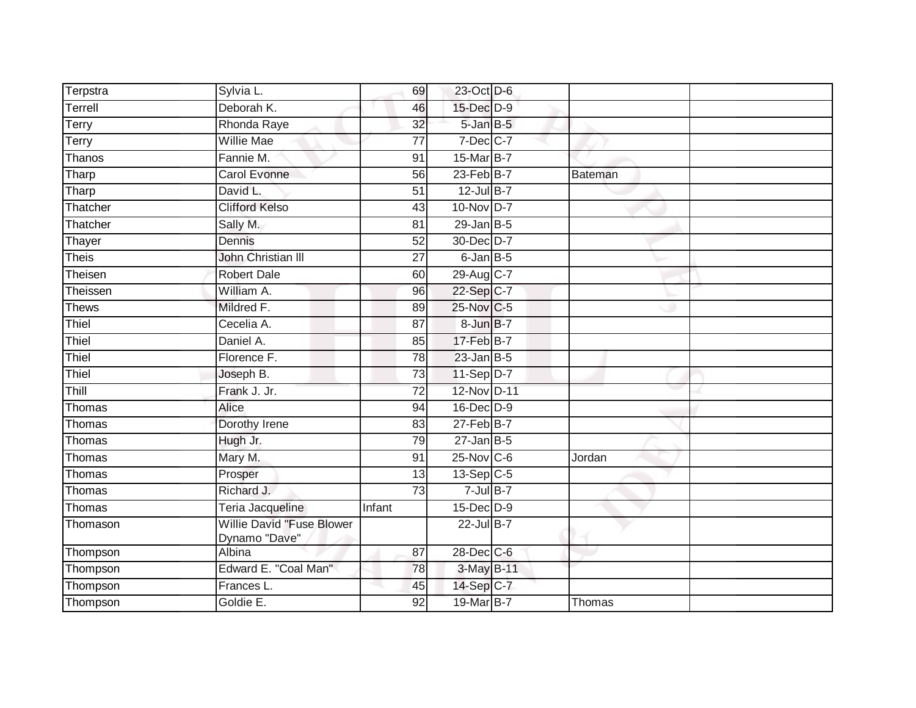| Terpstra | Sylvia L. | 69 | 23-Oct | D-6 | | |
|---|---|---|---|---|---|---|
| Terrell | Deborah K. | 46 | 15-Dec | D-9 | | |
| Terry | Rhonda Raye | 32 | 5-Jan | B-5 | | |
| Terry | Willie Mae | 77 | 7-Dec | C-7 | | |
| Thanos | Fannie M. | 91 | 15-Mar | B-7 | | |
| Tharp | Carol Evonne | 56 | 23-Feb | B-7 | Bateman | |
| Tharp | David L. | 51 | 12-Jul | B-7 | | |
| Thatcher | Clifford Kelso | 43 | 10-Nov | D-7 | | |
| Thatcher | Sally M. | 81 | 29-Jan | B-5 | | |
| Thayer | Dennis | 52 | 30-Dec | D-7 | | |
| Theis | John Christian III | 27 | 6-Jan | B-5 | | |
| Theisen | Robert Dale | 60 | 29-Aug | C-7 | | |
| Theissen | William A. | 96 | 22-Sep | C-7 | | |
| Thews | Mildred F. | 89 | 25-Nov | C-5 | | |
| Thiel | Cecelia A. | 87 | 8-Jun | B-7 | | |
| Thiel | Daniel A. | 85 | 17-Feb | B-7 | | |
| Thiel | Florence F. | 78 | 23-Jan | B-5 | | |
| Thiel | Joseph B. | 73 | 11-Sep | D-7 | | |
| Thill | Frank J. Jr. | 72 | 12-Nov | D-11 | | |
| Thomas | Alice | 94 | 16-Dec | D-9 | | |
| Thomas | Dorothy Irene | 83 | 27-Feb | B-7 | | |
| Thomas | Hugh Jr. | 79 | 27-Jan | B-5 | | |
| Thomas | Mary M. | 91 | 25-Nov | C-6 | Jordan | |
| Thomas | Prosper | 13 | 13-Sep | C-5 | | |
| Thomas | Richard J. | 73 | 7-Jul | B-7 | | |
| Thomas | Teria Jacqueline | Infant | 15-Dec | D-9 | | |
| Thomason | Willie David "Fuse Blower Dynamo "Dave" | | 22-Jul | B-7 | | |
| Thompson | Albina | 87 | 28-Dec | C-6 | | |
| Thompson | Edward E. "Coal Man" | 78 | 3-May | B-11 | | |
| Thompson | Frances L. | 45 | 14-Sep | C-7 | | |
| Thompson | Goldie E. | 92 | 19-Mar | B-7 | Thomas | |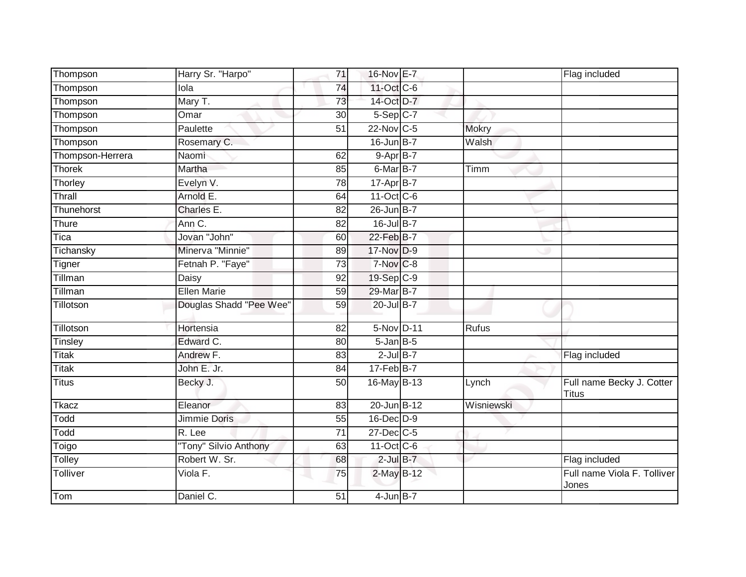| | | | | | | |
|---|---|---|---|---|---|---|
| Thompson | Harry Sr. "Harpo" | 71 | 16-Nov | E-7 | | Flag included |
| Thompson | Iola | 74 | 11-Oct | C-6 | | |
| Thompson | Mary T. | 73 | 14-Oct | D-7 | | |
| Thompson | Omar | 30 | 5-Sep | C-7 | | |
| Thompson | Paulette | 51 | 22-Nov | C-5 | Mokry | |
| Thompson | Rosemary C. | | 16-Jun | B-7 | Walsh | |
| Thompson-Herrera | Naomi | 62 | 9-Apr | B-7 | | |
| Thorek | Martha | 85 | 6-Mar | B-7 | Timm | |
| Thorley | Evelyn V. | 78 | 17-Apr | B-7 | | |
| Thrall | Arnold E. | 64 | 11-Oct | C-6 | | |
| Thunehorst | Charles E. | 82 | 26-Jun | B-7 | | |
| Thure | Ann C. | 82 | 16-Jul | B-7 | | |
| Tica | Jovan "John" | 60 | 22-Feb | B-7 | | |
| Tichansky | Minerva "Minnie" | 89 | 17-Nov | D-9 | | |
| Tigner | Fetnah P. "Faye" | 73 | 7-Nov | C-8 | | |
| Tillman | Daisy | 92 | 19-Sep | C-9 | | |
| Tillman | Ellen Marie | 59 | 29-Mar | B-7 | | |
| Tillotson | Douglas Shadd "Pee Wee" | 59 | 20-Jul | B-7 | | |
| Tillotson | Hortensia | 82 | 5-Nov | D-11 | Rufus | |
| Tinsley | Edward C. | 80 | 5-Jan | B-5 | | |
| Titak | Andrew F. | 83 | 2-Jul | B-7 | | Flag included |
| Titak | John E. Jr. | 84 | 17-Feb | B-7 | | |
| Titus | Becky J. | 50 | 16-May | B-13 | Lynch | Full name Becky J. Cotter Titus |
| Tkacz | Eleanor | 83 | 20-Jun | B-12 | Wisniewski | |
| Todd | Jimmie Doris | 55 | 16-Dec | D-9 | | |
| Todd | R. Lee | 71 | 27-Dec | C-5 | | |
| Toigo | "Tony" Silvio Anthony | 63 | 11-Oct | C-6 | | |
| Tolley | Robert W. Sr. | 68 | 2-Jul | B-7 | | Flag included |
| Tolliver | Viola F. | 75 | 2-May | B-12 | | Full name Viola F. Tolliver Jones |
| Tom | Daniel C. | 51 | 4-Jun | B-7 | | |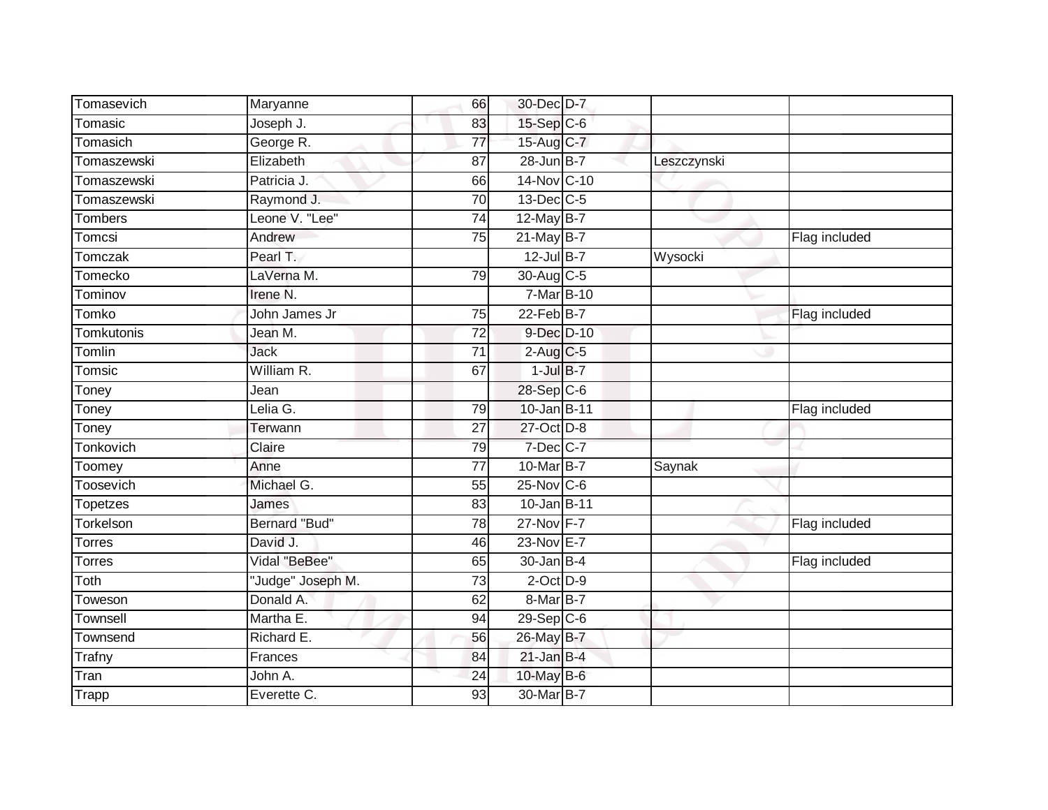| | | | | | | |
|---|---|---|---|---|---|---|
| Tomasevich | Maryanne | 66 | 30-Dec | D-7 | | |
| Tomasic | Joseph J. | 83 | 15-Sep | C-6 | | |
| Tomasich | George R. | 77 | 15-Aug | C-7 | | |
| Tomaszewski | Elizabeth | 87 | 28-Jun | B-7 | Leszczynski | |
| Tomaszewski | Patricia J. | 66 | 14-Nov | C-10 | | |
| Tomaszewski | Raymond J. | 70 | 13-Dec | C-5 | | |
| Tombers | Leone V. "Lee" | 74 | 12-May | B-7 | | |
| Tomcsi | Andrew | 75 | 21-May | B-7 | | Flag included |
| Tomczak | Pearl T. | | 12-Jul | B-7 | Wysocki | |
| Tomecko | LaVerna M. | 79 | 30-Aug | C-5 | | |
| Tominov | Irene N. | | 7-Mar | B-10 | | |
| Tomko | John James Jr | 75 | 22-Feb | B-7 | | Flag included |
| Tomkutonis | Jean M. | 72 | 9-Dec | D-10 | | |
| Tomlin | Jack | 71 | 2-Aug | C-5 | | |
| Tomsic | William R. | 67 | 1-Jul | B-7 | | |
| Toney | Jean | | 28-Sep | C-6 | | |
| Toney | Lelia G. | 79 | 10-Jan | B-11 | | Flag included |
| Toney | Terwann | 27 | 27-Oct | D-8 | | |
| Tonkovich | Claire | 79 | 7-Dec | C-7 | | |
| Toomey | Anne | 77 | 10-Mar | B-7 | Saynak | |
| Toosevich | Michael G. | 55 | 25-Nov | C-6 | | |
| Topetzes | James | 83 | 10-Jan | B-11 | | |
| Torkelson | Bernard "Bud" | 78 | 27-Nov | F-7 | | Flag included |
| Torres | David J. | 46 | 23-Nov | E-7 | | |
| Torres | Vidal "BeBee" | 65 | 30-Jan | B-4 | | Flag included |
| Toth | "Judge" Joseph M. | 73 | 2-Oct | D-9 | | |
| Toweson | Donald A. | 62 | 8-Mar | B-7 | | |
| Townsell | Martha E. | 94 | 29-Sep | C-6 | | |
| Townsend | Richard E. | 56 | 26-May | B-7 | | |
| Trafny | Frances | 84 | 21-Jan | B-4 | | |
| Tran | John A. | 24 | 10-May | B-6 | | |
| Trapp | Everette C. | 93 | 30-Mar | B-7 | | |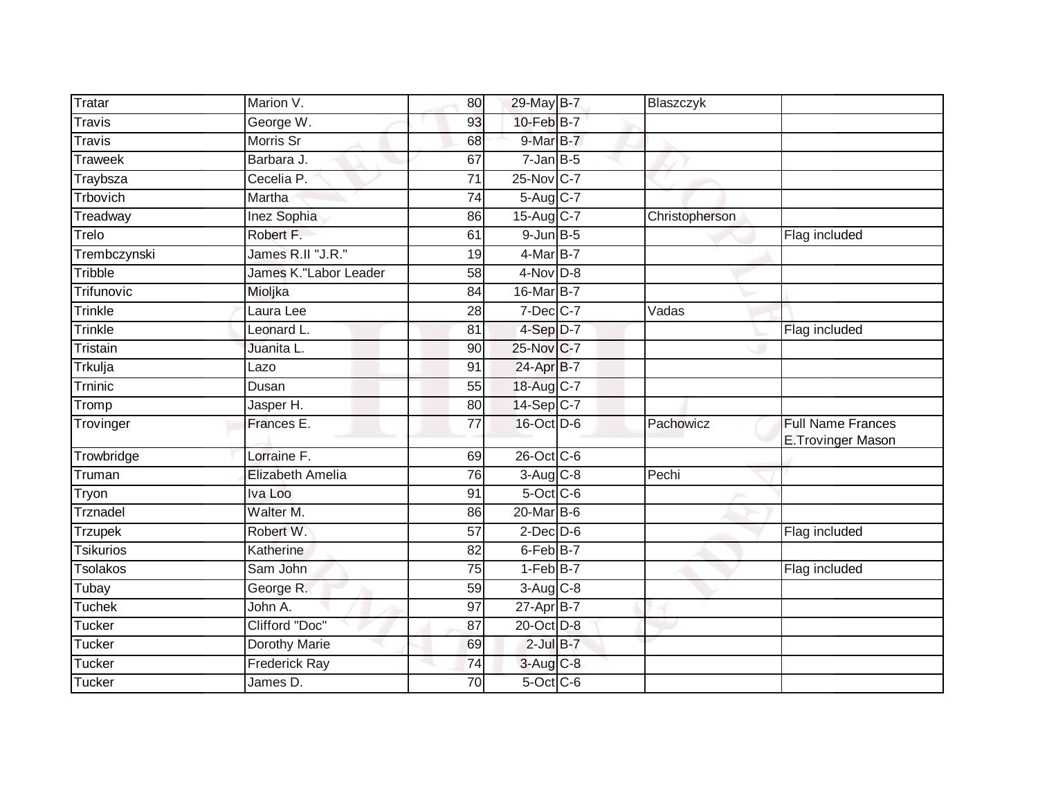| | | | | | | |
|---|---|---|---|---|---|---|
| Tratar | Marion V. | 80 | 29-May | B-7 | Blaszczyk | |
| Travis | George W. | 93 | 10-Feb | B-7 | | |
| Travis | Morris Sr | 68 | 9-Mar | B-7 | | |
| Traweek | Barbara J. | 67 | 7-Jan | B-5 | | |
| Traybsza | Cecelia P. | 71 | 25-Nov | C-7 | | |
| Trbovich | Martha | 74 | 5-Aug | C-7 | | |
| Treadway | Inez Sophia | 86 | 15-Aug | C-7 | Christopherson | |
| Trelo | Robert F. | 61 | 9-Jun | B-5 | | Flag included |
| Trembczynski | James R.II "J.R." | 19 | 4-Mar | B-7 | | |
| Tribble | James K."Labor Leader | 58 | 4-Nov | D-8 | | |
| Trifunovic | Mioljka | 84 | 16-Mar | B-7 | | |
| Trinkle | Laura Lee | 28 | 7-Dec | C-7 | Vadas | |
| Trinkle | Leonard L. | 81 | 4-Sep | D-7 | | Flag included |
| Tristain | Juanita L. | 90 | 25-Nov | C-7 | | |
| Trkulja | Lazo | 91 | 24-Apr | B-7 | | |
| Trninic | Dusan | 55 | 18-Aug | C-7 | | |
| Tromp | Jasper H. | 80 | 14-Sep | C-7 | | |
| Trovinger | Frances E. | 77 | 16-Oct | D-6 | Pachowicz | Full Name Frances E.Trovinger Mason |
| Trowbridge | Lorraine F. | 69 | 26-Oct | C-6 | | |
| Truman | Elizabeth Amelia | 76 | 3-Aug | C-8 | Pechi | |
| Tryon | Iva Loo | 91 | 5-Oct | C-6 | | |
| Trznadel | Walter M. | 86 | 20-Mar | B-6 | | |
| Trzupek | Robert W. | 57 | 2-Dec | D-6 | | Flag included |
| Tsikurios | Katherine | 82 | 6-Feb | B-7 | | |
| Tsolakos | Sam John | 75 | 1-Feb | B-7 | | Flag included |
| Tubay | George R. | 59 | 3-Aug | C-8 | | |
| Tuchek | John A. | 97 | 27-Apr | B-7 | | |
| Tucker | Clifford "Doc" | 87 | 20-Oct | D-8 | | |
| Tucker | Dorothy Marie | 69 | 2-Jul | B-7 | | |
| Tucker | Frederick Ray | 74 | 3-Aug | C-8 | | |
| Tucker | James D. | 70 | 5-Oct | C-6 | | |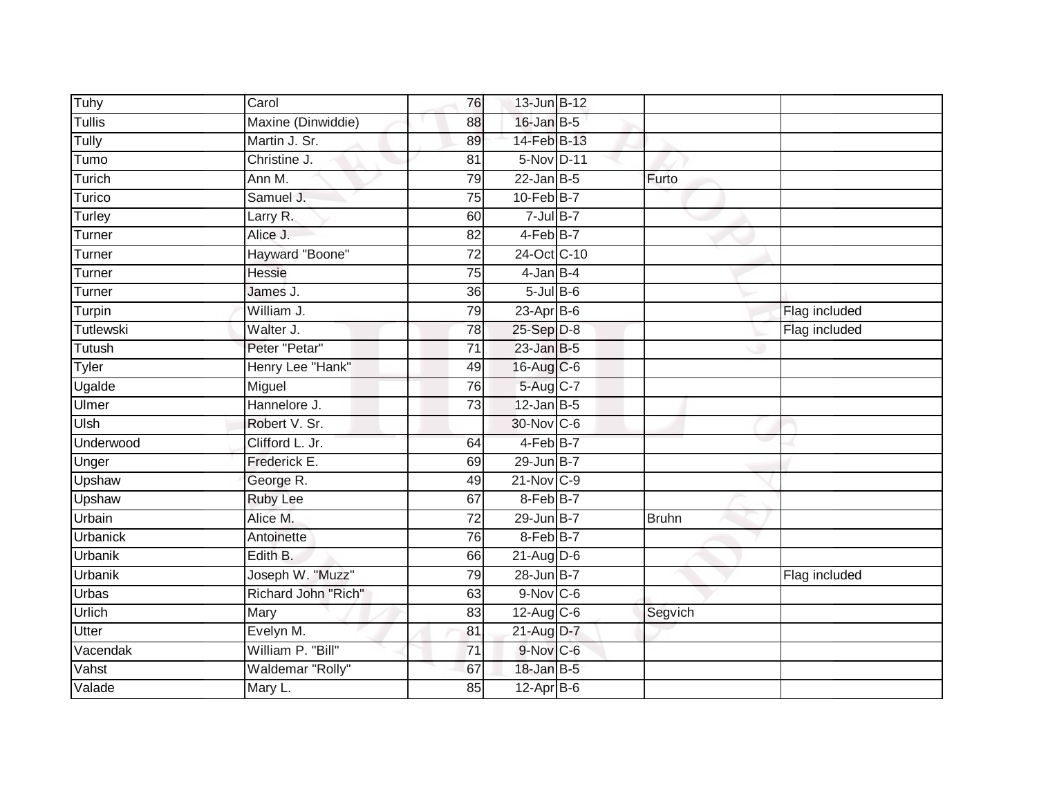| Tuhy | Carol | 76 | 13-Jun | B-12 | | |
|---|---|---|---|---|---|---|
| Tullis | Maxine (Dinwiddie) | 88 | 16-Jan | B-5 | | |
| Tully | Martin J. Sr. | 89 | 14-Feb | B-13 | | |
| Tumo | Christine J. | 81 | 5-Nov | D-11 | | |
| Turich | Ann M. | 79 | 22-Jan | B-5 | Furto | |
| Turico | Samuel J. | 75 | 10-Feb | B-7 | | |
| Turley | Larry R. | 60 | 7-Jul | B-7 | | |
| Turner | Alice J. | 82 | 4-Feb | B-7 | | |
| Turner | Hayward "Boone" | 72 | 24-Oct | C-10 | | |
| Turner | Hessie | 75 | 4-Jan | B-4 | | |
| Turner | James J. | 36 | 5-Jul | B-6 | | |
| Turpin | William J. | 79 | 23-Apr | B-6 | | Flag included |
| Tutlewski | Walter J. | 78 | 25-Sep | D-8 | | Flag included |
| Tutush | Peter "Petar" | 71 | 23-Jan | B-5 | | |
| Tyler | Henry Lee "Hank" | 49 | 16-Aug | C-6 | | |
| Ugalde | Miguel | 76 | 5-Aug | C-7 | | |
| Ulmer | Hannelore J. | 73 | 12-Jan | B-5 | | |
| Ulsh | Robert V. Sr. | | 30-Nov | C-6 | | |
| Underwood | Clifford L. Jr. | 64 | 4-Feb | B-7 | | |
| Unger | Frederick E. | 69 | 29-Jun | B-7 | | |
| Upshaw | George R. | 49 | 21-Nov | C-9 | | |
| Upshaw | Ruby Lee | 67 | 8-Feb | B-7 | | |
| Urbain | Alice M. | 72 | 29-Jun | B-7 | Bruhn | |
| Urbanick | Antoinette | 76 | 8-Feb | B-7 | | |
| Urbanik | Edith B. | 66 | 21-Aug | D-6 | | |
| Urbanik | Joseph W. "Muzz" | 79 | 28-Jun | B-7 | | Flag included |
| Urbas | Richard John "Rich" | 63 | 9-Nov | C-6 | | |
| Urlich | Mary | 83 | 12-Aug | C-6 | Segvich | |
| Utter | Evelyn M. | 81 | 21-Aug | D-7 | | |
| Vacendak | William P. "Bill" | 71 | 9-Nov | C-6 | | |
| Vahst | Waldemar "Rolly" | 67 | 18-Jan | B-5 | | |
| Valade | Mary L. | 85 | 12-Apr | B-6 | | |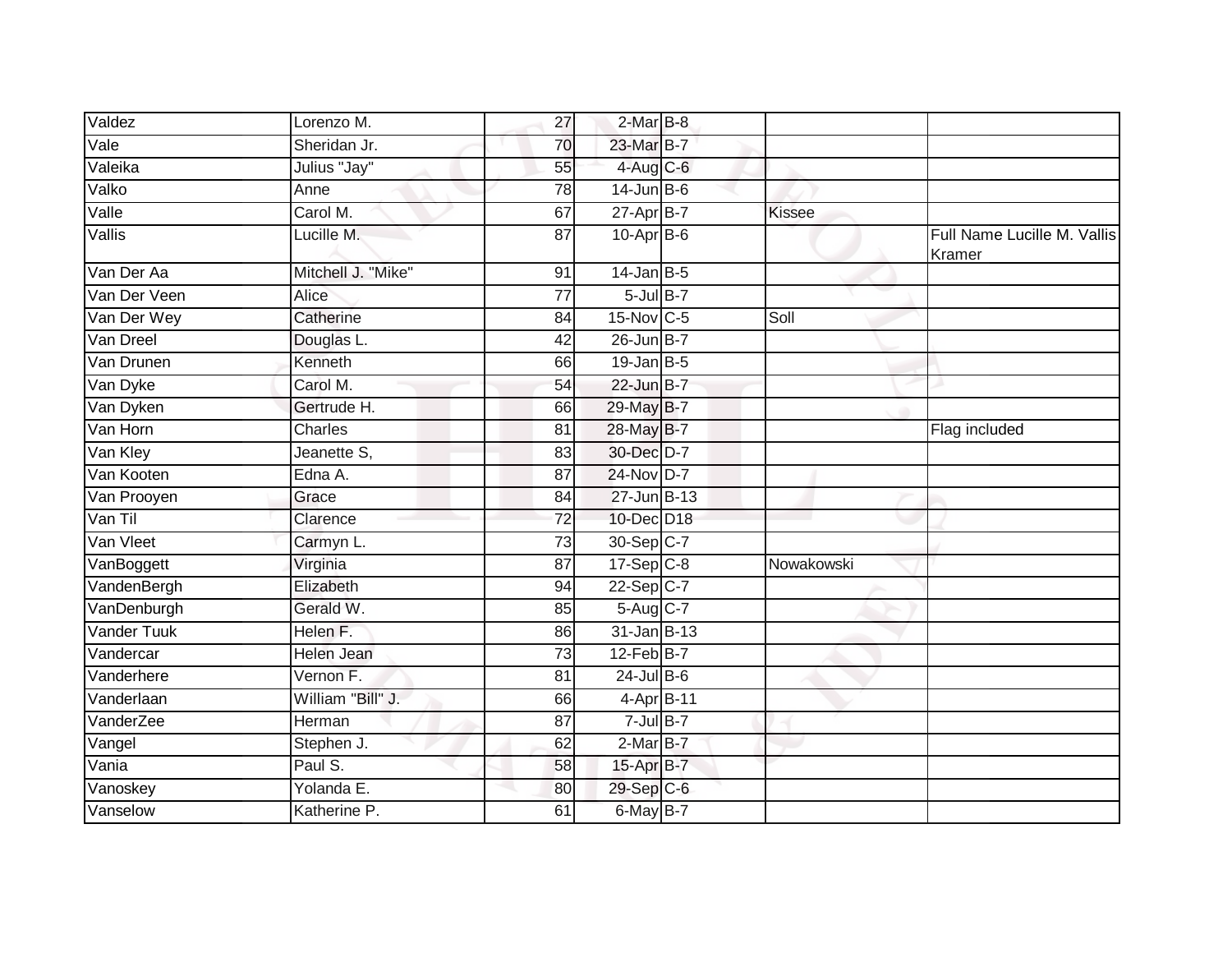| | | | | | | |
|---|---|---|---|---|---|---|
| Valdez | Lorenzo M. | 27 | 2-Mar | B-8 | | |
| Vale | Sheridan Jr. | 70 | 23-Mar | B-7 | | |
| Valeika | Julius "Jay" | 55 | 4-Aug | C-6 | | |
| Valko | Anne | 78 | 14-Jun | B-6 | | |
| Valle | Carol M. | 67 | 27-Apr | B-7 | Kissee | |
| Vallis | Lucille M. | 87 | 10-Apr | B-6 | | Full Name Lucille M. Vallis Kramer |
| Van Der Aa | Mitchell J. "Mike" | 91 | 14-Jan | B-5 | | |
| Van Der Veen | Alice | 77 | 5-Jul | B-7 | | |
| Van Der Wey | Catherine | 84 | 15-Nov | C-5 | Soll | |
| Van Dreel | Douglas L. | 42 | 26-Jun | B-7 | | |
| Van Drunen | Kenneth | 66 | 19-Jan | B-5 | | |
| Van Dyke | Carol M. | 54 | 22-Jun | B-7 | | |
| Van Dyken | Gertrude H. | 66 | 29-May | B-7 | | |
| Van Horn | Charles | 81 | 28-May | B-7 | | Flag included |
| Van Kley | Jeanette S, | 83 | 30-Dec | D-7 | | |
| Van Kooten | Edna A. | 87 | 24-Nov | D-7 | | |
| Van Prooyen | Grace | 84 | 27-Jun | B-13 | | |
| Van Til | Clarence | 72 | 10-Dec | D18 | | |
| Van Vleet | Carmyn L. | 73 | 30-Sep | C-7 | | |
| VanBoggett | Virginia | 87 | 17-Sep | C-8 | Nowakowski | |
| VandenBergh | Elizabeth | 94 | 22-Sep | C-7 | | |
| VanDenburgh | Gerald W. | 85 | 5-Aug | C-7 | | |
| Vander Tuuk | Helen F. | 86 | 31-Jan | B-13 | | |
| Vandercar | Helen Jean | 73 | 12-Feb | B-7 | | |
| Vanderhere | Vernon F. | 81 | 24-Jul | B-6 | | |
| Vanderlaan | William "Bill" J. | 66 | 4-Apr | B-11 | | |
| VanderZee | Herman | 87 | 7-Jul | B-7 | | |
| Vangel | Stephen J. | 62 | 2-Mar | B-7 | | |
| Vania | Paul S. | 58 | 15-Apr | B-7 | | |
| Vanoskey | Yolanda E. | 80 | 29-Sep | C-6 | | |
| Vanselow | Katherine P. | 61 | 6-May | B-7 | | |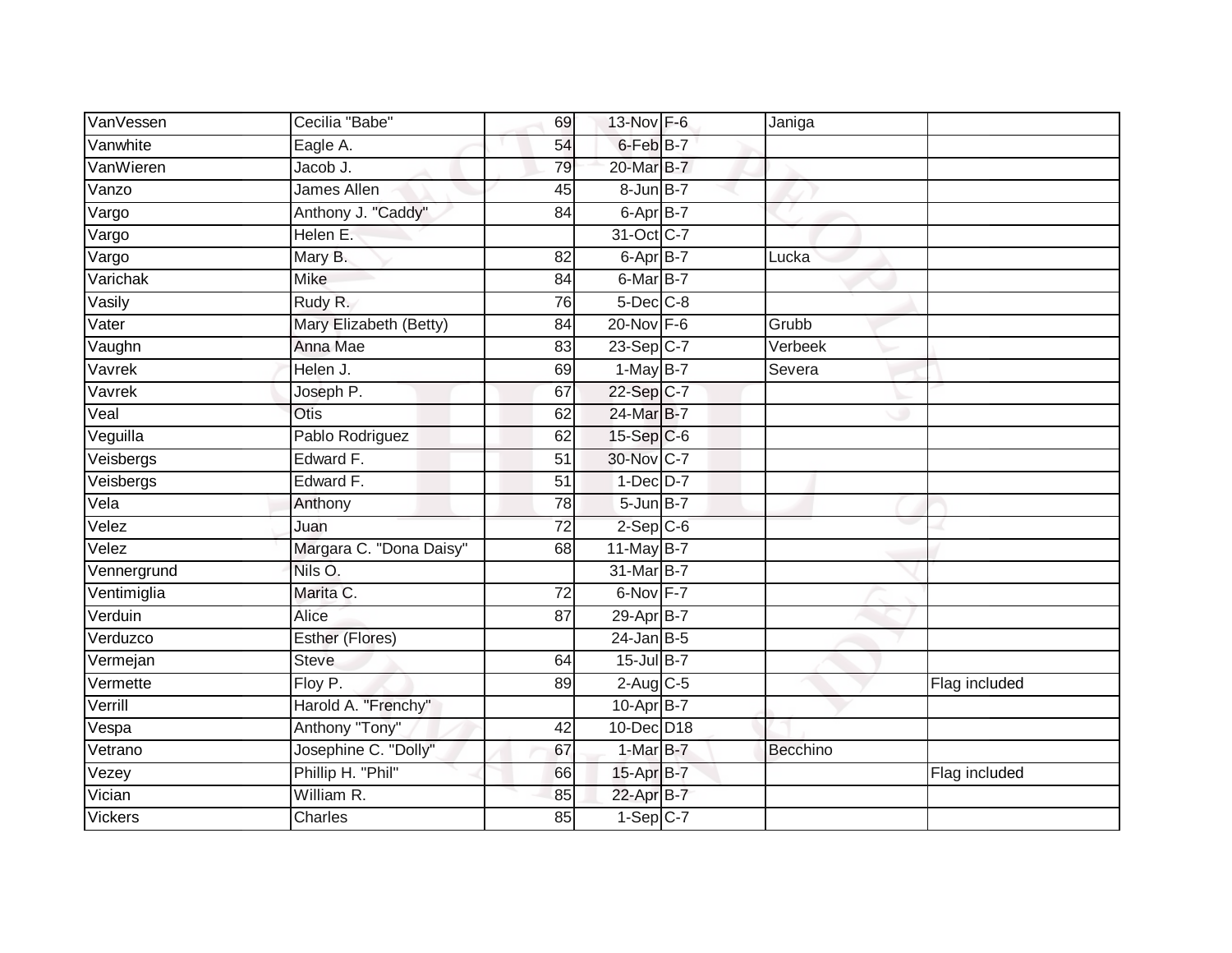| | | | | | | |
|---|---|---|---|---|---|---|
| VanVessen | Cecilia "Babe" | 69 | 13-Nov | F-6 | Janiga | |
| Vanwhite | Eagle A. | 54 | 6-Feb | B-7 | | |
| VanWieren | Jacob J. | 79 | 20-Mar | B-7 | | |
| Vanzo | James Allen | 45 | 8-Jun | B-7 | | |
| Vargo | Anthony J. "Caddy" | 84 | 6-Apr | B-7 | | |
| Vargo | Helen E. | | 31-Oct | C-7 | | |
| Vargo | Mary B. | 82 | 6-Apr | B-7 | Lucka | |
| Varichak | Mike | 84 | 6-Mar | B-7 | | |
| Vasily | Rudy R. | 76 | 5-Dec | C-8 | | |
| Vater | Mary Elizabeth (Betty) | 84 | 20-Nov | F-6 | Grubb | |
| Vaughn | Anna Mae | 83 | 23-Sep | C-7 | Verbeek | |
| Vavrek | Helen J. | 69 | 1-May | B-7 | Severa | |
| Vavrek | Joseph P. | 67 | 22-Sep | C-7 | | |
| Veal | Otis | 62 | 24-Mar | B-7 | | |
| Veguilla | Pablo Rodriguez | 62 | 15-Sep | C-6 | | |
| Veisbergs | Edward F. | 51 | 30-Nov | C-7 | | |
| Veisbergs | Edward F. | 51 | 1-Dec | D-7 | | |
| Vela | Anthony | 78 | 5-Jun | B-7 | | |
| Velez | Juan | 72 | 2-Sep | C-6 | | |
| Velez | Margara C. "Dona Daisy" | 68 | 11-May | B-7 | | |
| Vennergrund | Nils O. | | 31-Mar | B-7 | | |
| Ventimiglia | Marita C. | 72 | 6-Nov | F-7 | | |
| Verduin | Alice | 87 | 29-Apr | B-7 | | |
| Verduzco | Esther (Flores) | | 24-Jan | B-5 | | |
| Vermejan | Steve | 64 | 15-Jul | B-7 | | |
| Vermette | Floy P. | 89 | 2-Aug | C-5 | | Flag included |
| Verrill | Harold A. "Frenchy" | | 10-Apr | B-7 | | |
| Vespa | Anthony "Tony" | 42 | 10-Dec | D18 | | |
| Vetrano | Josephine C. "Dolly" | 67 | 1-Mar | B-7 | Becchino | |
| Vezey | Phillip H. "Phil" | 66 | 15-Apr | B-7 | | Flag included |
| Vician | William R. | 85 | 22-Apr | B-7 | | |
| Vickers | Charles | 85 | 1-Sep | C-7 | | |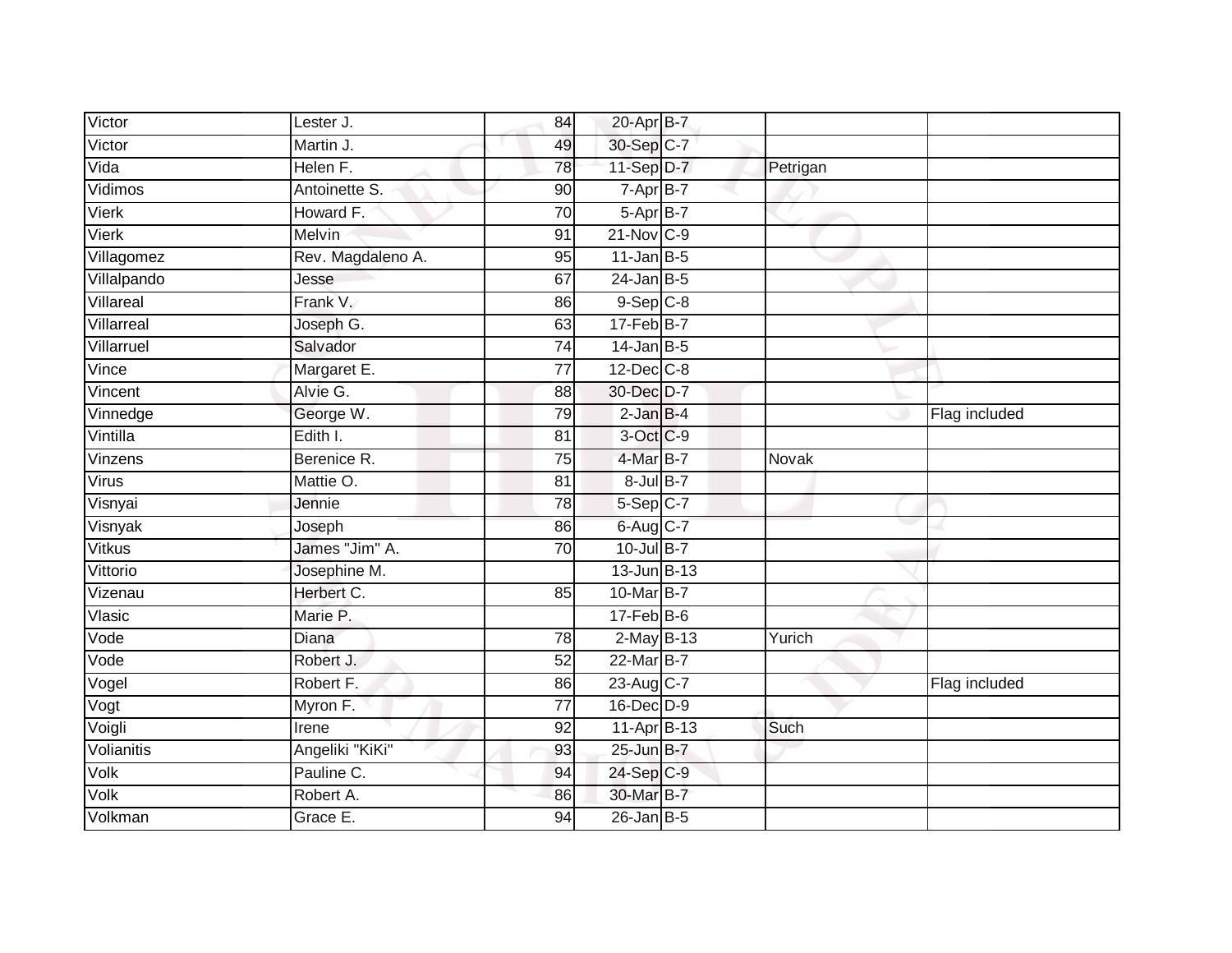| | | | | | | |
|---|---|---|---|---|---|---|
| Victor | Lester J. | 84 | 20-Apr | B-7 | | |
| Victor | Martin J. | 49 | 30-Sep | C-7 | | |
| Vida | Helen F. | 78 | 11-Sep | D-7 | Petrigan | |
| Vidimos | Antoinette S. | 90 | 7-Apr | B-7 | | |
| Vierk | Howard F. | 70 | 5-Apr | B-7 | | |
| Vierk | Melvin | 91 | 21-Nov | C-9 | | |
| Villagomez | Rev. Magdaleno A. | 95 | 11-Jan | B-5 | | |
| Villalpando | Jesse | 67 | 24-Jan | B-5 | | |
| Villareal | Frank V. | 86 | 9-Sep | C-8 | | |
| Villarreal | Joseph G. | 63 | 17-Feb | B-7 | | |
| Villarruel | Salvador | 74 | 14-Jan | B-5 | | |
| Vince | Margaret E. | 77 | 12-Dec | C-8 | | |
| Vincent | Alvie G. | 88 | 30-Dec | D-7 | | |
| Vinnedge | George W. | 79 | 2-Jan | B-4 | | Flag included |
| Vintilla | Edith I. | 81 | 3-Oct | C-9 | | |
| Vinzens | Berenice R. | 75 | 4-Mar | B-7 | Novak | |
| Virus | Mattie O. | 81 | 8-Jul | B-7 | | |
| Visnyai | Jennie | 78 | 5-Sep | C-7 | | |
| Visnyak | Joseph | 86 | 6-Aug | C-7 | | |
| Vitkus | James "Jim" A. | 70 | 10-Jul | B-7 | | |
| Vittorio | Josephine M. | | 13-Jun | B-13 | | |
| Vizenau | Herbert C. | 85 | 10-Mar | B-7 | | |
| Vlasic | Marie P. | | 17-Feb | B-6 | | |
| Vode | Diana | 78 | 2-May | B-13 | Yurich | |
| Vode | Robert J. | 52 | 22-Mar | B-7 | | |
| Vogel | Robert F. | 86 | 23-Aug | C-7 | | Flag included |
| Vogt | Myron F. | 77 | 16-Dec | D-9 | | |
| Voigli | Irene | 92 | 11-Apr | B-13 | Such | |
| Volianitis | Angeliki "KiKi" | 93 | 25-Jun | B-7 | | |
| Volk | Pauline C. | 94 | 24-Sep | C-9 | | |
| Volk | Robert A. | 86 | 30-Mar | B-7 | | |
| Volkman | Grace E. | 94 | 26-Jan | B-5 | | |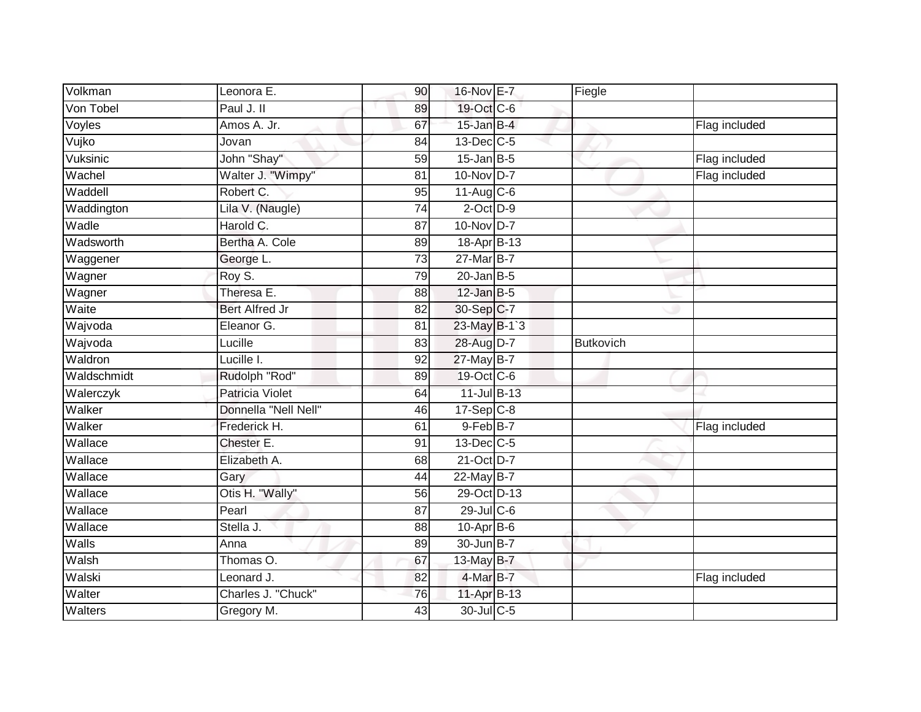| | | | | | | |
|---|---|---|---|---|---|---|
| Volkman | Leonora E. | 90 | 16-Nov | E-7 | Fiegle | |
| Von Tobel | Paul J. II | 89 | 19-Oct | C-6 | | |
| Voyles | Amos A. Jr. | 67 | 15-Jan | B-4 | | Flag included |
| Vujko | Jovan | 84 | 13-Dec | C-5 | | |
| Vuksinic | John "Shay" | 59 | 15-Jan | B-5 | | Flag included |
| Wachel | Walter J. "Wimpy" | 81 | 10-Nov | D-7 | | Flag included |
| Waddell | Robert C. | 95 | 11-Aug | C-6 | | |
| Waddington | Lila V. (Naugle) | 74 | 2-Oct | D-9 | | |
| Wadle | Harold C. | 87 | 10-Nov | D-7 | | |
| Wadsworth | Bertha A. Cole | 89 | 18-Apr | B-13 | | |
| Waggener | George L. | 73 | 27-Mar | B-7 | | |
| Wagner | Roy S. | 79 | 20-Jan | B-5 | | |
| Wagner | Theresa E. | 88 | 12-Jan | B-5 | | |
| Waite | Bert Alfred Jr | 82 | 30-Sep | C-7 | | |
| Wajvoda | Eleanor G. | 81 | 23-May | B-1`3 | | |
| Wajvoda | Lucille | 83 | 28-Aug | D-7 | Butkovich | |
| Waldron | Lucille I. | 92 | 27-May | B-7 | | |
| Waldschmidt | Rudolph "Rod" | 89 | 19-Oct | C-6 | | |
| Walerczyk | Patricia Violet | 64 | 11-Jul | B-13 | | |
| Walker | Donnella "Nell Nell" | 46 | 17-Sep | C-8 | | |
| Walker | Frederick H. | 61 | 9-Feb | B-7 | | Flag included |
| Wallace | Chester E. | 91 | 13-Dec | C-5 | | |
| Wallace | Elizabeth A. | 68 | 21-Oct | D-7 | | |
| Wallace | Gary | 44 | 22-May | B-7 | | |
| Wallace | Otis H. "Wally" | 56 | 29-Oct | D-13 | | |
| Wallace | Pearl | 87 | 29-Jul | C-6 | | |
| Wallace | Stella J. | 88 | 10-Apr | B-6 | | |
| Walls | Anna | 89 | 30-Jun | B-7 | | |
| Walsh | Thomas O. | 67 | 13-May | B-7 | | |
| Walski | Leonard J. | 82 | 4-Mar | B-7 | | Flag included |
| Walter | Charles J. "Chuck" | 76 | 11-Apr | B-13 | | |
| Walters | Gregory M. | 43 | 30-Jul | C-5 | | |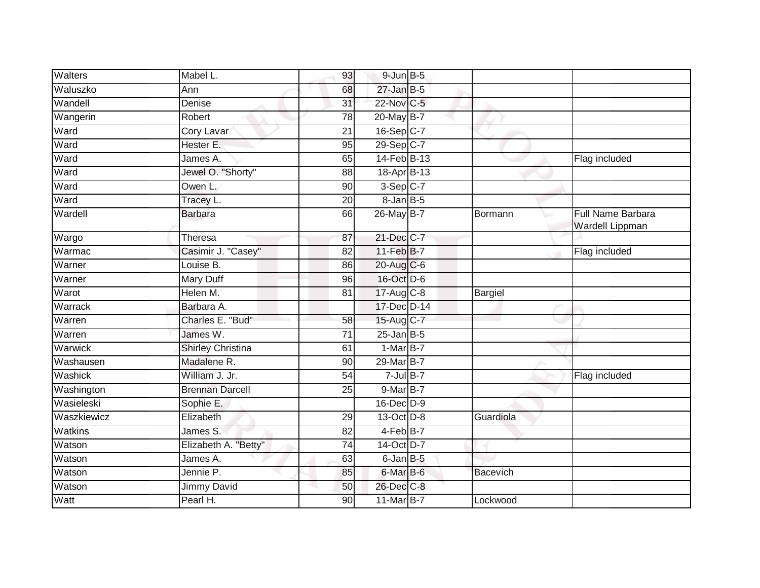| Walters | Mabel L. | 93 | 9-Jun | B-5 | | |
|---|---|---|---|---|---|---|
| Waluszko | Ann | 68 | 27-Jan | B-5 | | |
| Wandell | Denise | 31 | 22-Nov | C-5 | | |
| Wangerin | Robert | 78 | 20-May | B-7 | | |
| Ward | Cory Lavar | 21 | 16-Sep | C-7 | | |
| Ward | Hester E. | 95 | 29-Sep | C-7 | | |
| Ward | James A. | 65 | 14-Feb | B-13 | | Flag included |
| Ward | Jewel O. "Shorty" | 88 | 18-Apr | B-13 | | |
| Ward | Owen L. | 90 | 3-Sep | C-7 | | |
| Ward | Tracey L. | 20 | 8-Jan | B-5 | | |
| Wardell | Barbara | 66 | 26-May | B-7 | Bormann | Full Name Barbara Wardell Lippman |
| Wargo | Theresa | 87 | 21-Dec | C-7 | | |
| Warmac | Casimir J. "Casey" | 82 | 11-Feb | B-7 | | Flag included |
| Warner | Louise B. | 86 | 20-Aug | C-6 | | |
| Warner | Mary Duff | 96 | 16-Oct | D-6 | | |
| Warot | Helen M. | 81 | 17-Aug | C-8 | Bargiel | |
| Warrack | Barbara A. | | 17-Dec | D-14 | | |
| Warren | Charles E. "Bud" | 58 | 15-Aug | C-7 | | |
| Warren | James W. | 71 | 25-Jan | B-5 | | |
| Warwick | Shirley Christina | 61 | 1-Mar | B-7 | | |
| Washausen | Madalene R. | 90 | 29-Mar | B-7 | | |
| Washick | William J. Jr. | 54 | 7-Jul | B-7 | | Flag included |
| Washington | Brennan Darcell | 25 | 9-Mar | B-7 | | |
| Wasieleski | Sophie E. | | 16-Dec | D-9 | | |
| Waszkiewicz | Elizabeth | 29 | 13-Oct | D-8 | Guardiola | |
| Watkins | James S. | 82 | 4-Feb | B-7 | | |
| Watson | Elizabeth A. "Betty" | 74 | 14-Oct | D-7 | | |
| Watson | James A. | 63 | 6-Jan | B-5 | | |
| Watson | Jennie P. | 85 | 6-Mar | B-6 | Bacevich | |
| Watson | Jimmy David | 50 | 26-Dec | C-8 | | |
| Watt | Pearl H. | 90 | 11-Mar | B-7 | Lockwood | |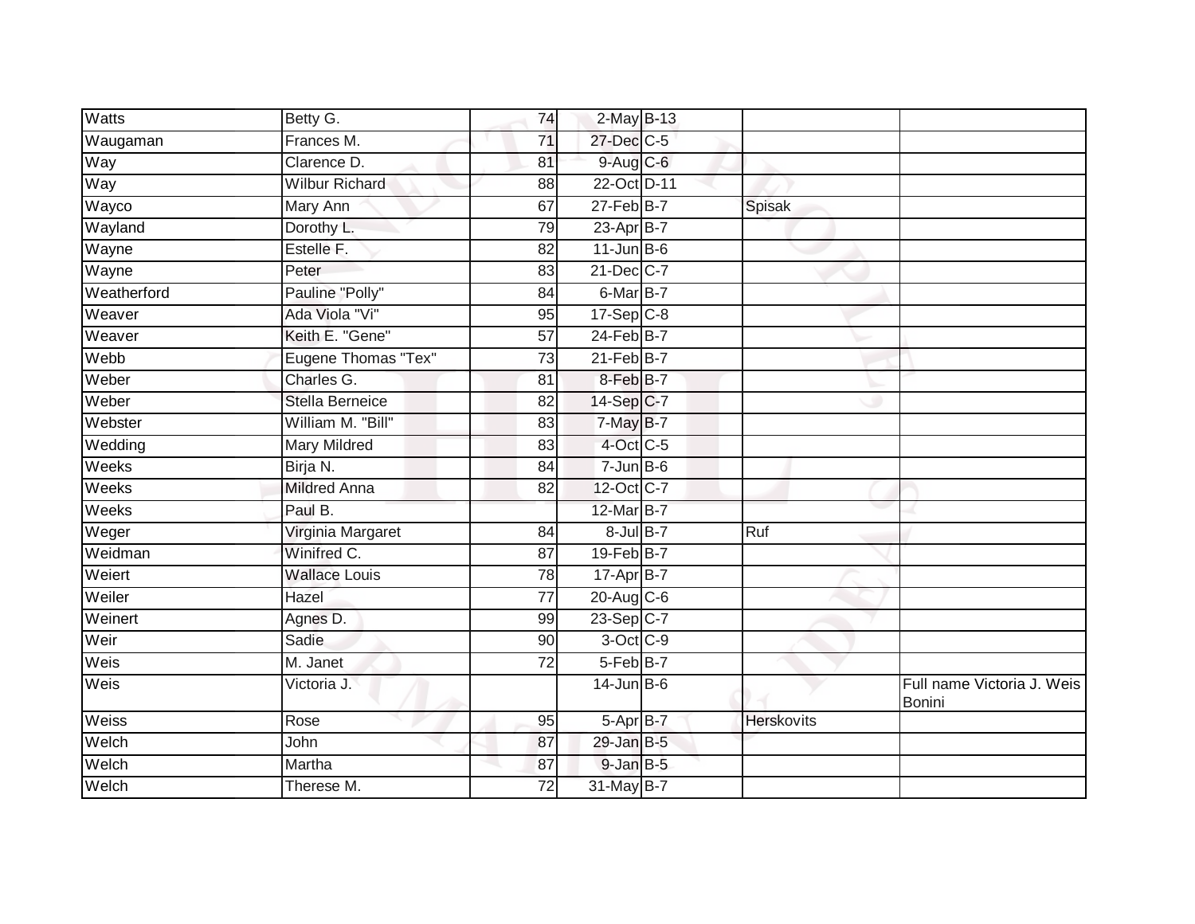| | | | | | | |
|---|---|---|---|---|---|---|
| Watts | Betty G. | 74 | 2-May | B-13 | | |
| Waugaman | Frances M. | 71 | 27-Dec | C-5 | | |
| Way | Clarence D. | 81 | 9-Aug | C-6 | | |
| Way | Wilbur Richard | 88 | 22-Oct | D-11 | | |
| Wayco | Mary Ann | 67 | 27-Feb | B-7 | Spisak | |
| Wayland | Dorothy L. | 79 | 23-Apr | B-7 | | |
| Wayne | Estelle F. | 82 | 11-Jun | B-6 | | |
| Wayne | Peter | 83 | 21-Dec | C-7 | | |
| Weatherford | Pauline "Polly" | 84 | 6-Mar | B-7 | | |
| Weaver | Ada Viola "Vi" | 95 | 17-Sep | C-8 | | |
| Weaver | Keith E. "Gene" | 57 | 24-Feb | B-7 | | |
| Webb | Eugene Thomas "Tex" | 73 | 21-Feb | B-7 | | |
| Weber | Charles G. | 81 | 8-Feb | B-7 | | |
| Weber | Stella Berneice | 82 | 14-Sep | C-7 | | |
| Webster | William M. "Bill" | 83 | 7-May | B-7 | | |
| Wedding | Mary Mildred | 83 | 4-Oct | C-5 | | |
| Weeks | Birja N. | 84 | 7-Jun | B-6 | | |
| Weeks | Mildred Anna | 82 | 12-Oct | C-7 | | |
| Weeks | Paul B. | | 12-Mar | B-7 | | |
| Weger | Virginia Margaret | 84 | 8-Jul | B-7 | Ruf | |
| Weidman | Winifred C. | 87 | 19-Feb | B-7 | | |
| Weiert | Wallace Louis | 78 | 17-Apr | B-7 | | |
| Weiler | Hazel | 77 | 20-Aug | C-6 | | |
| Weinert | Agnes D. | 99 | 23-Sep | C-7 | | |
| Weir | Sadie | 90 | 3-Oct | C-9 | | |
| Weis | M. Janet | 72 | 5-Feb | B-7 | | |
| Weis | Victoria J. | | 14-Jun | B-6 | | Full name Victoria J. Weis Bonini |
| Weiss | Rose | 95 | 5-Apr | B-7 | Herskovits | |
| Welch | John | 87 | 29-Jan | B-5 | | |
| Welch | Martha | 87 | 9-Jan | B-5 | | |
| Welch | Therese M. | 72 | 31-May | B-7 | | |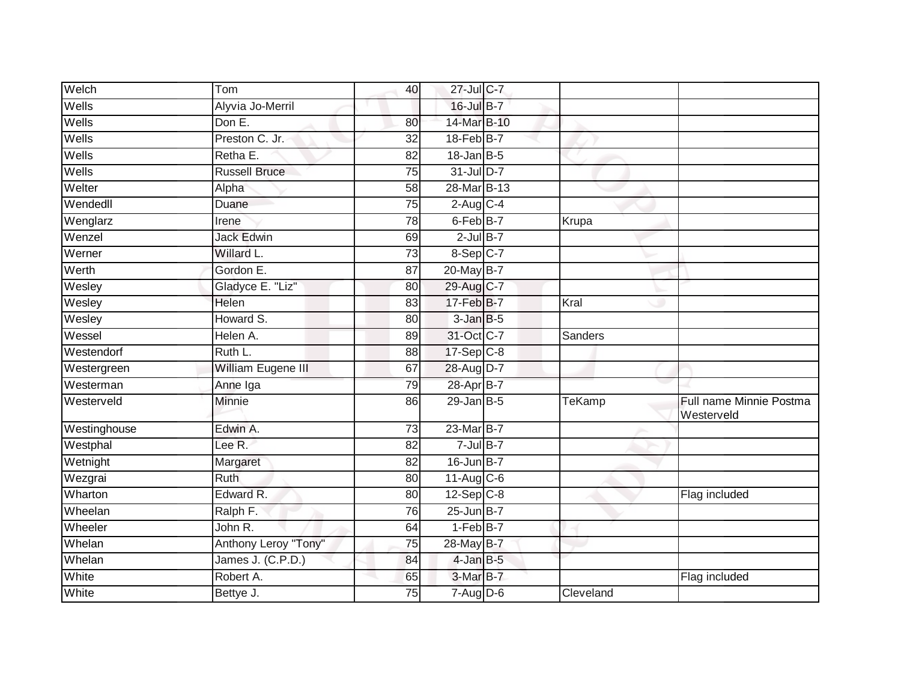| Welch | Tom | 40 | 27-Jul | C-7 | | |
|---|---|---|---|---|---|---|
| Wells | Alyvia Jo-Merril | | 16-Jul | B-7 | | |
| Wells | Don E. | 80 | 14-Mar | B-10 | | |
| Wells | Preston C. Jr. | 32 | 18-Feb | B-7 | | |
| Wells | Retha E. | 82 | 18-Jan | B-5 | | |
| Wells | Russell Bruce | 75 | 31-Jul | D-7 | | |
| Welter | Alpha | 58 | 28-Mar | B-13 | | |
| Wendedll | Duane | 75 | 2-Aug | C-4 | | |
| Wenglarz | Irene | 78 | 6-Feb | B-7 | Krupa | |
| Wenzel | Jack Edwin | 69 | 2-Jul | B-7 | | |
| Werner | Willard L. | 73 | 8-Sep | C-7 | | |
| Werth | Gordon E. | 87 | 20-May | B-7 | | |
| Wesley | Gladyce E. "Liz" | 80 | 29-Aug | C-7 | | |
| Wesley | Helen | 83 | 17-Feb | B-7 | Kral | |
| Wesley | Howard S. | 80 | 3-Jan | B-5 | | |
| Wessel | Helen A. | 89 | 31-Oct | C-7 | Sanders | |
| Westendorf | Ruth L. | 88 | 17-Sep | C-8 | | |
| Westergreen | William Eugene III | 67 | 28-Aug | D-7 | | |
| Westerman | Anne Iga | 79 | 28-Apr | B-7 | | |
| Westerveld | Minnie | 86 | 29-Jan | B-5 | TeKamp | Full name Minnie Postma Westerveld |
| Westinghouse | Edwin A. | 73 | 23-Mar | B-7 | | |
| Westphal | Lee R. | 82 | 7-Jul | B-7 | | |
| Wetnight | Margaret | 82 | 16-Jun | B-7 | | |
| Wezgrai | Ruth | 80 | 11-Aug | C-6 | | |
| Wharton | Edward R. | 80 | 12-Sep | C-8 | | Flag included |
| Wheelan | Ralph F. | 76 | 25-Jun | B-7 | | |
| Wheeler | John R. | 64 | 1-Feb | B-7 | | |
| Whelan | Anthony Leroy "Tony" | 75 | 28-May | B-7 | | |
| Whelan | James J. (C.P.D.) | 84 | 4-Jan | B-5 | | |
| White | Robert A. | 65 | 3-Mar | B-7 | | Flag included |
| White | Bettye J. | 75 | 7-Aug | D-6 | Cleveland | |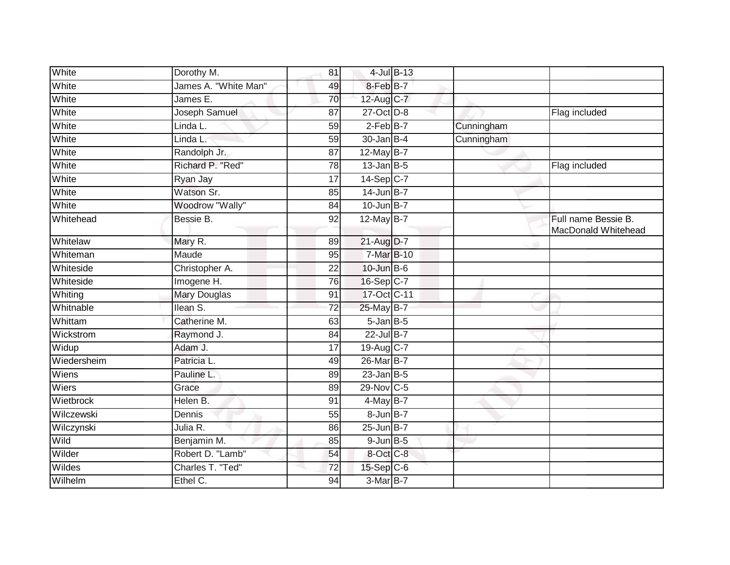| | | | | | | |
|---|---|---|---|---|---|---|
| White | Dorothy M. | 81 | 4-Jul | B-13 | | |
| White | James A. "White Man" | 49 | 8-Feb | B-7 | | |
| White | James E. | 70 | 12-Aug | C-7 | | |
| White | Joseph Samuel | 87 | 27-Oct | D-8 | | Flag included |
| White | Linda L. | 59 | 2-Feb | B-7 | Cunningham | |
| White | Linda L. | 59 | 30-Jan | B-4 | Cunningham | |
| White | Randolph Jr. | 87 | 12-May | B-7 | | |
| White | Richard P. "Red" | 78 | 13-Jan | B-5 | | Flag included |
| White | Ryan Jay | 17 | 14-Sep | C-7 | | |
| White | Watson Sr. | 85 | 14-Jun | B-7 | | |
| White | Woodrow "Wally" | 84 | 10-Jun | B-7 | | |
| Whitehead | Bessie B. | 92 | 12-May | B-7 | | Full name Bessie B. MacDonald Whitehead |
| Whitelaw | Mary R. | 89 | 21-Aug | D-7 | | |
| Whiteman | Maude | 95 | 7-Mar | B-10 | | |
| Whiteside | Christopher A. | 22 | 10-Jun | B-6 | | |
| Whiteside | Imogene H. | 76 | 16-Sep | C-7 | | |
| Whiting | Mary Douglas | 91 | 17-Oct | C-11 | | |
| Whitnable | Ilean S. | 72 | 25-May | B-7 | | |
| Whittam | Catherine M. | 63 | 5-Jan | B-5 | | |
| Wickstrom | Raymond J. | 84 | 22-Jul | B-7 | | |
| Widup | Adam J. | 17 | 19-Aug | C-7 | | |
| Wiedersheim | Patricia L. | 49 | 26-Mar | B-7 | | |
| Wiens | Pauline L. | 89 | 23-Jan | B-5 | | |
| Wiers | Grace | 89 | 29-Nov | C-5 | | |
| Wietbrock | Helen B. | 91 | 4-May | B-7 | | |
| Wilczewski | Dennis | 55 | 8-Jun | B-7 | | |
| Wilczynski | Julia R. | 86 | 25-Jun | B-7 | | |
| Wild | Benjamin M. | 85 | 9-Jun | B-5 | | |
| Wilder | Robert D. "Lamb" | 54 | 8-Oct | C-8 | | |
| Wildes | Charles T. "Ted" | 72 | 15-Sep | C-6 | | |
| Wilhelm | Ethel C. | 94 | 3-Mar | B-7 | | |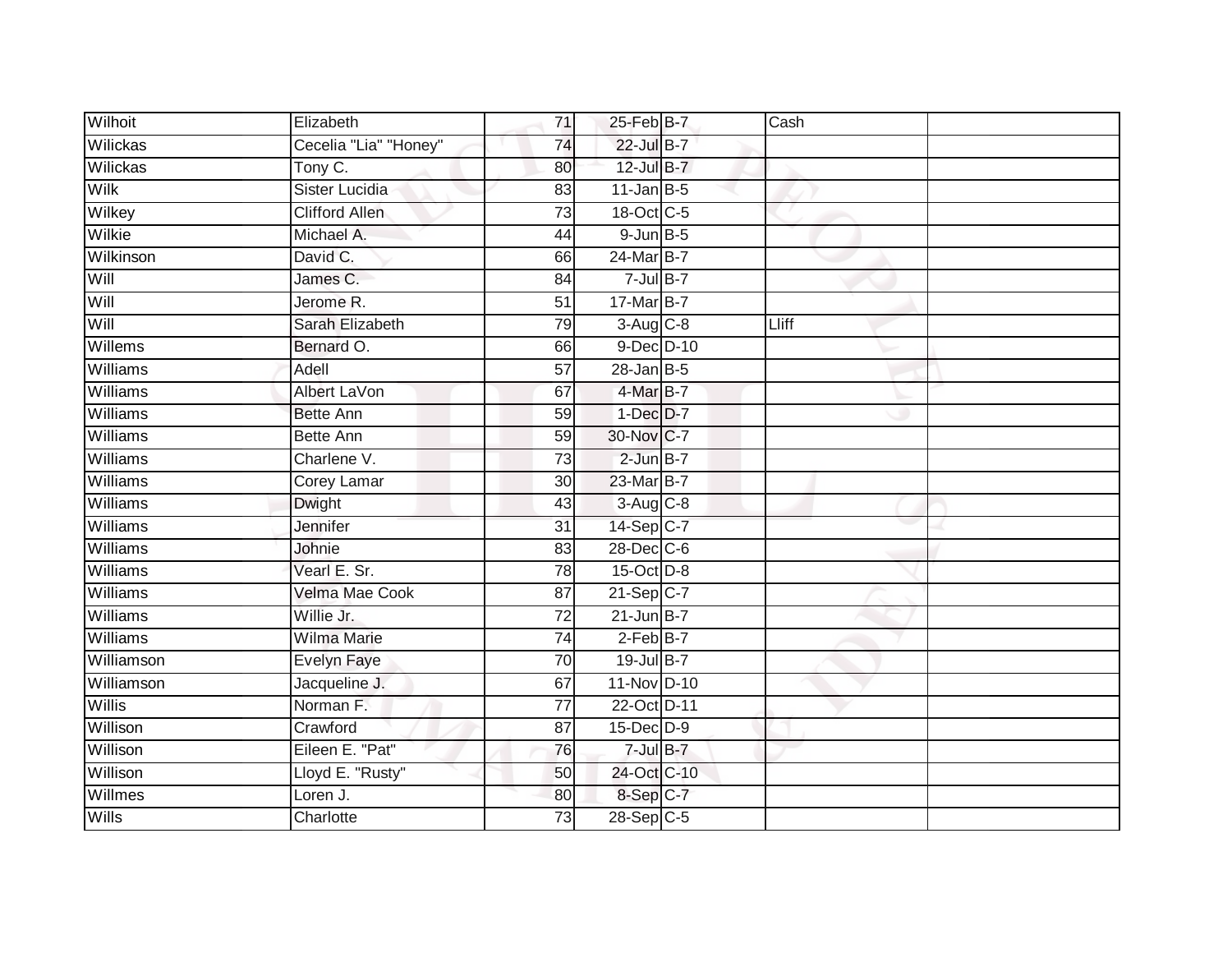| Wilhoit | Elizabeth | 71 | 25-Feb | B-7 | Cash | |
|---|---|---|---|---|---|---|
| Wilickas | Cecelia "Lia" "Honey" | 74 | 22-Jul | B-7 | | |
| Wilickas | Tony C. | 80 | 12-Jul | B-7 | | |
| Wilk | Sister Lucidia | 83 | 11-Jan | B-5 | | |
| Wilkey | Clifford Allen | 73 | 18-Oct | C-5 | | |
| Wilkie | Michael A. | 44 | 9-Jun | B-5 | | |
| Wilkinson | David C. | 66 | 24-Mar | B-7 | | |
| Will | James C. | 84 | 7-Jul | B-7 | | |
| Will | Jerome R. | 51 | 17-Mar | B-7 | | |
| Will | Sarah Elizabeth | 79 | 3-Aug | C-8 | Lliff | |
| Willems | Bernard O. | 66 | 9-Dec | D-10 | | |
| Williams | Adell | 57 | 28-Jan | B-5 | | |
| Williams | Albert LaVon | 67 | 4-Mar | B-7 | | |
| Williams | Bette Ann | 59 | 1-Dec | D-7 | | |
| Williams | Bette Ann | 59 | 30-Nov | C-7 | | |
| Williams | Charlene V. | 73 | 2-Jun | B-7 | | |
| Williams | Corey Lamar | 30 | 23-Mar | B-7 | | |
| Williams | Dwight | 43 | 3-Aug | C-8 | | |
| Williams | Jennifer | 31 | 14-Sep | C-7 | | |
| Williams | Johnie | 83 | 28-Dec | C-6 | | |
| Williams | Vearl E. Sr. | 78 | 15-Oct | D-8 | | |
| Williams | Velma Mae Cook | 87 | 21-Sep | C-7 | | |
| Williams | Willie Jr. | 72 | 21-Jun | B-7 | | |
| Williams | Wilma Marie | 74 | 2-Feb | B-7 | | |
| Williamson | Evelyn Faye | 70 | 19-Jul | B-7 | | |
| Williamson | Jacqueline J. | 67 | 11-Nov | D-10 | | |
| Willis | Norman F. | 77 | 22-Oct | D-11 | | |
| Willison | Crawford | 87 | 15-Dec | D-9 | | |
| Willison | Eileen E. "Pat" | 76 | 7-Jul | B-7 | | |
| Willison | Lloyd E. "Rusty" | 50 | 24-Oct | C-10 | | |
| Willmes | Loren J. | 80 | 8-Sep | C-7 | | |
| Wills | Charlotte | 73 | 28-Sep | C-5 | | |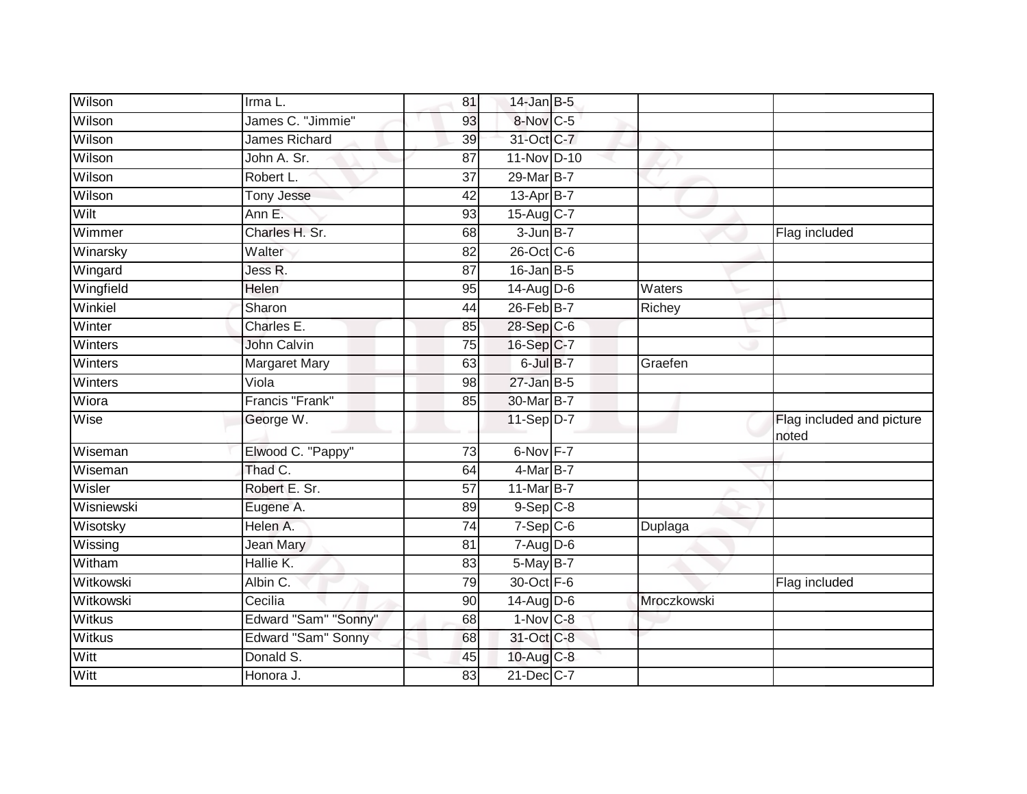| | | | | | | |
|---|---|---|---|---|---|---|
| Wilson | Irma L. | 81 | 14-Jan | B-5 | | |
| Wilson | James C. "Jimmie" | 93 | 8-Nov | C-5 | | |
| Wilson | James Richard | 39 | 31-Oct | C-7 | | |
| Wilson | John A. Sr. | 87 | 11-Nov | D-10 | | |
| Wilson | Robert L. | 37 | 29-Mar | B-7 | | |
| Wilson | Tony Jesse | 42 | 13-Apr | B-7 | | |
| Wilt | Ann E. | 93 | 15-Aug | C-7 | | |
| Wimmer | Charles H. Sr. | 68 | 3-Jun | B-7 | | Flag included |
| Winarsky | Walter | 82 | 26-Oct | C-6 | | |
| Wingard | Jess R. | 87 | 16-Jan | B-5 | | |
| Wingfield | Helen | 95 | 14-Aug | D-6 | Waters | |
| Winkiel | Sharon | 44 | 26-Feb | B-7 | Richey | |
| Winter | Charles E. | 85 | 28-Sep | C-6 | | |
| Winters | John Calvin | 75 | 16-Sep | C-7 | | |
| Winters | Margaret Mary | 63 | 6-Jul | B-7 | Graefen | |
| Winters | Viola | 98 | 27-Jan | B-5 | | |
| Wiora | Francis "Frank" | 85 | 30-Mar | B-7 | | |
| Wise | George W. | | 11-Sep | D-7 | | Flag included and picture noted |
| Wiseman | Elwood C. "Pappy" | 73 | 6-Nov | F-7 | | |
| Wiseman | Thad C. | 64 | 4-Mar | B-7 | | |
| Wisler | Robert E. Sr. | 57 | 11-Mar | B-7 | | |
| Wisniewski | Eugene A. | 89 | 9-Sep | C-8 | | |
| Wisotsky | Helen A. | 74 | 7-Sep | C-6 | Duplaga | |
| Wissing | Jean Mary | 81 | 7-Aug | D-6 | | |
| Witham | Hallie K. | 83 | 5-May | B-7 | | |
| Witkowski | Albin C. | 79 | 30-Oct | F-6 | | Flag included |
| Witkowski | Cecilia | 90 | 14-Aug | D-6 | Mroczkowski | |
| Witkus | Edward "Sam" "Sonny" | 68 | 1-Nov | C-8 | | |
| Witkus | Edward "Sam" Sonny | 68 | 31-Oct | C-8 | | |
| Witt | Donald S. | 45 | 10-Aug | C-8 | | |
| Witt | Honora J. | 83 | 21-Dec | C-7 | | |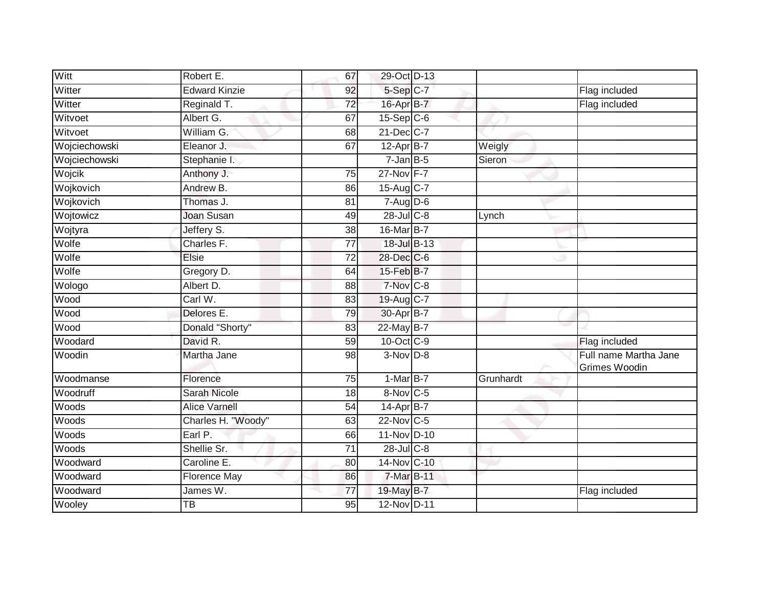| | | | | | | |
|---|---|---|---|---|---|---|
| Witt | Robert E. | 67 | 29-Oct | D-13 | | |
| Witter | Edward Kinzie | 92 | 5-Sep | C-7 | | Flag included |
| Witter | Reginald T. | 72 | 16-Apr | B-7 | | Flag included |
| Witvoet | Albert G. | 67 | 15-Sep | C-6 | | |
| Witvoet | William G. | 68 | 21-Dec | C-7 | | |
| Wojciechowski | Eleanor J. | 67 | 12-Apr | B-7 | Weigly | |
| Wojciechowski | Stephanie I. | | 7-Jan | B-5 | Sieron | |
| Wojcik | Anthony J. | 75 | 27-Nov | F-7 | | |
| Wojkovich | Andrew B. | 86 | 15-Aug | C-7 | | |
| Wojkovich | Thomas J. | 81 | 7-Aug | D-6 | | |
| Wojtowicz | Joan Susan | 49 | 28-Jul | C-8 | Lynch | |
| Wojtyra | Jeffery S. | 38 | 16-Mar | B-7 | | |
| Wolfe | Charles F. | 77 | 18-Jul | B-13 | | |
| Wolfe | Elsie | 72 | 28-Dec | C-6 | | |
| Wolfe | Gregory D. | 64 | 15-Feb | B-7 | | |
| Wologo | Albert D. | 88 | 7-Nov | C-8 | | |
| Wood | Carl W. | 83 | 19-Aug | C-7 | | |
| Wood | Delores E. | 79 | 30-Apr | B-7 | | |
| Wood | Donald "Shorty" | 83 | 22-May | B-7 | | |
| Woodard | David R. | 59 | 10-Oct | C-9 | | Flag included |
| Woodin | Martha Jane | 98 | 3-Nov | D-8 | | Full name Martha Jane Grimes Woodin |
| Woodmanse | Florence | 75 | 1-Mar | B-7 | Grunhardt | |
| Woodruff | Sarah Nicole | 18 | 8-Nov | C-5 | | |
| Woods | Alice Varnell | 54 | 14-Apr | B-7 | | |
| Woods | Charles H. "Woody" | 63 | 22-Nov | C-5 | | |
| Woods | Earl P. | 66 | 11-Nov | D-10 | | |
| Woods | Shellie Sr. | 71 | 28-Jul | C-8 | | |
| Woodward | Caroline E. | 80 | 14-Nov | C-10 | | |
| Woodward | Florence May | 86 | 7-Mar | B-11 | | |
| Woodward | James W. | 77 | 19-May | B-7 | | Flag included |
| Wooley | TB | 95 | 12-Nov | D-11 | | |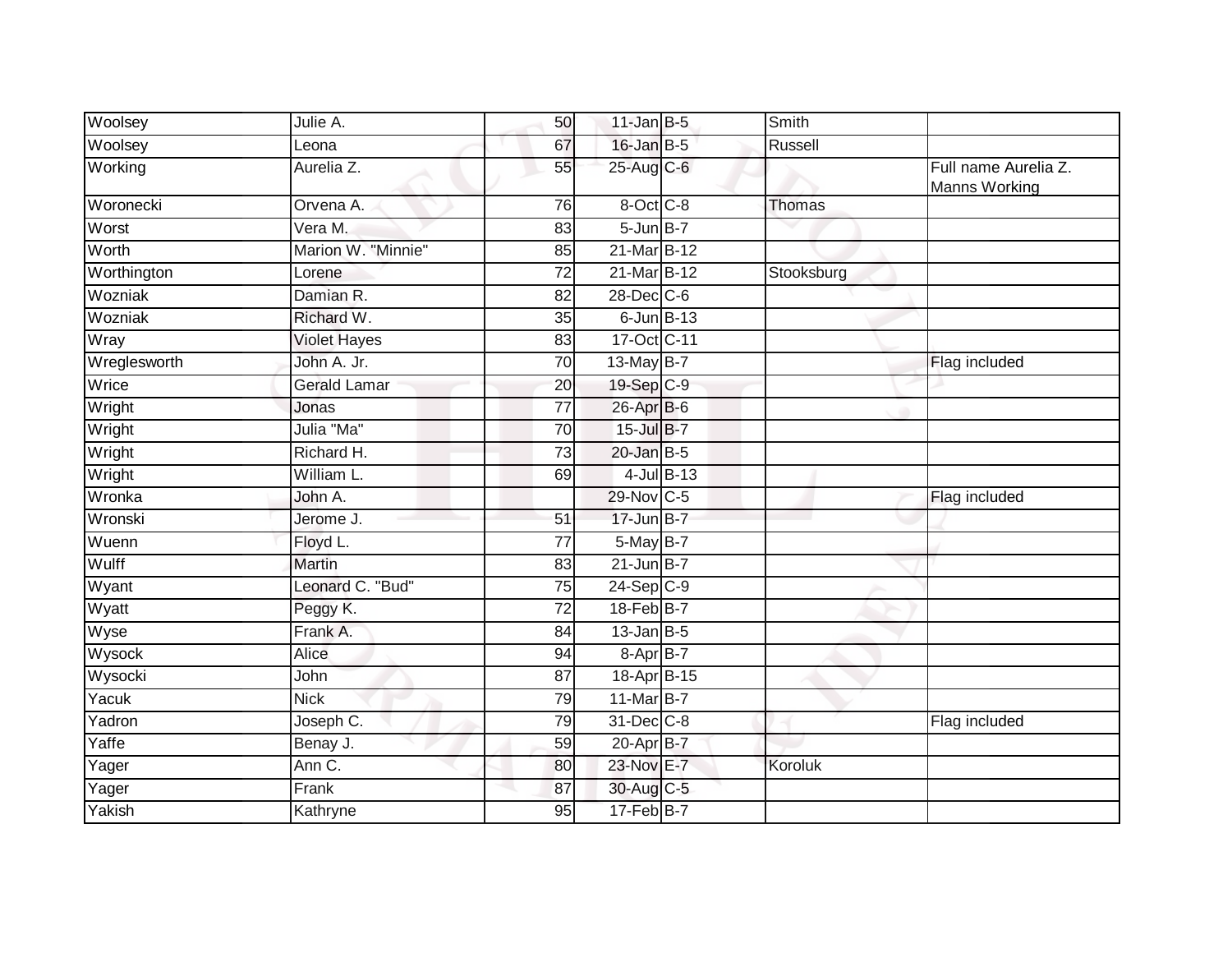| | | | | | | |
|---|---|---|---|---|---|---|
| Woolsey | Julie A. | 50 | 11-Jan | B-5 | Smith | |
| Woolsey | Leona | 67 | 16-Jan | B-5 | Russell | |
| Working | Aurelia Z. | 55 | 25-Aug | C-6 | | Full name Aurelia Z. Manns Working |
| Woronecki | Orvena A. | 76 | 8-Oct | C-8 | Thomas | |
| Worst | Vera M. | 83 | 5-Jun | B-7 | | |
| Worth | Marion W. "Minnie" | 85 | 21-Mar | B-12 | | |
| Worthington | Lorene | 72 | 21-Mar | B-12 | Stooksburg | |
| Wozniak | Damian R. | 82 | 28-Dec | C-6 | | |
| Wozniak | Richard W. | 35 | 6-Jun | B-13 | | |
| Wray | Violet Hayes | 83 | 17-Oct | C-11 | | |
| Wreglesworth | John A. Jr. | 70 | 13-May | B-7 | | Flag included |
| Wrice | Gerald Lamar | 20 | 19-Sep | C-9 | | |
| Wright | Jonas | 77 | 26-Apr | B-6 | | |
| Wright | Julia "Ma" | 70 | 15-Jul | B-7 | | |
| Wright | Richard H. | 73 | 20-Jan | B-5 | | |
| Wright | William L. | 69 | 4-Jul | B-13 | | |
| Wronka | John A. | | 29-Nov | C-5 | | Flag included |
| Wronski | Jerome J. | 51 | 17-Jun | B-7 | | |
| Wuenn | Floyd L. | 77 | 5-May | B-7 | | |
| Wulff | Martin | 83 | 21-Jun | B-7 | | |
| Wyant | Leonard C. "Bud" | 75 | 24-Sep | C-9 | | |
| Wyatt | Peggy K. | 72 | 18-Feb | B-7 | | |
| Wyse | Frank A. | 84 | 13-Jan | B-5 | | |
| Wysock | Alice | 94 | 8-Apr | B-7 | | |
| Wysocki | John | 87 | 18-Apr | B-15 | | |
| Yacuk | Nick | 79 | 11-Mar | B-7 | | |
| Yadron | Joseph C. | 79 | 31-Dec | C-8 | | Flag included |
| Yaffe | Benay J. | 59 | 20-Apr | B-7 | | |
| Yager | Ann C. | 80 | 23-Nov | E-7 | Koroluk | |
| Yager | Frank | 87 | 30-Aug | C-5 | | |
| Yakish | Kathryne | 95 | 17-Feb | B-7 | | |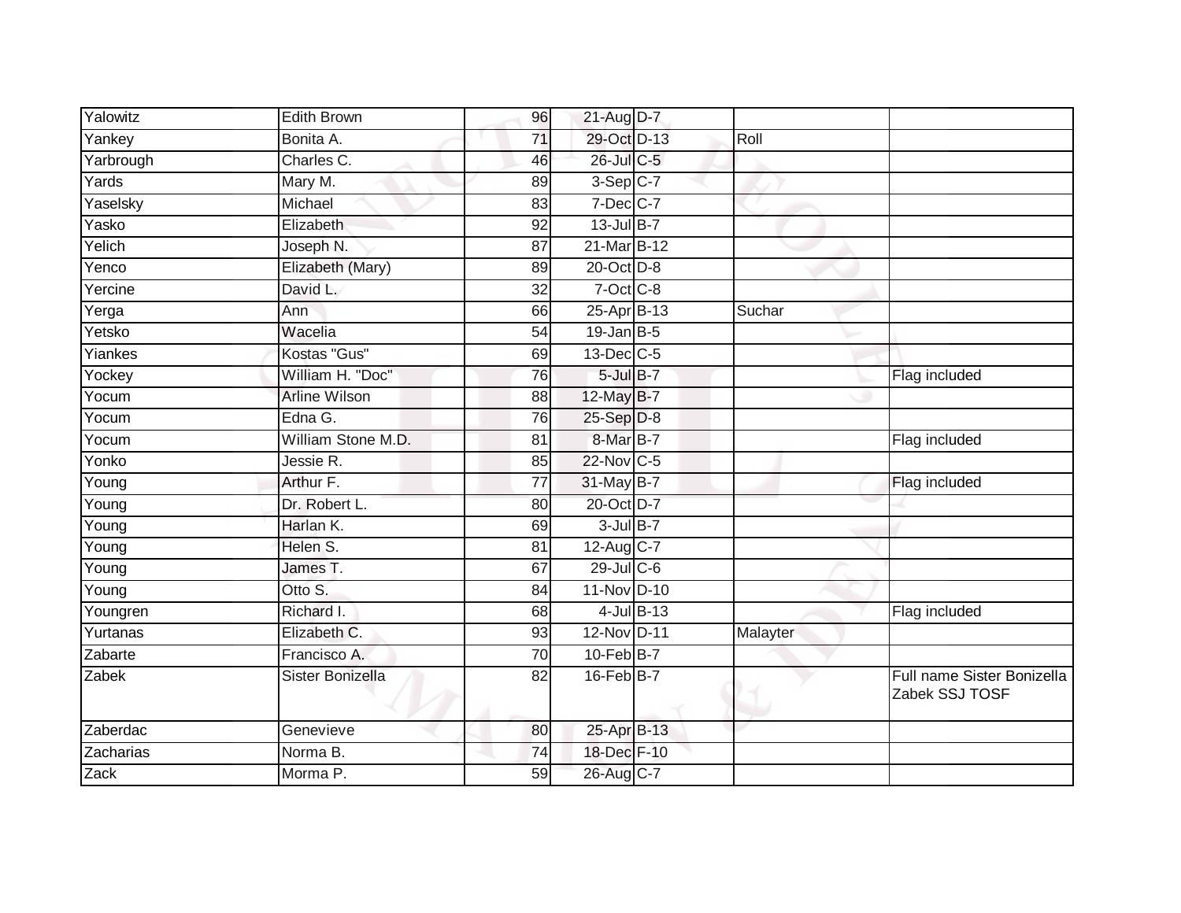| | | | | | | |
|---|---|---|---|---|---|---|
| Yalowitz | Edith Brown | 96 | 21-Aug | D-7 | | |
| Yankey | Bonita A. | 71 | 29-Oct | D-13 | Roll | |
| Yarbrough | Charles C. | 46 | 26-Jul | C-5 | | |
| Yards | Mary M. | 89 | 3-Sep | C-7 | | |
| Yaselsky | Michael | 83 | 7-Dec | C-7 | | |
| Yasko | Elizabeth | 92 | 13-Jul | B-7 | | |
| Yelich | Joseph N. | 87 | 21-Mar | B-12 | | |
| Yenco | Elizabeth (Mary) | 89 | 20-Oct | D-8 | | |
| Yercine | David L. | 32 | 7-Oct | C-8 | | |
| Yerga | Ann | 66 | 25-Apr | B-13 | Suchar | |
| Yetsko | Wacelia | 54 | 19-Jan | B-5 | | |
| Yiankes | Kostas "Gus" | 69 | 13-Dec | C-5 | | |
| Yockey | William H. "Doc" | 76 | 5-Jul | B-7 | | Flag included |
| Yocum | Arline Wilson | 88 | 12-May | B-7 | | |
| Yocum | Edna G. | 76 | 25-Sep | D-8 | | |
| Yocum | William Stone M.D. | 81 | 8-Mar | B-7 | | Flag included |
| Yonko | Jessie R. | 85 | 22-Nov | C-5 | | |
| Young | Arthur F. | 77 | 31-May | B-7 | | Flag included |
| Young | Dr. Robert L. | 80 | 20-Oct | D-7 | | |
| Young | Harlan K. | 69 | 3-Jul | B-7 | | |
| Young | Helen S. | 81 | 12-Aug | C-7 | | |
| Young | James T. | 67 | 29-Jul | C-6 | | |
| Young | Otto S. | 84 | 11-Nov | D-10 | | |
| Youngren | Richard I. | 68 | 4-Jul | B-13 | | Flag included |
| Yurtanas | Elizabeth C. | 93 | 12-Nov | D-11 | Malayter | |
| Zabarte | Francisco A. | 70 | 10-Feb | B-7 | | |
| Zabek | Sister Bonizella | 82 | 16-Feb | B-7 | | Full name Sister Bonizella Zabek SSJ TOSF |
| Zaberdac | Genevieve | 80 | 25-Apr | B-13 | | |
| Zacharias | Norma B. | 74 | 18-Dec | F-10 | | |
| Zack | Morma P. | 59 | 26-Aug | C-7 | | |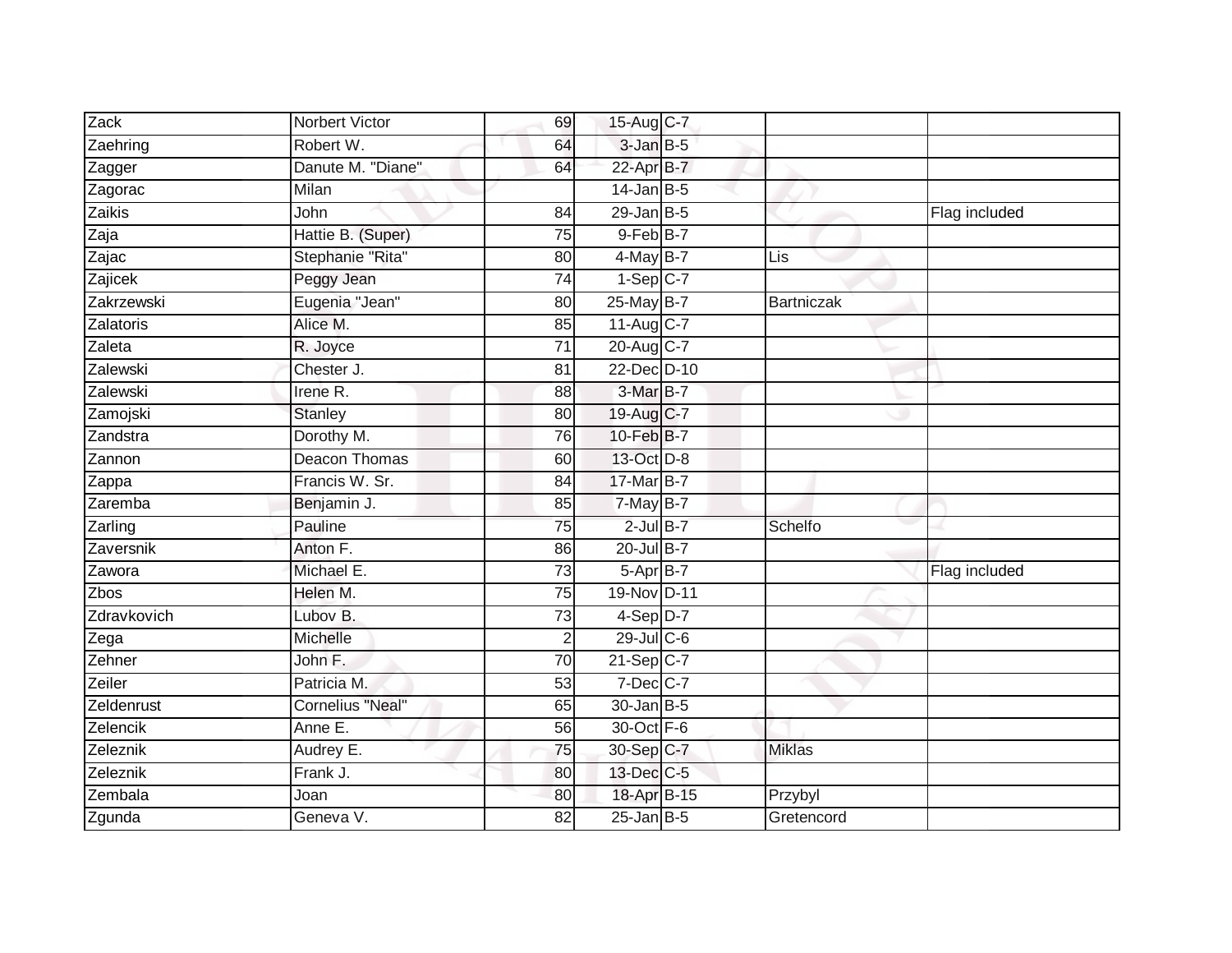| | | | | | | |
|---|---|---|---|---|---|---|
| Zack | Norbert Victor | 69 | 15-Aug | C-7 | | |
| Zaehring | Robert W. | 64 | 3-Jan | B-5 | | |
| Zagger | Danute M. "Diane" | 64 | 22-Apr | B-7 | | |
| Zagorac | Milan | | 14-Jan | B-5 | | |
| Zaikis | John | 84 | 29-Jan | B-5 | | Flag included |
| Zaja | Hattie B. (Super) | 75 | 9-Feb | B-7 | | |
| Zajac | Stephanie "Rita" | 80 | 4-May | B-7 | Lis | |
| Zajicek | Peggy Jean | 74 | 1-Sep | C-7 | | |
| Zakrzewski | Eugenia "Jean" | 80 | 25-May | B-7 | Bartniczak | |
| Zalatoris | Alice M. | 85 | 11-Aug | C-7 | | |
| Zaleta | R. Joyce | 71 | 20-Aug | C-7 | | |
| Zalewski | Chester J. | 81 | 22-Dec | D-10 | | |
| Zalewski | Irene R. | 88 | 3-Mar | B-7 | | |
| Zamojski | Stanley | 80 | 19-Aug | C-7 | | |
| Zandstra | Dorothy M. | 76 | 10-Feb | B-7 | | |
| Zannon | Deacon Thomas | 60 | 13-Oct | D-8 | | |
| Zappa | Francis W. Sr. | 84 | 17-Mar | B-7 | | |
| Zaremba | Benjamin J. | 85 | 7-May | B-7 | | |
| Zarling | Pauline | 75 | 2-Jul | B-7 | Schelfo | |
| Zaversnik | Anton F. | 86 | 20-Jul | B-7 | | |
| Zawora | Michael E. | 73 | 5-Apr | B-7 | | Flag included |
| Zbos | Helen M. | 75 | 19-Nov | D-11 | | |
| Zdravkovich | Lubov B. | 73 | 4-Sep | D-7 | | |
| Zega | Michelle | 2 | 29-Jul | C-6 | | |
| Zehner | John F. | 70 | 21-Sep | C-7 | | |
| Zeiler | Patricia M. | 53 | 7-Dec | C-7 | | |
| Zeldenrust | Cornelius "Neal" | 65 | 30-Jan | B-5 | | |
| Zelencik | Anne E. | 56 | 30-Oct | F-6 | | |
| Zeleznik | Audrey E. | 75 | 30-Sep | C-7 | Miklas | |
| Zeleznik | Frank J. | 80 | 13-Dec | C-5 | | |
| Zembala | Joan | 80 | 18-Apr | B-15 | Przybyl | |
| Zgunda | Geneva V. | 82 | 25-Jan | B-5 | Gretencord | |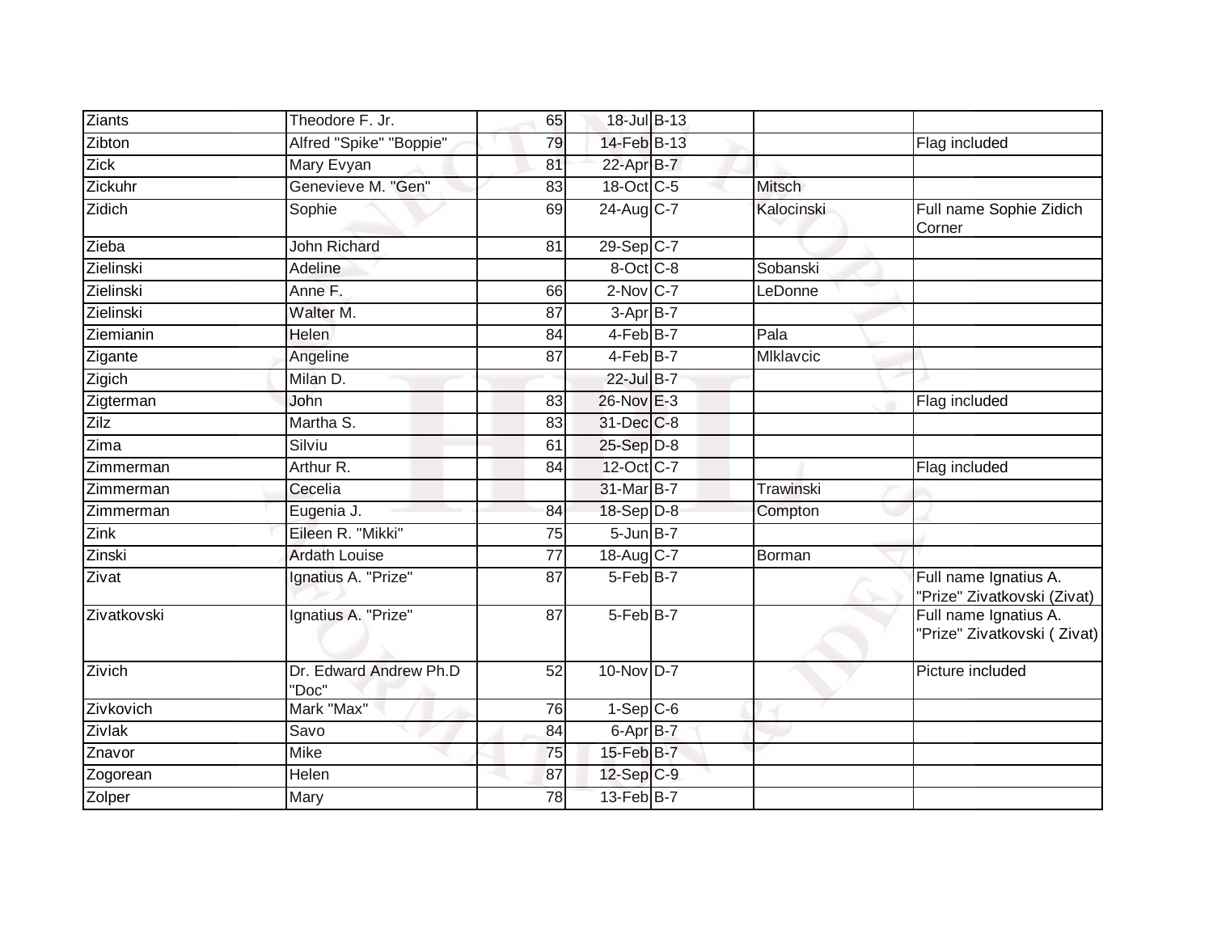| | | | | | | |
|---|---|---|---|---|---|---|
| Ziants | Theodore F. Jr. | 65 | 18-Jul | B-13 | | |
| Zibton | Alfred "Spike" "Boppie" | 79 | 14-Feb | B-13 | | Flag included |
| Zick | Mary Evyan | 81 | 22-Apr | B-7 | | |
| Zickuhr | Genevieve M. "Gen" | 83 | 18-Oct | C-5 | Mitsch | |
| Zidich | Sophie | 69 | 24-Aug | C-7 | Kalocinski | Full name Sophie Zidich Corner |
| Zieba | John Richard | 81 | 29-Sep | C-7 | | |
| Zielinski | Adeline | | 8-Oct | C-8 | Sobanski | |
| Zielinski | Anne F. | 66 | 2-Nov | C-7 | LeDonne | |
| Zielinski | Walter M. | 87 | 3-Apr | B-7 | | |
| Ziemianin | Helen | 84 | 4-Feb | B-7 | Pala | |
| Zigante | Angeline | 87 | 4-Feb | B-7 | Mlklavcic | |
| Zigich | Milan D. | | 22-Jul | B-7 | | |
| Zigterman | John | 83 | 26-Nov | E-3 | | Flag included |
| Zilz | Martha S. | 83 | 31-Dec | C-8 | | |
| Zima | Silviu | 61 | 25-Sep | D-8 | | |
| Zimmerman | Arthur R. | 84 | 12-Oct | C-7 | | Flag included |
| Zimmerman | Cecelia | | 31-Mar | B-7 | Trawinski | |
| Zimmerman | Eugenia J. | 84 | 18-Sep | D-8 | Compton | |
| Zink | Eileen R. "Mikki" | 75 | 5-Jun | B-7 | | |
| Zinski | Ardath Louise | 77 | 18-Aug | C-7 | Borman | |
| Zivat | Ignatius A. "Prize" | 87 | 5-Feb | B-7 | | Full name Ignatius A. "Prize" Zivatkovski (Zivat) |
| Zivatkovski | Ignatius A. "Prize" | 87 | 5-Feb | B-7 | | Full name Ignatius A. "Prize" Zivatkovski ( Zivat) |
| Zivich | Dr. Edward Andrew Ph.D "Doc" | 52 | 10-Nov | D-7 | | Picture included |
| Zivkovich | Mark "Max" | 76 | 1-Sep | C-6 | | |
| Zivlak | Savo | 84 | 6-Apr | B-7 | | |
| Znavor | Mike | 75 | 15-Feb | B-7 | | |
| Zogorean | Helen | 87 | 12-Sep | C-9 | | |
| Zolper | Mary | 78 | 13-Feb | B-7 | | |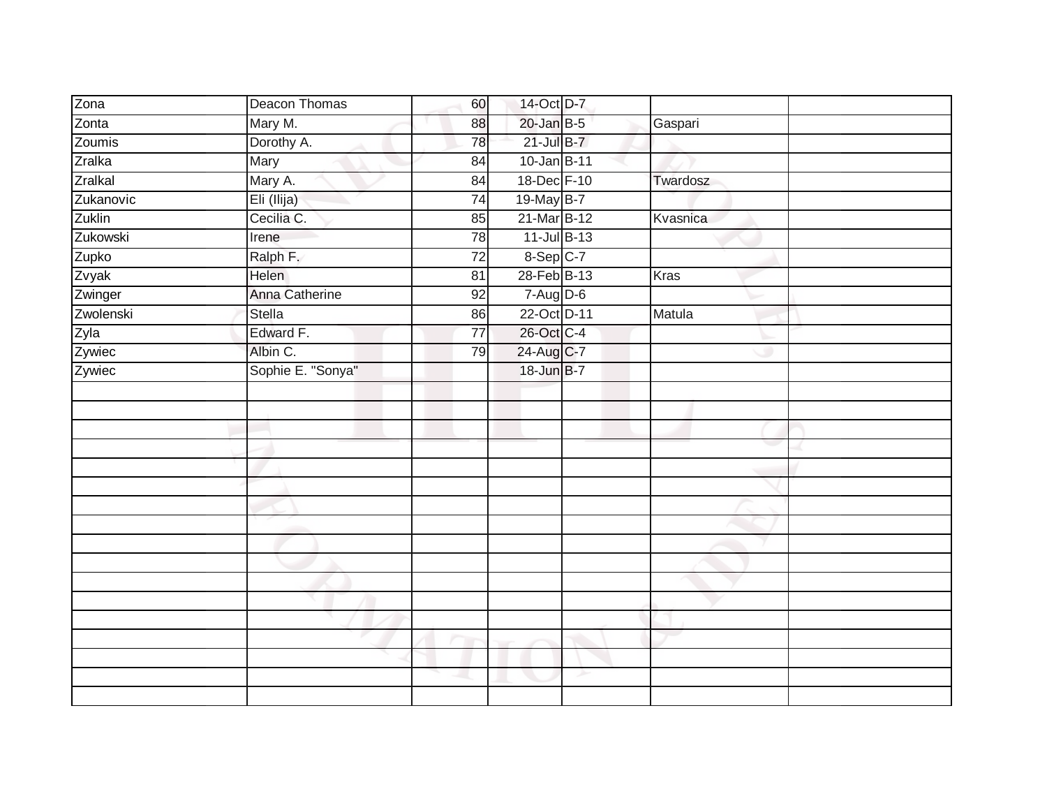| | | | | | | |
|---|---|---|---|---|---|---|
| Zona | Deacon Thomas | 60 | 14-Oct | D-7 | | |
| Zonta | Mary M. | 88 | 20-Jan | B-5 | Gaspari | |
| Zoumis | Dorothy A. | 78 | 21-Jul | B-7 | | |
| Zralka | Mary | 84 | 10-Jan | B-11 | | |
| Zralkal | Mary A. | 84 | 18-Dec | F-10 | Twardosz | |
| Zukanovic | Eli (Ilija) | 74 | 19-May | B-7 | | |
| Zuklin | Cecilia C. | 85 | 21-Mar | B-12 | Kvasnica | |
| Zukowski | Irene | 78 | 11-Jul | B-13 | | |
| Zupko | Ralph F. | 72 | 8-Sep | C-7 | | |
| Zvyak | Helen | 81 | 28-Feb | B-13 | Kras | |
| Zwinger | Anna Catherine | 92 | 7-Aug | D-6 | | |
| Zwolenski | Stella | 86 | 22-Oct | D-11 | Matula | |
| Zyla | Edward F. | 77 | 26-Oct | C-4 | | |
| Zywiec | Albin C. | 79 | 24-Aug | C-7 | | |
| Zywiec | Sophie E. "Sonya" | | 18-Jun | B-7 | | |